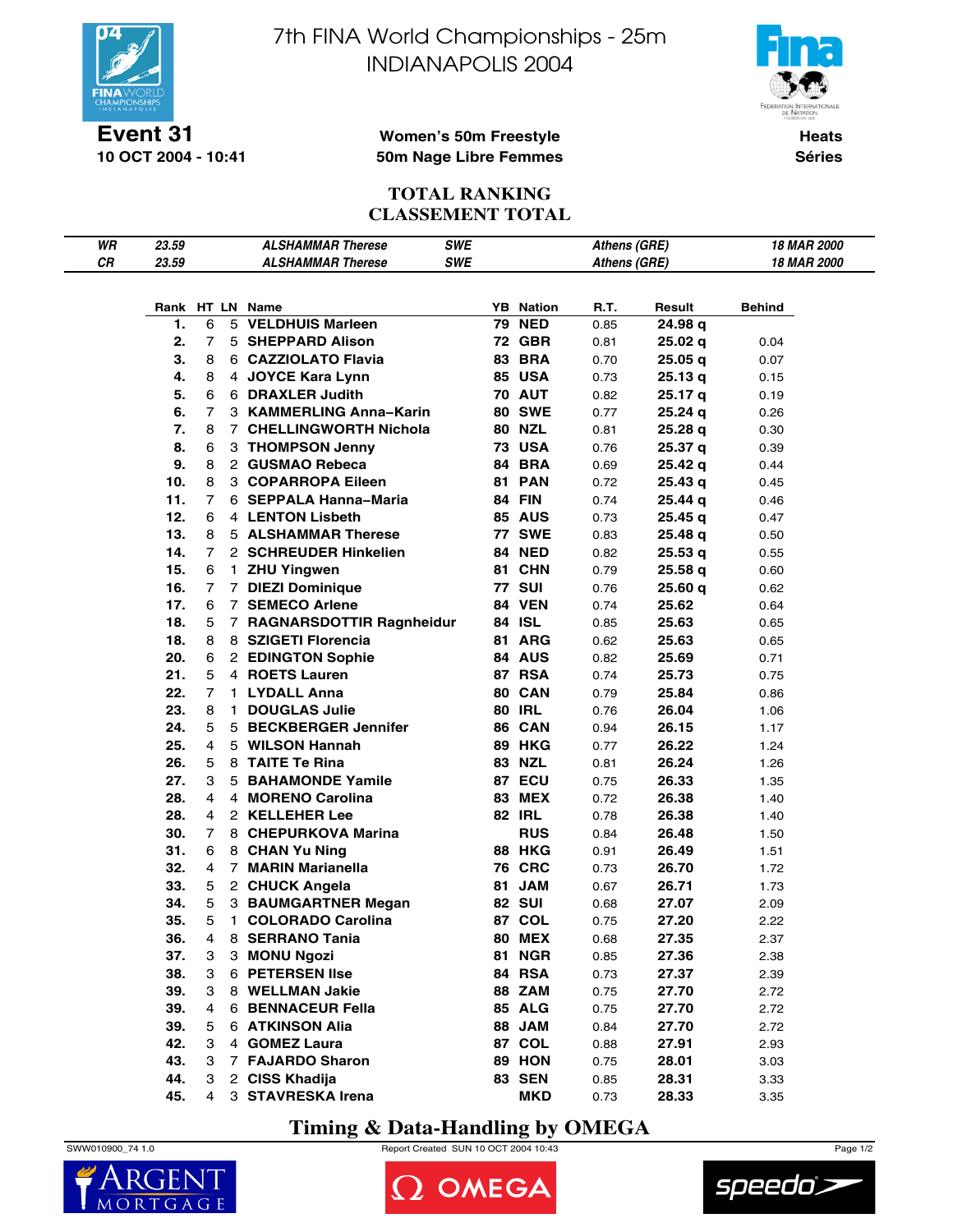# 7th FINA World Championships - 25m
# INDIANAPOLIS 2004

**Event 31**
**10 OCT 2004 - 10:41**

**Women's 50m Freestyle**
**50m Nage Libre Femmes**

**Heats**
**Séries**

## TOTAL RANKING
## CLASSEMENT TOTAL

| | | | | | |
|---|---|---|---|---|---|
| WR | 23.59 | ALSHAMMAR Therese | SWE | Athens (GRE) | 18 MAR 2000 |
| CR | 23.59 | ALSHAMMAR Therese | SWE | Athens (GRE) | 18 MAR 2000 |

| Rank | HT | LN | Name | YB | Nation | R.T. | Result | Behind |
|---|---|---|---|---|---|---|---|---|
| 1. | 6 | 5 | VELDHUIS Marleen | 79 | NED | 0.85 | 24.98 q | |
| 2. | 7 | 5 | SHEPPARD Alison | 72 | GBR | 0.81 | 25.02 q | 0.04 |
| 3. | 8 | 6 | CAZZIOLATO Flavia | 83 | BRA | 0.70 | 25.05 q | 0.07 |
| 4. | 8 | 4 | JOYCE Kara Lynn | 85 | USA | 0.73 | 25.13 q | 0.15 |
| 5. | 6 | 6 | DRAXLER Judith | 70 | AUT | 0.82 | 25.17 q | 0.19 |
| 6. | 7 | 3 | KAMMERLING Anna–Karin | 80 | SWE | 0.77 | 25.24 q | 0.26 |
| 7. | 8 | 7 | CHELLINGWORTH Nichola | 80 | NZL | 0.81 | 25.28 q | 0.30 |
| 8. | 6 | 3 | THOMPSON Jenny | 73 | USA | 0.76 | 25.37 q | 0.39 |
| 9. | 8 | 2 | GUSMAO Rebeca | 84 | BRA | 0.69 | 25.42 q | 0.44 |
| 10. | 8 | 3 | COPARROPA Eileen | 81 | PAN | 0.72 | 25.43 q | 0.45 |
| 11. | 7 | 6 | SEPPALA Hanna–Maria | 84 | FIN | 0.74 | 25.44 q | 0.46 |
| 12. | 6 | 4 | LENTON Lisbeth | 85 | AUS | 0.73 | 25.45 q | 0.47 |
| 13. | 8 | 5 | ALSHAMMAR Therese | 77 | SWE | 0.83 | 25.48 q | 0.50 |
| 14. | 7 | 2 | SCHREUDER Hinkelien | 84 | NED | 0.82 | 25.53 q | 0.55 |
| 15. | 6 | 1 | ZHU Yingwen | 81 | CHN | 0.79 | 25.58 q | 0.60 |
| 16. | 7 | 7 | DIEZI Dominique | 77 | SUI | 0.76 | 25.60 q | 0.62 |
| 17. | 6 | 7 | SEMECO Arlene | 84 | VEN | 0.74 | 25.62 | 0.64 |
| 18. | 5 | 7 | RAGNARSDOTTIR Ragnheidur | 84 | ISL | 0.85 | 25.63 | 0.65 |
| 18. | 8 | 8 | SZIGETI Florencia | 81 | ARG | 0.62 | 25.63 | 0.65 |
| 20. | 6 | 2 | EDINGTON Sophie | 84 | AUS | 0.82 | 25.69 | 0.71 |
| 21. | 5 | 4 | ROETS Lauren | 87 | RSA | 0.74 | 25.73 | 0.75 |
| 22. | 7 | 1 | LYDALL Anna | 80 | CAN | 0.79 | 25.84 | 0.86 |
| 23. | 8 | 1 | DOUGLAS Julie | 80 | IRL | 0.76 | 26.04 | 1.06 |
| 24. | 5 | 5 | BECKBERGER Jennifer | 86 | CAN | 0.94 | 26.15 | 1.17 |
| 25. | 4 | 5 | WILSON Hannah | 89 | HKG | 0.77 | 26.22 | 1.24 |
| 26. | 5 | 8 | TAITE Te Rina | 83 | NZL | 0.81 | 26.24 | 1.26 |
| 27. | 3 | 5 | BAHAMONDE Yamile | 87 | ECU | 0.75 | 26.33 | 1.35 |
| 28. | 4 | 4 | MORENO Carolina | 83 | MEX | 0.72 | 26.38 | 1.40 |
| 28. | 4 | 2 | KELLEHER Lee | 82 | IRL | 0.78 | 26.38 | 1.40 |
| 30. | 7 | 8 | CHEPURKOVA Marina | | RUS | 0.84 | 26.48 | 1.50 |
| 31. | 6 | 8 | CHAN Yu Ning | 88 | HKG | 0.91 | 26.49 | 1.51 |
| 32. | 4 | 7 | MARIN Marianella | 76 | CRC | 0.73 | 26.70 | 1.72 |
| 33. | 5 | 2 | CHUCK Angela | 81 | JAM | 0.67 | 26.71 | 1.73 |
| 34. | 5 | 3 | BAUMGARTNER Megan | 82 | SUI | 0.68 | 27.07 | 2.09 |
| 35. | 5 | 1 | COLORADO Carolina | 87 | COL | 0.75 | 27.20 | 2.22 |
| 36. | 4 | 8 | SERRANO Tania | 80 | MEX | 0.68 | 27.35 | 2.37 |
| 37. | 3 | 3 | MONU Ngozi | 81 | NGR | 0.85 | 27.36 | 2.38 |
| 38. | 3 | 6 | PETERSEN Ilse | 84 | RSA | 0.73 | 27.37 | 2.39 |
| 39. | 3 | 8 | WELLMAN Jakie | 88 | ZAM | 0.75 | 27.70 | 2.72 |
| 39. | 4 | 6 | BENNACEUR Fella | 85 | ALG | 0.75 | 27.70 | 2.72 |
| 39. | 5 | 6 | ATKINSON Alia | 88 | JAM | 0.84 | 27.70 | 2.72 |
| 42. | 3 | 4 | GOMEZ Laura | 87 | COL | 0.88 | 27.91 | 2.93 |
| 43. | 3 | 7 | FAJARDO Sharon | 89 | HON | 0.75 | 28.01 | 3.03 |
| 44. | 3 | 2 | CISS Khadija | 83 | SEN | 0.85 | 28.31 | 3.33 |
| 45. | 4 | 3 | STAVRESKA Irena | | MKD | 0.73 | 28.33 | 3.35 |

**Timing & Data-Handling by OMEGA**

SWW010900_74 1.0 — Report Created SUN 10 OCT 2004 10:43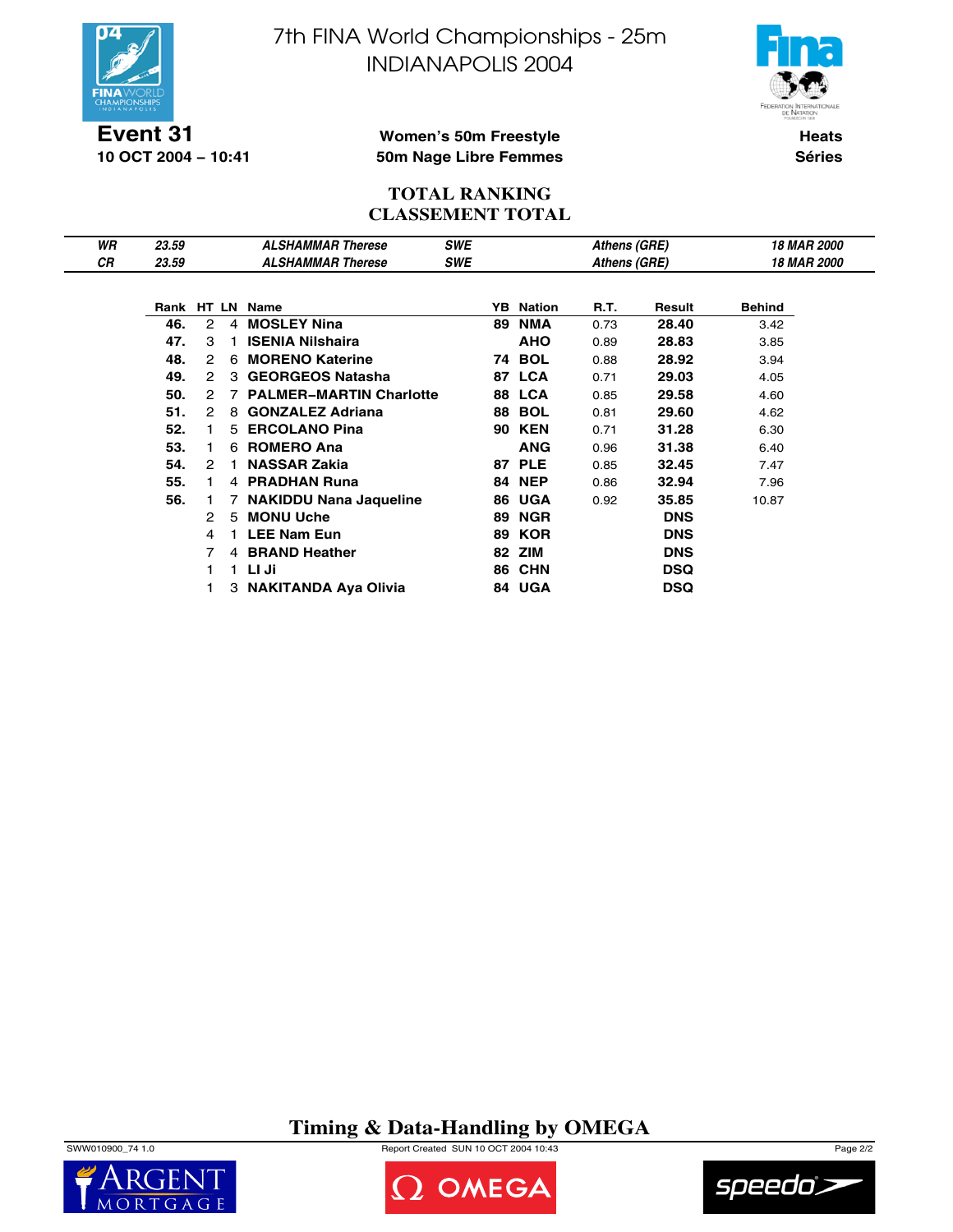# 7th FINA World Championships - 25m
# INDIANAPOLIS 2004

**Event 31**
**10 OCT 2004 – 10:41**

**Women's 50m Freestyle**
**50m Nage Libre Femmes**

**Heats**
**Séries**

## TOTAL RANKING
## CLASSEMENT TOTAL

| | | | | | |
|---|---|---|---|---|---|
| *WR* | *23.59* | *ALSHAMMAR Therese* | *SWE* | *Athens (GRE)* | *18 MAR 2000* |
| *CR* | *23.59* | *ALSHAMMAR Therese* | *SWE* | *Athens (GRE)* | *18 MAR 2000* |

| Rank | HT | LN | Name | YB | Nation | R.T. | Result | Behind |
|---|---|---|---|---|---|---|---|---|
| **46.** | 2 | 4 | **MOSLEY Nina** | **89** | **NMA** | 0.73 | **28.40** | 3.42 |
| **47.** | 3 | 1 | **ISENIA Nilshaira** | | **AHO** | 0.89 | **28.83** | 3.85 |
| **48.** | 2 | 6 | **MORENO Katerine** | **74** | **BOL** | 0.88 | **28.92** | 3.94 |
| **49.** | 2 | 3 | **GEORGEOS Natasha** | **87** | **LCA** | 0.71 | **29.03** | 4.05 |
| **50.** | 2 | 7 | **PALMER–MARTIN Charlotte** | **88** | **LCA** | 0.85 | **29.58** | 4.60 |
| **51.** | 2 | 8 | **GONZALEZ Adriana** | **88** | **BOL** | 0.81 | **29.60** | 4.62 |
| **52.** | 1 | 5 | **ERCOLANO Pina** | **90** | **KEN** | 0.71 | **31.28** | 6.30 |
| **53.** | 1 | 6 | **ROMERO Ana** | | **ANG** | 0.96 | **31.38** | 6.40 |
| **54.** | 2 | 1 | **NASSAR Zakia** | **87** | **PLE** | 0.85 | **32.45** | 7.47 |
| **55.** | 1 | 4 | **PRADHAN Runa** | **84** | **NEP** | 0.86 | **32.94** | 7.96 |
| **56.** | 1 | 7 | **NAKIDDU Nana Jaqueline** | **86** | **UGA** | 0.92 | **35.85** | 10.87 |
| | 2 | 5 | **MONU Uche** | **89** | **NGR** | | **DNS** | |
| | 4 | 1 | **LEE Nam Eun** | **89** | **KOR** | | **DNS** | |
| | 7 | 4 | **BRAND Heather** | **82** | **ZIM** | | **DNS** | |
| | 1 | 1 | **LI Ji** | **86** | **CHN** | | **DSQ** | |
| | 1 | 3 | **NAKITANDA Aya Olivia** | **84** | **UGA** | | **DSQ** | |

**Timing & Data-Handling by OMEGA**

SWW010900_74 1.0 Report Created SUN 10 OCT 2004 10:43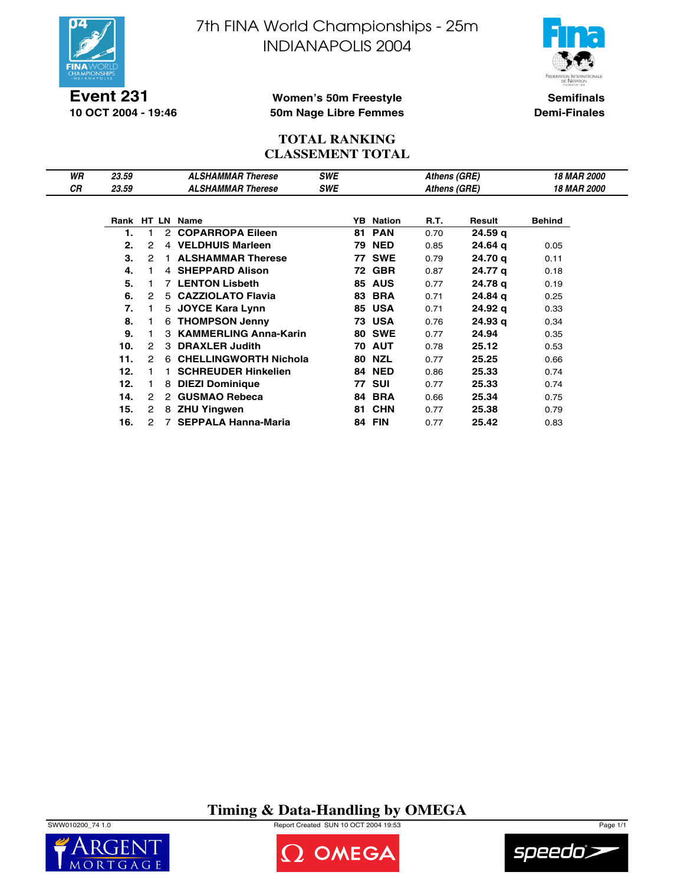# 7th FINA World Championships - 25m
# INDIANAPOLIS 2004

**Event 231**
**10 OCT 2004 - 19:46**

**Women's 50m Freestyle**
**50m Nage Libre Femmes**

**Semifinals**
**Demi-Finales**

## TOTAL RANKING
## CLASSEMENT TOTAL

| | | | | | |
|---|---|---|---|---|---|
| *WR* | *23.59* | *ALSHAMMAR Therese* | *SWE* | *Athens (GRE)* | *18 MAR 2000* |
| *CR* | *23.59* | *ALSHAMMAR Therese* | *SWE* | *Athens (GRE)* | *18 MAR 2000* |

| Rank | HT | LN | Name | YB | Nation | R.T. | Result | Behind |
|---|---|---|---|---|---|---|---|---|
| **1.** | 1 | 2 | **COPARROPA Eileen** | **81** | **PAN** | 0.70 | **24.59 q** | |
| **2.** | 2 | 4 | **VELDHUIS Marleen** | **79** | **NED** | 0.85 | **24.64 q** | 0.05 |
| **3.** | 2 | 1 | **ALSHAMMAR Therese** | **77** | **SWE** | 0.79 | **24.70 q** | 0.11 |
| **4.** | 1 | 4 | **SHEPPARD Alison** | **72** | **GBR** | 0.87 | **24.77 q** | 0.18 |
| **5.** | 1 | 7 | **LENTON Lisbeth** | **85** | **AUS** | 0.77 | **24.78 q** | 0.19 |
| **6.** | 2 | 5 | **CAZZIOLATO Flavia** | **83** | **BRA** | 0.71 | **24.84 q** | 0.25 |
| **7.** | 1 | 5 | **JOYCE Kara Lynn** | **85** | **USA** | 0.71 | **24.92 q** | 0.33 |
| **8.** | 1 | 6 | **THOMPSON Jenny** | **73** | **USA** | 0.76 | **24.93 q** | 0.34 |
| **9.** | 1 | 3 | **KAMMERLING Anna-Karin** | **80** | **SWE** | 0.77 | **24.94** | 0.35 |
| **10.** | 2 | 3 | **DRAXLER Judith** | **70** | **AUT** | 0.78 | **25.12** | 0.53 |
| **11.** | 2 | 6 | **CHELLINGWORTH Nichola** | **80** | **NZL** | 0.77 | **25.25** | 0.66 |
| **12.** | 1 | 1 | **SCHREUDER Hinkelien** | **84** | **NED** | 0.86 | **25.33** | 0.74 |
| **12.** | 1 | 8 | **DIEZI Dominique** | **77** | **SUI** | 0.77 | **25.33** | 0.74 |
| **14.** | 2 | 2 | **GUSMAO Rebeca** | **84** | **BRA** | 0.66 | **25.34** | 0.75 |
| **15.** | 2 | 8 | **ZHU Yingwen** | **81** | **CHN** | 0.77 | **25.38** | 0.79 |
| **16.** | 2 | 7 | **SEPPALA Hanna-Maria** | **84** | **FIN** | 0.77 | **25.42** | 0.83 |

**Timing & Data-Handling by OMEGA**

SWW010200_74 1.0 Report Created SUN 10 OCT 2004 19:53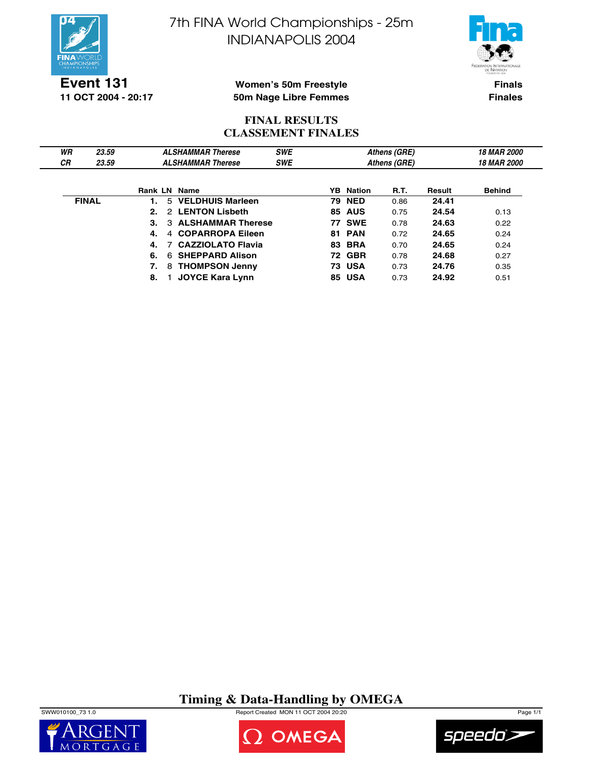# 7th FINA World Championships - 25m
# INDIANAPOLIS 2004

**Event 131**
**11 OCT 2004 - 20:17**

**Women's 50m Freestyle**
**50m Nage Libre Femmes**

**Finals**
**Finales**

## FINAL RESULTS
## CLASSEMENT FINALES

| | | | | | |
|---|---|---|---|---|---|
| *WR* | *23.59* | *ALSHAMMAR Therese* | *SWE* | *Athens (GRE)* | *18 MAR 2000* |
| *CR* | *23.59* | *ALSHAMMAR Therese* | *SWE* | *Athens (GRE)* | *18 MAR 2000* |

| | Rank | LN | Name | YB | Nation | R.T. | Result | Behind |
|---|---|---|---|---|---|---|---|---|
| **FINAL** | **1.** | 5 | **VELDHUIS Marleen** | **79** | **NED** | 0.86 | **24.41** | |
| | **2.** | 2 | **LENTON Lisbeth** | **85** | **AUS** | 0.75 | **24.54** | 0.13 |
| | **3.** | 3 | **ALSHAMMAR Therese** | **77** | **SWE** | 0.78 | **24.63** | 0.22 |
| | **4.** | 4 | **COPARROPA Eileen** | **81** | **PAN** | 0.72 | **24.65** | 0.24 |
| | **4.** | 7 | **CAZZIOLATO Flavia** | **83** | **BRA** | 0.70 | **24.65** | 0.24 |
| | **6.** | 6 | **SHEPPARD Alison** | **72** | **GBR** | 0.78 | **24.68** | 0.27 |
| | **7.** | 8 | **THOMPSON Jenny** | **73** | **USA** | 0.73 | **24.76** | 0.35 |
| | **8.** | 1 | **JOYCE Kara Lynn** | **85** | **USA** | 0.73 | **24.92** | 0.51 |

**Timing & Data-Handling by OMEGA**

SWW010100_73 1.0 Report Created MON 11 OCT 2004 20:20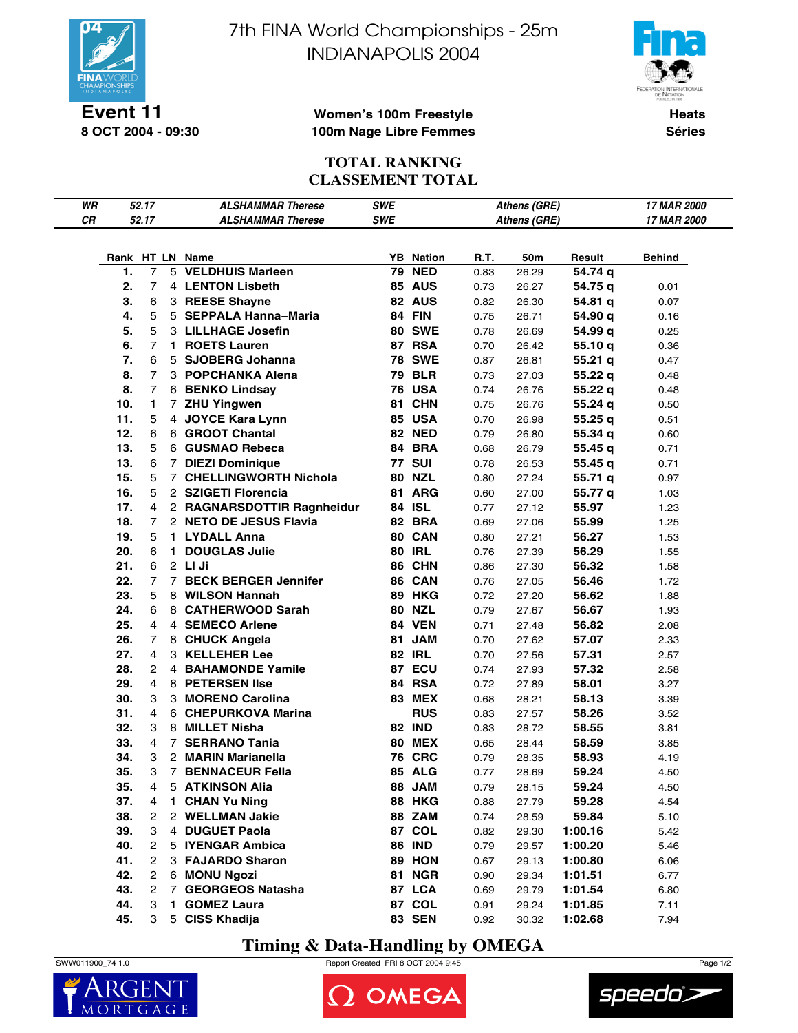# 7th FINA World Championships - 25m
# INDIANAPOLIS 2004

**Event 11**
**8 OCT 2004 - 09:30**

**Women's 100m Freestyle**
**100m Nage Libre Femmes**

**Heats**
**Séries**

## TOTAL RANKING
## CLASSEMENT TOTAL

| | | | | | |
|---|---|---|---|---|---|
| *WR* | *52.17* | *ALSHAMMAR Therese* | *SWE* | *Athens (GRE)* | *17 MAR 2000* |
| *CR* | *52.17* | *ALSHAMMAR Therese* | *SWE* | *Athens (GRE)* | *17 MAR 2000* |

| Rank | HT | LN | Name | YB | Nation | R.T. | 50m | Result | Behind |
|---|---|---|---|---|---|---|---|---|---|
| **1.** | 7 | 5 | **VELDHUIS Marleen** | **79** | **NED** | 0.83 | 26.29 | **54.74 q** | |
| **2.** | 7 | 4 | **LENTON Lisbeth** | **85** | **AUS** | 0.73 | 26.27 | **54.75 q** | 0.01 |
| **3.** | 6 | 3 | **REESE Shayne** | **82** | **AUS** | 0.82 | 26.30 | **54.81 q** | 0.07 |
| **4.** | 5 | 5 | **SEPPALA Hanna–Maria** | **84** | **FIN** | 0.75 | 26.71 | **54.90 q** | 0.16 |
| **5.** | 5 | 3 | **LILLHAGE Josefin** | **80** | **SWE** | 0.78 | 26.69 | **54.99 q** | 0.25 |
| **6.** | 7 | 1 | **ROETS Lauren** | **87** | **RSA** | 0.70 | 26.42 | **55.10 q** | 0.36 |
| **7.** | 6 | 5 | **SJOBERG Johanna** | **78** | **SWE** | 0.87 | 26.81 | **55.21 q** | 0.47 |
| **8.** | 7 | 3 | **POPCHANKA Alena** | **79** | **BLR** | 0.73 | 27.03 | **55.22 q** | 0.48 |
| **8.** | 7 | 6 | **BENKO Lindsay** | **76** | **USA** | 0.74 | 26.76 | **55.22 q** | 0.48 |
| **10.** | 1 | 7 | **ZHU Yingwen** | **81** | **CHN** | 0.75 | 26.76 | **55.24 q** | 0.50 |
| **11.** | 5 | 4 | **JOYCE Kara Lynn** | **85** | **USA** | 0.70 | 26.98 | **55.25 q** | 0.51 |
| **12.** | 6 | 6 | **GROOT Chantal** | **82** | **NED** | 0.79 | 26.80 | **55.34 q** | 0.60 |
| **13.** | 5 | 6 | **GUSMAO Rebeca** | **84** | **BRA** | 0.68 | 26.79 | **55.45 q** | 0.71 |
| **13.** | 6 | 7 | **DIEZI Dominique** | **77** | **SUI** | 0.78 | 26.53 | **55.45 q** | 0.71 |
| **15.** | 5 | 7 | **CHELLINGWORTH Nichola** | **80** | **NZL** | 0.80 | 27.24 | **55.71 q** | 0.97 |
| **16.** | 5 | 2 | **SZIGETI Florencia** | **81** | **ARG** | 0.60 | 27.00 | **55.77 q** | 1.03 |
| **17.** | 4 | 2 | **RAGNARSDOTTIR Ragnheidur** | **84** | **ISL** | 0.77 | 27.12 | **55.97** | 1.23 |
| **18.** | 7 | 2 | **NETO DE JESUS Flavia** | **82** | **BRA** | 0.69 | 27.06 | **55.99** | 1.25 |
| **19.** | 5 | 1 | **LYDALL Anna** | **80** | **CAN** | 0.80 | 27.21 | **56.27** | 1.53 |
| **20.** | 6 | 1 | **DOUGLAS Julie** | **80** | **IRL** | 0.76 | 27.39 | **56.29** | 1.55 |
| **21.** | 6 | 2 | **LI Ji** | **86** | **CHN** | 0.86 | 27.30 | **56.32** | 1.58 |
| **22.** | 7 | 7 | **BECK BERGER Jennifer** | **86** | **CAN** | 0.76 | 27.05 | **56.46** | 1.72 |
| **23.** | 5 | 8 | **WILSON Hannah** | **89** | **HKG** | 0.72 | 27.20 | **56.62** | 1.88 |
| **24.** | 6 | 8 | **CATHERWOOD Sarah** | **80** | **NZL** | 0.79 | 27.67 | **56.67** | 1.93 |
| **25.** | 4 | 4 | **SEMECO Arlene** | **84** | **VEN** | 0.71 | 27.48 | **56.82** | 2.08 |
| **26.** | 7 | 8 | **CHUCK Angela** | **81** | **JAM** | 0.70 | 27.62 | **57.07** | 2.33 |
| **27.** | 4 | 3 | **KELLEHER Lee** | **82** | **IRL** | 0.70 | 27.56 | **57.31** | 2.57 |
| **28.** | 2 | 4 | **BAHAMONDE Yamile** | **87** | **ECU** | 0.74 | 27.93 | **57.32** | 2.58 |
| **29.** | 4 | 8 | **PETERSEN Ilse** | **84** | **RSA** | 0.72 | 27.89 | **58.01** | 3.27 |
| **30.** | 3 | 3 | **MORENO Carolina** | **83** | **MEX** | 0.68 | 28.21 | **58.13** | 3.39 |
| **31.** | 4 | 6 | **CHEPURKOVA Marina** | | **RUS** | 0.83 | 27.57 | **58.26** | 3.52 |
| **32.** | 3 | 8 | **MILLET Nisha** | **82** | **IND** | 0.83 | 28.72 | **58.55** | 3.81 |
| **33.** | 4 | 7 | **SERRANO Tania** | **80** | **MEX** | 0.65 | 28.44 | **58.59** | 3.85 |
| **34.** | 3 | 2 | **MARIN Marianella** | **76** | **CRC** | 0.79 | 28.35 | **58.93** | 4.19 |
| **35.** | 3 | 7 | **BENNACEUR Fella** | **85** | **ALG** | 0.77 | 28.69 | **59.24** | 4.50 |
| **35.** | 4 | 5 | **ATKINSON Alia** | **88** | **JAM** | 0.79 | 28.15 | **59.24** | 4.50 |
| **37.** | 4 | 1 | **CHAN Yu Ning** | **88** | **HKG** | 0.88 | 27.79 | **59.28** | 4.54 |
| **38.** | 2 | 2 | **WELLMAN Jakie** | **88** | **ZAM** | 0.74 | 28.59 | **59.84** | 5.10 |
| **39.** | 3 | 4 | **DUGUET Paola** | **87** | **COL** | 0.82 | 29.30 | **1:00.16** | 5.42 |
| **40.** | 2 | 5 | **IYENGAR Ambica** | **86** | **IND** | 0.79 | 29.57 | **1:00.20** | 5.46 |
| **41.** | 2 | 3 | **FAJARDO Sharon** | **89** | **HON** | 0.67 | 29.13 | **1:00.80** | 6.06 |
| **42.** | 2 | 6 | **MONU Ngozi** | **81** | **NGR** | 0.90 | 29.34 | **1:01.51** | 6.77 |
| **43.** | 2 | 7 | **GEORGEOS Natasha** | **87** | **LCA** | 0.69 | 29.79 | **1:01.54** | 6.80 |
| **44.** | 3 | 1 | **GOMEZ Laura** | **87** | **COL** | 0.91 | 29.24 | **1:01.85** | 7.11 |
| **45.** | 3 | 5 | **CISS Khadija** | **83** | **SEN** | 0.92 | 30.32 | **1:02.68** | 7.94 |

**Timing & Data-Handling by OMEGA**

SWW011900_74 1.0 Report Created FRI 8 OCT 2004 9:45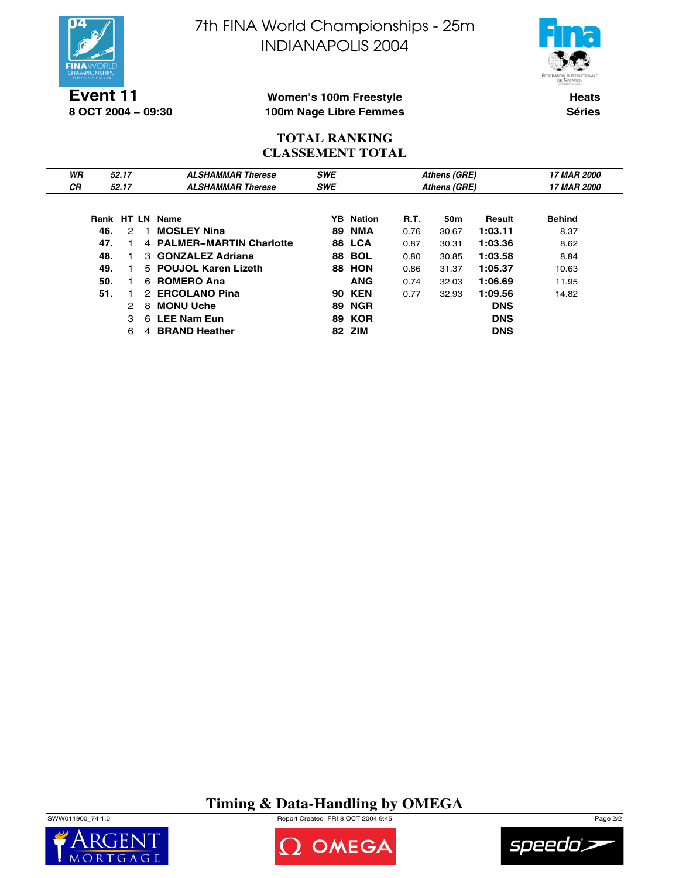# 7th FINA World Championships - 25m
## INDIANAPOLIS 2004

**Event 11**
**8 OCT 2004 – 09:30**

**Women's 100m Freestyle**
**100m Nage Libre Femmes**

**Heats**
**Séries**

### TOTAL RANKING
### CLASSEMENT TOTAL

| | | | | | | |
|---|---|---|---|---|---|---|
| *WR* | *52.17* | *ALSHAMMAR Therese* | *SWE* | *Athens (GRE)* | *17 MAR 2000* |
| *CR* | *52.17* | *ALSHAMMAR Therese* | *SWE* | *Athens (GRE)* | *17 MAR 2000* |

| Rank | HT | LN | Name | YB | Nation | R.T. | 50m | Result | Behind |
|---|---|---|---|---|---|---|---|---|---|
| 46. | 2 | 1 | MOSLEY Nina | 89 | NMA | 0.76 | 30.67 | 1:03.11 | 8.37 |
| 47. | 1 | 4 | PALMER–MARTIN Charlotte | 88 | LCA | 0.87 | 30.31 | 1:03.36 | 8.62 |
| 48. | 1 | 3 | GONZALEZ Adriana | 88 | BOL | 0.80 | 30.85 | 1:03.58 | 8.84 |
| 49. | 1 | 5 | POUJOL Karen Lizeth | 88 | HON | 0.86 | 31.37 | 1:05.37 | 10.63 |
| 50. | 1 | 6 | ROMERO Ana | | ANG | 0.74 | 32.03 | 1:06.69 | 11.95 |
| 51. | 1 | 2 | ERCOLANO Pina | 90 | KEN | 0.77 | 32.93 | 1:09.56 | 14.82 |
| | 2 | 8 | MONU Uche | 89 | NGR | | | DNS | |
| | 3 | 6 | LEE Nam Eun | 89 | KOR | | | DNS | |
| | 6 | 4 | BRAND Heather | 82 | ZIM | | | DNS | |

**Timing & Data-Handling by OMEGA**

SWW011900_74 1.0 Report Created FRI 8 OCT 2004 9:45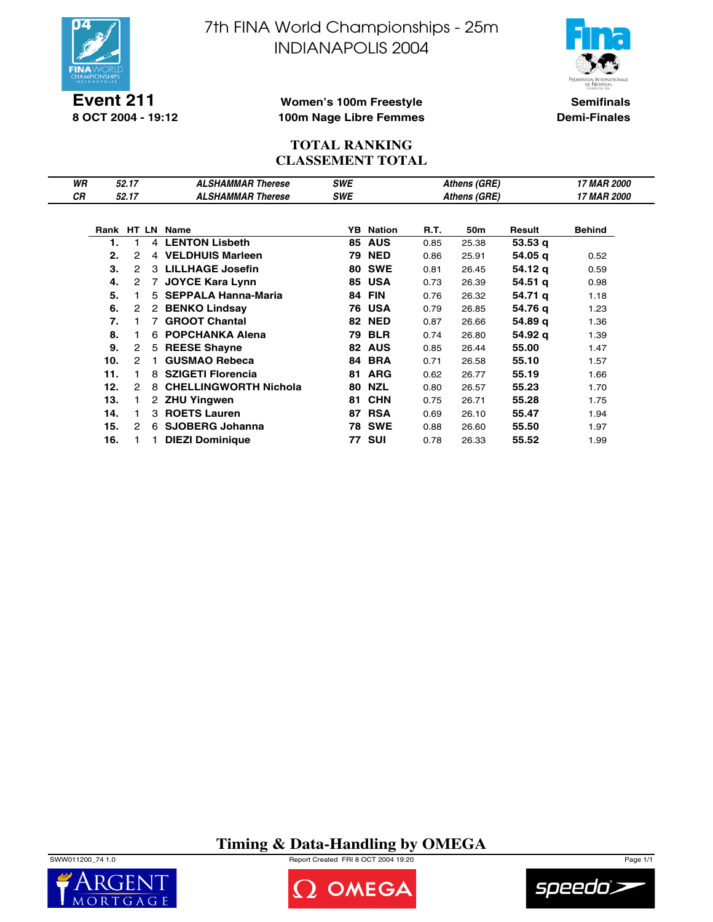# 7th FINA World Championships - 25m INDIANAPOLIS 2004

**Event 211**
**8 OCT 2004 - 19:12**

**Women's 100m Freestyle**
**100m Nage Libre Femmes**

**Semifinals**
**Demi-Finales**

## TOTAL RANKING
## CLASSEMENT TOTAL

| | | | | | |
|---|---|---|---|---|---|
| *WR* | *52.17* | *ALSHAMMAR Therese* | *SWE* | *Athens (GRE)* | *17 MAR 2000* |
| *CR* | *52.17* | *ALSHAMMAR Therese* | *SWE* | *Athens (GRE)* | *17 MAR 2000* |

| Rank | HT | LN | Name | YB | Nation | R.T. | 50m | Result | Behind |
|---|---|---|---|---|---|---|---|---|---|
| **1.** | 1 | 4 | **LENTON Lisbeth** | **85** | **AUS** | 0.85 | 25.38 | **53.53 q** | |
| **2.** | 2 | 4 | **VELDHUIS Marleen** | **79** | **NED** | 0.86 | 25.91 | **54.05 q** | 0.52 |
| **3.** | 2 | 3 | **LILLHAGE Josefin** | **80** | **SWE** | 0.81 | 26.45 | **54.12 q** | 0.59 |
| **4.** | 2 | 7 | **JOYCE Kara Lynn** | **85** | **USA** | 0.73 | 26.39 | **54.51 q** | 0.98 |
| **5.** | 1 | 5 | **SEPPALA Hanna-Maria** | **84** | **FIN** | 0.76 | 26.32 | **54.71 q** | 1.18 |
| **6.** | 2 | 2 | **BENKO Lindsay** | **76** | **USA** | 0.79 | 26.85 | **54.76 q** | 1.23 |
| **7.** | 1 | 7 | **GROOT Chantal** | **82** | **NED** | 0.87 | 26.66 | **54.89 q** | 1.36 |
| **8.** | 1 | 6 | **POPCHANKA Alena** | **79** | **BLR** | 0.74 | 26.80 | **54.92 q** | 1.39 |
| **9.** | 2 | 5 | **REESE Shayne** | **82** | **AUS** | 0.85 | 26.44 | **55.00** | 1.47 |
| **10.** | 2 | 1 | **GUSMAO Rebeca** | **84** | **BRA** | 0.71 | 26.58 | **55.10** | 1.57 |
| **11.** | 1 | 8 | **SZIGETI Florencia** | **81** | **ARG** | 0.62 | 26.77 | **55.19** | 1.66 |
| **12.** | 2 | 8 | **CHELLINGWORTH Nichola** | **80** | **NZL** | 0.80 | 26.57 | **55.23** | 1.70 |
| **13.** | 1 | 2 | **ZHU Yingwen** | **81** | **CHN** | 0.75 | 26.71 | **55.28** | 1.75 |
| **14.** | 1 | 3 | **ROETS Lauren** | **87** | **RSA** | 0.69 | 26.10 | **55.47** | 1.94 |
| **15.** | 2 | 6 | **SJOBERG Johanna** | **78** | **SWE** | 0.88 | 26.60 | **55.50** | 1.97 |
| **16.** | 1 | 1 | **DIEZI Dominique** | **77** | **SUI** | 0.78 | 26.33 | **55.52** | 1.99 |

**Timing & Data-Handling by OMEGA**

SWW011200_74 1.0 Report Created FRI 8 OCT 2004 19:20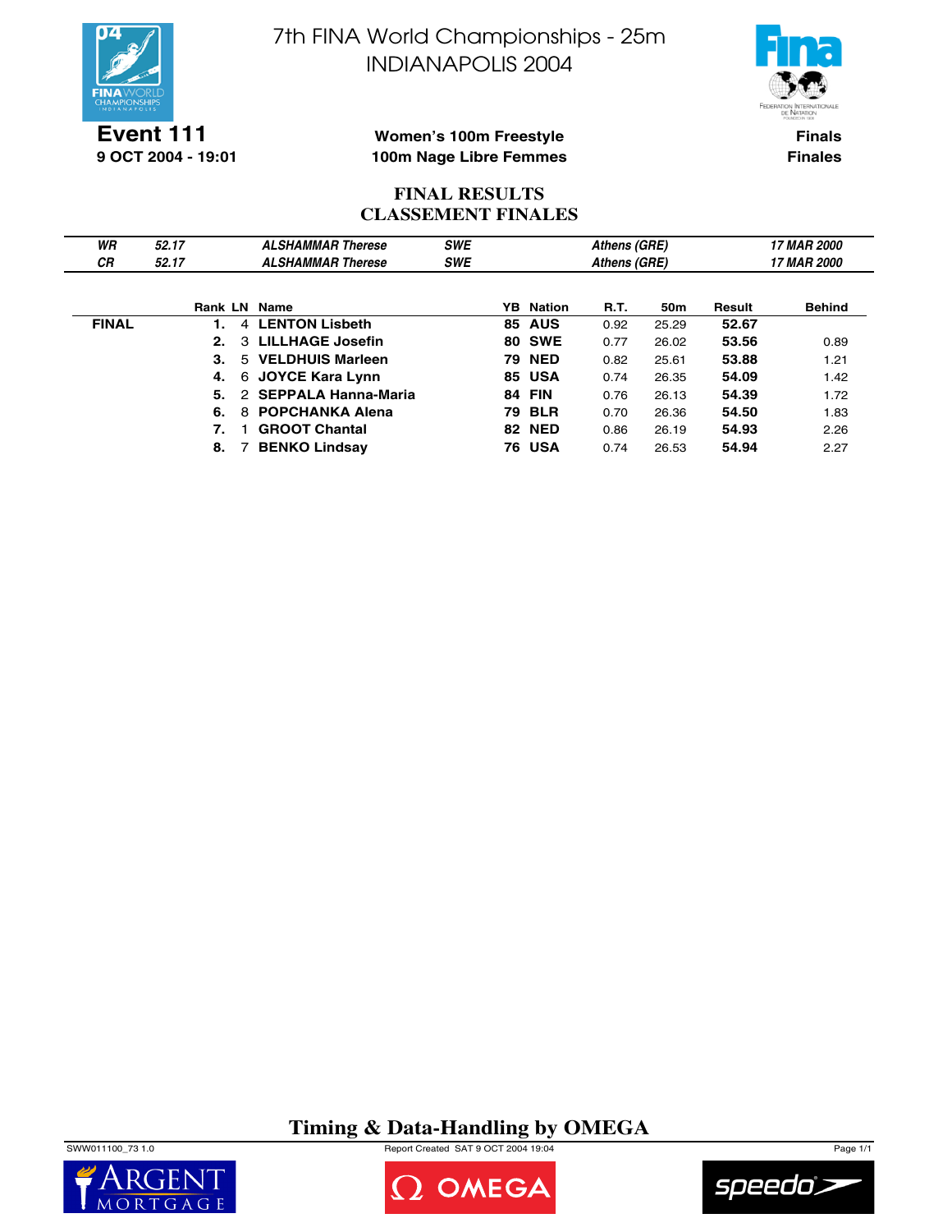# 7th FINA World Championships - 25m
# INDIANAPOLIS 2004

**Event 111**
**9 OCT 2004 - 19:01**

**Women's 100m Freestyle**
**100m Nage Libre Femmes**

**Finals**
**Finales**

## FINAL RESULTS
## CLASSEMENT FINALES

| | | | | | |
|---|---|---|---|---|---|
| *WR* | *52.17* | *ALSHAMMAR Therese* | *SWE* | *Athens (GRE)* | *17 MAR 2000* |
| *CR* | *52.17* | *ALSHAMMAR Therese* | *SWE* | *Athens (GRE)* | *17 MAR 2000* |

| | Rank | LN | Name | YB | Nation | R.T. | 50m | Result | Behind |
|---|---|---|---|---|---|---|---|---|---|
| **FINAL** | **1.** | 4 | **LENTON Lisbeth** | **85** | **AUS** | 0.92 | 25.29 | **52.67** | |
| | **2.** | 3 | **LILLHAGE Josefin** | **80** | **SWE** | 0.77 | 26.02 | **53.56** | 0.89 |
| | **3.** | 5 | **VELDHUIS Marleen** | **79** | **NED** | 0.82 | 25.61 | **53.88** | 1.21 |
| | **4.** | 6 | **JOYCE Kara Lynn** | **85** | **USA** | 0.74 | 26.35 | **54.09** | 1.42 |
| | **5.** | 2 | **SEPPALA Hanna-Maria** | **84** | **FIN** | 0.76 | 26.13 | **54.39** | 1.72 |
| | **6.** | 8 | **POPCHANKA Alena** | **79** | **BLR** | 0.70 | 26.36 | **54.50** | 1.83 |
| | **7.** | 1 | **GROOT Chantal** | **82** | **NED** | 0.86 | 26.19 | **54.93** | 2.26 |
| | **8.** | 7 | **BENKO Lindsay** | **76** | **USA** | 0.74 | 26.53 | **54.94** | 2.27 |

**Timing & Data-Handling by OMEGA**

SWW011100_73 1.0 Report Created SAT 9 OCT 2004 19:04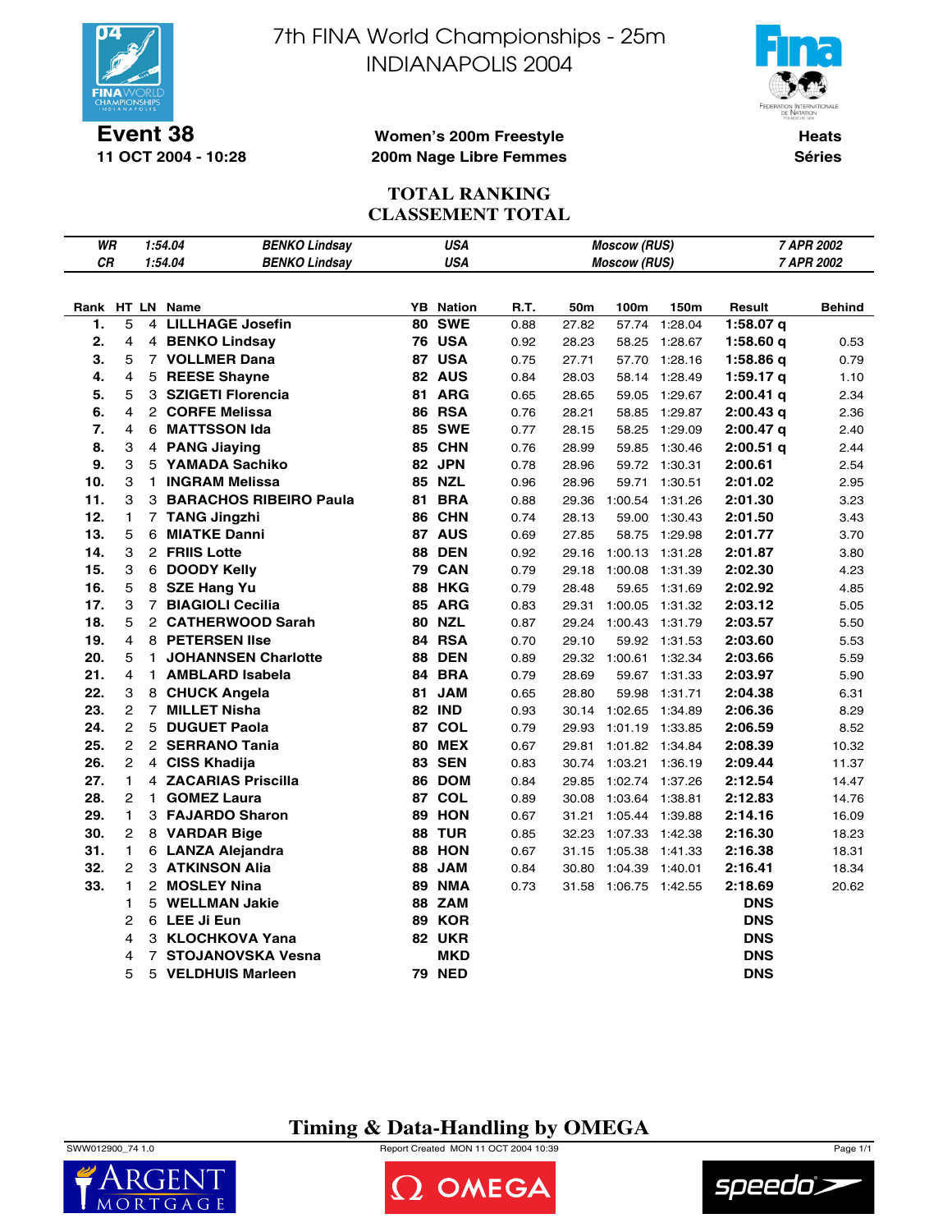# 7th FINA World Championships - 25m INDIANAPOLIS 2004

**Event 38**
**11 OCT 2004 - 10:28**

**Women's 200m Freestyle**
**200m Nage Libre Femmes**

**Heats**
**Séries**

## TOTAL RANKING
## CLASSEMENT TOTAL

| | | | | |
|---|---|---|---|---|
| *WR* | *1:54.04* | *BENKO Lindsay* | *USA* | *Moscow (RUS)* | *7 APR 2002* |
| *CR* | *1:54.04* | *BENKO Lindsay* | *USA* | *Moscow (RUS)* | *7 APR 2002* |

| Rank | HT | LN | Name | YB | Nation | R.T. | 50m | 100m | 150m | Result | Behind |
|---|---|---|---|---|---|---|---|---|---|---|---|
| **1.** | 5 | 4 | **LILLHAGE Josefin** | **80** | **SWE** | 0.88 | 27.82 | 57.74 | 1:28.04 | **1:58.07 q** | |
| **2.** | 4 | 4 | **BENKO Lindsay** | **76** | **USA** | 0.92 | 28.23 | 58.25 | 1:28.67 | **1:58.60 q** | 0.53 |
| **3.** | 5 | 7 | **VOLLMER Dana** | **87** | **USA** | 0.75 | 27.71 | 57.70 | 1:28.16 | **1:58.86 q** | 0.79 |
| **4.** | 4 | 5 | **REESE Shayne** | **82** | **AUS** | 0.84 | 28.03 | 58.14 | 1:28.49 | **1:59.17 q** | 1.10 |
| **5.** | 5 | 3 | **SZIGETI Florencia** | **81** | **ARG** | 0.65 | 28.65 | 59.05 | 1:29.67 | **2:00.41 q** | 2.34 |
| **6.** | 4 | 2 | **CORFE Melissa** | **86** | **RSA** | 0.76 | 28.21 | 58.85 | 1:29.87 | **2:00.43 q** | 2.36 |
| **7.** | 4 | 6 | **MATTSSON Ida** | **85** | **SWE** | 0.77 | 28.15 | 58.25 | 1:29.09 | **2:00.47 q** | 2.40 |
| **8.** | 3 | 4 | **PANG Jiaying** | **85** | **CHN** | 0.76 | 28.99 | 59.85 | 1:30.46 | **2:00.51 q** | 2.44 |
| **9.** | 3 | 5 | **YAMADA Sachiko** | **82** | **JPN** | 0.78 | 28.96 | 59.72 | 1:30.31 | **2:00.61** | 2.54 |
| **10.** | 3 | 1 | **INGRAM Melissa** | **85** | **NZL** | 0.96 | 28.96 | 59.71 | 1:30.51 | **2:01.02** | 2.95 |
| **11.** | 3 | 3 | **BARACHOS RIBEIRO Paula** | **81** | **BRA** | 0.88 | 29.36 | 1:00.54 | 1:31.26 | **2:01.30** | 3.23 |
| **12.** | 1 | 7 | **TANG Jingzhi** | **86** | **CHN** | 0.74 | 28.13 | 59.00 | 1:30.43 | **2:01.50** | 3.43 |
| **13.** | 5 | 6 | **MIATKE Danni** | **87** | **AUS** | 0.69 | 27.85 | 58.75 | 1:29.98 | **2:01.77** | 3.70 |
| **14.** | 3 | 2 | **FRIIS Lotte** | **88** | **DEN** | 0.92 | 29.16 | 1:00.13 | 1:31.28 | **2:01.87** | 3.80 |
| **15.** | 3 | 6 | **DOODY Kelly** | **79** | **CAN** | 0.79 | 29.18 | 1:00.08 | 1:31.39 | **2:02.30** | 4.23 |
| **16.** | 5 | 8 | **SZE Hang Yu** | **88** | **HKG** | 0.79 | 28.48 | 59.65 | 1:31.69 | **2:02.92** | 4.85 |
| **17.** | 3 | 7 | **BIAGIOLI Cecilia** | **85** | **ARG** | 0.83 | 29.31 | 1:00.05 | 1:31.32 | **2:03.12** | 5.05 |
| **18.** | 5 | 2 | **CATHERWOOD Sarah** | **80** | **NZL** | 0.87 | 29.24 | 1:00.43 | 1:31.79 | **2:03.57** | 5.50 |
| **19.** | 4 | 8 | **PETERSEN Ilse** | **84** | **RSA** | 0.70 | 29.10 | 59.92 | 1:31.53 | **2:03.60** | 5.53 |
| **20.** | 5 | 1 | **JOHANNSEN Charlotte** | **88** | **DEN** | 0.89 | 29.32 | 1:00.61 | 1:32.34 | **2:03.66** | 5.59 |
| **21.** | 4 | 1 | **AMBLARD Isabela** | **84** | **BRA** | 0.79 | 28.69 | 59.67 | 1:31.33 | **2:03.97** | 5.90 |
| **22.** | 3 | 8 | **CHUCK Angela** | **81** | **JAM** | 0.65 | 28.80 | 59.98 | 1:31.71 | **2:04.38** | 6.31 |
| **23.** | 2 | 7 | **MILLET Nisha** | **82** | **IND** | 0.93 | 30.14 | 1:02.65 | 1:34.89 | **2:06.36** | 8.29 |
| **24.** | 2 | 5 | **DUGUET Paola** | **87** | **COL** | 0.79 | 29.93 | 1:01.19 | 1:33.85 | **2:06.59** | 8.52 |
| **25.** | 2 | 2 | **SERRANO Tania** | **80** | **MEX** | 0.67 | 29.81 | 1:01.82 | 1:34.84 | **2:08.39** | 10.32 |
| **26.** | 2 | 4 | **CISS Khadija** | **83** | **SEN** | 0.83 | 30.74 | 1:03.21 | 1:36.19 | **2:09.44** | 11.37 |
| **27.** | 1 | 4 | **ZACARIAS Priscilla** | **86** | **DOM** | 0.84 | 29.85 | 1:02.74 | 1:37.26 | **2:12.54** | 14.47 |
| **28.** | 2 | 1 | **GOMEZ Laura** | **87** | **COL** | 0.89 | 30.08 | 1:03.64 | 1:38.81 | **2:12.83** | 14.76 |
| **29.** | 1 | 3 | **FAJARDO Sharon** | **89** | **HON** | 0.67 | 31.21 | 1:05.44 | 1:39.88 | **2:14.16** | 16.09 |
| **30.** | 2 | 8 | **VARDAR Bige** | **88** | **TUR** | 0.85 | 32.23 | 1:07.33 | 1:42.38 | **2:16.30** | 18.23 |
| **31.** | 1 | 6 | **LANZA Alejandra** | **88** | **HON** | 0.67 | 31.15 | 1:05.38 | 1:41.33 | **2:16.38** | 18.31 |
| **32.** | 2 | 3 | **ATKINSON Alia** | **88** | **JAM** | 0.84 | 30.80 | 1:04.39 | 1:40.01 | **2:16.41** | 18.34 |
| **33.** | 1 | 2 | **MOSLEY Nina** | **89** | **NMA** | 0.73 | 31.58 | 1:06.75 | 1:42.55 | **2:18.69** | 20.62 |
| | 1 | 5 | **WELLMAN Jakie** | **88** | **ZAM** | | | | | **DNS** | |
| | 2 | 6 | **LEE Ji Eun** | **89** | **KOR** | | | | | **DNS** | |
| | 4 | 3 | **KLOCHKOVA Yana** | **82** | **UKR** | | | | | **DNS** | |
| | 4 | 7 | **STOJANOVSKA Vesna** | | **MKD** | | | | | **DNS** | |
| | 5 | 5 | **VELDHUIS Marleen** | **79** | **NED** | | | | | **DNS** | |

**Timing & Data-Handling by OMEGA**

SWW012900_74 1.0 — Report Created MON 11 OCT 2004 10:39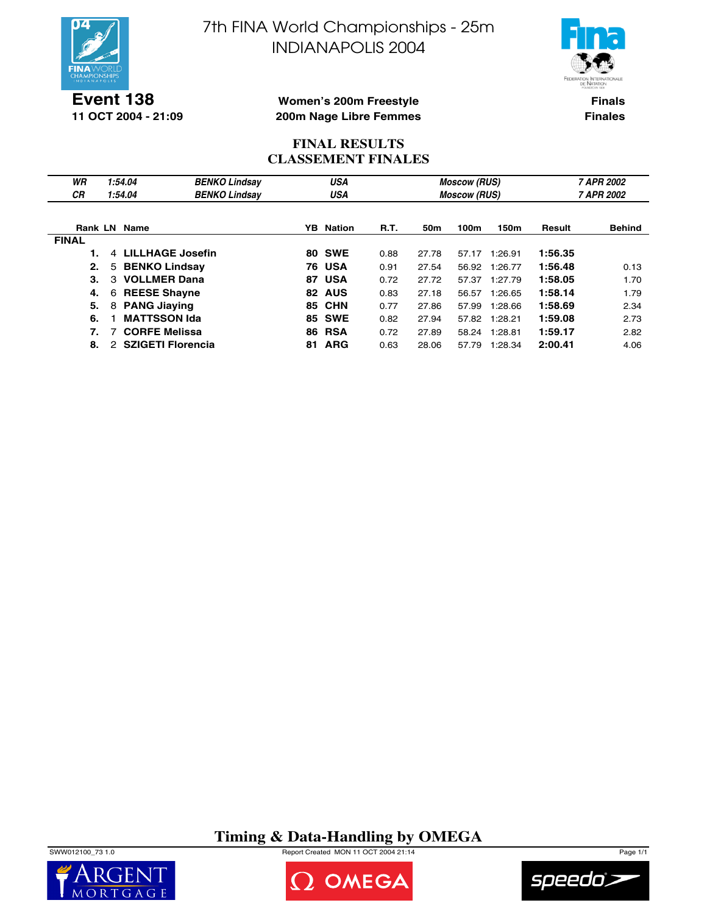# 7th FINA World Championships - 25m
# INDIANAPOLIS 2004

**Event 138**
**11 OCT 2004 - 21:09**

**Women's 200m Freestyle**
**200m Nage Libre Femmes**

**Finals**
**Finales**

## FINAL RESULTS
## CLASSEMENT FINALES

| | | | | | |
|---|---|---|---|---|---|
| *WR* | *1:54.04* | *BENKO Lindsay* | *USA* | *Moscow (RUS)* | *7 APR 2002* |
| *CR* | *1:54.04* | *BENKO Lindsay* | *USA* | *Moscow (RUS)* | *7 APR 2002* |

| Rank | LN | Name | YB | Nation | R.T. | 50m | 100m | 150m | Result | Behind |
|---|---|---|---|---|---|---|---|---|---|---|
| **FINAL** | | | | | | | | | | |
| **1.** | 4 | **LILLHAGE Josefin** | **80** | **SWE** | 0.88 | 27.78 | 57.17 | 1:26.91 | **1:56.35** | |
| **2.** | 5 | **BENKO Lindsay** | **76** | **USA** | 0.91 | 27.54 | 56.92 | 1:26.77 | **1:56.48** | 0.13 |
| **3.** | 3 | **VOLLMER Dana** | **87** | **USA** | 0.72 | 27.72 | 57.37 | 1:27.79 | **1:58.05** | 1.70 |
| **4.** | 6 | **REESE Shayne** | **82** | **AUS** | 0.83 | 27.18 | 56.57 | 1:26.65 | **1:58.14** | 1.79 |
| **5.** | 8 | **PANG Jiaying** | **85** | **CHN** | 0.77 | 27.86 | 57.99 | 1:28.66 | **1:58.69** | 2.34 |
| **6.** | 1 | **MATTSSON Ida** | **85** | **SWE** | 0.82 | 27.94 | 57.82 | 1:28.21 | **1:59.08** | 2.73 |
| **7.** | 7 | **CORFE Melissa** | **86** | **RSA** | 0.72 | 27.89 | 58.24 | 1:28.81 | **1:59.17** | 2.82 |
| **8.** | 2 | **SZIGETI Florencia** | **81** | **ARG** | 0.63 | 28.06 | 57.79 | 1:28.34 | **2:00.41** | 4.06 |

**Timing & Data-Handling by OMEGA**

SWW012100_73 1.0 Report Created MON 11 OCT 2004 21:14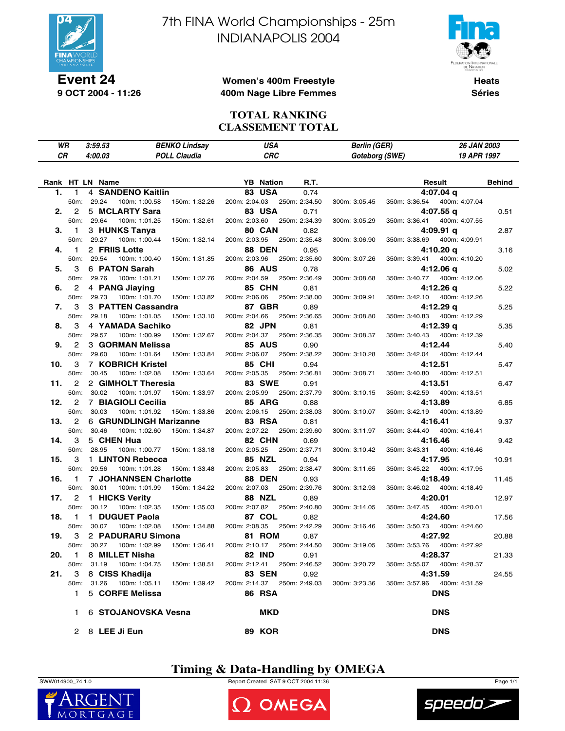# 7th FINA World Championships - 25m
# INDIANAPOLIS 2004

**Event 24**
**9 OCT 2004 - 11:26**

**Women's 400m Freestyle**
**400m Nage Libre Femmes**

**Heats**
**Séries**

## TOTAL RANKING
## CLASSEMENT TOTAL

| | | | | | |
|---|---|---|---|---|---|
| *WR* | *3:59.53* | *BENKO Lindsay* | *USA* | *Berlin (GER)* | *26 JAN 2003* |
| *CR* | *4:00.03* | *POLL Claudia* | *CRC* | *Goteborg (SWE)* | *19 APR 1997* |

| Rank | HT | LN | Name | YB | Nation | R.T. | Result | Behind |
|---|---|---|---|---|---|---|---|---|
| **1.** | 1 | 4 | **SANDENO Kaitlin** | **83** | **USA** | 0.74 | **4:07.04 q** | |
| | 50m: 29.24 | 100m: 1:00.58 | 150m: 1:32.26 | 200m: 2:04.03 | 250m: 2:34.50 | 300m: 3:05.45 | 350m: 3:36.54 | 400m: 4:07.04 |
| **2.** | 2 | 5 | **MCLARTY Sara** | **83** | **USA** | 0.71 | **4:07.55 q** | 0.51 |
| | 50m: 29.64 | 100m: 1:01.25 | 150m: 1:32.61 | 200m: 2:03.60 | 250m: 2:34.39 | 300m: 3:05.29 | 350m: 3:36.41 | 400m: 4:07.55 |
| **3.** | 1 | 3 | **HUNKS Tanya** | **80** | **CAN** | 0.82 | **4:09.91 q** | 2.87 |
| | 50m: 29.27 | 100m: 1:00.44 | 150m: 1:32.14 | 200m: 2:03.95 | 250m: 2:35.48 | 300m: 3:06.90 | 350m: 3:38.69 | 400m: 4:09.91 |
| **4.** | 1 | 2 | **FRIIS Lotte** | **88** | **DEN** | 0.95 | **4:10.20 q** | 3.16 |
| | 50m: 29.54 | 100m: 1:00.40 | 150m: 1:31.85 | 200m: 2:03.96 | 250m: 2:35.60 | 300m: 3:07.26 | 350m: 3:39.41 | 400m: 4:10.20 |
| **5.** | 3 | 6 | **PATON Sarah** | **86** | **AUS** | 0.78 | **4:12.06 q** | 5.02 |
| | 50m: 29.76 | 100m: 1:01.21 | 150m: 1:32.76 | 200m: 2:04.59 | 250m: 2:36.49 | 300m: 3:08.68 | 350m: 3:40.77 | 400m: 4:12.06 |
| **6.** | 2 | 4 | **PANG Jiaying** | **85** | **CHN** | 0.81 | **4:12.26 q** | 5.22 |
| | 50m: 29.73 | 100m: 1:01.70 | 150m: 1:33.82 | 200m: 2:06.06 | 250m: 2:38.00 | 300m: 3:09.91 | 350m: 3:42.10 | 400m: 4:12.26 |
| **7.** | 3 | 3 | **PATTEN Cassandra** | **87** | **GBR** | 0.89 | **4:12.29 q** | 5.25 |
| | 50m: 29.18 | 100m: 1:01.05 | 150m: 1:33.10 | 200m: 2:04.66 | 250m: 2:36.65 | 300m: 3:08.80 | 350m: 3:40.83 | 400m: 4:12.29 |
| **8.** | 3 | 4 | **YAMADA Sachiko** | **82** | **JPN** | 0.81 | **4:12.39 q** | 5.35 |
| | 50m: 29.57 | 100m: 1:00.99 | 150m: 1:32.67 | 200m: 2:04.37 | 250m: 2:36.35 | 300m: 3:08.37 | 350m: 3:40.43 | 400m: 4:12.39 |
| **9.** | 2 | 3 | **GORMAN Melissa** | **85** | **AUS** | 0.90 | **4:12.44** | 5.40 |
| | 50m: 29.60 | 100m: 1:01.64 | 150m: 1:33.84 | 200m: 2:06.07 | 250m: 2:38.22 | 300m: 3:10.28 | 350m: 3:42.04 | 400m: 4:12.44 |
| **10.** | 3 | 7 | **KOBRICH Kristel** | **85** | **CHI** | 0.94 | **4:12.51** | 5.47 |
| | 50m: 30.45 | 100m: 1:02.08 | 150m: 1:33.64 | 200m: 2:05.35 | 250m: 2:36.81 | 300m: 3:08.71 | 350m: 3:40.80 | 400m: 4:12.51 |
| **11.** | 2 | 2 | **GIMHOLT Theresia** | **83** | **SWE** | 0.91 | **4:13.51** | 6.47 |
| | 50m: 30.02 | 100m: 1:01.97 | 150m: 1:33.97 | 200m: 2:05.99 | 250m: 2:37.79 | 300m: 3:10.15 | 350m: 3:42.59 | 400m: 4:13.51 |
| **12.** | 2 | 7 | **BIAGIOLI Cecilia** | **85** | **ARG** | 0.88 | **4:13.89** | 6.85 |
| | 50m: 30.03 | 100m: 1:01.92 | 150m: 1:33.86 | 200m: 2:06.15 | 250m: 2:38.03 | 300m: 3:10.07 | 350m: 3:42.19 | 400m: 4:13.89 |
| **13.** | 2 | 6 | **GRUNDLINGH Marizanne** | **83** | **RSA** | 0.81 | **4:16.41** | 9.37 |
| | 50m: 30.46 | 100m: 1:02.60 | 150m: 1:34.87 | 200m: 2:07.22 | 250m: 2:39.60 | 300m: 3:11.97 | 350m: 3:44.40 | 400m: 4:16.41 |
| **14.** | 3 | 5 | **CHEN Hua** | **82** | **CHN** | 0.69 | **4:16.46** | 9.42 |
| | 50m: 28.95 | 100m: 1:00.77 | 150m: 1:33.18 | 200m: 2:05.25 | 250m: 2:37.71 | 300m: 3:10.42 | 350m: 3:43.31 | 400m: 4:16.46 |
| **15.** | 3 | 1 | **LINTON Rebecca** | **85** | **NZL** | 0.94 | **4:17.95** | 10.91 |
| | 50m: 29.56 | 100m: 1:01.28 | 150m: 1:33.48 | 200m: 2:05.83 | 250m: 2:38.47 | 300m: 3:11.65 | 350m: 3:45.22 | 400m: 4:17.95 |
| **16.** | 1 | 7 | **JOHANNSEN Charlotte** | **88** | **DEN** | 0.93 | **4:18.49** | 11.45 |
| | 50m: 30.01 | 100m: 1:01.99 | 150m: 1:34.22 | 200m: 2:07.03 | 250m: 2:39.76 | 300m: 3:12.93 | 350m: 3:46.02 | 400m: 4:18.49 |
| **17.** | 2 | 1 | **HICKS Verity** | **88** | **NZL** | 0.89 | **4:20.01** | 12.97 |
| | 50m: 30.12 | 100m: 1:02.35 | 150m: 1:35.03 | 200m: 2:07.82 | 250m: 2:40.80 | 300m: 3:14.05 | 350m: 3:47.45 | 400m: 4:20.01 |
| **18.** | 1 | 1 | **DUGUET Paola** | **87** | **COL** | 0.82 | **4:24.60** | 17.56 |
| | 50m: 30.07 | 100m: 1:02.08 | 150m: 1:34.88 | 200m: 2:08.35 | 250m: 2:42.29 | 300m: 3:16.46 | 350m: 3:50.73 | 400m: 4:24.60 |
| **19.** | 3 | 2 | **PADURARU Simona** | **81** | **ROM** | 0.87 | **4:27.92** | 20.88 |
| | 50m: 30.27 | 100m: 1:02.99 | 150m: 1:36.41 | 200m: 2:10.17 | 250m: 2:44.50 | 300m: 3:19.05 | 350m: 3:53.76 | 400m: 4:27.92 |
| **20.** | 1 | 8 | **MILLET Nisha** | **82** | **IND** | 0.91 | **4:28.37** | 21.33 |
| | 50m: 31.19 | 100m: 1:04.75 | 150m: 1:38.51 | 200m: 2:12.41 | 250m: 2:46.52 | 300m: 3:20.72 | 350m: 3:55.07 | 400m: 4:28.37 |
| **21.** | 3 | 8 | **CISS Khadija** | **83** | **SEN** | 0.92 | **4:31.59** | 24.55 |
| | 50m: 31.26 | 100m: 1:05.11 | 150m: 1:39.42 | 200m: 2:14.37 | 250m: 2:49.03 | 300m: 3:23.36 | 350m: 3:57.96 | 400m: 4:31.59 |
| | 1 | 5 | **CORFE Melissa** | **86** | **RSA** | | **DNS** | |
| | 1 | 6 | **STOJANOVSKA Vesna** | | **MKD** | | **DNS** | |
| | 2 | 8 | **LEE Ji Eun** | **89** | **KOR** | | **DNS** | |

**Timing & Data-Handling by OMEGA**

SWW014900_74 1.0 — Report Created SAT 9 OCT 2004 11:36 — Page 1/1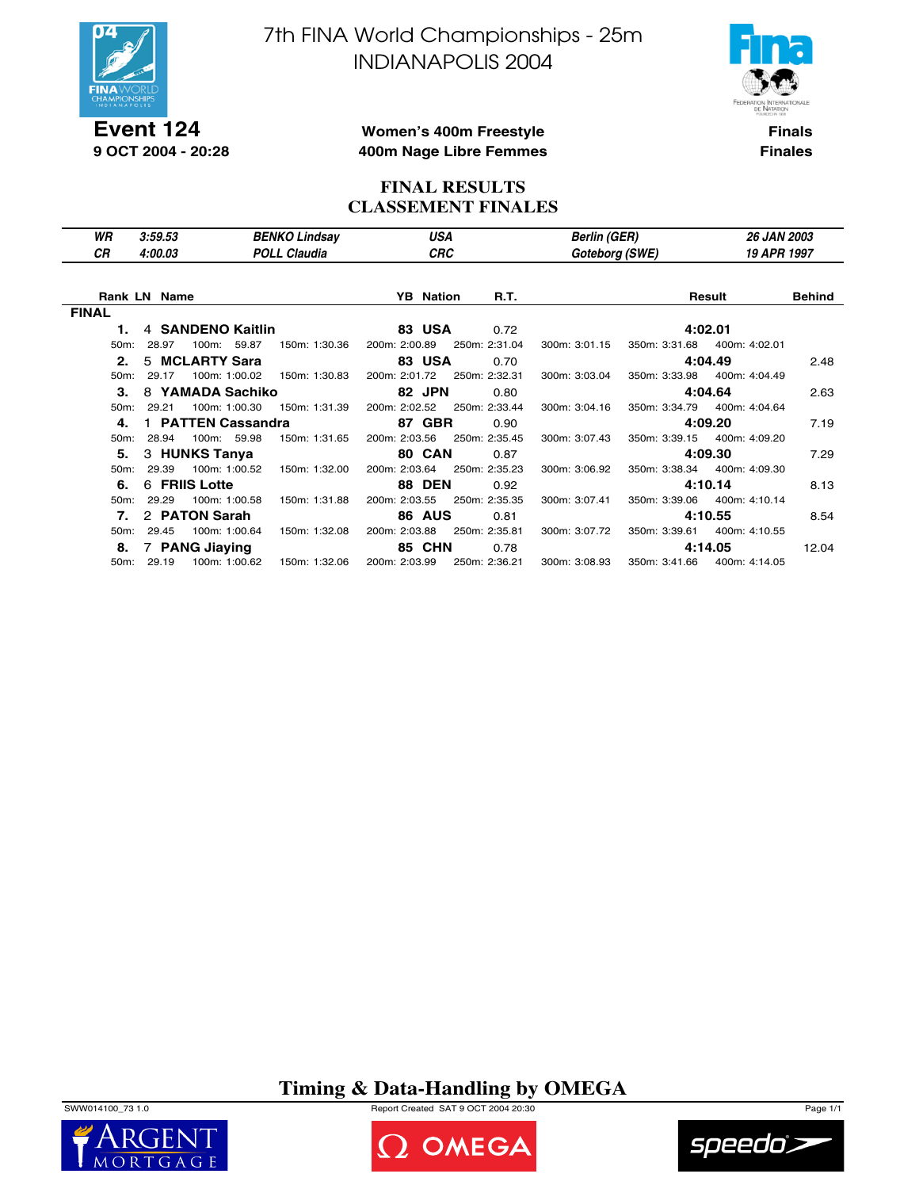# 7th FINA World Championships - 25m
# INDIANAPOLIS 2004

**Event 124**
**9 OCT 2004 - 20:28**

**Women's 400m Freestyle**
**400m Nage Libre Femmes**

**Finals**
**Finales**

## FINAL RESULTS
## CLASSEMENT FINALES

| | | | | | |
|---|---|---|---|---|---|
| *WR* | *3:59.53* | *BENKO Lindsay* | *USA* | *Berlin (GER)* | *26 JAN 2003* |
| *CR* | *4:00.03* | *POLL Claudia* | *CRC* | *Goteborg (SWE)* | *19 APR 1997* |

**FINAL**

| Rank | LN | Name | YB | Nation | R.T. | Result | Behind |
|---|---|---|---|---|---|---|---|
| **1.** | 4 | **SANDENO Kaitlin** | **83** | **USA** | 0.72 | **4:02.01** | |
| 50m: 28.97 | 100m: 59.87 | 150m: 1:30.36 | 200m: 2:00.89 | 250m: 2:31.04 | 300m: 3:01.15 | 350m: 3:31.68 | 400m: 4:02.01 |
| **2.** | 5 | **MCLARTY Sara** | **83** | **USA** | 0.70 | **4:04.49** | 2.48 |
| 50m: 29.17 | 100m: 1:00.02 | 150m: 1:30.83 | 200m: 2:01.72 | 250m: 2:32.31 | 300m: 3:03.04 | 350m: 3:33.98 | 400m: 4:04.49 |
| **3.** | 8 | **YAMADA Sachiko** | **82** | **JPN** | 0.80 | **4:04.64** | 2.63 |
| 50m: 29.21 | 100m: 1:00.30 | 150m: 1:31.39 | 200m: 2:02.52 | 250m: 2:33.44 | 300m: 3:04.16 | 350m: 3:34.79 | 400m: 4:04.64 |
| **4.** | 1 | **PATTEN Cassandra** | **87** | **GBR** | 0.90 | **4:09.20** | 7.19 |
| 50m: 28.94 | 100m: 59.98 | 150m: 1:31.65 | 200m: 2:03.56 | 250m: 2:35.45 | 300m: 3:07.43 | 350m: 3:39.15 | 400m: 4:09.20 |
| **5.** | 3 | **HUNKS Tanya** | **80** | **CAN** | 0.87 | **4:09.30** | 7.29 |
| 50m: 29.39 | 100m: 1:00.52 | 150m: 1:32.00 | 200m: 2:03.64 | 250m: 2:35.23 | 300m: 3:06.92 | 350m: 3:38.34 | 400m: 4:09.30 |
| **6.** | 6 | **FRIIS Lotte** | **88** | **DEN** | 0.92 | **4:10.14** | 8.13 |
| 50m: 29.29 | 100m: 1:00.58 | 150m: 1:31.88 | 200m: 2:03.55 | 250m: 2:35.35 | 300m: 3:07.41 | 350m: 3:39.06 | 400m: 4:10.14 |
| **7.** | 2 | **PATON Sarah** | **86** | **AUS** | 0.81 | **4:10.55** | 8.54 |
| 50m: 29.45 | 100m: 1:00.64 | 150m: 1:32.08 | 200m: 2:03.88 | 250m: 2:35.81 | 300m: 3:07.72 | 350m: 3:39.61 | 400m: 4:10.55 |
| **8.** | 7 | **PANG Jiaying** | **85** | **CHN** | 0.78 | **4:14.05** | 12.04 |
| 50m: 29.19 | 100m: 1:00.62 | 150m: 1:32.06 | 200m: 2:03.99 | 250m: 2:36.21 | 300m: 3:08.93 | 350m: 3:41.66 | 400m: 4:14.05 |

**Timing & Data-Handling by OMEGA**

SWW014100_73 1.0 Report Created SAT 9 OCT 2004 20:30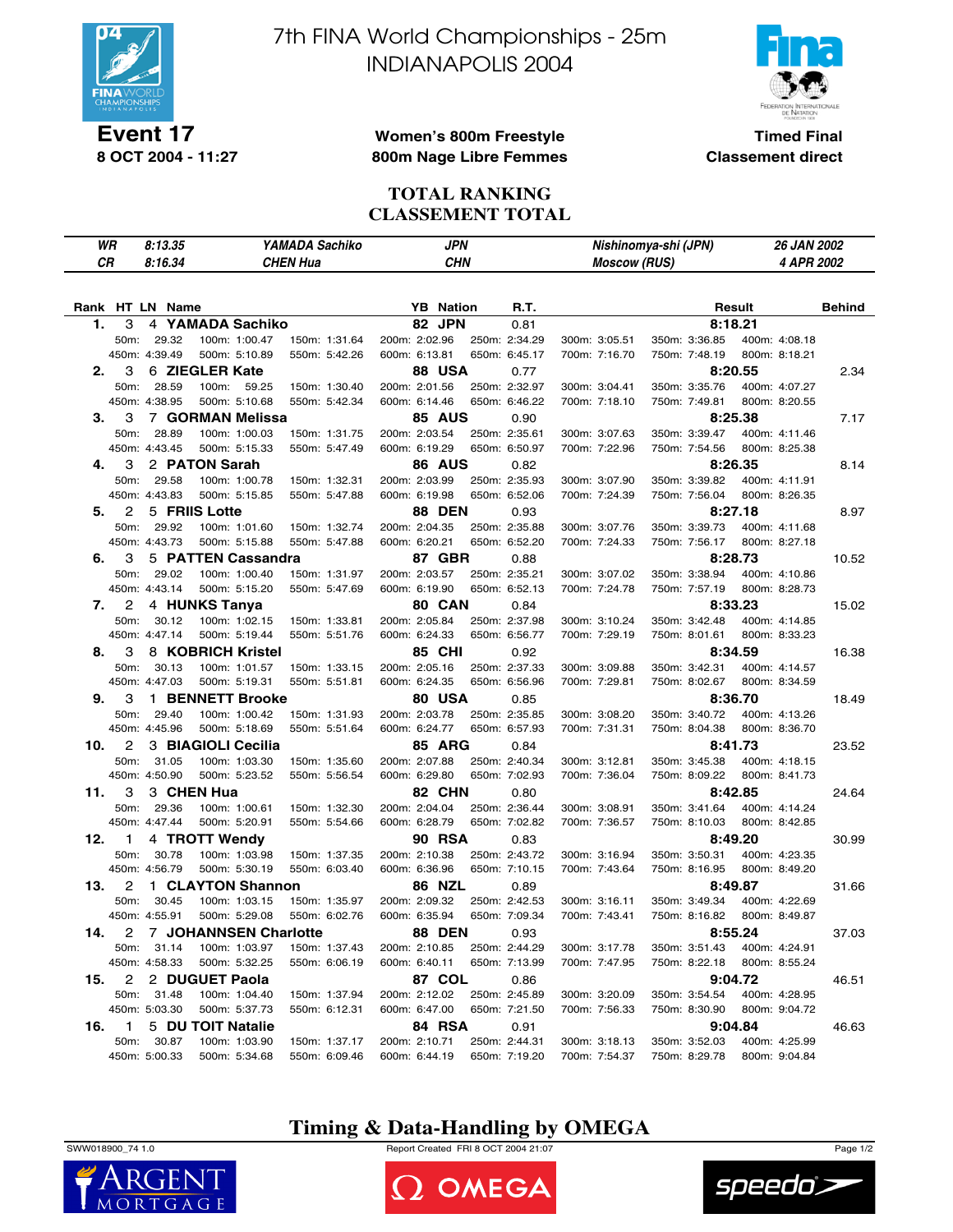# 7th FINA World Championships - 25m
# INDIANAPOLIS 2004

**Event 17**
**8 OCT 2004 - 11:27**

**Women's 800m Freestyle**
**800m Nage Libre Femmes**

**Timed Final**
**Classement direct**

## TOTAL RANKING
## CLASSEMENT TOTAL

| | | | | | |
|---|---|---|---|---|---|
| WR | 8:13.35 | YAMADA Sachiko | JPN | Nishinomya-shi (JPN) | 26 JAN 2002 |
| CR | 8:16.34 | CHEN Hua | CHN | Moscow (RUS) | 4 APR 2002 |

| Rank | HT | LN | Name | YB | Nation | R.T. | Result | Behind |
|---|---|---|---|---|---|---|---|---|
| 1. | 3 | 4 | YAMADA Sachiko | 82 | JPN | 0.81 | 8:18.21 | |
| | 50m: 29.32 | 100m: 1:00.47 | 150m: 1:31.64 | 200m: 2:02.96 | 250m: 2:34.29 | 300m: 3:05.51 | 350m: 3:36.85 | 400m: 4:08.18 |
| | 450m: 4:39.49 | 500m: 5:10.89 | 550m: 5:42.26 | 600m: 6:13.81 | 650m: 6:45.17 | 700m: 7:16.70 | 750m: 7:48.19 | 800m: 8:18.21 |
| 2. | 3 | 6 | ZIEGLER Kate | 88 | USA | 0.77 | 8:20.55 | 2.34 |
| | 50m: 28.59 | 100m: 59.25 | 150m: 1:30.40 | 200m: 2:01.56 | 250m: 2:32.97 | 300m: 3:04.41 | 350m: 3:35.76 | 400m: 4:07.27 |
| | 450m: 4:38.95 | 500m: 5:10.68 | 550m: 5:42.34 | 600m: 6:14.46 | 650m: 6:46.22 | 700m: 7:18.10 | 750m: 7:49.81 | 800m: 8:20.55 |
| 3. | 3 | 7 | GORMAN Melissa | 85 | AUS | 0.90 | 8:25.38 | 7.17 |
| | 50m: 28.89 | 100m: 1:00.03 | 150m: 1:31.75 | 200m: 2:03.54 | 250m: 2:35.61 | 300m: 3:07.63 | 350m: 3:39.47 | 400m: 4:11.46 |
| | 450m: 4:43.45 | 500m: 5:15.33 | 550m: 5:47.49 | 600m: 6:19.29 | 650m: 6:50.97 | 700m: 7:22.96 | 750m: 7:54.56 | 800m: 8:25.38 |
| 4. | 3 | 2 | PATON Sarah | 86 | AUS | 0.82 | 8:26.35 | 8.14 |
| | 50m: 29.58 | 100m: 1:00.78 | 150m: 1:32.31 | 200m: 2:03.99 | 250m: 2:35.93 | 300m: 3:07.90 | 350m: 3:39.82 | 400m: 4:11.91 |
| | 450m: 4:43.83 | 500m: 5:15.85 | 550m: 5:47.88 | 600m: 6:19.98 | 650m: 6:52.06 | 700m: 7:24.39 | 750m: 7:56.04 | 800m: 8:26.35 |
| 5. | 2 | 5 | FRIIS Lotte | 88 | DEN | 0.93 | 8:27.18 | 8.97 |
| | 50m: 29.92 | 100m: 1:01.60 | 150m: 1:32.74 | 200m: 2:04.35 | 250m: 2:35.88 | 300m: 3:07.76 | 350m: 3:39.73 | 400m: 4:11.68 |
| | 450m: 4:43.73 | 500m: 5:15.88 | 550m: 5:47.88 | 600m: 6:20.21 | 650m: 6:52.20 | 700m: 7:24.33 | 750m: 7:56.17 | 800m: 8:27.18 |
| 6. | 3 | 5 | PATTEN Cassandra | 87 | GBR | 0.88 | 8:28.73 | 10.52 |
| | 50m: 29.02 | 100m: 1:00.40 | 150m: 1:31.97 | 200m: 2:03.57 | 250m: 2:35.21 | 300m: 3:07.02 | 350m: 3:38.94 | 400m: 4:10.86 |
| | 450m: 4:43.14 | 500m: 5:15.20 | 550m: 5:47.69 | 600m: 6:19.90 | 650m: 6:52.13 | 700m: 7:24.78 | 750m: 7:57.19 | 800m: 8:28.73 |
| 7. | 2 | 4 | HUNKS Tanya | 80 | CAN | 0.84 | 8:33.23 | 15.02 |
| | 50m: 30.12 | 100m: 1:02.15 | 150m: 1:33.81 | 200m: 2:05.84 | 250m: 2:37.98 | 300m: 3:10.24 | 350m: 3:42.48 | 400m: 4:14.85 |
| | 450m: 4:47.14 | 500m: 5:19.44 | 550m: 5:51.76 | 600m: 6:24.33 | 650m: 6:56.77 | 700m: 7:29.19 | 750m: 8:01.61 | 800m: 8:33.23 |
| 8. | 3 | 8 | KOBRICH Kristel | 85 | CHI | 0.92 | 8:34.59 | 16.38 |
| | 50m: 30.13 | 100m: 1:01.57 | 150m: 1:33.15 | 200m: 2:05.16 | 250m: 2:37.33 | 300m: 3:09.88 | 350m: 3:42.31 | 400m: 4:14.57 |
| | 450m: 4:47.03 | 500m: 5:19.31 | 550m: 5:51.81 | 600m: 6:24.35 | 650m: 6:56.96 | 700m: 7:29.81 | 750m: 8:02.67 | 800m: 8:34.59 |
| 9. | 3 | 1 | BENNETT Brooke | 80 | USA | 0.85 | 8:36.70 | 18.49 |
| | 50m: 29.40 | 100m: 1:00.42 | 150m: 1:31.93 | 200m: 2:03.78 | 250m: 2:35.85 | 300m: 3:08.20 | 350m: 3:40.72 | 400m: 4:13.26 |
| | 450m: 4:45.96 | 500m: 5:18.69 | 550m: 5:51.64 | 600m: 6:24.77 | 650m: 6:57.93 | 700m: 7:31.31 | 750m: 8:04.38 | 800m: 8:36.70 |
| 10. | 2 | 3 | BIAGIOLI Cecilia | 85 | ARG | 0.84 | 8:41.73 | 23.52 |
| | 50m: 31.05 | 100m: 1:03.30 | 150m: 1:35.60 | 200m: 2:07.88 | 250m: 2:40.34 | 300m: 3:12.81 | 350m: 3:45.38 | 400m: 4:18.15 |
| | 450m: 4:50.90 | 500m: 5:23.52 | 550m: 5:56.54 | 600m: 6:29.80 | 650m: 7:02.93 | 700m: 7:36.04 | 750m: 8:09.22 | 800m: 8:41.73 |
| 11. | 3 | 3 | CHEN Hua | 82 | CHN | 0.80 | 8:42.85 | 24.64 |
| | 50m: 29.36 | 100m: 1:00.61 | 150m: 1:32.30 | 200m: 2:04.04 | 250m: 2:36.44 | 300m: 3:08.91 | 350m: 3:41.64 | 400m: 4:14.24 |
| | 450m: 4:47.44 | 500m: 5:20.91 | 550m: 5:54.66 | 600m: 6:28.79 | 650m: 7:02.82 | 700m: 7:36.57 | 750m: 8:10.03 | 800m: 8:42.85 |
| 12. | 1 | 4 | TROTT Wendy | 90 | RSA | 0.83 | 8:49.20 | 30.99 |
| | 50m: 30.78 | 100m: 1:03.98 | 150m: 1:37.35 | 200m: 2:10.38 | 250m: 2:43.72 | 300m: 3:16.94 | 350m: 3:50.31 | 400m: 4:23.35 |
| | 450m: 4:56.79 | 500m: 5:30.19 | 550m: 6:03.40 | 600m: 6:36.96 | 650m: 7:10.15 | 700m: 7:43.64 | 750m: 8:16.95 | 800m: 8:49.20 |
| 13. | 2 | 1 | CLAYTON Shannon | 86 | NZL | 0.89 | 8:49.87 | 31.66 |
| | 50m: 30.45 | 100m: 1:03.15 | 150m: 1:35.97 | 200m: 2:09.32 | 250m: 2:42.53 | 300m: 3:16.11 | 350m: 3:49.34 | 400m: 4:22.69 |
| | 450m: 4:55.91 | 500m: 5:29.08 | 550m: 6:02.76 | 600m: 6:35.94 | 650m: 7:09.34 | 700m: 7:43.41 | 750m: 8:16.82 | 800m: 8:49.87 |
| 14. | 2 | 7 | JOHANNSEN Charlotte | 88 | DEN | 0.93 | 8:55.24 | 37.03 |
| | 50m: 31.14 | 100m: 1:03.97 | 150m: 1:37.43 | 200m: 2:10.85 | 250m: 2:44.29 | 300m: 3:17.78 | 350m: 3:51.43 | 400m: 4:24.91 |
| | 450m: 4:58.33 | 500m: 5:32.25 | 550m: 6:06.19 | 600m: 6:40.11 | 650m: 7:13.99 | 700m: 7:47.95 | 750m: 8:22.18 | 800m: 8:55.24 |
| 15. | 2 | 2 | DUGUET Paola | 87 | COL | 0.86 | 9:04.72 | 46.51 |
| | 50m: 31.48 | 100m: 1:04.40 | 150m: 1:37.94 | 200m: 2:12.02 | 250m: 2:45.89 | 300m: 3:20.09 | 350m: 3:54.54 | 400m: 4:28.95 |
| | 450m: 5:03.30 | 500m: 5:37.73 | 550m: 6:12.31 | 600m: 6:47.00 | 650m: 7:21.50 | 700m: 7:56.33 | 750m: 8:30.90 | 800m: 9:04.72 |
| 16. | 1 | 5 | DU TOIT Natalie | 84 | RSA | 0.91 | 9:04.84 | 46.63 |
| | 50m: 30.87 | 100m: 1:03.90 | 150m: 1:37.17 | 200m: 2:10.71 | 250m: 2:44.31 | 300m: 3:18.13 | 350m: 3:52.03 | 400m: 4:25.99 |
| | 450m: 5:00.33 | 500m: 5:34.68 | 550m: 6:09.46 | 600m: 6:44.19 | 650m: 7:19.20 | 700m: 7:54.37 | 750m: 8:29.78 | 800m: 9:04.84 |

**Timing & Data-Handling by OMEGA**

SWW018900_74 1.0 Report Created FRI 8 OCT 2004 21:07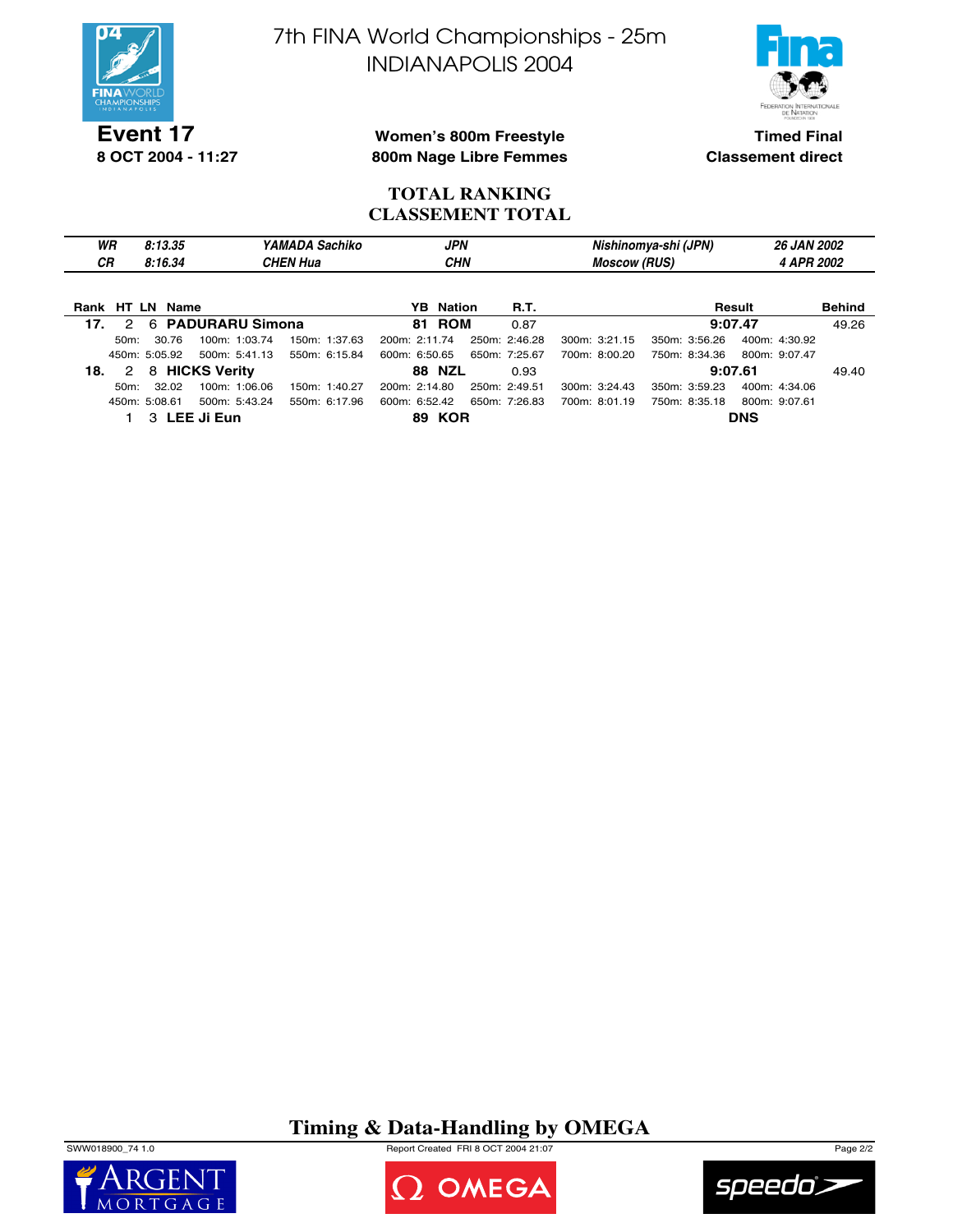# 7th FINA World Championships - 25m
## INDIANAPOLIS 2004

**Event 17**
**8 OCT 2004 - 11:27**

**Women's 800m Freestyle**
**800m Nage Libre Femmes**

**Timed Final**
**Classement direct**

## TOTAL RANKING
## CLASSEMENT TOTAL

| | | | | | |
|---|---|---|---|---|---|
| **WR** | **8:13.35** | **YAMADA Sachiko** | **JPN** | **Nishinomya-shi (JPN)** | **26 JAN 2002** |
| **CR** | **8:16.34** | **CHEN Hua** | **CHN** | **Moscow (RUS)** | **4 APR 2002** |

| Rank | HT | LN | Name | YB | Nation | R.T. | Result | Behind |
|---|---|---|---|---|---|---|---|---|
| **17.** | 2 | 6 | **PADURARU Simona** | **81** | **ROM** | 0.87 | **9:07.47** | 49.26 |
| | | | 50m: 30.76 · 100m: 1:03.74 · 150m: 1:37.63 · 200m: 2:11.74 · 250m: 2:46.28 · 300m: 3:21.15 · 350m: 3:56.26 · 400m: 4:30.92 · 450m: 5:05.92 · 500m: 5:41.13 · 550m: 6:15.84 · 600m: 6:50.65 · 650m: 7:25.67 · 700m: 8:00.20 · 750m: 8:34.36 · 800m: 9:07.47 | | | | | |
| **18.** | 2 | 8 | **HICKS Verity** | **88** | **NZL** | 0.93 | **9:07.61** | 49.40 |
| | | | 50m: 32.02 · 100m: 1:06.06 · 150m: 1:40.27 · 200m: 2:14.80 · 250m: 2:49.51 · 300m: 3:24.43 · 350m: 3:59.23 · 400m: 4:34.06 · 450m: 5:08.61 · 500m: 5:43.24 · 550m: 6:17.96 · 600m: 6:52.42 · 650m: 7:26.83 · 700m: 8:01.19 · 750m: 8:35.18 · 800m: 9:07.61 | | | | | |
| | 1 | 3 | **LEE Ji Eun** | **89** | **KOR** | | **DNS** | |

**Timing & Data-Handling by OMEGA**

SWW018900_74 1.0 · Report Created FRI 8 OCT 2004 21:07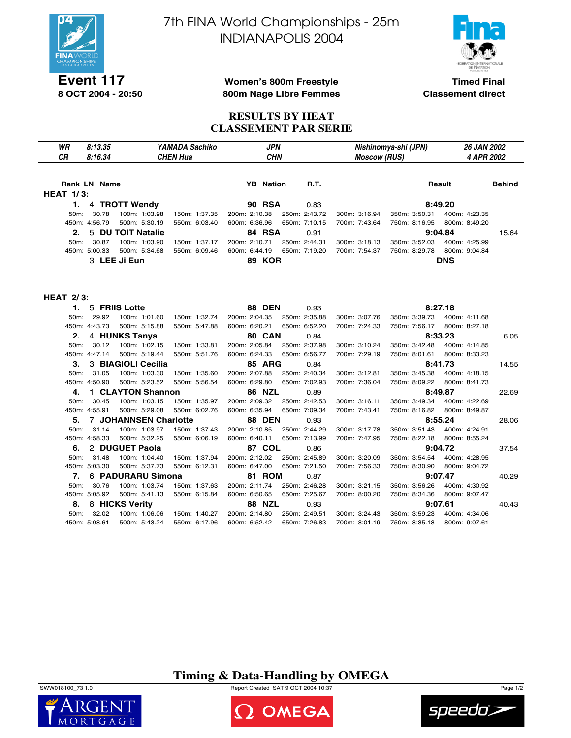# 7th FINA World Championships - 25m
# INDIANAPOLIS 2004

**Event 117**
**8 OCT 2004 - 20:50**

**Women's 800m Freestyle**
**800m Nage Libre Femmes**

**Timed Final**
**Classement direct**

## RESULTS BY HEAT
## CLASSEMENT PAR SERIE

| | | | | | |
|---|---|---|---|---|---|
| *WR* | *8:13.35* | *YAMADA Sachiko* | *JPN* | *Nishinomya-shi (JPN)* | *26 JAN 2002* |
| *CR* | *8:16.34* | *CHEN Hua* | *CHN* | *Moscow (RUS)* | *4 APR 2002* |

### HEAT 1/3:

| Rank | LN | Name | YB | Nation | R.T. | Result | Behind |
|---|---|---|---|---|---|---|---|
| 1. | 4 | **TROTT Wendy** | 90 | RSA | 0.83 | **8:49.20** | |
| | | 50m: 30.78 · 100m: 1:03.98 · 150m: 1:37.35 · 200m: 2:10.38 · 250m: 2:43.72 · 300m: 3:16.94 · 350m: 3:50.31 · 400m: 4:23.35 · 450m: 4:56.79 · 500m: 5:30.19 · 550m: 6:03.40 · 600m: 6:36.96 · 650m: 7:10.15 · 700m: 7:43.64 · 750m: 8:16.95 · 800m: 8:49.20 | | | | | |
| 2. | 5 | **DU TOIT Natalie** | 84 | RSA | 0.91 | **9:04.84** | 15.64 |
| | | 50m: 30.87 · 100m: 1:03.90 · 150m: 1:37.17 · 200m: 2:10.71 · 250m: 2:44.31 · 300m: 3:18.13 · 350m: 3:52.03 · 400m: 4:25.99 · 450m: 5:00.33 · 500m: 5:34.68 · 550m: 6:09.46 · 600m: 6:44.19 · 650m: 7:19.20 · 700m: 7:54.37 · 750m: 8:29.78 · 800m: 9:04.84 | | | | | |
| | 3 | **LEE Ji Eun** | 89 | KOR | | **DNS** | |

### HEAT 2/3:

| Rank | LN | Name | YB | Nation | R.T. | Result | Behind |
|---|---|---|---|---|---|---|---|
| 1. | 5 | **FRIIS Lotte** | 88 | DEN | 0.93 | **8:27.18** | |
| | | 50m: 29.92 · 100m: 1:01.60 · 150m: 1:32.74 · 200m: 2:04.35 · 250m: 2:35.88 · 300m: 3:07.76 · 350m: 3:39.73 · 400m: 4:11.68 · 450m: 4:43.73 · 500m: 5:15.88 · 550m: 5:47.88 · 600m: 6:20.21 · 650m: 6:52.20 · 700m: 7:24.33 · 750m: 7:56.17 · 800m: 8:27.18 | | | | | |
| 2. | 4 | **HUNKS Tanya** | 80 | CAN | 0.84 | **8:33.23** | 6.05 |
| | | 50m: 30.12 · 100m: 1:02.15 · 150m: 1:33.81 · 200m: 2:05.84 · 250m: 2:37.98 · 300m: 3:10.24 · 350m: 3:42.48 · 400m: 4:14.85 · 450m: 4:47.14 · 500m: 5:19.44 · 550m: 5:51.76 · 600m: 6:24.33 · 650m: 6:56.77 · 700m: 7:29.19 · 750m: 8:01.61 · 800m: 8:33.23 | | | | | |
| 3. | 3 | **BIAGIOLI Cecilia** | 85 | ARG | 0.84 | **8:41.73** | 14.55 |
| | | 50m: 31.05 · 100m: 1:03.30 · 150m: 1:35.60 · 200m: 2:07.88 · 250m: 2:40.34 · 300m: 3:12.81 · 350m: 3:45.38 · 400m: 4:18.15 · 450m: 4:50.90 · 500m: 5:23.52 · 550m: 5:56.54 · 600m: 6:29.80 · 650m: 7:02.93 · 700m: 7:36.04 · 750m: 8:09.22 · 800m: 8:41.73 | | | | | |
| 4. | 1 | **CLAYTON Shannon** | 86 | NZL | 0.89 | **8:49.87** | 22.69 |
| | | 50m: 30.45 · 100m: 1:03.15 · 150m: 1:35.97 · 200m: 2:09.32 · 250m: 2:42.53 · 300m: 3:16.11 · 350m: 3:49.34 · 400m: 4:22.69 · 450m: 4:55.91 · 500m: 5:29.08 · 550m: 6:02.76 · 600m: 6:35.94 · 650m: 7:09.34 · 700m: 7:43.41 · 750m: 8:16.82 · 800m: 8:49.87 | | | | | |
| 5. | 7 | **JOHANNSEN Charlotte** | 88 | DEN | 0.93 | **8:55.24** | 28.06 |
| | | 50m: 31.14 · 100m: 1:03.97 · 150m: 1:37.43 · 200m: 2:10.85 · 250m: 2:44.29 · 300m: 3:17.78 · 350m: 3:51.43 · 400m: 4:24.91 · 450m: 4:58.33 · 500m: 5:32.25 · 550m: 6:06.19 · 600m: 6:40.11 · 650m: 7:13.99 · 700m: 7:47.95 · 750m: 8:22.18 · 800m: 8:55.24 | | | | | |
| 6. | 2 | **DUGUET Paola** | 87 | COL | 0.86 | **9:04.72** | 37.54 |
| | | 50m: 31.48 · 100m: 1:04.40 · 150m: 1:37.94 · 200m: 2:12.02 · 250m: 2:45.89 · 300m: 3:20.09 · 350m: 3:54.54 · 400m: 4:28.95 · 450m: 5:03.30 · 500m: 5:37.73 · 550m: 6:12.31 · 600m: 6:47.00 · 650m: 7:21.50 · 700m: 7:56.33 · 750m: 8:30.90 · 800m: 9:04.72 | | | | | |
| 7. | 6 | **PADURARU Simona** | 81 | ROM | 0.87 | **9:07.47** | 40.29 |
| | | 50m: 30.76 · 100m: 1:03.74 · 150m: 1:37.63 · 200m: 2:11.74 · 250m: 2:46.28 · 300m: 3:21.15 · 350m: 3:56.26 · 400m: 4:30.92 · 450m: 5:05.92 · 500m: 5:41.13 · 550m: 6:15.84 · 600m: 6:50.65 · 650m: 7:25.67 · 700m: 8:00.20 · 750m: 8:34.36 · 800m: 9:07.47 | | | | | |
| 8. | 8 | **HICKS Verity** | 88 | NZL | 0.93 | **9:07.61** | 40.43 |
| | | 50m: 32.02 · 100m: 1:06.06 · 150m: 1:40.27 · 200m: 2:14.80 · 250m: 2:49.51 · 300m: 3:24.43 · 350m: 3:59.23 · 400m: 4:34.06 · 450m: 5:08.61 · 500m: 5:43.24 · 550m: 6:17.96 · 600m: 6:52.42 · 650m: 7:26.83 · 700m: 8:01.19 · 750m: 8:35.18 · 800m: 9:07.61 | | | | | |

**Timing & Data-Handling by OMEGA**

SWW018100_73 1.0 — Report Created SAT 9 OCT 2004 10:37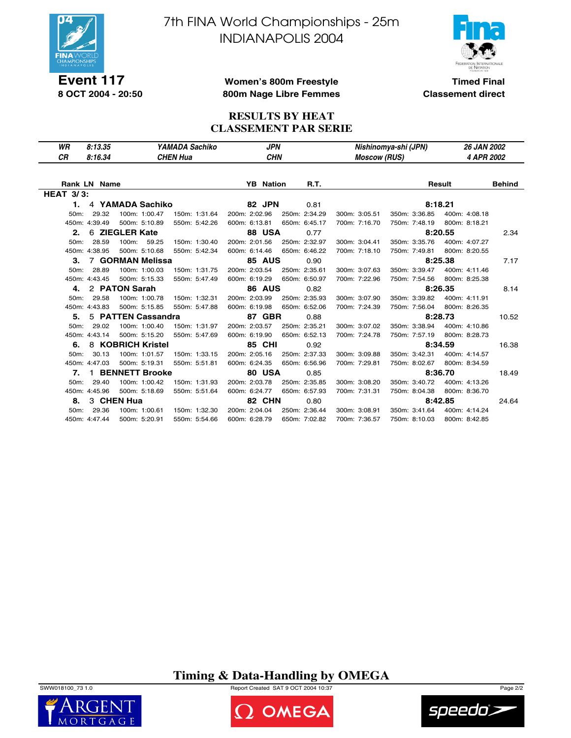# 7th FINA World Championships - 25m
# INDIANAPOLIS 2004

**Event 117**
**8 OCT 2004 - 20:50**

**Women's 800m Freestyle**
**800m Nage Libre Femmes**

**Timed Final**
**Classement direct**

## RESULTS BY HEAT
## CLASSEMENT PAR SERIE

| | | | | | |
|---|---|---|---|---|---|
| *WR* | *8:13.35* | *YAMADA Sachiko* | *JPN* | *Nishinomya-shi (JPN)* | *26 JAN 2002* |
| *CR* | *8:16.34* | *CHEN Hua* | *CHN* | *Moscow (RUS)* | *4 APR 2002* |

**HEAT 3/3:**

| Rank | LN | Name | YB | Nation | R.T. | Result | Behind |
|---|---|---|---|---|---|---|---|
| **1.** | 4 | **YAMADA Sachiko** | **82** | **JPN** | 0.81 | **8:18.21** | |
| **2.** | 6 | **ZIEGLER Kate** | **88** | **USA** | 0.77 | **8:20.55** | 2.34 |
| **3.** | 7 | **GORMAN Melissa** | **85** | **AUS** | 0.90 | **8:25.38** | 7.17 |
| **4.** | 2 | **PATON Sarah** | **86** | **AUS** | 0.82 | **8:26.35** | 8.14 |
| **5.** | 5 | **PATTEN Cassandra** | **87** | **GBR** | 0.88 | **8:28.73** | 10.52 |
| **6.** | 8 | **KOBRICH Kristel** | **85** | **CHI** | 0.92 | **8:34.59** | 16.38 |
| **7.** | 1 | **BENNETT Brooke** | **80** | **USA** | 0.85 | **8:36.70** | 18.49 |
| **8.** | 3 | **CHEN Hua** | **82** | **CHN** | 0.80 | **8:42.85** | 24.64 |

**Splits:**

| Name | 50m | 100m | 150m | 200m | 250m | 300m | 350m | 400m | 450m | 500m | 550m | 600m | 650m | 700m | 750m | 800m |
|---|---|---|---|---|---|---|---|---|---|---|---|---|---|---|---|---|
| YAMADA Sachiko | 29.32 | 1:00.47 | 1:31.64 | 2:02.96 | 2:34.29 | 3:05.51 | 3:36.85 | 4:08.18 | 4:39.49 | 5:10.89 | 5:42.26 | 6:13.81 | 6:45.17 | 7:16.70 | 7:48.19 | 8:18.21 |
| ZIEGLER Kate | 28.59 | 59.25 | 1:30.40 | 2:01.56 | 2:32.97 | 3:04.41 | 3:35.76 | 4:07.27 | 4:38.95 | 5:10.68 | 5:42.34 | 6:14.46 | 6:46.22 | 7:18.10 | 7:49.81 | 8:20.55 |
| GORMAN Melissa | 28.89 | 1:00.03 | 1:31.75 | 2:03.54 | 2:35.61 | 3:07.63 | 3:39.47 | 4:11.46 | 4:43.45 | 5:15.33 | 5:47.49 | 6:19.29 | 6:50.97 | 7:22.96 | 7:54.56 | 8:25.38 |
| PATON Sarah | 29.58 | 1:00.78 | 1:32.31 | 2:03.99 | 2:35.93 | 3:07.90 | 3:39.82 | 4:11.91 | 4:43.83 | 5:15.85 | 5:47.88 | 6:19.98 | 6:52.06 | 7:24.39 | 7:56.04 | 8:26.35 |
| PATTEN Cassandra | 29.02 | 1:00.40 | 1:31.97 | 2:03.57 | 2:35.21 | 3:07.02 | 3:38.94 | 4:10.86 | 4:43.14 | 5:15.20 | 5:47.69 | 6:19.90 | 6:52.13 | 7:24.78 | 7:57.19 | 8:28.73 |
| KOBRICH Kristel | 30.13 | 1:01.57 | 1:33.15 | 2:05.16 | 2:37.33 | 3:09.88 | 3:42.31 | 4:14.57 | 4:47.03 | 5:19.31 | 5:51.81 | 6:24.35 | 6:56.96 | 7:29.81 | 8:02.67 | 8:34.59 |
| BENNETT Brooke | 29.40 | 1:00.42 | 1:31.93 | 2:03.78 | 2:35.85 | 3:08.20 | 3:40.72 | 4:13.26 | 4:45.96 | 5:18.69 | 5:51.64 | 6:24.77 | 6:57.93 | 7:31.31 | 8:04.38 | 8:36.70 |
| CHEN Hua | 29.36 | 1:00.61 | 1:32.30 | 2:04.04 | 2:36.44 | 3:08.91 | 3:41.64 | 4:14.24 | 4:47.44 | 5:20.91 | 5:54.66 | 6:28.79 | 7:02.82 | 7:36.57 | 8:10.03 | 8:42.85 |

**Timing & Data-Handling by OMEGA**

SWW018100_73 1.0 — Report Created SAT 9 OCT 2004 10:37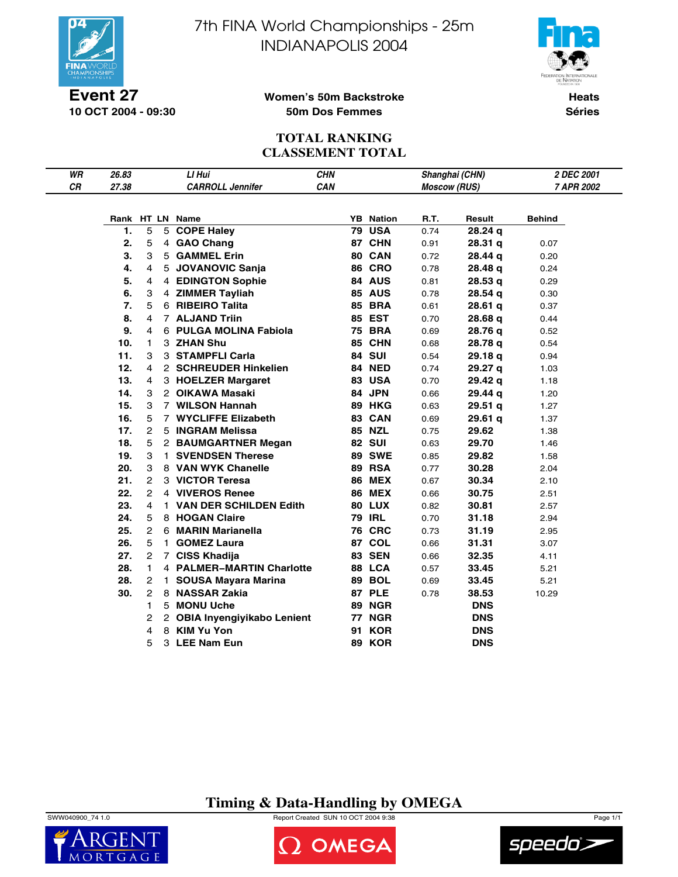# 7th FINA World Championships - 25m
# INDIANAPOLIS 2004

**Event 27**
**10 OCT 2004 - 09:30**

**Women's 50m Backstroke**
**50m Dos Femmes**

**Heats**
**Séries**

## TOTAL RANKING
## CLASSEMENT TOTAL

| | | | | | |
|---|---|---|---|---|---|
| *WR* | *26.83* | *LI Hui* | *CHN* | *Shanghai (CHN)* | *2 DEC 2001* |
| *CR* | *27.38* | *CARROLL Jennifer* | *CAN* | *Moscow (RUS)* | *7 APR 2002* |

| Rank | HT | LN | Name | YB | Nation | R.T. | Result | Behind |
|---|---|---|---|---|---|---|---|---|
| 1. | 5 | 5 | COPE Haley | 79 | USA | 0.74 | 28.24 q | |
| 2. | 5 | 4 | GAO Chang | 87 | CHN | 0.91 | 28.31 q | 0.07 |
| 3. | 3 | 5 | GAMMEL Erin | 80 | CAN | 0.72 | 28.44 q | 0.20 |
| 4. | 4 | 5 | JOVANOVIC Sanja | 86 | CRO | 0.78 | 28.48 q | 0.24 |
| 5. | 4 | 4 | EDINGTON Sophie | 84 | AUS | 0.81 | 28.53 q | 0.29 |
| 6. | 3 | 4 | ZIMMER Tayliah | 85 | AUS | 0.78 | 28.54 q | 0.30 |
| 7. | 5 | 6 | RIBEIRO Talita | 85 | BRA | 0.61 | 28.61 q | 0.37 |
| 8. | 4 | 7 | ALJAND Triin | 85 | EST | 0.70 | 28.68 q | 0.44 |
| 9. | 4 | 6 | PULGA MOLINA Fabiola | 75 | BRA | 0.69 | 28.76 q | 0.52 |
| 10. | 1 | 3 | ZHAN Shu | 85 | CHN | 0.68 | 28.78 q | 0.54 |
| 11. | 3 | 3 | STAMPFLI Carla | 84 | SUI | 0.54 | 29.18 q | 0.94 |
| 12. | 4 | 2 | SCHREUDER Hinkelien | 84 | NED | 0.74 | 29.27 q | 1.03 |
| 13. | 4 | 3 | HOELZER Margaret | 83 | USA | 0.70 | 29.42 q | 1.18 |
| 14. | 3 | 2 | OIKAWA Masaki | 84 | JPN | 0.66 | 29.44 q | 1.20 |
| 15. | 3 | 7 | WILSON Hannah | 89 | HKG | 0.63 | 29.51 q | 1.27 |
| 16. | 5 | 7 | WYCLIFFE Elizabeth | 83 | CAN | 0.69 | 29.61 q | 1.37 |
| 17. | 2 | 5 | INGRAM Melissa | 85 | NZL | 0.75 | 29.62 | 1.38 |
| 18. | 5 | 2 | BAUMGARTNER Megan | 82 | SUI | 0.63 | 29.70 | 1.46 |
| 19. | 3 | 1 | SVENDSEN Therese | 89 | SWE | 0.85 | 29.82 | 1.58 |
| 20. | 3 | 8 | VAN WYK Chanelle | 89 | RSA | 0.77 | 30.28 | 2.04 |
| 21. | 2 | 3 | VICTOR Teresa | 86 | MEX | 0.67 | 30.34 | 2.10 |
| 22. | 2 | 4 | VIVEROS Renee | 86 | MEX | 0.66 | 30.75 | 2.51 |
| 23. | 4 | 1 | VAN DER SCHILDEN Edith | 80 | LUX | 0.82 | 30.81 | 2.57 |
| 24. | 5 | 8 | HOGAN Claire | 79 | IRL | 0.70 | 31.18 | 2.94 |
| 25. | 2 | 6 | MARIN Marianella | 76 | CRC | 0.73 | 31.19 | 2.95 |
| 26. | 5 | 1 | GOMEZ Laura | 87 | COL | 0.66 | 31.31 | 3.07 |
| 27. | 2 | 7 | CISS Khadija | 83 | SEN | 0.66 | 32.35 | 4.11 |
| 28. | 1 | 4 | PALMER–MARTIN Charlotte | 88 | LCA | 0.57 | 33.45 | 5.21 |
| 28. | 2 | 1 | SOUSA Mayara Marina | 89 | BOL | 0.69 | 33.45 | 5.21 |
| 30. | 2 | 8 | NASSAR Zakia | 87 | PLE | 0.78 | 38.53 | 10.29 |
| | 1 | 5 | MONU Uche | 89 | NGR | | DNS | |
| | 2 | 2 | OBIA Inyengiyikabo Lenient | 77 | NGR | | DNS | |
| | 4 | 8 | KIM Yu Yon | 91 | KOR | | DNS | |
| | 5 | 3 | LEE Nam Eun | 89 | KOR | | DNS | |

**Timing & Data-Handling by OMEGA**

SWW040900_74 1.0 — Report Created SUN 10 OCT 2004 9:38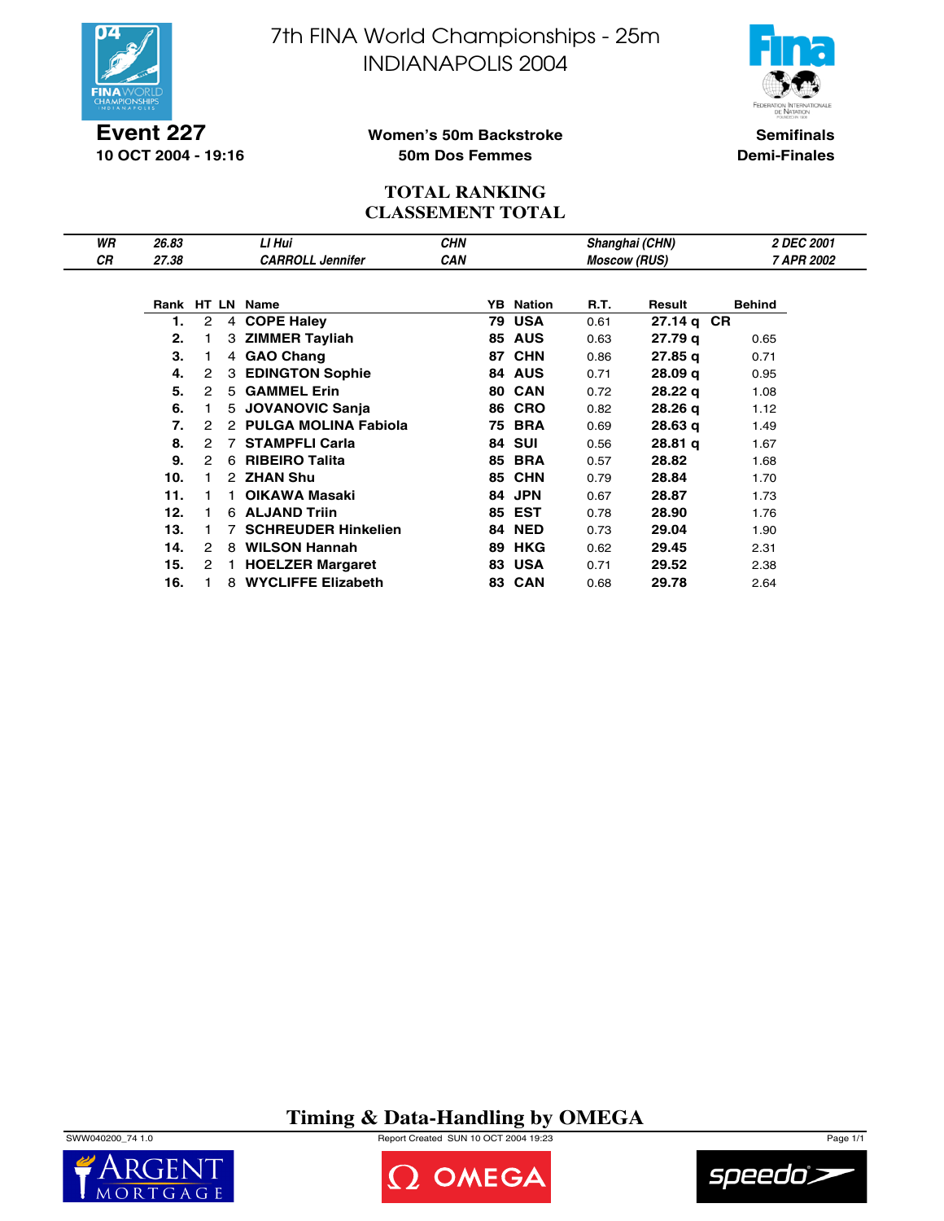# 7th FINA World Championships - 25m
# INDIANAPOLIS 2004

**Event 227**
**10 OCT 2004 - 19:16**

**Women's 50m Backstroke**
**50m Dos Femmes**

**Semifinals**
**Demi-Finales**

## TOTAL RANKING
## CLASSEMENT TOTAL

| | | | | | |
|---|---|---|---|---|---|
| *WR* | *26.83* | *LI Hui* | *CHN* | *Shanghai (CHN)* | *2 DEC 2001* |
| *CR* | *27.38* | *CARROLL Jennifer* | *CAN* | *Moscow (RUS)* | *7 APR 2002* |

| Rank | HT | LN | Name | YB | Nation | R.T. | Result | | Behind |
|---|---|---|---|---|---|---|---|---|---|
| **1.** | 2 | 4 | **COPE Haley** | **79** | **USA** | 0.61 | **27.14 q** | **CR** | |
| **2.** | 1 | 3 | **ZIMMER Tayliah** | **85** | **AUS** | 0.63 | **27.79 q** | | 0.65 |
| **3.** | 1 | 4 | **GAO Chang** | **87** | **CHN** | 0.86 | **27.85 q** | | 0.71 |
| **4.** | 2 | 3 | **EDINGTON Sophie** | **84** | **AUS** | 0.71 | **28.09 q** | | 0.95 |
| **5.** | 2 | 5 | **GAMMEL Erin** | **80** | **CAN** | 0.72 | **28.22 q** | | 1.08 |
| **6.** | 1 | 5 | **JOVANOVIC Sanja** | **86** | **CRO** | 0.82 | **28.26 q** | | 1.12 |
| **7.** | 2 | 2 | **PULGA MOLINA Fabiola** | **75** | **BRA** | 0.69 | **28.63 q** | | 1.49 |
| **8.** | 2 | 7 | **STAMPFLI Carla** | **84** | **SUI** | 0.56 | **28.81 q** | | 1.67 |
| **9.** | 2 | 6 | **RIBEIRO Talita** | **85** | **BRA** | 0.57 | **28.82** | | 1.68 |
| **10.** | 1 | 2 | **ZHAN Shu** | **85** | **CHN** | 0.79 | **28.84** | | 1.70 |
| **11.** | 1 | 1 | **OIKAWA Masaki** | **84** | **JPN** | 0.67 | **28.87** | | 1.73 |
| **12.** | 1 | 6 | **ALJAND Triin** | **85** | **EST** | 0.78 | **28.90** | | 1.76 |
| **13.** | 1 | 7 | **SCHREUDER Hinkelien** | **84** | **NED** | 0.73 | **29.04** | | 1.90 |
| **14.** | 2 | 8 | **WILSON Hannah** | **89** | **HKG** | 0.62 | **29.45** | | 2.31 |
| **15.** | 2 | 1 | **HOELZER Margaret** | **83** | **USA** | 0.71 | **29.52** | | 2.38 |
| **16.** | 1 | 8 | **WYCLIFFE Elizabeth** | **83** | **CAN** | 0.68 | **29.78** | | 2.64 |

**Timing & Data-Handling by OMEGA**

SWW040200_74 1.0 Report Created SUN 10 OCT 2004 19:23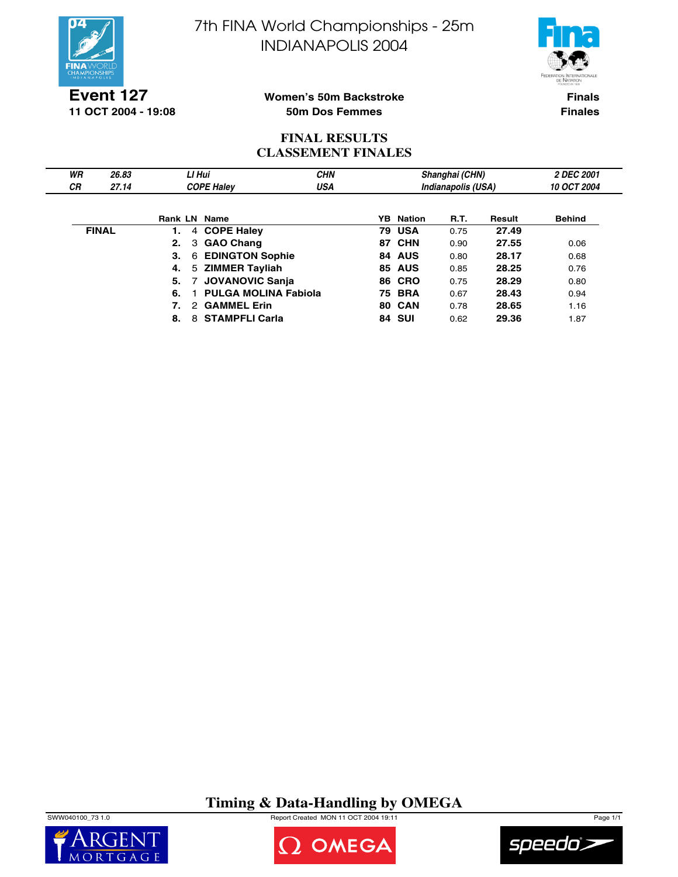# 7th FINA World Championships - 25m
# INDIANAPOLIS 2004

**Event 127**
**11 OCT 2004 - 19:08**

**Women's 50m Backstroke**
**50m Dos Femmes**

**Finals**
**Finales**

## FINAL RESULTS
## CLASSEMENT FINALES

| | | | | | |
|---|---|---|---|---|---|
| *WR* | *26.83* | *LI Hui* | *CHN* | *Shanghai (CHN)* | *2 DEC 2001* |
| *CR* | *27.14* | *COPE Haley* | *USA* | *Indianapolis (USA)* | *10 OCT 2004* |

| | Rank | LN | Name | YB | Nation | R.T. | Result | Behind |
|---|---|---|---|---|---|---|---|---|
| **FINAL** | **1.** | 4 | **COPE Haley** | **79** | **USA** | 0.75 | **27.49** | |
| | **2.** | 3 | **GAO Chang** | **87** | **CHN** | 0.90 | **27.55** | 0.06 |
| | **3.** | 6 | **EDINGTON Sophie** | **84** | **AUS** | 0.80 | **28.17** | 0.68 |
| | **4.** | 5 | **ZIMMER Tayliah** | **85** | **AUS** | 0.85 | **28.25** | 0.76 |
| | **5.** | 7 | **JOVANOVIC Sanja** | **86** | **CRO** | 0.75 | **28.29** | 0.80 |
| | **6.** | 1 | **PULGA MOLINA Fabiola** | **75** | **BRA** | 0.67 | **28.43** | 0.94 |
| | **7.** | 2 | **GAMMEL Erin** | **80** | **CAN** | 0.78 | **28.65** | 1.16 |
| | **8.** | 8 | **STAMPFLI Carla** | **84** | **SUI** | 0.62 | **29.36** | 1.87 |

**Timing & Data-Handling by OMEGA**

SWW040100_73 1.0 Report Created MON 11 OCT 2004 19:11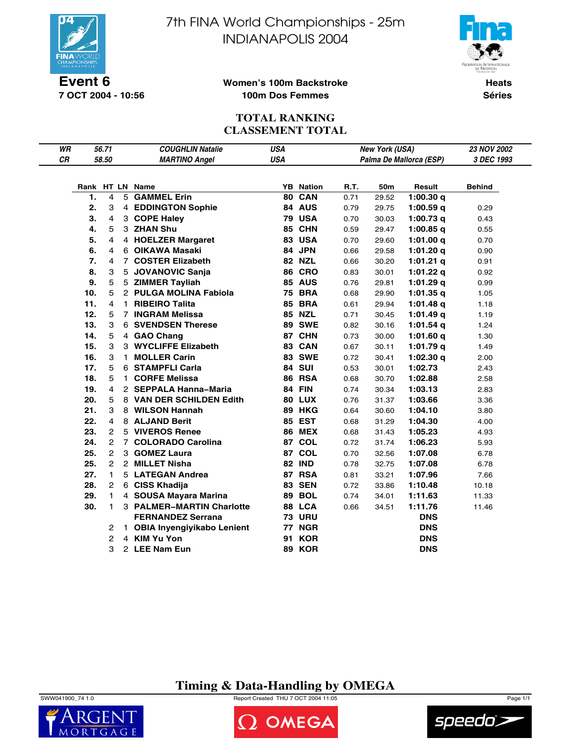# 7th FINA World Championships - 25m
# INDIANAPOLIS 2004

**Event 6**
**7 OCT 2004 - 10:56**

**Women's 100m Backstroke**
**100m Dos Femmes**

**Heats**
**Séries**

## TOTAL RANKING
## CLASSEMENT TOTAL

| | | | | | |
|---|---|---|---|---|---|
| *WR* | *56.71* | *COUGHLIN Natalie* | *USA* | *New York (USA)* | *23 NOV 2002* |
| *CR* | *58.50* | *MARTINO Angel* | *USA* | *Palma De Mallorca (ESP)* | *3 DEC 1993* |

| Rank | HT | LN | Name | YB | Nation | R.T. | 50m | Result | Behind |
|---|---|---|---|---|---|---|---|---|---|
| 1. | 4 | 5 | **GAMMEL Erin** | **80** | **CAN** | 0.71 | 29.52 | **1:00.30 q** | |
| 2. | 3 | 4 | **EDDINGTON Sophie** | **84** | **AUS** | 0.79 | 29.75 | **1:00.59 q** | 0.29 |
| 3. | 4 | 3 | **COPE Haley** | **79** | **USA** | 0.70 | 30.03 | **1:00.73 q** | 0.43 |
| 4. | 5 | 3 | **ZHAN Shu** | **85** | **CHN** | 0.59 | 29.47 | **1:00.85 q** | 0.55 |
| 5. | 4 | 4 | **HOELZER Margaret** | **83** | **USA** | 0.70 | 29.60 | **1:01.00 q** | 0.70 |
| 6. | 4 | 6 | **OIKAWA Masaki** | **84** | **JPN** | 0.66 | 29.58 | **1:01.20 q** | 0.90 |
| 7. | 4 | 7 | **COSTER Elizabeth** | **82** | **NZL** | 0.66 | 30.20 | **1:01.21 q** | 0.91 |
| 8. | 3 | 5 | **JOVANOVIC Sanja** | **86** | **CRO** | 0.83 | 30.01 | **1:01.22 q** | 0.92 |
| 9. | 5 | 5 | **ZIMMER Tayliah** | **85** | **AUS** | 0.76 | 29.81 | **1:01.29 q** | 0.99 |
| 10. | 5 | 2 | **PULGA MOLINA Fabiola** | **75** | **BRA** | 0.68 | 29.90 | **1:01.35 q** | 1.05 |
| 11. | 4 | 1 | **RIBEIRO Talita** | **85** | **BRA** | 0.61 | 29.94 | **1:01.48 q** | 1.18 |
| 12. | 5 | 7 | **INGRAM Melissa** | **85** | **NZL** | 0.71 | 30.45 | **1:01.49 q** | 1.19 |
| 13. | 3 | 6 | **SVENDSEN Therese** | **89** | **SWE** | 0.82 | 30.16 | **1:01.54 q** | 1.24 |
| 14. | 5 | 4 | **GAO Chang** | **87** | **CHN** | 0.73 | 30.00 | **1:01.60 q** | 1.30 |
| 15. | 3 | 3 | **WYCLIFFE Elizabeth** | **83** | **CAN** | 0.67 | 30.11 | **1:01.79 q** | 1.49 |
| 16. | 3 | 1 | **MOLLER Carin** | **83** | **SWE** | 0.72 | 30.41 | **1:02.30 q** | 2.00 |
| 17. | 5 | 6 | **STAMPFLI Carla** | **84** | **SUI** | 0.53 | 30.01 | **1:02.73** | 2.43 |
| 18. | 5 | 1 | **CORFE Melissa** | **86** | **RSA** | 0.68 | 30.70 | **1:02.88** | 2.58 |
| 19. | 4 | 2 | **SEPPALA Hanna–Maria** | **84** | **FIN** | 0.74 | 30.34 | **1:03.13** | 2.83 |
| 20. | 5 | 8 | **VAN DER SCHILDEN Edith** | **80** | **LUX** | 0.76 | 31.37 | **1:03.66** | 3.36 |
| 21. | 3 | 8 | **WILSON Hannah** | **89** | **HKG** | 0.64 | 30.60 | **1:04.10** | 3.80 |
| 22. | 4 | 8 | **ALJAND Berit** | **85** | **EST** | 0.68 | 31.29 | **1:04.30** | 4.00 |
| 23. | 2 | 5 | **VIVEROS Renee** | **86** | **MEX** | 0.68 | 31.43 | **1:05.23** | 4.93 |
| 24. | 2 | 7 | **COLORADO Carolina** | **87** | **COL** | 0.72 | 31.74 | **1:06.23** | 5.93 |
| 25. | 2 | 3 | **GOMEZ Laura** | **87** | **COL** | 0.70 | 32.56 | **1:07.08** | 6.78 |
| 25. | 2 | 2 | **MILLET Nisha** | **82** | **IND** | 0.78 | 32.75 | **1:07.08** | 6.78 |
| 27. | 1 | 5 | **LATEGAN Andrea** | **87** | **RSA** | 0.81 | 33.21 | **1:07.96** | 7.66 |
| 28. | 2 | 6 | **CISS Khadija** | **83** | **SEN** | 0.72 | 33.86 | **1:10.48** | 10.18 |
| 29. | 1 | 4 | **SOUSA Mayara Marina** | **89** | **BOL** | 0.74 | 34.01 | **1:11.63** | 11.33 |
| 30. | 1 | 3 | **PALMER–MARTIN Charlotte** | **88** | **LCA** | 0.66 | 34.51 | **1:11.76** | 11.46 |
| | | | **FERNANDEZ Serrana** | **73** | **URU** | | | **DNS** | |
| | 2 | 1 | **OBIA Inyengiyikabo Lenient** | **77** | **NGR** | | | **DNS** | |
| | 2 | 4 | **KIM Yu Yon** | **91** | **KOR** | | | **DNS** | |
| | 3 | 2 | **LEE Nam Eun** | **89** | **KOR** | | | **DNS** | |

**Timing & Data-Handling by OMEGA**

SWW041900_74 1.0 — Report Created THU 7 OCT 2004 11:05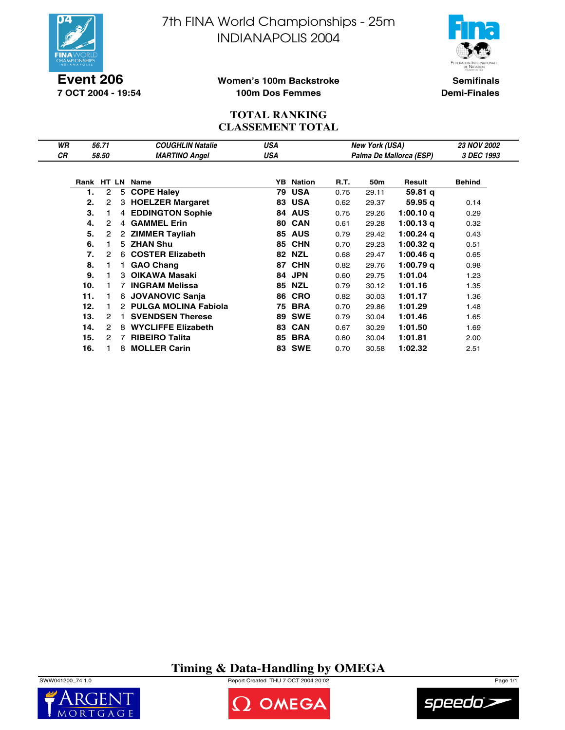# 7th FINA World Championships - 25m
# INDIANAPOLIS 2004

**Event 206**
**7 OCT 2004 - 19:54**

**Women's 100m Backstroke**
**100m Dos Femmes**

**Semifinals**
**Demi-Finales**

## TOTAL RANKING
## CLASSEMENT TOTAL

| | | | | | |
|---|---|---|---|---|---|
| *WR* | *56.71* | *COUGHLIN Natalie* | *USA* | *New York (USA)* | *23 NOV 2002* |
| *CR* | *58.50* | *MARTINO Angel* | *USA* | *Palma De Mallorca (ESP)* | *3 DEC 1993* |

| Rank | HT | LN | Name | YB | Nation | R.T. | 50m | Result | Behind |
|---|---|---|---|---|---|---|---|---|---|
| **1.** | 2 | 5 | **COPE Haley** | **79** | **USA** | 0.75 | 29.11 | **59.81 q** | |
| **2.** | 2 | 3 | **HOELZER Margaret** | **83** | **USA** | 0.62 | 29.37 | **59.95 q** | 0.14 |
| **3.** | 1 | 4 | **EDDINGTON Sophie** | **84** | **AUS** | 0.75 | 29.26 | **1:00.10 q** | 0.29 |
| **4.** | 2 | 4 | **GAMMEL Erin** | **80** | **CAN** | 0.61 | 29.28 | **1:00.13 q** | 0.32 |
| **5.** | 2 | 2 | **ZIMMER Tayliah** | **85** | **AUS** | 0.79 | 29.42 | **1:00.24 q** | 0.43 |
| **6.** | 1 | 5 | **ZHAN Shu** | **85** | **CHN** | 0.70 | 29.23 | **1:00.32 q** | 0.51 |
| **7.** | 2 | 6 | **COSTER Elizabeth** | **82** | **NZL** | 0.68 | 29.47 | **1:00.46 q** | 0.65 |
| **8.** | 1 | 1 | **GAO Chang** | **87** | **CHN** | 0.82 | 29.76 | **1:00.79 q** | 0.98 |
| **9.** | 1 | 3 | **OIKAWA Masaki** | **84** | **JPN** | 0.60 | 29.75 | **1:01.04** | 1.23 |
| **10.** | 1 | 7 | **INGRAM Melissa** | **85** | **NZL** | 0.79 | 30.12 | **1:01.16** | 1.35 |
| **11.** | 1 | 6 | **JOVANOVIC Sanja** | **86** | **CRO** | 0.82 | 30.03 | **1:01.17** | 1.36 |
| **12.** | 1 | 2 | **PULGA MOLINA Fabiola** | **75** | **BRA** | 0.70 | 29.86 | **1:01.29** | 1.48 |
| **13.** | 2 | 1 | **SVENDSEN Therese** | **89** | **SWE** | 0.79 | 30.04 | **1:01.46** | 1.65 |
| **14.** | 2 | 8 | **WYCLIFFE Elizabeth** | **83** | **CAN** | 0.67 | 30.29 | **1:01.50** | 1.69 |
| **15.** | 2 | 7 | **RIBEIRO Talita** | **85** | **BRA** | 0.60 | 30.04 | **1:01.81** | 2.00 |
| **16.** | 1 | 8 | **MOLLER Carin** | **83** | **SWE** | 0.70 | 30.58 | **1:02.32** | 2.51 |

**Timing & Data-Handling by OMEGA**

SWW041200_74 1.0 Report Created THU 7 OCT 2004 20:02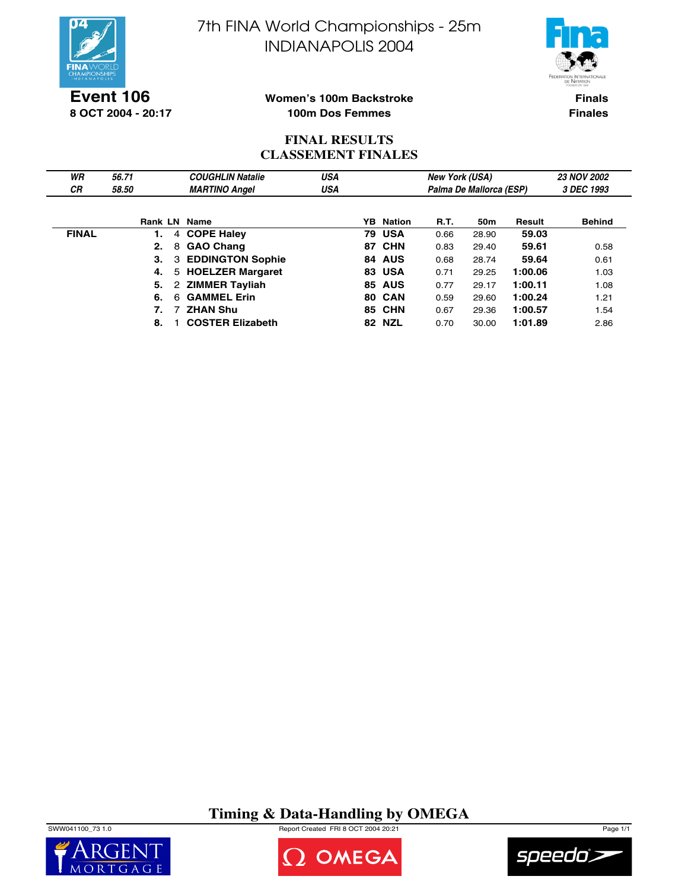# 7th FINA World Championships - 25m
# INDIANAPOLIS 2004

**Event 106**
**8 OCT 2004 - 20:17**

**Women's 100m Backstroke**
**100m Dos Femmes**

**Finals**
**Finales**

## FINAL RESULTS
## CLASSEMENT FINALES

| | | | | | |
|---|---|---|---|---|---|
| *WR* | *56.71* | *COUGHLIN Natalie* | *USA* | *New York (USA)* | *23 NOV 2002* |
| *CR* | *58.50* | *MARTINO Angel* | *USA* | *Palma De Mallorca (ESP)* | *3 DEC 1993* |

| | Rank | LN | Name | YB | Nation | R.T. | 50m | Result | Behind |
|---|---|---|---|---|---|---|---|---|---|
| **FINAL** | **1.** | 4 | **COPE Haley** | **79** | **USA** | 0.66 | 28.90 | **59.03** | |
| | **2.** | 8 | **GAO Chang** | **87** | **CHN** | 0.83 | 29.40 | **59.61** | 0.58 |
| | **3.** | 3 | **EDDINGTON Sophie** | **84** | **AUS** | 0.68 | 28.74 | **59.64** | 0.61 |
| | **4.** | 5 | **HOELZER Margaret** | **83** | **USA** | 0.71 | 29.25 | **1:00.06** | 1.03 |
| | **5.** | 2 | **ZIMMER Tayliah** | **85** | **AUS** | 0.77 | 29.17 | **1:00.11** | 1.08 |
| | **6.** | 6 | **GAMMEL Erin** | **80** | **CAN** | 0.59 | 29.60 | **1:00.24** | 1.21 |
| | **7.** | 7 | **ZHAN Shu** | **85** | **CHN** | 0.67 | 29.36 | **1:00.57** | 1.54 |
| | **8.** | 1 | **COSTER Elizabeth** | **82** | **NZL** | 0.70 | 30.00 | **1:01.89** | 2.86 |

**Timing & Data-Handling by OMEGA**

SWW041100_73 1.0 Report Created FRI 8 OCT 2004 20:21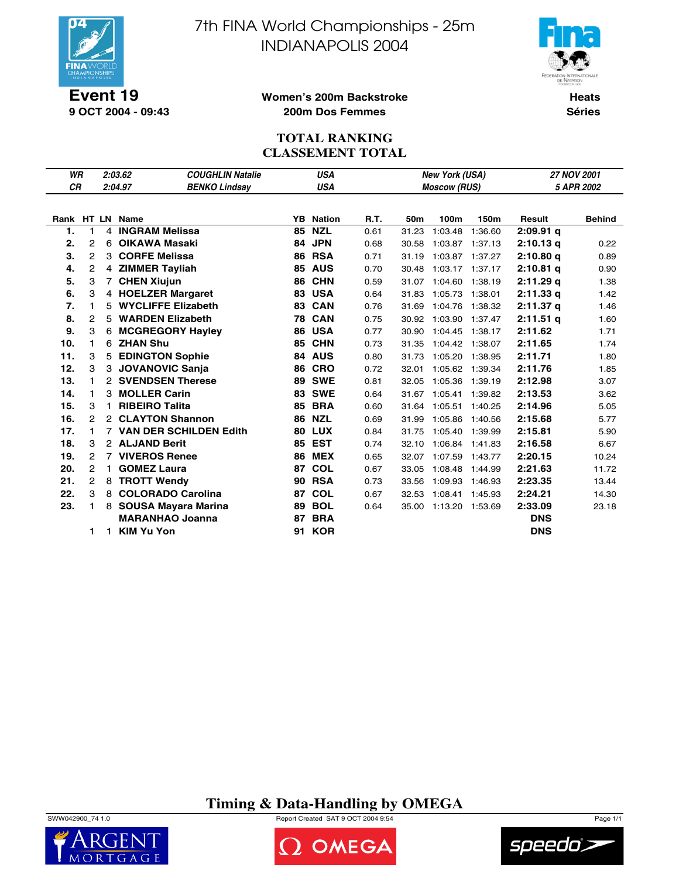# 7th FINA World Championships - 25m
# INDIANAPOLIS 2004

**Event 19**
**9 OCT 2004 - 09:43**

**Women's 200m Backstroke**
**200m Dos Femmes**

**Heats**
**Séries**

## TOTAL RANKING
## CLASSEMENT TOTAL

| WR | 2:03.62 | COUGHLIN Natalie | USA | New York (USA) | 27 NOV 2001 |
|---|---|---|---|---|---|
| CR | 2:04.97 | BENKO Lindsay | USA | Moscow (RUS) | 5 APR 2002 |

| Rank | HT | LN | Name | YB | Nation | R.T. | 50m | 100m | 150m | Result | Behind |
|---|---|---|---|---|---|---|---|---|---|---|---|
| 1. | 1 | 4 | INGRAM Melissa | 85 | NZL | 0.61 | 31.23 | 1:03.48 | 1:36.60 | 2:09.91 q | |
| 2. | 2 | 6 | OIKAWA Masaki | 84 | JPN | 0.68 | 30.58 | 1:03.87 | 1:37.13 | 2:10.13 q | 0.22 |
| 3. | 2 | 3 | CORFE Melissa | 86 | RSA | 0.71 | 31.19 | 1:03.87 | 1:37.27 | 2:10.80 q | 0.89 |
| 4. | 2 | 4 | ZIMMER Tayliah | 85 | AUS | 0.70 | 30.48 | 1:03.17 | 1:37.17 | 2:10.81 q | 0.90 |
| 5. | 3 | 7 | CHEN Xiujun | 86 | CHN | 0.59 | 31.07 | 1:04.60 | 1:38.19 | 2:11.29 q | 1.38 |
| 6. | 3 | 4 | HOELZER Margaret | 83 | USA | 0.64 | 31.83 | 1:05.73 | 1:38.01 | 2:11.33 q | 1.42 |
| 7. | 1 | 5 | WYCLIFFE Elizabeth | 83 | CAN | 0.76 | 31.69 | 1:04.76 | 1:38.32 | 2:11.37 q | 1.46 |
| 8. | 2 | 5 | WARDEN Elizabeth | 78 | CAN | 0.75 | 30.92 | 1:03.90 | 1:37.47 | 2:11.51 q | 1.60 |
| 9. | 3 | 6 | MCGREGORY Hayley | 86 | USA | 0.77 | 30.90 | 1:04.45 | 1:38.17 | 2:11.62 | 1.71 |
| 10. | 1 | 6 | ZHAN Shu | 85 | CHN | 0.73 | 31.35 | 1:04.42 | 1:38.07 | 2:11.65 | 1.74 |
| 11. | 3 | 5 | EDINGTON Sophie | 84 | AUS | 0.80 | 31.73 | 1:05.20 | 1:38.95 | 2:11.71 | 1.80 |
| 12. | 3 | 3 | JOVANOVIC Sanja | 86 | CRO | 0.72 | 32.01 | 1:05.62 | 1:39.34 | 2:11.76 | 1.85 |
| 13. | 1 | 2 | SVENDSEN Therese | 89 | SWE | 0.81 | 32.05 | 1:05.36 | 1:39.19 | 2:12.98 | 3.07 |
| 14. | 1 | 3 | MOLLER Carin | 83 | SWE | 0.64 | 31.67 | 1:05.41 | 1:39.82 | 2:13.53 | 3.62 |
| 15. | 3 | 1 | RIBEIRO Talita | 85 | BRA | 0.60 | 31.64 | 1:05.51 | 1:40.25 | 2:14.96 | 5.05 |
| 16. | 2 | 2 | CLAYTON Shannon | 86 | NZL | 0.69 | 31.99 | 1:05.86 | 1:40.56 | 2:15.68 | 5.77 |
| 17. | 1 | 7 | VAN DER SCHILDEN Edith | 80 | LUX | 0.84 | 31.75 | 1:05.40 | 1:39.99 | 2:15.81 | 5.90 |
| 18. | 3 | 2 | ALJAND Berit | 85 | EST | 0.74 | 32.10 | 1:06.84 | 1:41.83 | 2:16.58 | 6.67 |
| 19. | 2 | 7 | VIVEROS Renee | 86 | MEX | 0.65 | 32.07 | 1:07.59 | 1:43.77 | 2:20.15 | 10.24 |
| 20. | 2 | 1 | GOMEZ Laura | 87 | COL | 0.67 | 33.05 | 1:08.48 | 1:44.99 | 2:21.63 | 11.72 |
| 21. | 2 | 8 | TROTT Wendy | 90 | RSA | 0.73 | 33.56 | 1:09.93 | 1:46.93 | 2:23.35 | 13.44 |
| 22. | 3 | 8 | COLORADO Carolina | 87 | COL | 0.67 | 32.53 | 1:08.41 | 1:45.93 | 2:24.21 | 14.30 |
| 23. | 1 | 8 | SOUSA Mayara Marina | 89 | BOL | 0.64 | 35.00 | 1:13.20 | 1:53.69 | 2:33.09 | 23.18 |
| | | | MARANHAO Joanna | 87 | BRA | | | | | DNS | |
| | 1 | 1 | KIM Yu Yon | 91 | KOR | | | | | DNS | |

**Timing & Data-Handling by OMEGA**

SWW042900_74 1.0 — Report Created SAT 9 OCT 2004 9:54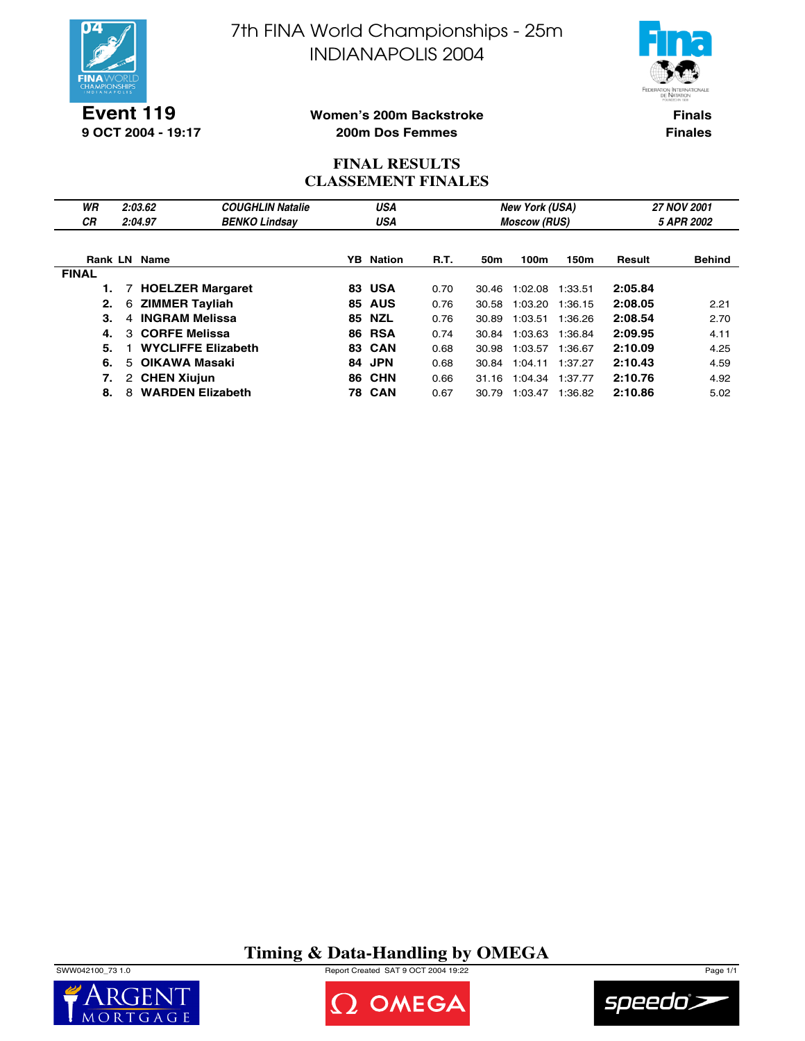# 7th FINA World Championships - 25m
# INDIANAPOLIS 2004

**Event 119**
**9 OCT 2004 - 19:17**

**Women's 200m Backstroke**
**200m Dos Femmes**

**Finals**
**Finales**

## FINAL RESULTS
## CLASSEMENT FINALES

| | | | | | |
|---|---|---|---|---|---|
| *WR* | *2:03.62* | *COUGHLIN Natalie* | *USA* | *New York (USA)* | *27 NOV 2001* |
| *CR* | *2:04.97* | *BENKO Lindsay* | *USA* | *Moscow (RUS)* | *5 APR 2002* |

| Rank | LN | Name | YB | Nation | R.T. | 50m | 100m | 150m | Result | Behind |
|---|---|---|---|---|---|---|---|---|---|---|
| **FINAL** | | | | | | | | | | |
| **1.** | 7 | **HOELZER Margaret** | **83** | **USA** | 0.70 | 30.46 | 1:02.08 | 1:33.51 | **2:05.84** | |
| **2.** | 6 | **ZIMMER Tayliah** | **85** | **AUS** | 0.76 | 30.58 | 1:03.20 | 1:36.15 | **2:08.05** | 2.21 |
| **3.** | 4 | **INGRAM Melissa** | **85** | **NZL** | 0.76 | 30.89 | 1:03.51 | 1:36.26 | **2:08.54** | 2.70 |
| **4.** | 3 | **CORFE Melissa** | **86** | **RSA** | 0.74 | 30.84 | 1:03.63 | 1:36.84 | **2:09.95** | 4.11 |
| **5.** | 1 | **WYCLIFFE Elizabeth** | **83** | **CAN** | 0.68 | 30.98 | 1:03.57 | 1:36.67 | **2:10.09** | 4.25 |
| **6.** | 5 | **OIKAWA Masaki** | **84** | **JPN** | 0.68 | 30.84 | 1:04.11 | 1:37.27 | **2:10.43** | 4.59 |
| **7.** | 2 | **CHEN Xiujun** | **86** | **CHN** | 0.66 | 31.16 | 1:04.34 | 1:37.77 | **2:10.76** | 4.92 |
| **8.** | 8 | **WARDEN Elizabeth** | **78** | **CAN** | 0.67 | 30.79 | 1:03.47 | 1:36.82 | **2:10.86** | 5.02 |

**Timing & Data-Handling by OMEGA**

SWW042100_73 1.0 — Report Created SAT 9 OCT 2004 19:22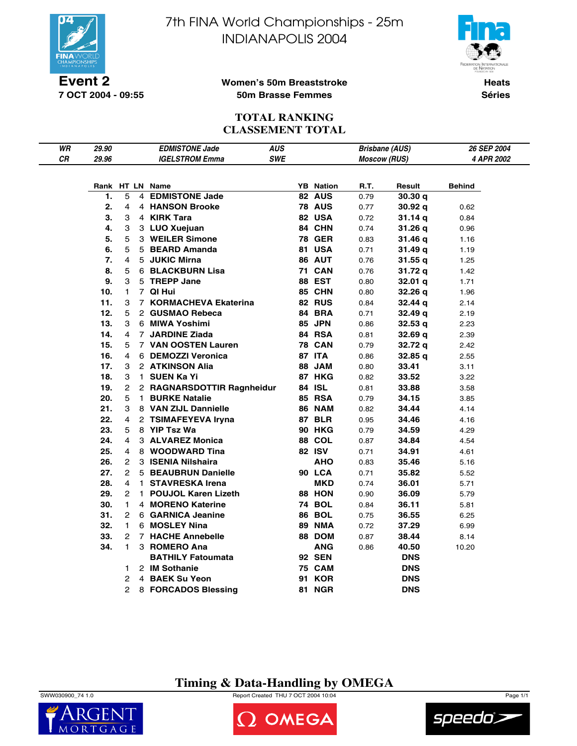# 7th FINA World Championships - 25m
# INDIANAPOLIS 2004

**Event 2**
**7 OCT 2004 - 09:55**

**Women's 50m Breaststroke**
**50m Brasse Femmes**

**Heats**
**Séries**

## TOTAL RANKING
## CLASSEMENT TOTAL

| | | | | | |
|---|---|---|---|---|---|
| *WR* | *29.90* | *EDMISTONE Jade* | *AUS* | *Brisbane (AUS)* | *26 SEP 2004* |
| *CR* | *29.96* | *IGELSTROM Emma* | *SWE* | *Moscow (RUS)* | *4 APR 2002* |

| Rank | HT | LN | Name | YB | Nation | R.T. | Result | Behind |
|---|---|---|---|---|---|---|---|---|
| 1. | 5 | 4 | EDMISTONE Jade | 82 | AUS | 0.79 | 30.30 q | |
| 2. | 4 | 4 | HANSON Brooke | 78 | AUS | 0.77 | 30.92 q | 0.62 |
| 3. | 3 | 4 | KIRK Tara | 82 | USA | 0.72 | 31.14 q | 0.84 |
| 4. | 3 | 3 | LUO Xuejuan | 84 | CHN | 0.74 | 31.26 q | 0.96 |
| 5. | 5 | 3 | WEILER Simone | 78 | GER | 0.83 | 31.46 q | 1.16 |
| 6. | 5 | 5 | BEARD Amanda | 81 | USA | 0.71 | 31.49 q | 1.19 |
| 7. | 4 | 5 | JUKIC Mirna | 86 | AUT | 0.76 | 31.55 q | 1.25 |
| 8. | 5 | 6 | BLACKBURN Lisa | 71 | CAN | 0.76 | 31.72 q | 1.42 |
| 9. | 3 | 5 | TREPP Jane | 88 | EST | 0.80 | 32.01 q | 1.71 |
| 10. | 1 | 7 | QI Hui | 85 | CHN | 0.80 | 32.26 q | 1.96 |
| 11. | 3 | 7 | KORMACHEVA Ekaterina | 82 | RUS | 0.84 | 32.44 q | 2.14 |
| 12. | 5 | 2 | GUSMAO Rebeca | 84 | BRA | 0.71 | 32.49 q | 2.19 |
| 13. | 3 | 6 | MIWA Yoshimi | 85 | JPN | 0.86 | 32.53 q | 2.23 |
| 14. | 4 | 7 | JARDINE Ziada | 84 | RSA | 0.81 | 32.69 q | 2.39 |
| 15. | 5 | 7 | VAN OOSTEN Lauren | 78 | CAN | 0.79 | 32.72 q | 2.42 |
| 16. | 4 | 6 | DEMOZZI Veronica | 87 | ITA | 0.86 | 32.85 q | 2.55 |
| 17. | 3 | 2 | ATKINSON Alia | 88 | JAM | 0.80 | 33.41 | 3.11 |
| 18. | 3 | 1 | SUEN Ka Yi | 87 | HKG | 0.82 | 33.52 | 3.22 |
| 19. | 2 | 2 | RAGNARSDOTTIR Ragnheidur | 84 | ISL | 0.81 | 33.88 | 3.58 |
| 20. | 5 | 1 | BURKE Natalie | 85 | RSA | 0.79 | 34.15 | 3.85 |
| 21. | 3 | 8 | VAN ZIJL Dannielle | 86 | NAM | 0.82 | 34.44 | 4.14 |
| 22. | 4 | 2 | TSIMAFEYEVA Iryna | 87 | BLR | 0.95 | 34.46 | 4.16 |
| 23. | 5 | 8 | YIP Tsz Wa | 90 | HKG | 0.79 | 34.59 | 4.29 |
| 24. | 4 | 3 | ALVAREZ Monica | 88 | COL | 0.87 | 34.84 | 4.54 |
| 25. | 4 | 8 | WOODWARD Tina | 82 | ISV | 0.71 | 34.91 | 4.61 |
| 26. | 2 | 3 | ISENIA Nilshaira | | AHO | 0.83 | 35.46 | 5.16 |
| 27. | 2 | 5 | BEAUBRUN Danielle | 90 | LCA | 0.71 | 35.82 | 5.52 |
| 28. | 4 | 1 | STAVRESKA Irena | | MKD | 0.74 | 36.01 | 5.71 |
| 29. | 2 | 1 | POUJOL Karen Lizeth | 88 | HON | 0.90 | 36.09 | 5.79 |
| 30. | 1 | 4 | MORENO Katerine | 74 | BOL | 0.84 | 36.11 | 5.81 |
| 31. | 2 | 6 | GARNICA Jeanine | 86 | BOL | 0.75 | 36.55 | 6.25 |
| 32. | 1 | 6 | MOSLEY Nina | 89 | NMA | 0.72 | 37.29 | 6.99 |
| 33. | 2 | 7 | HACHE Annebelle | 88 | DOM | 0.87 | 38.44 | 8.14 |
| 34. | 1 | 3 | ROMERO Ana | | ANG | 0.86 | 40.50 | 10.20 |
| | | | BATHILY Fatoumata | 92 | SEN | | DNS | |
| | 1 | 2 | IM Sothanie | 75 | CAM | | DNS | |
| | 2 | 4 | BAEK Su Yeon | 91 | KOR | | DNS | |
| | 2 | 8 | FORCADOS Blessing | 81 | NGR | | DNS | |

**Timing & Data-Handling by OMEGA**

SWW030900_74 1.0 Report Created THU 7 OCT 2004 10:04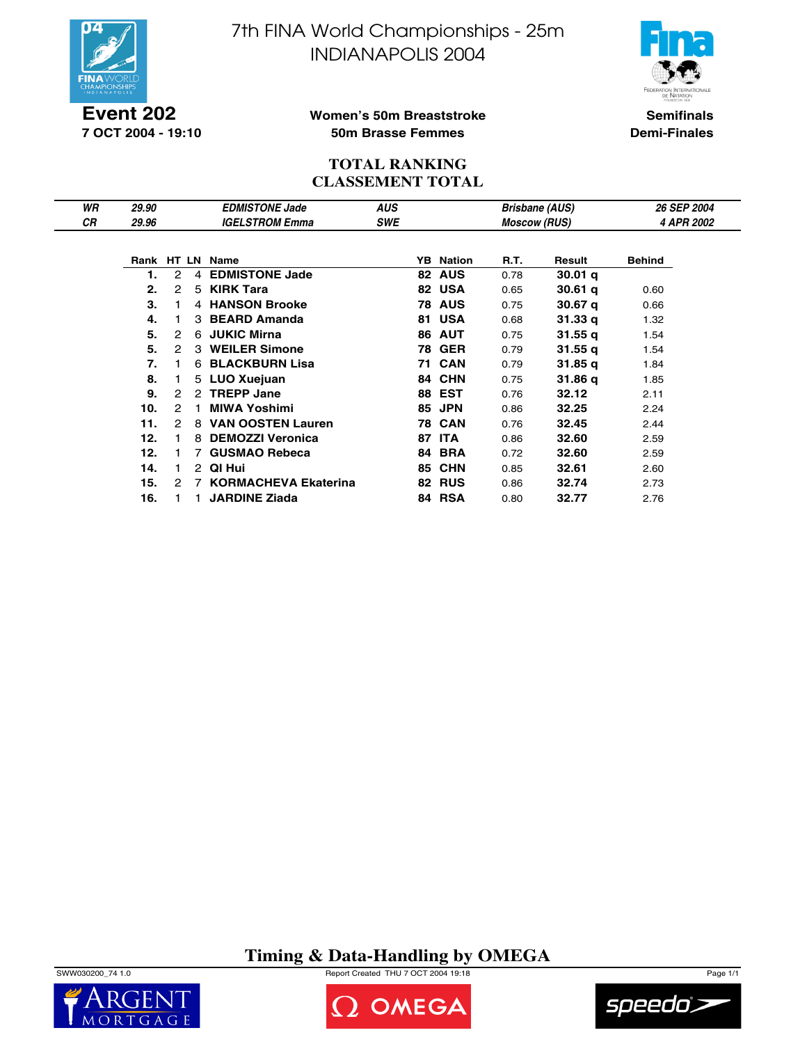# 7th FINA World Championships - 25m
# INDIANAPOLIS 2004

**Event 202**
**7 OCT 2004 - 19:10**

**Women's 50m Breaststroke**
**50m Brasse Femmes**

**Semifinals**
**Demi-Finales**

## TOTAL RANKING
## CLASSEMENT TOTAL

| | | | | | |
|---|---|---|---|---|---|
| *WR* | *29.90* | *EDMISTONE Jade* | *AUS* | *Brisbane (AUS)* | *26 SEP 2004* |
| *CR* | *29.96* | *IGELSTROM Emma* | *SWE* | *Moscow (RUS)* | *4 APR 2002* |

| Rank | HT | LN | Name | YB | Nation | R.T. | Result | Behind |
|---|---|---|---|---|---|---|---|---|
| **1.** | 2 | 4 | **EDMISTONE Jade** | **82** | **AUS** | 0.78 | **30.01 q** | |
| **2.** | 2 | 5 | **KIRK Tara** | **82** | **USA** | 0.65 | **30.61 q** | 0.60 |
| **3.** | 1 | 4 | **HANSON Brooke** | **78** | **AUS** | 0.75 | **30.67 q** | 0.66 |
| **4.** | 1 | 3 | **BEARD Amanda** | **81** | **USA** | 0.68 | **31.33 q** | 1.32 |
| **5.** | 2 | 6 | **JUKIC Mirna** | **86** | **AUT** | 0.75 | **31.55 q** | 1.54 |
| **5.** | 2 | 3 | **WEILER Simone** | **78** | **GER** | 0.79 | **31.55 q** | 1.54 |
| **7.** | 1 | 6 | **BLACKBURN Lisa** | **71** | **CAN** | 0.79 | **31.85 q** | 1.84 |
| **8.** | 1 | 5 | **LUO Xuejuan** | **84** | **CHN** | 0.75 | **31.86 q** | 1.85 |
| **9.** | 2 | 2 | **TREPP Jane** | **88** | **EST** | 0.76 | **32.12** | 2.11 |
| **10.** | 2 | 1 | **MIWA Yoshimi** | **85** | **JPN** | 0.86 | **32.25** | 2.24 |
| **11.** | 2 | 8 | **VAN OOSTEN Lauren** | **78** | **CAN** | 0.76 | **32.45** | 2.44 |
| **12.** | 1 | 8 | **DEMOZZI Veronica** | **87** | **ITA** | 0.86 | **32.60** | 2.59 |
| **12.** | 1 | 7 | **GUSMAO Rebeca** | **84** | **BRA** | 0.72 | **32.60** | 2.59 |
| **14.** | 1 | 2 | **QI Hui** | **85** | **CHN** | 0.85 | **32.61** | 2.60 |
| **15.** | 2 | 7 | **KORMACHEVA Ekaterina** | **82** | **RUS** | 0.86 | **32.74** | 2.73 |
| **16.** | 1 | 1 | **JARDINE Ziada** | **84** | **RSA** | 0.80 | **32.77** | 2.76 |

**Timing & Data-Handling by OMEGA**

SWW030200_74 1.0 — Report Created THU 7 OCT 2004 19:18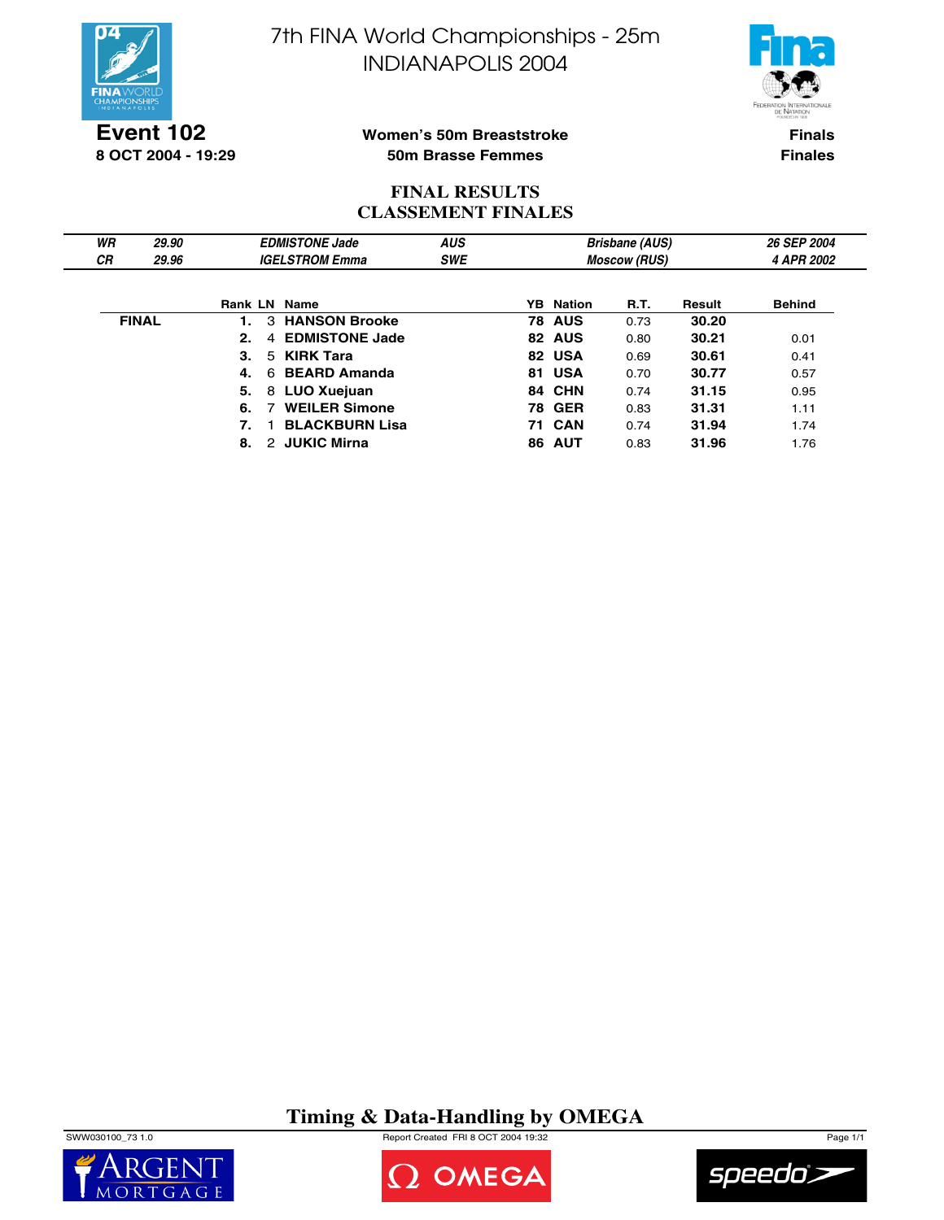# 7th FINA World Championships - 25m
# INDIANAPOLIS 2004

**Event 102**
**8 OCT 2004 - 19:29**

**Women's 50m Breaststroke**
**50m Brasse Femmes**

**Finals**
**Finales**

## FINAL RESULTS
## CLASSEMENT FINALES

| | | | | | |
|---|---|---|---|---|---|
| *WR* | *29.90* | *EDMISTONE Jade* | *AUS* | *Brisbane (AUS)* | *26 SEP 2004* |
| *CR* | *29.96* | *IGELSTROM Emma* | *SWE* | *Moscow (RUS)* | *4 APR 2002* |

| | Rank | LN | Name | YB | Nation | R.T. | Result | Behind |
|---|---|---|---|---|---|---|---|---|
| **FINAL** | **1.** | 3 | **HANSON Brooke** | **78** | **AUS** | 0.73 | **30.20** | |
| | **2.** | 4 | **EDMISTONE Jade** | **82** | **AUS** | 0.80 | **30.21** | 0.01 |
| | **3.** | 5 | **KIRK Tara** | **82** | **USA** | 0.69 | **30.61** | 0.41 |
| | **4.** | 6 | **BEARD Amanda** | **81** | **USA** | 0.70 | **30.77** | 0.57 |
| | **5.** | 8 | **LUO Xuejuan** | **84** | **CHN** | 0.74 | **31.15** | 0.95 |
| | **6.** | 7 | **WEILER Simone** | **78** | **GER** | 0.83 | **31.31** | 1.11 |
| | **7.** | 1 | **BLACKBURN Lisa** | **71** | **CAN** | 0.74 | **31.94** | 1.74 |
| | **8.** | 2 | **JUKIC Mirna** | **86** | **AUT** | 0.83 | **31.96** | 1.76 |

**Timing & Data-Handling by OMEGA**

SWW030100_73 1.0 Report Created FRI 8 OCT 2004 19:32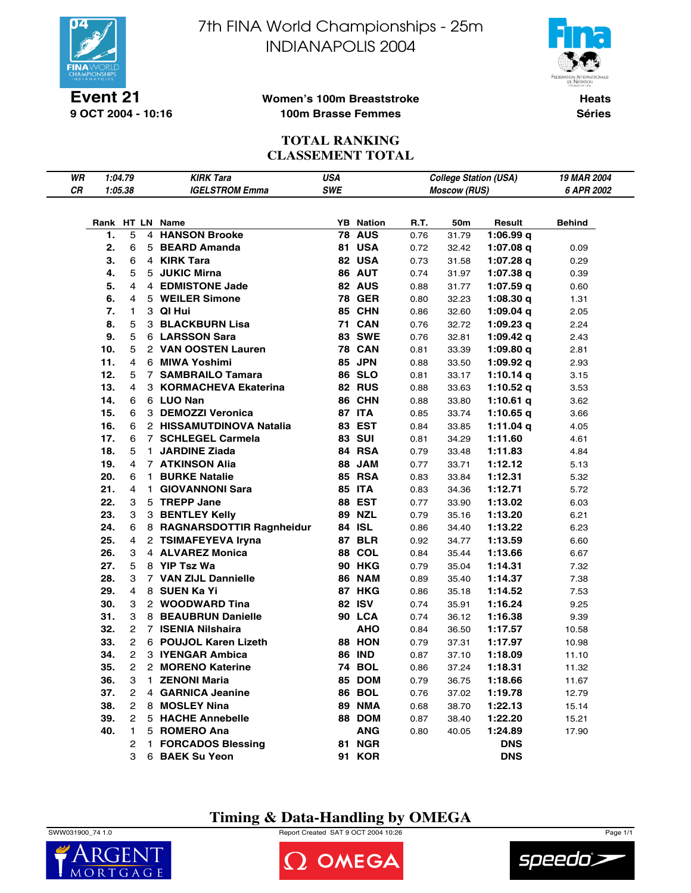# 7th FINA World Championships - 25m
## INDIANAPOLIS 2004

**Event 21**
**9 OCT 2004 - 10:16**

**Women's 100m Breaststroke**
**100m Brasse Femmes**

**Heats**
**Séries**

### TOTAL RANKING
### CLASSEMENT TOTAL

| | | | | | |
|---|---|---|---|---|---|
| *WR* | *1:04.79* | *KIRK Tara* | *USA* | *College Station (USA)* | *19 MAR 2004* |
| *CR* | *1:05.38* | *IGELSTROM Emma* | *SWE* | *Moscow (RUS)* | *6 APR 2002* |

| Rank | HT | LN | Name | YB | Nation | R.T. | 50m | Result | Behind |
|---|---|---|---|---|---|---|---|---|---|
| **1.** | 5 | 4 | **HANSON Brooke** | **78** | **AUS** | 0.76 | 31.79 | **1:06.99 q** | |
| **2.** | 6 | 5 | **BEARD Amanda** | **81** | **USA** | 0.72 | 32.42 | **1:07.08 q** | 0.09 |
| **3.** | 6 | 4 | **KIRK Tara** | **82** | **USA** | 0.73 | 31.58 | **1:07.28 q** | 0.29 |
| **4.** | 5 | 5 | **JUKIC Mirna** | **86** | **AUT** | 0.74 | 31.97 | **1:07.38 q** | 0.39 |
| **5.** | 4 | 4 | **EDMISTONE Jade** | **82** | **AUS** | 0.88 | 31.77 | **1:07.59 q** | 0.60 |
| **6.** | 4 | 5 | **WEILER Simone** | **78** | **GER** | 0.80 | 32.23 | **1:08.30 q** | 1.31 |
| **7.** | 1 | 3 | **QI Hui** | **85** | **CHN** | 0.86 | 32.60 | **1:09.04 q** | 2.05 |
| **8.** | 5 | 3 | **BLACKBURN Lisa** | **71** | **CAN** | 0.76 | 32.72 | **1:09.23 q** | 2.24 |
| **9.** | 5 | 6 | **LARSSON Sara** | **83** | **SWE** | 0.76 | 32.81 | **1:09.42 q** | 2.43 |
| **10.** | 5 | 2 | **VAN OOSTEN Lauren** | **78** | **CAN** | 0.81 | 33.39 | **1:09.80 q** | 2.81 |
| **11.** | 4 | 6 | **MIWA Yoshimi** | **85** | **JPN** | 0.88 | 33.50 | **1:09.92 q** | 2.93 |
| **12.** | 5 | 7 | **SAMBRAILO Tamara** | **86** | **SLO** | 0.81 | 33.17 | **1:10.14 q** | 3.15 |
| **13.** | 4 | 3 | **KORMACHEVA Ekaterina** | **82** | **RUS** | 0.88 | 33.63 | **1:10.52 q** | 3.53 |
| **14.** | 6 | 6 | **LUO Nan** | **86** | **CHN** | 0.88 | 33.80 | **1:10.61 q** | 3.62 |
| **15.** | 6 | 3 | **DEMOZZI Veronica** | **87** | **ITA** | 0.85 | 33.74 | **1:10.65 q** | 3.66 |
| **16.** | 6 | 2 | **HISSAMUTDINOVA Natalia** | **83** | **EST** | 0.84 | 33.85 | **1:11.04 q** | 4.05 |
| **17.** | 6 | 7 | **SCHLEGEL Carmela** | **83** | **SUI** | 0.81 | 34.29 | **1:11.60** | 4.61 |
| **18.** | 5 | 1 | **JARDINE Ziada** | **84** | **RSA** | 0.79 | 33.48 | **1:11.83** | 4.84 |
| **19.** | 4 | 7 | **ATKINSON Alia** | **88** | **JAM** | 0.77 | 33.71 | **1:12.12** | 5.13 |
| **20.** | 6 | 1 | **BURKE Natalie** | **85** | **RSA** | 0.83 | 33.84 | **1:12.31** | 5.32 |
| **21.** | 4 | 1 | **GIOVANNONI Sara** | **85** | **ITA** | 0.83 | 34.36 | **1:12.71** | 5.72 |
| **22.** | 3 | 5 | **TREPP Jane** | **88** | **EST** | 0.77 | 33.90 | **1:13.02** | 6.03 |
| **23.** | 3 | 3 | **BENTLEY Kelly** | **89** | **NZL** | 0.79 | 35.16 | **1:13.20** | 6.21 |
| **24.** | 6 | 8 | **RAGNARSDOTTIR Ragnheidur** | **84** | **ISL** | 0.86 | 34.40 | **1:13.22** | 6.23 |
| **25.** | 4 | 2 | **TSIMAFEYEVA Iryna** | **87** | **BLR** | 0.92 | 34.77 | **1:13.59** | 6.60 |
| **26.** | 3 | 4 | **ALVAREZ Monica** | **88** | **COL** | 0.84 | 35.44 | **1:13.66** | 6.67 |
| **27.** | 5 | 8 | **YIP Tsz Wa** | **90** | **HKG** | 0.79 | 35.04 | **1:14.31** | 7.32 |
| **28.** | 3 | 7 | **VAN ZIJL Dannielle** | **86** | **NAM** | 0.89 | 35.40 | **1:14.37** | 7.38 |
| **29.** | 4 | 8 | **SUEN Ka Yi** | **87** | **HKG** | 0.86 | 35.18 | **1:14.52** | 7.53 |
| **30.** | 3 | 2 | **WOODWARD Tina** | **82** | **ISV** | 0.74 | 35.91 | **1:16.24** | 9.25 |
| **31.** | 3 | 8 | **BEAUBRUN Danielle** | **90** | **LCA** | 0.74 | 36.12 | **1:16.38** | 9.39 |
| **32.** | 2 | 7 | **ISENIA Nilshaira** | | **AHO** | 0.84 | 36.50 | **1:17.57** | 10.58 |
| **33.** | 2 | 6 | **POUJOL Karen Lizeth** | **88** | **HON** | 0.79 | 37.31 | **1:17.97** | 10.98 |
| **34.** | 2 | 3 | **IYENGAR Ambica** | **86** | **IND** | 0.87 | 37.10 | **1:18.09** | 11.10 |
| **35.** | 2 | 2 | **MORENO Katerine** | **74** | **BOL** | 0.86 | 37.24 | **1:18.31** | 11.32 |
| **36.** | 3 | 1 | **ZENONI Maria** | **85** | **DOM** | 0.79 | 36.75 | **1:18.66** | 11.67 |
| **37.** | 2 | 4 | **GARNICA Jeanine** | **86** | **BOL** | 0.76 | 37.02 | **1:19.78** | 12.79 |
| **38.** | 2 | 8 | **MOSLEY Nina** | **89** | **NMA** | 0.68 | 38.70 | **1:22.13** | 15.14 |
| **39.** | 2 | 5 | **HACHE Annebelle** | **88** | **DOM** | 0.87 | 38.40 | **1:22.20** | 15.21 |
| **40.** | 1 | 5 | **ROMERO Ana** | | **ANG** | 0.80 | 40.05 | **1:24.89** | 17.90 |
| | 2 | 1 | **FORCADOS Blessing** | **81** | **NGR** | | | **DNS** | |
| | 3 | 6 | **BAEK Su Yeon** | **91** | **KOR** | | | **DNS** | |

**Timing & Data-Handling by OMEGA**

SWW031900_74 1.0 Report Created SAT 9 OCT 2004 10:26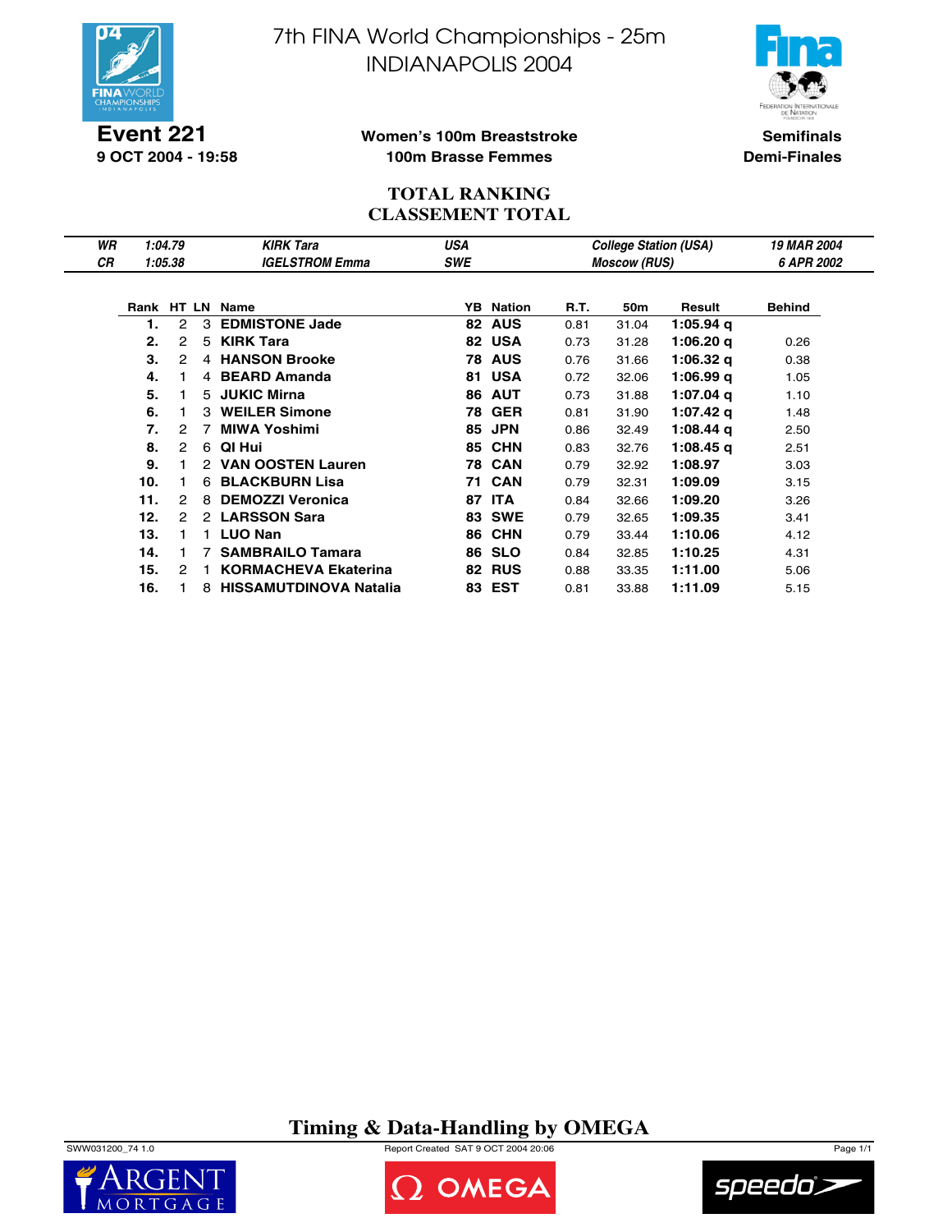# 7th FINA World Championships - 25m
## INDIANAPOLIS 2004

**Event 221**
**9 OCT 2004 - 19:58**

**Women's 100m Breaststroke**
**100m Brasse Femmes**

**Semifinals**
**Demi-Finales**

## TOTAL RANKING
## CLASSEMENT TOTAL

| | | | | | |
|---|---|---|---|---|---|
| *WR* | *1:04.79* | *KIRK Tara* | *USA* | *College Station (USA)* | *19 MAR 2004* |
| *CR* | *1:05.38* | *IGELSTROM Emma* | *SWE* | *Moscow (RUS)* | *6 APR 2002* |

| Rank | HT | LN | Name | YB | Nation | R.T. | 50m | Result | Behind |
|---|---|---|---|---|---|---|---|---|---|
| 1. | 2 | 3 | **EDMISTONE Jade** | 82 | AUS | 0.81 | 31.04 | **1:05.94 q** | |
| 2. | 2 | 5 | **KIRK Tara** | 82 | USA | 0.73 | 31.28 | **1:06.20 q** | 0.26 |
| 3. | 2 | 4 | **HANSON Brooke** | 78 | AUS | 0.76 | 31.66 | **1:06.32 q** | 0.38 |
| 4. | 1 | 4 | **BEARD Amanda** | 81 | USA | 0.72 | 32.06 | **1:06.99 q** | 1.05 |
| 5. | 1 | 5 | **JUKIC Mirna** | 86 | AUT | 0.73 | 31.88 | **1:07.04 q** | 1.10 |
| 6. | 1 | 3 | **WEILER Simone** | 78 | GER | 0.81 | 31.90 | **1:07.42 q** | 1.48 |
| 7. | 2 | 7 | **MIWA Yoshimi** | 85 | JPN | 0.86 | 32.49 | **1:08.44 q** | 2.50 |
| 8. | 2 | 6 | **QI Hui** | 85 | CHN | 0.83 | 32.76 | **1:08.45 q** | 2.51 |
| 9. | 1 | 2 | **VAN OOSTEN Lauren** | 78 | CAN | 0.79 | 32.92 | **1:08.97** | 3.03 |
| 10. | 1 | 6 | **BLACKBURN Lisa** | 71 | CAN | 0.79 | 32.31 | **1:09.09** | 3.15 |
| 11. | 2 | 8 | **DEMOZZI Veronica** | 87 | ITA | 0.84 | 32.66 | **1:09.20** | 3.26 |
| 12. | 2 | 2 | **LARSSON Sara** | 83 | SWE | 0.79 | 32.65 | **1:09.35** | 3.41 |
| 13. | 1 | 1 | **LUO Nan** | 86 | CHN | 0.79 | 33.44 | **1:10.06** | 4.12 |
| 14. | 1 | 7 | **SAMBRAILO Tamara** | 86 | SLO | 0.84 | 32.85 | **1:10.25** | 4.31 |
| 15. | 2 | 1 | **KORMACHEVA Ekaterina** | 82 | RUS | 0.88 | 33.35 | **1:11.00** | 5.06 |
| 16. | 1 | 8 | **HISSAMUTDINOVA Natalia** | 83 | EST | 0.81 | 33.88 | **1:11.09** | 5.15 |

**Timing & Data-Handling by OMEGA**

SWW031200_74 1.0 — Report Created SAT 9 OCT 2004 20:06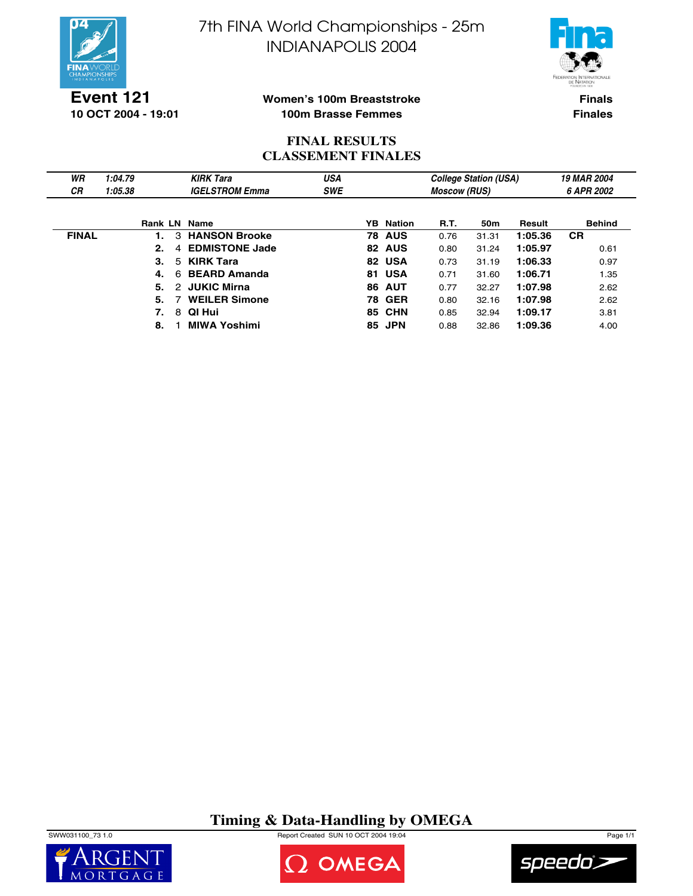# 7th FINA World Championships - 25m
# INDIANAPOLIS 2004

**Event 121**
**10 OCT 2004 - 19:01**

**Women's 100m Breaststroke**
**100m Brasse Femmes**

**Finals**
**Finales**

## FINAL RESULTS
## CLASSEMENT FINALES

| | | | | | |
|---|---|---|---|---|---|
| *WR* | *1:04.79* | *KIRK Tara* | *USA* | *College Station (USA)* | *19 MAR 2004* |
| *CR* | *1:05.38* | *IGELSTROM Emma* | *SWE* | *Moscow (RUS)* | *6 APR 2002* |

| | Rank | LN | Name | YB | Nation | R.T. | 50m | Result | Behind |
|---|---|---|---|---|---|---|---|---|---|
| **FINAL** | **1.** | 3 | **HANSON Brooke** | **78** | **AUS** | 0.76 | 31.31 | **1:05.36** | **CR** |
| | **2.** | 4 | **EDMISTONE Jade** | **82** | **AUS** | 0.80 | 31.24 | **1:05.97** | 0.61 |
| | **3.** | 5 | **KIRK Tara** | **82** | **USA** | 0.73 | 31.19 | **1:06.33** | 0.97 |
| | **4.** | 6 | **BEARD Amanda** | **81** | **USA** | 0.71 | 31.60 | **1:06.71** | 1.35 |
| | **5.** | 2 | **JUKIC Mirna** | **86** | **AUT** | 0.77 | 32.27 | **1:07.98** | 2.62 |
| | **5.** | 7 | **WEILER Simone** | **78** | **GER** | 0.80 | 32.16 | **1:07.98** | 2.62 |
| | **7.** | 8 | **QI Hui** | **85** | **CHN** | 0.85 | 32.94 | **1:09.17** | 3.81 |
| | **8.** | 1 | **MIWA Yoshimi** | **85** | **JPN** | 0.88 | 32.86 | **1:09.36** | 4.00 |

**Timing & Data-Handling by OMEGA**

SWW031100_73 1.0 Report Created SUN 10 OCT 2004 19:04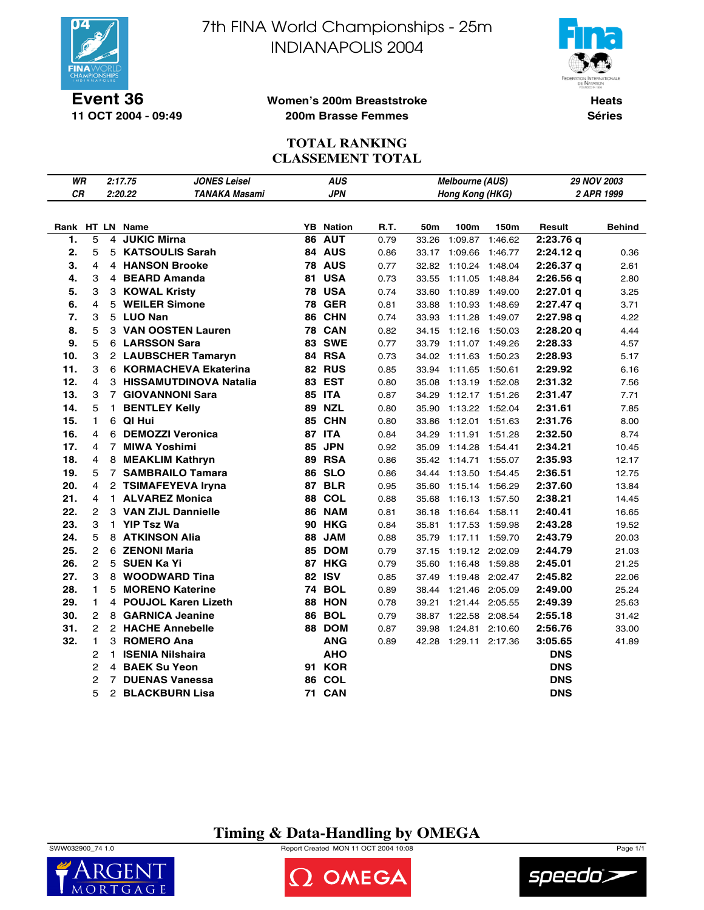# 7th FINA World Championships - 25m
# INDIANAPOLIS 2004

**Event 36**
**11 OCT 2004 - 09:49**

**Women's 200m Breaststroke**
**200m Brasse Femmes**

**Heats**
**Séries**

## TOTAL RANKING
## CLASSEMENT TOTAL

| | | | | | |
|---|---|---|---|---|---|
| *WR* | *2:17.75* | *JONES Leisel* | *AUS* | *Melbourne (AUS)* | *29 NOV 2003* |
| *CR* | *2:20.22* | *TANAKA Masami* | *JPN* | *Hong Kong (HKG)* | *2 APR 1999* |

| Rank | HT | LN | Name | YB | Nation | R.T. | 50m | 100m | 150m | Result | Behind |
|---|---|---|---|---|---|---|---|---|---|---|---|
| 1. | 5 | 4 | JUKIC Mirna | 86 | AUT | 0.79 | 33.26 | 1:09.87 | 1:46.62 | 2:23.76 q | |
| 2. | 5 | 5 | KATSOULIS Sarah | 84 | AUS | 0.86 | 33.17 | 1:09.66 | 1:46.77 | 2:24.12 q | 0.36 |
| 3. | 4 | 4 | HANSON Brooke | 78 | AUS | 0.77 | 32.82 | 1:10.24 | 1:48.04 | 2:26.37 q | 2.61 |
| 4. | 3 | 4 | BEARD Amanda | 81 | USA | 0.73 | 33.55 | 1:11.05 | 1:48.84 | 2:26.56 q | 2.80 |
| 5. | 3 | 3 | KOWAL Kristy | 78 | USA | 0.74 | 33.60 | 1:10.89 | 1:49.00 | 2:27.01 q | 3.25 |
| 6. | 4 | 5 | WEILER Simone | 78 | GER | 0.81 | 33.88 | 1:10.93 | 1:48.69 | 2:27.47 q | 3.71 |
| 7. | 3 | 5 | LUO Nan | 86 | CHN | 0.74 | 33.93 | 1:11.28 | 1:49.07 | 2:27.98 q | 4.22 |
| 8. | 5 | 3 | VAN OOSTEN Lauren | 78 | CAN | 0.82 | 34.15 | 1:12.16 | 1:50.03 | 2:28.20 q | 4.44 |
| 9. | 5 | 6 | LARSSON Sara | 83 | SWE | 0.77 | 33.79 | 1:11.07 | 1:49.26 | 2:28.33 | 4.57 |
| 10. | 3 | 2 | LAUBSCHER Tamaryn | 84 | RSA | 0.73 | 34.02 | 1:11.63 | 1:50.23 | 2:28.93 | 5.17 |
| 11. | 3 | 6 | KORMACHEVA Ekaterina | 82 | RUS | 0.85 | 33.94 | 1:11.65 | 1:50.61 | 2:29.92 | 6.16 |
| 12. | 4 | 3 | HISSAMUTDINOVA Natalia | 83 | EST | 0.80 | 35.08 | 1:13.19 | 1:52.08 | 2:31.32 | 7.56 |
| 13. | 3 | 7 | GIOVANNONI Sara | 85 | ITA | 0.87 | 34.29 | 1:12.17 | 1:51.26 | 2:31.47 | 7.71 |
| 14. | 5 | 1 | BENTLEY Kelly | 89 | NZL | 0.80 | 35.90 | 1:13.22 | 1:52.04 | 2:31.61 | 7.85 |
| 15. | 1 | 6 | QI Hui | 85 | CHN | 0.80 | 33.86 | 1:12.01 | 1:51.63 | 2:31.76 | 8.00 |
| 16. | 4 | 6 | DEMOZZI Veronica | 87 | ITA | 0.84 | 34.29 | 1:11.91 | 1:51.28 | 2:32.50 | 8.74 |
| 17. | 4 | 7 | MIWA Yoshimi | 85 | JPN | 0.92 | 35.09 | 1:14.28 | 1:54.41 | 2:34.21 | 10.45 |
| 18. | 4 | 8 | MEAKLIM Kathryn | 89 | RSA | 0.86 | 35.42 | 1:14.71 | 1:55.07 | 2:35.93 | 12.17 |
| 19. | 5 | 7 | SAMBRAILO Tamara | 86 | SLO | 0.86 | 34.44 | 1:13.50 | 1:54.45 | 2:36.51 | 12.75 |
| 20. | 4 | 2 | TSIMAFEYEVA Iryna | 87 | BLR | 0.95 | 35.60 | 1:15.14 | 1:56.29 | 2:37.60 | 13.84 |
| 21. | 4 | 1 | ALVAREZ Monica | 88 | COL | 0.88 | 35.68 | 1:16.13 | 1:57.50 | 2:38.21 | 14.45 |
| 22. | 2 | 3 | VAN ZIJL Dannielle | 86 | NAM | 0.81 | 36.18 | 1:16.64 | 1:58.11 | 2:40.41 | 16.65 |
| 23. | 3 | 1 | YIP Tsz Wa | 90 | HKG | 0.84 | 35.81 | 1:17.53 | 1:59.98 | 2:43.28 | 19.52 |
| 24. | 5 | 8 | ATKINSON Alia | 88 | JAM | 0.88 | 35.79 | 1:17.11 | 1:59.70 | 2:43.79 | 20.03 |
| 25. | 2 | 6 | ZENONI Maria | 85 | DOM | 0.79 | 37.15 | 1:19.12 | 2:02.09 | 2:44.79 | 21.03 |
| 26. | 2 | 5 | SUEN Ka Yi | 87 | HKG | 0.79 | 35.60 | 1:16.48 | 1:59.88 | 2:45.01 | 21.25 |
| 27. | 3 | 8 | WOODWARD Tina | 82 | ISV | 0.85 | 37.49 | 1:19.48 | 2:02.47 | 2:45.82 | 22.06 |
| 28. | 1 | 5 | MORENO Katerine | 74 | BOL | 0.89 | 38.44 | 1:21.46 | 2:05.09 | 2:49.00 | 25.24 |
| 29. | 1 | 4 | POUJOL Karen Lizeth | 88 | HON | 0.78 | 39.21 | 1:21.44 | 2:05.55 | 2:49.39 | 25.63 |
| 30. | 2 | 8 | GARNICA Jeanine | 86 | BOL | 0.79 | 38.87 | 1:22.58 | 2:08.54 | 2:55.18 | 31.42 |
| 31. | 2 | 2 | HACHE Annebelle | 88 | DOM | 0.87 | 39.98 | 1:24.81 | 2:10.60 | 2:56.76 | 33.00 |
| 32. | 1 | 3 | ROMERO Ana | | ANG | 0.89 | 42.28 | 1:29.11 | 2:17.36 | 3:05.65 | 41.89 |
| | 2 | 1 | ISENIA Nilshaira | | AHO | | | | | DNS | |
| | 2 | 4 | BAEK Su Yeon | 91 | KOR | | | | | DNS | |
| | 2 | 7 | DUENAS Vanessa | 86 | COL | | | | | DNS | |
| | 5 | 2 | BLACKBURN Lisa | 71 | CAN | | | | | DNS | |

**Timing & Data-Handling by OMEGA**

SWW032900_74 1.0 — Report Created MON 11 OCT 2004 10:08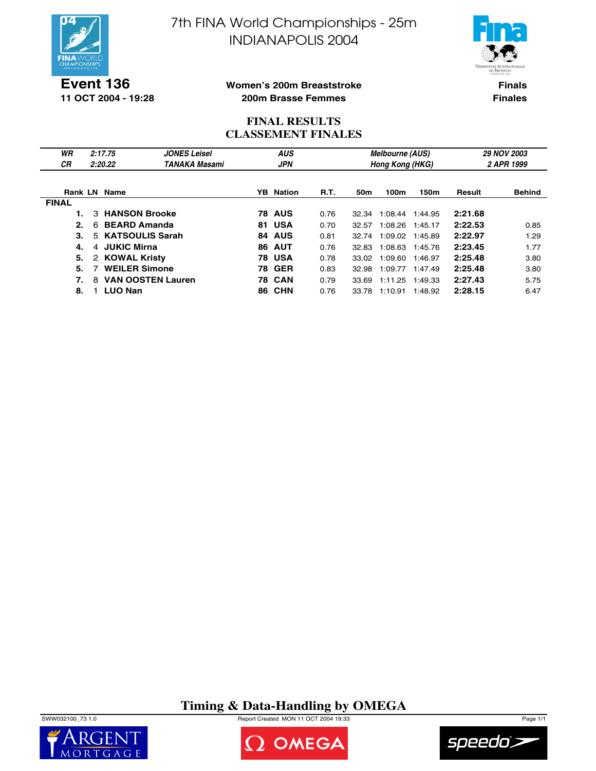# 7th FINA World Championships - 25m
# INDIANAPOLIS 2004

**Event 136**
**11 OCT 2004 - 19:28**

**Women's 200m Breaststroke**
**200m Brasse Femmes**

**Finals**
**Finales**

## FINAL RESULTS
## CLASSEMENT FINALES

| | | | | | |
|---|---|---|---|---|---|
| *WR* | *2:17.75* | *JONES Leisel* | *AUS* | *Melbourne (AUS)* | *29 NOV 2003* |
| *CR* | *2:20.22* | *TANAKA Masami* | *JPN* | *Hong Kong (HKG)* | *2 APR 1999* |

| Rank | LN | Name | YB | Nation | R.T. | 50m | 100m | 150m | Result | Behind |
|---|---|---|---|---|---|---|---|---|---|---|
| **FINAL** | | | | | | | | | | |
| **1.** | 3 | **HANSON Brooke** | **78** | **AUS** | 0.76 | 32.34 | 1:08.44 | 1:44.95 | **2:21.68** | |
| **2.** | 6 | **BEARD Amanda** | **81** | **USA** | 0.70 | 32.57 | 1:08.26 | 1:45.17 | **2:22.53** | 0.85 |
| **3.** | 5 | **KATSOULIS Sarah** | **84** | **AUS** | 0.81 | 32.74 | 1:09.02 | 1:45.89 | **2:22.97** | 1.29 |
| **4.** | 4 | **JUKIC Mirna** | **86** | **AUT** | 0.76 | 32.83 | 1:08.63 | 1:45.76 | **2:23.45** | 1.77 |
| **5.** | 2 | **KOWAL Kristy** | **78** | **USA** | 0.78 | 33.02 | 1:09.60 | 1:46.97 | **2:25.48** | 3.80 |
| **5.** | 7 | **WEILER Simone** | **78** | **GER** | 0.83 | 32.98 | 1:09.77 | 1:47.49 | **2:25.48** | 3.80 |
| **7.** | 8 | **VAN OOSTEN Lauren** | **78** | **CAN** | 0.79 | 33.69 | 1:11.25 | 1:49.33 | **2:27.43** | 5.75 |
| **8.** | 1 | **LUO Nan** | **86** | **CHN** | 0.76 | 33.78 | 1:10.91 | 1:48.92 | **2:28.15** | 6.47 |

**Timing & Data-Handling by OMEGA**

SWW032100_73 1.0 Report Created MON 11 OCT 2004 19:33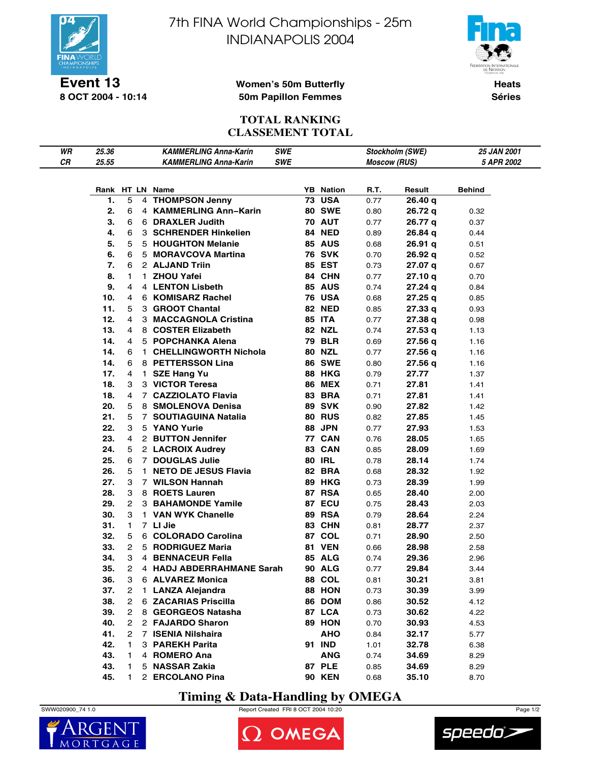# 7th FINA World Championships - 25m
# INDIANAPOLIS 2004

**Event 13**
**8 OCT 2004 - 10:14**

**Women's 50m Butterfly**
**50m Papillon Femmes**

**Heats**
**Séries**

## TOTAL RANKING
## CLASSEMENT TOTAL

| | | | | | |
|---|---|---|---|---|---|
| *WR* | *25.36* | *KAMMERLING Anna-Karin* | *SWE* | *Stockholm (SWE)* | *25 JAN 2001* |
| *CR* | *25.55* | *KAMMERLING Anna-Karin* | *SWE* | *Moscow (RUS)* | *5 APR 2002* |

| Rank | HT | LN | Name | YB | Nation | R.T. | Result | Behind |
|---|---|---|---|---|---|---|---|---|
| 1. | 5 | 4 | **THOMPSON Jenny** | 73 | USA | 0.77 | **26.40 q** | |
| 2. | 6 | 4 | **KAMMERLING Ann–Karin** | 80 | SWE | 0.80 | **26.72 q** | 0.32 |
| 3. | 6 | 6 | **DRAXLER Judith** | 70 | AUT | 0.77 | **26.77 q** | 0.37 |
| 4. | 6 | 3 | **SCHRENDER Hinkelien** | 84 | NED | 0.89 | **26.84 q** | 0.44 |
| 5. | 5 | 5 | **HOUGHTON Melanie** | 85 | AUS | 0.68 | **26.91 q** | 0.51 |
| 6. | 6 | 5 | **MORAVCOVA Martina** | 76 | SVK | 0.70 | **26.92 q** | 0.52 |
| 7. | 6 | 2 | **ALJAND Triin** | 85 | EST | 0.73 | **27.07 q** | 0.67 |
| 8. | 1 | 1 | **ZHOU Yafei** | 84 | CHN | 0.77 | **27.10 q** | 0.70 |
| 9. | 4 | 4 | **LENTON Lisbeth** | 85 | AUS | 0.74 | **27.24 q** | 0.84 |
| 10. | 4 | 6 | **KOMISARZ Rachel** | 76 | USA | 0.68 | **27.25 q** | 0.85 |
| 11. | 5 | 3 | **GROOT Chantal** | 82 | NED | 0.85 | **27.33 q** | 0.93 |
| 12. | 4 | 3 | **MACCAGNOLA Cristina** | 85 | ITA | 0.77 | **27.38 q** | 0.98 |
| 13. | 4 | 8 | **COSTER Elizabeth** | 82 | NZL | 0.74 | **27.53 q** | 1.13 |
| 14. | 4 | 5 | **POPCHANKA Alena** | 79 | BLR | 0.69 | **27.56 q** | 1.16 |
| 14. | 6 | 1 | **CHELLINGWORTH Nichola** | 80 | NZL | 0.77 | **27.56 q** | 1.16 |
| 14. | 6 | 8 | **PETTERSSON Lina** | 86 | SWE | 0.80 | **27.56 q** | 1.16 |
| 17. | 4 | 1 | **SZE Hang Yu** | 88 | HKG | 0.79 | **27.77** | 1.37 |
| 18. | 3 | 3 | **VICTOR Teresa** | 86 | MEX | 0.71 | **27.81** | 1.41 |
| 18. | 4 | 7 | **CAZZIOLATO Flavia** | 83 | BRA | 0.71 | **27.81** | 1.41 |
| 20. | 5 | 8 | **SMOLENOVA Denisa** | 89 | SVK | 0.90 | **27.82** | 1.42 |
| 21. | 5 | 7 | **SOUTIAGUINA Natalia** | 80 | RUS | 0.82 | **27.85** | 1.45 |
| 22. | 3 | 5 | **YANO Yurie** | 88 | JPN | 0.77 | **27.93** | 1.53 |
| 23. | 4 | 2 | **BUTTON Jennifer** | 77 | CAN | 0.76 | **28.05** | 1.65 |
| 24. | 5 | 2 | **LACROIX Audrey** | 83 | CAN | 0.85 | **28.09** | 1.69 |
| 25. | 6 | 7 | **DOUGLAS Julie** | 80 | IRL | 0.78 | **28.14** | 1.74 |
| 26. | 5 | 1 | **NETO DE JESUS Flavia** | 82 | BRA | 0.68 | **28.32** | 1.92 |
| 27. | 3 | 7 | **WILSON Hannah** | 89 | HKG | 0.73 | **28.39** | 1.99 |
| 28. | 3 | 8 | **ROETS Lauren** | 87 | RSA | 0.65 | **28.40** | 2.00 |
| 29. | 2 | 3 | **BAHAMONDE Yamile** | 87 | ECU | 0.75 | **28.43** | 2.03 |
| 30. | 3 | 1 | **VAN WYK Chanelle** | 89 | RSA | 0.79 | **28.64** | 2.24 |
| 31. | 1 | 7 | **LI Jie** | 83 | CHN | 0.81 | **28.77** | 2.37 |
| 32. | 5 | 6 | **COLORADO Carolina** | 87 | COL | 0.71 | **28.90** | 2.50 |
| 33. | 2 | 5 | **RODRIGUEZ Maria** | 81 | VEN | 0.66 | **28.98** | 2.58 |
| 34. | 3 | 4 | **BENNACEUR Fella** | 85 | ALG | 0.74 | **29.36** | 2.96 |
| 35. | 2 | 4 | **HADJ ABDERRAHMANE Sarah** | 90 | ALG | 0.77 | **29.84** | 3.44 |
| 36. | 3 | 6 | **ALVAREZ Monica** | 88 | COL | 0.81 | **30.21** | 3.81 |
| 37. | 2 | 1 | **LANZA Alejandra** | 88 | HON | 0.73 | **30.39** | 3.99 |
| 38. | 2 | 6 | **ZACARIAS Priscilla** | 86 | DOM | 0.86 | **30.52** | 4.12 |
| 39. | 2 | 8 | **GEORGEOS Natasha** | 87 | LCA | 0.73 | **30.62** | 4.22 |
| 40. | 2 | 2 | **FAJARDO Sharon** | 89 | HON | 0.70 | **30.93** | 4.53 |
| 41. | 2 | 7 | **ISENIA Nilshaira** | | AHO | 0.84 | **32.17** | 5.77 |
| 42. | 1 | 3 | **PAREKH Parita** | 91 | IND | 1.01 | **32.78** | 6.38 |
| 43. | 1 | 4 | **ROMERO Ana** | | ANG | 0.74 | **34.69** | 8.29 |
| 43. | 1 | 5 | **NASSAR Zakia** | 87 | PLE | 0.85 | **34.69** | 8.29 |
| 45. | 1 | 2 | **ERCOLANO Pina** | 90 | KEN | 0.68 | **35.10** | 8.70 |

**Timing & Data-Handling by OMEGA**

SWW020900_74 1.0 Report Created FRI 8 OCT 2004 10:20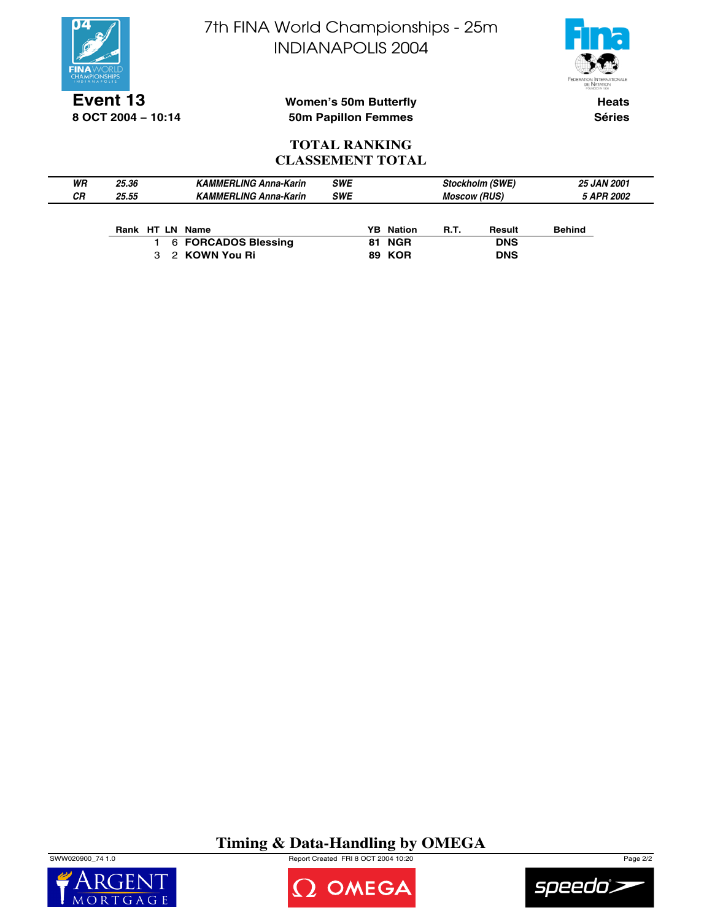# 7th FINA World Championships - 25m
# INDIANAPOLIS 2004

**Event 13**
**8 OCT 2004 – 10:14**

**Women's 50m Butterfly**
**50m Papillon Femmes**

**Heats**
**Séries**

## TOTAL RANKING
## CLASSEMENT TOTAL

| | | | | | |
|---|---|---|---|---|---|
| *WR* | *25.36* | *KAMMERLING Anna-Karin* | *SWE* | *Stockholm (SWE)* | *25 JAN 2001* |
| *CR* | *25.55* | *KAMMERLING Anna-Karin* | *SWE* | *Moscow (RUS)* | *5 APR 2002* |

| Rank | HT | LN | Name | YB | Nation | R.T. | Result | Behind |
|---|---|---|---|---|---|---|---|---|
| | 1 | 6 | **FORCADOS Blessing** | 81 | NGR | | DNS | |
| | 3 | 2 | **KOWN You Ri** | 89 | KOR | | DNS | |

**Timing & Data-Handling by OMEGA**

SWW020900_74 1.0 Report Created FRI 8 OCT 2004 10:20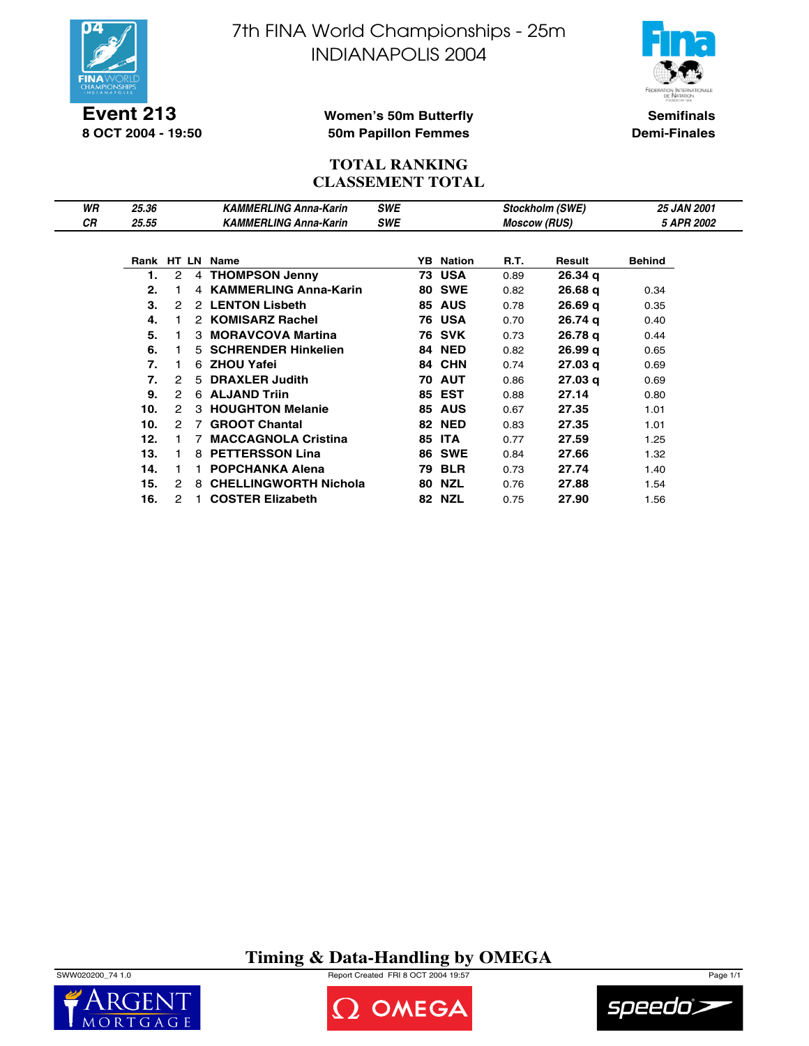# 7th FINA World Championships - 25m
# INDIANAPOLIS 2004

**Event 213**
**8 OCT 2004 - 19:50**

**Women's 50m Butterfly**
**50m Papillon Femmes**

**Semifinals**
**Demi-Finales**

## TOTAL RANKING
## CLASSEMENT TOTAL

| | | | | | |
|---|---|---|---|---|---|
| *WR* | *25.36* | *KAMMERLING Anna-Karin* | *SWE* | *Stockholm (SWE)* | *25 JAN 2001* |
| *CR* | *25.55* | *KAMMERLING Anna-Karin* | *SWE* | *Moscow (RUS)* | *5 APR 2002* |

| Rank | HT | LN | Name | YB | Nation | R.T. | Result | Behind |
|---|---|---|---|---|---|---|---|---|
| **1.** | 2 | 4 | **THOMPSON Jenny** | **73** | **USA** | 0.89 | **26.34 q** | |
| **2.** | 1 | 4 | **KAMMERLING Anna-Karin** | **80** | **SWE** | 0.82 | **26.68 q** | 0.34 |
| **3.** | 2 | 2 | **LENTON Lisbeth** | **85** | **AUS** | 0.78 | **26.69 q** | 0.35 |
| **4.** | 1 | 2 | **KOMISARZ Rachel** | **76** | **USA** | 0.70 | **26.74 q** | 0.40 |
| **5.** | 1 | 3 | **MORAVCOVA Martina** | **76** | **SVK** | 0.73 | **26.78 q** | 0.44 |
| **6.** | 1 | 5 | **SCHRENDER Hinkelien** | **84** | **NED** | 0.82 | **26.99 q** | 0.65 |
| **7.** | 1 | 6 | **ZHOU Yafei** | **84** | **CHN** | 0.74 | **27.03 q** | 0.69 |
| **7.** | 2 | 5 | **DRAXLER Judith** | **70** | **AUT** | 0.86 | **27.03 q** | 0.69 |
| **9.** | 2 | 6 | **ALJAND Triin** | **85** | **EST** | 0.88 | **27.14** | 0.80 |
| **10.** | 2 | 3 | **HOUGHTON Melanie** | **85** | **AUS** | 0.67 | **27.35** | 1.01 |
| **10.** | 2 | 7 | **GROOT Chantal** | **82** | **NED** | 0.83 | **27.35** | 1.01 |
| **12.** | 1 | 7 | **MACCAGNOLA Cristina** | **85** | **ITA** | 0.77 | **27.59** | 1.25 |
| **13.** | 1 | 8 | **PETTERSSON Lina** | **86** | **SWE** | 0.84 | **27.66** | 1.32 |
| **14.** | 1 | 1 | **POPCHANKA Alena** | **79** | **BLR** | 0.73 | **27.74** | 1.40 |
| **15.** | 2 | 8 | **CHELLINGWORTH Nichola** | **80** | **NZL** | 0.76 | **27.88** | 1.54 |
| **16.** | 2 | 1 | **COSTER Elizabeth** | **82** | **NZL** | 0.75 | **27.90** | 1.56 |

**Timing & Data-Handling by OMEGA**

SWW020200_74 1.0 — Report Created FRI 8 OCT 2004 19:57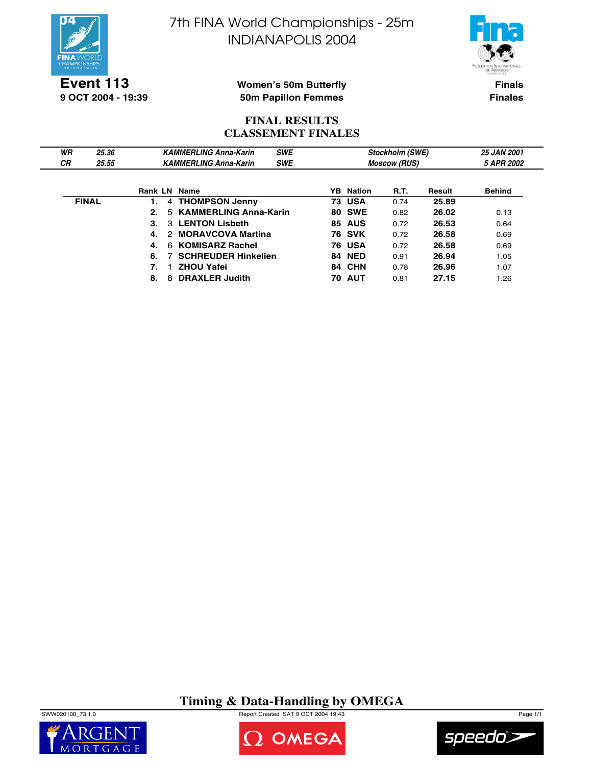# 7th FINA World Championships - 25m
# INDIANAPOLIS 2004

**Event 113**
**9 OCT 2004 - 19:39**

**Women's 50m Butterfly**
**50m Papillon Femmes**

**Finals**
**Finales**

## FINAL RESULTS
## CLASSEMENT FINALES

| | | | | | |
|---|---|---|---|---|---|
| *WR* | *25.36* | *KAMMERLING Anna-Karin* | *SWE* | *Stockholm (SWE)* | *25 JAN 2001* |
| *CR* | *25.55* | *KAMMERLING Anna-Karin* | *SWE* | *Moscow (RUS)* | *5 APR 2002* |

| | Rank | LN | Name | YB | Nation | R.T. | Result | Behind |
|---|---|---|---|---|---|---|---|---|
| **FINAL** | **1.** | 4 | **THOMPSON Jenny** | **73** | **USA** | 0.74 | **25.89** | |
| | **2.** | 5 | **KAMMERLING Anna-Karin** | **80** | **SWE** | 0.82 | **26.02** | 0.13 |
| | **3.** | 3 | **LENTON Lisbeth** | **85** | **AUS** | 0.72 | **26.53** | 0.64 |
| | **4.** | 2 | **MORAVCOVA Martina** | **76** | **SVK** | 0.72 | **26.58** | 0.69 |
| | **4.** | 6 | **KOMISARZ Rachel** | **76** | **USA** | 0.72 | **26.58** | 0.69 |
| | **6.** | 7 | **SCHREUDER Hinkelien** | **84** | **NED** | 0.91 | **26.94** | 1.05 |
| | **7.** | 1 | **ZHOU Yafei** | **84** | **CHN** | 0.78 | **26.96** | 1.07 |
| | **8.** | 8 | **DRAXLER Judith** | **70** | **AUT** | 0.81 | **27.15** | 1.26 |

**Timing & Data-Handling by OMEGA**

SWW020100_73 1.0 Report Created SAT 9 OCT 2004 19:43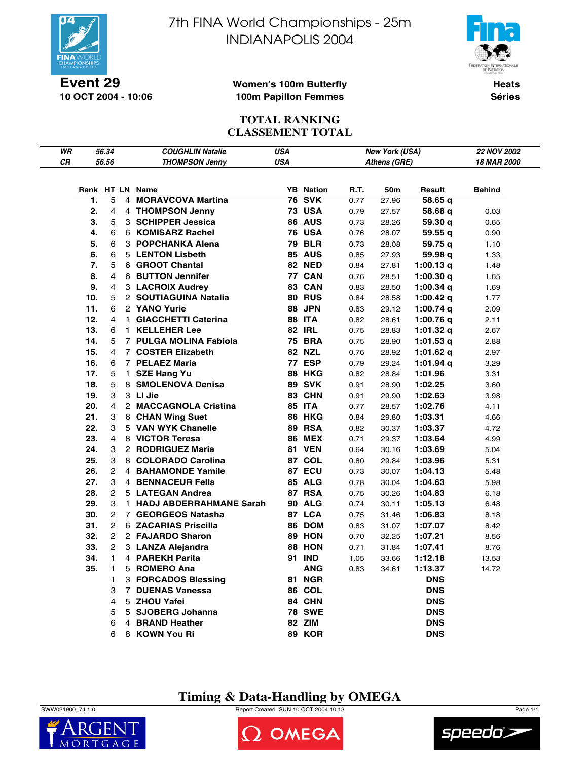# 7th FINA World Championships - 25m
# INDIANAPOLIS 2004

**Event 29**
**10 OCT 2004 - 10:06**

**Women's 100m Butterfly**
**100m Papillon Femmes**

**Heats**
**Séries**

## TOTAL RANKING
## CLASSEMENT TOTAL

| | | | | |
|---|---|---|---|---|
| *WR* | *56.34* | *COUGHLIN Natalie* | *USA* | *New York (USA)* | *22 NOV 2002* |
| *CR* | *56.56* | *THOMPSON Jenny* | *USA* | *Athens (GRE)* | *18 MAR 2000* |

| Rank | HT | LN | Name | YB | Nation | R.T. | 50m | Result | Behind |
|---|---|---|---|---|---|---|---|---|---|
| 1. | 5 | 4 | **MORAVCOVA Martina** | 76 | **SVK** | 0.77 | 27.96 | **58.65 q** | |
| 2. | 4 | 4 | **THOMPSON Jenny** | 73 | **USA** | 0.79 | 27.57 | **58.68 q** | 0.03 |
| 3. | 5 | 3 | **SCHIPPER Jessica** | 86 | **AUS** | 0.73 | 28.26 | **59.30 q** | 0.65 |
| 4. | 6 | 6 | **KOMISARZ Rachel** | 76 | **USA** | 0.76 | 28.07 | **59.55 q** | 0.90 |
| 5. | 6 | 3 | **POPCHANKA Alena** | 79 | **BLR** | 0.73 | 28.08 | **59.75 q** | 1.10 |
| 6. | 6 | 5 | **LENTON Lisbeth** | 85 | **AUS** | 0.85 | 27.93 | **59.98 q** | 1.33 |
| 7. | 5 | 6 | **GROOT Chantal** | 82 | **NED** | 0.84 | 27.81 | **1:00.13 q** | 1.48 |
| 8. | 4 | 6 | **BUTTON Jennifer** | 77 | **CAN** | 0.76 | 28.51 | **1:00.30 q** | 1.65 |
| 9. | 4 | 3 | **LACROIX Audrey** | 83 | **CAN** | 0.83 | 28.50 | **1:00.34 q** | 1.69 |
| 10. | 5 | 2 | **SOUTIAGUINA Natalia** | 80 | **RUS** | 0.84 | 28.58 | **1:00.42 q** | 1.77 |
| 11. | 6 | 2 | **YANO Yurie** | 88 | **JPN** | 0.83 | 29.12 | **1:00.74 q** | 2.09 |
| 12. | 4 | 1 | **GIACCHETTI Caterina** | 88 | **ITA** | 0.82 | 28.61 | **1:00.76 q** | 2.11 |
| 13. | 6 | 1 | **KELLEHER Lee** | 82 | **IRL** | 0.75 | 28.83 | **1:01.32 q** | 2.67 |
| 14. | 5 | 7 | **PULGA MOLINA Fabiola** | 75 | **BRA** | 0.75 | 28.90 | **1:01.53 q** | 2.88 |
| 15. | 4 | 7 | **COSTER Elizabeth** | 82 | **NZL** | 0.76 | 28.92 | **1:01.62 q** | 2.97 |
| 16. | 6 | 7 | **PELAEZ Maria** | 77 | **ESP** | 0.79 | 29.24 | **1:01.94 q** | 3.29 |
| 17. | 5 | 1 | **SZE Hang Yu** | 88 | **HKG** | 0.82 | 28.84 | **1:01.96** | 3.31 |
| 18. | 5 | 8 | **SMOLENOVA Denisa** | 89 | **SVK** | 0.91 | 28.90 | **1:02.25** | 3.60 |
| 19. | 3 | 3 | **LI Jie** | 83 | **CHN** | 0.91 | 29.90 | **1:02.63** | 3.98 |
| 20. | 4 | 2 | **MACCAGNOLA Cristina** | 85 | **ITA** | 0.77 | 28.57 | **1:02.76** | 4.11 |
| 21. | 3 | 6 | **CHAN Wing Suet** | 86 | **HKG** | 0.84 | 29.80 | **1:03.31** | 4.66 |
| 22. | 3 | 5 | **VAN WYK Chanelle** | 89 | **RSA** | 0.82 | 30.37 | **1:03.37** | 4.72 |
| 23. | 4 | 8 | **VICTOR Teresa** | 86 | **MEX** | 0.71 | 29.37 | **1:03.64** | 4.99 |
| 24. | 3 | 2 | **RODRIGUEZ Maria** | 81 | **VEN** | 0.64 | 30.16 | **1:03.69** | 5.04 |
| 25. | 3 | 8 | **COLORADO Carolina** | 87 | **COL** | 0.80 | 29.84 | **1:03.96** | 5.31 |
| 26. | 2 | 4 | **BAHAMONDE Yamile** | 87 | **ECU** | 0.73 | 30.07 | **1:04.13** | 5.48 |
| 27. | 3 | 4 | **BENNACEUR Fella** | 85 | **ALG** | 0.78 | 30.04 | **1:04.63** | 5.98 |
| 28. | 2 | 5 | **LATEGAN Andrea** | 87 | **RSA** | 0.75 | 30.26 | **1:04.83** | 6.18 |
| 29. | 3 | 1 | **HADJ ABDERRAHMANE Sarah** | 90 | **ALG** | 0.74 | 30.11 | **1:05.13** | 6.48 |
| 30. | 2 | 7 | **GEORGEOS Natasha** | 87 | **LCA** | 0.75 | 31.46 | **1:06.83** | 8.18 |
| 31. | 2 | 6 | **ZACARIAS Priscilla** | 86 | **DOM** | 0.83 | 31.07 | **1:07.07** | 8.42 |
| 32. | 2 | 2 | **FAJARDO Sharon** | 89 | **HON** | 0.70 | 32.25 | **1:07.21** | 8.56 |
| 33. | 2 | 3 | **LANZA Alejandra** | 88 | **HON** | 0.71 | 31.84 | **1:07.41** | 8.76 |
| 34. | 1 | 4 | **PAREKH Parita** | 91 | **IND** | 1.05 | 33.66 | **1:12.18** | 13.53 |
| 35. | 1 | 5 | **ROMERO Ana** | | **ANG** | 0.83 | 34.61 | **1:13.37** | 14.72 |
| | 1 | 3 | **FORCADOS Blessing** | 81 | **NGR** | | | **DNS** | |
| | 3 | 7 | **DUENAS Vanessa** | 86 | **COL** | | | **DNS** | |
| | 4 | 5 | **ZHOU Yafei** | 84 | **CHN** | | | **DNS** | |
| | 5 | 5 | **SJOBERG Johanna** | 78 | **SWE** | | | **DNS** | |
| | 6 | 4 | **BRAND Heather** | 82 | **ZIM** | | | **DNS** | |
| | 6 | 8 | **KOWN You Ri** | 89 | **KOR** | | | **DNS** | |

**Timing & Data-Handling by OMEGA**

SWW021900_74 1.0 — Report Created SUN 10 OCT 2004 10:13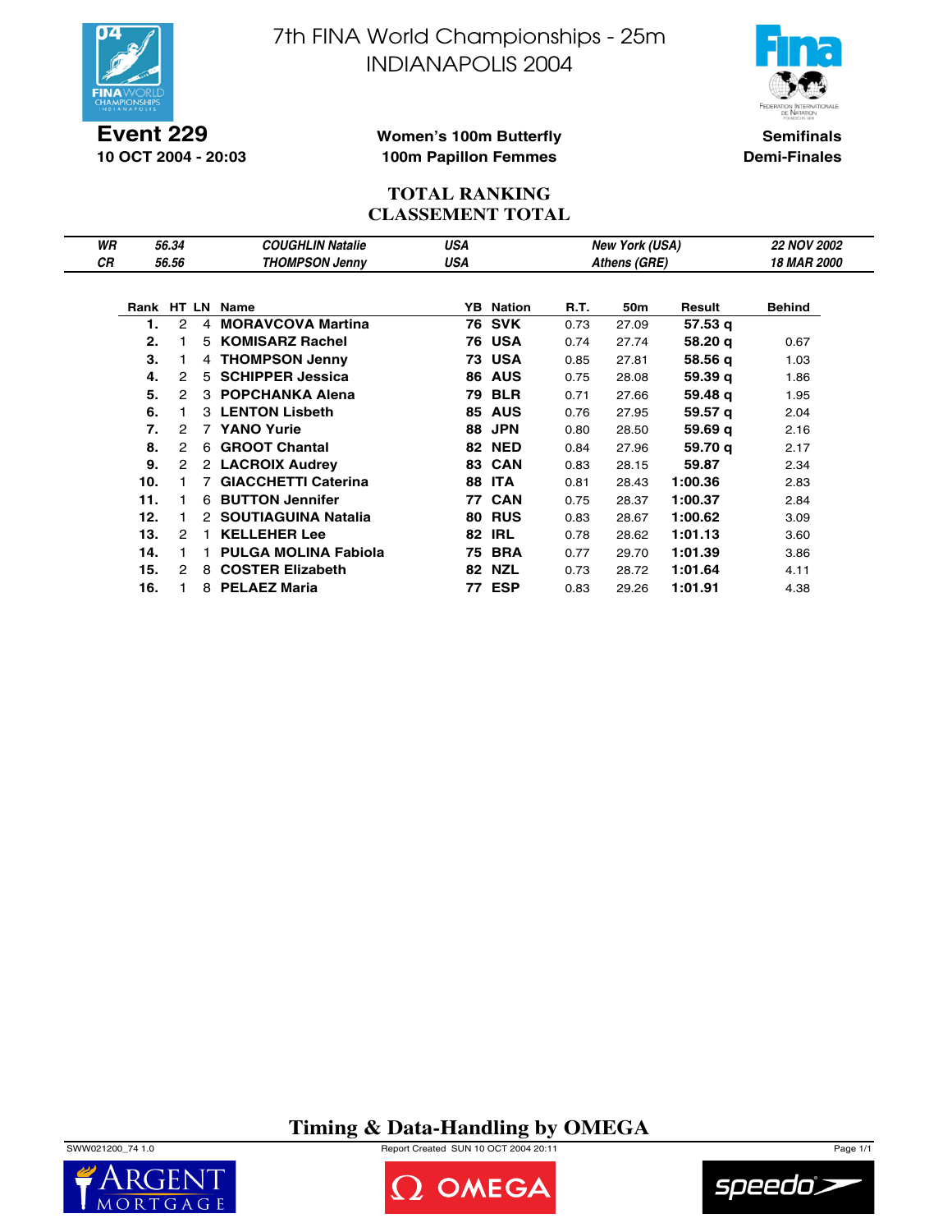# 7th FINA World Championships - 25m
# INDIANAPOLIS 2004

**Event 229**
**10 OCT 2004 - 20:03**

**Women's 100m Butterfly**
**100m Papillon Femmes**

**Semifinals**
**Demi-Finales**

## TOTAL RANKING
## CLASSEMENT TOTAL

| | | | | | |
|---|---|---|---|---|---|
| *WR* | *56.34* | *COUGHLIN Natalie* | *USA* | *New York (USA)* | *22 NOV 2002* |
| *CR* | *56.56* | *THOMPSON Jenny* | *USA* | *Athens (GRE)* | *18 MAR 2000* |

| Rank | HT | LN | Name | YB | Nation | R.T. | 50m | Result | Behind |
|---|---|---|---|---|---|---|---|---|---|
| **1.** | 2 | 4 | **MORAVCOVA Martina** | **76** | **SVK** | 0.73 | 27.09 | **57.53 q** | |
| **2.** | 1 | 5 | **KOMISARZ Rachel** | **76** | **USA** | 0.74 | 27.74 | **58.20 q** | 0.67 |
| **3.** | 1 | 4 | **THOMPSON Jenny** | **73** | **USA** | 0.85 | 27.81 | **58.56 q** | 1.03 |
| **4.** | 2 | 5 | **SCHIPPER Jessica** | **86** | **AUS** | 0.75 | 28.08 | **59.39 q** | 1.86 |
| **5.** | 2 | 3 | **POPCHANKA Alena** | **79** | **BLR** | 0.71 | 27.66 | **59.48 q** | 1.95 |
| **6.** | 1 | 3 | **LENTON Lisbeth** | **85** | **AUS** | 0.76 | 27.95 | **59.57 q** | 2.04 |
| **7.** | 2 | 7 | **YANO Yurie** | **88** | **JPN** | 0.80 | 28.50 | **59.69 q** | 2.16 |
| **8.** | 2 | 6 | **GROOT Chantal** | **82** | **NED** | 0.84 | 27.96 | **59.70 q** | 2.17 |
| **9.** | 2 | 2 | **LACROIX Audrey** | **83** | **CAN** | 0.83 | 28.15 | **59.87** | 2.34 |
| **10.** | 1 | 7 | **GIACCHETTI Caterina** | **88** | **ITA** | 0.81 | 28.43 | **1:00.36** | 2.83 |
| **11.** | 1 | 6 | **BUTTON Jennifer** | **77** | **CAN** | 0.75 | 28.37 | **1:00.37** | 2.84 |
| **12.** | 1 | 2 | **SOUTIAGUINA Natalia** | **80** | **RUS** | 0.83 | 28.67 | **1:00.62** | 3.09 |
| **13.** | 2 | 1 | **KELLEHER Lee** | **82** | **IRL** | 0.78 | 28.62 | **1:01.13** | 3.60 |
| **14.** | 1 | 1 | **PULGA MOLINA Fabiola** | **75** | **BRA** | 0.77 | 29.70 | **1:01.39** | 3.86 |
| **15.** | 2 | 8 | **COSTER Elizabeth** | **82** | **NZL** | 0.73 | 28.72 | **1:01.64** | 4.11 |
| **16.** | 1 | 8 | **PELAEZ Maria** | **77** | **ESP** | 0.83 | 29.26 | **1:01.91** | 4.38 |

**Timing & Data-Handling by OMEGA**

SWW021200_74 1.0 — Report Created SUN 10 OCT 2004 20:11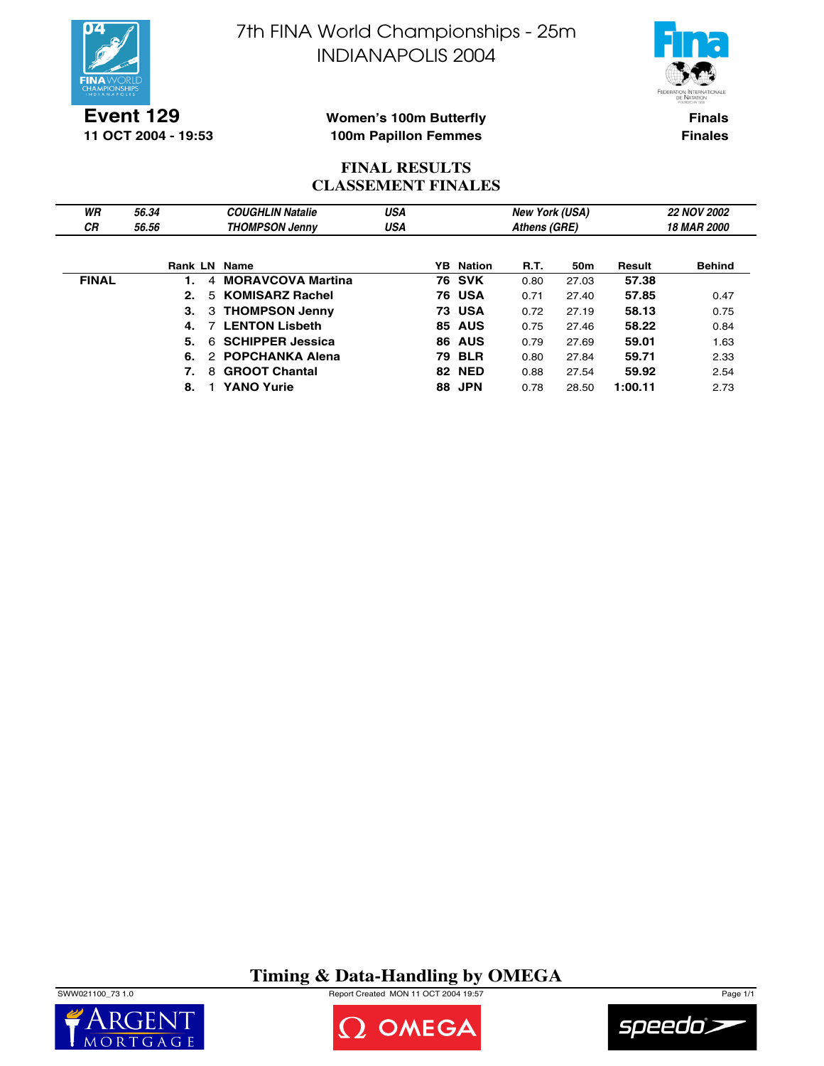# 7th FINA World Championships - 25m
# INDIANAPOLIS 2004

**Event 129**
**11 OCT 2004 - 19:53**

**Women's 100m Butterfly**
**100m Papillon Femmes**

**Finals**
**Finales**

## FINAL RESULTS
## CLASSEMENT FINALES

| | | | | | |
|---|---|---|---|---|---|
| *WR* | *56.34* | *COUGHLIN Natalie* | *USA* | *New York (USA)* | *22 NOV 2002* |
| *CR* | *56.56* | *THOMPSON Jenny* | *USA* | *Athens (GRE)* | *18 MAR 2000* |

| | Rank | LN | Name | YB | Nation | R.T. | 50m | Result | Behind |
|---|---|---|---|---|---|---|---|---|---|
| **FINAL** | **1.** | 4 | **MORAVCOVA Martina** | **76** | **SVK** | 0.80 | 27.03 | **57.38** | |
| | **2.** | 5 | **KOMISARZ Rachel** | **76** | **USA** | 0.71 | 27.40 | **57.85** | 0.47 |
| | **3.** | 3 | **THOMPSON Jenny** | **73** | **USA** | 0.72 | 27.19 | **58.13** | 0.75 |
| | **4.** | 7 | **LENTON Lisbeth** | **85** | **AUS** | 0.75 | 27.46 | **58.22** | 0.84 |
| | **5.** | 6 | **SCHIPPER Jessica** | **86** | **AUS** | 0.79 | 27.69 | **59.01** | 1.63 |
| | **6.** | 2 | **POPCHANKA Alena** | **79** | **BLR** | 0.80 | 27.84 | **59.71** | 2.33 |
| | **7.** | 8 | **GROOT Chantal** | **82** | **NED** | 0.88 | 27.54 | **59.92** | 2.54 |
| | **8.** | 1 | **YANO Yurie** | **88** | **JPN** | 0.78 | 28.50 | **1:00.11** | 2.73 |

**Timing & Data-Handling by OMEGA**

SWW021100_73 1.0 Report Created MON 11 OCT 2004 19:57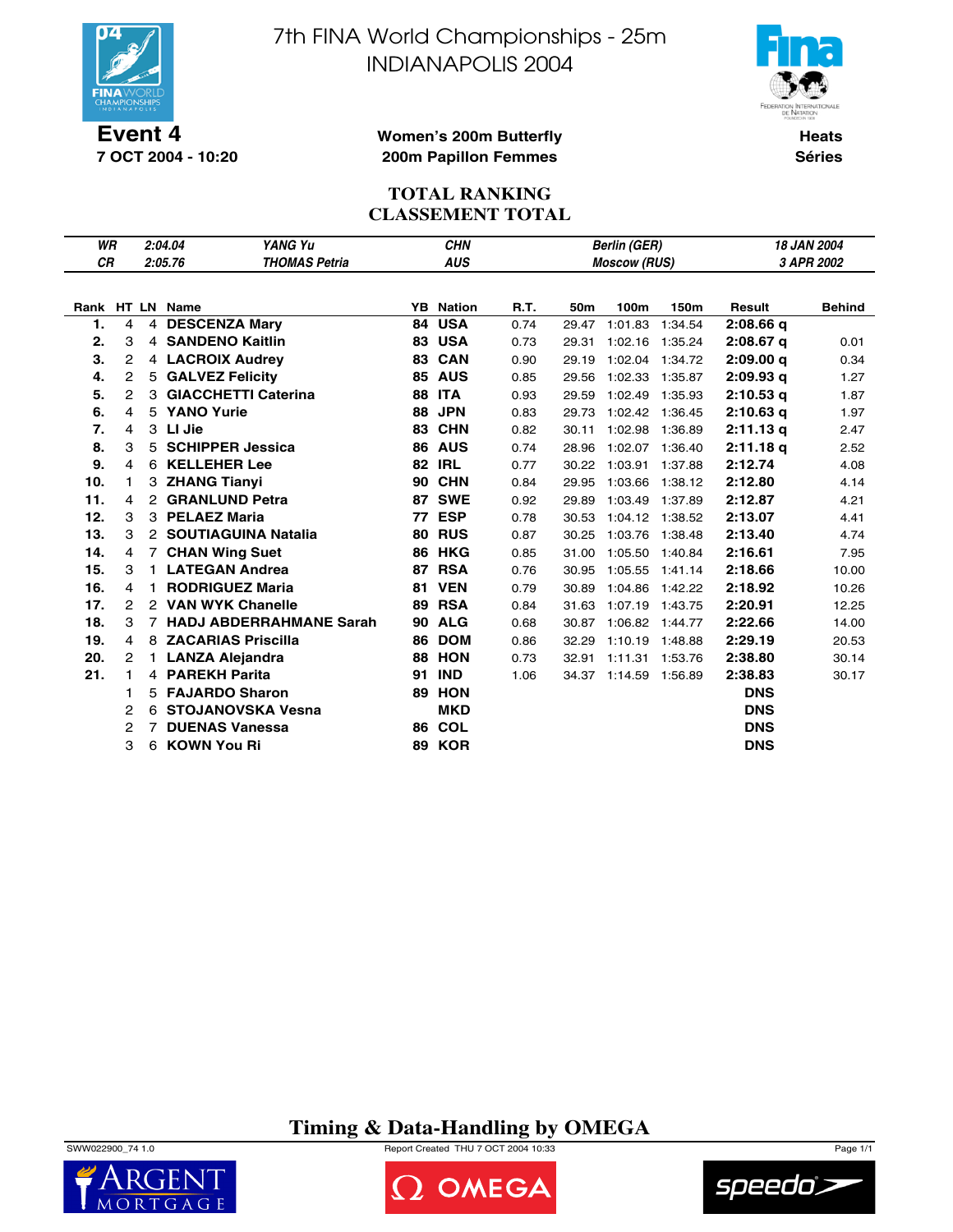# 7th FINA World Championships - 25m
# INDIANAPOLIS 2004

**Event 4**
**7 OCT 2004 - 10:20**

**Women's 200m Butterfly**
**200m Papillon Femmes**

**Heats**
**Séries**

## TOTAL RANKING
## CLASSEMENT TOTAL

| | | | | | |
|---|---|---|---|---|---|
| *WR* | *2:04.04* | *YANG Yu* | *CHN* | *Berlin (GER)* | *18 JAN 2004* |
| *CR* | *2:05.76* | *THOMAS Petria* | *AUS* | *Moscow (RUS)* | *3 APR 2002* |

| Rank | HT | LN | Name | YB | Nation | R.T. | 50m | 100m | 150m | Result | Behind |
|---|---|---|---|---|---|---|---|---|---|---|---|
| **1.** | 4 | 4 | **DESCENZA Mary** | **84** | **USA** | 0.74 | 29.47 | 1:01.83 | 1:34.54 | **2:08.66 q** | |
| **2.** | 3 | 4 | **SANDENO Kaitlin** | **83** | **USA** | 0.73 | 29.31 | 1:02.16 | 1:35.24 | **2:08.67 q** | 0.01 |
| **3.** | 2 | 4 | **LACROIX Audrey** | **83** | **CAN** | 0.90 | 29.19 | 1:02.04 | 1:34.72 | **2:09.00 q** | 0.34 |
| **4.** | 2 | 5 | **GALVEZ Felicity** | **85** | **AUS** | 0.85 | 29.56 | 1:02.33 | 1:35.87 | **2:09.93 q** | 1.27 |
| **5.** | 2 | 3 | **GIACCHETTI Caterina** | **88** | **ITA** | 0.93 | 29.59 | 1:02.49 | 1:35.93 | **2:10.53 q** | 1.87 |
| **6.** | 4 | 5 | **YANO Yurie** | **88** | **JPN** | 0.83 | 29.73 | 1:02.42 | 1:36.45 | **2:10.63 q** | 1.97 |
| **7.** | 4 | 3 | **LI Jie** | **83** | **CHN** | 0.82 | 30.11 | 1:02.98 | 1:36.89 | **2:11.13 q** | 2.47 |
| **8.** | 3 | 5 | **SCHIPPER Jessica** | **86** | **AUS** | 0.74 | 28.96 | 1:02.07 | 1:36.40 | **2:11.18 q** | 2.52 |
| **9.** | 4 | 6 | **KELLEHER Lee** | **82** | **IRL** | 0.77 | 30.22 | 1:03.91 | 1:37.88 | **2:12.74** | 4.08 |
| **10.** | 1 | 3 | **ZHANG Tianyi** | **90** | **CHN** | 0.84 | 29.95 | 1:03.66 | 1:38.12 | **2:12.80** | 4.14 |
| **11.** | 4 | 2 | **GRANLUND Petra** | **87** | **SWE** | 0.92 | 29.89 | 1:03.49 | 1:37.89 | **2:12.87** | 4.21 |
| **12.** | 3 | 3 | **PELAEZ Maria** | **77** | **ESP** | 0.78 | 30.53 | 1:04.12 | 1:38.52 | **2:13.07** | 4.41 |
| **13.** | 3 | 2 | **SOUTIAGUINA Natalia** | **80** | **RUS** | 0.87 | 30.25 | 1:03.76 | 1:38.48 | **2:13.40** | 4.74 |
| **14.** | 4 | 7 | **CHAN Wing Suet** | **86** | **HKG** | 0.85 | 31.00 | 1:05.50 | 1:40.84 | **2:16.61** | 7.95 |
| **15.** | 3 | 1 | **LATEGAN Andrea** | **87** | **RSA** | 0.76 | 30.95 | 1:05.55 | 1:41.14 | **2:18.66** | 10.00 |
| **16.** | 4 | 1 | **RODRIGUEZ Maria** | **81** | **VEN** | 0.79 | 30.89 | 1:04.86 | 1:42.22 | **2:18.92** | 10.26 |
| **17.** | 2 | 2 | **VAN WYK Chanelle** | **89** | **RSA** | 0.84 | 31.63 | 1:07.19 | 1:43.75 | **2:20.91** | 12.25 |
| **18.** | 3 | 7 | **HADJ ABDERRAHMANE Sarah** | **90** | **ALG** | 0.68 | 30.87 | 1:06.82 | 1:44.77 | **2:22.66** | 14.00 |
| **19.** | 4 | 8 | **ZACARIAS Priscilla** | **86** | **DOM** | 0.86 | 32.29 | 1:10.19 | 1:48.88 | **2:29.19** | 20.53 |
| **20.** | 2 | 1 | **LANZA Alejandra** | **88** | **HON** | 0.73 | 32.91 | 1:11.31 | 1:53.76 | **2:38.80** | 30.14 |
| **21.** | 1 | 4 | **PAREKH Parita** | **91** | **IND** | 1.06 | 34.37 | 1:14.59 | 1:56.89 | **2:38.83** | 30.17 |
| | 1 | 5 | **FAJARDO Sharon** | **89** | **HON** | | | | | **DNS** | |
| | 2 | 6 | **STOJANOVSKA Vesna** | | **MKD** | | | | | **DNS** | |
| | 2 | 7 | **DUENAS Vanessa** | **86** | **COL** | | | | | **DNS** | |
| | 3 | 6 | **KOWN You Ri** | **89** | **KOR** | | | | | **DNS** | |

**Timing & Data-Handling by OMEGA**

SWW022900_74 1.0 — Report Created THU 7 OCT 2004 10:33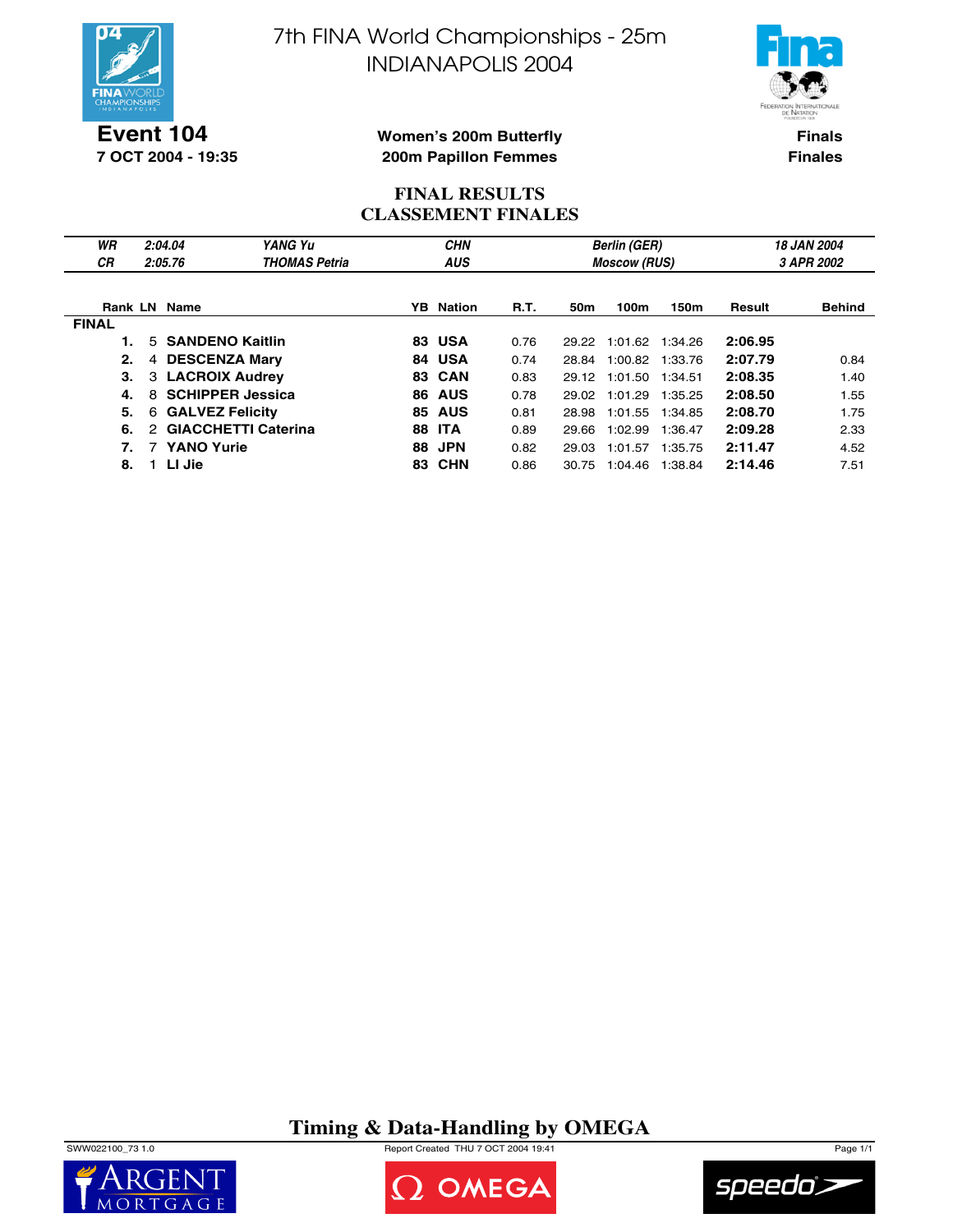# 7th FINA World Championships - 25m
# INDIANAPOLIS 2004

**Event 104**
**7 OCT 2004 - 19:35**

**Women's 200m Butterfly**
**200m Papillon Femmes**

**Finals**
**Finales**

## FINAL RESULTS
## CLASSEMENT FINALES

| | | | | | |
|---|---|---|---|---|---|
| *WR* | *2:04.04* | *YANG Yu* | *CHN* | *Berlin (GER)* | *18 JAN 2004* |
| *CR* | *2:05.76* | *THOMAS Petria* | *AUS* | *Moscow (RUS)* | *3 APR 2002* |

| Rank | LN | Name | YB | Nation | R.T. | 50m | 100m | 150m | Result | Behind |
|---|---|---|---|---|---|---|---|---|---|---|
| **FINAL** | | | | | | | | | | |
| **1.** | 5 | **SANDENO Kaitlin** | **83** | **USA** | 0.76 | 29.22 | 1:01.62 | 1:34.26 | **2:06.95** | |
| **2.** | 4 | **DESCENZA Mary** | **84** | **USA** | 0.74 | 28.84 | 1:00.82 | 1:33.76 | **2:07.79** | 0.84 |
| **3.** | 3 | **LACROIX Audrey** | **83** | **CAN** | 0.83 | 29.12 | 1:01.50 | 1:34.51 | **2:08.35** | 1.40 |
| **4.** | 8 | **SCHIPPER Jessica** | **86** | **AUS** | 0.78 | 29.02 | 1:01.29 | 1:35.25 | **2:08.50** | 1.55 |
| **5.** | 6 | **GALVEZ Felicity** | **85** | **AUS** | 0.81 | 28.98 | 1:01.55 | 1:34.85 | **2:08.70** | 1.75 |
| **6.** | 2 | **GIACCHETTI Caterina** | **88** | **ITA** | 0.89 | 29.66 | 1:02.99 | 1:36.47 | **2:09.28** | 2.33 |
| **7.** | 7 | **YANO Yurie** | **88** | **JPN** | 0.82 | 29.03 | 1:01.57 | 1:35.75 | **2:11.47** | 4.52 |
| **8.** | 1 | **LI Jie** | **83** | **CHN** | 0.86 | 30.75 | 1:04.46 | 1:38.84 | **2:14.46** | 7.51 |

**Timing & Data-Handling by OMEGA**

SWW022100_73 1.0 Report Created THU 7 OCT 2004 19:41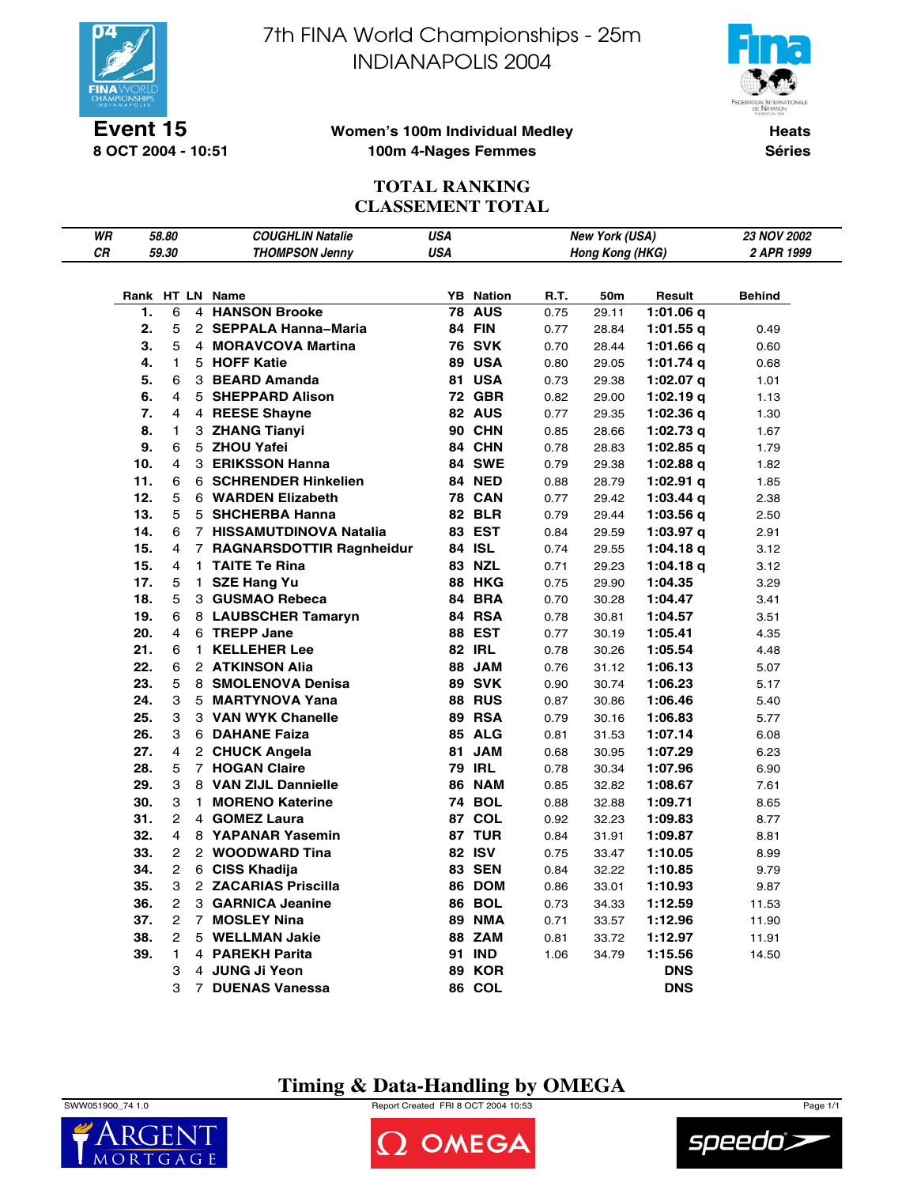# 7th FINA World Championships - 25m
# INDIANAPOLIS 2004

**Event 15**
**8 OCT 2004 - 10:51**

**Women's 100m Individual Medley**
**100m 4-Nages Femmes**

**Heats**
**Séries**

## TOTAL RANKING
## CLASSEMENT TOTAL

| | | | | | | |
|---|---|---|---|---|---|---|
| *WR* | *58.80* | *COUGHLIN Natalie* | *USA* | *New York (USA)* | *23 NOV 2002* |
| *CR* | *59.30* | *THOMPSON Jenny* | *USA* | *Hong Kong (HKG)* | *2 APR 1999* |

| Rank | HT | LN | Name | YB | Nation | R.T. | 50m | Result | Behind |
|---|---|---|---|---|---|---|---|---|---|
| **1.** | 6 | 4 | **HANSON Brooke** | **78** | **AUS** | 0.75 | 29.11 | **1:01.06 q** | |
| **2.** | 5 | 2 | **SEPPALA Hanna–Maria** | **84** | **FIN** | 0.77 | 28.84 | **1:01.55 q** | 0.49 |
| **3.** | 5 | 4 | **MORAVCOVA Martina** | **76** | **SVK** | 0.70 | 28.44 | **1:01.66 q** | 0.60 |
| **4.** | 1 | 5 | **HOFF Katie** | **89** | **USA** | 0.80 | 29.05 | **1:01.74 q** | 0.68 |
| **5.** | 6 | 3 | **BEARD Amanda** | **81** | **USA** | 0.73 | 29.38 | **1:02.07 q** | 1.01 |
| **6.** | 4 | 5 | **SHEPPARD Alison** | **72** | **GBR** | 0.82 | 29.00 | **1:02.19 q** | 1.13 |
| **7.** | 4 | 4 | **REESE Shayne** | **82** | **AUS** | 0.77 | 29.35 | **1:02.36 q** | 1.30 |
| **8.** | 1 | 3 | **ZHANG Tianyi** | **90** | **CHN** | 0.85 | 28.66 | **1:02.73 q** | 1.67 |
| **9.** | 6 | 5 | **ZHOU Yafei** | **84** | **CHN** | 0.78 | 28.83 | **1:02.85 q** | 1.79 |
| **10.** | 4 | 3 | **ERIKSSON Hanna** | **84** | **SWE** | 0.79 | 29.38 | **1:02.88 q** | 1.82 |
| **11.** | 6 | 6 | **SCHRENDER Hinkelien** | **84** | **NED** | 0.88 | 28.79 | **1:02.91 q** | 1.85 |
| **12.** | 5 | 6 | **WARDEN Elizabeth** | **78** | **CAN** | 0.77 | 29.42 | **1:03.44 q** | 2.38 |
| **13.** | 5 | 5 | **SHCHERBA Hanna** | **82** | **BLR** | 0.79 | 29.44 | **1:03.56 q** | 2.50 |
| **14.** | 6 | 7 | **HISSAMUTDINOVA Natalia** | **83** | **EST** | 0.84 | 29.59 | **1:03.97 q** | 2.91 |
| **15.** | 4 | 7 | **RAGNARSDOTTIR Ragnheidur** | **84** | **ISL** | 0.74 | 29.55 | **1:04.18 q** | 3.12 |
| **15.** | 4 | 1 | **TAITE Te Rina** | **83** | **NZL** | 0.71 | 29.23 | **1:04.18 q** | 3.12 |
| **17.** | 5 | 1 | **SZE Hang Yu** | **88** | **HKG** | 0.75 | 29.90 | **1:04.35** | 3.29 |
| **18.** | 5 | 3 | **GUSMAO Rebeca** | **84** | **BRA** | 0.70 | 30.28 | **1:04.47** | 3.41 |
| **19.** | 6 | 8 | **LAUBSCHER Tamaryn** | **84** | **RSA** | 0.78 | 30.81 | **1:04.57** | 3.51 |
| **20.** | 4 | 6 | **TREPP Jane** | **88** | **EST** | 0.77 | 30.19 | **1:05.41** | 4.35 |
| **21.** | 6 | 1 | **KELLEHER Lee** | **82** | **IRL** | 0.78 | 30.26 | **1:05.54** | 4.48 |
| **22.** | 6 | 2 | **ATKINSON Alia** | **88** | **JAM** | 0.76 | 31.12 | **1:06.13** | 5.07 |
| **23.** | 5 | 8 | **SMOLENOVA Denisa** | **89** | **SVK** | 0.90 | 30.74 | **1:06.23** | 5.17 |
| **24.** | 3 | 5 | **MARTYNOVA Yana** | **88** | **RUS** | 0.87 | 30.86 | **1:06.46** | 5.40 |
| **25.** | 3 | 3 | **VAN WYK Chanelle** | **89** | **RSA** | 0.79 | 30.16 | **1:06.83** | 5.77 |
| **26.** | 3 | 6 | **DAHANE Faiza** | **85** | **ALG** | 0.81 | 31.53 | **1:07.14** | 6.08 |
| **27.** | 4 | 2 | **CHUCK Angela** | **81** | **JAM** | 0.68 | 30.95 | **1:07.29** | 6.23 |
| **28.** | 5 | 7 | **HOGAN Claire** | **79** | **IRL** | 0.78 | 30.34 | **1:07.96** | 6.90 |
| **29.** | 3 | 8 | **VAN ZIJL Dannielle** | **86** | **NAM** | 0.85 | 32.82 | **1:08.67** | 7.61 |
| **30.** | 3 | 1 | **MORENO Katerine** | **74** | **BOL** | 0.88 | 32.88 | **1:09.71** | 8.65 |
| **31.** | 2 | 4 | **GOMEZ Laura** | **87** | **COL** | 0.92 | 32.23 | **1:09.83** | 8.77 |
| **32.** | 4 | 8 | **YAPANAR Yasemin** | **87** | **TUR** | 0.84 | 31.91 | **1:09.87** | 8.81 |
| **33.** | 2 | 2 | **WOODWARD Tina** | **82** | **ISV** | 0.75 | 33.47 | **1:10.05** | 8.99 |
| **34.** | 2 | 6 | **CISS Khadija** | **83** | **SEN** | 0.84 | 32.22 | **1:10.85** | 9.79 |
| **35.** | 3 | 2 | **ZACARIAS Priscilla** | **86** | **DOM** | 0.86 | 33.01 | **1:10.93** | 9.87 |
| **36.** | 2 | 3 | **GARNICA Jeanine** | **86** | **BOL** | 0.73 | 34.33 | **1:12.59** | 11.53 |
| **37.** | 2 | 7 | **MOSLEY Nina** | **89** | **NMA** | 0.71 | 33.57 | **1:12.96** | 11.90 |
| **38.** | 2 | 5 | **WELLMAN Jakie** | **88** | **ZAM** | 0.81 | 33.72 | **1:12.97** | 11.91 |
| **39.** | 1 | 4 | **PAREKH Parita** | **91** | **IND** | 1.06 | 34.79 | **1:15.56** | 14.50 |
| | 3 | 4 | **JUNG Ji Yeon** | **89** | **KOR** | | | **DNS** | |
| | 3 | 7 | **DUENAS Vanessa** | **86** | **COL** | | | **DNS** | |

**Timing & Data-Handling by OMEGA**

SWW051900_74 1.0 Report Created FRI 8 OCT 2004 10:53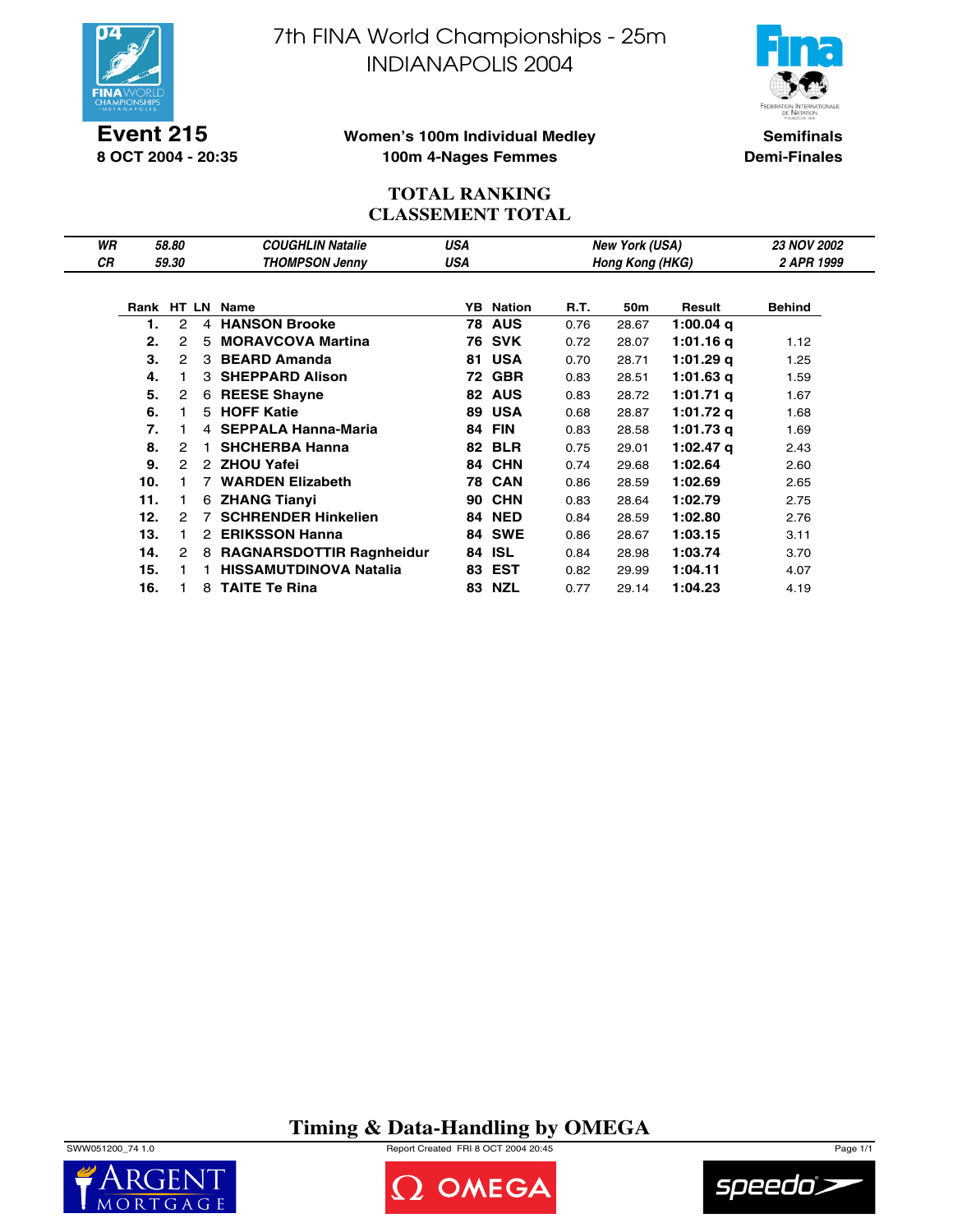# 7th FINA World Championships - 25m
# INDIANAPOLIS 2004

**Event 215**
**8 OCT 2004 - 20:35**

**Women's 100m Individual Medley**
**100m 4-Nages Femmes**

**Semifinals**
**Demi-Finales**

## TOTAL RANKING
## CLASSEMENT TOTAL

| | | | | | |
|---|---|---|---|---|---|
| *WR* | *58.80* | *COUGHLIN Natalie* | *USA* | *New York (USA)* | *23 NOV 2002* |
| *CR* | *59.30* | *THOMPSON Jenny* | *USA* | *Hong Kong (HKG)* | *2 APR 1999* |

| Rank | HT | LN | Name | YB | Nation | R.T. | 50m | Result | Behind |
|---|---|---|---|---|---|---|---|---|---|
| **1.** | 2 | 4 | **HANSON Brooke** | **78** | **AUS** | 0.76 | 28.67 | **1:00.04 q** | |
| **2.** | 2 | 5 | **MORAVCOVA Martina** | **76** | **SVK** | 0.72 | 28.07 | **1:01.16 q** | 1.12 |
| **3.** | 2 | 3 | **BEARD Amanda** | **81** | **USA** | 0.70 | 28.71 | **1:01.29 q** | 1.25 |
| **4.** | 1 | 3 | **SHEPPARD Alison** | **72** | **GBR** | 0.83 | 28.51 | **1:01.63 q** | 1.59 |
| **5.** | 2 | 6 | **REESE Shayne** | **82** | **AUS** | 0.83 | 28.72 | **1:01.71 q** | 1.67 |
| **6.** | 1 | 5 | **HOFF Katie** | **89** | **USA** | 0.68 | 28.87 | **1:01.72 q** | 1.68 |
| **7.** | 1 | 4 | **SEPPALA Hanna-Maria** | **84** | **FIN** | 0.83 | 28.58 | **1:01.73 q** | 1.69 |
| **8.** | 2 | 1 | **SHCHERBA Hanna** | **82** | **BLR** | 0.75 | 29.01 | **1:02.47 q** | 2.43 |
| **9.** | 2 | 2 | **ZHOU Yafei** | **84** | **CHN** | 0.74 | 29.68 | **1:02.64** | 2.60 |
| **10.** | 1 | 7 | **WARDEN Elizabeth** | **78** | **CAN** | 0.86 | 28.59 | **1:02.69** | 2.65 |
| **11.** | 1 | 6 | **ZHANG Tianyi** | **90** | **CHN** | 0.83 | 28.64 | **1:02.79** | 2.75 |
| **12.** | 2 | 7 | **SCHRENDER Hinkelien** | **84** | **NED** | 0.84 | 28.59 | **1:02.80** | 2.76 |
| **13.** | 1 | 2 | **ERIKSSON Hanna** | **84** | **SWE** | 0.86 | 28.67 | **1:03.15** | 3.11 |
| **14.** | 2 | 8 | **RAGNARSDOTTIR Ragnheidur** | **84** | **ISL** | 0.84 | 28.98 | **1:03.74** | 3.70 |
| **15.** | 1 | 1 | **HISSAMUTDINOVA Natalia** | **83** | **EST** | 0.82 | 29.99 | **1:04.11** | 4.07 |
| **16.** | 1 | 8 | **TAITE Te Rina** | **83** | **NZL** | 0.77 | 29.14 | **1:04.23** | 4.19 |

**Timing & Data-Handling by OMEGA**

SWW051200_74 1.0 — Report Created FRI 8 OCT 2004 20:45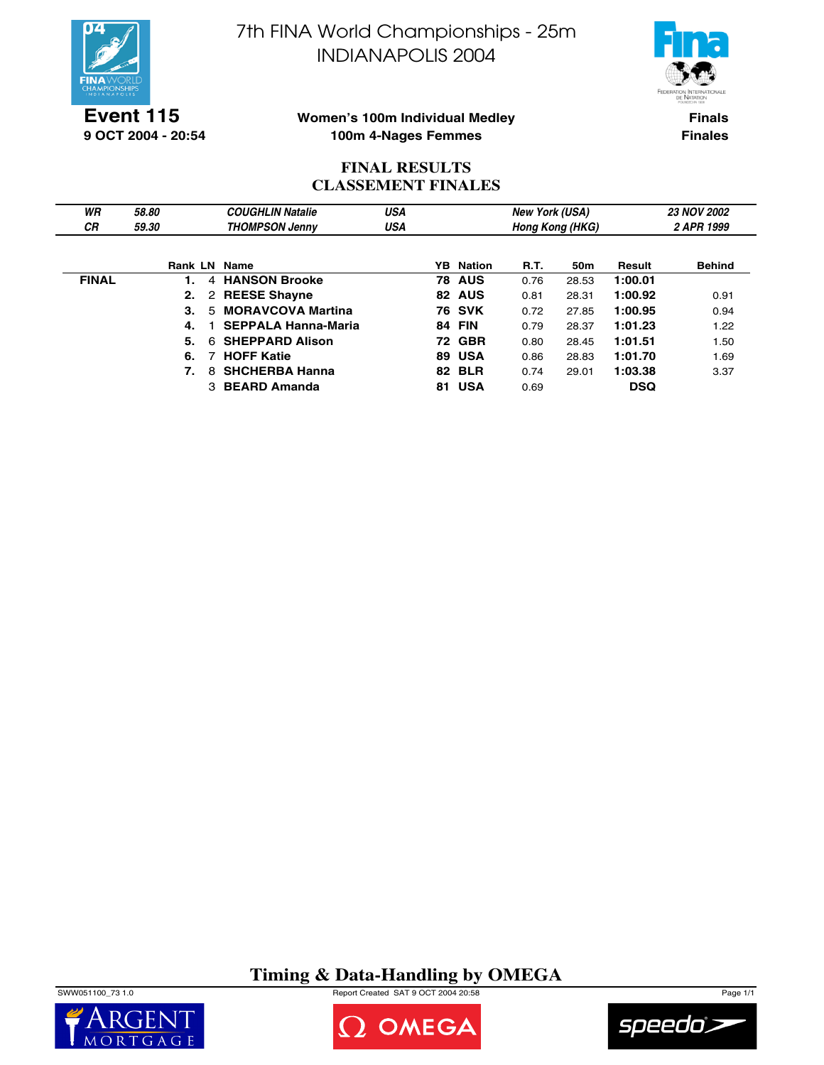# 7th FINA World Championships - 25m
# INDIANAPOLIS 2004

**Event 115**
**9 OCT 2004 - 20:54**

**Women's 100m Individual Medley**
**100m 4-Nages Femmes**

**Finals**
**Finales**

## FINAL RESULTS
## CLASSEMENT FINALES

| | | | | | |
|---|---|---|---|---|---|
| *WR* | *58.80* | *COUGHLIN Natalie* | *USA* | *New York (USA)* | *23 NOV 2002* |
| *CR* | *59.30* | *THOMPSON Jenny* | *USA* | *Hong Kong (HKG)* | *2 APR 1999* |

| | Rank | LN | Name | YB | Nation | R.T. | 50m | Result | Behind |
|---|---|---|---|---|---|---|---|---|---|
| **FINAL** | **1.** | 4 | **HANSON Brooke** | **78** | **AUS** | 0.76 | 28.53 | **1:00.01** | |
| | **2.** | 2 | **REESE Shayne** | **82** | **AUS** | 0.81 | 28.31 | **1:00.92** | 0.91 |
| | **3.** | 5 | **MORAVCOVA Martina** | **76** | **SVK** | 0.72 | 27.85 | **1:00.95** | 0.94 |
| | **4.** | 1 | **SEPPALA Hanna-Maria** | **84** | **FIN** | 0.79 | 28.37 | **1:01.23** | 1.22 |
| | **5.** | 6 | **SHEPPARD Alison** | **72** | **GBR** | 0.80 | 28.45 | **1:01.51** | 1.50 |
| | **6.** | 7 | **HOFF Katie** | **89** | **USA** | 0.86 | 28.83 | **1:01.70** | 1.69 |
| | **7.** | 8 | **SHCHERBA Hanna** | **82** | **BLR** | 0.74 | 29.01 | **1:03.38** | 3.37 |
| | | 3 | **BEARD Amanda** | **81** | **USA** | 0.69 | | **DSQ** | |

**Timing & Data-Handling by OMEGA**

SWW051100_73 1.0 Report Created SAT 9 OCT 2004 20:58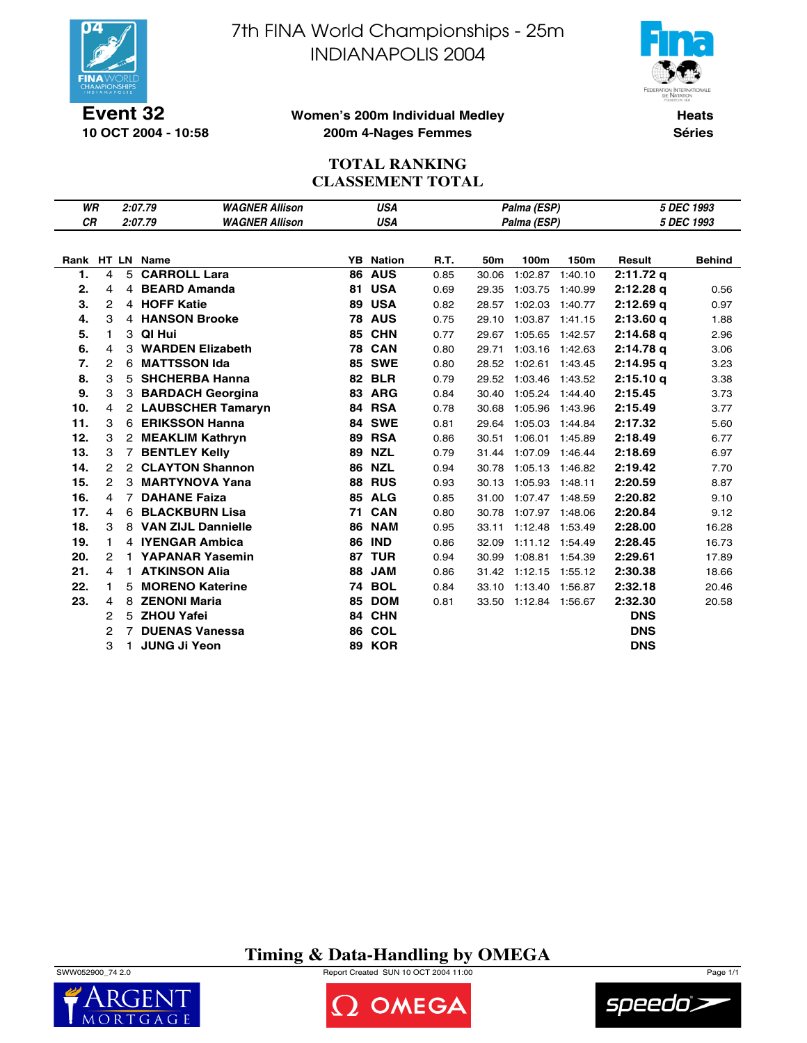# 7th FINA World Championships - 25m
# INDIANAPOLIS 2004

**Event 32**
**10 OCT 2004 - 10:58**

**Women's 200m Individual Medley**
**200m 4-Nages Femmes**

**Heats**
**Séries**

## TOTAL RANKING
## CLASSEMENT TOTAL

| | | | | | |
|---|---|---|---|---|---|
| *WR* | *2:07.79* | *WAGNER Allison* | *USA* | *Palma (ESP)* | *5 DEC 1993* |
| *CR* | *2:07.79* | *WAGNER Allison* | *USA* | *Palma (ESP)* | *5 DEC 1993* |

| Rank | HT | LN | Name | YB | Nation | R.T. | 50m | 100m | 150m | Result | Behind |
|---|---|---|---|---|---|---|---|---|---|---|---|
| **1.** | 4 | 5 | **CARROLL Lara** | **86** | **AUS** | 0.85 | 30.06 | 1:02.87 | 1:40.10 | **2:11.72 q** | |
| **2.** | 4 | 4 | **BEARD Amanda** | **81** | **USA** | 0.69 | 29.35 | 1:03.75 | 1:40.99 | **2:12.28 q** | 0.56 |
| **3.** | 2 | 4 | **HOFF Katie** | **89** | **USA** | 0.82 | 28.57 | 1:02.03 | 1:40.77 | **2:12.69 q** | 0.97 |
| **4.** | 3 | 4 | **HANSON Brooke** | **78** | **AUS** | 0.75 | 29.10 | 1:03.87 | 1:41.15 | **2:13.60 q** | 1.88 |
| **5.** | 1 | 3 | **QI Hui** | **85** | **CHN** | 0.77 | 29.67 | 1:05.65 | 1:42.57 | **2:14.68 q** | 2.96 |
| **6.** | 4 | 3 | **WARDEN Elizabeth** | **78** | **CAN** | 0.80 | 29.71 | 1:03.16 | 1:42.63 | **2:14.78 q** | 3.06 |
| **7.** | 2 | 6 | **MATTSSON Ida** | **85** | **SWE** | 0.80 | 28.52 | 1:02.61 | 1:43.45 | **2:14.95 q** | 3.23 |
| **8.** | 3 | 5 | **SHCHERBA Hanna** | **82** | **BLR** | 0.79 | 29.52 | 1:03.46 | 1:43.52 | **2:15.10 q** | 3.38 |
| **9.** | 3 | 3 | **BARDACH Georgina** | **83** | **ARG** | 0.84 | 30.40 | 1:05.24 | 1:44.40 | **2:15.45** | 3.73 |
| **10.** | 4 | 2 | **LAUBSCHER Tamaryn** | **84** | **RSA** | 0.78 | 30.68 | 1:05.96 | 1:43.96 | **2:15.49** | 3.77 |
| **11.** | 3 | 6 | **ERIKSSON Hanna** | **84** | **SWE** | 0.81 | 29.64 | 1:05.03 | 1:44.84 | **2:17.32** | 5.60 |
| **12.** | 3 | 2 | **MEAKLIM Kathryn** | **89** | **RSA** | 0.86 | 30.51 | 1:06.01 | 1:45.89 | **2:18.49** | 6.77 |
| **13.** | 3 | 7 | **BENTLEY Kelly** | **89** | **NZL** | 0.79 | 31.44 | 1:07.09 | 1:46.44 | **2:18.69** | 6.97 |
| **14.** | 2 | 2 | **CLAYTON Shannon** | **86** | **NZL** | 0.94 | 30.78 | 1:05.13 | 1:46.82 | **2:19.42** | 7.70 |
| **15.** | 2 | 3 | **MARTYNOVA Yana** | **88** | **RUS** | 0.93 | 30.13 | 1:05.93 | 1:48.11 | **2:20.59** | 8.87 |
| **16.** | 4 | 7 | **DAHANE Faiza** | **85** | **ALG** | 0.85 | 31.00 | 1:07.47 | 1:48.59 | **2:20.82** | 9.10 |
| **17.** | 4 | 6 | **BLACKBURN Lisa** | **71** | **CAN** | 0.80 | 30.78 | 1:07.97 | 1:48.06 | **2:20.84** | 9.12 |
| **18.** | 3 | 8 | **VAN ZIJL Dannielle** | **86** | **NAM** | 0.95 | 33.11 | 1:12.48 | 1:53.49 | **2:28.00** | 16.28 |
| **19.** | 1 | 4 | **IYENGAR Ambica** | **86** | **IND** | 0.86 | 32.09 | 1:11.12 | 1:54.49 | **2:28.45** | 16.73 |
| **20.** | 2 | 1 | **YAPANAR Yasemin** | **87** | **TUR** | 0.94 | 30.99 | 1:08.81 | 1:54.39 | **2:29.61** | 17.89 |
| **21.** | 4 | 1 | **ATKINSON Alia** | **88** | **JAM** | 0.86 | 31.42 | 1:12.15 | 1:55.12 | **2:30.38** | 18.66 |
| **22.** | 1 | 5 | **MORENO Katerine** | **74** | **BOL** | 0.84 | 33.10 | 1:13.40 | 1:56.87 | **2:32.18** | 20.46 |
| **23.** | 4 | 8 | **ZENONI Maria** | **85** | **DOM** | 0.81 | 33.50 | 1:12.84 | 1:56.67 | **2:32.30** | 20.58 |
| | 2 | 5 | **ZHOU Yafei** | **84** | **CHN** | | | | | **DNS** | |
| | 2 | 7 | **DUENAS Vanessa** | **86** | **COL** | | | | | **DNS** | |
| | 3 | 1 | **JUNG Ji Yeon** | **89** | **KOR** | | | | | **DNS** | |

**Timing & Data-Handling by OMEGA**

SWW052900_74 2.0 — Report Created SUN 10 OCT 2004 11:00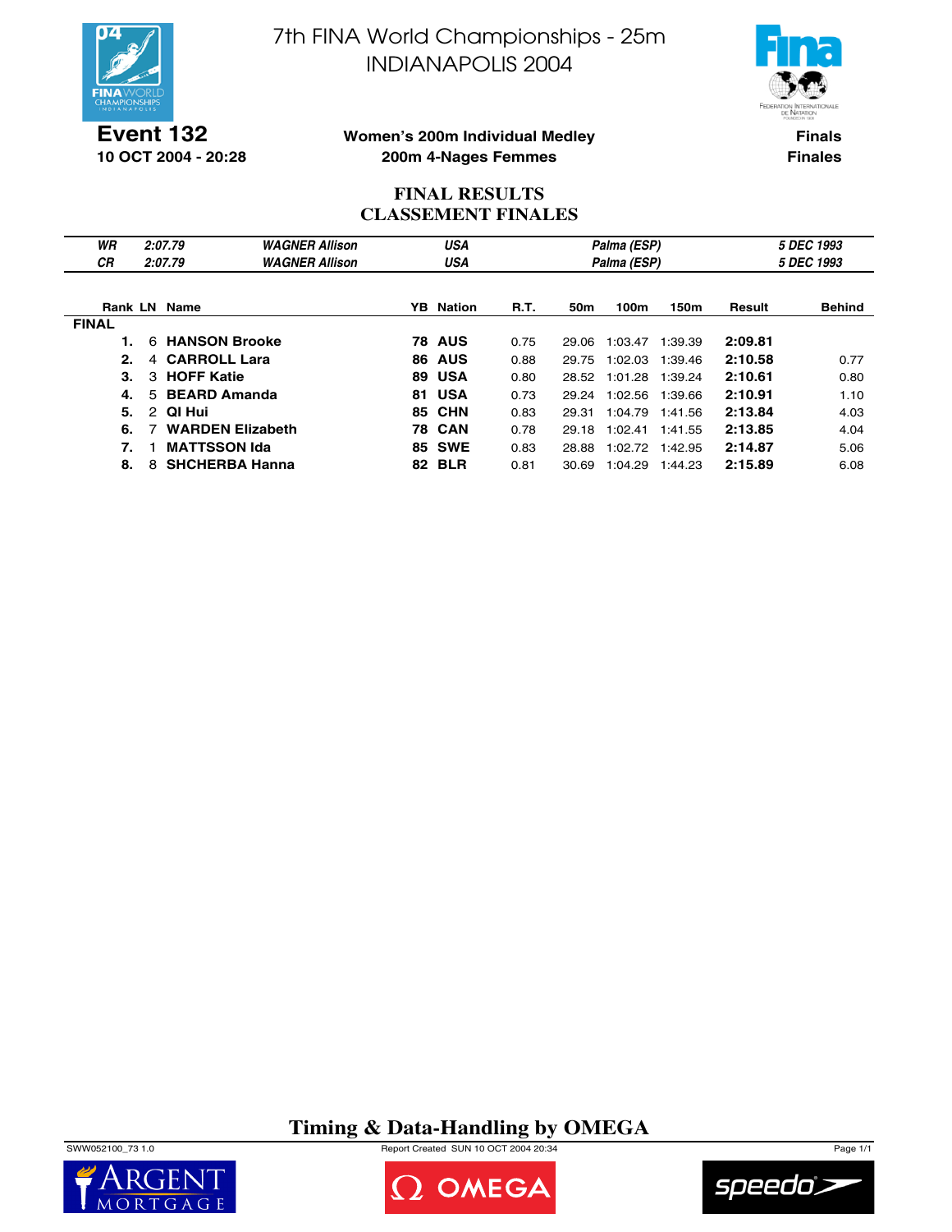# 7th FINA World Championships - 25m
## INDIANAPOLIS 2004

**Event 132**
**10 OCT 2004 - 20:28**

**Women's 200m Individual Medley**
**200m 4-Nages Femmes**

**Finals**
**Finales**

## FINAL RESULTS
## CLASSEMENT FINALES

| | | | | | |
|---|---|---|---|---|---|
| *WR* | *2:07.79* | *WAGNER Allison* | *USA* | *Palma (ESP)* | *5 DEC 1993* |
| *CR* | *2:07.79* | *WAGNER Allison* | *USA* | *Palma (ESP)* | *5 DEC 1993* |

| Rank | LN | Name | YB | Nation | R.T. | 50m | 100m | 150m | Result | Behind |
|---|---|---|---|---|---|---|---|---|---|---|
| **FINAL** | | | | | | | | | | |
| **1.** | 6 | **HANSON Brooke** | **78** | **AUS** | 0.75 | 29.06 | 1:03.47 | 1:39.39 | **2:09.81** | |
| **2.** | 4 | **CARROLL Lara** | **86** | **AUS** | 0.88 | 29.75 | 1:02.03 | 1:39.46 | **2:10.58** | 0.77 |
| **3.** | 3 | **HOFF Katie** | **89** | **USA** | 0.80 | 28.52 | 1:01.28 | 1:39.24 | **2:10.61** | 0.80 |
| **4.** | 5 | **BEARD Amanda** | **81** | **USA** | 0.73 | 29.24 | 1:02.56 | 1:39.66 | **2:10.91** | 1.10 |
| **5.** | 2 | **QI Hui** | **85** | **CHN** | 0.83 | 29.31 | 1:04.79 | 1:41.56 | **2:13.84** | 4.03 |
| **6.** | 7 | **WARDEN Elizabeth** | **78** | **CAN** | 0.78 | 29.18 | 1:02.41 | 1:41.55 | **2:13.85** | 4.04 |
| **7.** | 1 | **MATTSSON Ida** | **85** | **SWE** | 0.83 | 28.88 | 1:02.72 | 1:42.95 | **2:14.87** | 5.06 |
| **8.** | 8 | **SHCHERBA Hanna** | **82** | **BLR** | 0.81 | 30.69 | 1:04.29 | 1:44.23 | **2:15.89** | 6.08 |

**Timing & Data-Handling by OMEGA**

SWW052100_73 1.0 Report Created SUN 10 OCT 2004 20:34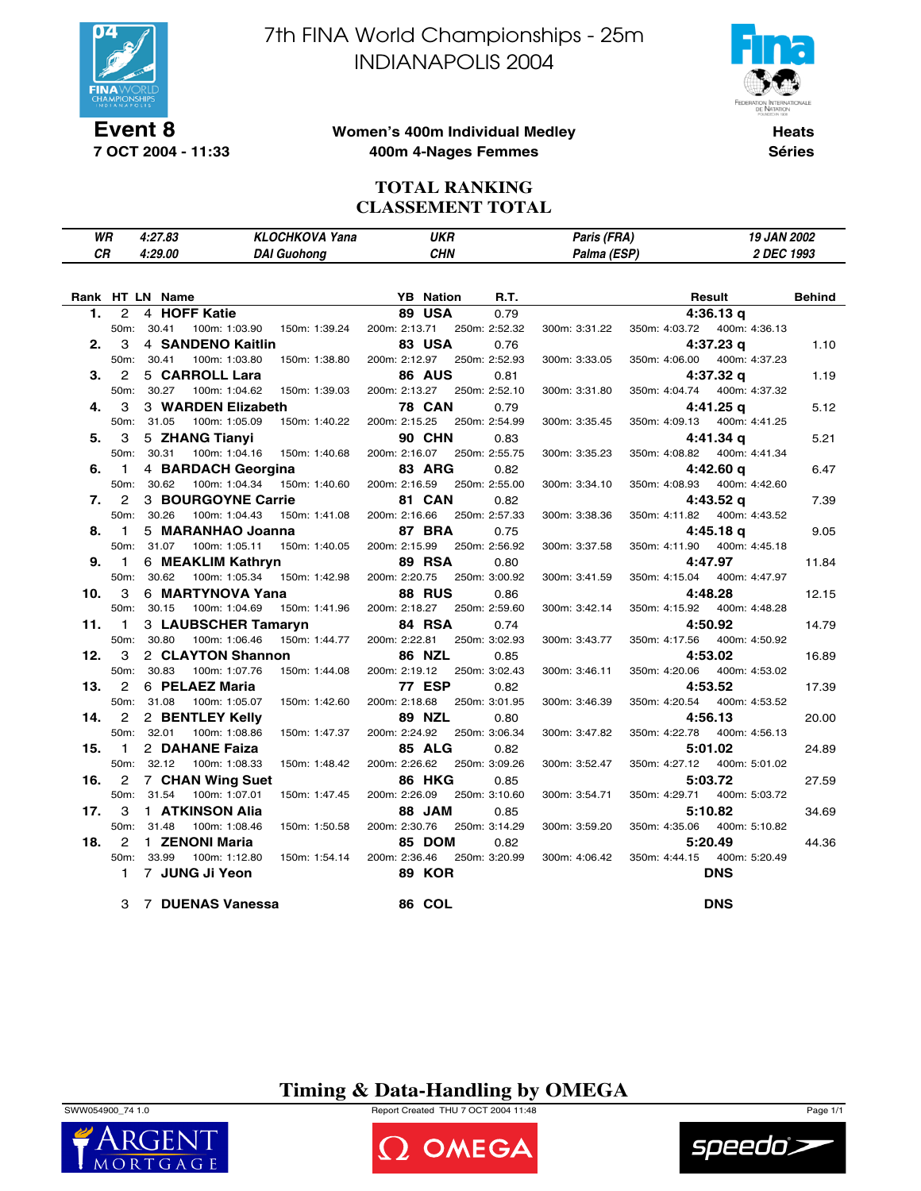# 7th FINA World Championships - 25m
# INDIANAPOLIS 2004

**Event 8**
**7 OCT 2004 - 11:33**

**Women's 400m Individual Medley**
**400m 4-Nages Femmes**

**Heats**
**Séries**

## TOTAL RANKING
## CLASSEMENT TOTAL

| | | | | | |
|---|---|---|---|---|---|
| *WR* | *4:27.83* | *KLOCHKOVA Yana* | *UKR* | *Paris (FRA)* | *19 JAN 2002* |
| *CR* | *4:29.00* | *DAI Guohong* | *CHN* | *Palma (ESP)* | *2 DEC 1993* |

| Rank | HT | LN | Name | YB | Nation | R.T. | Result | Behind |
|---|---|---|---|---|---|---|---|---|
| **1.** | 2 | 4 | **HOFF Katie** | **89** | **USA** | 0.79 | **4:36.13 q** | |
| | 50m: 30.41 | 100m: 1:03.90 | 150m: 1:39.24 | 200m: 2:13.71 | 250m: 2:52.32 | 300m: 3:31.22 | 350m: 4:03.72 | 400m: 4:36.13 |
| **2.** | 3 | 4 | **SANDENO Kaitlin** | **83** | **USA** | 0.76 | **4:37.23 q** | 1.10 |
| | 50m: 30.41 | 100m: 1:03.80 | 150m: 1:38.80 | 200m: 2:12.97 | 250m: 2:52.93 | 300m: 3:33.05 | 350m: 4:06.00 | 400m: 4:37.23 |
| **3.** | 2 | 5 | **CARROLL Lara** | **86** | **AUS** | 0.81 | **4:37.32 q** | 1.19 |
| | 50m: 30.27 | 100m: 1:04.62 | 150m: 1:39.03 | 200m: 2:13.27 | 250m: 2:52.10 | 300m: 3:31.80 | 350m: 4:04.74 | 400m: 4:37.32 |
| **4.** | 3 | 3 | **WARDEN Elizabeth** | **78** | **CAN** | 0.79 | **4:41.25 q** | 5.12 |
| | 50m: 31.05 | 100m: 1:05.09 | 150m: 1:40.22 | 200m: 2:15.25 | 250m: 2:54.99 | 300m: 3:35.45 | 350m: 4:09.13 | 400m: 4:41.25 |
| **5.** | 3 | 5 | **ZHANG Tianyi** | **90** | **CHN** | 0.83 | **4:41.34 q** | 5.21 |
| | 50m: 30.31 | 100m: 1:04.16 | 150m: 1:40.68 | 200m: 2:16.07 | 250m: 2:55.75 | 300m: 3:35.23 | 350m: 4:08.82 | 400m: 4:41.34 |
| **6.** | 1 | 4 | **BARDACH Georgina** | **83** | **ARG** | 0.82 | **4:42.60 q** | 6.47 |
| | 50m: 30.62 | 100m: 1:04.34 | 150m: 1:40.60 | 200m: 2:16.59 | 250m: 2:55.00 | 300m: 3:34.10 | 350m: 4:08.93 | 400m: 4:42.60 |
| **7.** | 2 | 3 | **BOURGOYNE Carrie** | **81** | **CAN** | 0.82 | **4:43.52 q** | 7.39 |
| | 50m: 30.26 | 100m: 1:04.43 | 150m: 1:41.08 | 200m: 2:16.66 | 250m: 2:57.33 | 300m: 3:38.36 | 350m: 4:11.82 | 400m: 4:43.52 |
| **8.** | 1 | 5 | **MARANHAO Joanna** | **87** | **BRA** | 0.75 | **4:45.18 q** | 9.05 |
| | 50m: 31.07 | 100m: 1:05.11 | 150m: 1:40.05 | 200m: 2:15.99 | 250m: 2:56.92 | 300m: 3:37.58 | 350m: 4:11.90 | 400m: 4:45.18 |
| **9.** | 1 | 6 | **MEAKLIM Kathryn** | **89** | **RSA** | 0.80 | **4:47.97** | 11.84 |
| | 50m: 30.62 | 100m: 1:05.34 | 150m: 1:42.98 | 200m: 2:20.75 | 250m: 3:00.92 | 300m: 3:41.59 | 350m: 4:15.04 | 400m: 4:47.97 |
| **10.** | 3 | 6 | **MARTYNOVA Yana** | **88** | **RUS** | 0.86 | **4:48.28** | 12.15 |
| | 50m: 30.15 | 100m: 1:04.69 | 150m: 1:41.96 | 200m: 2:18.27 | 250m: 2:59.60 | 300m: 3:42.14 | 350m: 4:15.92 | 400m: 4:48.28 |
| **11.** | 1 | 3 | **LAUBSCHER Tamaryn** | **84** | **RSA** | 0.74 | **4:50.92** | 14.79 |
| | 50m: 30.80 | 100m: 1:06.46 | 150m: 1:44.77 | 200m: 2:22.81 | 250m: 3:02.93 | 300m: 3:43.77 | 350m: 4:17.56 | 400m: 4:50.92 |
| **12.** | 3 | 2 | **CLAYTON Shannon** | **86** | **NZL** | 0.85 | **4:53.02** | 16.89 |
| | 50m: 30.83 | 100m: 1:07.76 | 150m: 1:44.08 | 200m: 2:19.12 | 250m: 3:02.43 | 300m: 3:46.11 | 350m: 4:20.06 | 400m: 4:53.02 |
| **13.** | 2 | 6 | **PELAEZ Maria** | **77** | **ESP** | 0.82 | **4:53.52** | 17.39 |
| | 50m: 31.08 | 100m: 1:05.07 | 150m: 1:42.60 | 200m: 2:18.68 | 250m: 3:01.95 | 300m: 3:46.39 | 350m: 4:20.54 | 400m: 4:53.52 |
| **14.** | 2 | 2 | **BENTLEY Kelly** | **89** | **NZL** | 0.80 | **4:56.13** | 20.00 |
| | 50m: 32.01 | 100m: 1:08.86 | 150m: 1:47.37 | 200m: 2:24.92 | 250m: 3:06.34 | 300m: 3:47.82 | 350m: 4:22.78 | 400m: 4:56.13 |
| **15.** | 1 | 2 | **DAHANE Faiza** | **85** | **ALG** | 0.82 | **5:01.02** | 24.89 |
| | 50m: 32.12 | 100m: 1:08.33 | 150m: 1:48.42 | 200m: 2:26.62 | 250m: 3:09.26 | 300m: 3:52.47 | 350m: 4:27.12 | 400m: 5:01.02 |
| **16.** | 2 | 7 | **CHAN Wing Suet** | **86** | **HKG** | 0.85 | **5:03.72** | 27.59 |
| | 50m: 31.54 | 100m: 1:07.01 | 150m: 1:47.45 | 200m: 2:26.09 | 250m: 3:10.60 | 300m: 3:54.71 | 350m: 4:29.71 | 400m: 5:03.72 |
| **17.** | 3 | 1 | **ATKINSON Alia** | **88** | **JAM** | 0.85 | **5:10.82** | 34.69 |
| | 50m: 31.48 | 100m: 1:08.46 | 150m: 1:50.58 | 200m: 2:30.76 | 250m: 3:14.29 | 300m: 3:59.20 | 350m: 4:35.06 | 400m: 5:10.82 |
| **18.** | 2 | 1 | **ZENONI Maria** | **85** | **DOM** | 0.82 | **5:20.49** | 44.36 |
| | 50m: 33.99 | 100m: 1:12.80 | 150m: 1:54.14 | 200m: 2:36.46 | 250m: 3:20.99 | 300m: 4:06.42 | 350m: 4:44.15 | 400m: 5:20.49 |
| | 1 | 7 | **JUNG Ji Yeon** | **89** | **KOR** | | **DNS** | |
| | 3 | 7 | **DUENAS Vanessa** | **86** | **COL** | | **DNS** | |

**Timing & Data-Handling by OMEGA**

SWW054900_74 1.0 Report Created THU 7 OCT 2004 11:48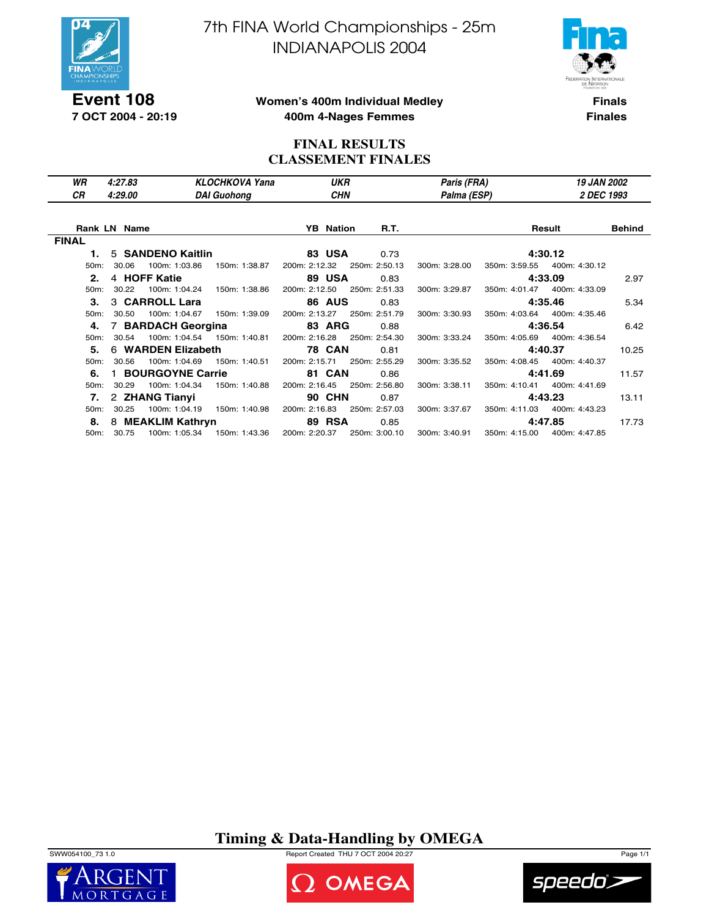# 7th FINA World Championships - 25m INDIANAPOLIS 2004

**Event 108**
**7 OCT 2004 - 20:19**

**Women's 400m Individual Medley**
**400m 4-Nages Femmes**

**Finals**
**Finales**

## FINAL RESULTS
## CLASSEMENT FINALES

| | | | | | |
|---|---|---|---|---|---|
| *WR* | *4:27.83* | *KLOCHKOVA Yana* | *UKR* | *Paris (FRA)* | *19 JAN 2002* |
| *CR* | *4:29.00* | *DAI Guohong* | *CHN* | *Palma (ESP)* | *2 DEC 1993* |

**FINAL**

| Rank | LN | Name | YB | Nation | R.T. | Result | Behind |
|---|---|---|---|---|---|---|---|
| **1.** | 5 | **SANDENO Kaitlin** | **83** | **USA** | 0.73 | **4:30.12** | |
| 50m: 30.06 | 100m: 1:03.86 | 150m: 1:38.87 | 200m: 2:12.32 | 250m: 2:50.13 | 300m: 3:28.00 | 350m: 3:59.55 | 400m: 4:30.12 |
| **2.** | 4 | **HOFF Katie** | **89** | **USA** | 0.83 | **4:33.09** | 2.97 |
| 50m: 30.22 | 100m: 1:04.24 | 150m: 1:38.86 | 200m: 2:12.50 | 250m: 2:51.33 | 300m: 3:29.87 | 350m: 4:01.47 | 400m: 4:33.09 |
| **3.** | 3 | **CARROLL Lara** | **86** | **AUS** | 0.83 | **4:35.46** | 5.34 |
| 50m: 30.50 | 100m: 1:04.67 | 150m: 1:39.09 | 200m: 2:13.27 | 250m: 2:51.79 | 300m: 3:30.93 | 350m: 4:03.64 | 400m: 4:35.46 |
| **4.** | 7 | **BARDACH Georgina** | **83** | **ARG** | 0.88 | **4:36.54** | 6.42 |
| 50m: 30.54 | 100m: 1:04.54 | 150m: 1:40.81 | 200m: 2:16.28 | 250m: 2:54.30 | 300m: 3:33.24 | 350m: 4:05.69 | 400m: 4:36.54 |
| **5.** | 6 | **WARDEN Elizabeth** | **78** | **CAN** | 0.81 | **4:40.37** | 10.25 |
| 50m: 30.56 | 100m: 1:04.69 | 150m: 1:40.51 | 200m: 2:15.71 | 250m: 2:55.29 | 300m: 3:35.52 | 350m: 4:08.45 | 400m: 4:40.37 |
| **6.** | 1 | **BOURGOYNE Carrie** | **81** | **CAN** | 0.86 | **4:41.69** | 11.57 |
| 50m: 30.29 | 100m: 1:04.34 | 150m: 1:40.88 | 200m: 2:16.45 | 250m: 2:56.80 | 300m: 3:38.11 | 350m: 4:10.41 | 400m: 4:41.69 |
| **7.** | 2 | **ZHANG Tianyi** | **90** | **CHN** | 0.87 | **4:43.23** | 13.11 |
| 50m: 30.25 | 100m: 1:04.19 | 150m: 1:40.98 | 200m: 2:16.83 | 250m: 2:57.03 | 300m: 3:37.67 | 350m: 4:11.03 | 400m: 4:43.23 |
| **8.** | 8 | **MEAKLIM Kathryn** | **89** | **RSA** | 0.85 | **4:47.85** | 17.73 |
| 50m: 30.75 | 100m: 1:05.34 | 150m: 1:43.36 | 200m: 2:20.37 | 250m: 3:00.10 | 300m: 3:40.91 | 350m: 4:15.00 | 400m: 4:47.85 |

**Timing & Data-Handling by OMEGA**

SWW054100_73 1.0 Report Created THU 7 OCT 2004 20:27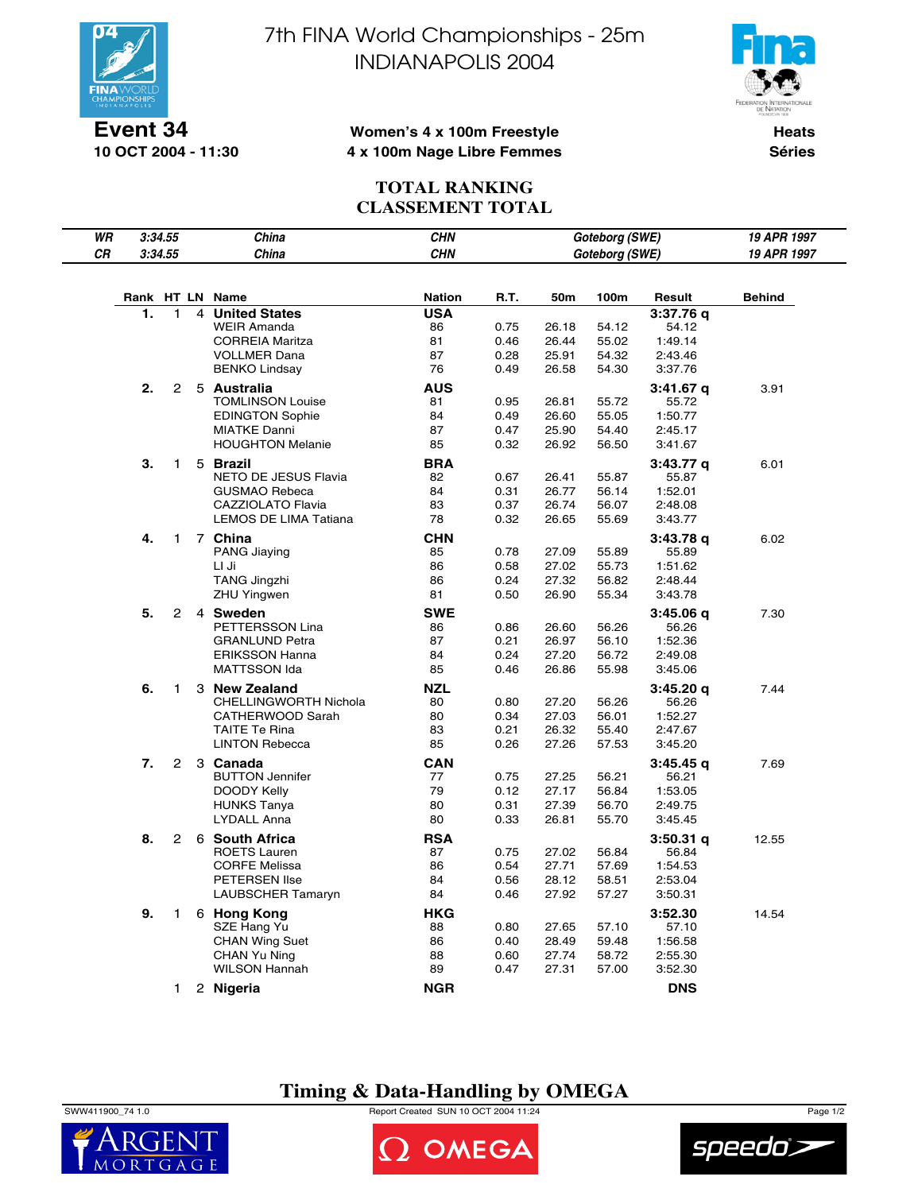# 7th FINA World Championships - 25m
# INDIANAPOLIS 2004

**Event 34**
**10 OCT 2004 - 11:30**

**Women's 4 x 100m Freestyle**
**4 x 100m Nage Libre Femmes**

**Heats**
**Séries**

## TOTAL RANKING
## CLASSEMENT TOTAL

| | | | | | |
|---|---|---|---|---|---|
| *WR* | *3:34.55* | *China* | *CHN* | *Goteborg (SWE)* | *19 APR 1997* |
| *CR* | *3:34.55* | *China* | *CHN* | *Goteborg (SWE)* | *19 APR 1997* |

| Rank | HT | LN | Name | Nation | R.T. | 50m | 100m | Result | Behind |
|---|---|---|---|---|---|---|---|---|---|
| **1.** | 1 | 4 | **United States** | **USA** | | | | **3:37.76 q** | |
| | | | WEIR Amanda | 86 | 0.75 | 26.18 | 54.12 | 54.12 | |
| | | | CORREIA Maritza | 81 | 0.46 | 26.44 | 55.02 | 1:49.14 | |
| | | | VOLLMER Dana | 87 | 0.28 | 25.91 | 54.32 | 2:43.46 | |
| | | | BENKO Lindsay | 76 | 0.49 | 26.58 | 54.30 | 3:37.76 | |
| **2.** | 2 | 5 | **Australia** | **AUS** | | | | **3:41.67 q** | 3.91 |
| | | | TOMLINSON Louise | 81 | 0.95 | 26.81 | 55.72 | 55.72 | |
| | | | EDINGTON Sophie | 84 | 0.49 | 26.60 | 55.05 | 1:50.77 | |
| | | | MIATKE Danni | 87 | 0.47 | 25.90 | 54.40 | 2:45.17 | |
| | | | HOUGHTON Melanie | 85 | 0.32 | 26.92 | 56.50 | 3:41.67 | |
| **3.** | 1 | 5 | **Brazil** | **BRA** | | | | **3:43.77 q** | 6.01 |
| | | | NETO DE JESUS Flavia | 82 | 0.67 | 26.41 | 55.87 | 55.87 | |
| | | | GUSMAO Rebeca | 84 | 0.31 | 26.77 | 56.14 | 1:52.01 | |
| | | | CAZZIOLATO Flavia | 83 | 0.37 | 26.74 | 56.07 | 2:48.08 | |
| | | | LEMOS DE LIMA Tatiana | 78 | 0.32 | 26.65 | 55.69 | 3:43.77 | |
| **4.** | 1 | 7 | **China** | **CHN** | | | | **3:43.78 q** | 6.02 |
| | | | PANG Jiaying | 85 | 0.78 | 27.09 | 55.89 | 55.89 | |
| | | | LI Ji | 86 | 0.58 | 27.02 | 55.73 | 1:51.62 | |
| | | | TANG Jingzhi | 86 | 0.24 | 27.32 | 56.82 | 2:48.44 | |
| | | | ZHU Yingwen | 81 | 0.50 | 26.90 | 55.34 | 3:43.78 | |
| **5.** | 2 | 4 | **Sweden** | **SWE** | | | | **3:45.06 q** | 7.30 |
| | | | PETTERSSON Lina | 86 | 0.86 | 26.60 | 56.26 | 56.26 | |
| | | | GRANLUND Petra | 87 | 0.21 | 26.97 | 56.10 | 1:52.36 | |
| | | | ERIKSSON Hanna | 84 | 0.24 | 27.20 | 56.72 | 2:49.08 | |
| | | | MATTSSON Ida | 85 | 0.46 | 26.86 | 55.98 | 3:45.06 | |
| **6.** | 1 | 3 | **New Zealand** | **NZL** | | | | **3:45.20 q** | 7.44 |
| | | | CHELLINGWORTH Nichola | 80 | 0.80 | 27.20 | 56.26 | 56.26 | |
| | | | CATHERWOOD Sarah | 80 | 0.34 | 27.03 | 56.01 | 1:52.27 | |
| | | | TAITE Te Rina | 83 | 0.21 | 26.32 | 55.40 | 2:47.67 | |
| | | | LINTON Rebecca | 85 | 0.26 | 27.26 | 57.53 | 3:45.20 | |
| **7.** | 2 | 3 | **Canada** | **CAN** | | | | **3:45.45 q** | 7.69 |
| | | | BUTTON Jennifer | 77 | 0.75 | 27.25 | 56.21 | 56.21 | |
| | | | DOODY Kelly | 79 | 0.12 | 27.17 | 56.84 | 1:53.05 | |
| | | | HUNKS Tanya | 80 | 0.31 | 27.39 | 56.70 | 2:49.75 | |
| | | | LYDALL Anna | 80 | 0.33 | 26.81 | 55.70 | 3:45.45 | |
| **8.** | 2 | 6 | **South Africa** | **RSA** | | | | **3:50.31 q** | 12.55 |
| | | | ROETS Lauren | 87 | 0.75 | 27.02 | 56.84 | 56.84 | |
| | | | CORFE Melissa | 86 | 0.54 | 27.71 | 57.69 | 1:54.53 | |
| | | | PETERSEN Ilse | 84 | 0.56 | 28.12 | 58.51 | 2:53.04 | |
| | | | LAUBSCHER Tamaryn | 84 | 0.46 | 27.92 | 57.27 | 3:50.31 | |
| **9.** | 1 | 6 | **Hong Kong** | **HKG** | | | | **3:52.30** | 14.54 |
| | | | SZE Hang Yu | 88 | 0.80 | 27.65 | 57.10 | 57.10 | |
| | | | CHAN Wing Suet | 86 | 0.40 | 28.49 | 59.48 | 1:56.58 | |
| | | | CHAN Yu Ning | 88 | 0.60 | 27.74 | 58.72 | 2:55.30 | |
| | | | WILSON Hannah | 89 | 0.47 | 27.31 | 57.00 | 3:52.30 | |
| | 1 | 2 | **Nigeria** | **NGR** | | | | **DNS** | |

**Timing & Data-Handling by OMEGA**

SWW411900_74 1.0 — Report Created SUN 10 OCT 2004 11:24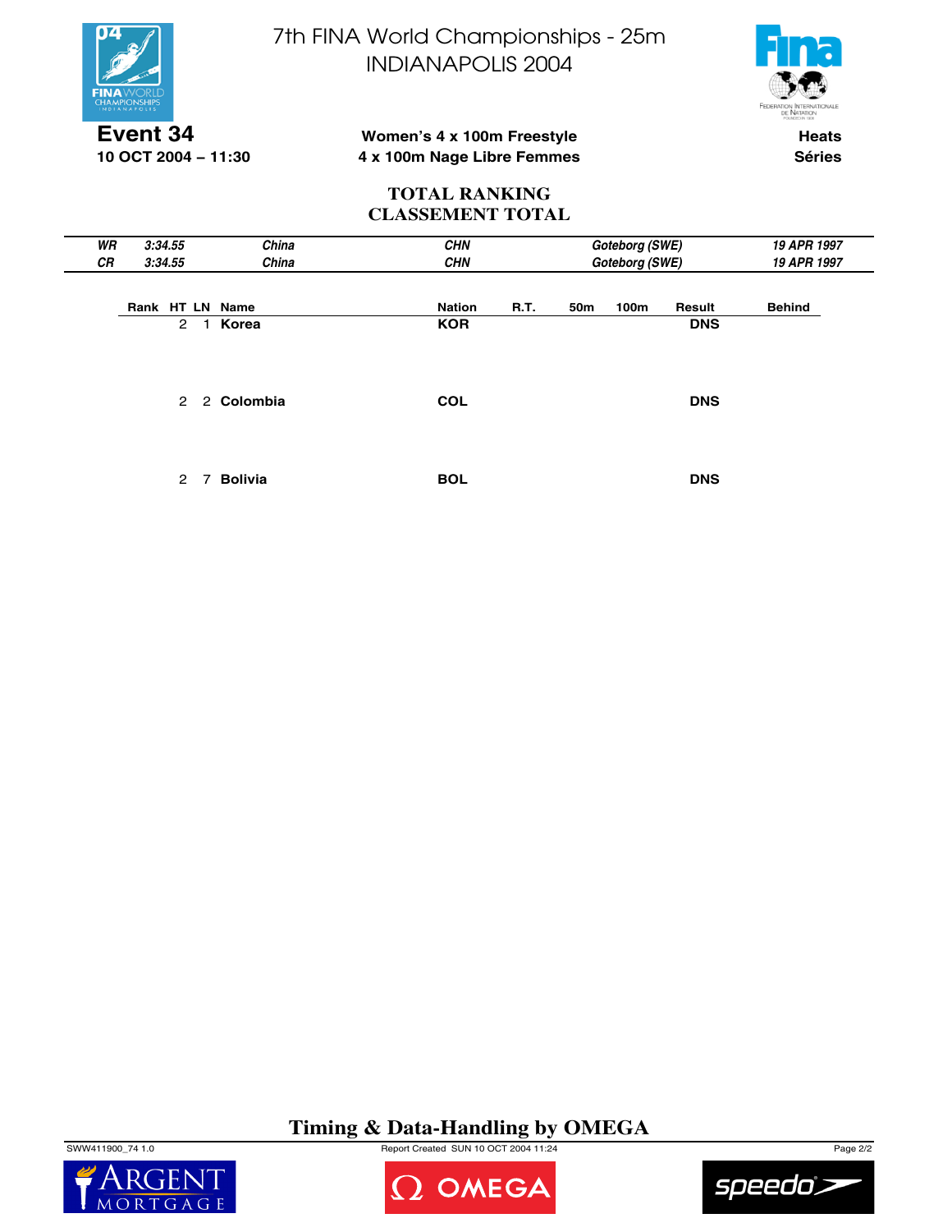# 7th FINA World Championships - 25m
## INDIANAPOLIS 2004

**Event 34**
**10 OCT 2004 – 11:30**

**Women's 4 x 100m Freestyle**
**4 x 100m Nage Libre Femmes**

**Heats**
**Séries**

### TOTAL RANKING
### CLASSEMENT TOTAL

| | | | | | |
|---|---|---|---|---|---|
| *WR* | *3:34.55* | *China* | *CHN* | *Goteborg (SWE)* | *19 APR 1997* |
| *CR* | *3:34.55* | *China* | *CHN* | *Goteborg (SWE)* | *19 APR 1997* |

| Rank | HT | LN | Name | Nation | R.T. | 50m | 100m | Result | Behind |
|---|---|---|---|---|---|---|---|---|---|
| | 2 | 1 | **Korea** | **KOR** | | | | **DNS** | |
| | 2 | 2 | **Colombia** | **COL** | | | | **DNS** | |
| | 2 | 7 | **Bolivia** | **BOL** | | | | **DNS** | |

**Timing & Data-Handling by OMEGA**

SWW411900_74 1.0 Report Created SUN 10 OCT 2004 11:24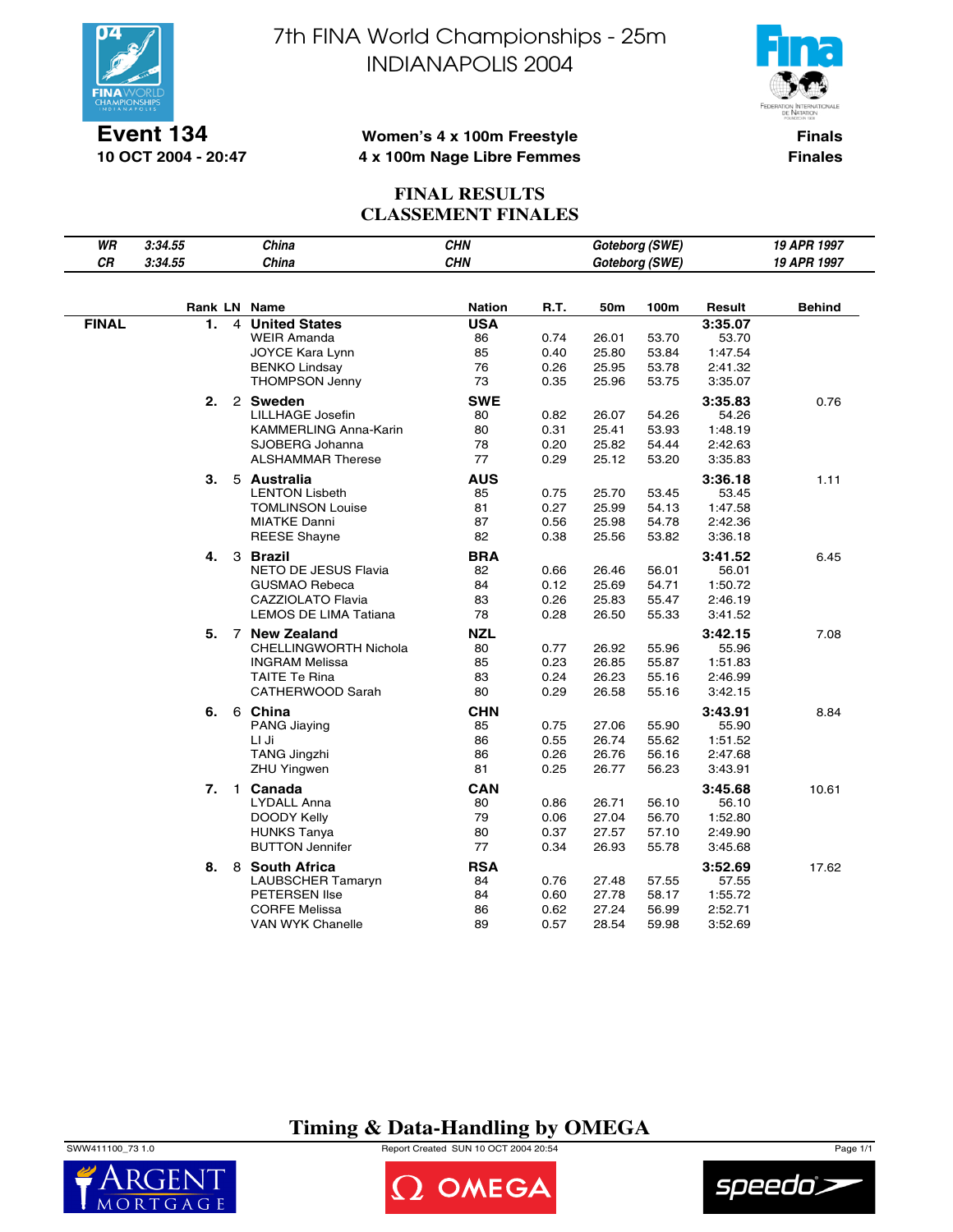# 7th FINA World Championships - 25m
## INDIANAPOLIS 2004

**Event 134**
**10 OCT 2004 - 20:47**

**Women's 4 x 100m Freestyle**
**4 x 100m Nage Libre Femmes**

**Finals**
**Finales**

## FINAL RESULTS
## CLASSEMENT FINALES

| | | | | | |
|---|---|---|---|---|---|
| *WR* | *3:34.55* | *China* | *CHN* | *Goteborg (SWE)* | *19 APR 1997* |
| *CR* | *3:34.55* | *China* | *CHN* | *Goteborg (SWE)* | *19 APR 1997* |

| | Rank | LN | Name | Nation | R.T. | 50m | 100m | Result | Behind |
|---|---|---|---|---|---|---|---|---|---|
| **FINAL** | **1.** | 4 | **United States** | **USA** | | | | **3:35.07** | |
| | | | WEIR Amanda | 86 | 0.74 | 26.01 | 53.70 | 53.70 | |
| | | | JOYCE Kara Lynn | 85 | 0.40 | 25.80 | 53.84 | 1:47.54 | |
| | | | BENKO Lindsay | 76 | 0.26 | 25.95 | 53.78 | 2:41.32 | |
| | | | THOMPSON Jenny | 73 | 0.35 | 25.96 | 53.75 | 3:35.07 | |
| | **2.** | 2 | **Sweden** | **SWE** | | | | **3:35.83** | 0.76 |
| | | | LILLHAGE Josefin | 80 | 0.82 | 26.07 | 54.26 | 54.26 | |
| | | | KAMMERLING Anna-Karin | 80 | 0.31 | 25.41 | 53.93 | 1:48.19 | |
| | | | SJOBERG Johanna | 78 | 0.20 | 25.82 | 54.44 | 2:42.63 | |
| | | | ALSHAMMAR Therese | 77 | 0.29 | 25.12 | 53.20 | 3:35.83 | |
| | **3.** | 5 | **Australia** | **AUS** | | | | **3:36.18** | 1.11 |
| | | | LENTON Lisbeth | 85 | 0.75 | 25.70 | 53.45 | 53.45 | |
| | | | TOMLINSON Louise | 81 | 0.27 | 25.99 | 54.13 | 1:47.58 | |
| | | | MIATKE Danni | 87 | 0.56 | 25.98 | 54.78 | 2:42.36 | |
| | | | REESE Shayne | 82 | 0.38 | 25.56 | 53.82 | 3:36.18 | |
| | **4.** | 3 | **Brazil** | **BRA** | | | | **3:41.52** | 6.45 |
| | | | NETO DE JESUS Flavia | 82 | 0.66 | 26.46 | 56.01 | 56.01 | |
| | | | GUSMAO Rebeca | 84 | 0.12 | 25.69 | 54.71 | 1:50.72 | |
| | | | CAZZIOLATO Flavia | 83 | 0.26 | 25.83 | 55.47 | 2:46.19 | |
| | | | LEMOS DE LIMA Tatiana | 78 | 0.28 | 26.50 | 55.33 | 3:41.52 | |
| | **5.** | 7 | **New Zealand** | **NZL** | | | | **3:42.15** | 7.08 |
| | | | CHELLINGWORTH Nichola | 80 | 0.77 | 26.92 | 55.96 | 55.96 | |
| | | | INGRAM Melissa | 85 | 0.23 | 26.85 | 55.87 | 1:51.83 | |
| | | | TAITE Te Rina | 83 | 0.24 | 26.23 | 55.16 | 2:46.99 | |
| | | | CATHERWOOD Sarah | 80 | 0.29 | 26.58 | 55.16 | 3:42.15 | |
| | **6.** | 6 | **China** | **CHN** | | | | **3:43.91** | 8.84 |
| | | | PANG Jiaying | 85 | 0.75 | 27.06 | 55.90 | 55.90 | |
| | | | LI Ji | 86 | 0.55 | 26.74 | 55.62 | 1:51.52 | |
| | | | TANG Jingzhi | 86 | 0.26 | 26.76 | 56.16 | 2:47.68 | |
| | | | ZHU Yingwen | 81 | 0.25 | 26.77 | 56.23 | 3:43.91 | |
| | **7.** | 1 | **Canada** | **CAN** | | | | **3:45.68** | 10.61 |
| | | | LYDALL Anna | 80 | 0.86 | 26.71 | 56.10 | 56.10 | |
| | | | DOODY Kelly | 79 | 0.06 | 27.04 | 56.70 | 1:52.80 | |
| | | | HUNKS Tanya | 80 | 0.37 | 27.57 | 57.10 | 2:49.90 | |
| | | | BUTTON Jennifer | 77 | 0.34 | 26.93 | 55.78 | 3:45.68 | |
| | **8.** | 8 | **South Africa** | **RSA** | | | | **3:52.69** | 17.62 |
| | | | LAUBSCHER Tamaryn | 84 | 0.76 | 27.48 | 57.55 | 57.55 | |
| | | | PETERSEN Ilse | 84 | 0.60 | 27.78 | 58.17 | 1:55.72 | |
| | | | CORFE Melissa | 86 | 0.62 | 27.24 | 56.99 | 2:52.71 | |
| | | | VAN WYK Chanelle | 89 | 0.57 | 28.54 | 59.98 | 3:52.69 | |

**Timing & Data-Handling by OMEGA**

SWW411100_73 1.0 — Report Created SUN 10 OCT 2004 20:54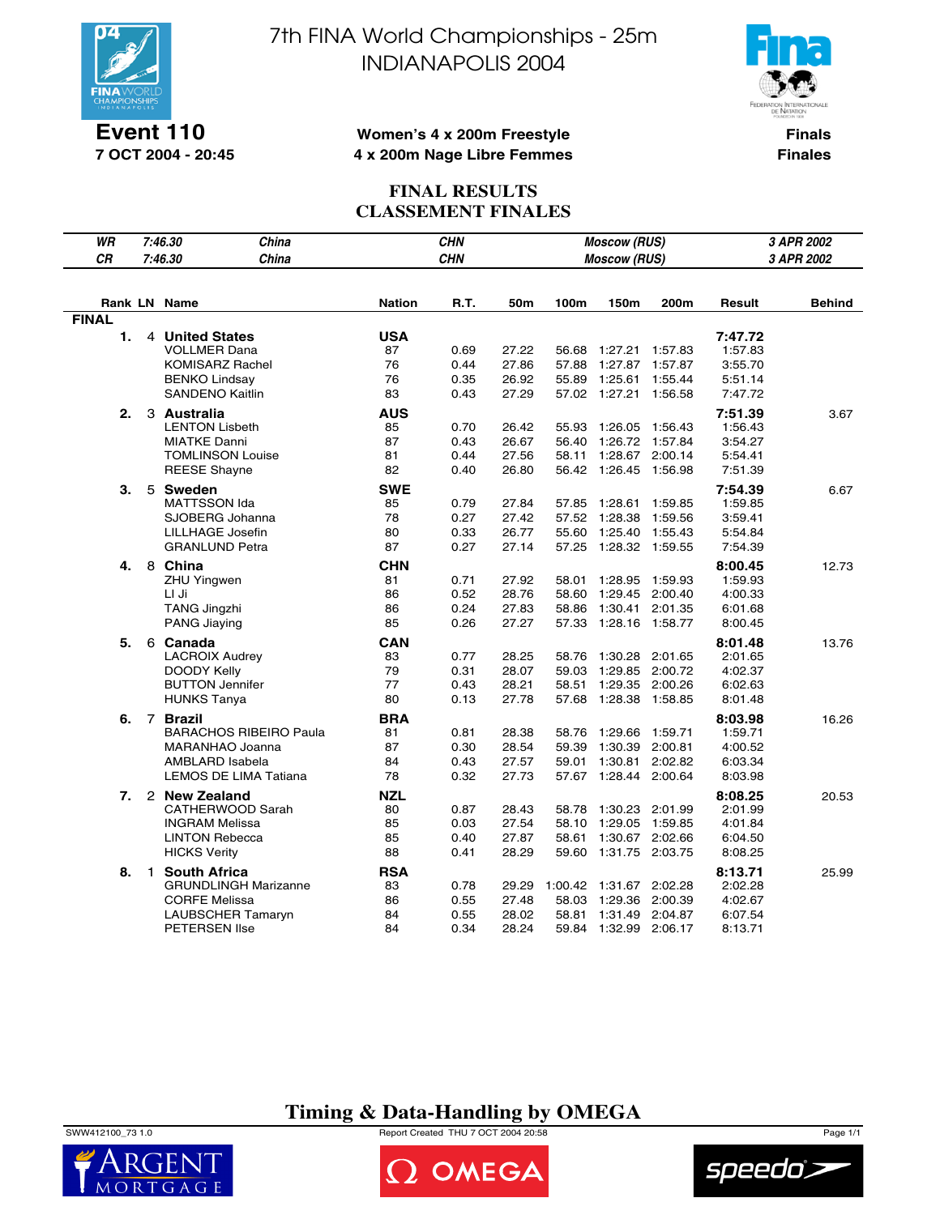# 7th FINA World Championships - 25m
# INDIANAPOLIS 2004

**Event 110**
**7 OCT 2004 - 20:45**

**Women's 4 x 200m Freestyle**
**4 x 200m Nage Libre Femmes**

**Finals**
**Finales**

## FINAL RESULTS
## CLASSEMENT FINALES

| | | | | | |
|---|---|---|---|---|---|
| *WR* | *7:46.30* | *China* | *CHN* | *Moscow (RUS)* | *3 APR 2002* |
| *CR* | *7:46.30* | *China* | *CHN* | *Moscow (RUS)* | *3 APR 2002* |

| Rank | LN | Name | Nation | R.T. | 50m | 100m | 150m | 200m | Result | Behind |
|---|---|---|---|---|---|---|---|---|---|---|
| **FINAL** | | | | | | | | | | |
| **1.** | 4 | **United States** | **USA** | | | | | | **7:47.72** | |
| | | VOLLMER Dana | 87 | 0.69 | 27.22 | 56.68 | 1:27.21 | 1:57.83 | 1:57.83 | |
| | | KOMISARZ Rachel | 76 | 0.44 | 27.86 | 57.88 | 1:27.87 | 1:57.87 | 3:55.70 | |
| | | BENKO Lindsay | 76 | 0.35 | 26.92 | 55.89 | 1:25.61 | 1:55.44 | 5:51.14 | |
| | | SANDENO Kaitlin | 83 | 0.43 | 27.29 | 57.02 | 1:27.21 | 1:56.58 | 7:47.72 | |
| **2.** | 3 | **Australia** | **AUS** | | | | | | **7:51.39** | 3.67 |
| | | LENTON Lisbeth | 85 | 0.70 | 26.42 | 55.93 | 1:26.05 | 1:56.43 | 1:56.43 | |
| | | MIATKE Danni | 87 | 0.43 | 26.67 | 56.40 | 1:26.72 | 1:57.84 | 3:54.27 | |
| | | TOMLINSON Louise | 81 | 0.44 | 27.56 | 58.11 | 1:28.67 | 2:00.14 | 5:54.41 | |
| | | REESE Shayne | 82 | 0.40 | 26.80 | 56.42 | 1:26.45 | 1:56.98 | 7:51.39 | |
| **3.** | 5 | **Sweden** | **SWE** | | | | | | **7:54.39** | 6.67 |
| | | MATTSSON Ida | 85 | 0.79 | 27.84 | 57.85 | 1:28.61 | 1:59.85 | 1:59.85 | |
| | | SJOBERG Johanna | 78 | 0.27 | 27.42 | 57.52 | 1:28.38 | 1:59.56 | 3:59.41 | |
| | | LILLHAGE Josefin | 80 | 0.33 | 26.77 | 55.60 | 1:25.40 | 1:55.43 | 5:54.84 | |
| | | GRANLUND Petra | 87 | 0.27 | 27.14 | 57.25 | 1:28.32 | 1:59.55 | 7:54.39 | |
| **4.** | 8 | **China** | **CHN** | | | | | | **8:00.45** | 12.73 |
| | | ZHU Yingwen | 81 | 0.71 | 27.92 | 58.01 | 1:28.95 | 1:59.93 | 1:59.93 | |
| | | LI Ji | 86 | 0.52 | 28.76 | 58.60 | 1:29.45 | 2:00.40 | 4:00.33 | |
| | | TANG Jingzhi | 86 | 0.24 | 27.83 | 58.86 | 1:30.41 | 2:01.35 | 6:01.68 | |
| | | PANG Jiaying | 85 | 0.26 | 27.27 | 57.33 | 1:28.16 | 1:58.77 | 8:00.45 | |
| **5.** | 6 | **Canada** | **CAN** | | | | | | **8:01.48** | 13.76 |
| | | LACROIX Audrey | 83 | 0.77 | 28.25 | 58.76 | 1:30.28 | 2:01.65 | 2:01.65 | |
| | | DOODY Kelly | 79 | 0.31 | 28.07 | 59.03 | 1:29.85 | 2:00.72 | 4:02.37 | |
| | | BUTTON Jennifer | 77 | 0.43 | 28.21 | 58.51 | 1:29.35 | 2:00.26 | 6:02.63 | |
| | | HUNKS Tanya | 80 | 0.13 | 27.78 | 57.68 | 1:28.38 | 1:58.85 | 8:01.48 | |
| **6.** | 7 | **Brazil** | **BRA** | | | | | | **8:03.98** | 16.26 |
| | | BARACHOS RIBEIRO Paula | 81 | 0.81 | 28.38 | 58.76 | 1:29.66 | 1:59.71 | 1:59.71 | |
| | | MARANHAO Joanna | 87 | 0.30 | 28.54 | 59.39 | 1:30.39 | 2:00.81 | 4:00.52 | |
| | | AMBLARD Isabela | 84 | 0.43 | 27.57 | 59.01 | 1:30.81 | 2:02.82 | 6:03.34 | |
| | | LEMOS DE LIMA Tatiana | 78 | 0.32 | 27.73 | 57.67 | 1:28.44 | 2:00.64 | 8:03.98 | |
| **7.** | 2 | **New Zealand** | **NZL** | | | | | | **8:08.25** | 20.53 |
| | | CATHERWOOD Sarah | 80 | 0.87 | 28.43 | 58.78 | 1:30.23 | 2:01.99 | 2:01.99 | |
| | | INGRAM Melissa | 85 | 0.03 | 27.54 | 58.10 | 1:29.05 | 1:59.85 | 4:01.84 | |
| | | LINTON Rebecca | 85 | 0.40 | 27.87 | 58.61 | 1:30.67 | 2:02.66 | 6:04.50 | |
| | | HICKS Verity | 88 | 0.41 | 28.29 | 59.60 | 1:31.75 | 2:03.75 | 8:08.25 | |
| **8.** | 1 | **South Africa** | **RSA** | | | | | | **8:13.71** | 25.99 |
| | | GRUNDLINGH Marizanne | 83 | 0.78 | 29.29 | 1:00.42 | 1:31.67 | 2:02.28 | 2:02.28 | |
| | | CORFE Melissa | 86 | 0.55 | 27.48 | 58.03 | 1:29.36 | 2:00.39 | 4:02.67 | |
| | | LAUBSCHER Tamaryn | 84 | 0.55 | 28.02 | 58.81 | 1:31.49 | 2:04.87 | 6:07.54 | |
| | | PETERSEN Ilse | 84 | 0.34 | 28.24 | 59.84 | 1:32.99 | 2:06.17 | 8:13.71 | |

**Timing & Data-Handling by OMEGA**

SWW412100_73 1.0 Report Created THU 7 OCT 2004 20:58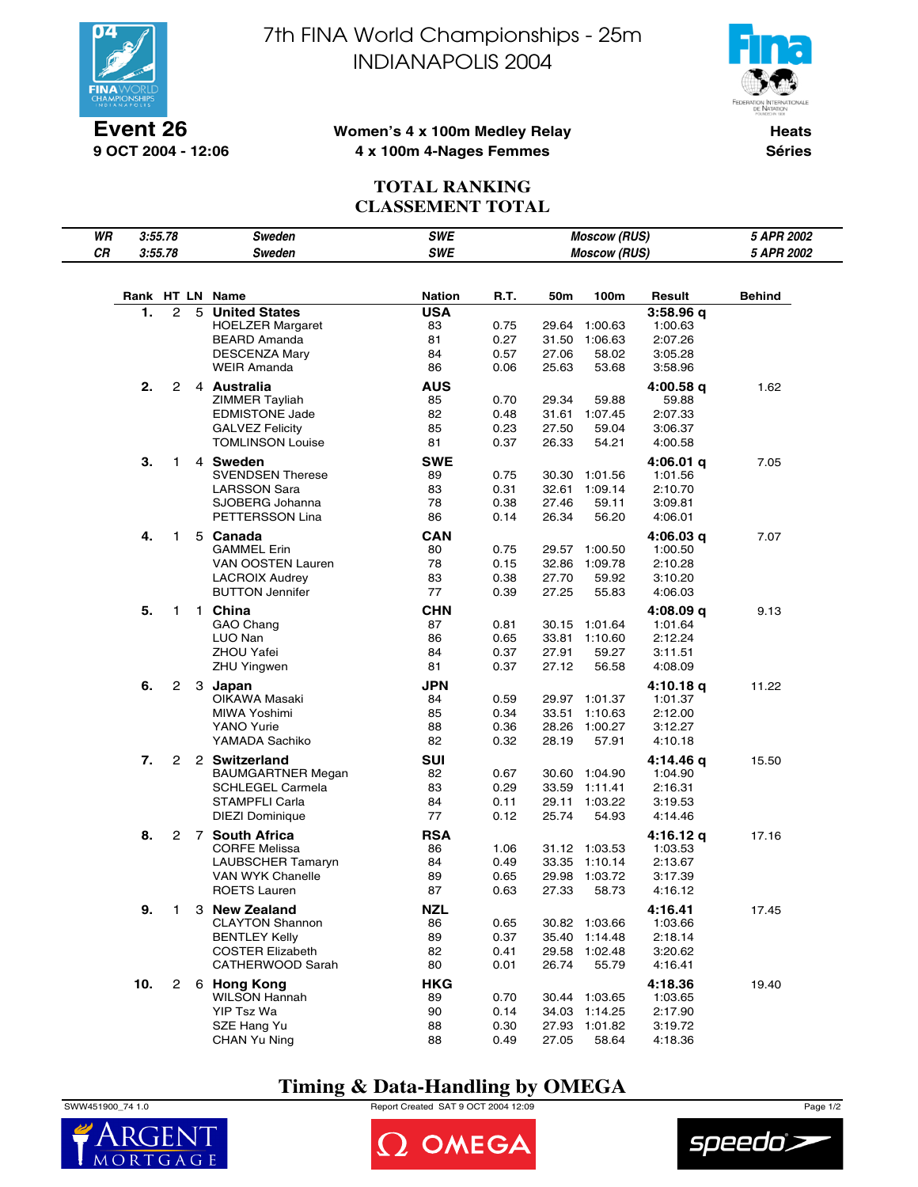# 7th FINA World Championships - 25m
# INDIANAPOLIS 2004

**Event 26**
**9 OCT 2004 - 12:06**

**Women's 4 x 100m Medley Relay**
**4 x 100m 4-Nages Femmes**

**Heats**
**Séries**

## TOTAL RANKING
## CLASSEMENT TOTAL

| | | | | | |
|---|---|---|---|---|---|
| *WR* | *3:55.78* | *Sweden* | *SWE* | *Moscow (RUS)* | *5 APR 2002* |
| *CR* | *3:55.78* | *Sweden* | *SWE* | *Moscow (RUS)* | *5 APR 2002* |

| Rank | HT | LN | Name | Nation | R.T. | 50m | 100m | Result | Behind |
|---|---|---|---|---|---|---|---|---|---|
| **1.** | 2 | 5 | **United States** | **USA** | | | | **3:58.96 q** | |
| | | | HOELZER Margaret | 83 | 0.75 | 29.64 | 1:00.63 | 1:00.63 | |
| | | | BEARD Amanda | 81 | 0.27 | 31.50 | 1:06.63 | 2:07.26 | |
| | | | DESCENZA Mary | 84 | 0.57 | 27.06 | 58.02 | 3:05.28 | |
| | | | WEIR Amanda | 86 | 0.06 | 25.63 | 53.68 | 3:58.96 | |
| **2.** | 2 | 4 | **Australia** | **AUS** | | | | **4:00.58 q** | 1.62 |
| | | | ZIMMER Tayliah | 85 | 0.70 | 29.34 | 59.88 | 59.88 | |
| | | | EDMISTONE Jade | 82 | 0.48 | 31.61 | 1:07.45 | 2:07.33 | |
| | | | GALVEZ Felicity | 85 | 0.23 | 27.50 | 59.04 | 3:06.37 | |
| | | | TOMLINSON Louise | 81 | 0.37 | 26.33 | 54.21 | 4:00.58 | |
| **3.** | 1 | 4 | **Sweden** | **SWE** | | | | **4:06.01 q** | 7.05 |
| | | | SVENDSEN Therese | 89 | 0.75 | 30.30 | 1:01.56 | 1:01.56 | |
| | | | LARSSON Sara | 83 | 0.31 | 32.61 | 1:09.14 | 2:10.70 | |
| | | | SJOBERG Johanna | 78 | 0.38 | 27.46 | 59.11 | 3:09.81 | |
| | | | PETTERSSON Lina | 86 | 0.14 | 26.34 | 56.20 | 4:06.01 | |
| **4.** | 1 | 5 | **Canada** | **CAN** | | | | **4:06.03 q** | 7.07 |
| | | | GAMMEL Erin | 80 | 0.75 | 29.57 | 1:00.50 | 1:00.50 | |
| | | | VAN OOSTEN Lauren | 78 | 0.15 | 32.86 | 1:09.78 | 2:10.28 | |
| | | | LACROIX Audrey | 83 | 0.38 | 27.70 | 59.92 | 3:10.20 | |
| | | | BUTTON Jennifer | 77 | 0.39 | 27.25 | 55.83 | 4:06.03 | |
| **5.** | 1 | 1 | **China** | **CHN** | | | | **4:08.09 q** | 9.13 |
| | | | GAO Chang | 87 | 0.81 | 30.15 | 1:01.64 | 1:01.64 | |
| | | | LUO Nan | 86 | 0.65 | 33.81 | 1:10.60 | 2:12.24 | |
| | | | ZHOU Yafei | 84 | 0.37 | 27.91 | 59.27 | 3:11.51 | |
| | | | ZHU Yingwen | 81 | 0.37 | 27.12 | 56.58 | 4:08.09 | |
| **6.** | 2 | 3 | **Japan** | **JPN** | | | | **4:10.18 q** | 11.22 |
| | | | OIKAWA Masaki | 84 | 0.59 | 29.97 | 1:01.37 | 1:01.37 | |
| | | | MIWA Yoshimi | 85 | 0.34 | 33.51 | 1:10.63 | 2:12.00 | |
| | | | YANO Yurie | 88 | 0.36 | 28.26 | 1:00.27 | 3:12.27 | |
| | | | YAMADA Sachiko | 82 | 0.32 | 28.19 | 57.91 | 4:10.18 | |
| **7.** | 2 | 2 | **Switzerland** | **SUI** | | | | **4:14.46 q** | 15.50 |
| | | | BAUMGARTNER Megan | 82 | 0.67 | 30.60 | 1:04.90 | 1:04.90 | |
| | | | SCHLEGEL Carmela | 83 | 0.29 | 33.59 | 1:11.41 | 2:16.31 | |
| | | | STAMPFLI Carla | 84 | 0.11 | 29.11 | 1:03.22 | 3:19.53 | |
| | | | DIEZI Dominique | 77 | 0.12 | 25.74 | 54.93 | 4:14.46 | |
| **8.** | 2 | 7 | **South Africa** | **RSA** | | | | **4:16.12 q** | 17.16 |
| | | | CORFE Melissa | 86 | 1.06 | 31.12 | 1:03.53 | 1:03.53 | |
| | | | LAUBSCHER Tamaryn | 84 | 0.49 | 33.35 | 1:10.14 | 2:13.67 | |
| | | | VAN WYK Chanelle | 89 | 0.65 | 29.98 | 1:03.72 | 3:17.39 | |
| | | | ROETS Lauren | 87 | 0.63 | 27.33 | 58.73 | 4:16.12 | |
| **9.** | 1 | 3 | **New Zealand** | **NZL** | | | | **4:16.41** | 17.45 |
| | | | CLAYTON Shannon | 86 | 0.65 | 30.82 | 1:03.66 | 1:03.66 | |
| | | | BENTLEY Kelly | 89 | 0.37 | 35.40 | 1:14.48 | 2:18.14 | |
| | | | COSTER Elizabeth | 82 | 0.41 | 29.58 | 1:02.48 | 3:20.62 | |
| | | | CATHERWOOD Sarah | 80 | 0.01 | 26.74 | 55.79 | 4:16.41 | |
| **10.** | 2 | 6 | **Hong Kong** | **HKG** | | | | **4:18.36** | 19.40 |
| | | | WILSON Hannah | 89 | 0.70 | 30.44 | 1:03.65 | 1:03.65 | |
| | | | YIP Tsz Wa | 90 | 0.14 | 34.03 | 1:14.25 | 2:17.90 | |
| | | | SZE Hang Yu | 88 | 0.30 | 27.93 | 1:01.82 | 3:19.72 | |
| | | | CHAN Yu Ning | 88 | 0.49 | 27.05 | 58.64 | 4:18.36 | |

**Timing & Data-Handling by OMEGA**

SWW451900_74 1.0 — Report Created SAT 9 OCT 2004 12:09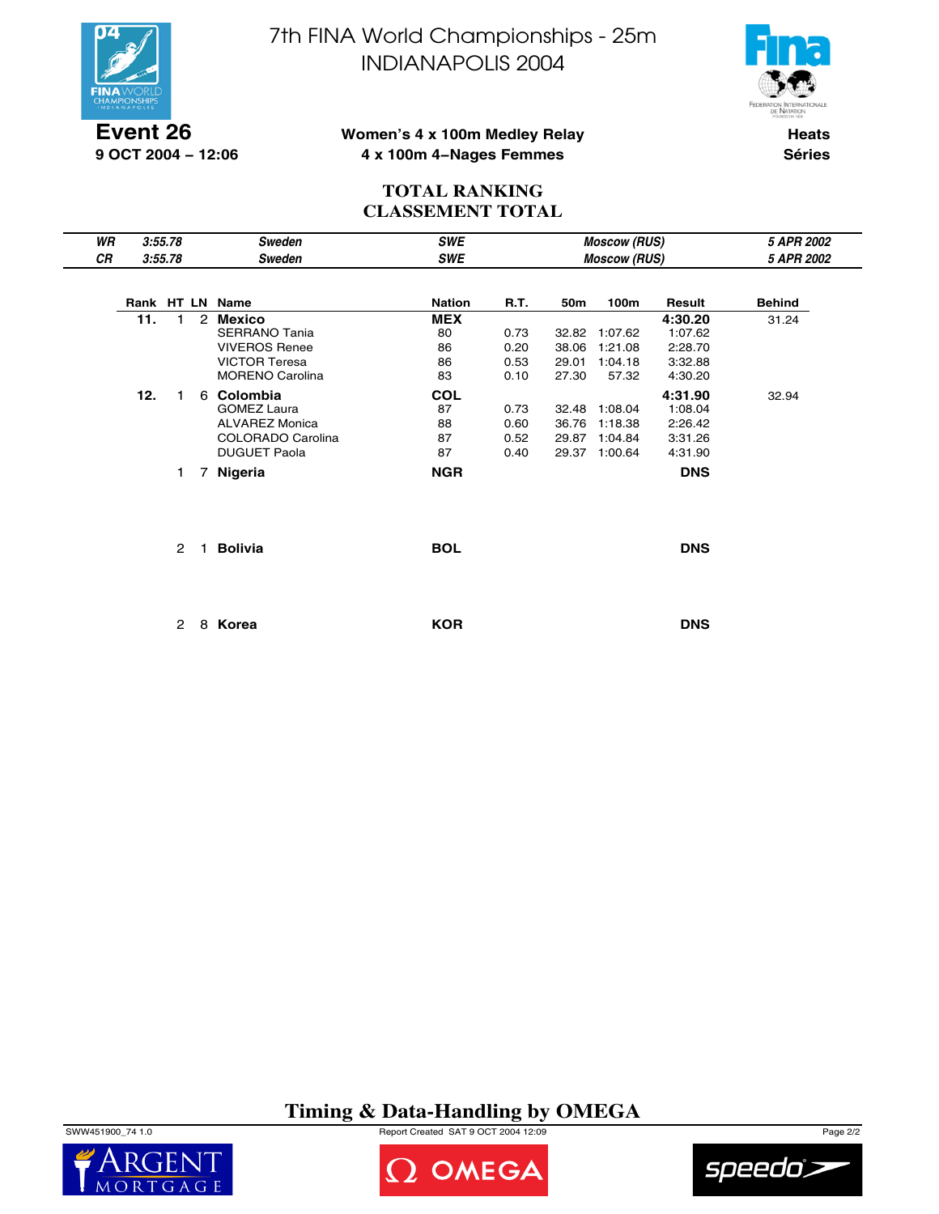# 7th FINA World Championships - 25m
# INDIANAPOLIS 2004

**Event 26**
**9 OCT 2004 – 12:06**

**Women's 4 x 100m Medley Relay**
**4 x 100m 4–Nages Femmes**

**Heats**
**Séries**

## TOTAL RANKING
## CLASSEMENT TOTAL

| | | | | | |
|---|---|---|---|---|---|
| *WR* | *3:55.78* | *Sweden* | *SWE* | *Moscow (RUS)* | *5 APR 2002* |
| *CR* | *3:55.78* | *Sweden* | *SWE* | *Moscow (RUS)* | *5 APR 2002* |

| Rank | HT | LN | Name | Nation | R.T. | 50m | 100m | Result | Behind |
|---|---|---|---|---|---|---|---|---|---|
| **11.** | 1 | 2 | **Mexico** | **MEX** | | | | **4:30.20** | 31.24 |
| | | | SERRANO Tania | 80 | 0.73 | 32.82 | 1:07.62 | 1:07.62 | |
| | | | VIVEROS Renee | 86 | 0.20 | 38.06 | 1:21.08 | 2:28.70 | |
| | | | VICTOR Teresa | 86 | 0.53 | 29.01 | 1:04.18 | 3:32.88 | |
| | | | MORENO Carolina | 83 | 0.10 | 27.30 | 57.32 | 4:30.20 | |
| **12.** | 1 | 6 | **Colombia** | **COL** | | | | **4:31.90** | 32.94 |
| | | | GOMEZ Laura | 87 | 0.73 | 32.48 | 1:08.04 | 1:08.04 | |
| | | | ALVAREZ Monica | 88 | 0.60 | 36.76 | 1:18.38 | 2:26.42 | |
| | | | COLORADO Carolina | 87 | 0.52 | 29.87 | 1:04.84 | 3:31.26 | |
| | | | DUGUET Paola | 87 | 0.40 | 29.37 | 1:00.64 | 4:31.90 | |
| | 1 | 7 | **Nigeria** | **NGR** | | | | **DNS** | |
| | 2 | 1 | **Bolivia** | **BOL** | | | | **DNS** | |
| | 2 | 8 | **Korea** | **KOR** | | | | **DNS** | |

**Timing & Data-Handling by OMEGA**

SWW451900_74 1.0 — Report Created SAT 9 OCT 2004 12:09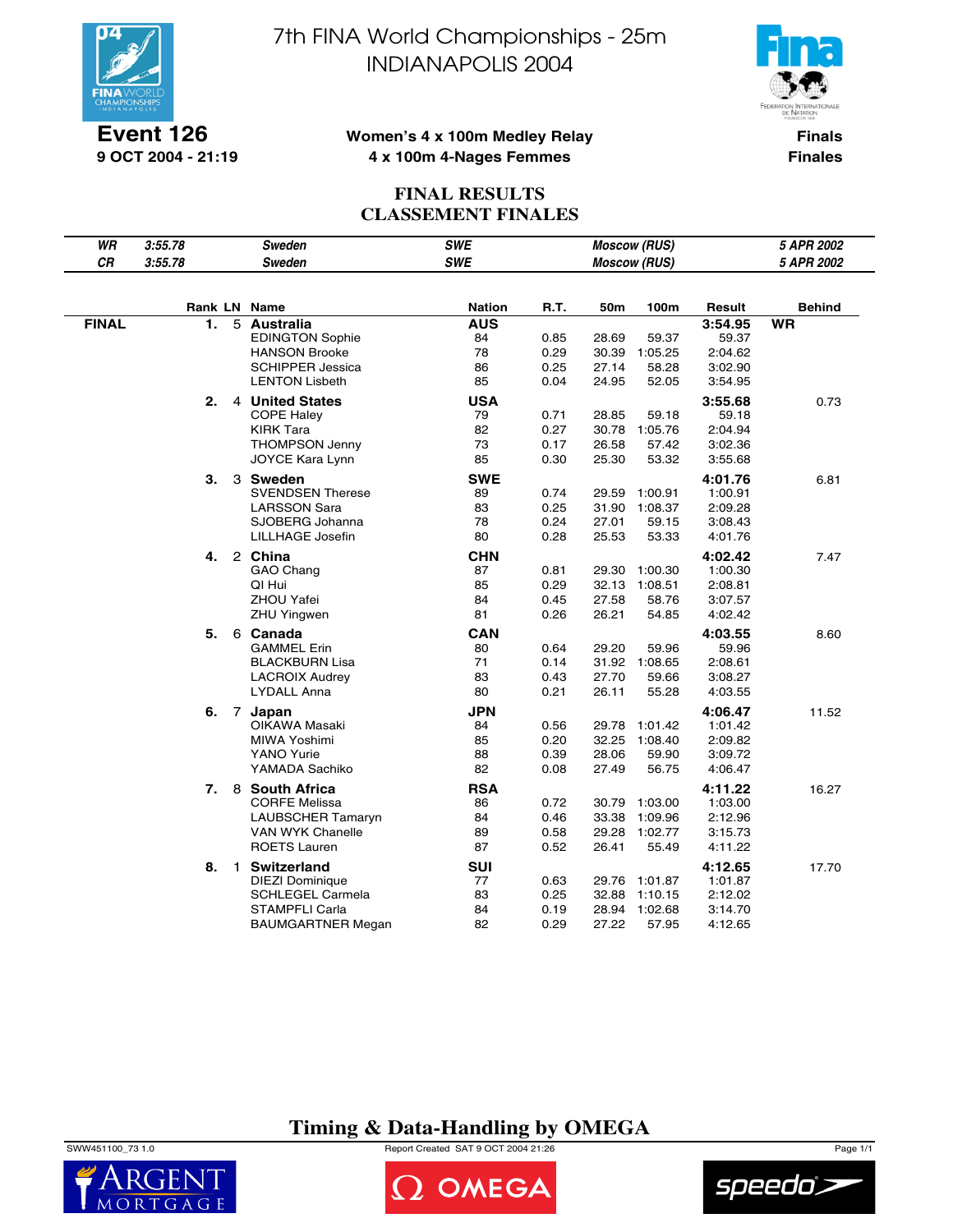# 7th FINA World Championships - 25m
# INDIANAPOLIS 2004

**Event 126**
**9 OCT 2004 - 21:19**

**Women's 4 x 100m Medley Relay**
**4 x 100m 4-Nages Femmes**

**Finals**
**Finales**

## FINAL RESULTS
## CLASSEMENT FINALES

| | | | | | |
|---|---|---|---|---|---|
| *WR* | *3:55.78* | *Sweden* | *SWE* | *Moscow (RUS)* | *5 APR 2002* |
| *CR* | *3:55.78* | *Sweden* | *SWE* | *Moscow (RUS)* | *5 APR 2002* |

| | Rank | LN | Name | Nation | R.T. | 50m | 100m | Result | | Behind |
|---|---|---|---|---|---|---|---|---|---|---|
| **FINAL** | **1.** | 5 | **Australia** | **AUS** | | | | **3:54.95** | **WR** | |
| | | | EDINGTON Sophie | 84 | 0.85 | 28.69 | 59.37 | 59.37 | | |
| | | | HANSON Brooke | 78 | 0.29 | 30.39 | 1:05.25 | 2:04.62 | | |
| | | | SCHIPPER Jessica | 86 | 0.25 | 27.14 | 58.28 | 3:02.90 | | |
| | | | LENTON Lisbeth | 85 | 0.04 | 24.95 | 52.05 | 3:54.95 | | |
| | **2.** | 4 | **United States** | **USA** | | | | **3:55.68** | | 0.73 |
| | | | COPE Haley | 79 | 0.71 | 28.85 | 59.18 | 59.18 | | |
| | | | KIRK Tara | 82 | 0.27 | 30.78 | 1:05.76 | 2:04.94 | | |
| | | | THOMPSON Jenny | 73 | 0.17 | 26.58 | 57.42 | 3:02.36 | | |
| | | | JOYCE Kara Lynn | 85 | 0.30 | 25.30 | 53.32 | 3:55.68 | | |
| | **3.** | 3 | **Sweden** | **SWE** | | | | **4:01.76** | | 6.81 |
| | | | SVENDSEN Therese | 89 | 0.74 | 29.59 | 1:00.91 | 1:00.91 | | |
| | | | LARSSON Sara | 83 | 0.25 | 31.90 | 1:08.37 | 2:09.28 | | |
| | | | SJOBERG Johanna | 78 | 0.24 | 27.01 | 59.15 | 3:08.43 | | |
| | | | LILLHAGE Josefin | 80 | 0.28 | 25.53 | 53.33 | 4:01.76 | | |
| | **4.** | 2 | **China** | **CHN** | | | | **4:02.42** | | 7.47 |
| | | | GAO Chang | 87 | 0.81 | 29.30 | 1:00.30 | 1:00.30 | | |
| | | | QI Hui | 85 | 0.29 | 32.13 | 1:08.51 | 2:08.81 | | |
| | | | ZHOU Yafei | 84 | 0.45 | 27.58 | 58.76 | 3:07.57 | | |
| | | | ZHU Yingwen | 81 | 0.26 | 26.21 | 54.85 | 4:02.42 | | |
| | **5.** | 6 | **Canada** | **CAN** | | | | **4:03.55** | | 8.60 |
| | | | GAMMEL Erin | 80 | 0.64 | 29.20 | 59.96 | 59.96 | | |
| | | | BLACKBURN Lisa | 71 | 0.14 | 31.92 | 1:08.65 | 2:08.61 | | |
| | | | LACROIX Audrey | 83 | 0.43 | 27.70 | 59.66 | 3:08.27 | | |
| | | | LYDALL Anna | 80 | 0.21 | 26.11 | 55.28 | 4:03.55 | | |
| | **6.** | 7 | **Japan** | **JPN** | | | | **4:06.47** | | 11.52 |
| | | | OIKAWA Masaki | 84 | 0.56 | 29.78 | 1:01.42 | 1:01.42 | | |
| | | | MIWA Yoshimi | 85 | 0.20 | 32.25 | 1:08.40 | 2:09.82 | | |
| | | | YANO Yurie | 88 | 0.39 | 28.06 | 59.90 | 3:09.72 | | |
| | | | YAMADA Sachiko | 82 | 0.08 | 27.49 | 56.75 | 4:06.47 | | |
| | **7.** | 8 | **South Africa** | **RSA** | | | | **4:11.22** | | 16.27 |
| | | | CORFE Melissa | 86 | 0.72 | 30.79 | 1:03.00 | 1:03.00 | | |
| | | | LAUBSCHER Tamaryn | 84 | 0.46 | 33.38 | 1:09.96 | 2:12.96 | | |
| | | | VAN WYK Chanelle | 89 | 0.58 | 29.28 | 1:02.77 | 3:15.73 | | |
| | | | ROETS Lauren | 87 | 0.52 | 26.41 | 55.49 | 4:11.22 | | |
| | **8.** | 1 | **Switzerland** | **SUI** | | | | **4:12.65** | | 17.70 |
| | | | DIEZI Dominique | 77 | 0.63 | 29.76 | 1:01.87 | 1:01.87 | | |
| | | | SCHLEGEL Carmela | 83 | 0.25 | 32.88 | 1:10.15 | 2:12.02 | | |
| | | | STAMPFLI Carla | 84 | 0.19 | 28.94 | 1:02.68 | 3:14.70 | | |
| | | | BAUMGARTNER Megan | 82 | 0.29 | 27.22 | 57.95 | 4:12.65 | | |

**Timing & Data-Handling by OMEGA**

SWW451100_73 1.0 — Report Created SAT 9 OCT 2004 21:26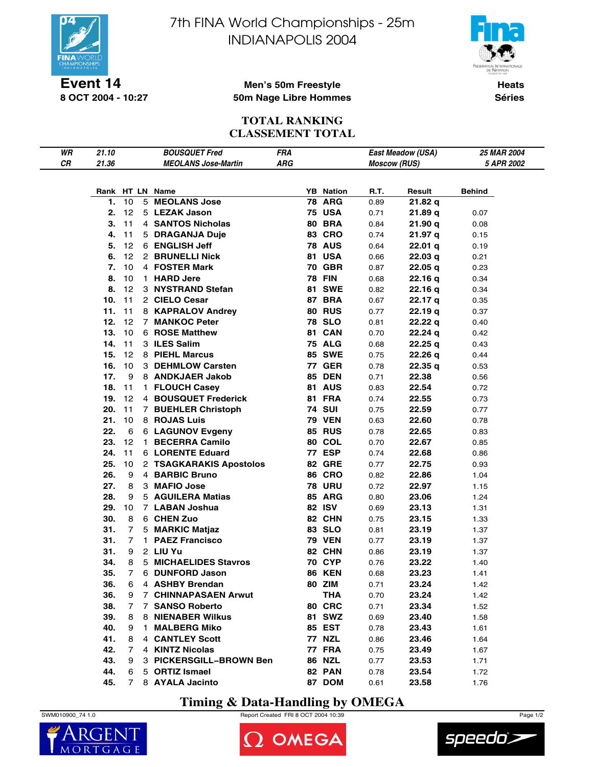# 7th FINA World Championships - 25m
# INDIANAPOLIS 2004

**Event 14**
**8 OCT 2004 - 10:27**

**Men's 50m Freestyle**
**50m Nage Libre Hommes**

**Heats**
**Séries**

## TOTAL RANKING
## CLASSEMENT TOTAL

| | | | | | |
|---|---|---|---|---|---|
| *WR* | *21.10* | *BOUSQUET Fred* | *FRA* | *East Meadow (USA)* | *25 MAR 2004* |
| *CR* | *21.36* | *MEOLANS Jose-Martin* | *ARG* | *Moscow (RUS)* | *5 APR 2002* |

| Rank | HT | LN | Name | YB | Nation | R.T. | Result | Behind |
|---|---|---|---|---|---|---|---|---|
| 1. | 10 | 5 | MEOLANS Jose | 78 | ARG | 0.89 | 21.82 q | |
| 2. | 12 | 5 | LEZAK Jason | 75 | USA | 0.71 | 21.89 q | 0.07 |
| 3. | 11 | 4 | SANTOS Nicholas | 80 | BRA | 0.84 | 21.90 q | 0.08 |
| 4. | 11 | 5 | DRAGANJA Duje | 83 | CRO | 0.74 | 21.97 q | 0.15 |
| 5. | 12 | 6 | ENGLISH Jeff | 78 | AUS | 0.64 | 22.01 q | 0.19 |
| 6. | 12 | 2 | BRUNELLI Nick | 81 | USA | 0.66 | 22.03 q | 0.21 |
| 7. | 10 | 4 | FOSTER Mark | 70 | GBR | 0.87 | 22.05 q | 0.23 |
| 8. | 10 | 1 | HARD Jere | 78 | FIN | 0.68 | 22.16 q | 0.34 |
| 8. | 12 | 3 | NYSTRAND Stefan | 81 | SWE | 0.82 | 22.16 q | 0.34 |
| 10. | 11 | 2 | CIELO Cesar | 87 | BRA | 0.67 | 22.17 q | 0.35 |
| 11. | 11 | 8 | KAPRALOV Andrey | 80 | RUS | 0.77 | 22.19 q | 0.37 |
| 12. | 12 | 7 | MANKOC Peter | 78 | SLO | 0.81 | 22.22 q | 0.40 |
| 13. | 10 | 6 | ROSE Matthew | 81 | CAN | 0.70 | 22.24 q | 0.42 |
| 14. | 11 | 3 | ILES Salim | 75 | ALG | 0.68 | 22.25 q | 0.43 |
| 15. | 12 | 8 | PIEHL Marcus | 85 | SWE | 0.75 | 22.26 q | 0.44 |
| 16. | 10 | 3 | DEHMLOW Carsten | 77 | GER | 0.78 | 22.35 q | 0.53 |
| 17. | 9 | 8 | ANDKJAER Jakob | 85 | DEN | 0.71 | 22.38 | 0.56 |
| 18. | 11 | 1 | FLOUCH Casey | 81 | AUS | 0.83 | 22.54 | 0.72 |
| 19. | 12 | 4 | BOUSQUET Frederick | 81 | FRA | 0.74 | 22.55 | 0.73 |
| 20. | 11 | 7 | BUEHLER Christoph | 74 | SUI | 0.75 | 22.59 | 0.77 |
| 21. | 10 | 8 | ROJAS Luis | 79 | VEN | 0.63 | 22.60 | 0.78 |
| 22. | 6 | 6 | LAGUNOV Evgeny | 85 | RUS | 0.78 | 22.65 | 0.83 |
| 23. | 12 | 1 | BECERRA Camilo | 80 | COL | 0.70 | 22.67 | 0.85 |
| 24. | 11 | 6 | LORENTE Eduard | 77 | ESP | 0.74 | 22.68 | 0.86 |
| 25. | 10 | 2 | TSAGKARAKIS Apostolos | 82 | GRE | 0.77 | 22.75 | 0.93 |
| 26. | 9 | 4 | BARBIC Bruno | 86 | CRO | 0.82 | 22.86 | 1.04 |
| 27. | 8 | 3 | MAFIO Jose | 78 | URU | 0.72 | 22.97 | 1.15 |
| 28. | 9 | 5 | AGUILERA Matias | 85 | ARG | 0.80 | 23.06 | 1.24 |
| 29. | 10 | 7 | LABAN Joshua | 82 | ISV | 0.69 | 23.13 | 1.31 |
| 30. | 8 | 6 | CHEN Zuo | 82 | CHN | 0.75 | 23.15 | 1.33 |
| 31. | 7 | 5 | MARKIC Matjaz | 83 | SLO | 0.81 | 23.19 | 1.37 |
| 31. | 7 | 1 | PAEZ Francisco | 79 | VEN | 0.77 | 23.19 | 1.37 |
| 31. | 9 | 2 | LIU Yu | 82 | CHN | 0.86 | 23.19 | 1.37 |
| 34. | 8 | 5 | MICHAELIDES Stavros | 70 | CYP | 0.76 | 23.22 | 1.40 |
| 35. | 7 | 6 | DUNFORD Jason | 86 | KEN | 0.68 | 23.23 | 1.41 |
| 36. | 6 | 4 | ASHBY Brendan | 80 | ZIM | 0.71 | 23.24 | 1.42 |
| 36. | 9 | 7 | CHINNAPASAEN Arwut | | THA | 0.70 | 23.24 | 1.42 |
| 38. | 7 | 7 | SANSO Roberto | 80 | CRC | 0.71 | 23.34 | 1.52 |
| 39. | 8 | 8 | NIENABER Wilkus | 81 | SWZ | 0.69 | 23.40 | 1.58 |
| 40. | 9 | 1 | MALBERG Miko | 85 | EST | 0.78 | 23.43 | 1.61 |
| 41. | 8 | 4 | CANTLEY Scott | 77 | NZL | 0.86 | 23.46 | 1.64 |
| 42. | 7 | 4 | KINTZ Nicolas | 77 | FRA | 0.75 | 23.49 | 1.67 |
| 43. | 9 | 3 | PICKERSGILL–BROWN Ben | 86 | NZL | 0.77 | 23.53 | 1.71 |
| 44. | 6 | 5 | ORTIZ Ismael | 82 | PAN | 0.78 | 23.54 | 1.72 |
| 45. | 7 | 8 | AYALA Jacinto | 87 | DOM | 0.61 | 23.58 | 1.76 |

**Timing & Data-Handling by OMEGA**

SWM010900_74 1.0 Report Created FRI 8 OCT 2004 10:39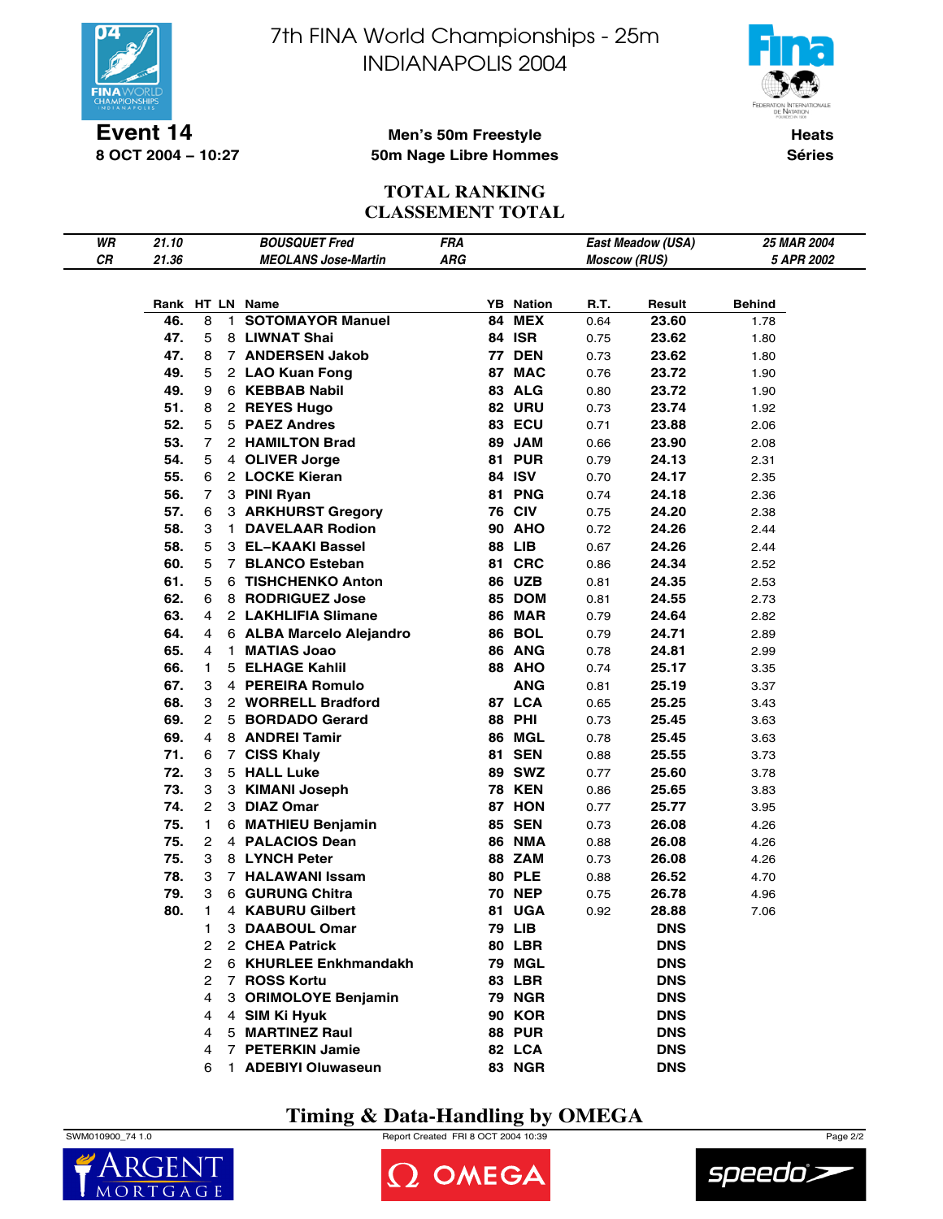# 7th FINA World Championships - 25m
# INDIANAPOLIS 2004

**Event 14**
**8 OCT 2004 – 10:27**

**Men's 50m Freestyle**
**50m Nage Libre Hommes**

**Heats**
**Séries**

## TOTAL RANKING
## CLASSEMENT TOTAL

| | | | | | |
|---|---|---|---|---|---|
| *WR* | *21.10* | *BOUSQUET Fred* | *FRA* | *East Meadow (USA)* | *25 MAR 2004* |
| *CR* | *21.36* | *MEOLANS Jose-Martin* | *ARG* | *Moscow (RUS)* | *5 APR 2002* |

| Rank | HT | LN | Name | YB | Nation | R.T. | Result | Behind |
|---|---|---|---|---|---|---|---|---|
| 46. | 8 | 1 | SOTOMAYOR Manuel | 84 | MEX | 0.64 | 23.60 | 1.78 |
| 47. | 5 | 8 | LIWNAT Shai | 84 | ISR | 0.75 | 23.62 | 1.80 |
| 47. | 8 | 7 | ANDERSEN Jakob | 77 | DEN | 0.73 | 23.62 | 1.80 |
| 49. | 5 | 2 | LAO Kuan Fong | 87 | MAC | 0.76 | 23.72 | 1.90 |
| 49. | 9 | 6 | KEBBAB Nabil | 83 | ALG | 0.80 | 23.72 | 1.90 |
| 51. | 8 | 2 | REYES Hugo | 82 | URU | 0.73 | 23.74 | 1.92 |
| 52. | 5 | 5 | PAEZ Andres | 83 | ECU | 0.71 | 23.88 | 2.06 |
| 53. | 7 | 2 | HAMILTON Brad | 89 | JAM | 0.66 | 23.90 | 2.08 |
| 54. | 5 | 4 | OLIVER Jorge | 81 | PUR | 0.79 | 24.13 | 2.31 |
| 55. | 6 | 2 | LOCKE Kieran | 84 | ISV | 0.70 | 24.17 | 2.35 |
| 56. | 7 | 3 | PINI Ryan | 81 | PNG | 0.74 | 24.18 | 2.36 |
| 57. | 6 | 3 | ARKHURST Gregory | 76 | CIV | 0.75 | 24.20 | 2.38 |
| 58. | 3 | 1 | DAVELAAR Rodion | 90 | AHO | 0.72 | 24.26 | 2.44 |
| 58. | 5 | 3 | EL–KAAKI Bassel | 88 | LIB | 0.67 | 24.26 | 2.44 |
| 60. | 5 | 7 | BLANCO Esteban | 81 | CRC | 0.86 | 24.34 | 2.52 |
| 61. | 5 | 6 | TISHCHENKO Anton | 86 | UZB | 0.81 | 24.35 | 2.53 |
| 62. | 6 | 8 | RODRIGUEZ Jose | 85 | DOM | 0.81 | 24.55 | 2.73 |
| 63. | 4 | 2 | LAKHLIFIA Slimane | 86 | MAR | 0.79 | 24.64 | 2.82 |
| 64. | 4 | 6 | ALBA Marcelo Alejandro | 86 | BOL | 0.79 | 24.71 | 2.89 |
| 65. | 4 | 1 | MATIAS Joao | 86 | ANG | 0.78 | 24.81 | 2.99 |
| 66. | 1 | 5 | ELHAGE Kahlil | 88 | AHO | 0.74 | 25.17 | 3.35 |
| 67. | 3 | 4 | PEREIRA Romulo | | ANG | 0.81 | 25.19 | 3.37 |
| 68. | 3 | 2 | WORRELL Bradford | 87 | LCA | 0.65 | 25.25 | 3.43 |
| 69. | 2 | 5 | BORDADO Gerard | 88 | PHI | 0.73 | 25.45 | 3.63 |
| 69. | 4 | 8 | ANDREI Tamir | 86 | MGL | 0.78 | 25.45 | 3.63 |
| 71. | 6 | 7 | CISS Khaly | 81 | SEN | 0.88 | 25.55 | 3.73 |
| 72. | 3 | 5 | HALL Luke | 89 | SWZ | 0.77 | 25.60 | 3.78 |
| 73. | 3 | 3 | KIMANI Joseph | 78 | KEN | 0.86 | 25.65 | 3.83 |
| 74. | 2 | 3 | DIAZ Omar | 87 | HON | 0.77 | 25.77 | 3.95 |
| 75. | 1 | 6 | MATHIEU Benjamin | 85 | SEN | 0.73 | 26.08 | 4.26 |
| 75. | 2 | 4 | PALACIOS Dean | 86 | NMA | 0.88 | 26.08 | 4.26 |
| 75. | 3 | 8 | LYNCH Peter | 88 | ZAM | 0.73 | 26.08 | 4.26 |
| 78. | 3 | 7 | HALAWANI Issam | 80 | PLE | 0.88 | 26.52 | 4.70 |
| 79. | 3 | 6 | GURUNG Chitra | 70 | NEP | 0.75 | 26.78 | 4.96 |
| 80. | 1 | 4 | KABURU Gilbert | 81 | UGA | 0.92 | 28.88 | 7.06 |
| | 1 | 3 | DAABOUL Omar | 79 | LIB | | DNS | |
| | 2 | 2 | CHEA Patrick | 80 | LBR | | DNS | |
| | 2 | 6 | KHURLEE Enkhmandakh | 79 | MGL | | DNS | |
| | 2 | 7 | ROSS Kortu | 83 | LBR | | DNS | |
| | 4 | 3 | ORIMOLOYE Benjamin | 79 | NGR | | DNS | |
| | 4 | 4 | SIM Ki Hyuk | 90 | KOR | | DNS | |
| | 4 | 5 | MARTINEZ Raul | 88 | PUR | | DNS | |
| | 4 | 7 | PETERKIN Jamie | 82 | LCA | | DNS | |
| | 6 | 1 | ADEBIYI Oluwaseun | 83 | NGR | | DNS | |

**Timing & Data-Handling by OMEGA**

SWM010900_74 1.0 — Report Created FRI 8 OCT 2004 10:39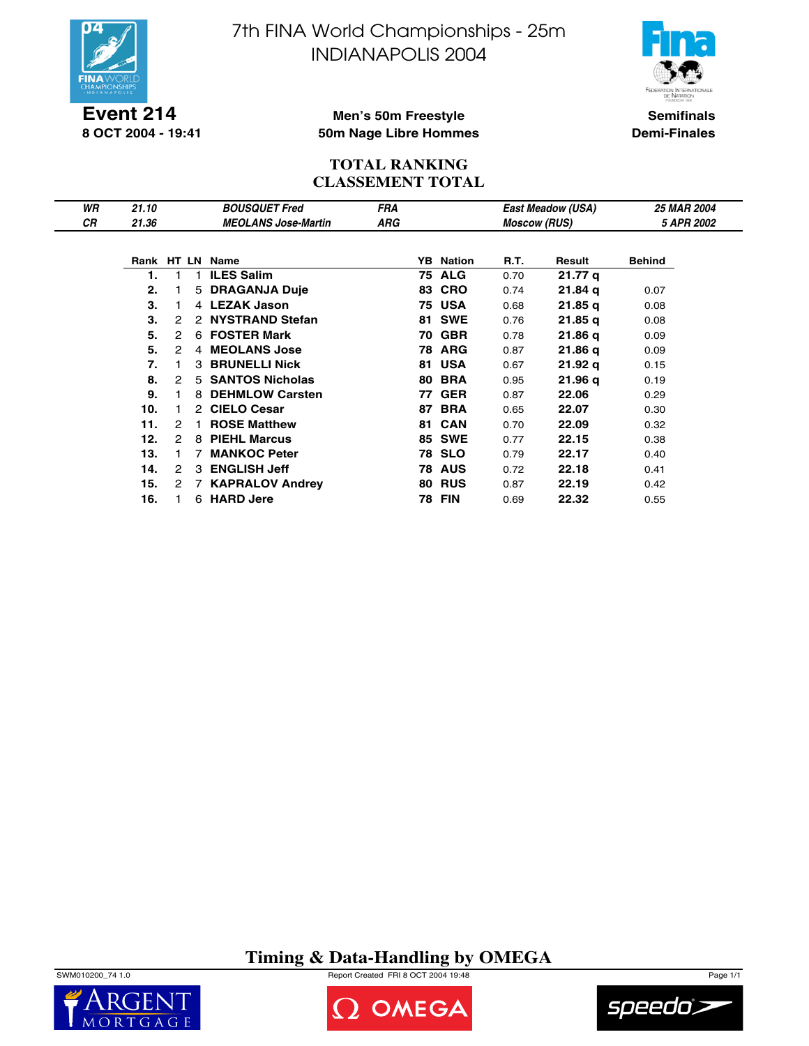# 7th FINA World Championships - 25m
# INDIANAPOLIS 2004

**Event 214**
**8 OCT 2004 - 19:41**

**Men's 50m Freestyle**
**50m Nage Libre Hommes**

**Semifinals**
**Demi-Finales**

## TOTAL RANKING
## CLASSEMENT TOTAL

| | | | | | |
|---|---|---|---|---|---|
| *WR* | *21.10* | *BOUSQUET Fred* | *FRA* | *East Meadow (USA)* | *25 MAR 2004* |
| *CR* | *21.36* | *MEOLANS Jose-Martin* | *ARG* | *Moscow (RUS)* | *5 APR 2002* |

| Rank | HT | LN | Name | YB | Nation | R.T. | Result | Behind |
|---|---|---|---|---|---|---|---|---|
| **1.** | 1 | 1 | **ILES Salim** | **75** | **ALG** | 0.70 | **21.77 q** | |
| **2.** | 1 | 5 | **DRAGANJA Duje** | **83** | **CRO** | 0.74 | **21.84 q** | 0.07 |
| **3.** | 1 | 4 | **LEZAK Jason** | **75** | **USA** | 0.68 | **21.85 q** | 0.08 |
| **3.** | 2 | 2 | **NYSTRAND Stefan** | **81** | **SWE** | 0.76 | **21.85 q** | 0.08 |
| **5.** | 2 | 6 | **FOSTER Mark** | **70** | **GBR** | 0.78 | **21.86 q** | 0.09 |
| **5.** | 2 | 4 | **MEOLANS Jose** | **78** | **ARG** | 0.87 | **21.86 q** | 0.09 |
| **7.** | 1 | 3 | **BRUNELLI Nick** | **81** | **USA** | 0.67 | **21.92 q** | 0.15 |
| **8.** | 2 | 5 | **SANTOS Nicholas** | **80** | **BRA** | 0.95 | **21.96 q** | 0.19 |
| **9.** | 1 | 8 | **DEHMLOW Carsten** | **77** | **GER** | 0.87 | **22.06** | 0.29 |
| **10.** | 1 | 2 | **CIELO Cesar** | **87** | **BRA** | 0.65 | **22.07** | 0.30 |
| **11.** | 2 | 1 | **ROSE Matthew** | **81** | **CAN** | 0.70 | **22.09** | 0.32 |
| **12.** | 2 | 8 | **PIEHL Marcus** | **85** | **SWE** | 0.77 | **22.15** | 0.38 |
| **13.** | 1 | 7 | **MANKOC Peter** | **78** | **SLO** | 0.79 | **22.17** | 0.40 |
| **14.** | 2 | 3 | **ENGLISH Jeff** | **78** | **AUS** | 0.72 | **22.18** | 0.41 |
| **15.** | 2 | 7 | **KAPRALOV Andrey** | **80** | **RUS** | 0.87 | **22.19** | 0.42 |
| **16.** | 1 | 6 | **HARD Jere** | **78** | **FIN** | 0.69 | **22.32** | 0.55 |

**Timing & Data-Handling by OMEGA**

SWM010200_74 1.0 — Report Created FRI 8 OCT 2004 19:48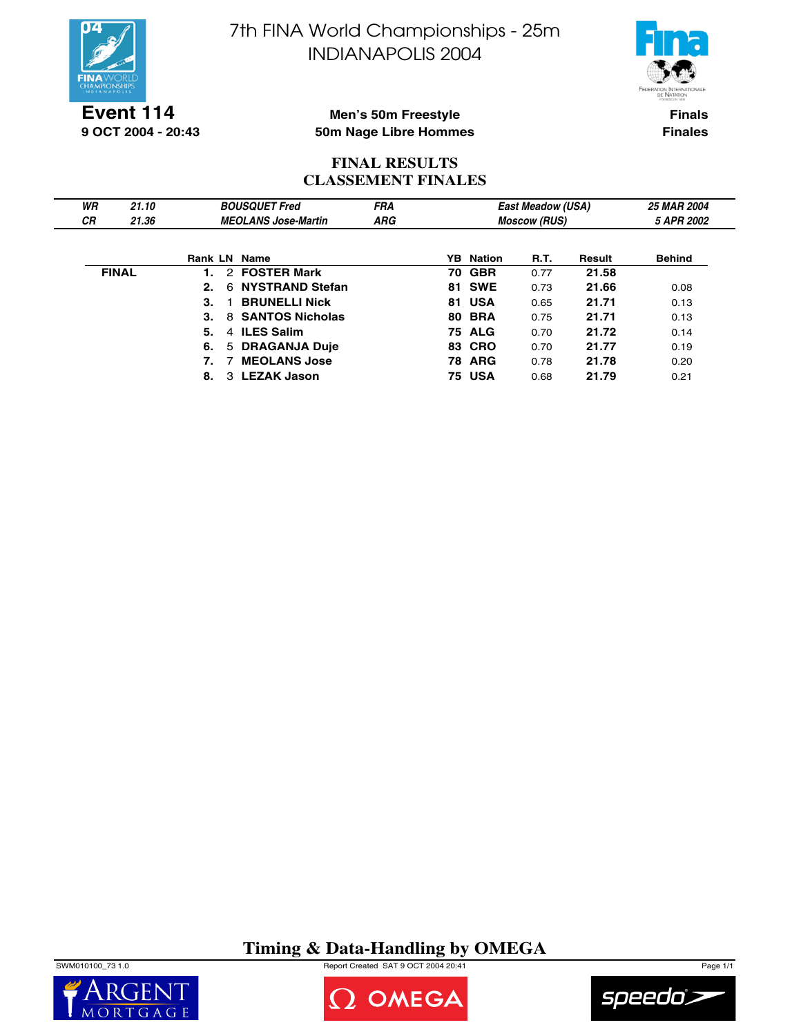# 7th FINA World Championships - 25m
# INDIANAPOLIS 2004

**Event 114**
**9 OCT 2004 - 20:43**

**Men's 50m Freestyle**
**50m Nage Libre Hommes**

**Finals**
**Finales**

## FINAL RESULTS
## CLASSEMENT FINALES

| | | | | | |
|---|---|---|---|---|---|
| *WR* | *21.10* | *BOUSQUET Fred* | *FRA* | *East Meadow (USA)* | *25 MAR 2004* |
| *CR* | *21.36* | *MEOLANS Jose-Martin* | *ARG* | *Moscow (RUS)* | *5 APR 2002* |

| | Rank | LN | Name | YB | Nation | R.T. | Result | Behind |
|---|---|---|---|---|---|---|---|---|
| **FINAL** | **1.** | 2 | **FOSTER Mark** | **70** | **GBR** | 0.77 | **21.58** | |
| | **2.** | 6 | **NYSTRAND Stefan** | **81** | **SWE** | 0.73 | **21.66** | 0.08 |
| | **3.** | 1 | **BRUNELLI Nick** | **81** | **USA** | 0.65 | **21.71** | 0.13 |
| | **3.** | 8 | **SANTOS Nicholas** | **80** | **BRA** | 0.75 | **21.71** | 0.13 |
| | **5.** | 4 | **ILES Salim** | **75** | **ALG** | 0.70 | **21.72** | 0.14 |
| | **6.** | 5 | **DRAGANJA Duje** | **83** | **CRO** | 0.70 | **21.77** | 0.19 |
| | **7.** | 7 | **MEOLANS Jose** | **78** | **ARG** | 0.78 | **21.78** | 0.20 |
| | **8.** | 3 | **LEZAK Jason** | **75** | **USA** | 0.68 | **21.79** | 0.21 |

**Timing & Data-Handling by OMEGA**

SWM010100_73 1.0 Report Created SAT 9 OCT 2004 20:41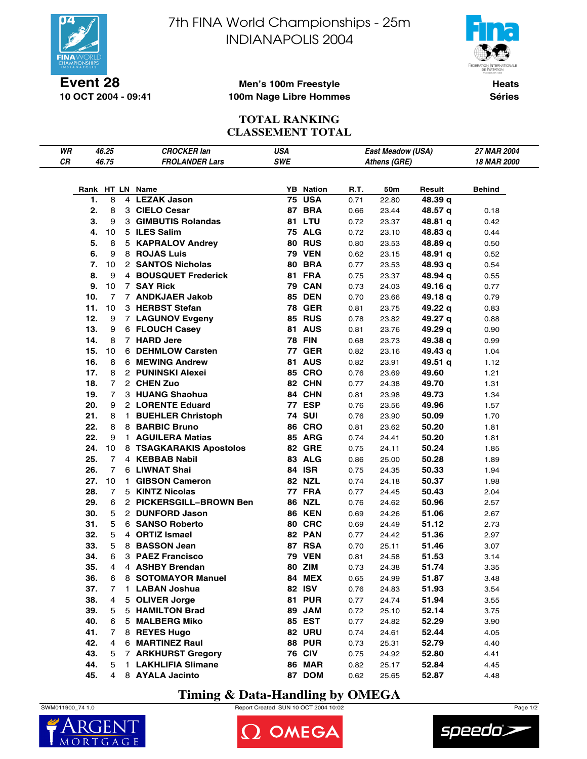# 7th FINA World Championships - 25m
## INDIANAPOLIS 2004

**Event 28**
**10 OCT 2004 - 09:41**

**Men's 100m Freestyle**
**100m Nage Libre Hommes**

**Heats**
**Séries**

## TOTAL RANKING
## CLASSEMENT TOTAL

| | | | | | |
|---|---|---|---|---|---|
| *WR* | *46.25* | *CROCKER Ian* | *USA* | *East Meadow (USA)* | *27 MAR 2004* |
| *CR* | *46.75* | *FROLANDER Lars* | *SWE* | *Athens (GRE)* | *18 MAR 2000* |

| Rank | HT | LN | Name | YB | Nation | R.T. | 50m | Result | Behind |
|---|---|---|---|---|---|---|---|---|---|
| **1.** | 8 | 4 | **LEZAK Jason** | **75** | **USA** | 0.71 | 22.80 | **48.39 q** | |
| **2.** | 8 | 3 | **CIELO Cesar** | **87** | **BRA** | 0.66 | 23.44 | **48.57 q** | 0.18 |
| **3.** | 9 | 3 | **GIMBUTIS Rolandas** | **81** | **LTU** | 0.72 | 23.37 | **48.81 q** | 0.42 |
| **4.** | 10 | 5 | **ILES Salim** | **75** | **ALG** | 0.72 | 23.10 | **48.83 q** | 0.44 |
| **5.** | 8 | 5 | **KAPRALOV Andrey** | **80** | **RUS** | 0.80 | 23.53 | **48.89 q** | 0.50 |
| **6.** | 9 | 8 | **ROJAS Luis** | **79** | **VEN** | 0.62 | 23.15 | **48.91 q** | 0.52 |
| **7.** | 10 | 2 | **SANTOS Nicholas** | **80** | **BRA** | 0.77 | 23.53 | **48.93 q** | 0.54 |
| **8.** | 9 | 4 | **BOUSQUET Frederick** | **81** | **FRA** | 0.75 | 23.37 | **48.94 q** | 0.55 |
| **9.** | 10 | 7 | **SAY Rick** | **79** | **CAN** | 0.73 | 24.03 | **49.16 q** | 0.77 |
| **10.** | 7 | 7 | **ANDKJAER Jakob** | **85** | **DEN** | 0.70 | 23.66 | **49.18 q** | 0.79 |
| **11.** | 10 | 3 | **HERBST Stefan** | **78** | **GER** | 0.81 | 23.75 | **49.22 q** | 0.83 |
| **12.** | 9 | 7 | **LAGUNOV Evgeny** | **85** | **RUS** | 0.78 | 23.82 | **49.27 q** | 0.88 |
| **13.** | 9 | 6 | **FLOUCH Casey** | **81** | **AUS** | 0.81 | 23.76 | **49.29 q** | 0.90 |
| **14.** | 8 | 7 | **HARD Jere** | **78** | **FIN** | 0.68 | 23.73 | **49.38 q** | 0.99 |
| **15.** | 10 | 6 | **DEHMLOW Carsten** | **77** | **GER** | 0.82 | 23.16 | **49.43 q** | 1.04 |
| **16.** | 8 | 6 | **MEWING Andrew** | **81** | **AUS** | 0.82 | 23.91 | **49.51 q** | 1.12 |
| **17.** | 8 | 2 | **PUNINSKI Alexei** | **85** | **CRO** | 0.76 | 23.69 | **49.60** | 1.21 |
| **18.** | 7 | 2 | **CHEN Zuo** | **82** | **CHN** | 0.77 | 24.38 | **49.70** | 1.31 |
| **19.** | 7 | 3 | **HUANG Shaohua** | **84** | **CHN** | 0.81 | 23.98 | **49.73** | 1.34 |
| **20.** | 9 | 2 | **LORENTE Eduard** | **77** | **ESP** | 0.76 | 23.56 | **49.96** | 1.57 |
| **21.** | 8 | 1 | **BUEHLER Christoph** | **74** | **SUI** | 0.76 | 23.90 | **50.09** | 1.70 |
| **22.** | 8 | 8 | **BARBIC Bruno** | **86** | **CRO** | 0.81 | 23.62 | **50.20** | 1.81 |
| **22.** | 9 | 1 | **AGUILERA Matias** | **85** | **ARG** | 0.74 | 24.41 | **50.20** | 1.81 |
| **24.** | 10 | 8 | **TSAGKARAKIS Apostolos** | **82** | **GRE** | 0.75 | 24.11 | **50.24** | 1.85 |
| **25.** | 7 | 4 | **KEBBAB Nabil** | **83** | **ALG** | 0.86 | 25.00 | **50.28** | 1.89 |
| **26.** | 7 | 6 | **LIWNAT Shai** | **84** | **ISR** | 0.75 | 24.35 | **50.33** | 1.94 |
| **27.** | 10 | 1 | **GIBSON Cameron** | **82** | **NZL** | 0.74 | 24.18 | **50.37** | 1.98 |
| **28.** | 7 | 5 | **KINTZ Nicolas** | **77** | **FRA** | 0.77 | 24.45 | **50.43** | 2.04 |
| **29.** | 6 | 2 | **PICKERSGILL–BROWN Ben** | **86** | **NZL** | 0.76 | 24.62 | **50.96** | 2.57 |
| **30.** | 5 | 2 | **DUNFORD Jason** | **86** | **KEN** | 0.69 | 24.26 | **51.06** | 2.67 |
| **31.** | 5 | 6 | **SANSO Roberto** | **80** | **CRC** | 0.69 | 24.49 | **51.12** | 2.73 |
| **32.** | 5 | 4 | **ORTIZ Ismael** | **82** | **PAN** | 0.77 | 24.42 | **51.36** | 2.97 |
| **33.** | 5 | 8 | **BASSON Jean** | **87** | **RSA** | 0.70 | 25.11 | **51.46** | 3.07 |
| **34.** | 6 | 3 | **PAEZ Francisco** | **79** | **VEN** | 0.81 | 24.58 | **51.53** | 3.14 |
| **35.** | 4 | 4 | **ASHBY Brendan** | **80** | **ZIM** | 0.73 | 24.38 | **51.74** | 3.35 |
| **36.** | 6 | 8 | **SOTOMAYOR Manuel** | **84** | **MEX** | 0.65 | 24.99 | **51.87** | 3.48 |
| **37.** | 7 | 1 | **LABAN Joshua** | **82** | **ISV** | 0.76 | 24.83 | **51.93** | 3.54 |
| **38.** | 4 | 5 | **OLIVER Jorge** | **81** | **PUR** | 0.77 | 24.74 | **51.94** | 3.55 |
| **39.** | 5 | 5 | **HAMILTON Brad** | **89** | **JAM** | 0.72 | 25.10 | **52.14** | 3.75 |
| **40.** | 6 | 5 | **MALBERG Miko** | **85** | **EST** | 0.77 | 24.82 | **52.29** | 3.90 |
| **41.** | 7 | 8 | **REYES Hugo** | **82** | **URU** | 0.74 | 24.61 | **52.44** | 4.05 |
| **42.** | 4 | 6 | **MARTINEZ Raul** | **88** | **PUR** | 0.73 | 25.31 | **52.79** | 4.40 |
| **43.** | 5 | 7 | **ARKHURST Gregory** | **76** | **CIV** | 0.75 | 24.92 | **52.80** | 4.41 |
| **44.** | 5 | 1 | **LAKHLIFIA Slimane** | **86** | **MAR** | 0.82 | 25.17 | **52.84** | 4.45 |
| **45.** | 4 | 8 | **AYALA Jacinto** | **87** | **DOM** | 0.62 | 25.65 | **52.87** | 4.48 |

**Timing & Data-Handling by OMEGA**

SWM011900_74 1.0 — Report Created SUN 10 OCT 2004 10:02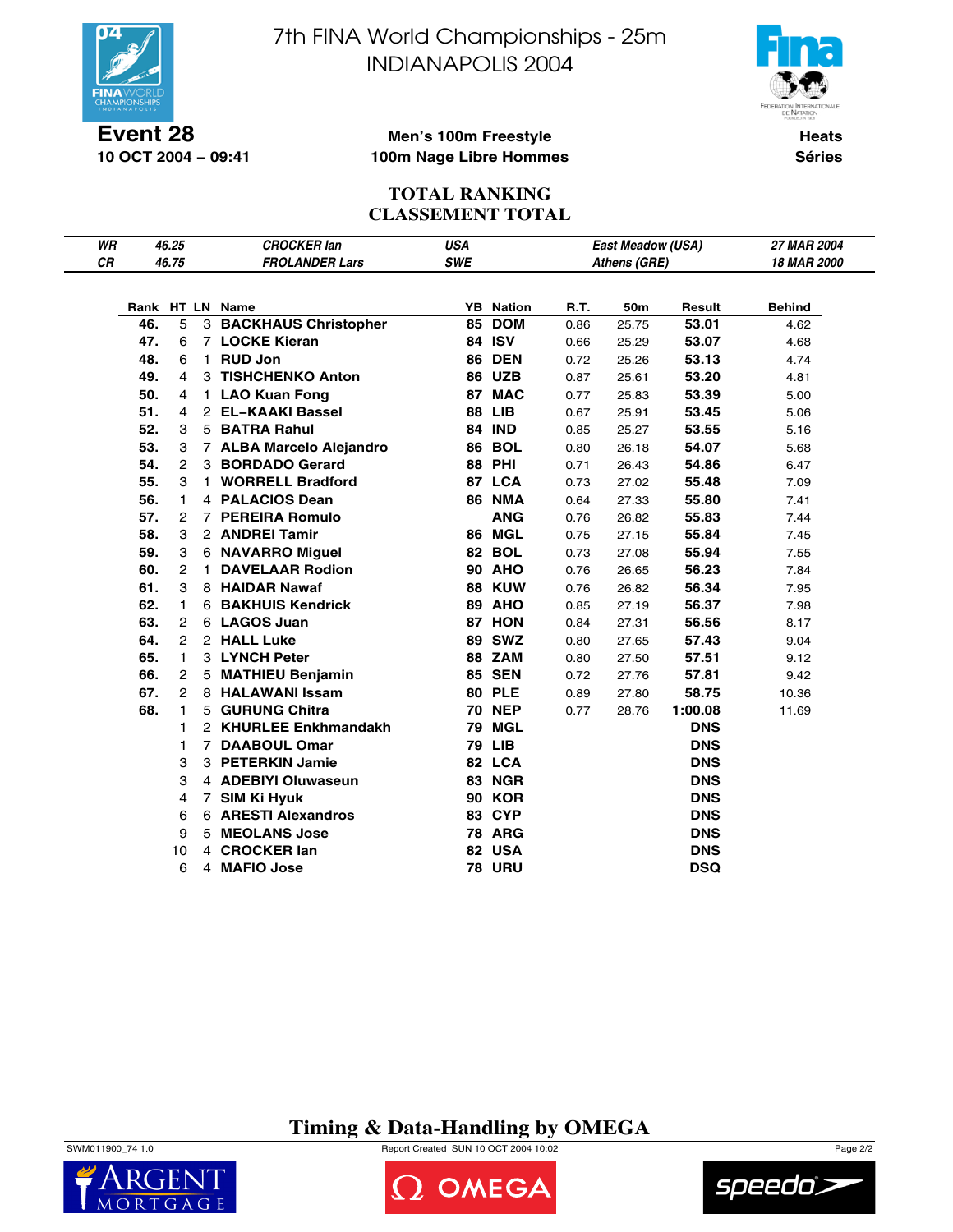# 7th FINA World Championships - 25m
# INDIANAPOLIS 2004

**Event 28**
**10 OCT 2004 – 09:41**

**Men's 100m Freestyle**
**100m Nage Libre Hommes**

**Heats**
**Séries**

## TOTAL RANKING
## CLASSEMENT TOTAL

| | | | | | | |
|---|---|---|---|---|---|---|
| *WR* | *46.25* | *CROCKER Ian* | *USA* | *East Meadow (USA)* | *27 MAR 2004* |
| *CR* | *46.75* | *FROLANDER Lars* | *SWE* | *Athens (GRE)* | *18 MAR 2000* |

| Rank | HT | LN | Name | YB | Nation | R.T. | 50m | Result | Behind |
|---|---|---|---|---|---|---|---|---|---|
| **46.** | 5 | 3 | **BACKHAUS Christopher** | **85** | **DOM** | 0.86 | 25.75 | **53.01** | 4.62 |
| **47.** | 6 | 7 | **LOCKE Kieran** | **84** | **ISV** | 0.66 | 25.29 | **53.07** | 4.68 |
| **48.** | 6 | 1 | **RUD Jon** | **86** | **DEN** | 0.72 | 25.26 | **53.13** | 4.74 |
| **49.** | 4 | 3 | **TISHCHENKO Anton** | **86** | **UZB** | 0.87 | 25.61 | **53.20** | 4.81 |
| **50.** | 4 | 1 | **LAO Kuan Fong** | **87** | **MAC** | 0.77 | 25.83 | **53.39** | 5.00 |
| **51.** | 4 | 2 | **EL–KAAKI Bassel** | **88** | **LIB** | 0.67 | 25.91 | **53.45** | 5.06 |
| **52.** | 3 | 5 | **BATRA Rahul** | **84** | **IND** | 0.85 | 25.27 | **53.55** | 5.16 |
| **53.** | 3 | 7 | **ALBA Marcelo Alejandro** | **86** | **BOL** | 0.80 | 26.18 | **54.07** | 5.68 |
| **54.** | 2 | 3 | **BORDADO Gerard** | **88** | **PHI** | 0.71 | 26.43 | **54.86** | 6.47 |
| **55.** | 3 | 1 | **WORRELL Bradford** | **87** | **LCA** | 0.73 | 27.02 | **55.48** | 7.09 |
| **56.** | 1 | 4 | **PALACIOS Dean** | **86** | **NMA** | 0.64 | 27.33 | **55.80** | 7.41 |
| **57.** | 2 | 7 | **PEREIRA Romulo** | | **ANG** | 0.76 | 26.82 | **55.83** | 7.44 |
| **58.** | 3 | 2 | **ANDREI Tamir** | **86** | **MGL** | 0.75 | 27.15 | **55.84** | 7.45 |
| **59.** | 3 | 6 | **NAVARRO Miguel** | **82** | **BOL** | 0.73 | 27.08 | **55.94** | 7.55 |
| **60.** | 2 | 1 | **DAVELAAR Rodion** | **90** | **AHO** | 0.76 | 26.65 | **56.23** | 7.84 |
| **61.** | 3 | 8 | **HAIDAR Nawaf** | **88** | **KUW** | 0.76 | 26.82 | **56.34** | 7.95 |
| **62.** | 1 | 6 | **BAKHUIS Kendrick** | **89** | **AHO** | 0.85 | 27.19 | **56.37** | 7.98 |
| **63.** | 2 | 6 | **LAGOS Juan** | **87** | **HON** | 0.84 | 27.31 | **56.56** | 8.17 |
| **64.** | 2 | 2 | **HALL Luke** | **89** | **SWZ** | 0.80 | 27.65 | **57.43** | 9.04 |
| **65.** | 1 | 3 | **LYNCH Peter** | **88** | **ZAM** | 0.80 | 27.50 | **57.51** | 9.12 |
| **66.** | 2 | 5 | **MATHIEU Benjamin** | **85** | **SEN** | 0.72 | 27.76 | **57.81** | 9.42 |
| **67.** | 2 | 8 | **HALAWANI Issam** | **80** | **PLE** | 0.89 | 27.80 | **58.75** | 10.36 |
| **68.** | 1 | 5 | **GURUNG Chitra** | **70** | **NEP** | 0.77 | 28.76 | **1:00.08** | 11.69 |
| | 1 | 2 | **KHURLEE Enkhmandakh** | **79** | **MGL** | | | **DNS** | |
| | 1 | 7 | **DAABOUL Omar** | **79** | **LIB** | | | **DNS** | |
| | 3 | 3 | **PETERKIN Jamie** | **82** | **LCA** | | | **DNS** | |
| | 3 | 4 | **ADEBIYI Oluwaseun** | **83** | **NGR** | | | **DNS** | |
| | 4 | 7 | **SIM Ki Hyuk** | **90** | **KOR** | | | **DNS** | |
| | 6 | 6 | **ARESTI Alexandros** | **83** | **CYP** | | | **DNS** | |
| | 9 | 5 | **MEOLANS Jose** | **78** | **ARG** | | | **DNS** | |
| | 10 | 4 | **CROCKER Ian** | **82** | **USA** | | | **DNS** | |
| | 6 | 4 | **MAFIO Jose** | **78** | **URU** | | | **DSQ** | |

**Timing & Data-Handling by OMEGA**

SWM011900_74 1.0 — Report Created SUN 10 OCT 2004 10:02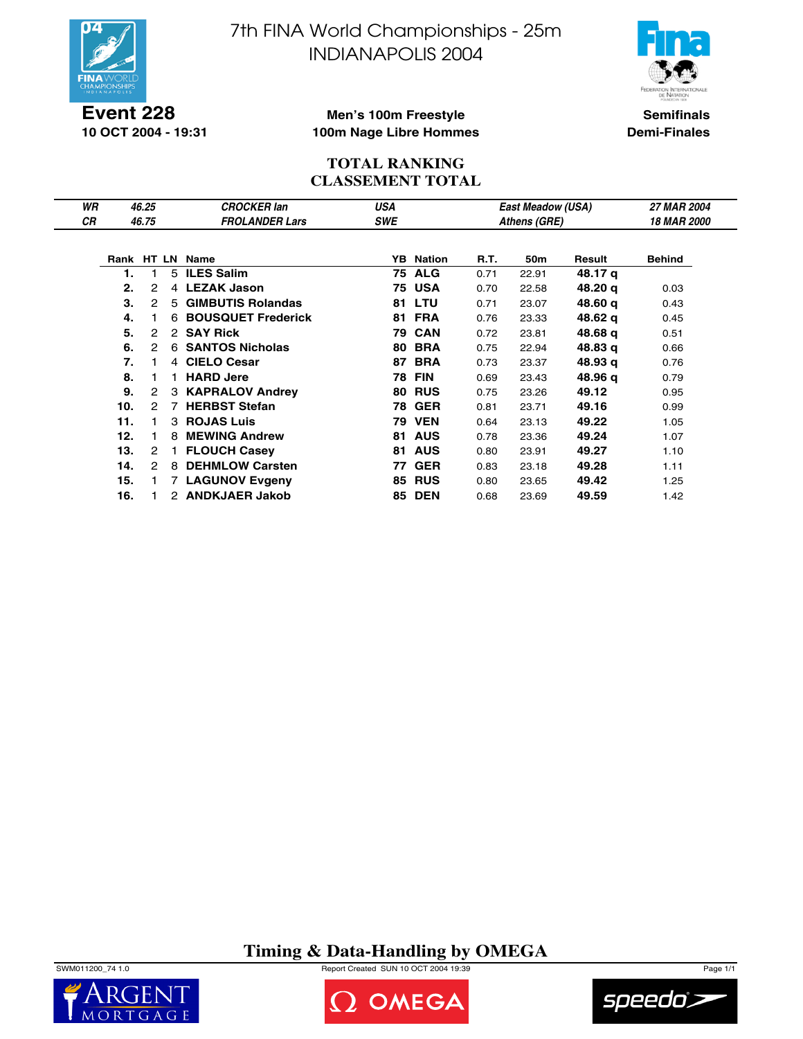# 7th FINA World Championships - 25m
# INDIANAPOLIS 2004

**Event 228**
**10 OCT 2004 - 19:31**

**Men's 100m Freestyle**
**100m Nage Libre Hommes**

**Semifinals**
**Demi-Finales**

## TOTAL RANKING
## CLASSEMENT TOTAL

| | | | | | |
|---|---|---|---|---|---|
| *WR* | *46.25* | *CROCKER Ian* | *USA* | *East Meadow (USA)* | *27 MAR 2004* |
| *CR* | *46.75* | *FROLANDER Lars* | *SWE* | *Athens (GRE)* | *18 MAR 2000* |

| Rank | HT | LN | Name | YB | Nation | R.T. | 50m | Result | Behind |
|---|---|---|---|---|---|---|---|---|---|
| **1.** | 1 | 5 | **ILES Salim** | **75** | **ALG** | 0.71 | 22.91 | **48.17 q** | |
| **2.** | 2 | 4 | **LEZAK Jason** | **75** | **USA** | 0.70 | 22.58 | **48.20 q** | 0.03 |
| **3.** | 2 | 5 | **GIMBUTIS Rolandas** | **81** | **LTU** | 0.71 | 23.07 | **48.60 q** | 0.43 |
| **4.** | 1 | 6 | **BOUSQUET Frederick** | **81** | **FRA** | 0.76 | 23.33 | **48.62 q** | 0.45 |
| **5.** | 2 | 2 | **SAY Rick** | **79** | **CAN** | 0.72 | 23.81 | **48.68 q** | 0.51 |
| **6.** | 2 | 6 | **SANTOS Nicholas** | **80** | **BRA** | 0.75 | 22.94 | **48.83 q** | 0.66 |
| **7.** | 1 | 4 | **CIELO Cesar** | **87** | **BRA** | 0.73 | 23.37 | **48.93 q** | 0.76 |
| **8.** | 1 | 1 | **HARD Jere** | **78** | **FIN** | 0.69 | 23.43 | **48.96 q** | 0.79 |
| **9.** | 2 | 3 | **KAPRALOV Andrey** | **80** | **RUS** | 0.75 | 23.26 | **49.12** | 0.95 |
| **10.** | 2 | 7 | **HERBST Stefan** | **78** | **GER** | 0.81 | 23.71 | **49.16** | 0.99 |
| **11.** | 1 | 3 | **ROJAS Luis** | **79** | **VEN** | 0.64 | 23.13 | **49.22** | 1.05 |
| **12.** | 1 | 8 | **MEWING Andrew** | **81** | **AUS** | 0.78 | 23.36 | **49.24** | 1.07 |
| **13.** | 2 | 1 | **FLOUCH Casey** | **81** | **AUS** | 0.80 | 23.91 | **49.27** | 1.10 |
| **14.** | 2 | 8 | **DEHMLOW Carsten** | **77** | **GER** | 0.83 | 23.18 | **49.28** | 1.11 |
| **15.** | 1 | 7 | **LAGUNOV Evgeny** | **85** | **RUS** | 0.80 | 23.65 | **49.42** | 1.25 |
| **16.** | 1 | 2 | **ANDKJAER Jakob** | **85** | **DEN** | 0.68 | 23.69 | **49.59** | 1.42 |

**Timing & Data-Handling by OMEGA**

SWM011200_74 1.0 Report Created SUN 10 OCT 2004 19:39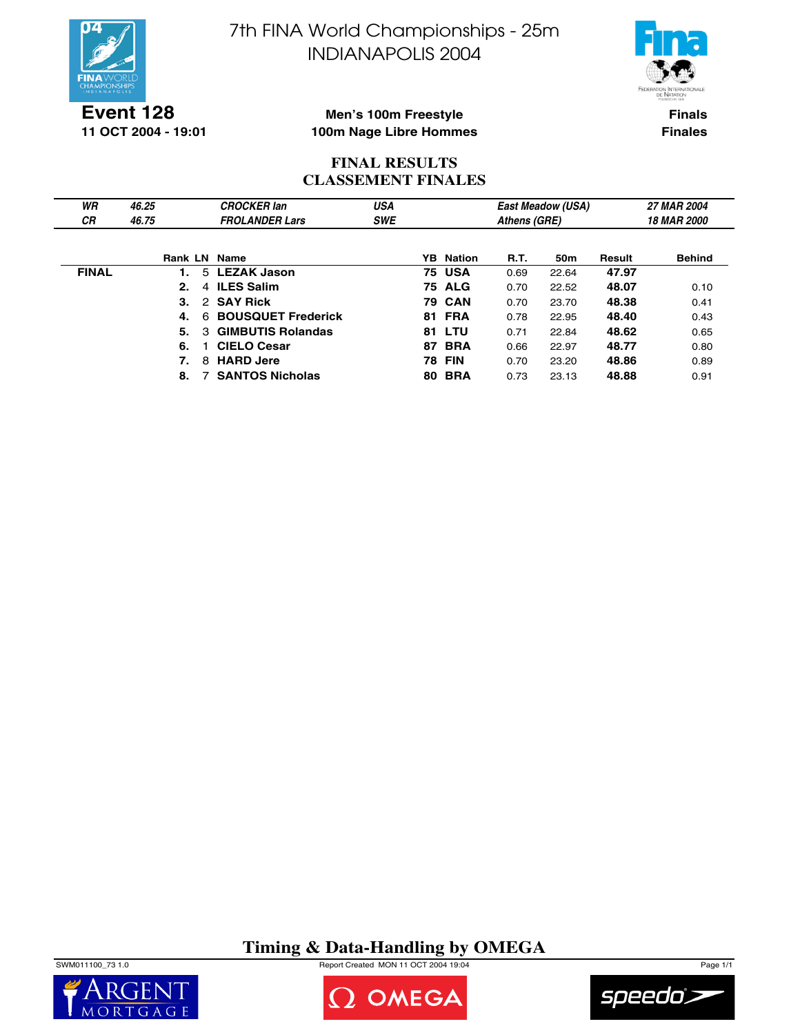# 7th FINA World Championships - 25m
# INDIANAPOLIS 2004

**Event 128**
**11 OCT 2004 - 19:01**

**Men's 100m Freestyle**
**100m Nage Libre Hommes**

**Finals**
**Finales**

## FINAL RESULTS
## CLASSEMENT FINALES

| | | | | | |
|---|---|---|---|---|---|
| *WR* | *46.25* | *CROCKER Ian* | *USA* | *East Meadow (USA)* | *27 MAR 2004* |
| *CR* | *46.75* | *FROLANDER Lars* | *SWE* | *Athens (GRE)* | *18 MAR 2000* |

| | Rank | LN | Name | YB | Nation | R.T. | 50m | Result | Behind |
|---|---|---|---|---|---|---|---|---|---|
| **FINAL** | **1.** | 5 | **LEZAK Jason** | **75** | **USA** | 0.69 | 22.64 | **47.97** | |
| | **2.** | 4 | **ILES Salim** | **75** | **ALG** | 0.70 | 22.52 | **48.07** | 0.10 |
| | **3.** | 2 | **SAY Rick** | **79** | **CAN** | 0.70 | 23.70 | **48.38** | 0.41 |
| | **4.** | 6 | **BOUSQUET Frederick** | **81** | **FRA** | 0.78 | 22.95 | **48.40** | 0.43 |
| | **5.** | 3 | **GIMBUTIS Rolandas** | **81** | **LTU** | 0.71 | 22.84 | **48.62** | 0.65 |
| | **6.** | 1 | **CIELO Cesar** | **87** | **BRA** | 0.66 | 22.97 | **48.77** | 0.80 |
| | **7.** | 8 | **HARD Jere** | **78** | **FIN** | 0.70 | 23.20 | **48.86** | 0.89 |
| | **8.** | 7 | **SANTOS Nicholas** | **80** | **BRA** | 0.73 | 23.13 | **48.88** | 0.91 |

**Timing & Data-Handling by OMEGA**

SWM011100_73 1.0 Report Created MON 11 OCT 2004 19:04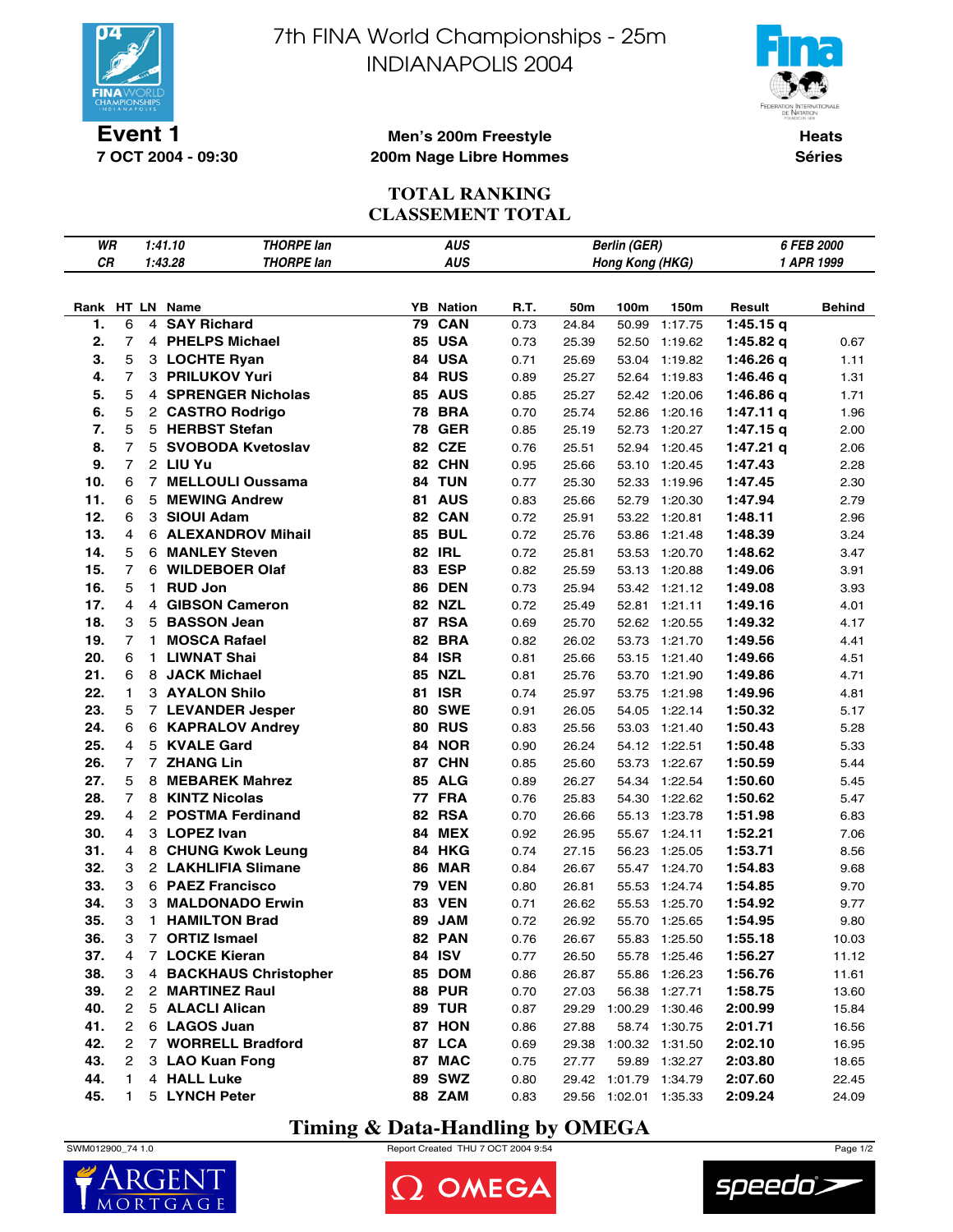# 7th FINA World Championships - 25m
# INDIANAPOLIS 2004

**Event 1**
**7 OCT 2004 - 09:30**

**Men's 200m Freestyle**
**200m Nage Libre Hommes**

**Heats**
**Séries**

## TOTAL RANKING
## CLASSEMENT TOTAL

| | | | | | |
|---|---|---|---|---|---|
| *WR* | *1:41.10* | *THORPE Ian* | *AUS* | *Berlin (GER)* | *6 FEB 2000* |
| *CR* | *1:43.28* | *THORPE Ian* | *AUS* | *Hong Kong (HKG)* | *1 APR 1999* |

| Rank | HT | LN | Name | YB | Nation | R.T. | 50m | 100m | 150m | Result | Behind |
|---|---|---|---|---|---|---|---|---|---|---|---|
| 1. | 6 | 4 | SAY Richard | 79 | CAN | 0.73 | 24.84 | 50.99 | 1:17.75 | 1:45.15 q | |
| 2. | 7 | 4 | PHELPS Michael | 85 | USA | 0.73 | 25.39 | 52.50 | 1:19.62 | 1:45.82 q | 0.67 |
| 3. | 5 | 3 | LOCHTE Ryan | 84 | USA | 0.71 | 25.69 | 53.04 | 1:19.82 | 1:46.26 q | 1.11 |
| 4. | 7 | 3 | PRILUKOV Yuri | 84 | RUS | 0.89 | 25.27 | 52.64 | 1:19.83 | 1:46.46 q | 1.31 |
| 5. | 5 | 4 | SPRENGER Nicholas | 85 | AUS | 0.85 | 25.27 | 52.42 | 1:20.06 | 1:46.86 q | 1.71 |
| 6. | 5 | 2 | CASTRO Rodrigo | 78 | BRA | 0.70 | 25.74 | 52.86 | 1:20.16 | 1:47.11 q | 1.96 |
| 7. | 5 | 5 | HERBST Stefan | 78 | GER | 0.85 | 25.19 | 52.73 | 1:20.27 | 1:47.15 q | 2.00 |
| 8. | 7 | 5 | SVOBODA Kvetoslav | 82 | CZE | 0.76 | 25.51 | 52.94 | 1:20.45 | 1:47.21 q | 2.06 |
| 9. | 7 | 2 | LIU Yu | 82 | CHN | 0.95 | 25.66 | 53.10 | 1:20.45 | 1:47.43 | 2.28 |
| 10. | 6 | 7 | MELLOULI Oussama | 84 | TUN | 0.77 | 25.30 | 52.33 | 1:19.96 | 1:47.45 | 2.30 |
| 11. | 6 | 5 | MEWING Andrew | 81 | AUS | 0.83 | 25.66 | 52.79 | 1:20.30 | 1:47.94 | 2.79 |
| 12. | 6 | 3 | SIOUI Adam | 82 | CAN | 0.72 | 25.91 | 53.22 | 1:20.81 | 1:48.11 | 2.96 |
| 13. | 4 | 6 | ALEXANDROV Mihail | 85 | BUL | 0.72 | 25.76 | 53.86 | 1:21.48 | 1:48.39 | 3.24 |
| 14. | 5 | 6 | MANLEY Steven | 82 | IRL | 0.72 | 25.81 | 53.53 | 1:20.70 | 1:48.62 | 3.47 |
| 15. | 7 | 6 | WILDEBOER Olaf | 83 | ESP | 0.82 | 25.59 | 53.13 | 1:20.88 | 1:49.06 | 3.91 |
| 16. | 5 | 1 | RUD Jon | 86 | DEN | 0.73 | 25.94 | 53.42 | 1:21.12 | 1:49.08 | 3.93 |
| 17. | 4 | 4 | GIBSON Cameron | 82 | NZL | 0.72 | 25.49 | 52.81 | 1:21.11 | 1:49.16 | 4.01 |
| 18. | 3 | 5 | BASSON Jean | 87 | RSA | 0.69 | 25.70 | 52.62 | 1:20.55 | 1:49.32 | 4.17 |
| 19. | 7 | 1 | MOSCA Rafael | 82 | BRA | 0.82 | 26.02 | 53.73 | 1:21.70 | 1:49.56 | 4.41 |
| 20. | 6 | 1 | LIWNAT Shai | 84 | ISR | 0.81 | 25.66 | 53.15 | 1:21.40 | 1:49.66 | 4.51 |
| 21. | 6 | 8 | JACK Michael | 85 | NZL | 0.81 | 25.76 | 53.70 | 1:21.90 | 1:49.86 | 4.71 |
| 22. | 1 | 3 | AYALON Shilo | 81 | ISR | 0.74 | 25.97 | 53.75 | 1:21.98 | 1:49.96 | 4.81 |
| 23. | 5 | 7 | LEVANDER Jesper | 80 | SWE | 0.91 | 26.05 | 54.05 | 1:22.14 | 1:50.32 | 5.17 |
| 24. | 6 | 6 | KAPRALOV Andrey | 80 | RUS | 0.83 | 25.56 | 53.03 | 1:21.40 | 1:50.43 | 5.28 |
| 25. | 4 | 5 | KVALE Gard | 84 | NOR | 0.90 | 26.24 | 54.12 | 1:22.51 | 1:50.48 | 5.33 |
| 26. | 7 | 7 | ZHANG Lin | 87 | CHN | 0.85 | 25.60 | 53.73 | 1:22.67 | 1:50.59 | 5.44 |
| 27. | 5 | 8 | MEBAREK Mahrez | 85 | ALG | 0.89 | 26.27 | 54.34 | 1:22.54 | 1:50.60 | 5.45 |
| 28. | 7 | 8 | KINTZ Nicolas | 77 | FRA | 0.76 | 25.83 | 54.30 | 1:22.62 | 1:50.62 | 5.47 |
| 29. | 4 | 2 | POSTMA Ferdinand | 82 | RSA | 0.70 | 26.66 | 55.13 | 1:23.78 | 1:51.98 | 6.83 |
| 30. | 4 | 3 | LOPEZ Ivan | 84 | MEX | 0.92 | 26.95 | 55.67 | 1:24.11 | 1:52.21 | 7.06 |
| 31. | 4 | 8 | CHUNG Kwok Leung | 84 | HKG | 0.74 | 27.15 | 56.23 | 1:25.05 | 1:53.71 | 8.56 |
| 32. | 3 | 2 | LAKHLIFIA Slimane | 86 | MAR | 0.84 | 26.67 | 55.47 | 1:24.70 | 1:54.83 | 9.68 |
| 33. | 3 | 6 | PAEZ Francisco | 79 | VEN | 0.80 | 26.81 | 55.53 | 1:24.74 | 1:54.85 | 9.70 |
| 34. | 3 | 3 | MALDONADO Erwin | 83 | VEN | 0.71 | 26.62 | 55.53 | 1:25.70 | 1:54.92 | 9.77 |
| 35. | 3 | 1 | HAMILTON Brad | 89 | JAM | 0.72 | 26.92 | 55.70 | 1:25.65 | 1:54.95 | 9.80 |
| 36. | 3 | 7 | ORTIZ Ismael | 82 | PAN | 0.76 | 26.67 | 55.83 | 1:25.50 | 1:55.18 | 10.03 |
| 37. | 4 | 7 | LOCKE Kieran | 84 | ISV | 0.77 | 26.50 | 55.78 | 1:25.46 | 1:56.27 | 11.12 |
| 38. | 3 | 4 | BACKHAUS Christopher | 85 | DOM | 0.86 | 26.87 | 55.86 | 1:26.23 | 1:56.76 | 11.61 |
| 39. | 2 | 2 | MARTINEZ Raul | 88 | PUR | 0.70 | 27.03 | 56.38 | 1:27.71 | 1:58.75 | 13.60 |
| 40. | 2 | 5 | ALACLI Alican | 89 | TUR | 0.87 | 29.29 | 1:00.29 | 1:30.46 | 2:00.99 | 15.84 |
| 41. | 2 | 6 | LAGOS Juan | 87 | HON | 0.86 | 27.88 | 58.74 | 1:30.75 | 2:01.71 | 16.56 |
| 42. | 2 | 7 | WORRELL Bradford | 87 | LCA | 0.69 | 29.38 | 1:00.32 | 1:31.50 | 2:02.10 | 16.95 |
| 43. | 2 | 3 | LAO Kuan Fong | 87 | MAC | 0.75 | 27.77 | 59.89 | 1:32.27 | 2:03.80 | 18.65 |
| 44. | 1 | 4 | HALL Luke | 89 | SWZ | 0.80 | 29.42 | 1:01.79 | 1:34.79 | 2:07.60 | 22.45 |
| 45. | 1 | 5 | LYNCH Peter | 88 | ZAM | 0.83 | 29.56 | 1:02.01 | 1:35.33 | 2:09.24 | 24.09 |

**Timing & Data-Handling by OMEGA**

SWM012900_74 1.0 — Report Created THU 7 OCT 2004 9:54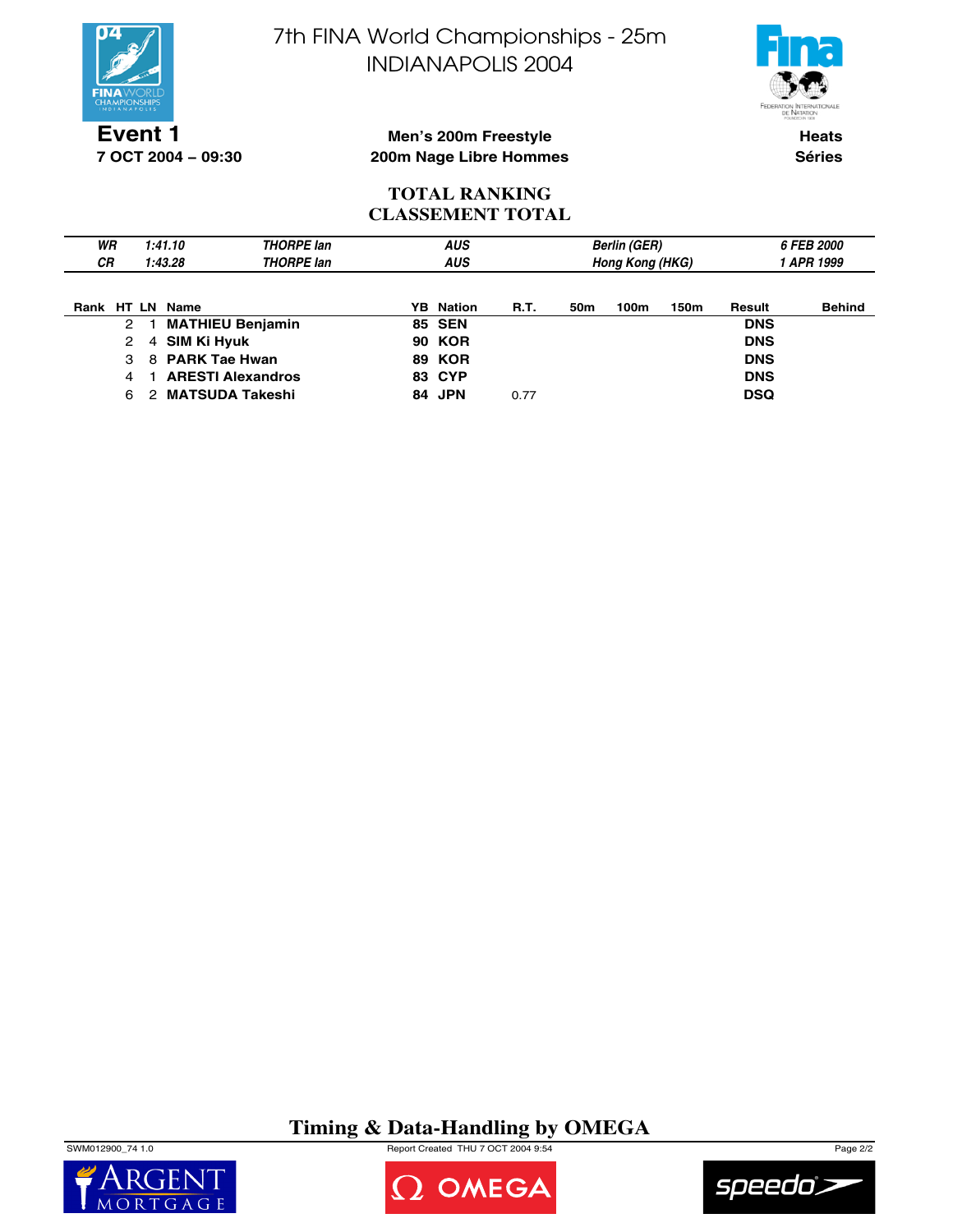# 7th FINA World Championships - 25m
# INDIANAPOLIS 2004

**Event 1**
**7 OCT 2004 – 09:30**

**Men's 200m Freestyle**
**200m Nage Libre Hommes**

**Heats**
**Séries**

## TOTAL RANKING
## CLASSEMENT TOTAL

| | | | | | |
|---|---|---|---|---|---|
| *WR* | *1:41.10* | *THORPE Ian* | *AUS* | *Berlin (GER)* | *6 FEB 2000* |
| *CR* | *1:43.28* | *THORPE Ian* | *AUS* | *Hong Kong (HKG)* | *1 APR 1999* |

| Rank | HT | LN | Name | YB | Nation | R.T. | 50m | 100m | 150m | Result | Behind |
|---|---|---|---|---|---|---|---|---|---|---|---|
| | 2 | 1 | **MATHIEU Benjamin** | **85** | **SEN** | | | | | **DNS** | |
| | 2 | 4 | **SIM Ki Hyuk** | **90** | **KOR** | | | | | **DNS** | |
| | 3 | 8 | **PARK Tae Hwan** | **89** | **KOR** | | | | | **DNS** | |
| | 4 | 1 | **ARESTI Alexandros** | **83** | **CYP** | | | | | **DNS** | |
| | 6 | 2 | **MATSUDA Takeshi** | **84** | **JPN** | 0.77 | | | | **DSQ** | |

**Timing & Data-Handling by OMEGA**

SWM012900_74 1.0 Report Created THU 7 OCT 2004 9:54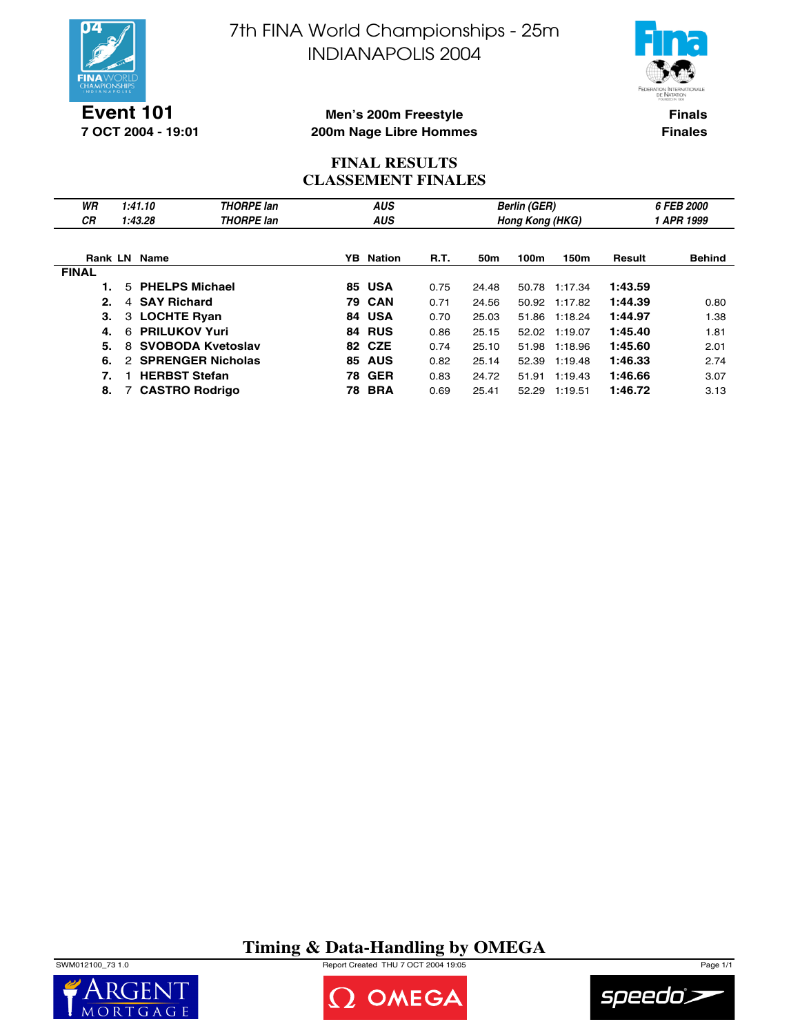# 7th FINA World Championships - 25m INDIANAPOLIS 2004

**Event 101**
**7 OCT 2004 - 19:01**

**Men's 200m Freestyle**
**200m Nage Libre Hommes**

**Finals**
**Finales**

## FINAL RESULTS
## CLASSEMENT FINALES

| | | | | | |
|---|---|---|---|---|---|
| *WR* | *1:41.10* | *THORPE Ian* | *AUS* | *Berlin (GER)* | *6 FEB 2000* |
| *CR* | *1:43.28* | *THORPE Ian* | *AUS* | *Hong Kong (HKG)* | *1 APR 1999* |

| Rank | LN | Name | YB | Nation | R.T. | 50m | 100m | 150m | Result | Behind |
|---|---|---|---|---|---|---|---|---|---|---|
| **FINAL** | | | | | | | | | | |
| **1.** | 5 | **PHELPS Michael** | **85** | **USA** | 0.75 | 24.48 | 50.78 | 1:17.34 | **1:43.59** | |
| **2.** | 4 | **SAY Richard** | **79** | **CAN** | 0.71 | 24.56 | 50.92 | 1:17.82 | **1:44.39** | 0.80 |
| **3.** | 3 | **LOCHTE Ryan** | **84** | **USA** | 0.70 | 25.03 | 51.86 | 1:18.24 | **1:44.97** | 1.38 |
| **4.** | 6 | **PRILUKOV Yuri** | **84** | **RUS** | 0.86 | 25.15 | 52.02 | 1:19.07 | **1:45.40** | 1.81 |
| **5.** | 8 | **SVOBODA Kvetoslav** | **82** | **CZE** | 0.74 | 25.10 | 51.98 | 1:18.96 | **1:45.60** | 2.01 |
| **6.** | 2 | **SPRENGER Nicholas** | **85** | **AUS** | 0.82 | 25.14 | 52.39 | 1:19.48 | **1:46.33** | 2.74 |
| **7.** | 1 | **HERBST Stefan** | **78** | **GER** | 0.83 | 24.72 | 51.91 | 1:19.43 | **1:46.66** | 3.07 |
| **8.** | 7 | **CASTRO Rodrigo** | **78** | **BRA** | 0.69 | 25.41 | 52.29 | 1:19.51 | **1:46.72** | 3.13 |

**Timing & Data-Handling by OMEGA**

SWM012100_73 1.0 Report Created THU 7 OCT 2004 19:05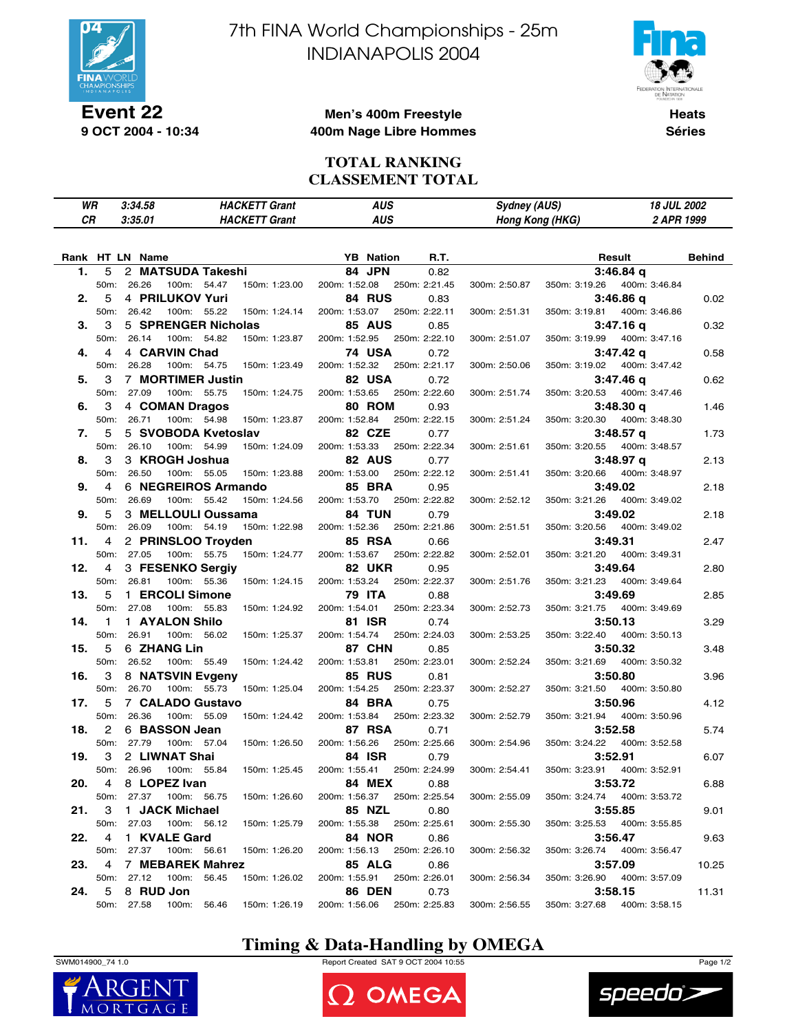# 7th FINA World Championships - 25m
# INDIANAPOLIS 2004

**Event 22**
**9 OCT 2004 - 10:34**

**Men's 400m Freestyle**
**400m Nage Libre Hommes**

**Heats**
**Séries**

## TOTAL RANKING
## CLASSEMENT TOTAL

| | | | | | |
|---|---|---|---|---|---|
| *WR* | *3:34.58* | *HACKETT Grant* | *AUS* | *Sydney (AUS)* | *18 JUL 2002* |
| *CR* | *3:35.01* | *HACKETT Grant* | *AUS* | *Hong Kong (HKG)* | *2 APR 1999* |

| Rank | HT | LN | Name | YB | Nation | R.T. | Result | Behind |
|---|---|---|---|---|---|---|---|---|
| **1.** | 5 | 2 | **MATSUDA Takeshi** | **84** | **JPN** | 0.82 | **3:46.84 q** | |
| | | | 50m: 26.26 100m: 54.47 150m: 1:23.00 200m: 1:52.08 250m: 2:21.45 300m: 2:50.87 350m: 3:19.26 400m: 3:46.84 | | | | | |
| **2.** | 5 | 4 | **PRILUKOV Yuri** | **84** | **RUS** | 0.83 | **3:46.86 q** | 0.02 |
| | | | 50m: 26.42 100m: 55.22 150m: 1:24.14 200m: 1:53.07 250m: 2:22.11 300m: 2:51.31 350m: 3:19.81 400m: 3:46.86 | | | | | |
| **3.** | 3 | 5 | **SPRENGER Nicholas** | **85** | **AUS** | 0.85 | **3:47.16 q** | 0.32 |
| | | | 50m: 26.14 100m: 54.82 150m: 1:23.87 200m: 1:52.95 250m: 2:22.10 300m: 2:51.07 350m: 3:19.99 400m: 3:47.16 | | | | | |
| **4.** | 4 | 4 | **CARVIN Chad** | **74** | **USA** | 0.72 | **3:47.42 q** | 0.58 |
| | | | 50m: 26.28 100m: 54.75 150m: 1:23.49 200m: 1:52.32 250m: 2:21.17 300m: 2:50.06 350m: 3:19.02 400m: 3:47.42 | | | | | |
| **5.** | 3 | 7 | **MORTIMER Justin** | **82** | **USA** | 0.72 | **3:47.46 q** | 0.62 |
| | | | 50m: 27.09 100m: 55.75 150m: 1:24.75 200m: 1:53.65 250m: 2:22.60 300m: 2:51.74 350m: 3:20.53 400m: 3:47.46 | | | | | |
| **6.** | 3 | 4 | **COMAN Dragos** | **80** | **ROM** | 0.93 | **3:48.30 q** | 1.46 |
| | | | 50m: 26.71 100m: 54.98 150m: 1:23.87 200m: 1:52.84 250m: 2:22.15 300m: 2:51.24 350m: 3:20.30 400m: 3:48.30 | | | | | |
| **7.** | 5 | 5 | **SVOBODA Kvetoslav** | **82** | **CZE** | 0.77 | **3:48.57 q** | 1.73 |
| | | | 50m: 26.10 100m: 54.99 150m: 1:24.09 200m: 1:53.33 250m: 2:22.34 300m: 2:51.61 350m: 3:20.55 400m: 3:48.57 | | | | | |
| **8.** | 3 | 3 | **KROGH Joshua** | **82** | **AUS** | 0.77 | **3:48.97 q** | 2.13 |
| | | | 50m: 26.50 100m: 55.05 150m: 1:23.88 200m: 1:53.00 250m: 2:22.12 300m: 2:51.41 350m: 3:20.66 400m: 3:48.97 | | | | | |
| **9.** | 4 | 6 | **NEGREIROS Armando** | **85** | **BRA** | 0.95 | **3:49.02** | 2.18 |
| | | | 50m: 26.69 100m: 55.42 150m: 1:24.56 200m: 1:53.70 250m: 2:22.82 300m: 2:52.12 350m: 3:21.26 400m: 3:49.02 | | | | | |
| **9.** | 5 | 3 | **MELLOULI Oussama** | **84** | **TUN** | 0.79 | **3:49.02** | 2.18 |
| | | | 50m: 26.09 100m: 54.19 150m: 1:22.98 200m: 1:52.36 250m: 2:21.86 300m: 2:51.51 350m: 3:20.56 400m: 3:49.02 | | | | | |
| **11.** | 4 | 2 | **PRINSLOO Troyden** | **85** | **RSA** | 0.66 | **3:49.31** | 2.47 |
| | | | 50m: 27.05 100m: 55.75 150m: 1:24.77 200m: 1:53.67 250m: 2:22.82 300m: 2:52.01 350m: 3:21.20 400m: 3:49.31 | | | | | |
| **12.** | 4 | 3 | **FESENKO Sergiy** | **82** | **UKR** | 0.95 | **3:49.64** | 2.80 |
| | | | 50m: 26.81 100m: 55.36 150m: 1:24.15 200m: 1:53.24 250m: 2:22.37 300m: 2:51.76 350m: 3:21.23 400m: 3:49.64 | | | | | |
| **13.** | 5 | 1 | **ERCOLI Simone** | **79** | **ITA** | 0.88 | **3:49.69** | 2.85 |
| | | | 50m: 27.08 100m: 55.83 150m: 1:24.92 200m: 1:54.01 250m: 2:23.34 300m: 2:52.73 350m: 3:21.75 400m: 3:49.69 | | | | | |
| **14.** | 1 | 1 | **AYALON Shilo** | **81** | **ISR** | 0.74 | **3:50.13** | 3.29 |
| | | | 50m: 26.91 100m: 56.02 150m: 1:25.37 200m: 1:54.74 250m: 2:24.03 300m: 2:53.25 350m: 3:22.40 400m: 3:50.13 | | | | | |
| **15.** | 5 | 6 | **ZHANG Lin** | **87** | **CHN** | 0.85 | **3:50.32** | 3.48 |
| | | | 50m: 26.52 100m: 55.49 150m: 1:24.42 200m: 1:53.81 250m: 2:23.01 300m: 2:52.24 350m: 3:21.69 400m: 3:50.32 | | | | | |
| **16.** | 3 | 8 | **NATSVIN Evgeny** | **85** | **RUS** | 0.81 | **3:50.80** | 3.96 |
| | | | 50m: 26.70 100m: 55.73 150m: 1:25.04 200m: 1:54.25 250m: 2:23.37 300m: 2:52.27 350m: 3:21.50 400m: 3:50.80 | | | | | |
| **17.** | 5 | 7 | **CALADO Gustavo** | **84** | **BRA** | 0.75 | **3:50.96** | 4.12 |
| | | | 50m: 26.36 100m: 55.09 150m: 1:24.42 200m: 1:53.84 250m: 2:23.32 300m: 2:52.79 350m: 3:21.94 400m: 3:50.96 | | | | | |
| **18.** | 2 | 6 | **BASSON Jean** | **87** | **RSA** | 0.71 | **3:52.58** | 5.74 |
| | | | 50m: 27.79 100m: 57.04 150m: 1:26.50 200m: 1:56.26 250m: 2:25.66 300m: 2:54.96 350m: 3:24.22 400m: 3:52.58 | | | | | |
| **19.** | 3 | 2 | **LIWNAT Shai** | **84** | **ISR** | 0.79 | **3:52.91** | 6.07 |
| | | | 50m: 26.96 100m: 55.84 150m: 1:25.45 200m: 1:55.41 250m: 2:24.99 300m: 2:54.41 350m: 3:23.91 400m: 3:52.91 | | | | | |
| **20.** | 4 | 8 | **LOPEZ Ivan** | **84** | **MEX** | 0.88 | **3:53.72** | 6.88 |
| | | | 50m: 27.37 100m: 56.75 150m: 1:26.60 200m: 1:56.37 250m: 2:25.54 300m: 2:55.09 350m: 3:24.74 400m: 3:53.72 | | | | | |
| **21.** | 3 | 1 | **JACK Michael** | **85** | **NZL** | 0.80 | **3:55.85** | 9.01 |
| | | | 50m: 27.03 100m: 56.12 150m: 1:25.79 200m: 1:55.38 250m: 2:25.61 300m: 2:55.30 350m: 3:25.53 400m: 3:55.85 | | | | | |
| **22.** | 4 | 1 | **KVALE Gard** | **84** | **NOR** | 0.86 | **3:56.47** | 9.63 |
| | | | 50m: 27.37 100m: 56.61 150m: 1:26.20 200m: 1:56.13 250m: 2:26.10 300m: 2:56.32 350m: 3:26.74 400m: 3:56.47 | | | | | |
| **23.** | 4 | 7 | **MEBAREK Mahrez** | **85** | **ALG** | 0.86 | **3:57.09** | 10.25 |
| | | | 50m: 27.12 100m: 56.45 150m: 1:26.02 200m: 1:55.91 250m: 2:26.01 300m: 2:56.34 350m: 3:26.90 400m: 3:57.09 | | | | | |
| **24.** | 5 | 8 | **RUD Jon** | **86** | **DEN** | 0.73 | **3:58.15** | 11.31 |
| | | | 50m: 27.58 100m: 56.46 150m: 1:26.19 200m: 1:56.06 250m: 2:25.83 300m: 2:56.55 350m: 3:27.68 400m: 3:58.15 | | | | | |

**Timing & Data-Handling by OMEGA**

SWM014900_74 1.0 Report Created SAT 9 OCT 2004 10:55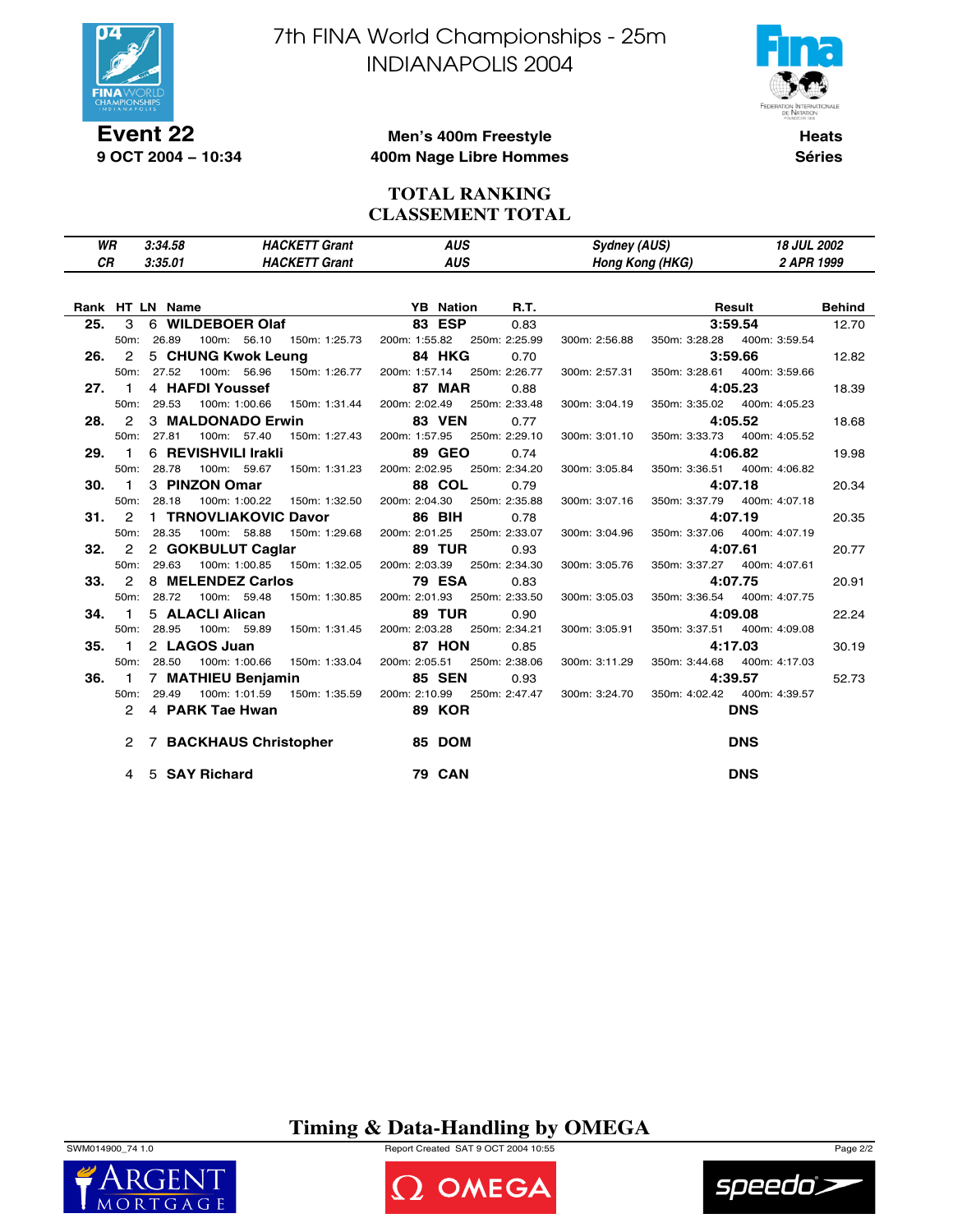# 7th FINA World Championships - 25m
# INDIANAPOLIS 2004

**Event 22**
**9 OCT 2004 – 10:34**

**Men's 400m Freestyle**
**400m Nage Libre Hommes**

**Heats**
**Séries**

## TOTAL RANKING
## CLASSEMENT TOTAL

| | | | | | |
|---|---|---|---|---|---|
| *WR* | *3:34.58* | *HACKETT Grant* | *AUS* | *Sydney (AUS)* | *18 JUL 2002* |
| *CR* | *3:35.01* | *HACKETT Grant* | *AUS* | *Hong Kong (HKG)* | *2 APR 1999* |

| Rank | HT | LN | Name | YB | Nation | R.T. | Result | Behind |
|---|---|---|---|---|---|---|---|---|
| **25.** | 3 | 6 | **WILDEBOER Olaf** | **83** | **ESP** | 0.83 | **3:59.54** | 12.70 |
| | | | 50m: 26.89 100m: 56.10 150m: 1:25.73 200m: 1:55.82 250m: 2:25.99 300m: 2:56.88 350m: 3:28.28 400m: 3:59.54 | | | | | |
| **26.** | 2 | 5 | **CHUNG Kwok Leung** | **84** | **HKG** | 0.70 | **3:59.66** | 12.82 |
| | | | 50m: 27.52 100m: 56.96 150m: 1:26.77 200m: 1:57.14 250m: 2:26.77 300m: 2:57.31 350m: 3:28.61 400m: 3:59.66 | | | | | |
| **27.** | 1 | 4 | **HAFDI Youssef** | **87** | **MAR** | 0.88 | **4:05.23** | 18.39 |
| | | | 50m: 29.53 100m: 1:00.66 150m: 1:31.44 200m: 2:02.49 250m: 2:33.48 300m: 3:04.19 350m: 3:35.02 400m: 4:05.23 | | | | | |
| **28.** | 2 | 3 | **MALDONADO Erwin** | **83** | **VEN** | 0.77 | **4:05.52** | 18.68 |
| | | | 50m: 27.81 100m: 57.40 150m: 1:27.43 200m: 1:57.95 250m: 2:29.10 300m: 3:01.10 350m: 3:33.73 400m: 4:05.52 | | | | | |
| **29.** | 1 | 6 | **REVISHVILI Irakli** | **89** | **GEO** | 0.74 | **4:06.82** | 19.98 |
| | | | 50m: 28.78 100m: 59.67 150m: 1:31.23 200m: 2:02.95 250m: 2:34.20 300m: 3:05.84 350m: 3:36.51 400m: 4:06.82 | | | | | |
| **30.** | 1 | 3 | **PINZON Omar** | **88** | **COL** | 0.79 | **4:07.18** | 20.34 |
| | | | 50m: 28.18 100m: 1:00.22 150m: 1:32.50 200m: 2:04.30 250m: 2:35.88 300m: 3:07.16 350m: 3:37.79 400m: 4:07.18 | | | | | |
| **31.** | 2 | 1 | **TRNOVLIAKOVIC Davor** | **86** | **BIH** | 0.78 | **4:07.19** | 20.35 |
| | | | 50m: 28.35 100m: 58.88 150m: 1:29.68 200m: 2:01.25 250m: 2:33.07 300m: 3:04.96 350m: 3:37.06 400m: 4:07.19 | | | | | |
| **32.** | 2 | 2 | **GOKBULUT Caglar** | **89** | **TUR** | 0.93 | **4:07.61** | 20.77 |
| | | | 50m: 29.63 100m: 1:00.85 150m: 1:32.05 200m: 2:03.39 250m: 2:34.30 300m: 3:05.76 350m: 3:37.27 400m: 4:07.61 | | | | | |
| **33.** | 2 | 8 | **MELENDEZ Carlos** | **79** | **ESA** | 0.83 | **4:07.75** | 20.91 |
| | | | 50m: 28.72 100m: 59.48 150m: 1:30.85 200m: 2:01.93 250m: 2:33.50 300m: 3:05.03 350m: 3:36.54 400m: 4:07.75 | | | | | |
| **34.** | 1 | 5 | **ALACLI Alican** | **89** | **TUR** | 0.90 | **4:09.08** | 22.24 |
| | | | 50m: 28.95 100m: 59.89 150m: 1:31.45 200m: 2:03.28 250m: 2:34.21 300m: 3:05.91 350m: 3:37.51 400m: 4:09.08 | | | | | |
| **35.** | 1 | 2 | **LAGOS Juan** | **87** | **HON** | 0.85 | **4:17.03** | 30.19 |
| | | | 50m: 28.50 100m: 1:00.66 150m: 1:33.04 200m: 2:05.51 250m: 2:38.06 300m: 3:11.29 350m: 3:44.68 400m: 4:17.03 | | | | | |
| **36.** | 1 | 7 | **MATHIEU Benjamin** | **85** | **SEN** | 0.93 | **4:39.57** | 52.73 |
| | | | 50m: 29.49 100m: 1:01.59 150m: 1:35.59 200m: 2:10.99 250m: 2:47.47 300m: 3:24.70 350m: 4:02.42 400m: 4:39.57 | | | | | |
| | 2 | 4 | **PARK Tae Hwan** | **89** | **KOR** | | **DNS** | |
| | 2 | 7 | **BACKHAUS Christopher** | **85** | **DOM** | | **DNS** | |
| | 4 | 5 | **SAY Richard** | **79** | **CAN** | | **DNS** | |

**Timing & Data-Handling by OMEGA**

SWM014900_74 1.0 Report Created SAT 9 OCT 2004 10:55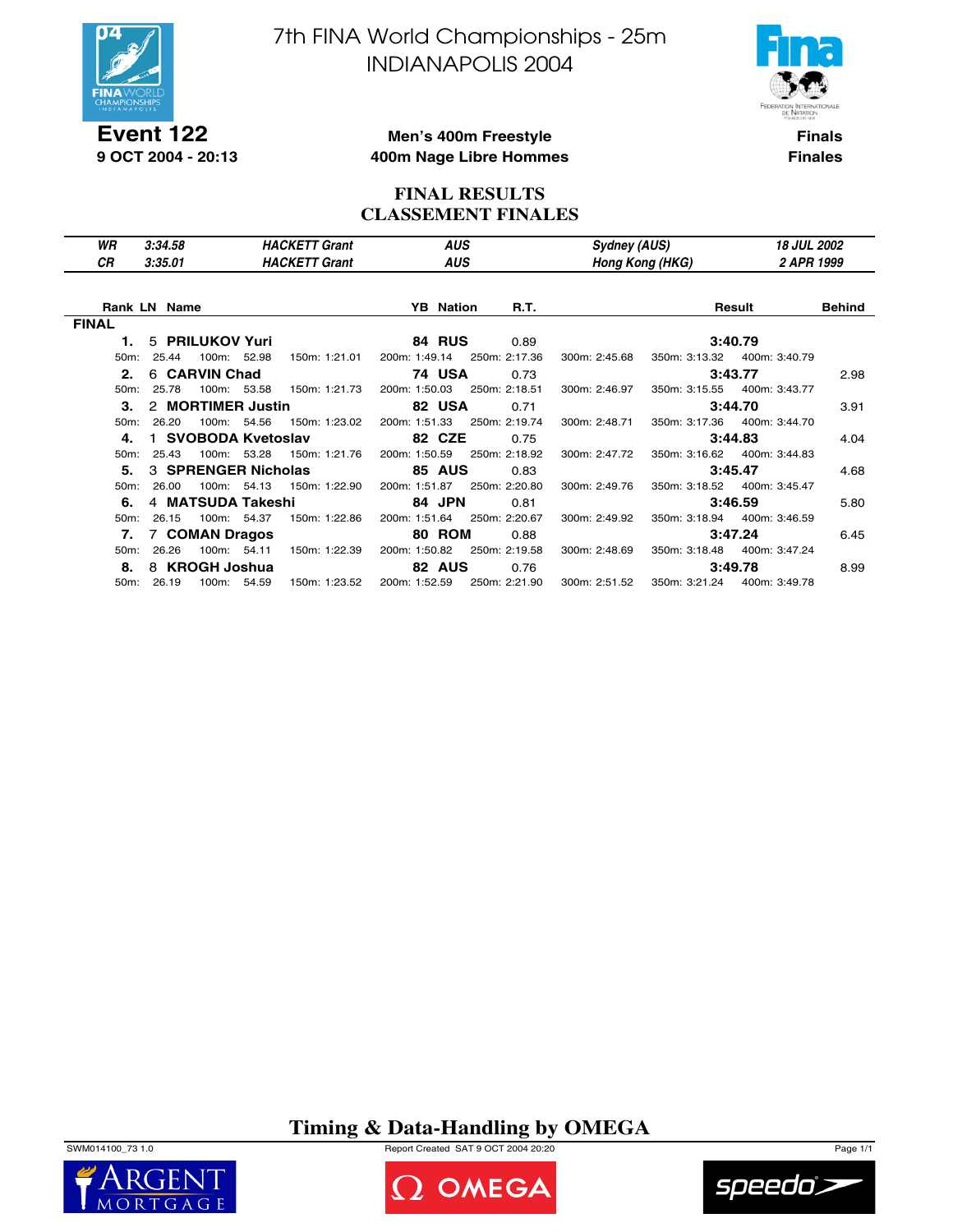# 7th FINA World Championships - 25m
# INDIANAPOLIS 2004

**Event 122**
**9 OCT 2004 - 20:13**

**Men's 400m Freestyle**
**400m Nage Libre Hommes**

**Finals**
**Finales**

## FINAL RESULTS
## CLASSEMENT FINALES

| | | | | | |
|---|---|---|---|---|---|
| *WR* | *3:34.58* | *HACKETT Grant* | *AUS* | *Sydney (AUS)* | *18 JUL 2002* |
| *CR* | *3:35.01* | *HACKETT Grant* | *AUS* | *Hong Kong (HKG)* | *2 APR 1999* |

**FINAL**

| Rank | LN | Name | YB | Nation | R.T. | Result | Behind |
|---|---|---|---|---|---|---|---|
| **1.** | 5 | **PRILUKOV Yuri** | **84** | **RUS** | 0.89 | **3:40.79** | |
| | | 50m: 25.44 · 100m: 52.98 · 150m: 1:21.01 · 200m: 1:49.14 · 250m: 2:17.36 · 300m: 2:45.68 · 350m: 3:13.32 · 400m: 3:40.79 | | | | | |
| **2.** | 6 | **CARVIN Chad** | **74** | **USA** | 0.73 | **3:43.77** | 2.98 |
| | | 50m: 25.78 · 100m: 53.58 · 150m: 1:21.73 · 200m: 1:50.03 · 250m: 2:18.51 · 300m: 2:46.97 · 350m: 3:15.55 · 400m: 3:43.77 | | | | | |
| **3.** | 2 | **MORTIMER Justin** | **82** | **USA** | 0.71 | **3:44.70** | 3.91 |
| | | 50m: 26.20 · 100m: 54.56 · 150m: 1:23.02 · 200m: 1:51.33 · 250m: 2:19.74 · 300m: 2:48.71 · 350m: 3:17.36 · 400m: 3:44.70 | | | | | |
| **4.** | 1 | **SVOBODA Kvetoslav** | **82** | **CZE** | 0.75 | **3:44.83** | 4.04 |
| | | 50m: 25.43 · 100m: 53.28 · 150m: 1:21.76 · 200m: 1:50.59 · 250m: 2:18.92 · 300m: 2:47.72 · 350m: 3:16.62 · 400m: 3:44.83 | | | | | |
| **5.** | 3 | **SPRENGER Nicholas** | **85** | **AUS** | 0.83 | **3:45.47** | 4.68 |
| | | 50m: 26.00 · 100m: 54.13 · 150m: 1:22.90 · 200m: 1:51.87 · 250m: 2:20.80 · 300m: 2:49.76 · 350m: 3:18.52 · 400m: 3:45.47 | | | | | |
| **6.** | 4 | **MATSUDA Takeshi** | **84** | **JPN** | 0.81 | **3:46.59** | 5.80 |
| | | 50m: 26.15 · 100m: 54.37 · 150m: 1:22.86 · 200m: 1:51.64 · 250m: 2:20.67 · 300m: 2:49.92 · 350m: 3:18.94 · 400m: 3:46.59 | | | | | |
| **7.** | 7 | **COMAN Dragos** | **80** | **ROM** | 0.88 | **3:47.24** | 6.45 |
| | | 50m: 26.26 · 100m: 54.11 · 150m: 1:22.39 · 200m: 1:50.82 · 250m: 2:19.58 · 300m: 2:48.69 · 350m: 3:18.48 · 400m: 3:47.24 | | | | | |
| **8.** | 8 | **KROGH Joshua** | **82** | **AUS** | 0.76 | **3:49.78** | 8.99 |
| | | 50m: 26.19 · 100m: 54.59 · 150m: 1:23.52 · 200m: 1:52.59 · 250m: 2:21.90 · 300m: 2:51.52 · 350m: 3:21.24 · 400m: 3:49.78 | | | | | |

**Timing & Data-Handling by OMEGA**

SWM014100_73 1.0 · Report Created SAT 9 OCT 2004 20:20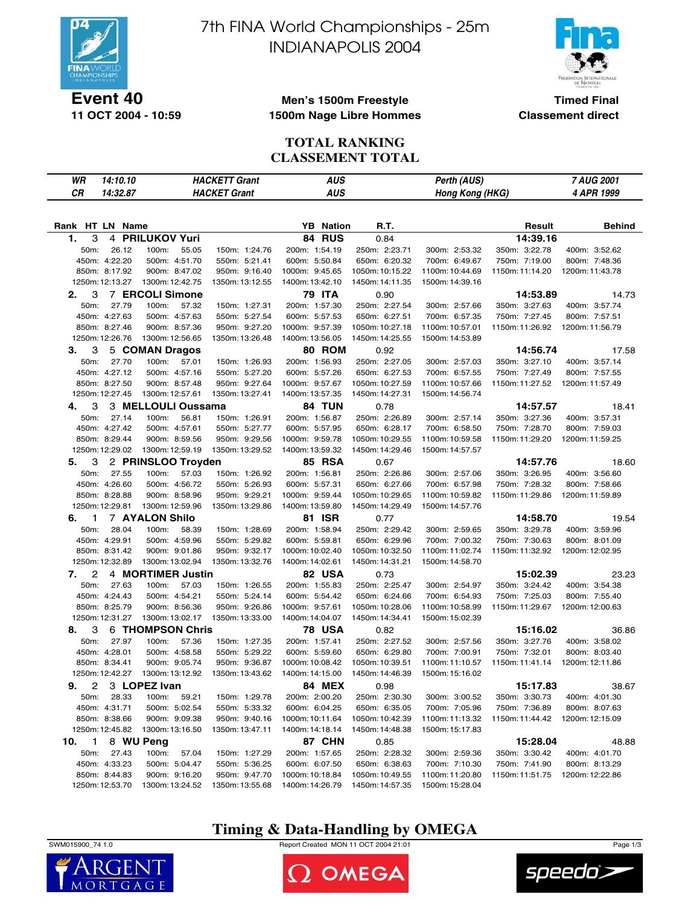# 7th FINA World Championships - 25m
# INDIANAPOLIS 2004

**Event 40**
**11 OCT 2004 - 10:59**

**Men's 1500m Freestyle**
**1500m Nage Libre Hommes**

**Timed Final**
**Classement direct**

## TOTAL RANKING
## CLASSEMENT TOTAL

| | | | | |
|---|---|---|---|---|
| *WR* | *14:10.10* | *HACKETT Grant* | *AUS* | *Perth (AUS)* | *7 AUG 2001* |
| *CR* | *14:32.87* | *HACKET Grant* | *AUS* | *Hong Kong (HKG)* | *4 APR 1999* |

| Rank | HT | LN | Name | YB | Nation | R.T. | Result | Behind |
|---|---|---|---|---|---|---|---|---|
| 1. | 3 | 4 | **PRILUKOV Yuri** | 84 | RUS | 0.84 | **14:39.16** | |
| 2. | 3 | 7 | **ERCOLI Simone** | 79 | ITA | 0.90 | **14:53.89** | 14.73 |
| 3. | 3 | 5 | **COMAN Dragos** | 80 | ROM | 0.92 | **14:56.74** | 17.58 |
| 4. | 3 | 3 | **MELLOULI Oussama** | 84 | TUN | 0.78 | **14:57.57** | 18.41 |
| 5. | 3 | 2 | **PRINSLOO Troyden** | 85 | RSA | 0.67 | **14:57.76** | 18.60 |
| 6. | 1 | 7 | **AYALON Shilo** | 81 | ISR | 0.77 | **14:58.70** | 19.54 |
| 7. | 2 | 4 | **MORTIMER Justin** | 82 | USA | 0.73 | **15:02.39** | 23.23 |
| 8. | 3 | 6 | **THOMPSON Chris** | 78 | USA | 0.82 | **15:16.02** | 36.86 |
| 9. | 2 | 3 | **LOPEZ Ivan** | 84 | MEX | 0.98 | **15:17.83** | 38.67 |
| 10. | 1 | 8 | **WU Peng** | 87 | CHN | 0.85 | **15:28.04** | 48.88 |

**Split times**

| Rank | Name | 50m | 100m | 150m | 200m | 250m | 300m | 350m | 400m | 450m | 500m | 550m | 600m | 650m | 700m | 750m | 800m | 850m | 900m | 950m | 1000m | 1050m | 1100m | 1150m | 1200m | 1250m | 1300m | 1350m | 1400m | 1450m | 1500m |
|---|---|---|---|---|---|---|---|---|---|---|---|---|---|---|---|---|---|---|---|---|---|---|---|---|---|---|---|---|---|---|---|
| 1. | PRILUKOV Yuri | 26.12 | 55.05 | 1:24.76 | 1:54.19 | 2:23.71 | 2:53.32 | 3:22.78 | 3:52.62 | 4:22.20 | 4:51.70 | 5:21.41 | 5:50.84 | 6:20.32 | 6:49.67 | 7:19.00 | 7:48.36 | 8:17.92 | 8:47.02 | 9:16.40 | 9:45.65 | 10:15.22 | 10:44.69 | 11:14.20 | 11:43.78 | 12:13.27 | 12:42.75 | 13:12.55 | 13:42.10 | 14:11.35 | 14:39.16 |
| 2. | ERCOLI Simone | 27.79 | 57.32 | 1:27.31 | 1:57.30 | 2:27.54 | 2:57.66 | 3:27.63 | 3:57.74 | 4:27.63 | 4:57.63 | 5:27.54 | 5:57.53 | 6:27.51 | 6:57.35 | 7:27.45 | 7:57.51 | 8:27.46 | 8:57.36 | 9:27.20 | 9:57.39 | 10:27.18 | 10:57.01 | 11:26.92 | 11:56.79 | 12:26.76 | 12:56.65 | 13:26.48 | 13:56.05 | 14:25.55 | 14:53.89 |
| 3. | COMAN Dragos | 27.70 | 57.01 | 1:26.93 | 1:56.93 | 2:27.05 | 2:57.03 | 3:27.10 | 3:57.14 | 4:27.12 | 4:57.16 | 5:27.20 | 5:57.26 | 6:27.53 | 6:57.55 | 7:27.49 | 7:57.55 | 8:27.50 | 8:57.48 | 9:27.64 | 9:57.67 | 10:27.59 | 10:57.66 | 11:27.52 | 11:57.49 | 12:27.45 | 12:57.61 | 13:27.41 | 13:57.35 | 14:27.31 | 14:56.74 |
| 4. | MELLOULI Oussama | 27.14 | 56.81 | 1:26.91 | 1:56.87 | 2:26.89 | 2:57.14 | 3:27.36 | 3:57.31 | 4:27.42 | 4:57.61 | 5:27.77 | 5:57.95 | 6:28.17 | 6:58.50 | 7:28.70 | 7:59.03 | 8:29.44 | 8:59.56 | 9:29.56 | 9:59.78 | 10:29.55 | 10:59.58 | 11:29.20 | 11:59.25 | 12:29.02 | 12:59.19 | 13:29.52 | 13:59.32 | 14:29.46 | 14:57.57 |
| 5. | PRINSLOO Troyden | 27.55 | 57.03 | 1:26.92 | 1:56.81 | 2:26.86 | 2:57.06 | 3:26.95 | 3:56.60 | 4:26.60 | 4:56.72 | 5:26.93 | 5:57.31 | 6:27.66 | 6:57.98 | 7:28.32 | 7:58.66 | 8:28.88 | 8:58.96 | 9:29.21 | 9:59.44 | 10:29.65 | 10:59.82 | 11:29.86 | 11:59.89 | 12:29.81 | 12:59.96 | 13:29.86 | 13:59.80 | 14:29.49 | 14:57.76 |
| 6. | AYALON Shilo | 28.04 | 58.39 | 1:28.69 | 1:58.94 | 2:29.42 | 2:59.65 | 3:29.78 | 3:59.96 | 4:29.91 | 4:59.96 | 5:29.82 | 5:59.81 | 6:29.96 | 7:00.32 | 7:30.63 | 8:01.09 | 8:31.42 | 9:01.86 | 9:32.17 | 10:02.40 | 10:32.50 | 11:02.74 | 11:32.92 | 12:02.95 | 12:32.89 | 13:02.94 | 13:32.76 | 14:02.61 | 14:31.21 | 14:58.70 |
| 7. | MORTIMER Justin | 27.63 | 57.03 | 1:26.55 | 1:55.83 | 2:25.47 | 2:54.97 | 3:24.42 | 3:54.38 | 4:24.43 | 4:54.21 | 5:24.14 | 5:54.42 | 6:24.66 | 6:54.93 | 7:25.03 | 7:55.40 | 8:25.79 | 8:56.36 | 9:26.86 | 9:57.61 | 10:28.06 | 10:58.99 | 11:29.67 | 12:00.63 | 12:31.27 | 13:02.17 | 13:33.00 | 14:04.07 | 14:34.41 | 15:02.39 |
| 8. | THOMPSON Chris | 27.97 | 57.36 | 1:27.35 | 1:57.41 | 2:27.52 | 2:57.56 | 3:27.76 | 3:58.02 | 4:28.01 | 4:58.58 | 5:29.22 | 5:59.60 | 6:29.80 | 7:00.91 | 7:32.01 | 8:03.40 | 8:34.41 | 9:05.74 | 9:36.87 | 10:08.42 | 10:39.51 | 11:10.57 | 11:41.14 | 12:11.86 | 12:42.27 | 13:12.92 | 13:43.62 | 14:15.00 | 14:46.39 | 15:16.02 |
| 9. | LOPEZ Ivan | 28.33 | 59.21 | 1:29.78 | 2:00.20 | 2:30.30 | 3:00.52 | 3:30.73 | 4:01.30 | 4:31.71 | 5:02.54 | 5:33.32 | 6:04.25 | 6:35.05 | 7:05.96 | 7:36.89 | 8:07.63 | 8:38.66 | 9:09.38 | 9:40.16 | 10:11.64 | 10:42.39 | 11:13.32 | 11:44.42 | 12:15.09 | 12:45.82 | 13:16.50 | 13:47.11 | 14:18.14 | 14:48.38 | 15:17.83 |
| 10. | WU Peng | 27.43 | 57.04 | 1:27.29 | 1:57.65 | 2:28.32 | 2:59.36 | 3:30.42 | 4:01.70 | 4:33.23 | 5:04.47 | 5:36.25 | 6:07.50 | 6:38.63 | 7:10.30 | 7:41.90 | 8:13.29 | 8:44.83 | 9:16.20 | 9:47.70 | 10:18.84 | 10:49.55 | 11:20.80 | 11:51.75 | 12:22.86 | 12:53.70 | 13:24.52 | 13:55.68 | 14:26.79 | 14:57.35 | 15:28.04 |

## Timing & Data-Handling by OMEGA

SWM015900_74 1.0 — Report Created MON 11 OCT 2004 21:01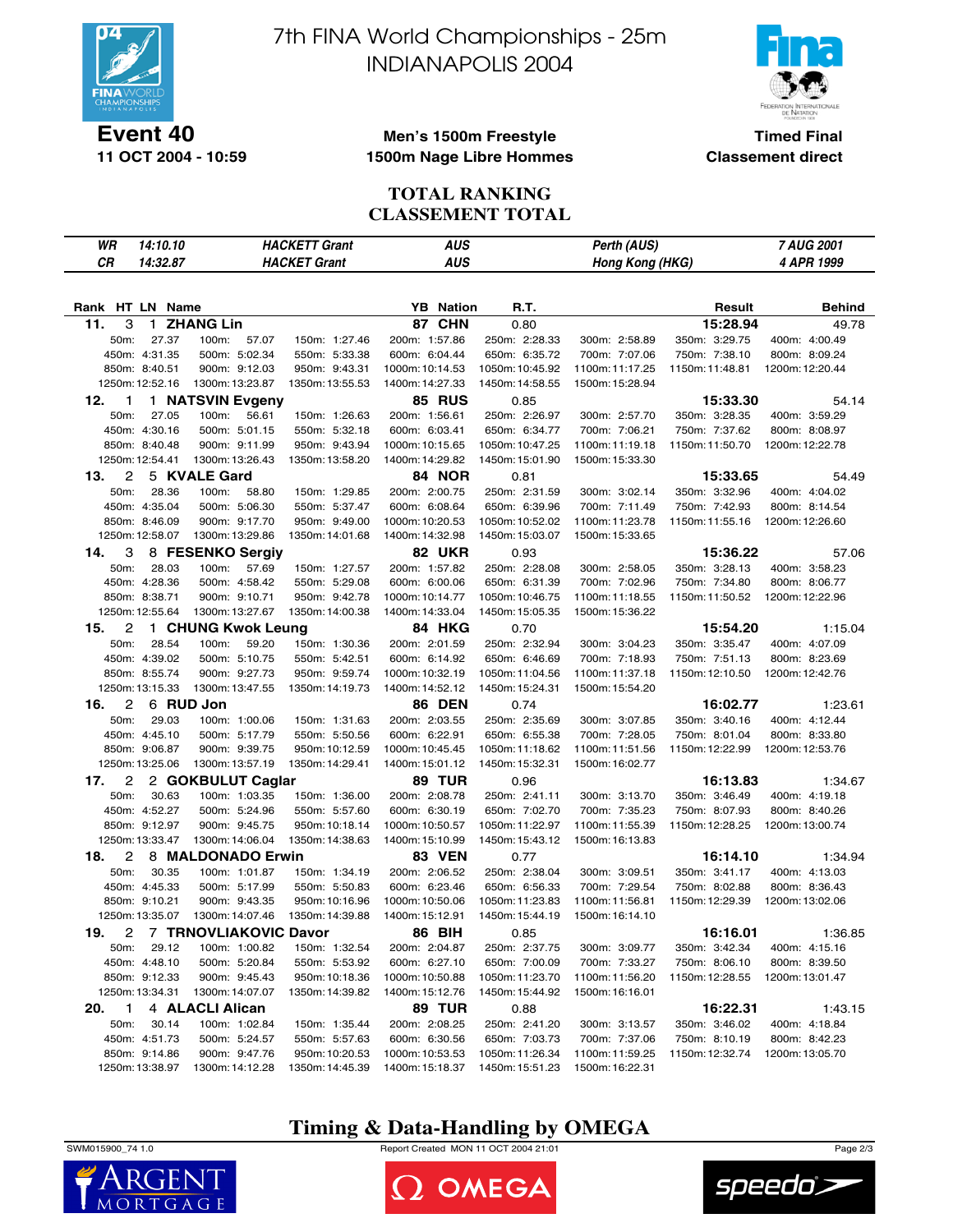# 7th FINA World Championships - 25m
# INDIANAPOLIS 2004

**Event 40**
**11 OCT 2004 - 10:59**

**Men's 1500m Freestyle**
**1500m Nage Libre Hommes**

**Timed Final**
**Classement direct**

## TOTAL RANKING
## CLASSEMENT TOTAL

| | | | | | |
|---|---|---|---|---|---|
| WR | 14:10.10 | HACKETT Grant | AUS | Perth (AUS) | 7 AUG 2001 |
| CR | 14:32.87 | HACKET Grant | AUS | Hong Kong (HKG) | 4 APR 1999 |

| Rank | HT | LN | Name | YB | Nation | R.T. | Result | Behind |
|---|---|---|---|---|---|---|---|---|
| 11. | 3 | 1 | **ZHANG Lin** | 87 | CHN | 0.80 | **15:28.94** | 49.78 |
| 12. | 1 | 1 | **NATSVIN Evgeny** | 85 | RUS | 0.85 | **15:33.30** | 54.14 |
| 13. | 2 | 5 | **KVALE Gard** | 84 | NOR | 0.81 | **15:33.65** | 54.49 |
| 14. | 3 | 8 | **FESENKO Sergiy** | 82 | UKR | 0.93 | **15:36.22** | 57.06 |
| 15. | 2 | 1 | **CHUNG Kwok Leung** | 84 | HKG | 0.70 | **15:54.20** | 1:15.04 |
| 16. | 2 | 6 | **RUD Jon** | 86 | DEN | 0.74 | **16:02.77** | 1:23.61 |
| 17. | 2 | 2 | **GOKBULUT Caglar** | 89 | TUR | 0.96 | **16:13.83** | 1:34.67 |
| 18. | 2 | 8 | **MALDONADO Erwin** | 83 | VEN | 0.77 | **16:14.10** | 1:34.94 |
| 19. | 2 | 7 | **TRNOVLIAKOVIC Davor** | 86 | BIH | 0.85 | **16:16.01** | 1:36.85 |
| 20. | 1 | 4 | **ALACLI Alican** | 89 | TUR | 0.88 | **16:22.31** | 1:43.15 |

### Split times

| Split | ZHANG Lin | NATSVIN Evgeny | KVALE Gard | FESENKO Sergiy | CHUNG Kwok Leung | RUD Jon | GOKBULUT Caglar | MALDONADO Erwin | TRNOVLIAKOVIC Davor | ALACLI Alican |
|---|---|---|---|---|---|---|---|---|---|---|
| 50m | 27.37 | 27.05 | 28.36 | 28.03 | 28.54 | 29.03 | 30.63 | 30.35 | 29.12 | 30.14 |
| 100m | 57.07 | 56.61 | 58.80 | 57.69 | 59.20 | 1:00.06 | 1:03.35 | 1:01.87 | 1:00.82 | 1:02.84 |
| 150m | 1:27.46 | 1:26.63 | 1:29.85 | 1:27.57 | 1:30.36 | 1:31.63 | 1:36.00 | 1:34.19 | 1:32.54 | 1:35.44 |
| 200m | 1:57.86 | 1:56.61 | 2:00.75 | 1:57.82 | 2:01.59 | 2:03.55 | 2:08.78 | 2:06.52 | 2:04.87 | 2:08.25 |
| 250m | 2:28.33 | 2:26.97 | 2:31.59 | 2:28.08 | 2:32.94 | 2:35.69 | 2:41.11 | 2:38.04 | 2:37.75 | 2:41.20 |
| 300m | 2:58.89 | 2:57.70 | 3:02.14 | 2:58.05 | 3:04.23 | 3:07.85 | 3:13.70 | 3:09.51 | 3:09.77 | 3:13.57 |
| 350m | 3:29.75 | 3:28.35 | 3:32.96 | 3:28.13 | 3:35.47 | 3:40.16 | 3:46.49 | 3:41.17 | 3:42.34 | 3:46.02 |
| 400m | 4:00.49 | 3:59.29 | 4:04.02 | 3:58.23 | 4:07.09 | 4:12.44 | 4:19.18 | 4:13.03 | 4:15.16 | 4:18.84 |
| 450m | 4:31.35 | 4:30.16 | 4:35.04 | 4:28.36 | 4:39.02 | 4:45.10 | 4:52.27 | 4:45.33 | 4:48.10 | 4:51.73 |
| 500m | 5:02.34 | 5:01.15 | 5:06.30 | 4:58.42 | 5:10.75 | 5:17.79 | 5:24.96 | 5:17.99 | 5:20.84 | 5:24.57 |
| 550m | 5:33.38 | 5:32.18 | 5:37.47 | 5:29.08 | 5:42.51 | 5:50.56 | 5:57.60 | 5:50.83 | 5:53.92 | 5:57.60 |
| 600m | 6:04.44 | 6:03.41 | 6:08.64 | 6:00.06 | 6:14.92 | 6:22.91 | 6:30.19 | 6:23.46 | 6:27.10 | 6:30.56 |
| 650m | 6:35.72 | 6:34.77 | 6:39.96 | 6:31.39 | 6:46.69 | 6:55.38 | 7:02.70 | 6:56.33 | 7:00.09 | 7:03.73 |
| 700m | 7:07.06 | 7:06.21 | 7:11.49 | 7:02.96 | 7:18.93 | 7:28.05 | 7:35.23 | 7:29.54 | 7:33.27 | 7:37.06 |
| 750m | 7:38.10 | 7:37.62 | 7:42.93 | 7:34.80 | 7:51.13 | 8:01.04 | 8:07.93 | 8:02.88 | 8:06.10 | 8:10.19 |
| 800m | 8:09.24 | 8:08.97 | 8:14.54 | 8:06.77 | 8:23.69 | 8:33.80 | 8:40.26 | 8:36.43 | 8:39.50 | 8:42.23 |
| 850m | 8:40.51 | 8:40.48 | 8:46.09 | 8:38.71 | 8:55.74 | 9:06.87 | 9:12.97 | 9:10.21 | 9:12.33 | 9:14.86 |
| 900m | 9:12.03 | 9:11.99 | 9:17.70 | 9:10.71 | 9:27.73 | 9:39.75 | 9:45.75 | 9:43.35 | 9:45.43 | 9:47.76 |
| 950m | 9:43.31 | 9:43.94 | 9:49.00 | 9:42.78 | 9:59.74 | 10:12.59 | 10:18.14 | 10:16.96 | 10:18.36 | 10:20.53 |
| 1000m | 10:14.53 | 10:15.65 | 10:20.53 | 10:14.77 | 10:32.19 | 10:45.45 | 10:50.57 | 10:50.06 | 10:50.88 | 10:53.53 |
| 1050m | 10:45.92 | 10:47.25 | 10:52.02 | 10:46.75 | 11:04.56 | 11:18.62 | 11:22.97 | 11:23.83 | 11:23.70 | 11:26.34 |
| 1100m | 11:17.25 | 11:19.18 | 11:23.78 | 11:18.55 | 11:37.18 | 11:51.56 | 11:55.39 | 11:56.81 | 11:56.20 | 11:59.25 |
| 1150m | 11:48.81 | 11:50.70 | 11:55.16 | 11:50.52 | 12:10.50 | 12:22.99 | 12:28.25 | 12:29.39 | 12:28.55 | 12:32.74 |
| 1200m | 12:20.44 | 12:22.78 | 12:26.60 | 12:22.96 | 12:42.76 | 12:53.76 | 13:00.74 | 13:02.06 | 13:01.47 | 13:05.70 |
| 1250m | 12:52.16 | 12:54.41 | 12:58.07 | 12:55.64 | 13:15.33 | 13:25.06 | 13:33.47 | 13:35.07 | 13:34.31 | 13:38.97 |
| 1300m | 13:23.87 | 13:26.43 | 13:29.86 | 13:27.67 | 13:47.55 | 13:57.19 | 14:06.04 | 14:07.46 | 14:07.07 | 14:12.28 |
| 1350m | 13:55.53 | 13:58.20 | 14:01.68 | 14:00.38 | 14:19.73 | 14:29.41 | 14:38.63 | 14:39.88 | 14:39.82 | 14:45.39 |
| 1400m | 14:27.33 | 14:29.82 | 14:32.98 | 14:33.04 | 14:52.12 | 15:01.12 | 15:10.99 | 15:12.91 | 15:12.76 | 15:18.37 |
| 1450m | 14:58.55 | 15:01.90 | 15:03.07 | 15:05.35 | 15:24.31 | 15:32.31 | 15:43.12 | 15:44.19 | 15:44.92 | 15:51.23 |
| 1500m | 15:28.94 | 15:33.30 | 15:33.65 | 15:36.22 | 15:54.20 | 16:02.77 | 16:13.83 | 16:14.10 | 16:16.01 | 16:22.31 |

**Timing & Data-Handling by OMEGA**

SWM015900_74 1.0 — Report Created MON 11 OCT 2004 21:01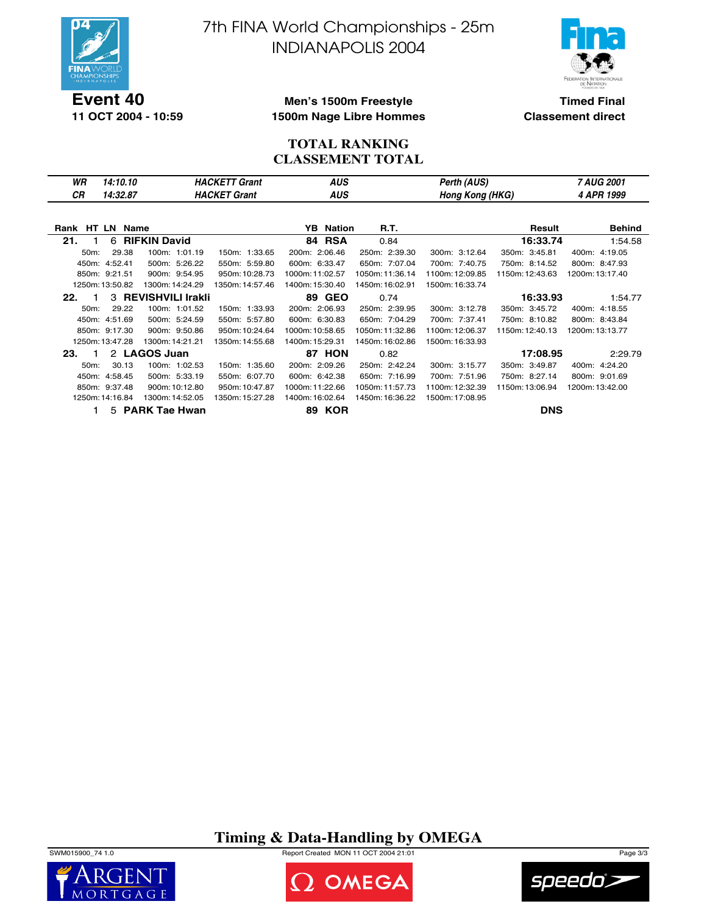# 7th FINA World Championships - 25m
# INDIANAPOLIS 2004

**Event 40**
**11 OCT 2004 - 10:59**

**Men's 1500m Freestyle**
**1500m Nage Libre Hommes**

**Timed Final**
**Classement direct**

## TOTAL RANKING
## CLASSEMENT TOTAL

| | | | | | |
|---|---|---|---|---|---|
| *WR* | *14:10.10* | *HACKETT Grant* | *AUS* | *Perth (AUS)* | *7 AUG 2001* |
| *CR* | *14:32.87* | *HACKET Grant* | *AUS* | *Hong Kong (HKG)* | *4 APR 1999* |

| Rank | HT | LN | Name | YB | Nation | R.T. | Result | Behind |
|---|---|---|---|---|---|---|---|---|
| **21.** | 1 | 6 | **RIFKIN David** | **84** | **RSA** | 0.84 | **16:33.74** | 1:54.58 |
| **22.** | 1 | 3 | **REVISHVILI Irakli** | **89** | **GEO** | 0.74 | **16:33.93** | 1:54.77 |
| **23.** | 1 | 2 | **LAGOS Juan** | **87** | **HON** | 0.82 | **17:08.95** | 2:29.79 |
| | 1 | 5 | **PARK Tae Hwan** | **89** | **KOR** | | **DNS** | |

**RIFKIN David (RSA) – splits**

| | | | | | | | |
|---|---|---|---|---|---|---|---|
| 50m: 29.38 | 100m: 1:01.19 | 150m: 1:33.65 | 200m: 2:06.46 | 250m: 2:39.30 | 300m: 3:12.64 | 350m: 3:45.81 | 400m: 4:19.05 |
| 450m: 4:52.41 | 500m: 5:26.22 | 550m: 5:59.80 | 600m: 6:33.47 | 650m: 7:07.04 | 700m: 7:40.75 | 750m: 8:14.52 | 800m: 8:47.93 |
| 850m: 9:21.51 | 900m: 9:54.95 | 950m: 10:28.73 | 1000m: 11:02.57 | 1050m: 11:36.14 | 1100m: 12:09.85 | 1150m: 12:43.63 | 1200m: 13:17.40 |
| 1250m: 13:50.82 | 1300m: 14:24.29 | 1350m: 14:57.46 | 1400m: 15:30.40 | 1450m: 16:02.91 | 1500m: 16:33.74 | | |

**REVISHVILI Irakli (GEO) – splits**

| | | | | | | | |
|---|---|---|---|---|---|---|---|
| 50m: 29.22 | 100m: 1:01.52 | 150m: 1:33.93 | 200m: 2:06.93 | 250m: 2:39.95 | 300m: 3:12.78 | 350m: 3:45.72 | 400m: 4:18.55 |
| 450m: 4:51.69 | 500m: 5:24.59 | 550m: 5:57.80 | 600m: 6:30.83 | 650m: 7:04.29 | 700m: 7:37.41 | 750m: 8:10.82 | 800m: 8:43.84 |
| 850m: 9:17.30 | 900m: 9:50.86 | 950m: 10:24.64 | 1000m: 10:58.65 | 1050m: 11:32.86 | 1100m: 12:06.37 | 1150m: 12:40.13 | 1200m: 13:13.77 |
| 1250m: 13:47.28 | 1300m: 14:21.21 | 1350m: 14:55.68 | 1400m: 15:29.31 | 1450m: 16:02.86 | 1500m: 16:33.93 | | |

**LAGOS Juan (HON) – splits**

| | | | | | | | |
|---|---|---|---|---|---|---|---|
| 50m: 30.13 | 100m: 1:02.53 | 150m: 1:35.60 | 200m: 2:09.26 | 250m: 2:42.24 | 300m: 3:15.77 | 350m: 3:49.87 | 400m: 4:24.20 |
| 450m: 4:58.45 | 500m: 5:33.19 | 550m: 6:07.70 | 600m: 6:42.38 | 650m: 7:16.99 | 700m: 7:51.96 | 750m: 8:27.14 | 800m: 9:01.69 |
| 850m: 9:37.48 | 900m: 10:12.80 | 950m: 10:47.87 | 1000m: 11:22.66 | 1050m: 11:57.73 | 1100m: 12:32.39 | 1150m: 13:06.94 | 1200m: 13:42.00 |
| 1250m: 14:16.84 | 1300m: 14:52.05 | 1350m: 15:27.28 | 1400m: 16:02.64 | 1450m: 16:36.22 | 1500m: 17:08.95 | | |

**Timing & Data-Handling by OMEGA**

SWM015900_74 1.0    Report Created MON 11 OCT 2004 21:01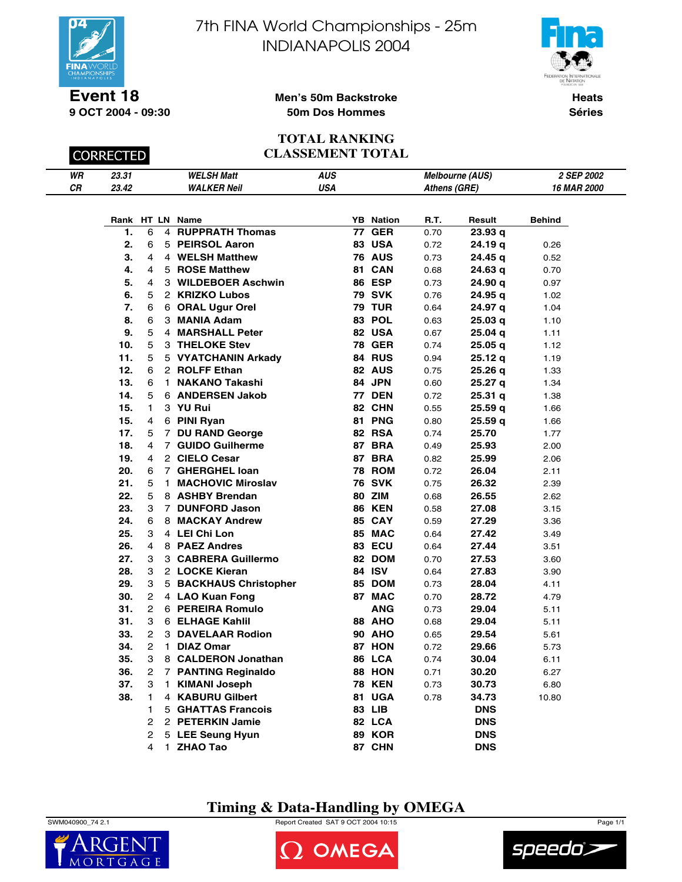# 7th FINA World Championships - 25m INDIANAPOLIS 2004

**Event 18**
**9 OCT 2004 - 09:30**

**Men's 50m Backstroke**
**50m Dos Hommes**

**Heats**
**Séries**

CORRECTED

## TOTAL RANKING
## CLASSEMENT TOTAL

| | | | | | |
|---|---|---|---|---|---|
| *WR* | *23.31* | *WELSH Matt* | *AUS* | *Melbourne (AUS)* | *2 SEP 2002* |
| *CR* | *23.42* | *WALKER Neil* | *USA* | *Athens (GRE)* | *16 MAR 2000* |

| Rank | HT | LN | Name | YB | Nation | R.T. | Result | Behind |
|---|---|---|---|---|---|---|---|---|
| 1. | 6 | 4 | RUPPRATH Thomas | 77 | GER | 0.70 | 23.93 q | |
| 2. | 6 | 5 | PEIRSOL Aaron | 83 | USA | 0.72 | 24.19 q | 0.26 |
| 3. | 4 | 4 | WELSH Matthew | 76 | AUS | 0.73 | 24.45 q | 0.52 |
| 4. | 4 | 5 | ROSE Matthew | 81 | CAN | 0.68 | 24.63 q | 0.70 |
| 5. | 4 | 3 | WILDEBOER Aschwin | 86 | ESP | 0.73 | 24.90 q | 0.97 |
| 6. | 5 | 2 | KRIZKO Lubos | 79 | SVK | 0.76 | 24.95 q | 1.02 |
| 7. | 6 | 6 | ORAL Ugur Orel | 79 | TUR | 0.64 | 24.97 q | 1.04 |
| 8. | 6 | 3 | MANIA Adam | 83 | POL | 0.63 | 25.03 q | 1.10 |
| 9. | 5 | 4 | MARSHALL Peter | 82 | USA | 0.67 | 25.04 q | 1.11 |
| 10. | 5 | 3 | THELOKE Stev | 78 | GER | 0.74 | 25.05 q | 1.12 |
| 11. | 5 | 5 | VYATCHANIN Arkady | 84 | RUS | 0.94 | 25.12 q | 1.19 |
| 12. | 6 | 2 | ROLFF Ethan | 82 | AUS | 0.75 | 25.26 q | 1.33 |
| 13. | 6 | 1 | NAKANO Takashi | 84 | JPN | 0.60 | 25.27 q | 1.34 |
| 14. | 5 | 6 | ANDERSEN Jakob | 77 | DEN | 0.72 | 25.31 q | 1.38 |
| 15. | 1 | 3 | YU Rui | 82 | CHN | 0.55 | 25.59 q | 1.66 |
| 15. | 4 | 6 | PINI Ryan | 81 | PNG | 0.80 | 25.59 q | 1.66 |
| 17. | 5 | 7 | DU RAND George | 82 | RSA | 0.74 | 25.70 | 1.77 |
| 18. | 4 | 7 | GUIDO Guilherme | 87 | BRA | 0.49 | 25.93 | 2.00 |
| 19. | 4 | 2 | CIELO Cesar | 87 | BRA | 0.82 | 25.99 | 2.06 |
| 20. | 6 | 7 | GHERGHEL Ioan | 78 | ROM | 0.72 | 26.04 | 2.11 |
| 21. | 5 | 1 | MACHOVIC Miroslav | 76 | SVK | 0.75 | 26.32 | 2.39 |
| 22. | 5 | 8 | ASHBY Brendan | 80 | ZIM | 0.68 | 26.55 | 2.62 |
| 23. | 3 | 7 | DUNFORD Jason | 86 | KEN | 0.58 | 27.08 | 3.15 |
| 24. | 6 | 8 | MACKAY Andrew | 85 | CAY | 0.59 | 27.29 | 3.36 |
| 25. | 3 | 4 | LEI Chi Lon | 85 | MAC | 0.64 | 27.42 | 3.49 |
| 26. | 4 | 8 | PAEZ Andres | 83 | ECU | 0.64 | 27.44 | 3.51 |
| 27. | 3 | 3 | CABRERA Guillermo | 82 | DOM | 0.70 | 27.53 | 3.60 |
| 28. | 3 | 2 | LOCKE Kieran | 84 | ISV | 0.64 | 27.83 | 3.90 |
| 29. | 3 | 5 | BACKHAUS Christopher | 85 | DOM | 0.73 | 28.04 | 4.11 |
| 30. | 2 | 4 | LAO Kuan Fong | 87 | MAC | 0.70 | 28.72 | 4.79 |
| 31. | 2 | 6 | PEREIRA Romulo | | ANG | 0.73 | 29.04 | 5.11 |
| 31. | 3 | 6 | ELHAGE Kahlil | 88 | AHO | 0.68 | 29.04 | 5.11 |
| 33. | 2 | 3 | DAVELAAR Rodion | 90 | AHO | 0.65 | 29.54 | 5.61 |
| 34. | 2 | 1 | DIAZ Omar | 87 | HON | 0.72 | 29.66 | 5.73 |
| 35. | 3 | 8 | CALDERON Jonathan | 86 | LCA | 0.74 | 30.04 | 6.11 |
| 36. | 2 | 7 | PANTING Reginaldo | 88 | HON | 0.71 | 30.20 | 6.27 |
| 37. | 3 | 1 | KIMANI Joseph | 78 | KEN | 0.73 | 30.73 | 6.80 |
| 38. | 1 | 4 | KABURU Gilbert | 81 | UGA | 0.78 | 34.73 | 10.80 |
| | 1 | 5 | GHATTAS Francois | 83 | LIB | | DNS | |
| | 2 | 2 | PETERKIN Jamie | 82 | LCA | | DNS | |
| | 2 | 5 | LEE Seung Hyun | 89 | KOR | | DNS | |
| | 4 | 1 | ZHAO Tao | 87 | CHN | | DNS | |

**Timing & Data-Handling by OMEGA**

SWM040900_74 2.1 — Report Created SAT 9 OCT 2004 10:15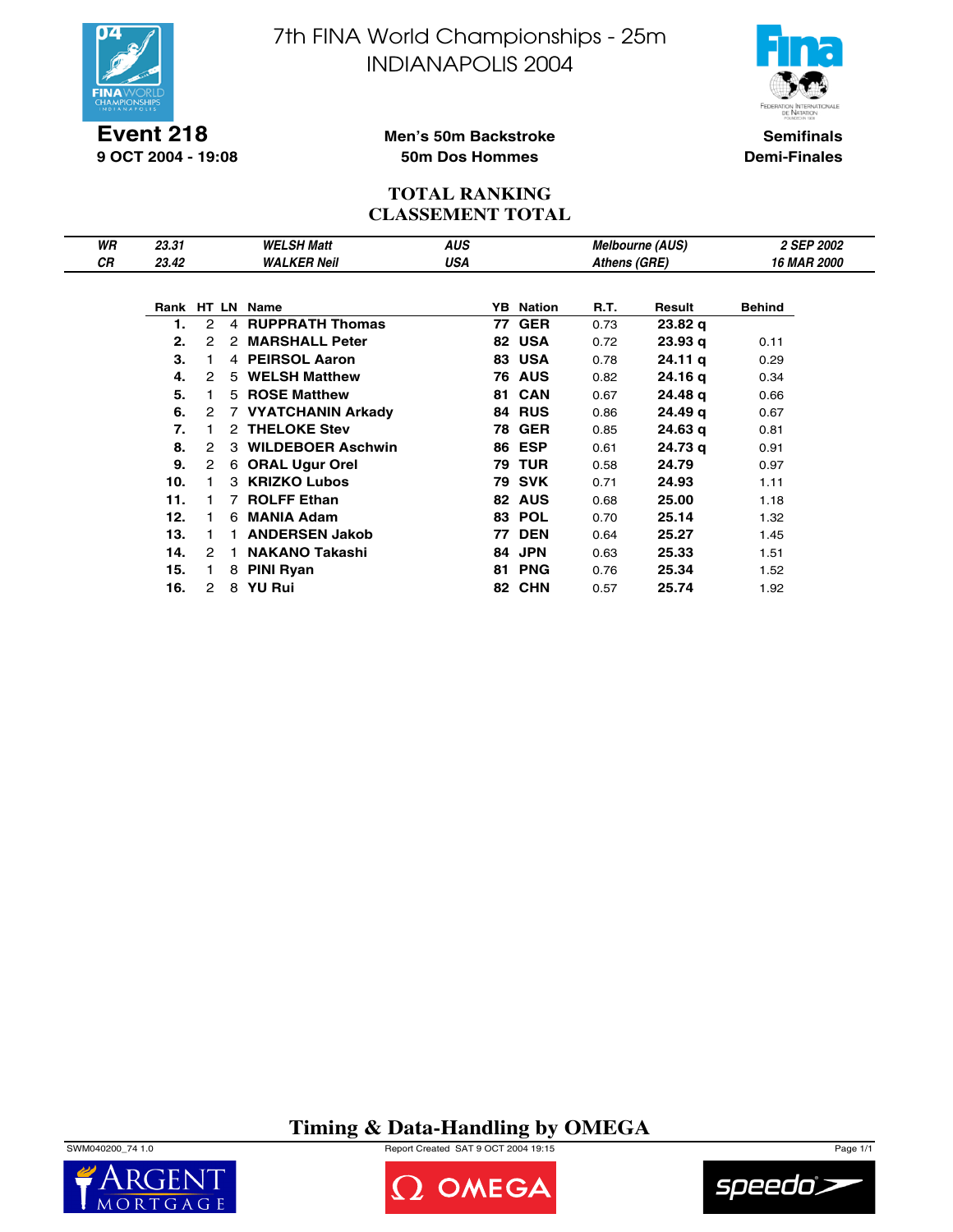# 7th FINA World Championships - 25m
# INDIANAPOLIS 2004

**Event 218**
**9 OCT 2004 - 19:08**

**Men's 50m Backstroke**
**50m Dos Hommes**

**Semifinals**
**Demi-Finales**

## TOTAL RANKING
## CLASSEMENT TOTAL

| | | | | | |
|---|---|---|---|---|---|
| *WR* | *23.31* | *WELSH Matt* | *AUS* | *Melbourne (AUS)* | *2 SEP 2002* |
| *CR* | *23.42* | *WALKER Neil* | *USA* | *Athens (GRE)* | *16 MAR 2000* |

| Rank | HT | LN | Name | YB | Nation | R.T. | Result | Behind |
|---|---|---|---|---|---|---|---|---|
| **1.** | 2 | 4 | **RUPPRATH Thomas** | **77** | **GER** | 0.73 | **23.82 q** | |
| **2.** | 2 | 2 | **MARSHALL Peter** | **82** | **USA** | 0.72 | **23.93 q** | 0.11 |
| **3.** | 1 | 4 | **PEIRSOL Aaron** | **83** | **USA** | 0.78 | **24.11 q** | 0.29 |
| **4.** | 2 | 5 | **WELSH Matthew** | **76** | **AUS** | 0.82 | **24.16 q** | 0.34 |
| **5.** | 1 | 5 | **ROSE Matthew** | **81** | **CAN** | 0.67 | **24.48 q** | 0.66 |
| **6.** | 2 | 7 | **VYATCHANIN Arkady** | **84** | **RUS** | 0.86 | **24.49 q** | 0.67 |
| **7.** | 1 | 2 | **THELOKE Stev** | **78** | **GER** | 0.85 | **24.63 q** | 0.81 |
| **8.** | 2 | 3 | **WILDEBOER Aschwin** | **86** | **ESP** | 0.61 | **24.73 q** | 0.91 |
| **9.** | 2 | 6 | **ORAL Ugur Orel** | **79** | **TUR** | 0.58 | **24.79** | 0.97 |
| **10.** | 1 | 3 | **KRIZKO Lubos** | **79** | **SVK** | 0.71 | **24.93** | 1.11 |
| **11.** | 1 | 7 | **ROLFF Ethan** | **82** | **AUS** | 0.68 | **25.00** | 1.18 |
| **12.** | 1 | 6 | **MANIA Adam** | **83** | **POL** | 0.70 | **25.14** | 1.32 |
| **13.** | 1 | 1 | **ANDERSEN Jakob** | **77** | **DEN** | 0.64 | **25.27** | 1.45 |
| **14.** | 2 | 1 | **NAKANO Takashi** | **84** | **JPN** | 0.63 | **25.33** | 1.51 |
| **15.** | 1 | 8 | **PINI Ryan** | **81** | **PNG** | 0.76 | **25.34** | 1.52 |
| **16.** | 2 | 8 | **YU Rui** | **82** | **CHN** | 0.57 | **25.74** | 1.92 |

**Timing & Data-Handling by OMEGA**

SWM040200_74 1.0 Report Created SAT 9 OCT 2004 19:15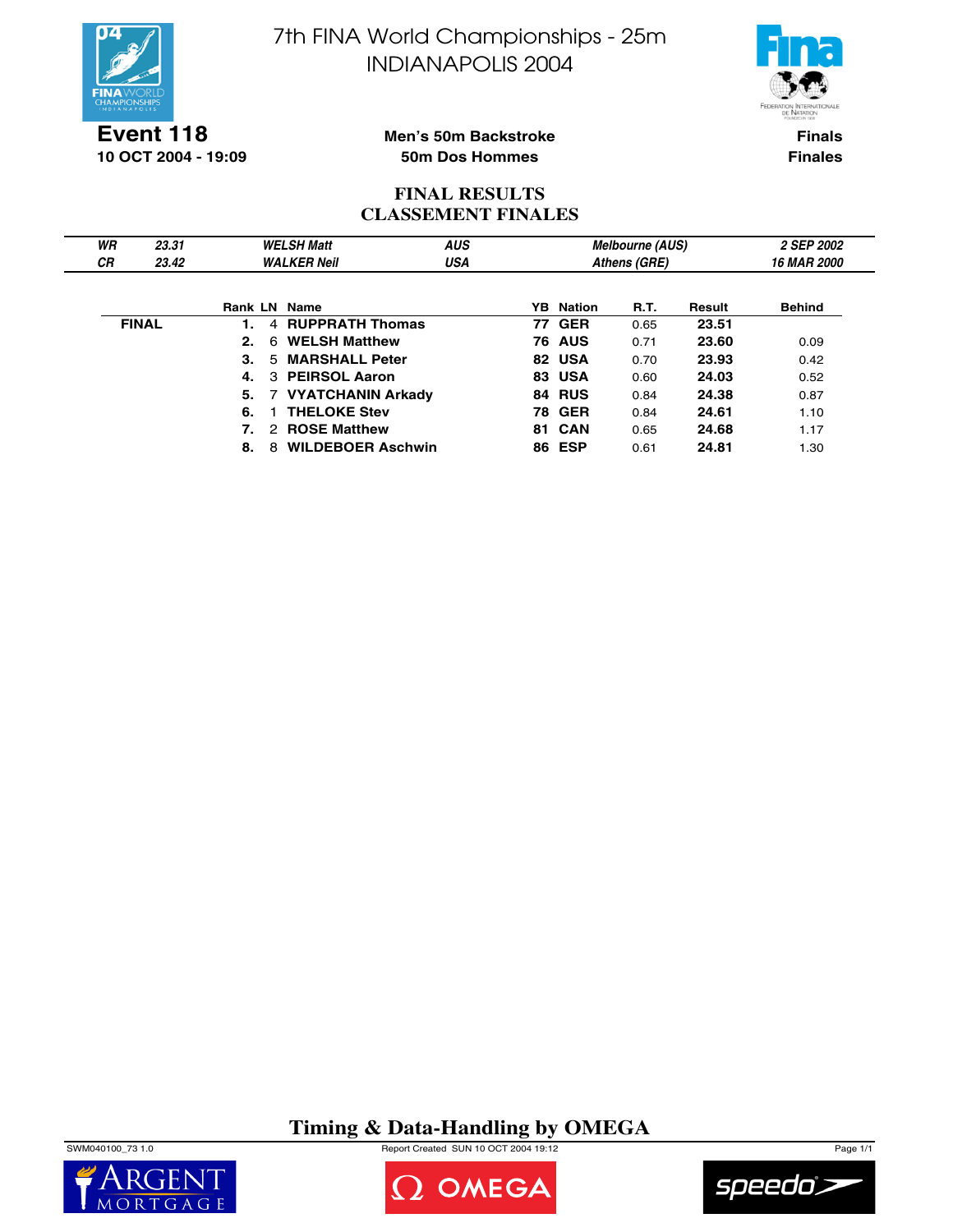# 7th FINA World Championships - 25m
# INDIANAPOLIS 2004

**Event 118**
**10 OCT 2004 - 19:09**

**Men's 50m Backstroke**
**50m Dos Hommes**

**Finals**
**Finales**

## FINAL RESULTS
## CLASSEMENT FINALES

| | | | | | |
|---|---|---|---|---|---|
| *WR* | *23.31* | *WELSH Matt* | *AUS* | *Melbourne (AUS)* | *2 SEP 2002* |
| *CR* | *23.42* | *WALKER Neil* | *USA* | *Athens (GRE)* | *16 MAR 2000* |

| | Rank | LN | Name | YB | Nation | R.T. | Result | Behind |
|---|---|---|---|---|---|---|---|---|
| **FINAL** | **1.** | 4 | **RUPPRATH Thomas** | **77** | **GER** | 0.65 | **23.51** | |
| | **2.** | 6 | **WELSH Matthew** | **76** | **AUS** | 0.71 | **23.60** | 0.09 |
| | **3.** | 5 | **MARSHALL Peter** | **82** | **USA** | 0.70 | **23.93** | 0.42 |
| | **4.** | 3 | **PEIRSOL Aaron** | **83** | **USA** | 0.60 | **24.03** | 0.52 |
| | **5.** | 7 | **VYATCHANIN Arkady** | **84** | **RUS** | 0.84 | **24.38** | 0.87 |
| | **6.** | 1 | **THELOKE Stev** | **78** | **GER** | 0.84 | **24.61** | 1.10 |
| | **7.** | 2 | **ROSE Matthew** | **81** | **CAN** | 0.65 | **24.68** | 1.17 |
| | **8.** | 8 | **WILDEBOER Aschwin** | **86** | **ESP** | 0.61 | **24.81** | 1.30 |

**Timing & Data-Handling by OMEGA**

SWM040100_73 1.0 Report Created SUN 10 OCT 2004 19:12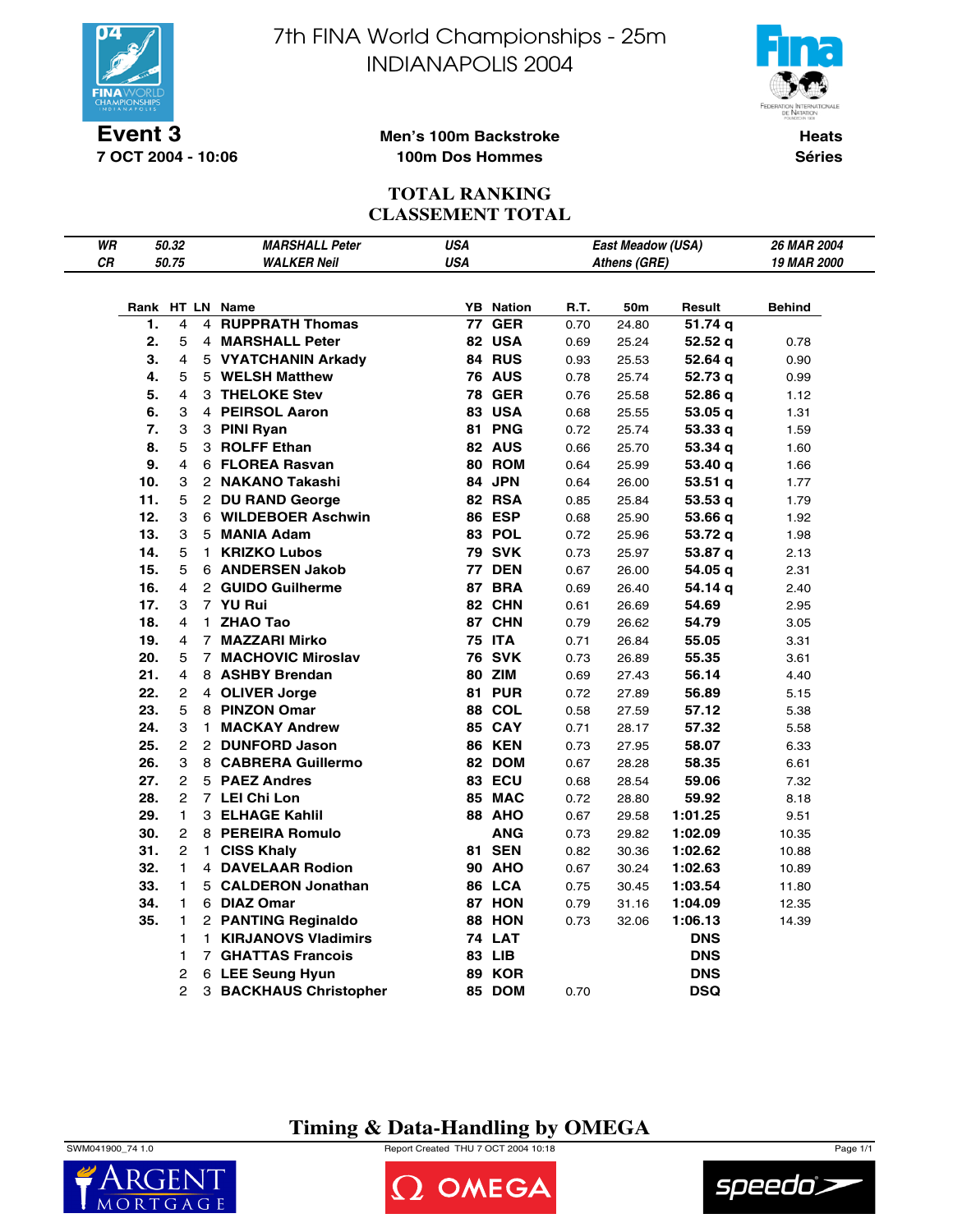# 7th FINA World Championships - 25m
# INDIANAPOLIS 2004

**Event 3**
**7 OCT 2004 - 10:06**

**Men's 100m Backstroke**
**100m Dos Hommes**

**Heats**
**Séries**

## TOTAL RANKING
## CLASSEMENT TOTAL

| WR | 50.32 | MARSHALL Peter | USA | East Meadow (USA) | 26 MAR 2004 |
|---|---|---|---|---|---|
| CR | 50.75 | WALKER Neil | USA | Athens (GRE) | 19 MAR 2000 |

| Rank | HT | LN | Name | YB | Nation | R.T. | 50m | Result | Behind |
|---|---|---|---|---|---|---|---|---|---|
| 1. | 4 | 4 | RUPPRATH Thomas | 77 | GER | 0.70 | 24.80 | 51.74 q | |
| 2. | 5 | 4 | MARSHALL Peter | 82 | USA | 0.69 | 25.24 | 52.52 q | 0.78 |
| 3. | 4 | 5 | VYATCHANIN Arkady | 84 | RUS | 0.93 | 25.53 | 52.64 q | 0.90 |
| 4. | 5 | 5 | WELSH Matthew | 76 | AUS | 0.78 | 25.74 | 52.73 q | 0.99 |
| 5. | 4 | 3 | THELOKE Stev | 78 | GER | 0.76 | 25.58 | 52.86 q | 1.12 |
| 6. | 3 | 4 | PEIRSOL Aaron | 83 | USA | 0.68 | 25.55 | 53.05 q | 1.31 |
| 7. | 3 | 3 | PINI Ryan | 81 | PNG | 0.72 | 25.74 | 53.33 q | 1.59 |
| 8. | 5 | 3 | ROLFF Ethan | 82 | AUS | 0.66 | 25.70 | 53.34 q | 1.60 |
| 9. | 4 | 6 | FLOREA Rasvan | 80 | ROM | 0.64 | 25.99 | 53.40 q | 1.66 |
| 10. | 3 | 2 | NAKANO Takashi | 84 | JPN | 0.64 | 26.00 | 53.51 q | 1.77 |
| 11. | 5 | 2 | DU RAND George | 82 | RSA | 0.85 | 25.84 | 53.53 q | 1.79 |
| 12. | 3 | 6 | WILDEBOER Aschwin | 86 | ESP | 0.68 | 25.90 | 53.66 q | 1.92 |
| 13. | 3 | 5 | MANIA Adam | 83 | POL | 0.72 | 25.96 | 53.72 q | 1.98 |
| 14. | 5 | 1 | KRIZKO Lubos | 79 | SVK | 0.73 | 25.97 | 53.87 q | 2.13 |
| 15. | 5 | 6 | ANDERSEN Jakob | 77 | DEN | 0.67 | 26.00 | 54.05 q | 2.31 |
| 16. | 4 | 2 | GUIDO Guilherme | 87 | BRA | 0.69 | 26.40 | 54.14 q | 2.40 |
| 17. | 3 | 7 | YU Rui | 82 | CHN | 0.61 | 26.69 | 54.69 | 2.95 |
| 18. | 4 | 1 | ZHAO Tao | 87 | CHN | 0.79 | 26.62 | 54.79 | 3.05 |
| 19. | 4 | 7 | MAZZARI Mirko | 75 | ITA | 0.71 | 26.84 | 55.05 | 3.31 |
| 20. | 5 | 7 | MACHOVIC Miroslav | 76 | SVK | 0.73 | 26.89 | 55.35 | 3.61 |
| 21. | 4 | 8 | ASHBY Brendan | 80 | ZIM | 0.69 | 27.43 | 56.14 | 4.40 |
| 22. | 2 | 4 | OLIVER Jorge | 81 | PUR | 0.72 | 27.89 | 56.89 | 5.15 |
| 23. | 5 | 8 | PINZON Omar | 88 | COL | 0.58 | 27.59 | 57.12 | 5.38 |
| 24. | 3 | 1 | MACKAY Andrew | 85 | CAY | 0.71 | 28.17 | 57.32 | 5.58 |
| 25. | 2 | 2 | DUNFORD Jason | 86 | KEN | 0.73 | 27.95 | 58.07 | 6.33 |
| 26. | 3 | 8 | CABRERA Guillermo | 82 | DOM | 0.67 | 28.28 | 58.35 | 6.61 |
| 27. | 2 | 5 | PAEZ Andres | 83 | ECU | 0.68 | 28.54 | 59.06 | 7.32 |
| 28. | 2 | 7 | LEI Chi Lon | 85 | MAC | 0.72 | 28.80 | 59.92 | 8.18 |
| 29. | 1 | 3 | ELHAGE Kahlil | 88 | AHO | 0.67 | 29.58 | 1:01.25 | 9.51 |
| 30. | 2 | 8 | PEREIRA Romulo | | ANG | 0.73 | 29.82 | 1:02.09 | 10.35 |
| 31. | 2 | 1 | CISS Khaly | 81 | SEN | 0.82 | 30.36 | 1:02.62 | 10.88 |
| 32. | 1 | 4 | DAVELAAR Rodion | 90 | AHO | 0.67 | 30.24 | 1:02.63 | 10.89 |
| 33. | 1 | 5 | CALDERON Jonathan | 86 | LCA | 0.75 | 30.45 | 1:03.54 | 11.80 |
| 34. | 1 | 6 | DIAZ Omar | 87 | HON | 0.79 | 31.16 | 1:04.09 | 12.35 |
| 35. | 1 | 2 | PANTING Reginaldo | 88 | HON | 0.73 | 32.06 | 1:06.13 | 14.39 |
| | 1 | 1 | KIRJANOVS Vladimirs | 74 | LAT | | | DNS | |
| | 1 | 7 | GHATTAS Francois | 83 | LIB | | | DNS | |
| | 2 | 6 | LEE Seung Hyun | 89 | KOR | | | DNS | |
| | 2 | 3 | BACKHAUS Christopher | 85 | DOM | 0.70 | | DSQ | |

**Timing & Data-Handling by OMEGA**

SWM041900_74 1.0 — Report Created THU 7 OCT 2004 10:18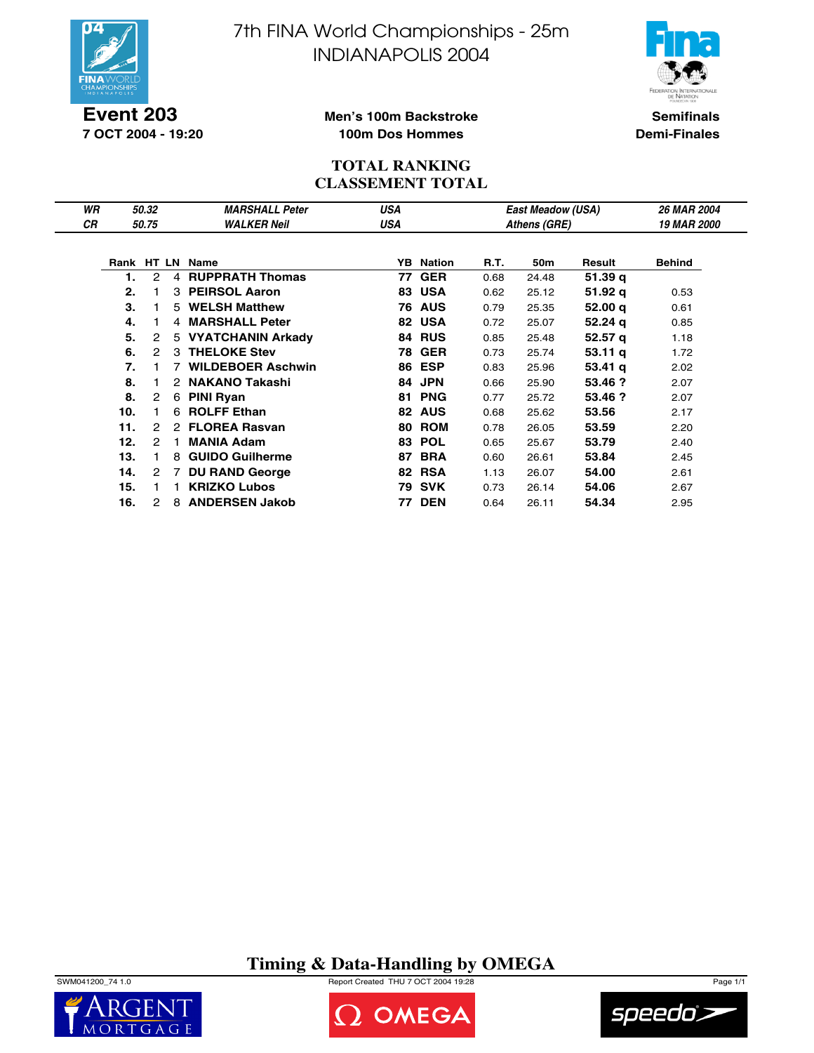# 7th FINA World Championships - 25m
# INDIANAPOLIS 2004

**Event 203**
**7 OCT 2004 - 19:20**

**Men's 100m Backstroke**
**100m Dos Hommes**

**Semifinals**
**Demi-Finales**

## TOTAL RANKING
## CLASSEMENT TOTAL

| | | | | | |
|---|---|---|---|---|---|
| *WR* | *50.32* | *MARSHALL Peter* | *USA* | *East Meadow (USA)* | *26 MAR 2004* |
| *CR* | *50.75* | *WALKER Neil* | *USA* | *Athens (GRE)* | *19 MAR 2000* |

| Rank | HT | LN | Name | YB | Nation | R.T. | 50m | Result | Behind |
|---|---|---|---|---|---|---|---|---|---|
| **1.** | 2 | 4 | **RUPPRATH Thomas** | **77** | **GER** | 0.68 | 24.48 | **51.39 q** | |
| **2.** | 1 | 3 | **PEIRSOL Aaron** | **83** | **USA** | 0.62 | 25.12 | **51.92 q** | 0.53 |
| **3.** | 1 | 5 | **WELSH Matthew** | **76** | **AUS** | 0.79 | 25.35 | **52.00 q** | 0.61 |
| **4.** | 1 | 4 | **MARSHALL Peter** | **82** | **USA** | 0.72 | 25.07 | **52.24 q** | 0.85 |
| **5.** | 2 | 5 | **VYATCHANIN Arkady** | **84** | **RUS** | 0.85 | 25.48 | **52.57 q** | 1.18 |
| **6.** | 2 | 3 | **THELOKE Stev** | **78** | **GER** | 0.73 | 25.74 | **53.11 q** | 1.72 |
| **7.** | 1 | 7 | **WILDEBOER Aschwin** | **86** | **ESP** | 0.83 | 25.96 | **53.41 q** | 2.02 |
| **8.** | 1 | 2 | **NAKANO Takashi** | **84** | **JPN** | 0.66 | 25.90 | **53.46 ?** | 2.07 |
| **8.** | 2 | 6 | **PINI Ryan** | **81** | **PNG** | 0.77 | 25.72 | **53.46 ?** | 2.07 |
| **10.** | 1 | 6 | **ROLFF Ethan** | **82** | **AUS** | 0.68 | 25.62 | **53.56** | 2.17 |
| **11.** | 2 | 2 | **FLOREA Rasvan** | **80** | **ROM** | 0.78 | 26.05 | **53.59** | 2.20 |
| **12.** | 2 | 1 | **MANIA Adam** | **83** | **POL** | 0.65 | 25.67 | **53.79** | 2.40 |
| **13.** | 1 | 8 | **GUIDO Guilherme** | **87** | **BRA** | 0.60 | 26.61 | **53.84** | 2.45 |
| **14.** | 2 | 7 | **DU RAND George** | **82** | **RSA** | 1.13 | 26.07 | **54.00** | 2.61 |
| **15.** | 1 | 1 | **KRIZKO Lubos** | **79** | **SVK** | 0.73 | 26.14 | **54.06** | 2.67 |
| **16.** | 2 | 8 | **ANDERSEN Jakob** | **77** | **DEN** | 0.64 | 26.11 | **54.34** | 2.95 |

**Timing & Data-Handling by OMEGA**

SWM041200_74 1.0 Report Created THU 7 OCT 2004 19:28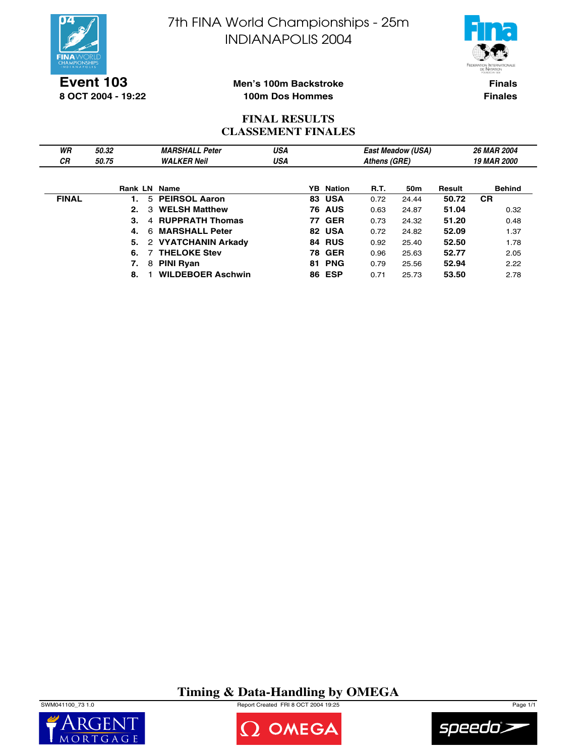# 7th FINA World Championships - 25m
# INDIANAPOLIS 2004

**Event 103**
**8 OCT 2004 - 19:22**

**Men's 100m Backstroke**
**100m Dos Hommes**

**Finals**
**Finales**

## FINAL RESULTS
## CLASSEMENT FINALES

| | | | | | |
|---|---|---|---|---|---|
| *WR* | *50.32* | *MARSHALL Peter* | *USA* | *East Meadow (USA)* | *26 MAR 2004* |
| *CR* | *50.75* | *WALKER Neil* | *USA* | *Athens (GRE)* | *19 MAR 2000* |

| | Rank | LN | Name | YB | Nation | R.T. | 50m | Result | | Behind |
|---|---|---|---|---|---|---|---|---|---|---|
| **FINAL** | **1.** | 5 | **PEIRSOL Aaron** | **83** | **USA** | 0.72 | 24.44 | **50.72** | **CR** | |
| | **2.** | 3 | **WELSH Matthew** | **76** | **AUS** | 0.63 | 24.87 | **51.04** | | 0.32 |
| | **3.** | 4 | **RUPPRATH Thomas** | **77** | **GER** | 0.73 | 24.32 | **51.20** | | 0.48 |
| | **4.** | 6 | **MARSHALL Peter** | **82** | **USA** | 0.72 | 24.82 | **52.09** | | 1.37 |
| | **5.** | 2 | **VYATCHANIN Arkady** | **84** | **RUS** | 0.92 | 25.40 | **52.50** | | 1.78 |
| | **6.** | 7 | **THELOKE Stev** | **78** | **GER** | 0.96 | 25.63 | **52.77** | | 2.05 |
| | **7.** | 8 | **PINI Ryan** | **81** | **PNG** | 0.79 | 25.56 | **52.94** | | 2.22 |
| | **8.** | 1 | **WILDEBOER Aschwin** | **86** | **ESP** | 0.71 | 25.73 | **53.50** | | 2.78 |

**Timing & Data-Handling by OMEGA**

SWM041100_73 1.0 — Report Created FRI 8 OCT 2004 19:25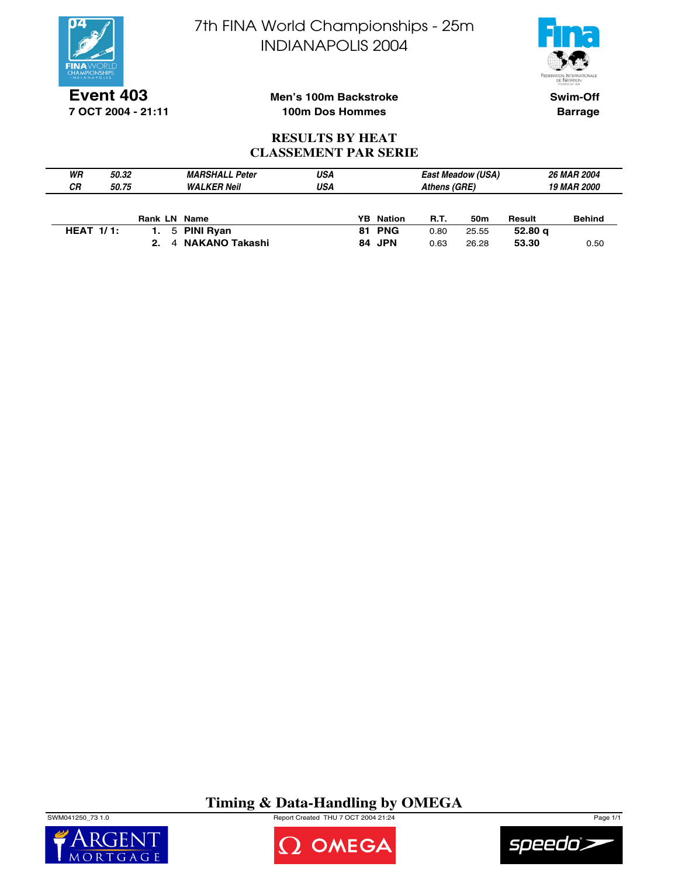# 7th FINA World Championships - 25m
# INDIANAPOLIS 2004

**Event 403**
**7 OCT 2004 - 21:11**

**Men's 100m Backstroke**
**100m Dos Hommes**

**Swim-Off**
**Barrage**

## RESULTS BY HEAT
## CLASSEMENT PAR SERIE

| | | | | | | |
|---|---|---|---|---|---|---|
| *WR* | *50.32* | *MARSHALL Peter* | *USA* | *East Meadow (USA)* | *26 MAR 2004* |
| *CR* | *50.75* | *WALKER Neil* | *USA* | *Athens (GRE)* | *19 MAR 2000* |

| | Rank | LN | Name | YB | Nation | R.T. | 50m | Result | Behind |
|---|---|---|---|---|---|---|---|---|---|
| **HEAT 1/ 1:** | **1.** | 5 | **PINI Ryan** | **81** | **PNG** | 0.80 | 25.55 | **52.80 q** | |
| | **2.** | 4 | **NAKANO Takashi** | **84** | **JPN** | 0.63 | 26.28 | **53.30** | 0.50 |

**Timing & Data-Handling by OMEGA**

SWM041250_73 1.0 Report Created THU 7 OCT 2004 21:24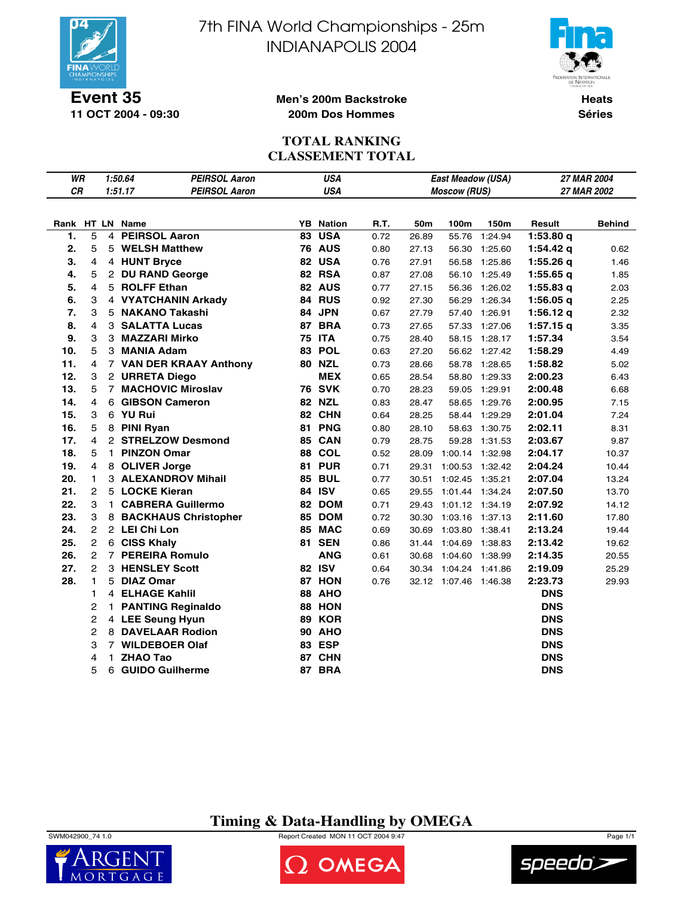# 7th FINA World Championships - 25m
# INDIANAPOLIS 2004

**Event 35**
**11 OCT 2004 - 09:30**

**Men's 200m Backstroke**
**200m Dos Hommes**

**Heats**
**Séries**

## TOTAL RANKING
## CLASSEMENT TOTAL

| | | | | | |
|---|---|---|---|---|---|
| *WR* | *1:50.64* | *PEIRSOL Aaron* | *USA* | *East Meadow (USA)* | *27 MAR 2004* |
| *CR* | *1:51.17* | *PEIRSOL Aaron* | *USA* | *Moscow (RUS)* | *27 MAR 2002* |

| Rank | HT | LN | Name | YB | Nation | R.T. | 50m | 100m | 150m | Result | Behind |
|---|---|---|---|---|---|---|---|---|---|---|---|
| **1.** | 5 | 4 | **PEIRSOL Aaron** | **83** | **USA** | 0.72 | 26.89 | 55.76 | 1:24.94 | **1:53.80 q** | |
| **2.** | 5 | 5 | **WELSH Matthew** | **76** | **AUS** | 0.80 | 27.13 | 56.30 | 1:25.60 | **1:54.42 q** | 0.62 |
| **3.** | 4 | 4 | **HUNT Bryce** | **82** | **USA** | 0.76 | 27.91 | 56.58 | 1:25.86 | **1:55.26 q** | 1.46 |
| **4.** | 5 | 2 | **DU RAND George** | **82** | **RSA** | 0.87 | 27.08 | 56.10 | 1:25.49 | **1:55.65 q** | 1.85 |
| **5.** | 4 | 5 | **ROLFF Ethan** | **82** | **AUS** | 0.77 | 27.15 | 56.36 | 1:26.02 | **1:55.83 q** | 2.03 |
| **6.** | 3 | 4 | **VYATCHANIN Arkady** | **84** | **RUS** | 0.92 | 27.30 | 56.29 | 1:26.34 | **1:56.05 q** | 2.25 |
| **7.** | 3 | 5 | **NAKANO Takashi** | **84** | **JPN** | 0.67 | 27.79 | 57.40 | 1:26.91 | **1:56.12 q** | 2.32 |
| **8.** | 4 | 3 | **SALATTA Lucas** | **87** | **BRA** | 0.73 | 27.65 | 57.33 | 1:27.06 | **1:57.15 q** | 3.35 |
| **9.** | 3 | 3 | **MAZZARI Mirko** | **75** | **ITA** | 0.75 | 28.40 | 58.15 | 1:28.17 | **1:57.34** | 3.54 |
| **10.** | 5 | 3 | **MANIA Adam** | **83** | **POL** | 0.63 | 27.20 | 56.62 | 1:27.42 | **1:58.29** | 4.49 |
| **11.** | 4 | 7 | **VAN DER KRAAY Anthony** | **80** | **NZL** | 0.73 | 28.66 | 58.78 | 1:28.65 | **1:58.82** | 5.02 |
| **12.** | 3 | 2 | **URRETA Diego** | | **MEX** | 0.65 | 28.54 | 58.80 | 1:29.33 | **2:00.23** | 6.43 |
| **13.** | 5 | 7 | **MACHOVIC Miroslav** | **76** | **SVK** | 0.70 | 28.23 | 59.05 | 1:29.91 | **2:00.48** | 6.68 |
| **14.** | 4 | 6 | **GIBSON Cameron** | **82** | **NZL** | 0.83 | 28.47 | 58.65 | 1:29.76 | **2:00.95** | 7.15 |
| **15.** | 3 | 6 | **YU Rui** | **82** | **CHN** | 0.64 | 28.25 | 58.44 | 1:29.29 | **2:01.04** | 7.24 |
| **16.** | 5 | 8 | **PINI Ryan** | **81** | **PNG** | 0.80 | 28.10 | 58.63 | 1:30.75 | **2:02.11** | 8.31 |
| **17.** | 4 | 2 | **STRELZOW Desmond** | **85** | **CAN** | 0.79 | 28.75 | 59.28 | 1:31.53 | **2:03.67** | 9.87 |
| **18.** | 5 | 1 | **PINZON Omar** | **88** | **COL** | 0.52 | 28.09 | 1:00.14 | 1:32.98 | **2:04.17** | 10.37 |
| **19.** | 4 | 8 | **OLIVER Jorge** | **81** | **PUR** | 0.71 | 29.31 | 1:00.53 | 1:32.42 | **2:04.24** | 10.44 |
| **20.** | 1 | 3 | **ALEXANDROV Mihail** | **85** | **BUL** | 0.77 | 30.51 | 1:02.45 | 1:35.21 | **2:07.04** | 13.24 |
| **21.** | 2 | 5 | **LOCKE Kieran** | **84** | **ISV** | 0.65 | 29.55 | 1:01.44 | 1:34.24 | **2:07.50** | 13.70 |
| **22.** | 3 | 1 | **CABRERA Guillermo** | **82** | **DOM** | 0.71 | 29.43 | 1:01.12 | 1:34.19 | **2:07.92** | 14.12 |
| **23.** | 3 | 8 | **BACKHAUS Christopher** | **85** | **DOM** | 0.72 | 30.30 | 1:03.16 | 1:37.13 | **2:11.60** | 17.80 |
| **24.** | 2 | 2 | **LEI Chi Lon** | **85** | **MAC** | 0.69 | 30.69 | 1:03.80 | 1:38.41 | **2:13.24** | 19.44 |
| **25.** | 2 | 6 | **CISS Khaly** | **81** | **SEN** | 0.86 | 31.44 | 1:04.69 | 1:38.83 | **2:13.42** | 19.62 |
| **26.** | 2 | 7 | **PEREIRA Romulo** | | **ANG** | 0.61 | 30.68 | 1:04.60 | 1:38.99 | **2:14.35** | 20.55 |
| **27.** | 2 | 3 | **HENSLEY Scott** | **82** | **ISV** | 0.64 | 30.34 | 1:04.24 | 1:41.86 | **2:19.09** | 25.29 |
| **28.** | 1 | 5 | **DIAZ Omar** | **87** | **HON** | 0.76 | 32.12 | 1:07.46 | 1:46.38 | **2:23.73** | 29.93 |
| | 1 | 4 | **ELHAGE Kahlil** | **88** | **AHO** | | | | | **DNS** | |
| | 2 | 1 | **PANTING Reginaldo** | **88** | **HON** | | | | | **DNS** | |
| | 2 | 4 | **LEE Seung Hyun** | **89** | **KOR** | | | | | **DNS** | |
| | 2 | 8 | **DAVELAAR Rodion** | **90** | **AHO** | | | | | **DNS** | |
| | 3 | 7 | **WILDEBOER Olaf** | **83** | **ESP** | | | | | **DNS** | |
| | 4 | 1 | **ZHAO Tao** | **87** | **CHN** | | | | | **DNS** | |
| | 5 | 6 | **GUIDO Guilherme** | **87** | **BRA** | | | | | **DNS** | |

**Timing & Data-Handling by OMEGA**

SWM042900_74 1.0 — Report Created MON 11 OCT 2004 9:47 — Page 1/1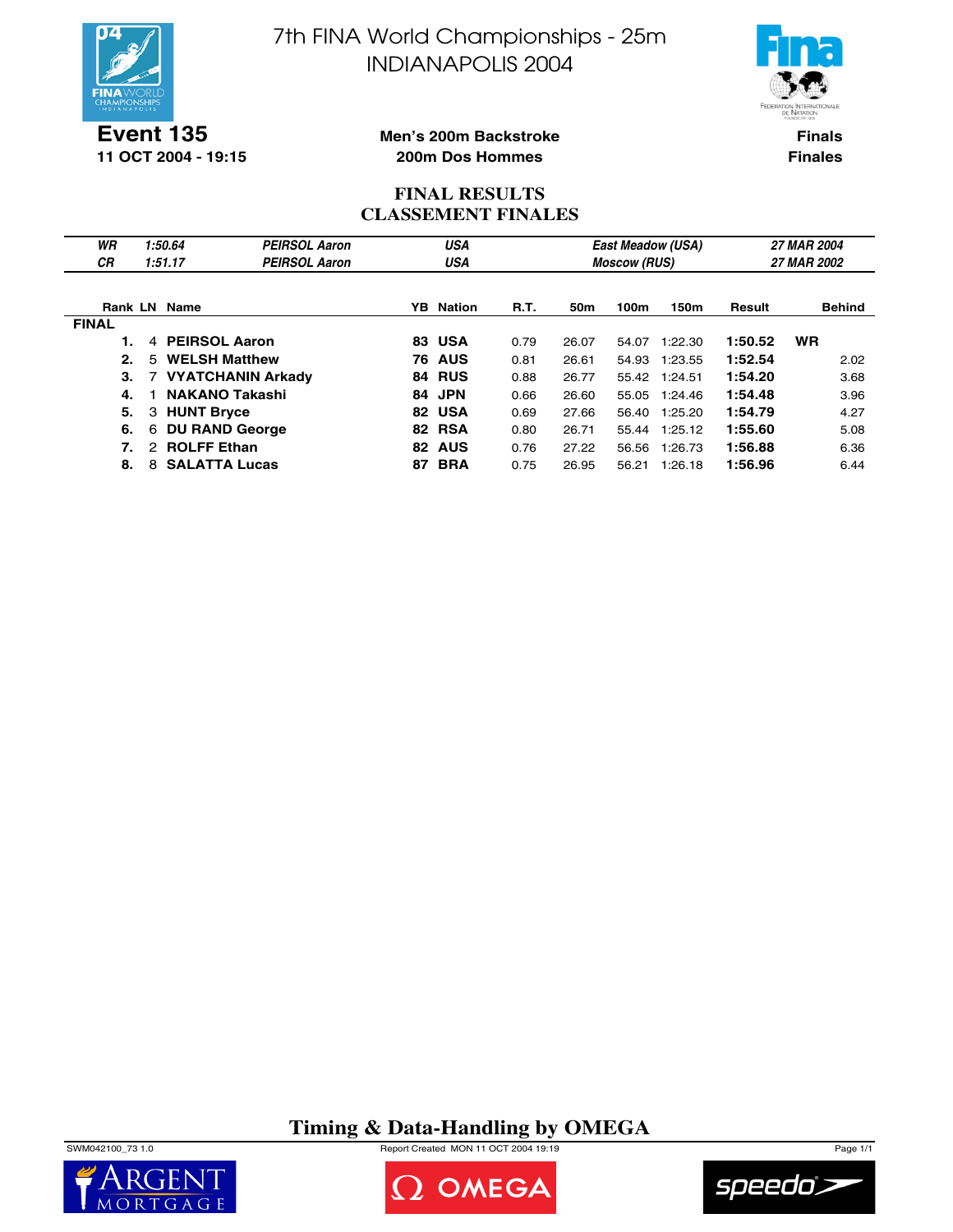# 7th FINA World Championships - 25m
# INDIANAPOLIS 2004

**Event 135**
**11 OCT 2004 - 19:15**

**Men's 200m Backstroke**
**200m Dos Hommes**

**Finals**
**Finales**

## FINAL RESULTS
## CLASSEMENT FINALES

| | | | | | |
|---|---|---|---|---|---|
| *WR* | *1:50.64* | *PEIRSOL Aaron* | *USA* | *East Meadow (USA)* | *27 MAR 2004* |
| *CR* | *1:51.17* | *PEIRSOL Aaron* | *USA* | *Moscow (RUS)* | *27 MAR 2002* |

| Rank | LN | Name | YB | Nation | R.T. | 50m | 100m | 150m | Result | | Behind |
|---|---|---|---|---|---|---|---|---|---|---|---|
| **FINAL** | | | | | | | | | | | |
| **1.** | 4 | **PEIRSOL Aaron** | **83** | **USA** | 0.79 | 26.07 | 54.07 | 1:22.30 | **1:50.52** | **WR** | |
| **2.** | 5 | **WELSH Matthew** | **76** | **AUS** | 0.81 | 26.61 | 54.93 | 1:23.55 | **1:52.54** | | 2.02 |
| **3.** | 7 | **VYATCHANIN Arkady** | **84** | **RUS** | 0.88 | 26.77 | 55.42 | 1:24.51 | **1:54.20** | | 3.68 |
| **4.** | 1 | **NAKANO Takashi** | **84** | **JPN** | 0.66 | 26.60 | 55.05 | 1:24.46 | **1:54.48** | | 3.96 |
| **5.** | 3 | **HUNT Bryce** | **82** | **USA** | 0.69 | 27.66 | 56.40 | 1:25.20 | **1:54.79** | | 4.27 |
| **6.** | 6 | **DU RAND George** | **82** | **RSA** | 0.80 | 26.71 | 55.44 | 1:25.12 | **1:55.60** | | 5.08 |
| **7.** | 2 | **ROLFF Ethan** | **82** | **AUS** | 0.76 | 27.22 | 56.56 | 1:26.73 | **1:56.88** | | 6.36 |
| **8.** | 8 | **SALATTA Lucas** | **87** | **BRA** | 0.75 | 26.95 | 56.21 | 1:26.18 | **1:56.96** | | 6.44 |

**Timing & Data-Handling by OMEGA**

SWM042100_73 1.0 Report Created MON 11 OCT 2004 19:19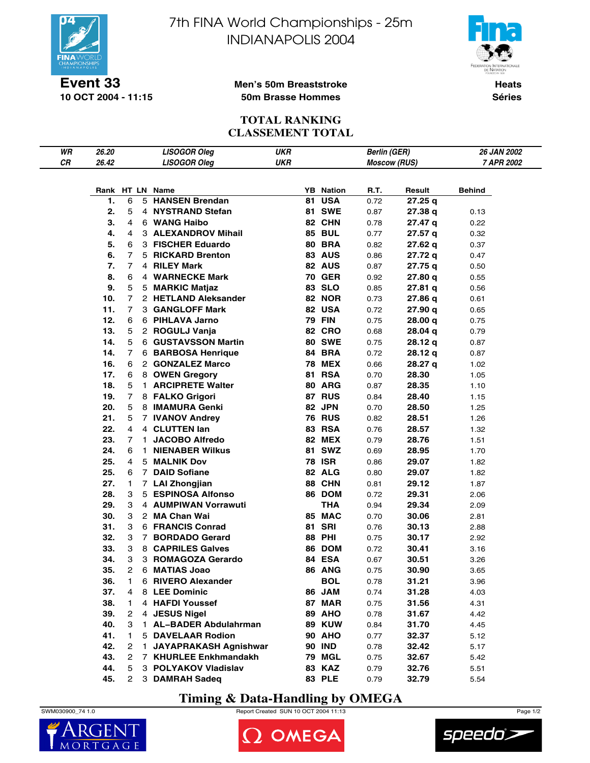# 7th FINA World Championships - 25m
# INDIANAPOLIS 2004

**Event 33**
**10 OCT 2004 - 11:15**

**Men's 50m Breaststroke**
**50m Brasse Hommes**

**Heats**
**Séries**

## TOTAL RANKING
## CLASSEMENT TOTAL

| | | | | | | |
|---|---|---|---|---|---|---|
| *WR* | *26.20* | *LISOGOR Oleg* | *UKR* | *Berlin (GER)* | *26 JAN 2002* |
| *CR* | *26.42* | *LISOGOR Oleg* | *UKR* | *Moscow (RUS)* | *7 APR 2002* |

| Rank | HT | LN | Name | YB | Nation | R.T. | Result | Behind |
|---|---|---|---|---|---|---|---|---|
| 1. | 6 | 5 | HANSEN Brendan | 81 | USA | 0.72 | 27.25 q | |
| 2. | 5 | 4 | NYSTRAND Stefan | 81 | SWE | 0.87 | 27.38 q | 0.13 |
| 3. | 4 | 6 | WANG Haibo | 82 | CHN | 0.78 | 27.47 q | 0.22 |
| 4. | 4 | 3 | ALEXANDROV Mihail | 85 | BUL | 0.77 | 27.57 q | 0.32 |
| 5. | 6 | 3 | FISCHER Eduardo | 80 | BRA | 0.82 | 27.62 q | 0.37 |
| 6. | 7 | 5 | RICKARD Brenton | 83 | AUS | 0.86 | 27.72 q | 0.47 |
| 7. | 7 | 4 | RILEY Mark | 82 | AUS | 0.87 | 27.75 q | 0.50 |
| 8. | 6 | 4 | WARNECKE Mark | 70 | GER | 0.92 | 27.80 q | 0.55 |
| 9. | 5 | 5 | MARKIC Matjaz | 83 | SLO | 0.85 | 27.81 q | 0.56 |
| 10. | 7 | 2 | HETLAND Aleksander | 82 | NOR | 0.73 | 27.86 q | 0.61 |
| 11. | 7 | 3 | GANGLOFF Mark | 82 | USA | 0.72 | 27.90 q | 0.65 |
| 12. | 6 | 6 | PIHLAVA Jarno | 79 | FIN | 0.75 | 28.00 q | 0.75 |
| 13. | 5 | 2 | ROGULJ Vanja | 82 | CRO | 0.68 | 28.04 q | 0.79 |
| 14. | 5 | 6 | GUSTAVSSON Martin | 80 | SWE | 0.75 | 28.12 q | 0.87 |
| 14. | 7 | 6 | BARBOSA Henrique | 84 | BRA | 0.72 | 28.12 q | 0.87 |
| 16. | 6 | 2 | GONZALEZ Marco | 78 | MEX | 0.66 | 28.27 q | 1.02 |
| 17. | 6 | 8 | OWEN Gregory | 81 | RSA | 0.70 | 28.30 | 1.05 |
| 18. | 5 | 1 | ARCIPRETE Walter | 80 | ARG | 0.87 | 28.35 | 1.10 |
| 19. | 7 | 8 | FALKO Grigori | 87 | RUS | 0.84 | 28.40 | 1.15 |
| 20. | 5 | 8 | IMAMURA Genki | 82 | JPN | 0.70 | 28.50 | 1.25 |
| 21. | 5 | 7 | IVANOV Andrey | 76 | RUS | 0.82 | 28.51 | 1.26 |
| 22. | 4 | 4 | CLUTTEN Ian | 83 | RSA | 0.76 | 28.57 | 1.32 |
| 23. | 7 | 1 | JACOBO Alfredo | 82 | MEX | 0.79 | 28.76 | 1.51 |
| 24. | 6 | 1 | NIENABER Wilkus | 81 | SWZ | 0.69 | 28.95 | 1.70 |
| 25. | 4 | 5 | MALNIK Dov | 78 | ISR | 0.86 | 29.07 | 1.82 |
| 25. | 6 | 7 | DAID Sofiane | 82 | ALG | 0.80 | 29.07 | 1.82 |
| 27. | 1 | 7 | LAI Zhongjian | 88 | CHN | 0.81 | 29.12 | 1.87 |
| 28. | 3 | 5 | ESPINOSA Alfonso | 86 | DOM | 0.72 | 29.31 | 2.06 |
| 29. | 3 | 4 | AUMPIWAN Vorrawuti | | THA | 0.94 | 29.34 | 2.09 |
| 30. | 3 | 2 | MA Chan Wai | 85 | MAC | 0.70 | 30.06 | 2.81 |
| 31. | 3 | 6 | FRANCIS Conrad | 81 | SRI | 0.76 | 30.13 | 2.88 |
| 32. | 3 | 7 | BORDADO Gerard | 88 | PHI | 0.75 | 30.17 | 2.92 |
| 33. | 3 | 8 | CAPRILES Galves | 86 | DOM | 0.72 | 30.41 | 3.16 |
| 34. | 3 | 3 | ROMAGOZA Gerardo | 84 | ESA | 0.67 | 30.51 | 3.26 |
| 35. | 2 | 6 | MATIAS Joao | 86 | ANG | 0.75 | 30.90 | 3.65 |
| 36. | 1 | 6 | RIVERO Alexander | | BOL | 0.78 | 31.21 | 3.96 |
| 37. | 4 | 8 | LEE Dominic | 86 | JAM | 0.74 | 31.28 | 4.03 |
| 38. | 1 | 4 | HAFDI Youssef | 87 | MAR | 0.75 | 31.56 | 4.31 |
| 39. | 2 | 4 | JESUS Nigel | 89 | AHO | 0.78 | 31.67 | 4.42 |
| 40. | 3 | 1 | AL–BADER Abdulahrman | 89 | KUW | 0.84 | 31.70 | 4.45 |
| 41. | 1 | 5 | DAVELAAR Rodion | 90 | AHO | 0.77 | 32.37 | 5.12 |
| 42. | 2 | 1 | JAYAPRAKASH Agnishwar | 90 | IND | 0.78 | 32.42 | 5.17 |
| 43. | 2 | 7 | KHURLEE Enkhmandakh | 79 | MGL | 0.75 | 32.67 | 5.42 |
| 44. | 5 | 3 | POLYAKOV Vladislav | 83 | KAZ | 0.79 | 32.76 | 5.51 |
| 45. | 2 | 3 | DAMRAH Sadeq | 83 | PLE | 0.79 | 32.79 | 5.54 |

**Timing & Data-Handling by OMEGA**

SWM030900_74 1.0 | Report Created SUN 10 OCT 2004 11:13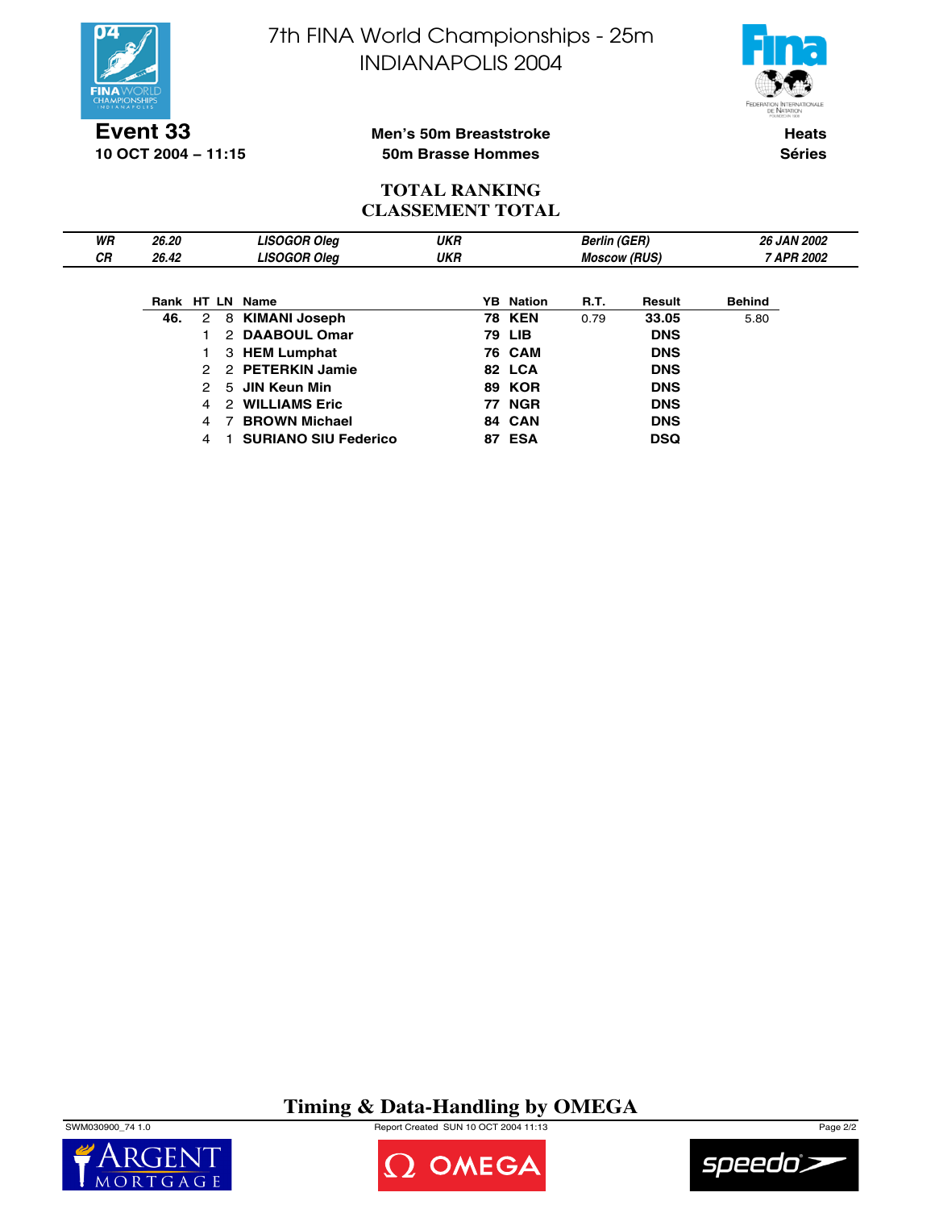# 7th FINA World Championships - 25m
# INDIANAPOLIS 2004

**Event 33**
**10 OCT 2004 – 11:15**

**Men's 50m Breaststroke**
**50m Brasse Hommes**

**Heats**
**Séries**

## TOTAL RANKING
## CLASSEMENT TOTAL

| | | | | | |
|---|---|---|---|---|---|
| *WR* | *26.20* | *LISOGOR Oleg* | *UKR* | *Berlin (GER)* | *26 JAN 2002* |
| *CR* | *26.42* | *LISOGOR Oleg* | *UKR* | *Moscow (RUS)* | *7 APR 2002* |

| Rank | HT | LN | Name | YB | Nation | R.T. | Result | Behind |
|---|---|---|---|---|---|---|---|---|
| **46.** | 2 | 8 | **KIMANI Joseph** | **78** | **KEN** | 0.79 | **33.05** | 5.80 |
| | 1 | 2 | **DAABOUL Omar** | **79** | **LIB** | | **DNS** | |
| | 1 | 3 | **HEM Lumphat** | **76** | **CAM** | | **DNS** | |
| | 2 | 2 | **PETERKIN Jamie** | **82** | **LCA** | | **DNS** | |
| | 2 | 5 | **JIN Keun Min** | **89** | **KOR** | | **DNS** | |
| | 4 | 2 | **WILLIAMS Eric** | **77** | **NGR** | | **DNS** | |
| | 4 | 7 | **BROWN Michael** | **84** | **CAN** | | **DNS** | |
| | 4 | 1 | **SURIANO SIU Federico** | **87** | **ESA** | | **DSQ** | |

**Timing & Data-Handling by OMEGA**

SWM030900_74 1.0 Report Created SUN 10 OCT 2004 11:13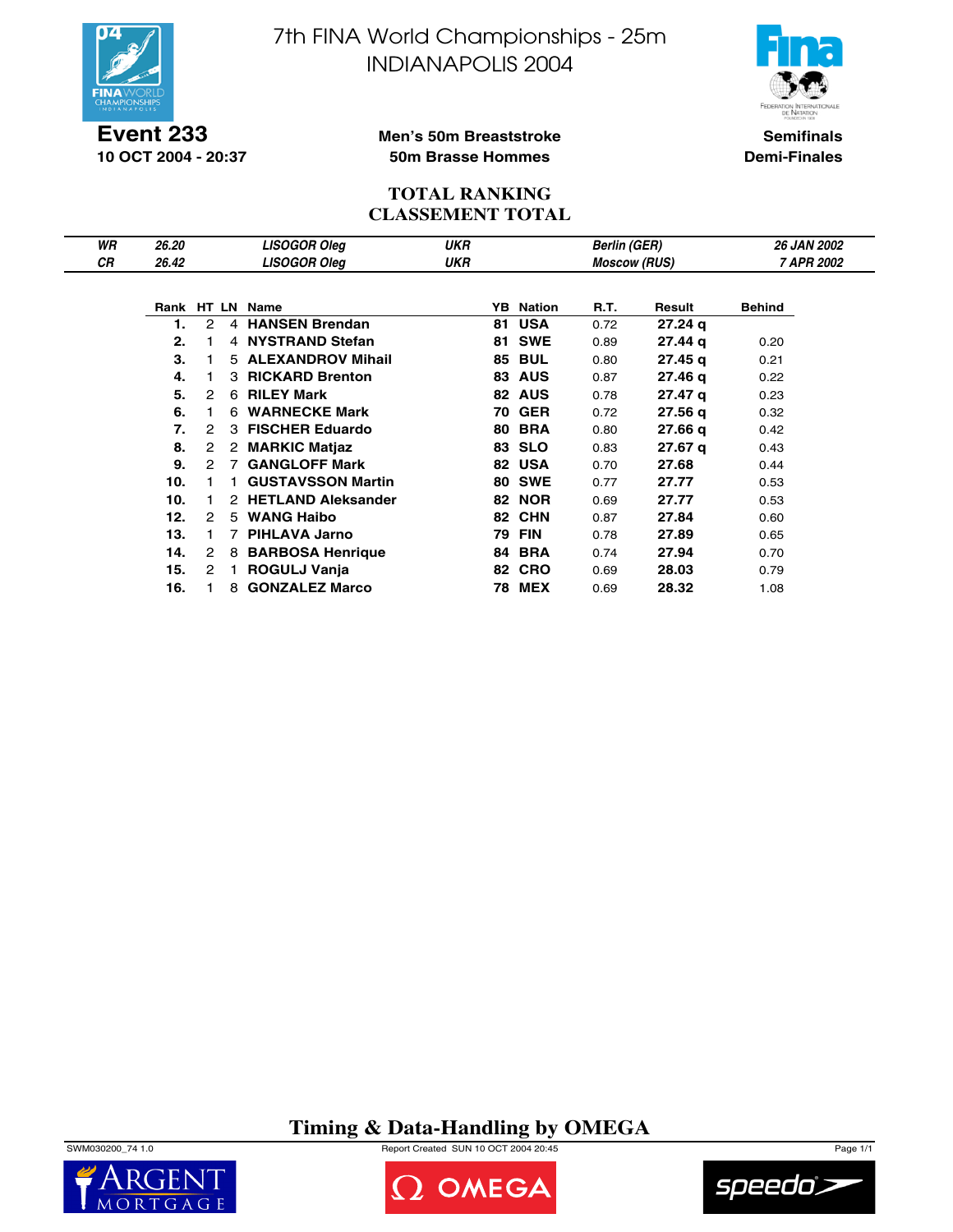# 7th FINA World Championships - 25m
# INDIANAPOLIS 2004

**Event 233**
**10 OCT 2004 - 20:37**

**Men's 50m Breaststroke**
**50m Brasse Hommes**

**Semifinals**
**Demi-Finales**

## TOTAL RANKING
## CLASSEMENT TOTAL

| | | | | | |
|---|---|---|---|---|---|
| *WR* | *26.20* | *LISOGOR Oleg* | *UKR* | *Berlin (GER)* | *26 JAN 2002* |
| *CR* | *26.42* | *LISOGOR Oleg* | *UKR* | *Moscow (RUS)* | *7 APR 2002* |

| Rank | HT | LN | Name | YB | Nation | R.T. | Result | Behind |
|---|---|---|---|---|---|---|---|---|
| **1.** | 2 | 4 | **HANSEN Brendan** | **81** | **USA** | 0.72 | **27.24 q** | |
| **2.** | 1 | 4 | **NYSTRAND Stefan** | **81** | **SWE** | 0.89 | **27.44 q** | 0.20 |
| **3.** | 1 | 5 | **ALEXANDROV Mihail** | **85** | **BUL** | 0.80 | **27.45 q** | 0.21 |
| **4.** | 1 | 3 | **RICKARD Brenton** | **83** | **AUS** | 0.87 | **27.46 q** | 0.22 |
| **5.** | 2 | 6 | **RILEY Mark** | **82** | **AUS** | 0.78 | **27.47 q** | 0.23 |
| **6.** | 1 | 6 | **WARNECKE Mark** | **70** | **GER** | 0.72 | **27.56 q** | 0.32 |
| **7.** | 2 | 3 | **FISCHER Eduardo** | **80** | **BRA** | 0.80 | **27.66 q** | 0.42 |
| **8.** | 2 | 2 | **MARKIC Matjaz** | **83** | **SLO** | 0.83 | **27.67 q** | 0.43 |
| **9.** | 2 | 7 | **GANGLOFF Mark** | **82** | **USA** | 0.70 | **27.68** | 0.44 |
| **10.** | 1 | 1 | **GUSTAVSSON Martin** | **80** | **SWE** | 0.77 | **27.77** | 0.53 |
| **10.** | 1 | 2 | **HETLAND Aleksander** | **82** | **NOR** | 0.69 | **27.77** | 0.53 |
| **12.** | 2 | 5 | **WANG Haibo** | **82** | **CHN** | 0.87 | **27.84** | 0.60 |
| **13.** | 1 | 7 | **PIHLAVA Jarno** | **79** | **FIN** | 0.78 | **27.89** | 0.65 |
| **14.** | 2 | 8 | **BARBOSA Henrique** | **84** | **BRA** | 0.74 | **27.94** | 0.70 |
| **15.** | 2 | 1 | **ROGULJ Vanja** | **82** | **CRO** | 0.69 | **28.03** | 0.79 |
| **16.** | 1 | 8 | **GONZALEZ Marco** | **78** | **MEX** | 0.69 | **28.32** | 1.08 |

**Timing & Data-Handling by OMEGA**

SWM030200_74 1.0 Report Created SUN 10 OCT 2004 20:45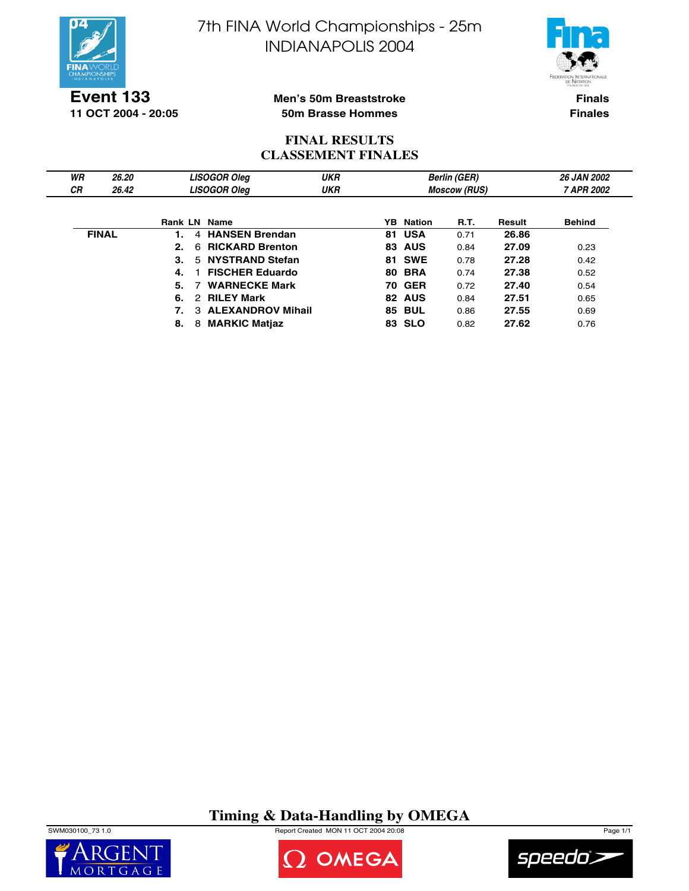# 7th FINA World Championships - 25m
# INDIANAPOLIS 2004

**Event 133**
**11 OCT 2004 - 20:05**

**Men's 50m Breaststroke**
**50m Brasse Hommes**

**Finals**
**Finales**

## FINAL RESULTS
## CLASSEMENT FINALES

| | | | | | |
|---|---|---|---|---|---|
| *WR* | *26.20* | *LISOGOR Oleg* | *UKR* | *Berlin (GER)* | *26 JAN 2002* |
| *CR* | *26.42* | *LISOGOR Oleg* | *UKR* | *Moscow (RUS)* | *7 APR 2002* |

| | Rank | LN | Name | YB | Nation | R.T. | Result | Behind |
|---|---|---|---|---|---|---|---|---|
| **FINAL** | **1.** | 4 | **HANSEN Brendan** | **81** | **USA** | 0.71 | **26.86** | |
| | **2.** | 6 | **RICKARD Brenton** | **83** | **AUS** | 0.84 | **27.09** | 0.23 |
| | **3.** | 5 | **NYSTRAND Stefan** | **81** | **SWE** | 0.78 | **27.28** | 0.42 |
| | **4.** | 1 | **FISCHER Eduardo** | **80** | **BRA** | 0.74 | **27.38** | 0.52 |
| | **5.** | 7 | **WARNECKE Mark** | **70** | **GER** | 0.72 | **27.40** | 0.54 |
| | **6.** | 2 | **RILEY Mark** | **82** | **AUS** | 0.84 | **27.51** | 0.65 |
| | **7.** | 3 | **ALEXANDROV Mihail** | **85** | **BUL** | 0.86 | **27.55** | 0.69 |
| | **8.** | 8 | **MARKIC Matjaz** | **83** | **SLO** | 0.82 | **27.62** | 0.76 |

**Timing & Data-Handling by OMEGA**

SWM030100_73 1.0 Report Created MON 11 OCT 2004 20:08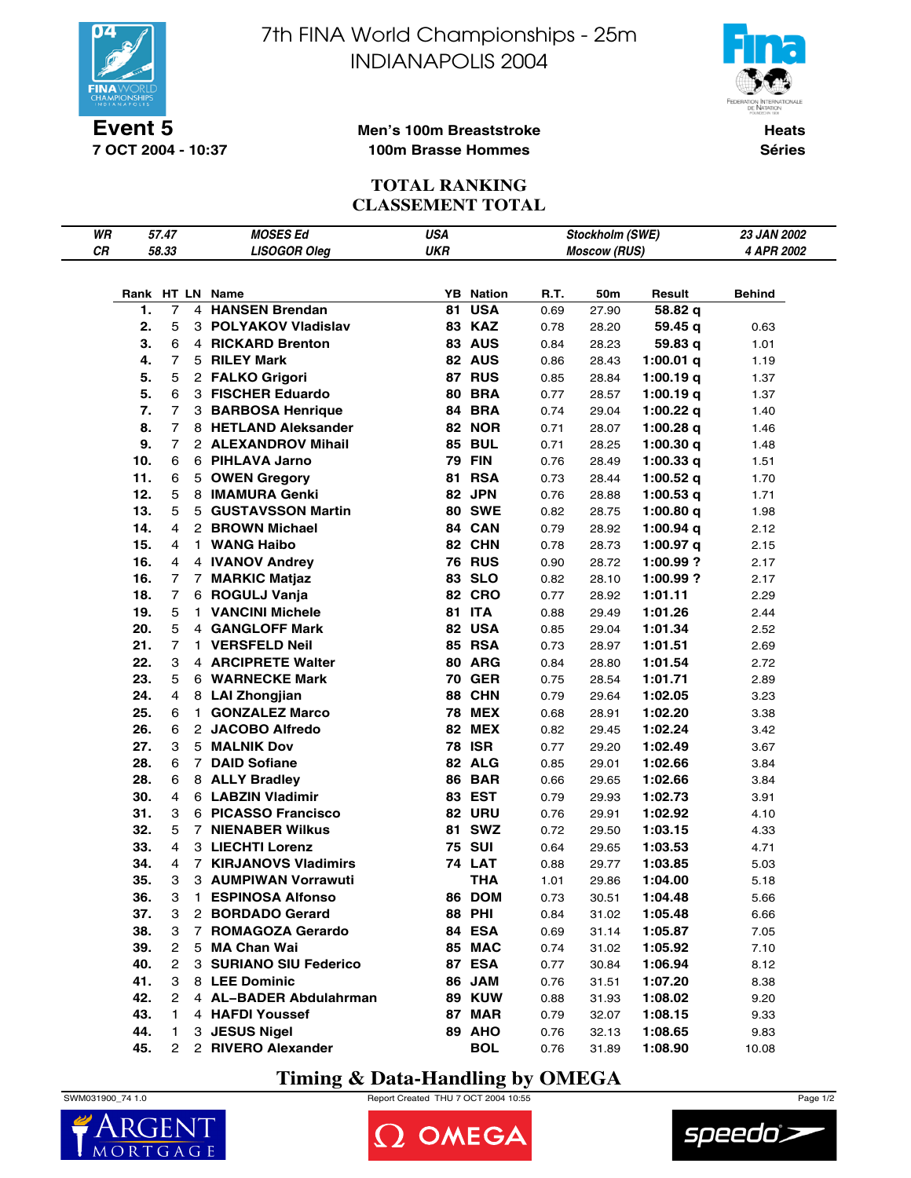# 7th FINA World Championships - 25m
# INDIANAPOLIS 2004

**Event 5**
**7 OCT 2004 - 10:37**

**Men's 100m Breaststroke**
**100m Brasse Hommes**

**Heats**
**Séries**

## TOTAL RANKING
## CLASSEMENT TOTAL

| | | | | | |
|---|---|---|---|---|---|
| *WR* | *57.47* | *MOSES Ed* | *USA* | *Stockholm (SWE)* | *23 JAN 2002* |
| *CR* | *58.33* | *LISOGOR Oleg* | *UKR* | *Moscow (RUS)* | *4 APR 2002* |

| Rank | HT | LN | Name | YB | Nation | R.T. | 50m | Result | Behind |
|---|---|---|---|---|---|---|---|---|---|
| 1. | 7 | 4 | HANSEN Brendan | 81 | USA | 0.69 | 27.90 | 58.82 q | |
| 2. | 5 | 3 | POLYAKOV Vladislav | 83 | KAZ | 0.78 | 28.20 | 59.45 q | 0.63 |
| 3. | 6 | 4 | RICKARD Brenton | 83 | AUS | 0.84 | 28.23 | 59.83 q | 1.01 |
| 4. | 7 | 5 | RILEY Mark | 82 | AUS | 0.86 | 28.43 | 1:00.01 q | 1.19 |
| 5. | 5 | 2 | FALKO Grigori | 87 | RUS | 0.85 | 28.84 | 1:00.19 q | 1.37 |
| 5. | 6 | 3 | FISCHER Eduardo | 80 | BRA | 0.77 | 28.57 | 1:00.19 q | 1.37 |
| 7. | 7 | 3 | BARBOSA Henrique | 84 | BRA | 0.74 | 29.04 | 1:00.22 q | 1.40 |
| 8. | 7 | 8 | HETLAND Aleksander | 82 | NOR | 0.71 | 28.07 | 1:00.28 q | 1.46 |
| 9. | 7 | 2 | ALEXANDROV Mihail | 85 | BUL | 0.71 | 28.25 | 1:00.30 q | 1.48 |
| 10. | 6 | 6 | PIHLAVA Jarno | 79 | FIN | 0.76 | 28.49 | 1:00.33 q | 1.51 |
| 11. | 6 | 5 | OWEN Gregory | 81 | RSA | 0.73 | 28.44 | 1:00.52 q | 1.70 |
| 12. | 5 | 8 | IMAMURA Genki | 82 | JPN | 0.76 | 28.88 | 1:00.53 q | 1.71 |
| 13. | 5 | 5 | GUSTAVSSON Martin | 80 | SWE | 0.82 | 28.75 | 1:00.80 q | 1.98 |
| 14. | 4 | 2 | BROWN Michael | 84 | CAN | 0.79 | 28.92 | 1:00.94 q | 2.12 |
| 15. | 4 | 1 | WANG Haibo | 82 | CHN | 0.78 | 28.73 | 1:00.97 q | 2.15 |
| 16. | 4 | 4 | IVANOV Andrey | 76 | RUS | 0.90 | 28.72 | 1:00.99 ? | 2.17 |
| 16. | 7 | 7 | MARKIC Matjaz | 83 | SLO | 0.82 | 28.10 | 1:00.99 ? | 2.17 |
| 18. | 7 | 6 | ROGULJ Vanja | 82 | CRO | 0.77 | 28.92 | 1:01.11 | 2.29 |
| 19. | 5 | 1 | VANCINI Michele | 81 | ITA | 0.88 | 29.49 | 1:01.26 | 2.44 |
| 20. | 5 | 4 | GANGLOFF Mark | 82 | USA | 0.85 | 29.04 | 1:01.34 | 2.52 |
| 21. | 7 | 1 | VERSFELD Neil | 85 | RSA | 0.73 | 28.97 | 1:01.51 | 2.69 |
| 22. | 3 | 4 | ARCIPRETE Walter | 80 | ARG | 0.84 | 28.80 | 1:01.54 | 2.72 |
| 23. | 5 | 6 | WARNECKE Mark | 70 | GER | 0.75 | 28.54 | 1:01.71 | 2.89 |
| 24. | 4 | 8 | LAI Zhongjian | 88 | CHN | 0.79 | 29.64 | 1:02.05 | 3.23 |
| 25. | 6 | 1 | GONZALEZ Marco | 78 | MEX | 0.68 | 28.91 | 1:02.20 | 3.38 |
| 26. | 6 | 2 | JACOBO Alfredo | 82 | MEX | 0.82 | 29.45 | 1:02.24 | 3.42 |
| 27. | 3 | 5 | MALNIK Dov | 78 | ISR | 0.77 | 29.20 | 1:02.49 | 3.67 |
| 28. | 6 | 7 | DAID Sofiane | 82 | ALG | 0.85 | 29.01 | 1:02.66 | 3.84 |
| 28. | 6 | 8 | ALLY Bradley | 86 | BAR | 0.66 | 29.65 | 1:02.66 | 3.84 |
| 30. | 4 | 6 | LABZIN Vladimir | 83 | EST | 0.79 | 29.93 | 1:02.73 | 3.91 |
| 31. | 3 | 6 | PICASSO Francisco | 82 | URU | 0.76 | 29.91 | 1:02.92 | 4.10 |
| 32. | 5 | 7 | NIENABER Wilkus | 81 | SWZ | 0.72 | 29.50 | 1:03.15 | 4.33 |
| 33. | 4 | 3 | LIECHTI Lorenz | 75 | SUI | 0.64 | 29.65 | 1:03.53 | 4.71 |
| 34. | 4 | 7 | KIRJANOVS Vladimirs | 74 | LAT | 0.88 | 29.77 | 1:03.85 | 5.03 |
| 35. | 3 | 3 | AUMPIWAN Vorrawuti | | THA | 1.01 | 29.86 | 1:04.00 | 5.18 |
| 36. | 3 | 1 | ESPINOSA Alfonso | 86 | DOM | 0.73 | 30.51 | 1:04.48 | 5.66 |
| 37. | 3 | 2 | BORDADO Gerard | 88 | PHI | 0.84 | 31.02 | 1:05.48 | 6.66 |
| 38. | 3 | 7 | ROMAGOZA Gerardo | 84 | ESA | 0.69 | 31.14 | 1:05.87 | 7.05 |
| 39. | 2 | 5 | MA Chan Wai | 85 | MAC | 0.74 | 31.02 | 1:05.92 | 7.10 |
| 40. | 2 | 3 | SURIANO SIU Federico | 87 | ESA | 0.77 | 30.84 | 1:06.94 | 8.12 |
| 41. | 3 | 8 | LEE Dominic | 86 | JAM | 0.76 | 31.51 | 1:07.20 | 8.38 |
| 42. | 2 | 4 | AL–BADER Abdulahrman | 89 | KUW | 0.88 | 31.93 | 1:08.02 | 9.20 |
| 43. | 1 | 4 | HAFDI Youssef | 87 | MAR | 0.79 | 32.07 | 1:08.15 | 9.33 |
| 44. | 1 | 3 | JESUS Nigel | 89 | AHO | 0.76 | 32.13 | 1:08.65 | 9.83 |
| 45. | 2 | 2 | RIVERO Alexander | | BOL | 0.76 | 31.89 | 1:08.90 | 10.08 |

**Timing & Data-Handling by OMEGA**

SWM031900_74 1.0 — Report Created THU 7 OCT 2004 10:55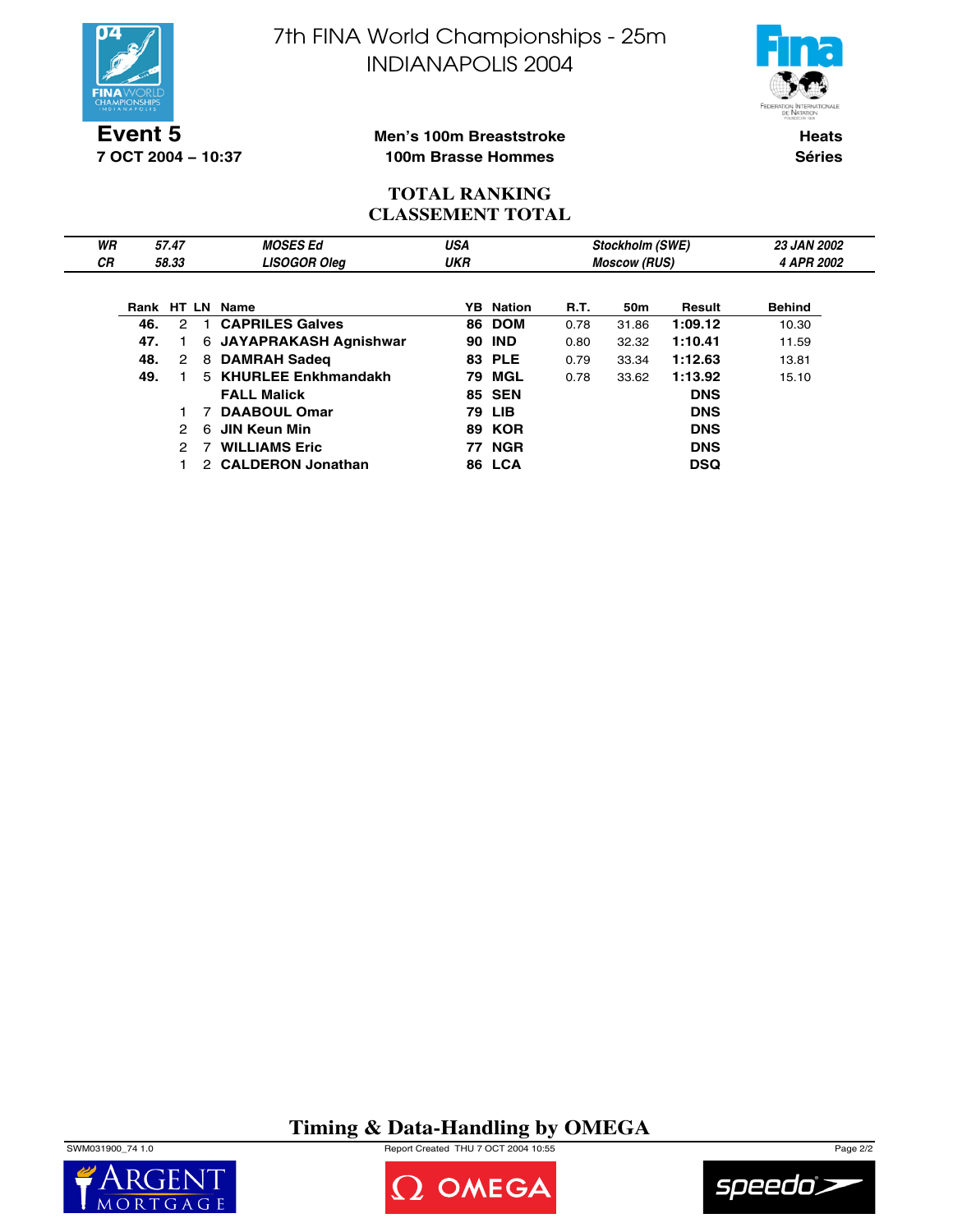# 7th FINA World Championships - 25m
# INDIANAPOLIS 2004

**Event 5**
**7 OCT 2004 – 10:37**

**Men's 100m Breaststroke**
**100m Brasse Hommes**

**Heats**
**Séries**

## TOTAL RANKING
## CLASSEMENT TOTAL

| | | | | | |
|---|---|---|---|---|---|
| *WR* | *57.47* | *MOSES Ed* | *USA* | *Stockholm (SWE)* | *23 JAN 2002* |
| *CR* | *58.33* | *LISOGOR Oleg* | *UKR* | *Moscow (RUS)* | *4 APR 2002* |

| Rank | HT | LN | Name | YB | Nation | R.T. | 50m | Result | Behind |
|---|---|---|---|---|---|---|---|---|---|
| **46.** | 2 | 1 | **CAPRILES Galves** | **86** | **DOM** | 0.78 | 31.86 | **1:09.12** | 10.30 |
| **47.** | 1 | 6 | **JAYAPRAKASH Agnishwar** | **90** | **IND** | 0.80 | 32.32 | **1:10.41** | 11.59 |
| **48.** | 2 | 8 | **DAMRAH Sadeq** | **83** | **PLE** | 0.79 | 33.34 | **1:12.63** | 13.81 |
| **49.** | 1 | 5 | **KHURLEE Enkhmandakh** | **79** | **MGL** | 0.78 | 33.62 | **1:13.92** | 15.10 |
| | | | **FALL Malick** | **85** | **SEN** | | | **DNS** | |
| | 1 | 7 | **DAABOUL Omar** | **79** | **LIB** | | | **DNS** | |
| | 2 | 6 | **JIN Keun Min** | **89** | **KOR** | | | **DNS** | |
| | 2 | 7 | **WILLIAMS Eric** | **77** | **NGR** | | | **DNS** | |
| | 1 | 2 | **CALDERON Jonathan** | **86** | **LCA** | | | **DSQ** | |

**Timing & Data-Handling by OMEGA**

SWM031900_74 1.0 Report Created THU 7 OCT 2004 10:55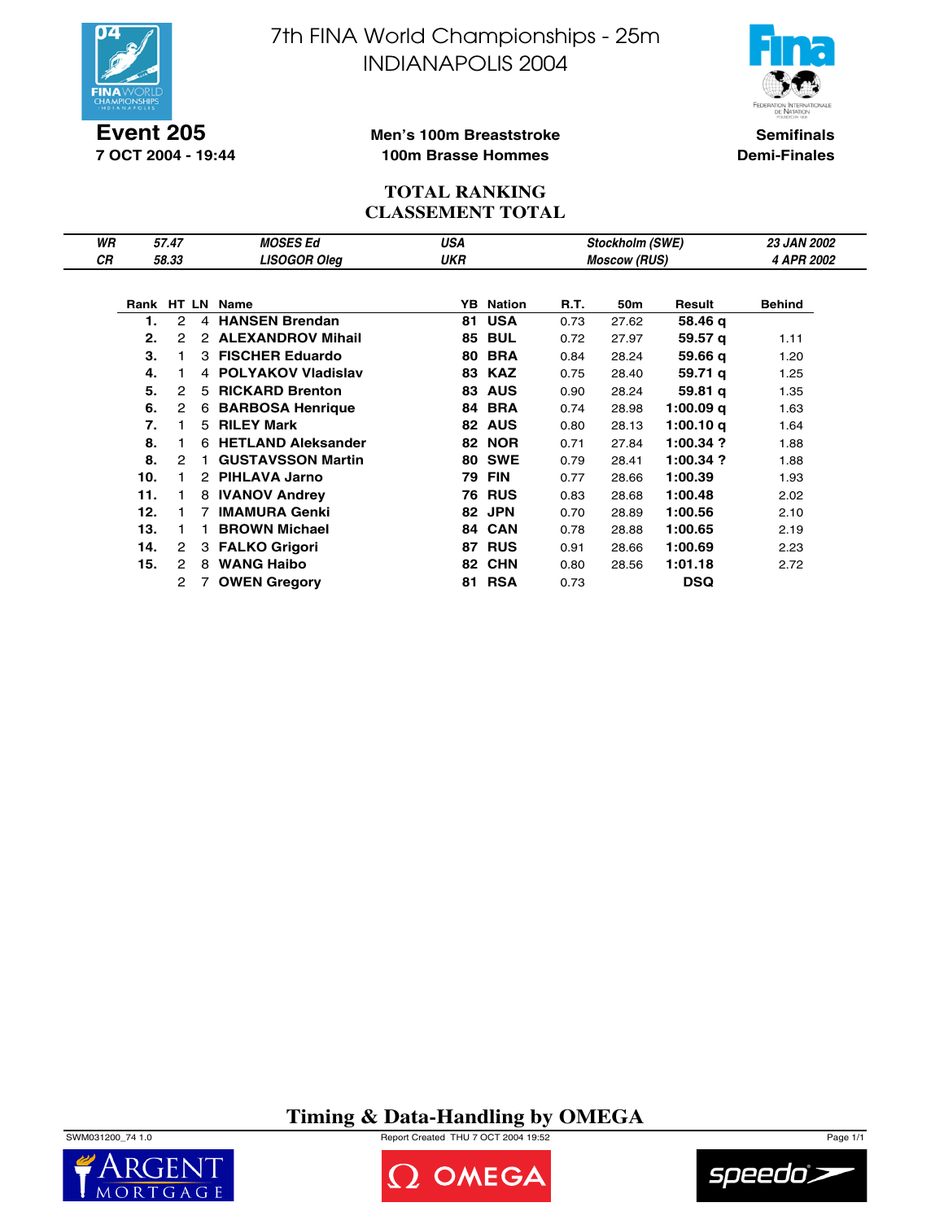# 7th FINA World Championships - 25m
# INDIANAPOLIS 2004

**Event 205**
**7 OCT 2004 - 19:44**

**Men's 100m Breaststroke**
**100m Brasse Hommes**

**Semifinals**
**Demi-Finales**

## TOTAL RANKING
## CLASSEMENT TOTAL

| | | | | | |
|---|---|---|---|---|---|
| *WR* | *57.47* | *MOSES Ed* | *USA* | *Stockholm (SWE)* | *23 JAN 2002* |
| *CR* | *58.33* | *LISOGOR Oleg* | *UKR* | *Moscow (RUS)* | *4 APR 2002* |

| Rank | HT | LN | Name | YB | Nation | R.T. | 50m | Result | Behind |
|---|---|---|---|---|---|---|---|---|---|
| 1. | 2 | 4 | HANSEN Brendan | 81 | USA | 0.73 | 27.62 | 58.46 q | |
| 2. | 2 | 2 | ALEXANDROV Mihail | 85 | BUL | 0.72 | 27.97 | 59.57 q | 1.11 |
| 3. | 1 | 3 | FISCHER Eduardo | 80 | BRA | 0.84 | 28.24 | 59.66 q | 1.20 |
| 4. | 1 | 4 | POLYAKOV Vladislav | 83 | KAZ | 0.75 | 28.40 | 59.71 q | 1.25 |
| 5. | 2 | 5 | RICKARD Brenton | 83 | AUS | 0.90 | 28.24 | 59.81 q | 1.35 |
| 6. | 2 | 6 | BARBOSA Henrique | 84 | BRA | 0.74 | 28.98 | 1:00.09 q | 1.63 |
| 7. | 1 | 5 | RILEY Mark | 82 | AUS | 0.80 | 28.13 | 1:00.10 q | 1.64 |
| 8. | 1 | 6 | HETLAND Aleksander | 82 | NOR | 0.71 | 27.84 | 1:00.34 ? | 1.88 |
| 8. | 2 | 1 | GUSTAVSSON Martin | 80 | SWE | 0.79 | 28.41 | 1:00.34 ? | 1.88 |
| 10. | 1 | 2 | PIHLAVA Jarno | 79 | FIN | 0.77 | 28.66 | 1:00.39 | 1.93 |
| 11. | 1 | 8 | IVANOV Andrey | 76 | RUS | 0.83 | 28.68 | 1:00.48 | 2.02 |
| 12. | 1 | 7 | IMAMURA Genki | 82 | JPN | 0.70 | 28.89 | 1:00.56 | 2.10 |
| 13. | 1 | 1 | BROWN Michael | 84 | CAN | 0.78 | 28.88 | 1:00.65 | 2.19 |
| 14. | 2 | 3 | FALKO Grigori | 87 | RUS | 0.91 | 28.66 | 1:00.69 | 2.23 |
| 15. | 2 | 8 | WANG Haibo | 82 | CHN | 0.80 | 28.56 | 1:01.18 | 2.72 |
| | 2 | 7 | OWEN Gregory | 81 | RSA | 0.73 | | DSQ | |

**Timing & Data-Handling by OMEGA**

SWM031200_74 1.0 — Report Created THU 7 OCT 2004 19:52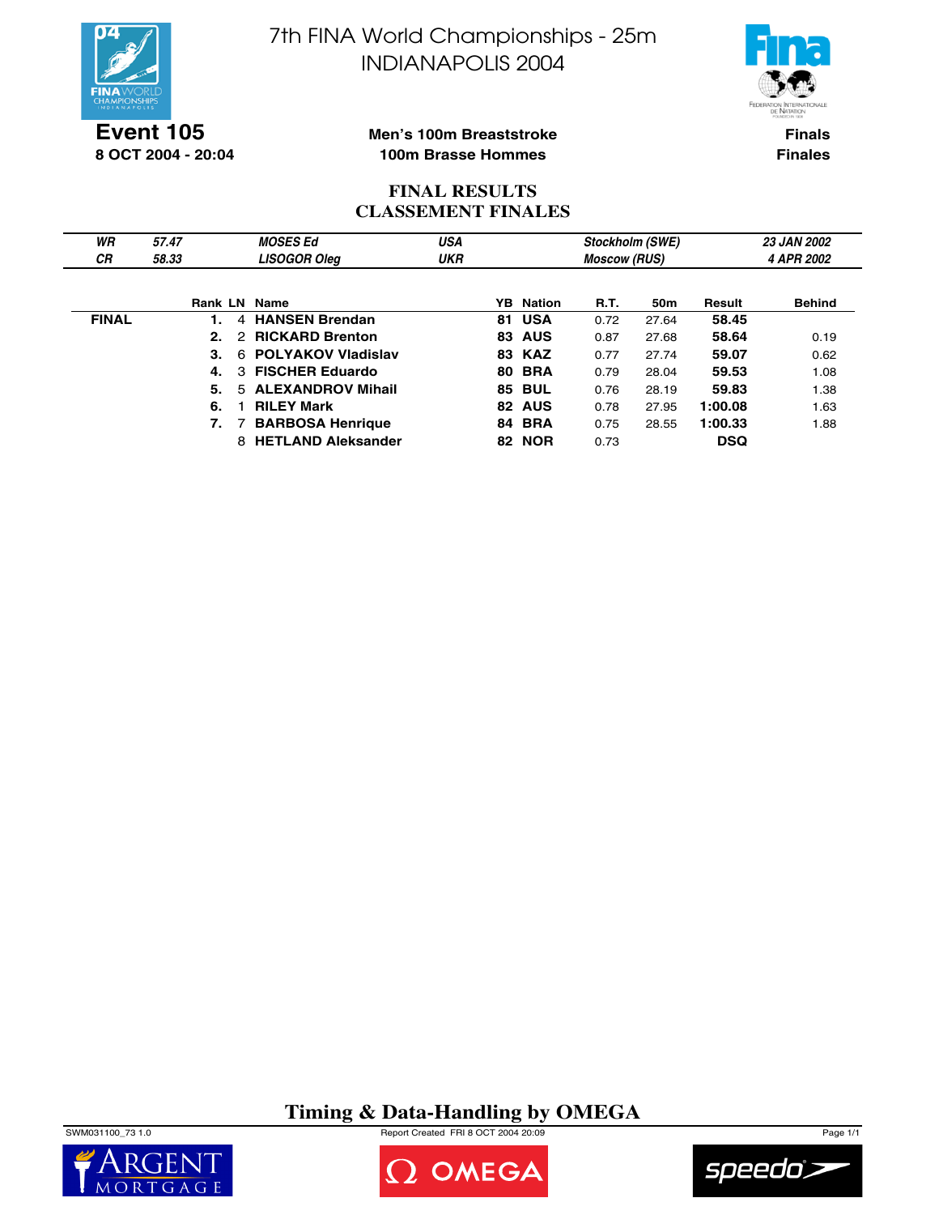# 7th FINA World Championships - 25m
# INDIANAPOLIS 2004

**Event 105**
**8 OCT 2004 - 20:04**

**Men's 100m Breaststroke**
**100m Brasse Hommes**

**Finals**
**Finales**

## FINAL RESULTS
## CLASSEMENT FINALES

| | | | | | |
|---|---|---|---|---|---|
| *WR* | *57.47* | *MOSES Ed* | *USA* | *Stockholm (SWE)* | *23 JAN 2002* |
| *CR* | *58.33* | *LISOGOR Oleg* | *UKR* | *Moscow (RUS)* | *4 APR 2002* |

| | Rank | LN | Name | YB | Nation | R.T. | 50m | Result | Behind |
|---|---|---|---|---|---|---|---|---|---|
| **FINAL** | **1.** | 4 | **HANSEN Brendan** | **81** | **USA** | 0.72 | 27.64 | **58.45** | |
| | **2.** | 2 | **RICKARD Brenton** | **83** | **AUS** | 0.87 | 27.68 | **58.64** | 0.19 |
| | **3.** | 6 | **POLYAKOV Vladislav** | **83** | **KAZ** | 0.77 | 27.74 | **59.07** | 0.62 |
| | **4.** | 3 | **FISCHER Eduardo** | **80** | **BRA** | 0.79 | 28.04 | **59.53** | 1.08 |
| | **5.** | 5 | **ALEXANDROV Mihail** | **85** | **BUL** | 0.76 | 28.19 | **59.83** | 1.38 |
| | **6.** | 1 | **RILEY Mark** | **82** | **AUS** | 0.78 | 27.95 | **1:00.08** | 1.63 |
| | **7.** | 7 | **BARBOSA Henrique** | **84** | **BRA** | 0.75 | 28.55 | **1:00.33** | 1.88 |
| | | 8 | **HETLAND Aleksander** | **82** | **NOR** | 0.73 | | **DSQ** | |

**Timing & Data-Handling by OMEGA**

SWM031100_73 1.0 Report Created FRI 8 OCT 2004 20:09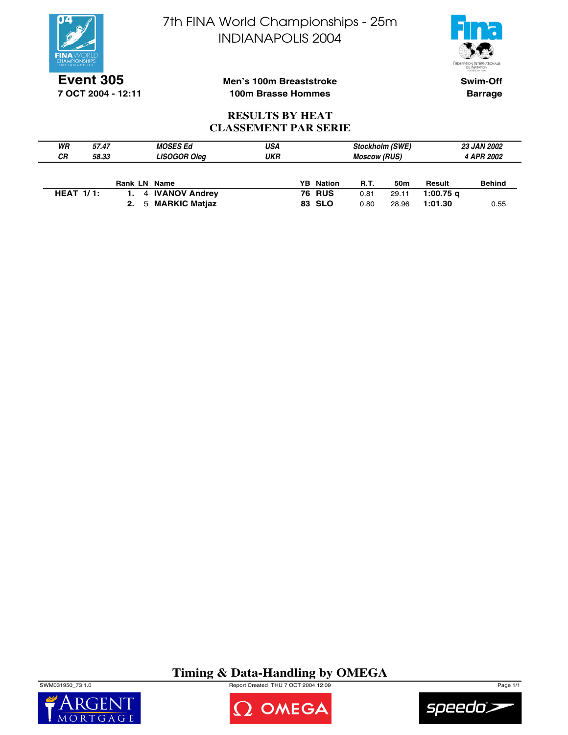# 7th FINA World Championships - 25m INDIANAPOLIS 2004

**Event 305**
**7 OCT 2004 - 12:11**

**Men's 100m Breaststroke**
**100m Brasse Hommes**

**Swim-Off**
**Barrage**

## RESULTS BY HEAT
## CLASSEMENT PAR SERIE

| | | | | | |
|---|---|---|---|---|---|
| *WR* | *57.47* | *MOSES Ed* | *USA* | *Stockholm (SWE)* | *23 JAN 2002* |
| *CR* | *58.33* | *LISOGOR Oleg* | *UKR* | *Moscow (RUS)* | *4 APR 2002* |

| | Rank | LN | Name | YB | Nation | R.T. | 50m | Result | Behind |
|---|---|---|---|---|---|---|---|---|---|
| **HEAT 1/ 1:** | **1.** | 4 | **IVANOV Andrey** | **76** | **RUS** | 0.81 | 29.11 | **1:00.75 q** | |
| | **2.** | 5 | **MARKIC Matjaz** | **83** | **SLO** | 0.80 | 28.96 | **1:01.30** | 0.55 |

**Timing & Data-Handling by OMEGA**

SWM031950_73 1.0 Report Created THU 7 OCT 2004 12:09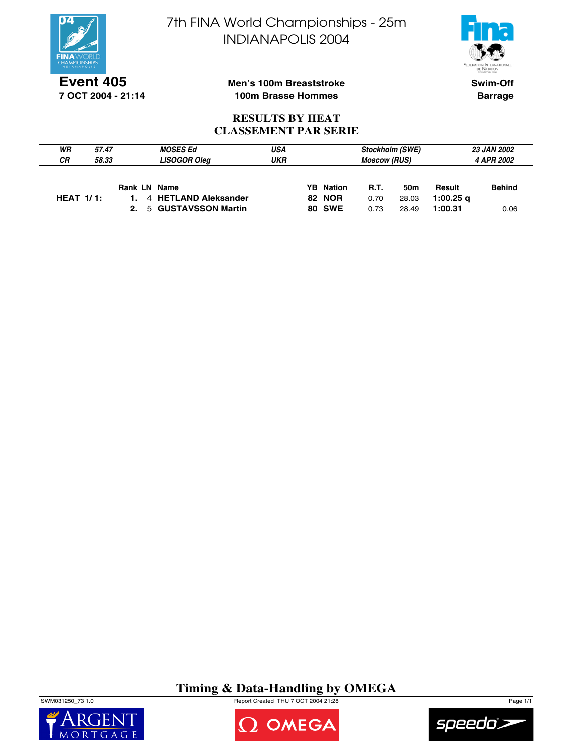# 7th FINA World Championships - 25m
## INDIANAPOLIS 2004

**Event 405**
**7 OCT 2004 - 21:14**

**Men's 100m Breaststroke**
**100m Brasse Hommes**

**Swim-Off**
**Barrage**

### RESULTS BY HEAT
### CLASSEMENT PAR SERIE

| | | | | | |
|---|---|---|---|---|---|
| *WR* | *57.47* | *MOSES Ed* | *USA* | *Stockholm (SWE)* | *23 JAN 2002* |
| *CR* | *58.33* | *LISOGOR Oleg* | *UKR* | *Moscow (RUS)* | *4 APR 2002* |

| | Rank | LN | Name | YB | Nation | R.T. | 50m | Result | Behind |
|---|---|---|---|---|---|---|---|---|---|
| **HEAT 1/1:** | **1.** | 4 | **HETLAND Aleksander** | **82** | **NOR** | 0.70 | 28.03 | **1:00.25 q** | |
| | **2.** | 5 | **GUSTAVSSON Martin** | **80** | **SWE** | 0.73 | 28.49 | **1:00.31** | 0.06 |

**Timing & Data-Handling by OMEGA**

SWM031250_73 1.0 Report Created THU 7 OCT 2004 21:28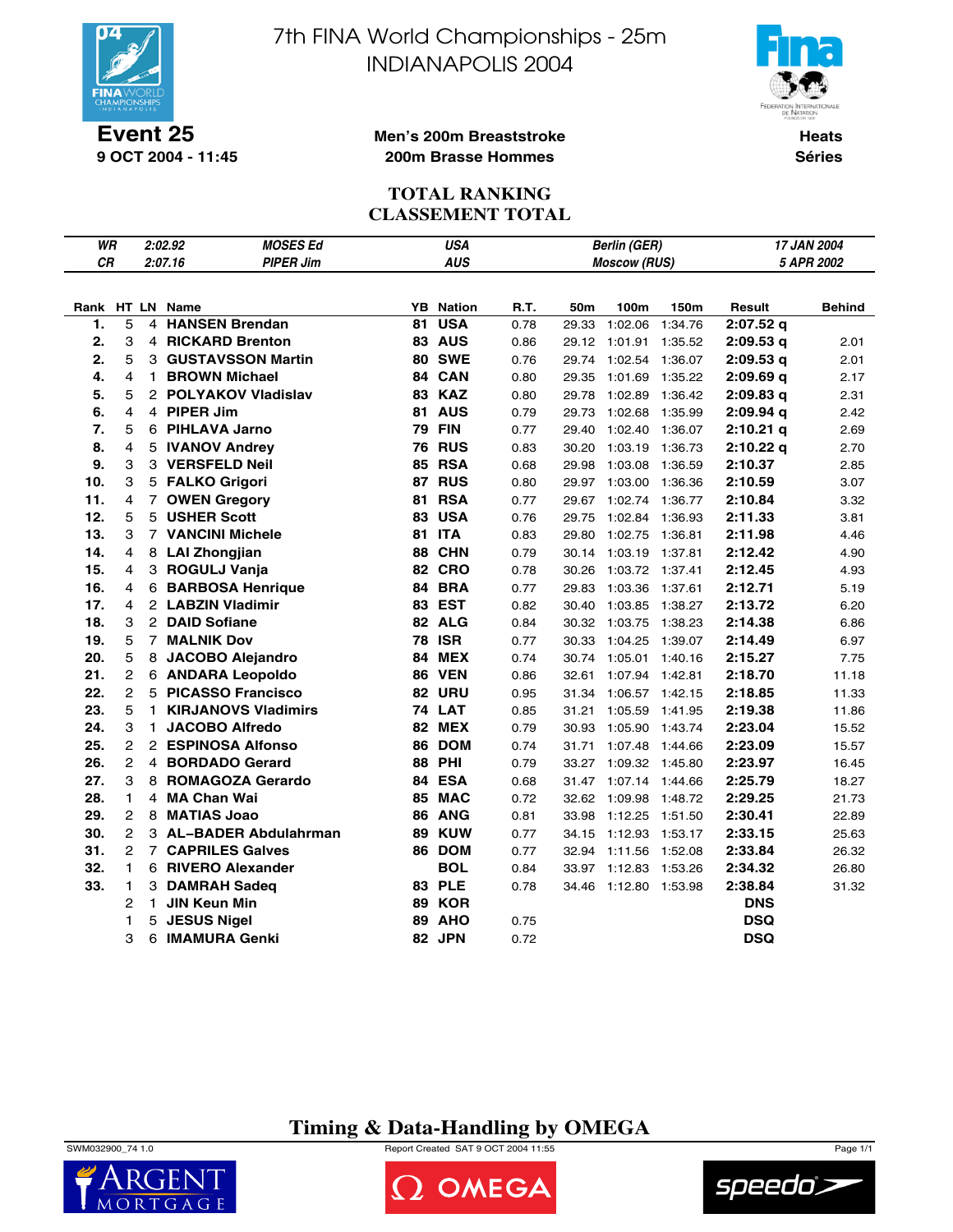# 7th FINA World Championships - 25m
# INDIANAPOLIS 2004

**Event 25**
**9 OCT 2004 - 11:45**

**Men's 200m Breaststroke**
**200m Brasse Hommes**

**Heats**
**Séries**

## TOTAL RANKING
## CLASSEMENT TOTAL

| | | | | | |
|---|---|---|---|---|---|
| *WR* | *2:02.92* | *MOSES Ed* | *USA* | *Berlin (GER)* | *17 JAN 2004* |
| *CR* | *2:07.16* | *PIPER Jim* | *AUS* | *Moscow (RUS)* | *5 APR 2002* |

| Rank | HT | LN | Name | YB | Nation | R.T. | 50m | 100m | 150m | Result | Behind |
|---|---|---|---|---|---|---|---|---|---|---|---|
| 1. | 5 | 4 | **HANSEN Brendan** | **81** | **USA** | 0.78 | 29.33 | 1:02.06 | 1:34.76 | **2:07.52 q** | |
| 2. | 3 | 4 | **RICKARD Brenton** | **83** | **AUS** | 0.86 | 29.12 | 1:01.91 | 1:35.52 | **2:09.53 q** | 2.01 |
| 2. | 5 | 3 | **GUSTAVSSON Martin** | **80** | **SWE** | 0.76 | 29.74 | 1:02.54 | 1:36.07 | **2:09.53 q** | 2.01 |
| 4. | 4 | 1 | **BROWN Michael** | **84** | **CAN** | 0.80 | 29.35 | 1:01.69 | 1:35.22 | **2:09.69 q** | 2.17 |
| 5. | 5 | 2 | **POLYAKOV Vladislav** | **83** | **KAZ** | 0.80 | 29.78 | 1:02.89 | 1:36.42 | **2:09.83 q** | 2.31 |
| 6. | 4 | 4 | **PIPER Jim** | **81** | **AUS** | 0.79 | 29.73 | 1:02.68 | 1:35.99 | **2:09.94 q** | 2.42 |
| 7. | 5 | 6 | **PIHLAVA Jarno** | **79** | **FIN** | 0.77 | 29.40 | 1:02.40 | 1:36.07 | **2:10.21 q** | 2.69 |
| 8. | 4 | 5 | **IVANOV Andrey** | **76** | **RUS** | 0.83 | 30.20 | 1:03.19 | 1:36.73 | **2:10.22 q** | 2.70 |
| 9. | 3 | 3 | **VERSFELD Neil** | **85** | **RSA** | 0.68 | 29.98 | 1:03.08 | 1:36.59 | **2:10.37** | 2.85 |
| 10. | 3 | 5 | **FALKO Grigori** | **87** | **RUS** | 0.80 | 29.97 | 1:03.00 | 1:36.36 | **2:10.59** | 3.07 |
| 11. | 4 | 7 | **OWEN Gregory** | **81** | **RSA** | 0.77 | 29.67 | 1:02.74 | 1:36.77 | **2:10.84** | 3.32 |
| 12. | 5 | 5 | **USHER Scott** | **83** | **USA** | 0.76 | 29.75 | 1:02.84 | 1:36.93 | **2:11.33** | 3.81 |
| 13. | 3 | 7 | **VANCINI Michele** | **81** | **ITA** | 0.83 | 29.80 | 1:02.75 | 1:36.81 | **2:11.98** | 4.46 |
| 14. | 4 | 8 | **LAI Zhongjian** | **88** | **CHN** | 0.79 | 30.14 | 1:03.19 | 1:37.81 | **2:12.42** | 4.90 |
| 15. | 4 | 3 | **ROGULJ Vanja** | **82** | **CRO** | 0.78 | 30.26 | 1:03.72 | 1:37.41 | **2:12.45** | 4.93 |
| 16. | 4 | 6 | **BARBOSA Henrique** | **84** | **BRA** | 0.77 | 29.83 | 1:03.36 | 1:37.61 | **2:12.71** | 5.19 |
| 17. | 4 | 2 | **LABZIN Vladimir** | **83** | **EST** | 0.82 | 30.40 | 1:03.85 | 1:38.27 | **2:13.72** | 6.20 |
| 18. | 3 | 2 | **DAID Sofiane** | **82** | **ALG** | 0.84 | 30.32 | 1:03.75 | 1:38.23 | **2:14.38** | 6.86 |
| 19. | 5 | 7 | **MALNIK Dov** | **78** | **ISR** | 0.77 | 30.33 | 1:04.25 | 1:39.07 | **2:14.49** | 6.97 |
| 20. | 5 | 8 | **JACOBO Alejandro** | **84** | **MEX** | 0.74 | 30.74 | 1:05.01 | 1:40.16 | **2:15.27** | 7.75 |
| 21. | 2 | 6 | **ANDARA Leopoldo** | **86** | **VEN** | 0.86 | 32.61 | 1:07.94 | 1:42.81 | **2:18.70** | 11.18 |
| 22. | 2 | 5 | **PICASSO Francisco** | **82** | **URU** | 0.95 | 31.34 | 1:06.57 | 1:42.15 | **2:18.85** | 11.33 |
| 23. | 5 | 1 | **KIRJANOVS Vladimirs** | **74** | **LAT** | 0.85 | 31.21 | 1:05.59 | 1:41.95 | **2:19.38** | 11.86 |
| 24. | 3 | 1 | **JACOBO Alfredo** | **82** | **MEX** | 0.79 | 30.93 | 1:05.90 | 1:43.74 | **2:23.04** | 15.52 |
| 25. | 2 | 2 | **ESPINOSA Alfonso** | **86** | **DOM** | 0.74 | 31.71 | 1:07.48 | 1:44.66 | **2:23.09** | 15.57 |
| 26. | 2 | 4 | **BORDADO Gerard** | **88** | **PHI** | 0.79 | 33.27 | 1:09.32 | 1:45.80 | **2:23.97** | 16.45 |
| 27. | 3 | 8 | **ROMAGOZA Gerardo** | **84** | **ESA** | 0.68 | 31.47 | 1:07.14 | 1:44.66 | **2:25.79** | 18.27 |
| 28. | 1 | 4 | **MA Chan Wai** | **85** | **MAC** | 0.72 | 32.62 | 1:09.98 | 1:48.72 | **2:29.25** | 21.73 |
| 29. | 2 | 8 | **MATIAS Joao** | **86** | **ANG** | 0.81 | 33.98 | 1:12.25 | 1:51.50 | **2:30.41** | 22.89 |
| 30. | 2 | 3 | **AL–BARDER Abdulahrman** | **89** | **KUW** | 0.77 | 34.15 | 1:12.93 | 1:53.17 | **2:33.15** | 25.63 |
| 31. | 2 | 7 | **CAPRILES Galves** | **86** | **DOM** | 0.77 | 32.94 | 1:11.56 | 1:52.08 | **2:33.84** | 26.32 |
| 32. | 1 | 6 | **RIVERO Alexander** | | **BOL** | 0.84 | 33.97 | 1:12.83 | 1:53.26 | **2:34.32** | 26.80 |
| 33. | 1 | 3 | **DAMRAH Sadeq** | **83** | **PLE** | 0.78 | 34.46 | 1:12.80 | 1:53.98 | **2:38.84** | 31.32 |
| | 2 | 1 | **JIN Keun Min** | **89** | **KOR** | | | | | **DNS** | |
| | 1 | 5 | **JESUS Nigel** | **89** | **AHO** | 0.75 | | | | **DSQ** | |
| | 3 | 6 | **IMAMURA Genki** | **82** | **JPN** | 0.72 | | | | **DSQ** | |

**Timing & Data-Handling by OMEGA**

SWM032900_74 1.0 Report Created SAT 9 OCT 2004 11:55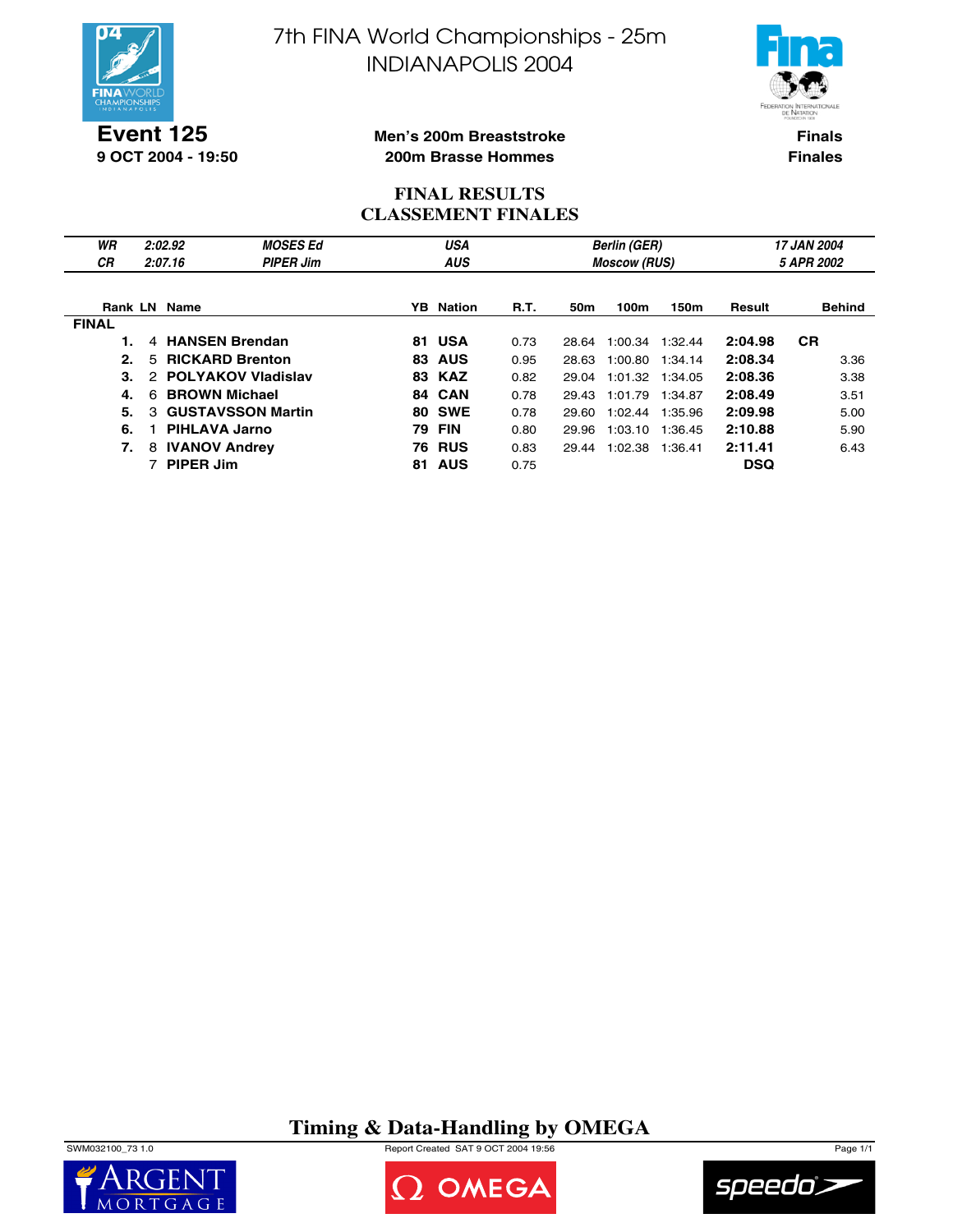# 7th FINA World Championships - 25m
# INDIANAPOLIS 2004

**Event 125**
**9 OCT 2004 - 19:50**

**Men's 200m Breaststroke**
**200m Brasse Hommes**

**Finals**
**Finales**

## FINAL RESULTS
## CLASSEMENT FINALES

| | | | | |
|---|---|---|---|---|
| *WR* | *2:02.92* | *MOSES Ed* | *USA* | *Berlin (GER)* | *17 JAN 2004* |
| *CR* | *2:07.16* | *PIPER Jim* | *AUS* | *Moscow (RUS)* | *5 APR 2002* |

| Rank | LN | Name | YB | Nation | R.T. | 50m | 100m | 150m | Result | Behind |
|---|---|---|---|---|---|---|---|---|---|---|
| **FINAL** | | | | | | | | | | |
| **1.** | 4 | **HANSEN Brendan** | **81** | **USA** | 0.73 | 28.64 | 1:00.34 | 1:32.44 | **2:04.98** | **CR** |
| **2.** | 5 | **RICKARD Brenton** | **83** | **AUS** | 0.95 | 28.63 | 1:00.80 | 1:34.14 | **2:08.34** | 3.36 |
| **3.** | 2 | **POLYAKOV Vladislav** | **83** | **KAZ** | 0.82 | 29.04 | 1:01.32 | 1:34.05 | **2:08.36** | 3.38 |
| **4.** | 6 | **BROWN Michael** | **84** | **CAN** | 0.78 | 29.43 | 1:01.79 | 1:34.87 | **2:08.49** | 3.51 |
| **5.** | 3 | **GUSTAVSSON Martin** | **80** | **SWE** | 0.78 | 29.60 | 1:02.44 | 1:35.96 | **2:09.98** | 5.00 |
| **6.** | 1 | **PIHLAVA Jarno** | **79** | **FIN** | 0.80 | 29.96 | 1:03.10 | 1:36.45 | **2:10.88** | 5.90 |
| **7.** | 8 | **IVANOV Andrey** | **76** | **RUS** | 0.83 | 29.44 | 1:02.38 | 1:36.41 | **2:11.41** | 6.43 |
| | 7 | **PIPER Jim** | **81** | **AUS** | 0.75 | | | | **DSQ** | |

**Timing & Data-Handling by OMEGA**

SWM032100_73 1.0 Report Created SAT 9 OCT 2004 19:56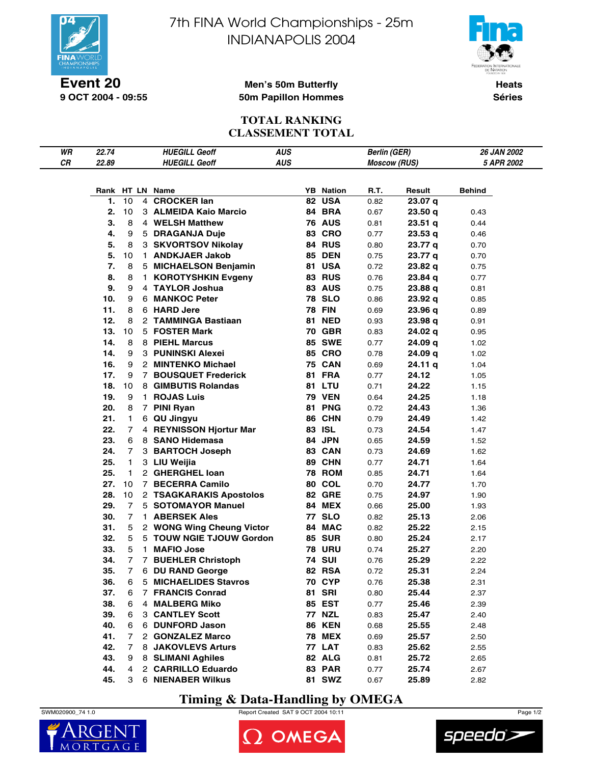# 7th FINA World Championships - 25m
# INDIANAPOLIS 2004

**Event 20**
**9 OCT 2004 - 09:55**

**Men's 50m Butterfly**
**50m Papillon Hommes**

**Heats**
**Séries**

## TOTAL RANKING
## CLASSEMENT TOTAL

| | | | | | |
|---|---|---|---|---|---|
| *WR* | *22.74* | *HUEGILL Geoff* | *AUS* | *Berlin (GER)* | *26 JAN 2002* |
| *CR* | *22.89* | *HUEGILL Geoff* | *AUS* | *Moscow (RUS)* | *5 APR 2002* |

| Rank | HT | LN | Name | YB | Nation | R.T. | Result | Behind |
|---|---|---|---|---|---|---|---|---|
| 1. | 10 | 4 | CROCKER Ian | 82 | USA | 0.82 | 23.07 q | |
| 2. | 10 | 3 | ALMEIDA Kaio Marcio | 84 | BRA | 0.67 | 23.50 q | 0.43 |
| 3. | 8 | 4 | WELSH Matthew | 76 | AUS | 0.81 | 23.51 q | 0.44 |
| 4. | 9 | 5 | DRAGANJA Duje | 83 | CRO | 0.77 | 23.53 q | 0.46 |
| 5. | 8 | 3 | SKVORTSOV Nikolay | 84 | RUS | 0.80 | 23.77 q | 0.70 |
| 5. | 10 | 1 | ANDKJAER Jakob | 85 | DEN | 0.75 | 23.77 q | 0.70 |
| 7. | 8 | 5 | MICHAELSON Benjamin | 81 | USA | 0.72 | 23.82 q | 0.75 |
| 8. | 8 | 1 | KOROTYSHKIN Evgeny | 83 | RUS | 0.76 | 23.84 q | 0.77 |
| 9. | 9 | 4 | TAYLOR Joshua | 83 | AUS | 0.75 | 23.88 q | 0.81 |
| 10. | 9 | 6 | MANKOC Peter | 78 | SLO | 0.86 | 23.92 q | 0.85 |
| 11. | 8 | 6 | HARD Jere | 78 | FIN | 0.69 | 23.96 q | 0.89 |
| 12. | 8 | 2 | TAMMINGA Bastiaan | 81 | NED | 0.93 | 23.98 q | 0.91 |
| 13. | 10 | 5 | FOSTER Mark | 70 | GBR | 0.83 | 24.02 q | 0.95 |
| 14. | 8 | 8 | PIEHL Marcus | 85 | SWE | 0.77 | 24.09 q | 1.02 |
| 14. | 9 | 3 | PUNINSKI Alexei | 85 | CRO | 0.78 | 24.09 q | 1.02 |
| 16. | 9 | 2 | MINTENKO Michael | 75 | CAN | 0.69 | 24.11 q | 1.04 |
| 17. | 9 | 7 | BOUSQUET Frederick | 81 | FRA | 0.77 | 24.12 | 1.05 |
| 18. | 10 | 8 | GIMBUTIS Rolandas | 81 | LTU | 0.71 | 24.22 | 1.15 |
| 19. | 9 | 1 | ROJAS Luis | 79 | VEN | 0.64 | 24.25 | 1.18 |
| 20. | 8 | 7 | PINI Ryan | 81 | PNG | 0.72 | 24.43 | 1.36 |
| 21. | 1 | 6 | QU Jingyu | 86 | CHN | 0.79 | 24.49 | 1.42 |
| 22. | 7 | 4 | REYNISSON Hjortur Mar | 83 | ISL | 0.73 | 24.54 | 1.47 |
| 23. | 6 | 8 | SANO Hidemasa | 84 | JPN | 0.65 | 24.59 | 1.52 |
| 24. | 7 | 3 | BARTOCH Joseph | 83 | CAN | 0.73 | 24.69 | 1.62 |
| 25. | 1 | 3 | LIU Weijia | 89 | CHN | 0.77 | 24.71 | 1.64 |
| 25. | 1 | 2 | GHERGHEL Ioan | 78 | ROM | 0.85 | 24.71 | 1.64 |
| 27. | 10 | 7 | BECERRA Camilo | 80 | COL | 0.70 | 24.77 | 1.70 |
| 28. | 10 | 2 | TSAGKARAKIS Apostolos | 82 | GRE | 0.75 | 24.97 | 1.90 |
| 29. | 7 | 5 | SOTOMAYOR Manuel | 84 | MEX | 0.66 | 25.00 | 1.93 |
| 30. | 7 | 1 | ABERSEK Ales | 77 | SLO | 0.82 | 25.13 | 2.06 |
| 31. | 5 | 2 | WONG Wing Cheung Victor | 84 | MAC | 0.82 | 25.22 | 2.15 |
| 32. | 5 | 5 | TOUW NGIE TJOUW Gordon | 85 | SUR | 0.80 | 25.24 | 2.17 |
| 33. | 5 | 1 | MAFIO Jose | 78 | URU | 0.74 | 25.27 | 2.20 |
| 34. | 7 | 7 | BUEHLER Christoph | 74 | SUI | 0.76 | 25.29 | 2.22 |
| 35. | 7 | 6 | DU RAND George | 82 | RSA | 0.72 | 25.31 | 2.24 |
| 36. | 6 | 5 | MICHAELIDES Stavros | 70 | CYP | 0.76 | 25.38 | 2.31 |
| 37. | 6 | 7 | FRANCIS Conrad | 81 | SRI | 0.80 | 25.44 | 2.37 |
| 38. | 6 | 4 | MALBERG Miko | 85 | EST | 0.77 | 25.46 | 2.39 |
| 39. | 6 | 3 | CANTLEY Scott | 77 | NZL | 0.83 | 25.47 | 2.40 |
| 40. | 6 | 6 | DUNFORD Jason | 86 | KEN | 0.68 | 25.55 | 2.48 |
| 41. | 7 | 2 | GONZALEZ Marco | 78 | MEX | 0.69 | 25.57 | 2.50 |
| 42. | 7 | 8 | JAKOVLEVS Arturs | 77 | LAT | 0.83 | 25.62 | 2.55 |
| 43. | 9 | 8 | SLIMANI Aghiles | 82 | ALG | 0.81 | 25.72 | 2.65 |
| 44. | 4 | 2 | CARRILLO Eduardo | 83 | PAR | 0.77 | 25.74 | 2.67 |
| 45. | 3 | 6 | NIENABER Wilkus | 81 | SWZ | 0.67 | 25.89 | 2.82 |

**Timing & Data-Handling by OMEGA**

SWM020900_74 1.0 — Report Created SAT 9 OCT 2004 10:11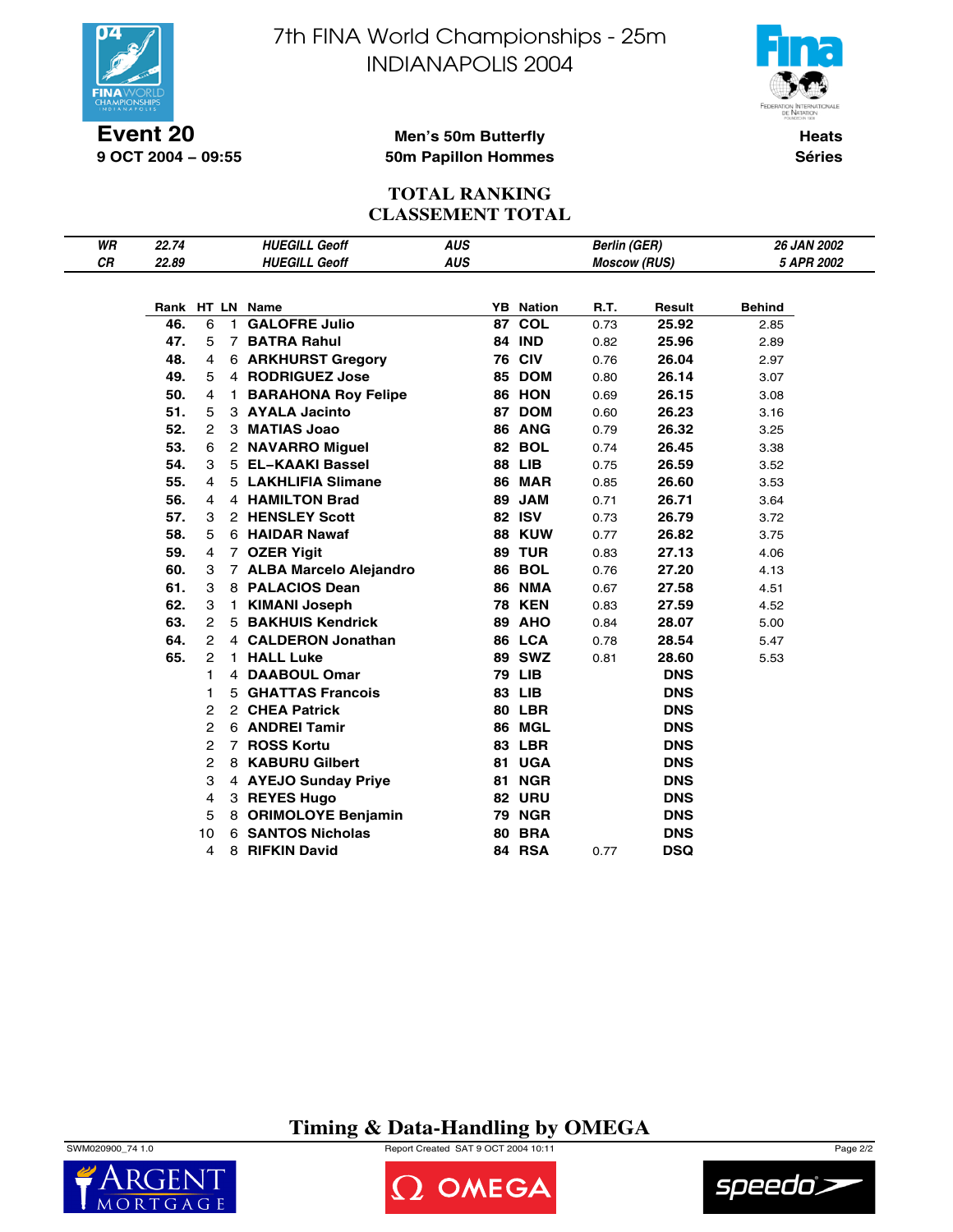# 7th FINA World Championships - 25m
# INDIANAPOLIS 2004

**Event 20**
**9 OCT 2004 – 09:55**

**Men's 50m Butterfly**
**50m Papillon Hommes**

**Heats**
**Séries**

## TOTAL RANKING
## CLASSEMENT TOTAL

| | | | | | |
|---|---|---|---|---|---|
| *WR* | *22.74* | *HUEGILL Geoff* | *AUS* | *Berlin (GER)* | *26 JAN 2002* |
| *CR* | *22.89* | *HUEGILL Geoff* | *AUS* | *Moscow (RUS)* | *5 APR 2002* |

| Rank | HT | LN | Name | YB | Nation | R.T. | Result | Behind |
|---|---|---|---|---|---|---|---|---|
| **46.** | 6 | 1 | **GALOFRE Julio** | **87** | **COL** | 0.73 | **25.92** | 2.85 |
| **47.** | 5 | 7 | **BATRA Rahul** | **84** | **IND** | 0.82 | **25.96** | 2.89 |
| **48.** | 4 | 6 | **ARKHURST Gregory** | **76** | **CIV** | 0.76 | **26.04** | 2.97 |
| **49.** | 5 | 4 | **RODRIGUEZ Jose** | **85** | **DOM** | 0.80 | **26.14** | 3.07 |
| **50.** | 4 | 1 | **BARAHONA Roy Felipe** | **86** | **HON** | 0.69 | **26.15** | 3.08 |
| **51.** | 5 | 3 | **AYALA Jacinto** | **87** | **DOM** | 0.60 | **26.23** | 3.16 |
| **52.** | 2 | 3 | **MATIAS Joao** | **86** | **ANG** | 0.79 | **26.32** | 3.25 |
| **53.** | 6 | 2 | **NAVARRO Miguel** | **82** | **BOL** | 0.74 | **26.45** | 3.38 |
| **54.** | 3 | 5 | **EL–KAAKI Bassel** | **88** | **LIB** | 0.75 | **26.59** | 3.52 |
| **55.** | 4 | 5 | **LAKHLIFIA Slimane** | **86** | **MAR** | 0.85 | **26.60** | 3.53 |
| **56.** | 4 | 4 | **HAMILTON Brad** | **89** | **JAM** | 0.71 | **26.71** | 3.64 |
| **57.** | 3 | 2 | **HENSLEY Scott** | **82** | **ISV** | 0.73 | **26.79** | 3.72 |
| **58.** | 5 | 6 | **HAIDAR Nawaf** | **88** | **KUW** | 0.77 | **26.82** | 3.75 |
| **59.** | 4 | 7 | **OZER Yigit** | **89** | **TUR** | 0.83 | **27.13** | 4.06 |
| **60.** | 3 | 7 | **ALBA Marcelo Alejandro** | **86** | **BOL** | 0.76 | **27.20** | 4.13 |
| **61.** | 3 | 8 | **PALACIOS Dean** | **86** | **NMA** | 0.67 | **27.58** | 4.51 |
| **62.** | 3 | 1 | **KIMANI Joseph** | **78** | **KEN** | 0.83 | **27.59** | 4.52 |
| **63.** | 2 | 5 | **BAKHUIS Kendrick** | **89** | **AHO** | 0.84 | **28.07** | 5.00 |
| **64.** | 2 | 4 | **CALDERON Jonathan** | **86** | **LCA** | 0.78 | **28.54** | 5.47 |
| **65.** | 2 | 1 | **HALL Luke** | **89** | **SWZ** | 0.81 | **28.60** | 5.53 |
| | 1 | 4 | **DAABOUL Omar** | **79** | **LIB** | | **DNS** | |
| | 1 | 5 | **GHATTAS Francois** | **83** | **LIB** | | **DNS** | |
| | 2 | 2 | **CHEA Patrick** | **80** | **LBR** | | **DNS** | |
| | 2 | 6 | **ANDREI Tamir** | **86** | **MGL** | | **DNS** | |
| | 2 | 7 | **ROSS Kortu** | **83** | **LBR** | | **DNS** | |
| | 2 | 8 | **KABURU Gilbert** | **81** | **UGA** | | **DNS** | |
| | 3 | 4 | **AYEJO Sunday Priye** | **81** | **NGR** | | **DNS** | |
| | 4 | 3 | **REYES Hugo** | **82** | **URU** | | **DNS** | |
| | 5 | 8 | **ORIMOLOYE Benjamin** | **79** | **NGR** | | **DNS** | |
| | 10 | 6 | **SANTOS Nicholas** | **80** | **BRA** | | **DNS** | |
| | 4 | 8 | **RIFKIN David** | **84** | **RSA** | 0.77 | **DSQ** | |

**Timing & Data-Handling by OMEGA**

SWM020900_74 1.0 — Report Created SAT 9 OCT 2004 10:11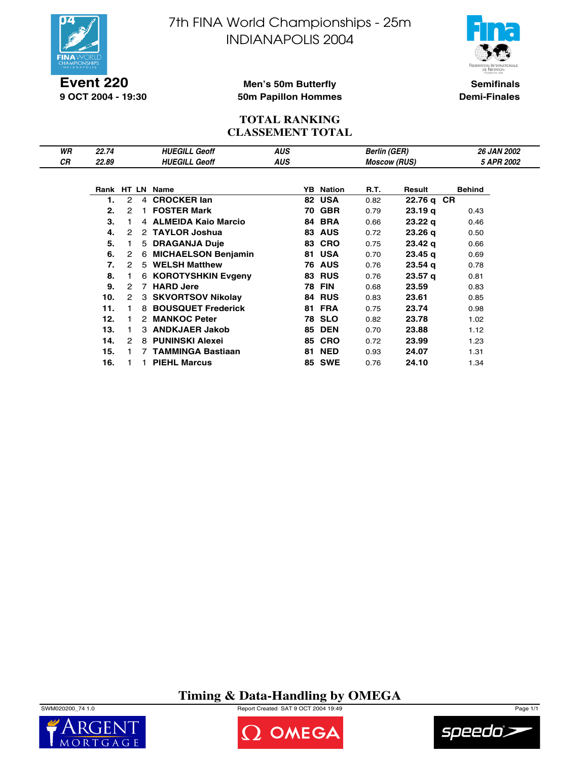# 7th FINA World Championships - 25m INDIANAPOLIS 2004

**Event 220**
**9 OCT 2004 - 19:30**

**Men's 50m Butterfly**
**50m Papillon Hommes**

**Semifinals**
**Demi-Finales**

## TOTAL RANKING
## CLASSEMENT TOTAL

| | | | | | |
|---|---|---|---|---|---|
| *WR* | *22.74* | *HUEGILL Geoff* | *AUS* | *Berlin (GER)* | *26 JAN 2002* |
| *CR* | *22.89* | *HUEGILL Geoff* | *AUS* | *Moscow (RUS)* | *5 APR 2002* |

| Rank | HT | LN | Name | YB | Nation | R.T. | Result | | Behind |
|---|---|---|---|---|---|---|---|---|---|
| **1.** | 2 | 4 | **CROCKER Ian** | **82** | **USA** | 0.82 | **22.76 q** | **CR** | |
| **2.** | 2 | 1 | **FOSTER Mark** | **70** | **GBR** | 0.79 | **23.19 q** | | 0.43 |
| **3.** | 1 | 4 | **ALMEIDA Kaio Marcio** | **84** | **BRA** | 0.66 | **23.22 q** | | 0.46 |
| **4.** | 2 | 2 | **TAYLOR Joshua** | **83** | **AUS** | 0.72 | **23.26 q** | | 0.50 |
| **5.** | 1 | 5 | **DRAGANJA Duje** | **83** | **CRO** | 0.75 | **23.42 q** | | 0.66 |
| **6.** | 2 | 6 | **MICHAELSON Benjamin** | **81** | **USA** | 0.70 | **23.45 q** | | 0.69 |
| **7.** | 2 | 5 | **WELSH Matthew** | **76** | **AUS** | 0.76 | **23.54 q** | | 0.78 |
| **8.** | 1 | 6 | **KOROTYSHKIN Evgeny** | **83** | **RUS** | 0.76 | **23.57 q** | | 0.81 |
| **9.** | 2 | 7 | **HARD Jere** | **78** | **FIN** | 0.68 | **23.59** | | 0.83 |
| **10.** | 2 | 3 | **SKVORTSOV Nikolay** | **84** | **RUS** | 0.83 | **23.61** | | 0.85 |
| **11.** | 1 | 8 | **BOUSQUET Frederick** | **81** | **FRA** | 0.75 | **23.74** | | 0.98 |
| **12.** | 1 | 2 | **MANKOC Peter** | **78** | **SLO** | 0.82 | **23.78** | | 1.02 |
| **13.** | 1 | 3 | **ANDKJAER Jakob** | **85** | **DEN** | 0.70 | **23.88** | | 1.12 |
| **14.** | 2 | 8 | **PUNINSKI Alexei** | **85** | **CRO** | 0.72 | **23.99** | | 1.23 |
| **15.** | 1 | 7 | **TAMMINGA Bastiaan** | **81** | **NED** | 0.93 | **24.07** | | 1.31 |
| **16.** | 1 | 1 | **PIEHL Marcus** | **85** | **SWE** | 0.76 | **24.10** | | 1.34 |

**Timing & Data-Handling by OMEGA**

SWM020200_74 1.0 Report Created SAT 9 OCT 2004 19:49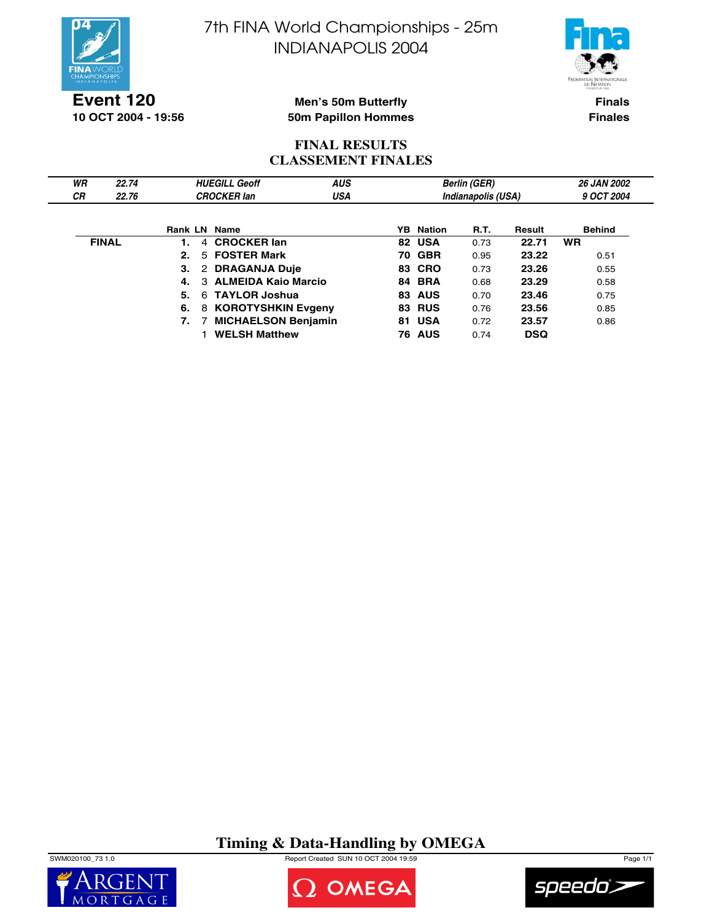# 7th FINA World Championships - 25m
# INDIANAPOLIS 2004

**Event 120**
**10 OCT 2004 - 19:56**

**Men's 50m Butterfly**
**50m Papillon Hommes**

**Finals**
**Finales**

## FINAL RESULTS
## CLASSEMENT FINALES

| | | | | | |
|---|---|---|---|---|---|
| *WR* | *22.74* | *HUEGILL Geoff* | *AUS* | *Berlin (GER)* | *26 JAN 2002* |
| *CR* | *22.76* | *CROCKER Ian* | *USA* | *Indianapolis (USA)* | *9 OCT 2004* |

| | Rank | LN | Name | YB | Nation | R.T. | Result | Behind |
|---|---|---|---|---|---|---|---|---|
| **FINAL** | **1.** | 4 | **CROCKER Ian** | **82** | **USA** | 0.73 | **22.71** | **WR** |
| | **2.** | 5 | **FOSTER Mark** | **70** | **GBR** | 0.95 | **23.22** | 0.51 |
| | **3.** | 2 | **DRAGANJA Duje** | **83** | **CRO** | 0.73 | **23.26** | 0.55 |
| | **4.** | 3 | **ALMEIDA Kaio Marcio** | **84** | **BRA** | 0.68 | **23.29** | 0.58 |
| | **5.** | 6 | **TAYLOR Joshua** | **83** | **AUS** | 0.70 | **23.46** | 0.75 |
| | **6.** | 8 | **KOROTYSHKIN Evgeny** | **83** | **RUS** | 0.76 | **23.56** | 0.85 |
| | **7.** | 7 | **MICHAELSON Benjamin** | **81** | **USA** | 0.72 | **23.57** | 0.86 |
| | | 1 | **WELSH Matthew** | **76** | **AUS** | 0.74 | **DSQ** | |

**Timing & Data-Handling by OMEGA**

SWM020100_73 1.0 Report Created SUN 10 OCT 2004 19:59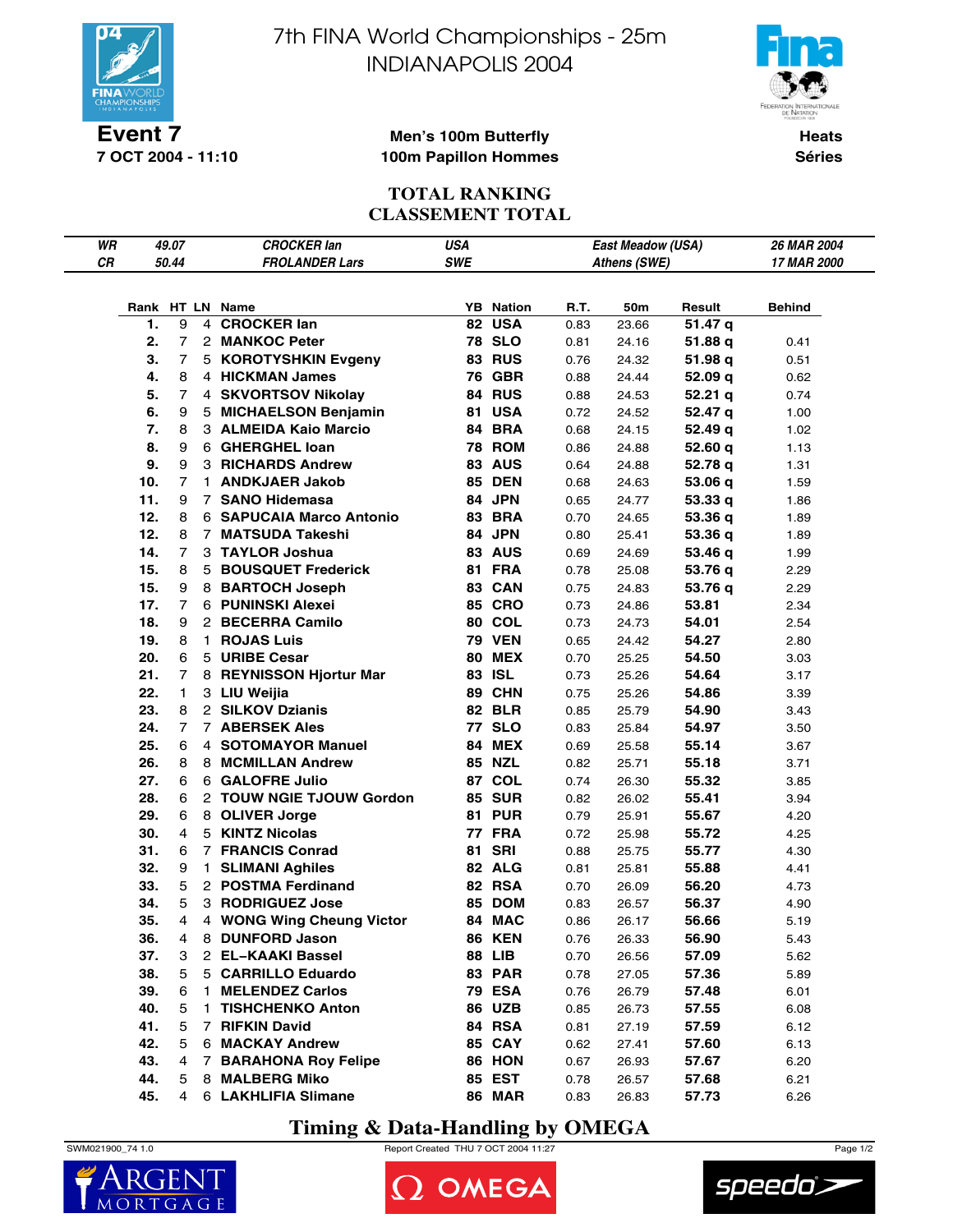# 7th FINA World Championships - 25m
## INDIANAPOLIS 2004

**Event 7**
**7 OCT 2004 - 11:10**

**Men's 100m Butterfly**
**100m Papillon Hommes**

**Heats**
**Séries**

## TOTAL RANKING
## CLASSEMENT TOTAL

| | | | | | |
|---|---|---|---|---|---|
| *WR* | *49.07* | *CROCKER Ian* | *USA* | *East Meadow (USA)* | *26 MAR 2004* |
| *CR* | *50.44* | *FROLANDER Lars* | *SWE* | *Athens (SWE)* | *17 MAR 2000* |

| Rank | HT | LN | Name | YB | Nation | R.T. | 50m | Result | Behind |
|---|---|---|---|---|---|---|---|---|---|
| 1. | 9 | 4 | **CROCKER Ian** | 82 | USA | 0.83 | 23.66 | **51.47 q** | |
| 2. | 7 | 2 | **MANKOC Peter** | 78 | SLO | 0.81 | 24.16 | **51.88 q** | 0.41 |
| 3. | 7 | 5 | **KOROTYSHKIN Evgeny** | 83 | RUS | 0.76 | 24.32 | **51.98 q** | 0.51 |
| 4. | 8 | 4 | **HICKMAN James** | 76 | GBR | 0.88 | 24.44 | **52.09 q** | 0.62 |
| 5. | 7 | 4 | **SKVORTSOV Nikolay** | 84 | RUS | 0.88 | 24.53 | **52.21 q** | 0.74 |
| 6. | 9 | 5 | **MICHAELSON Benjamin** | 81 | USA | 0.72 | 24.52 | **52.47 q** | 1.00 |
| 7. | 8 | 3 | **ALMEIDA Kaio Marcio** | 84 | BRA | 0.68 | 24.15 | **52.49 q** | 1.02 |
| 8. | 9 | 6 | **GHERGHEL Ioan** | 78 | ROM | 0.86 | 24.88 | **52.60 q** | 1.13 |
| 9. | 9 | 3 | **RICHARDS Andrew** | 83 | AUS | 0.64 | 24.88 | **52.78 q** | 1.31 |
| 10. | 7 | 1 | **ANDKJAER Jakob** | 85 | DEN | 0.68 | 24.63 | **53.06 q** | 1.59 |
| 11. | 9 | 7 | **SANO Hidemasa** | 84 | JPN | 0.65 | 24.77 | **53.33 q** | 1.86 |
| 12. | 8 | 6 | **SAPUCAIA Marco Antonio** | 83 | BRA | 0.70 | 24.65 | **53.36 q** | 1.89 |
| 12. | 8 | 7 | **MATSUDA Takeshi** | 84 | JPN | 0.80 | 25.41 | **53.36 q** | 1.89 |
| 14. | 7 | 3 | **TAYLOR Joshua** | 83 | AUS | 0.69 | 24.69 | **53.46 q** | 1.99 |
| 15. | 8 | 5 | **BOUSQUET Frederick** | 81 | FRA | 0.78 | 25.08 | **53.76 q** | 2.29 |
| 15. | 9 | 8 | **BARTOCH Joseph** | 83 | CAN | 0.75 | 24.83 | **53.76 q** | 2.29 |
| 17. | 7 | 6 | **PUNINSKI Alexei** | 85 | CRO | 0.73 | 24.86 | **53.81** | 2.34 |
| 18. | 9 | 2 | **BECERRA Camilo** | 80 | COL | 0.73 | 24.73 | **54.01** | 2.54 |
| 19. | 8 | 1 | **ROJAS Luis** | 79 | VEN | 0.65 | 24.42 | **54.27** | 2.80 |
| 20. | 6 | 5 | **URIBE Cesar** | 80 | MEX | 0.70 | 25.25 | **54.50** | 3.03 |
| 21. | 7 | 8 | **REYNISSON Hjortur Mar** | 83 | ISL | 0.73 | 25.26 | **54.64** | 3.17 |
| 22. | 1 | 3 | **LIU Weijia** | 89 | CHN | 0.75 | 25.26 | **54.86** | 3.39 |
| 23. | 8 | 2 | **SILKOV Dzianis** | 82 | BLR | 0.85 | 25.79 | **54.90** | 3.43 |
| 24. | 7 | 7 | **ABERSEK Ales** | 77 | SLO | 0.83 | 25.84 | **54.97** | 3.50 |
| 25. | 6 | 4 | **SOTOMAYOR Manuel** | 84 | MEX | 0.69 | 25.58 | **55.14** | 3.67 |
| 26. | 8 | 8 | **MCMILLAN Andrew** | 85 | NZL | 0.82 | 25.71 | **55.18** | 3.71 |
| 27. | 6 | 6 | **GALOFRE Julio** | 87 | COL | 0.74 | 26.30 | **55.32** | 3.85 |
| 28. | 6 | 2 | **TOUW NGIE TJOUW Gordon** | 85 | SUR | 0.82 | 26.02 | **55.41** | 3.94 |
| 29. | 6 | 8 | **OLIVER Jorge** | 81 | PUR | 0.79 | 25.91 | **55.67** | 4.20 |
| 30. | 4 | 5 | **KINTZ Nicolas** | 77 | FRA | 0.72 | 25.98 | **55.72** | 4.25 |
| 31. | 6 | 7 | **FRANCIS Conrad** | 81 | SRI | 0.88 | 25.75 | **55.77** | 4.30 |
| 32. | 9 | 1 | **SLIMANI Aghiles** | 82 | ALG | 0.81 | 25.81 | **55.88** | 4.41 |
| 33. | 5 | 2 | **POSTMA Ferdinand** | 82 | RSA | 0.70 | 26.09 | **56.20** | 4.73 |
| 34. | 5 | 3 | **RODRIGUEZ Jose** | 85 | DOM | 0.83 | 26.57 | **56.37** | 4.90 |
| 35. | 4 | 4 | **WONG Wing Cheung Victor** | 84 | MAC | 0.86 | 26.17 | **56.66** | 5.19 |
| 36. | 4 | 8 | **DUNFORD Jason** | 86 | KEN | 0.76 | 26.33 | **56.90** | 5.43 |
| 37. | 3 | 2 | **EL–KAAKI Bassel** | 88 | LIB | 0.70 | 26.56 | **57.09** | 5.62 |
| 38. | 5 | 5 | **CARRILLO Eduardo** | 83 | PAR | 0.78 | 27.05 | **57.36** | 5.89 |
| 39. | 6 | 1 | **MELENDEZ Carlos** | 79 | ESA | 0.76 | 26.79 | **57.48** | 6.01 |
| 40. | 5 | 1 | **TISHCHENKO Anton** | 86 | UZB | 0.85 | 26.73 | **57.55** | 6.08 |
| 41. | 5 | 7 | **RIFKIN David** | 84 | RSA | 0.81 | 27.19 | **57.59** | 6.12 |
| 42. | 5 | 6 | **MACKAY Andrew** | 85 | CAY | 0.62 | 27.41 | **57.60** | 6.13 |
| 43. | 4 | 7 | **BARAHONA Roy Felipe** | 86 | HON | 0.67 | 26.93 | **57.67** | 6.20 |
| 44. | 5 | 8 | **MALBERG Miko** | 85 | EST | 0.78 | 26.57 | **57.68** | 6.21 |
| 45. | 4 | 6 | **LAKHLIFIA Slimane** | 86 | MAR | 0.83 | 26.83 | **57.73** | 6.26 |

**Timing & Data-Handling by OMEGA**

SWM021900_74 1.0 — Report Created THU 7 OCT 2004 11:27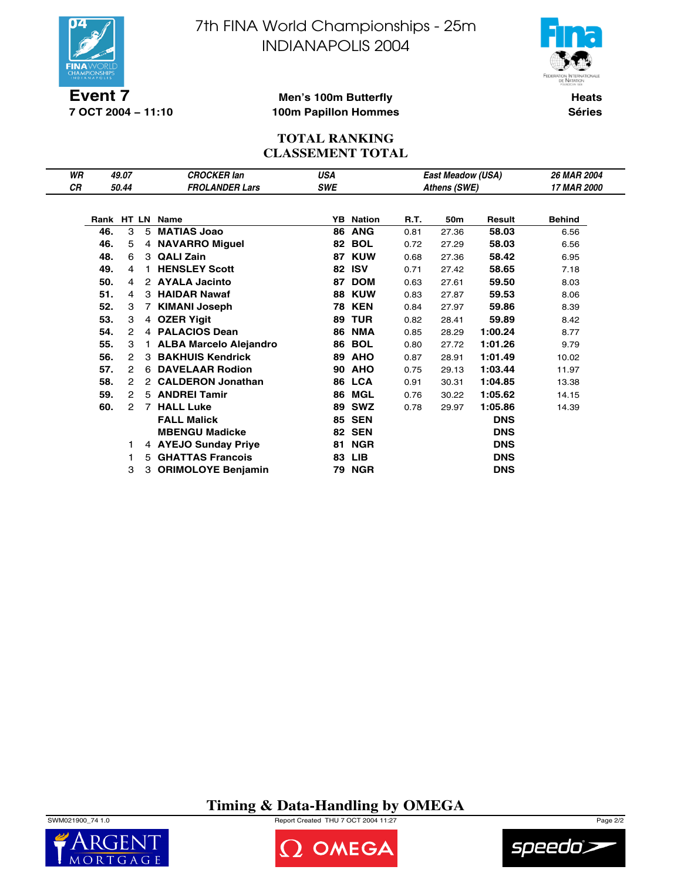# 7th FINA World Championships - 25m
# INDIANAPOLIS 2004

**Event 7**
**7 OCT 2004 – 11:10**

**Men's 100m Butterfly**
**100m Papillon Hommes**

**Heats**
**Séries**

## TOTAL RANKING
## CLASSEMENT TOTAL

| | | | | | |
|---|---|---|---|---|---|
| *WR* | *49.07* | *CROCKER Ian* | *USA* | *East Meadow (USA)* | *26 MAR 2004* |
| *CR* | *50.44* | *FROLANDER Lars* | *SWE* | *Athens (SWE)* | *17 MAR 2000* |

| Rank | HT | LN | Name | YB | Nation | R.T. | 50m | Result | Behind |
|---|---|---|---|---|---|---|---|---|---|
| **46.** | 3 | 5 | **MATIAS Joao** | **86** | **ANG** | 0.81 | 27.36 | **58.03** | 6.56 |
| **46.** | 5 | 4 | **NAVARRO Miguel** | **82** | **BOL** | 0.72 | 27.29 | **58.03** | 6.56 |
| **48.** | 6 | 3 | **QALI Zain** | **87** | **KUW** | 0.68 | 27.36 | **58.42** | 6.95 |
| **49.** | 4 | 1 | **HENSLEY Scott** | **82** | **ISV** | 0.71 | 27.42 | **58.65** | 7.18 |
| **50.** | 4 | 2 | **AYALA Jacinto** | **87** | **DOM** | 0.63 | 27.61 | **59.50** | 8.03 |
| **51.** | 4 | 3 | **HAIDAR Nawaf** | **88** | **KUW** | 0.83 | 27.87 | **59.53** | 8.06 |
| **52.** | 3 | 7 | **KIMANI Joseph** | **78** | **KEN** | 0.84 | 27.97 | **59.86** | 8.39 |
| **53.** | 3 | 4 | **OZER Yigit** | **89** | **TUR** | 0.82 | 28.41 | **59.89** | 8.42 |
| **54.** | 2 | 4 | **PALACIOS Dean** | **86** | **NMA** | 0.85 | 28.29 | **1:00.24** | 8.77 |
| **55.** | 3 | 1 | **ALBA Marcelo Alejandro** | **86** | **BOL** | 0.80 | 27.72 | **1:01.26** | 9.79 |
| **56.** | 2 | 3 | **BAKHUIS Kendrick** | **89** | **AHO** | 0.87 | 28.91 | **1:01.49** | 10.02 |
| **57.** | 2 | 6 | **DAVELAAR Rodion** | **90** | **AHO** | 0.75 | 29.13 | **1:03.44** | 11.97 |
| **58.** | 2 | 2 | **CALDERON Jonathan** | **86** | **LCA** | 0.91 | 30.31 | **1:04.85** | 13.38 |
| **59.** | 2 | 5 | **ANDREI Tamir** | **86** | **MGL** | 0.76 | 30.22 | **1:05.62** | 14.15 |
| **60.** | 2 | 7 | **HALL Luke** | **89** | **SWZ** | 0.78 | 29.97 | **1:05.86** | 14.39 |
| | | | **FALL Malick** | **85** | **SEN** | | | **DNS** | |
| | | | **MBENGU Madicke** | **82** | **SEN** | | | **DNS** | |
| | 1 | 4 | **AYEJO Sunday Priye** | **81** | **NGR** | | | **DNS** | |
| | 1 | 5 | **GHATTAS Francois** | **83** | **LIB** | | | **DNS** | |
| | 3 | 3 | **ORIMOLOYE Benjamin** | **79** | **NGR** | | | **DNS** | |

**Timing & Data-Handling by OMEGA**

SWM021900_74 1.0 — Report Created THU 7 OCT 2004 11:27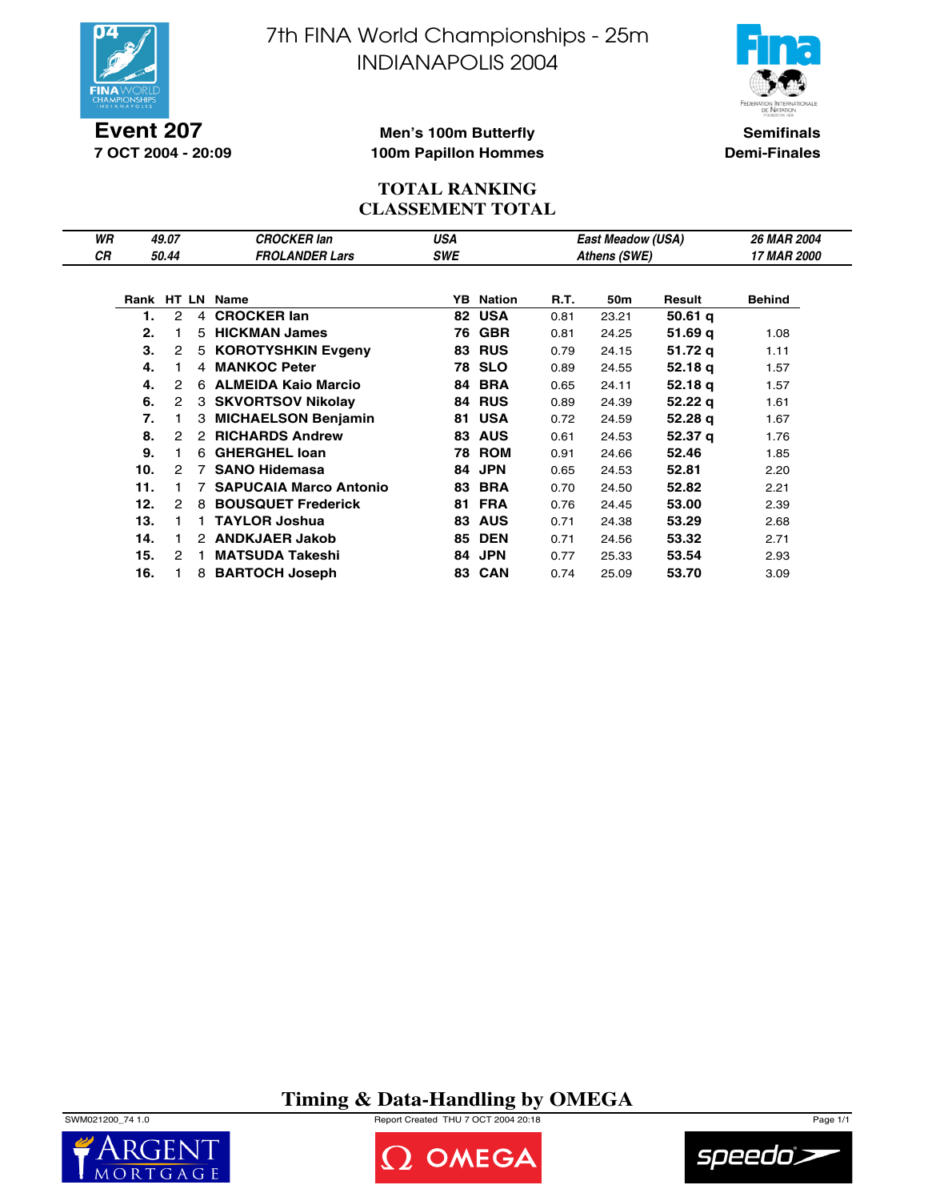# 7th FINA World Championships - 25m
## INDIANAPOLIS 2004

**Event 207**
**7 OCT 2004 - 20:09**

**Men's 100m Butterfly**
**100m Papillon Hommes**

**Semifinals**
**Demi-Finales**

## TOTAL RANKING
## CLASSEMENT TOTAL

| | | | | |
|---|---|---|---|---|---|
| *WR* | *49.07* | *CROCKER Ian* | *USA* | *East Meadow (USA)* | *26 MAR 2004* |
| *CR* | *50.44* | *FROLANDER Lars* | *SWE* | *Athens (SWE)* | *17 MAR 2000* |

| Rank | HT | LN | Name | YB | Nation | R.T. | 50m | Result | Behind |
|---|---|---|---|---|---|---|---|---|---|
| **1.** | 2 | 4 | **CROCKER Ian** | **82** | **USA** | 0.81 | 24.21 | **50.61 q** | |
| **2.** | 1 | 5 | **HICKMAN James** | **76** | **GBR** | 0.81 | 24.25 | **51.69 q** | 1.08 |
| **3.** | 2 | 5 | **KOROTYSHKIN Evgeny** | **83** | **RUS** | 0.79 | 24.15 | **51.72 q** | 1.11 |
| **4.** | 1 | 4 | **MANKOC Peter** | **78** | **SLO** | 0.89 | 24.55 | **52.18 q** | 1.57 |
| **4.** | 2 | 6 | **ALMEIDA Kaio Marcio** | **84** | **BRA** | 0.65 | 24.11 | **52.18 q** | 1.57 |
| **6.** | 2 | 3 | **SKVORTSOV Nikolay** | **84** | **RUS** | 0.89 | 24.39 | **52.22 q** | 1.61 |
| **7.** | 1 | 3 | **MICHAELSON Benjamin** | **81** | **USA** | 0.72 | 24.59 | **52.28 q** | 1.67 |
| **8.** | 2 | 2 | **RICHARDS Andrew** | **83** | **AUS** | 0.61 | 24.53 | **52.37 q** | 1.76 |
| **9.** | 1 | 6 | **GHERGHEL Ioan** | **78** | **ROM** | 0.91 | 24.66 | **52.46** | 1.85 |
| **10.** | 2 | 7 | **SANO Hidemasa** | **84** | **JPN** | 0.65 | 24.53 | **52.81** | 2.20 |
| **11.** | 1 | 7 | **SAPUCAIA Marco Antonio** | **83** | **BRA** | 0.70 | 24.50 | **52.82** | 2.21 |
| **12.** | 2 | 8 | **BOUSQUET Frederick** | **81** | **FRA** | 0.76 | 24.45 | **53.00** | 2.39 |
| **13.** | 1 | 1 | **TAYLOR Joshua** | **83** | **AUS** | 0.71 | 24.38 | **53.29** | 2.68 |
| **14.** | 1 | 2 | **ANDKJAER Jakob** | **85** | **DEN** | 0.71 | 24.56 | **53.32** | 2.71 |
| **15.** | 2 | 1 | **MATSUDA Takeshi** | **84** | **JPN** | 0.77 | 25.33 | **53.54** | 2.93 |
| **16.** | 1 | 8 | **BARTOCH Joseph** | **83** | **CAN** | 0.74 | 25.09 | **53.70** | 3.09 |

**Timing & Data-Handling by OMEGA**

SWM021200_74 1.0 Report Created THU 7 OCT 2004 20:18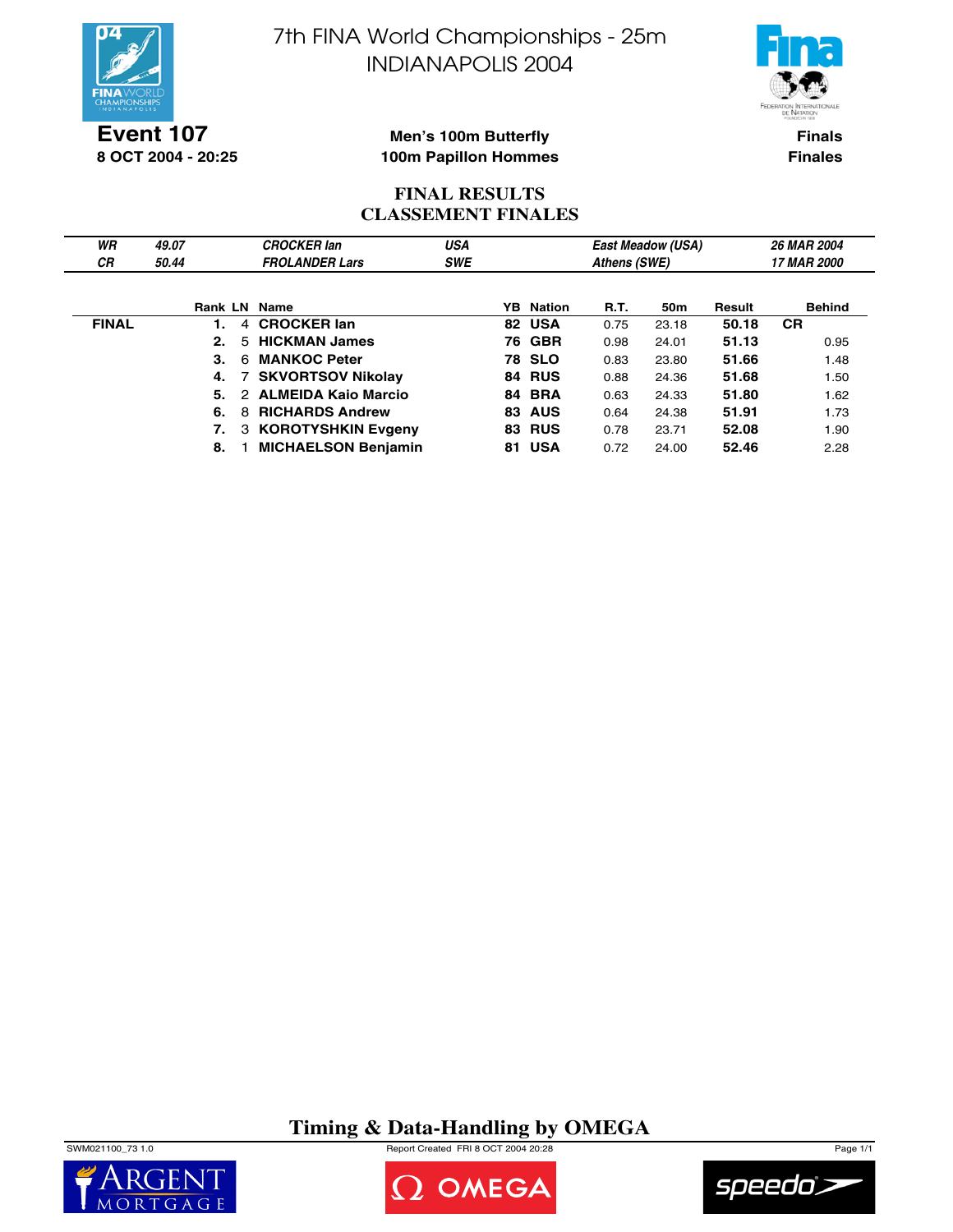# 7th FINA World Championships - 25m
# INDIANAPOLIS 2004

**Event 107**
**8 OCT 2004 - 20:25**

**Men's 100m Butterfly**
**100m Papillon Hommes**

**Finals**
**Finales**

## FINAL RESULTS
## CLASSEMENT FINALES

| | | | | | |
|---|---|---|---|---|---|
| *WR* | *49.07* | *CROCKER Ian* | *USA* | *East Meadow (USA)* | *26 MAR 2004* |
| *CR* | *50.44* | *FROLANDER Lars* | *SWE* | *Athens (SWE)* | *17 MAR 2000* |

| | Rank | LN | Name | YB | Nation | R.T. | 50m | Result | Behind |
|---|---|---|---|---|---|---|---|---|---|
| **FINAL** | **1.** | 4 | **CROCKER Ian** | **82** | **USA** | 0.75 | 23.18 | **50.18** | **CR** |
| | **2.** | 5 | **HICKMAN James** | **76** | **GBR** | 0.98 | 24.01 | **51.13** | 0.95 |
| | **3.** | 6 | **MANKOC Peter** | **78** | **SLO** | 0.83 | 23.80 | **51.66** | 1.48 |
| | **4.** | 7 | **SKVORTSOV Nikolay** | **84** | **RUS** | 0.88 | 24.36 | **51.68** | 1.50 |
| | **5.** | 2 | **ALMEIDA Kaio Marcio** | **84** | **BRA** | 0.63 | 24.33 | **51.80** | 1.62 |
| | **6.** | 8 | **RICHARDS Andrew** | **83** | **AUS** | 0.64 | 24.38 | **51.91** | 1.73 |
| | **7.** | 3 | **KOROTYSHKIN Evgeny** | **83** | **RUS** | 0.78 | 23.71 | **52.08** | 1.90 |
| | **8.** | 1 | **MICHAELSON Benjamin** | **81** | **USA** | 0.72 | 24.00 | **52.46** | 2.28 |

**Timing & Data-Handling by OMEGA**

SWM021100_73 1.0 Report Created FRI 8 OCT 2004 20:28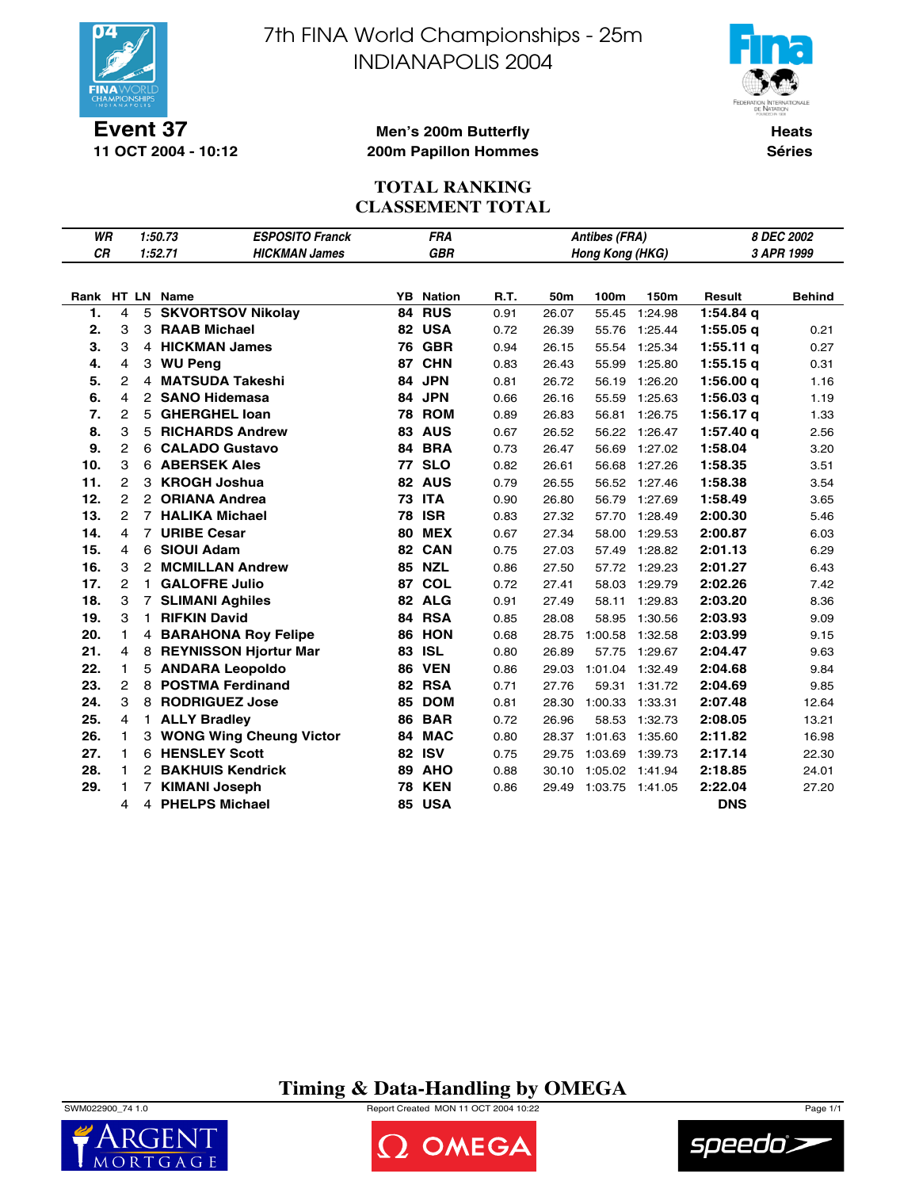# 7th FINA World Championships - 25m
# INDIANAPOLIS 2004

**Event 37**
**11 OCT 2004 - 10:12**

**Men's 200m Butterfly**
**200m Papillon Hommes**

**Heats**
**Séries**

## TOTAL RANKING
## CLASSEMENT TOTAL

| | | | | |
|---|---|---|---|---|
| *WR* | *1:50.73* | *ESPOSITO Franck* | *FRA* | *Antibes (FRA)* | *8 DEC 2002* |
| *CR* | *1:52.71* | *HICKMAN James* | *GBR* | *Hong Kong (HKG)* | *3 APR 1999* |

| Rank | HT | LN | Name | YB | Nation | R.T. | 50m | 100m | 150m | Result | Behind |
|---|---|---|---|---|---|---|---|---|---|---|---|
| 1. | 4 | 5 | SKVORTSOV Nikolay | 84 | RUS | 0.91 | 26.07 | 55.45 | 1:24.98 | 1:54.84 q | |
| 2. | 3 | 3 | RAAB Michael | 82 | USA | 0.72 | 26.39 | 55.76 | 1:25.44 | 1:55.05 q | 0.21 |
| 3. | 3 | 4 | HICKMAN James | 76 | GBR | 0.94 | 26.15 | 55.54 | 1:25.34 | 1:55.11 q | 0.27 |
| 4. | 4 | 3 | WU Peng | 87 | CHN | 0.83 | 26.43 | 55.99 | 1:25.80 | 1:55.15 q | 0.31 |
| 5. | 2 | 4 | MATSUDA Takeshi | 84 | JPN | 0.81 | 26.72 | 56.19 | 1:26.20 | 1:56.00 q | 1.16 |
| 6. | 4 | 2 | SANO Hidemasa | 84 | JPN | 0.66 | 26.16 | 55.59 | 1:25.63 | 1:56.03 q | 1.19 |
| 7. | 2 | 5 | GHERGHEL Ioan | 78 | ROM | 0.89 | 26.83 | 56.81 | 1:26.75 | 1:56.17 q | 1.33 |
| 8. | 3 | 5 | RICHARDS Andrew | 83 | AUS | 0.67 | 26.52 | 56.22 | 1:26.47 | 1:57.40 q | 2.56 |
| 9. | 2 | 6 | CALADO Gustavo | 84 | BRA | 0.73 | 26.47 | 56.69 | 1:27.02 | 1:58.04 | 3.20 |
| 10. | 3 | 6 | ABERSEK Ales | 77 | SLO | 0.82 | 26.61 | 56.68 | 1:27.26 | 1:58.35 | 3.51 |
| 11. | 2 | 3 | KROGH Joshua | 82 | AUS | 0.79 | 26.55 | 56.52 | 1:27.46 | 1:58.38 | 3.54 |
| 12. | 2 | 2 | ORIANA Andrea | 73 | ITA | 0.90 | 26.80 | 56.79 | 1:27.69 | 1:58.49 | 3.65 |
| 13. | 2 | 7 | HALIKA Michael | 78 | ISR | 0.83 | 27.32 | 57.70 | 1:28.49 | 2:00.30 | 5.46 |
| 14. | 4 | 7 | URIBE Cesar | 80 | MEX | 0.67 | 27.34 | 58.00 | 1:29.53 | 2:00.87 | 6.03 |
| 15. | 4 | 6 | SIOUI Adam | 82 | CAN | 0.75 | 27.03 | 57.49 | 1:28.82 | 2:01.13 | 6.29 |
| 16. | 3 | 2 | MCMILLAN Andrew | 85 | NZL | 0.86 | 27.50 | 57.72 | 1:29.23 | 2:01.27 | 6.43 |
| 17. | 2 | 1 | GALOFRE Julio | 87 | COL | 0.72 | 27.41 | 58.03 | 1:29.79 | 2:02.26 | 7.42 |
| 18. | 3 | 7 | SLIMANI Aghiles | 82 | ALG | 0.91 | 27.49 | 58.11 | 1:29.83 | 2:03.20 | 8.36 |
| 19. | 3 | 1 | RIFKIN David | 84 | RSA | 0.85 | 28.08 | 58.95 | 1:30.56 | 2:03.93 | 9.09 |
| 20. | 1 | 4 | BARAHONA Roy Felipe | 86 | HON | 0.68 | 28.75 | 1:00.58 | 1:32.58 | 2:03.99 | 9.15 |
| 21. | 4 | 8 | REYNISSON Hjortur Mar | 83 | ISL | 0.80 | 26.89 | 57.75 | 1:29.67 | 2:04.47 | 9.63 |
| 22. | 1 | 5 | ANDARA Leopoldo | 86 | VEN | 0.86 | 29.03 | 1:01.04 | 1:32.49 | 2:04.68 | 9.84 |
| 23. | 2 | 8 | POSTMA Ferdinand | 82 | RSA | 0.71 | 27.76 | 59.31 | 1:31.72 | 2:04.69 | 9.85 |
| 24. | 3 | 8 | RODRIGUEZ Jose | 85 | DOM | 0.81 | 28.30 | 1:00.33 | 1:33.31 | 2:07.48 | 12.64 |
| 25. | 4 | 1 | ALLY Bradley | 86 | BAR | 0.72 | 26.96 | 58.53 | 1:32.73 | 2:08.05 | 13.21 |
| 26. | 1 | 3 | WONG Wing Cheung Victor | 84 | MAC | 0.80 | 28.37 | 1:01.63 | 1:35.60 | 2:11.82 | 16.98 |
| 27. | 1 | 6 | HENSLEY Scott | 82 | ISV | 0.75 | 29.75 | 1:03.69 | 1:39.73 | 2:17.14 | 22.30 |
| 28. | 1 | 2 | BAKHUIS Kendrick | 89 | AHO | 0.88 | 30.10 | 1:05.02 | 1:41.94 | 2:18.85 | 24.01 |
| 29. | 1 | 7 | KIMANI Joseph | 78 | KEN | 0.86 | 29.49 | 1:03.75 | 1:41.05 | 2:22.04 | 27.20 |
| | 4 | 4 | PHELPS Michael | 85 | USA | | | | | DNS | |

**Timing & Data-Handling by OMEGA**

SWM022900_74 1.0 — Report Created MON 11 OCT 2004 10:22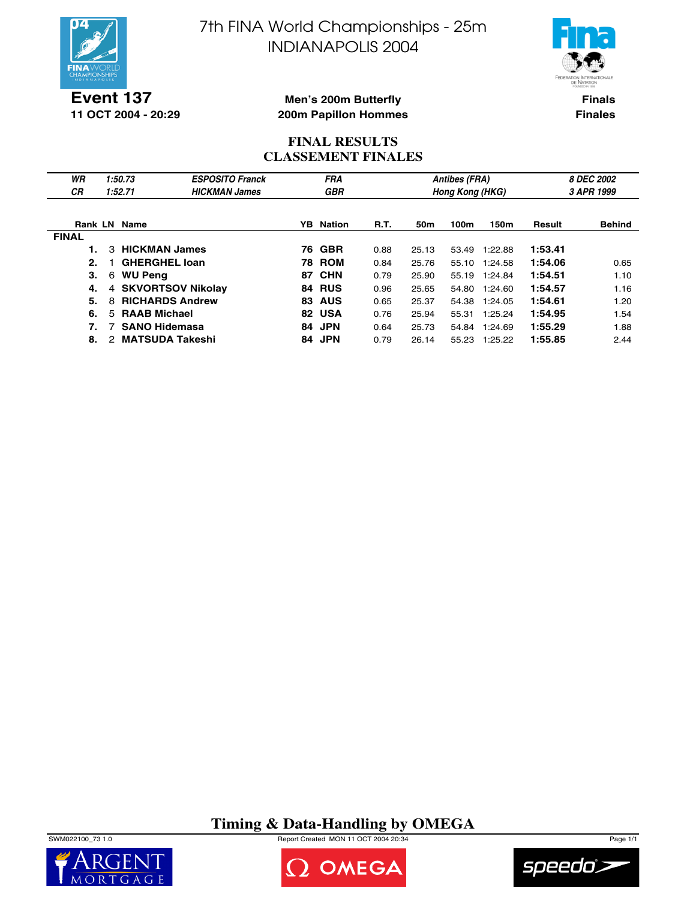# 7th FINA World Championships - 25m
# INDIANAPOLIS 2004

**Event 137**
**11 OCT 2004 - 20:29**

**Men's 200m Butterfly**
**200m Papillon Hommes**

**Finals**
**Finales**

## FINAL RESULTS
## CLASSEMENT FINALES

| | | | | | |
|---|---|---|---|---|---|
| *WR* | *1:50.73* | *ESPOSITO Franck* | *FRA* | *Antibes (FRA)* | *8 DEC 2002* |
| *CR* | *1:52.71* | *HICKMAN James* | *GBR* | *Hong Kong (HKG)* | *3 APR 1999* |

| Rank | LN | Name | YB | Nation | R.T. | 50m | 100m | 150m | Result | Behind |
|---|---|---|---|---|---|---|---|---|---|---|
| **FINAL** | | | | | | | | | | |
| **1.** | 3 | **HICKMAN James** | **76** | **GBR** | 0.88 | 25.13 | 53.49 | 1:22.88 | **1:53.41** | |
| **2.** | 1 | **GHERGHEL Ioan** | **78** | **ROM** | 0.84 | 25.76 | 55.10 | 1:24.58 | **1:54.06** | 0.65 |
| **3.** | 6 | **WU Peng** | **87** | **CHN** | 0.79 | 25.90 | 55.19 | 1:24.84 | **1:54.51** | 1.10 |
| **4.** | 4 | **SKVORTSOV Nikolay** | **84** | **RUS** | 0.96 | 25.65 | 54.80 | 1:24.60 | **1:54.57** | 1.16 |
| **5.** | 8 | **RICHARDS Andrew** | **83** | **AUS** | 0.65 | 25.37 | 54.38 | 1:24.05 | **1:54.61** | 1.20 |
| **6.** | 5 | **RAAB Michael** | **82** | **USA** | 0.76 | 25.94 | 55.31 | 1:25.24 | **1:54.95** | 1.54 |
| **7.** | 7 | **SANO Hidemasa** | **84** | **JPN** | 0.64 | 25.73 | 54.84 | 1:24.69 | **1:55.29** | 1.88 |
| **8.** | 2 | **MATSUDA Takeshi** | **84** | **JPN** | 0.79 | 26.14 | 55.23 | 1:25.22 | **1:55.85** | 2.44 |

**Timing & Data-Handling by OMEGA**

SWM022100_73 1.0 Report Created MON 11 OCT 2004 20:34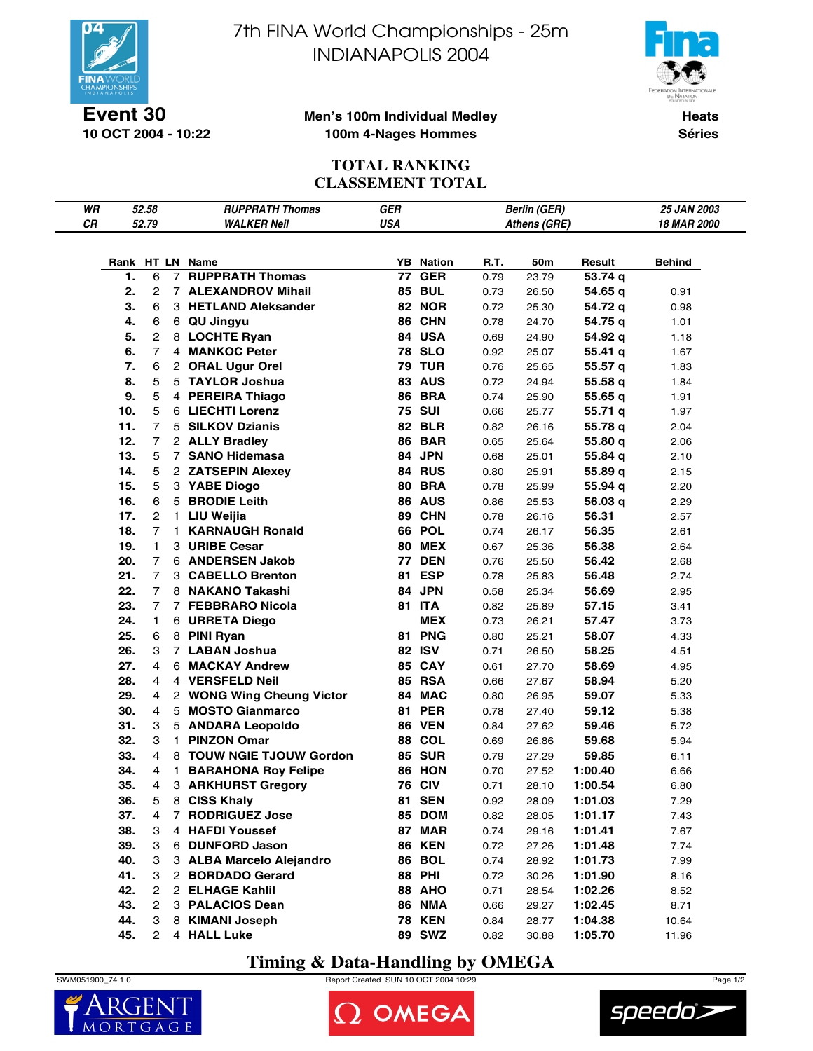# 7th FINA World Championships - 25m
# INDIANAPOLIS 2004

**Event 30**
**10 OCT 2004 - 10:22**

**Men's 100m Individual Medley**
**100m 4-Nages Hommes**

**Heats**
**Séries**

## TOTAL RANKING
## CLASSEMENT TOTAL

| | | | | | |
|---|---|---|---|---|---|
| *WR* | *52.58* | *RUPPRATH Thomas* | *GER* | *Berlin (GER)* | *25 JAN 2003* |
| *CR* | *52.79* | *WALKER Neil* | *USA* | *Athens (GRE)* | *18 MAR 2000* |

| Rank | HT | LN | Name | YB | Nation | R.T. | 50m | Result | Behind |
|---|---|---|---|---|---|---|---|---|---|
| 1. | 6 | 7 | RUPPRATH Thomas | 77 | GER | 0.79 | 23.79 | 53.74 q | |
| 2. | 2 | 7 | ALEXANDROV Mihail | 85 | BUL | 0.73 | 26.50 | 54.65 q | 0.91 |
| 3. | 6 | 3 | HETLAND Aleksander | 82 | NOR | 0.72 | 25.30 | 54.72 q | 0.98 |
| 4. | 6 | 6 | QU Jingyu | 86 | CHN | 0.78 | 24.70 | 54.75 q | 1.01 |
| 5. | 2 | 8 | LOCHTE Ryan | 84 | USA | 0.69 | 24.90 | 54.92 q | 1.18 |
| 6. | 7 | 4 | MANKOC Peter | 78 | SLO | 0.92 | 25.07 | 55.41 q | 1.67 |
| 7. | 6 | 2 | ORAL Ugur Orel | 79 | TUR | 0.76 | 25.65 | 55.57 q | 1.83 |
| 8. | 5 | 5 | TAYLOR Joshua | 83 | AUS | 0.72 | 24.94 | 55.58 q | 1.84 |
| 9. | 5 | 4 | PEREIRA Thiago | 86 | BRA | 0.74 | 25.90 | 55.65 q | 1.91 |
| 10. | 5 | 6 | LIECHTI Lorenz | 75 | SUI | 0.66 | 25.77 | 55.71 q | 1.97 |
| 11. | 7 | 5 | SILKOV Dzianis | 82 | BLR | 0.82 | 26.16 | 55.78 q | 2.04 |
| 12. | 7 | 2 | ALLY Bradley | 86 | BAR | 0.65 | 25.64 | 55.80 q | 2.06 |
| 13. | 5 | 7 | SANO Hidemasa | 84 | JPN | 0.68 | 25.01 | 55.84 q | 2.10 |
| 14. | 5 | 2 | ZATSEPIN Alexey | 84 | RUS | 0.80 | 25.91 | 55.89 q | 2.15 |
| 15. | 5 | 3 | YABE Diogo | 80 | BRA | 0.78 | 25.99 | 55.94 q | 2.20 |
| 16. | 6 | 5 | BRODIE Leith | 86 | AUS | 0.86 | 25.53 | 56.03 q | 2.29 |
| 17. | 2 | 1 | LIU Weijia | 89 | CHN | 0.78 | 26.16 | 56.31 | 2.57 |
| 18. | 7 | 1 | KARNAUGH Ronald | 66 | POL | 0.74 | 26.17 | 56.35 | 2.61 |
| 19. | 1 | 3 | URIBE Cesar | 80 | MEX | 0.67 | 25.36 | 56.38 | 2.64 |
| 20. | 7 | 6 | ANDERSEN Jakob | 77 | DEN | 0.76 | 25.50 | 56.42 | 2.68 |
| 21. | 7 | 3 | CABELLO Brenton | 81 | ESP | 0.78 | 25.83 | 56.48 | 2.74 |
| 22. | 7 | 8 | NAKANO Takashi | 84 | JPN | 0.58 | 25.34 | 56.69 | 2.95 |
| 23. | 7 | 7 | FEBBRARO Nicola | 81 | ITA | 0.82 | 25.89 | 57.15 | 3.41 |
| 24. | 1 | 6 | URRETA Diego | | MEX | 0.73 | 26.21 | 57.47 | 3.73 |
| 25. | 6 | 8 | PINI Ryan | 81 | PNG | 0.80 | 25.21 | 58.07 | 4.33 |
| 26. | 3 | 7 | LABAN Joshua | 82 | ISV | 0.71 | 26.50 | 58.25 | 4.51 |
| 27. | 4 | 6 | MACKAY Andrew | 85 | CAY | 0.61 | 27.70 | 58.69 | 4.95 |
| 28. | 4 | 4 | VERSFELD Neil | 85 | RSA | 0.66 | 27.67 | 58.94 | 5.20 |
| 29. | 4 | 2 | WONG Wing Cheung Victor | 84 | MAC | 0.80 | 26.95 | 59.07 | 5.33 |
| 30. | 4 | 5 | MOSTO Gianmarco | 81 | PER | 0.78 | 27.40 | 59.12 | 5.38 |
| 31. | 3 | 5 | ANDARA Leopoldo | 86 | VEN | 0.84 | 27.62 | 59.46 | 5.72 |
| 32. | 3 | 1 | PINZON Omar | 88 | COL | 0.69 | 26.86 | 59.68 | 5.94 |
| 33. | 4 | 8 | TOUW NGIE TJOUW Gordon | 85 | SUR | 0.79 | 27.29 | 59.85 | 6.11 |
| 34. | 4 | 1 | BARAHONA Roy Felipe | 86 | HON | 0.70 | 27.52 | 1:00.40 | 6.66 |
| 35. | 4 | 3 | ARKHURST Gregory | 76 | CIV | 0.71 | 28.10 | 1:00.54 | 6.80 |
| 36. | 5 | 8 | CISS Khaly | 81 | SEN | 0.92 | 28.09 | 1:01.03 | 7.29 |
| 37. | 4 | 7 | RODRIGUEZ Jose | 85 | DOM | 0.82 | 28.05 | 1:01.17 | 7.43 |
| 38. | 3 | 4 | HAFDI Youssef | 87 | MAR | 0.74 | 29.16 | 1:01.41 | 7.67 |
| 39. | 3 | 6 | DUNFORD Jason | 86 | KEN | 0.72 | 27.26 | 1:01.48 | 7.74 |
| 40. | 3 | 3 | ALBA Marcelo Alejandro | 86 | BOL | 0.74 | 28.92 | 1:01.73 | 7.99 |
| 41. | 3 | 2 | BORDADO Gerard | 88 | PHI | 0.72 | 30.26 | 1:01.90 | 8.16 |
| 42. | 2 | 2 | ELHAGE Kahlil | 88 | AHO | 0.71 | 28.54 | 1:02.26 | 8.52 |
| 43. | 2 | 3 | PALACIOS Dean | 86 | NMA | 0.66 | 29.27 | 1:02.45 | 8.71 |
| 44. | 3 | 8 | KIMANI Joseph | 78 | KEN | 0.84 | 28.77 | 1:04.38 | 10.64 |
| 45. | 2 | 4 | HALL Luke | 89 | SWZ | 0.82 | 30.88 | 1:05.70 | 11.96 |

**Timing & Data-Handling by OMEGA**

SWM051900_74 1.0 Report Created SUN 10 OCT 2004 10:29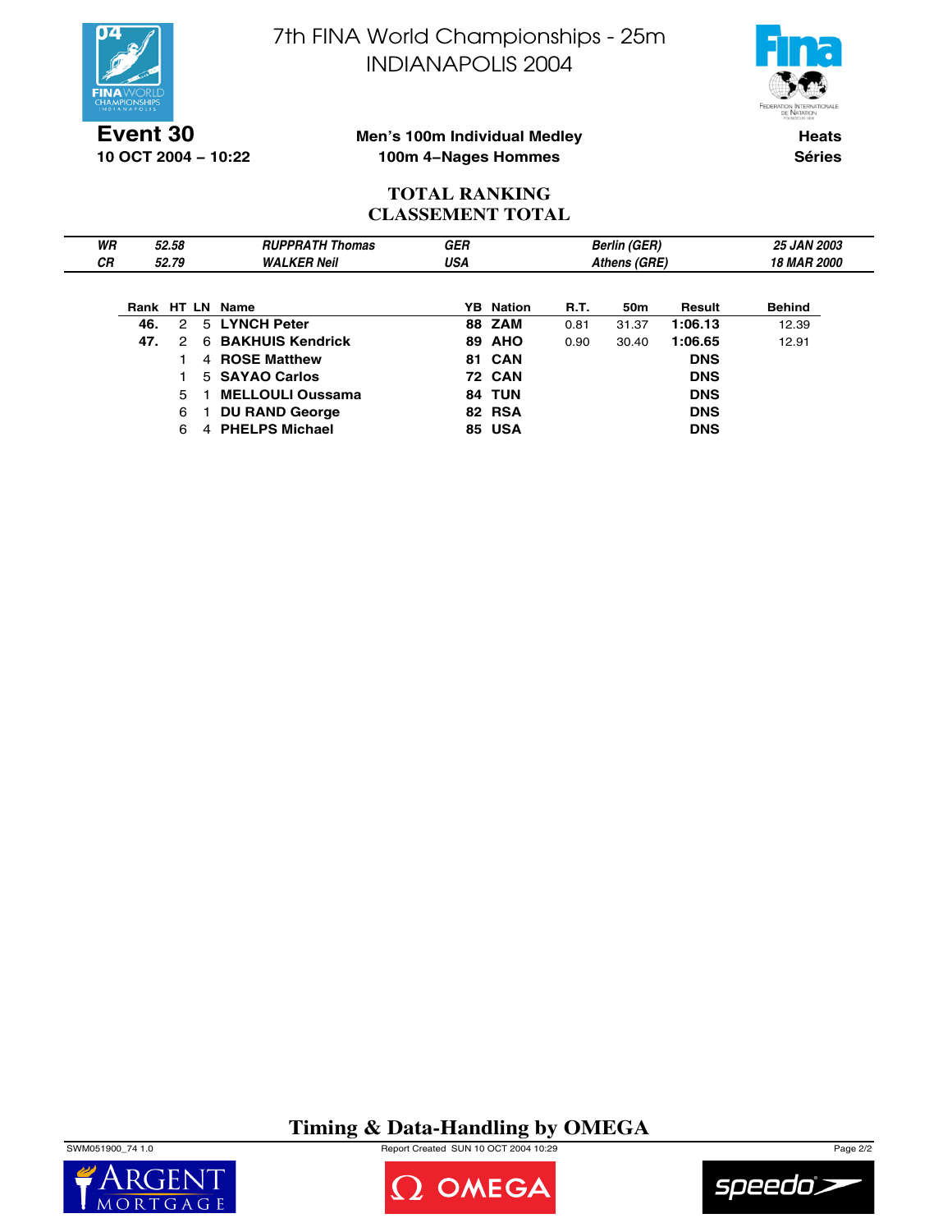# 7th FINA World Championships - 25m
# INDIANAPOLIS 2004

**Event 30**
**10 OCT 2004 – 10:22**

**Men's 100m Individual Medley**
**100m 4–Nages Hommes**

**Heats**
**Séries**

## TOTAL RANKING
## CLASSEMENT TOTAL

| | | | | | |
|---|---|---|---|---|---|
| *WR* | *52.58* | *RUPPRATH Thomas* | *GER* | *Berlin (GER)* | *25 JAN 2003* |
| *CR* | *52.79* | *WALKER Neil* | *USA* | *Athens (GRE)* | *18 MAR 2000* |

| Rank | HT | LN | Name | YB | Nation | R.T. | 50m | Result | Behind |
|---|---|---|---|---|---|---|---|---|---|
| 46. | 2 | 5 | LYNCH Peter | 88 | ZAM | 0.81 | 31.37 | 1:06.13 | 12.39 |
| 47. | 2 | 6 | BAKHUIS Kendrick | 89 | AHO | 0.90 | 30.40 | 1:06.65 | 12.91 |
| | 1 | 4 | ROSE Matthew | 81 | CAN | | | DNS | |
| | 1 | 5 | SAYAO Carlos | 72 | CAN | | | DNS | |
| | 5 | 1 | MELLOULI Oussama | 84 | TUN | | | DNS | |
| | 6 | 1 | DU RAND George | 82 | RSA | | | DNS | |
| | 6 | 4 | PHELPS Michael | 85 | USA | | | DNS | |

**Timing & Data-Handling by OMEGA**

SWM051900_74 1.0 Report Created SUN 10 OCT 2004 10:29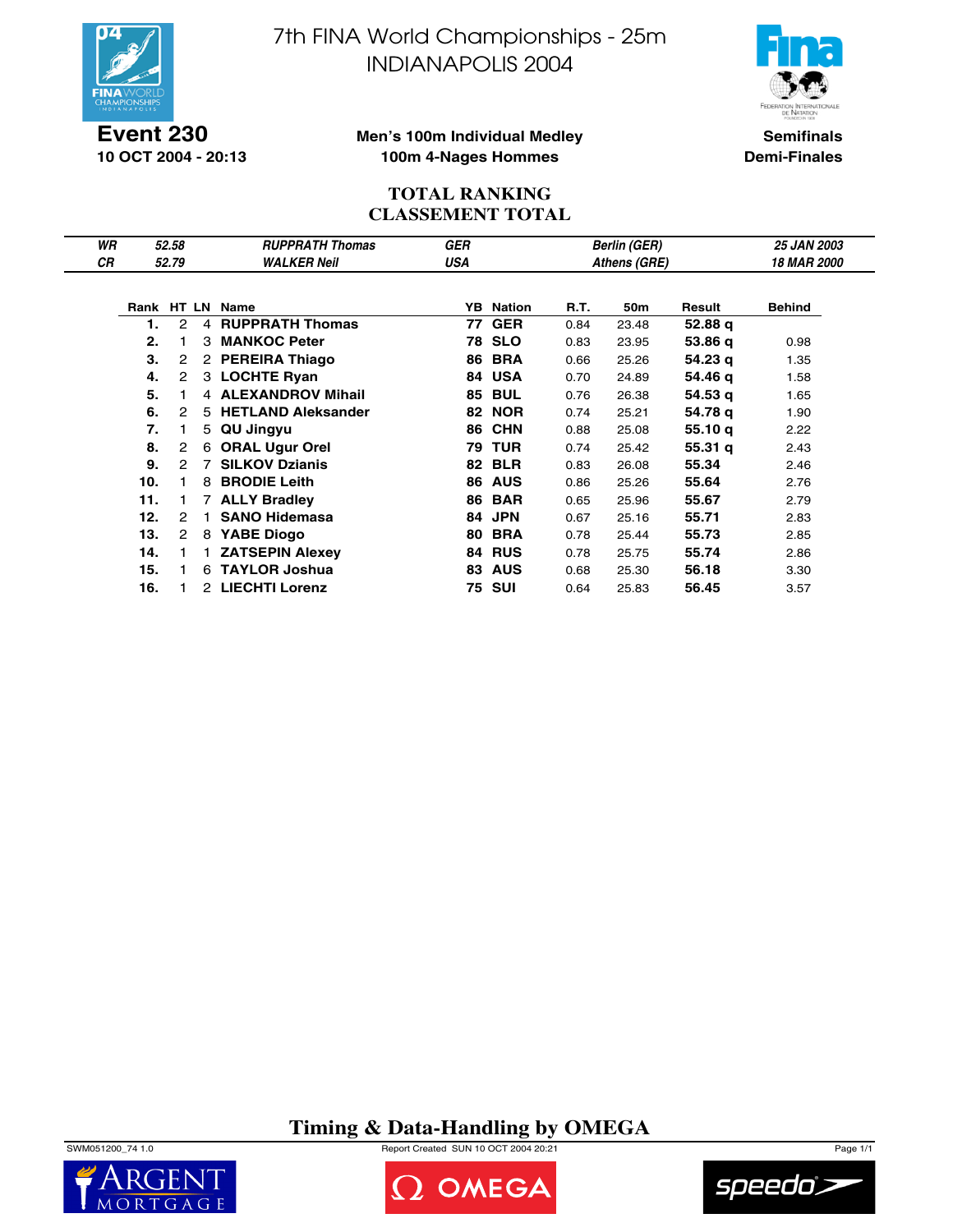# 7th FINA World Championships - 25m
# INDIANAPOLIS 2004

**Event 230**
**10 OCT 2004 - 20:13**

**Men's 100m Individual Medley**
**100m 4-Nages Hommes**

**Semifinals**
**Demi-Finales**

## TOTAL RANKING
## CLASSEMENT TOTAL

| | | | | | |
|---|---|---|---|---|---|
| *WR* | *52.58* | *RUPPRATH Thomas* | *GER* | *Berlin (GER)* | *25 JAN 2003* |
| *CR* | *52.79* | *WALKER Neil* | *USA* | *Athens (GRE)* | *18 MAR 2000* |

| Rank | HT | LN | Name | YB | Nation | R.T. | 50m | Result | Behind |
|---|---|---|---|---|---|---|---|---|---|
| **1.** | 2 | 4 | **RUPPRATH Thomas** | **77** | **GER** | 0.84 | 23.48 | **52.88 q** | |
| **2.** | 1 | 3 | **MANKOC Peter** | **78** | **SLO** | 0.83 | 23.95 | **53.86 q** | 0.98 |
| **3.** | 2 | 2 | **PEREIRA Thiago** | **86** | **BRA** | 0.66 | 25.26 | **54.23 q** | 1.35 |
| **4.** | 2 | 3 | **LOCHTE Ryan** | **84** | **USA** | 0.70 | 24.89 | **54.46 q** | 1.58 |
| **5.** | 1 | 4 | **ALEXANDROV Mihail** | **85** | **BUL** | 0.76 | 26.38 | **54.53 q** | 1.65 |
| **6.** | 2 | 5 | **HETLAND Aleksander** | **82** | **NOR** | 0.74 | 25.21 | **54.78 q** | 1.90 |
| **7.** | 1 | 5 | **QU Jingyu** | **86** | **CHN** | 0.88 | 25.08 | **55.10 q** | 2.22 |
| **8.** | 2 | 6 | **ORAL Ugur Orel** | **79** | **TUR** | 0.74 | 25.42 | **55.31 q** | 2.43 |
| **9.** | 2 | 7 | **SILKOV Dzianis** | **82** | **BLR** | 0.83 | 26.08 | **55.34** | 2.46 |
| **10.** | 1 | 8 | **BRODIE Leith** | **86** | **AUS** | 0.86 | 25.26 | **55.64** | 2.76 |
| **11.** | 1 | 7 | **ALLY Bradley** | **86** | **BAR** | 0.65 | 25.96 | **55.67** | 2.79 |
| **12.** | 2 | 1 | **SANO Hidemasa** | **84** | **JPN** | 0.67 | 25.16 | **55.71** | 2.83 |
| **13.** | 2 | 8 | **YABE Diogo** | **80** | **BRA** | 0.78 | 25.44 | **55.73** | 2.85 |
| **14.** | 1 | 1 | **ZATSEPIN Alexey** | **84** | **RUS** | 0.78 | 25.75 | **55.74** | 2.86 |
| **15.** | 1 | 6 | **TAYLOR Joshua** | **83** | **AUS** | 0.68 | 25.30 | **56.18** | 3.30 |
| **16.** | 1 | 2 | **LIECHTI Lorenz** | **75** | **SUI** | 0.64 | 25.83 | **56.45** | 3.57 |

**Timing & Data-Handling by OMEGA**

SWM051200_74 1.0 Report Created SUN 10 OCT 2004 20:21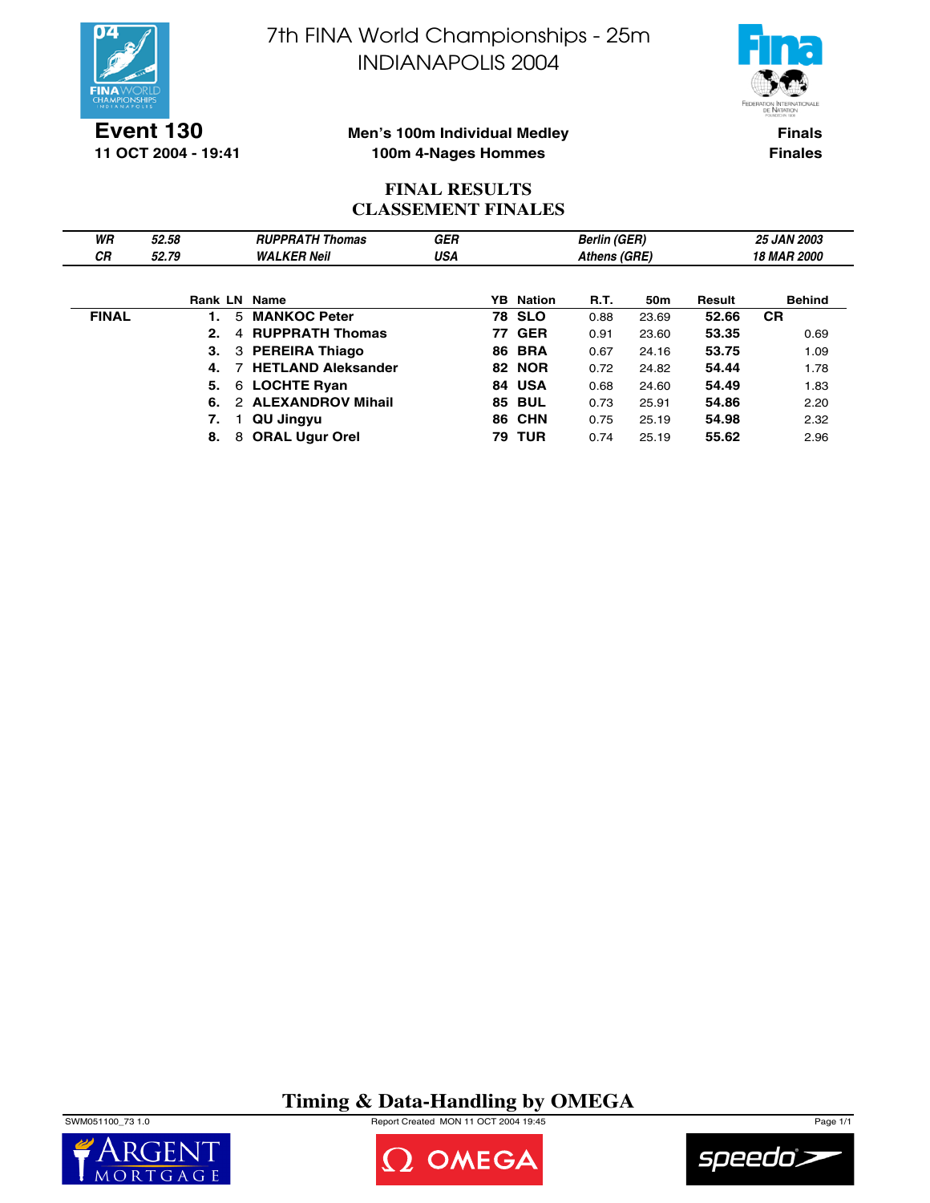# 7th FINA World Championships - 25m
# INDIANAPOLIS 2004

**Event 130**
**11 OCT 2004 - 19:41**

**Men's 100m Individual Medley**
**100m 4-Nages Hommes**

**Finals**
**Finales**

## FINAL RESULTS
## CLASSEMENT FINALES

| | | | | | |
|---|---|---|---|---|---|
| *WR* | *52.58* | *RUPPRATH Thomas* | *GER* | *Berlin (GER)* | *25 JAN 2003* |
| *CR* | *52.79* | *WALKER Neil* | *USA* | *Athens (GRE)* | *18 MAR 2000* |

| | Rank | LN | Name | YB | Nation | R.T. | 50m | Result | Behind |
|---|---|---|---|---|---|---|---|---|---|
| **FINAL** | **1.** | 5 | **MANKOC Peter** | **78** | **SLO** | 0.88 | 23.69 | **52.66** | **CR** |
| | **2.** | 4 | **RUPPRATH Thomas** | **77** | **GER** | 0.91 | 23.60 | **53.35** | 0.69 |
| | **3.** | 3 | **PEREIRA Thiago** | **86** | **BRA** | 0.67 | 24.16 | **53.75** | 1.09 |
| | **4.** | 7 | **HETLAND Aleksander** | **82** | **NOR** | 0.72 | 24.82 | **54.44** | 1.78 |
| | **5.** | 6 | **LOCHTE Ryan** | **84** | **USA** | 0.68 | 24.60 | **54.49** | 1.83 |
| | **6.** | 2 | **ALEXANDROV Mihail** | **85** | **BUL** | 0.73 | 25.91 | **54.86** | 2.20 |
| | **7.** | 1 | **QU Jingyu** | **86** | **CHN** | 0.75 | 25.19 | **54.98** | 2.32 |
| | **8.** | 8 | **ORAL Ugur Orel** | **79** | **TUR** | 0.74 | 25.19 | **55.62** | 2.96 |

**Timing & Data-Handling by OMEGA**

SWM051100_73 1.0    Report Created MON 11 OCT 2004 19:45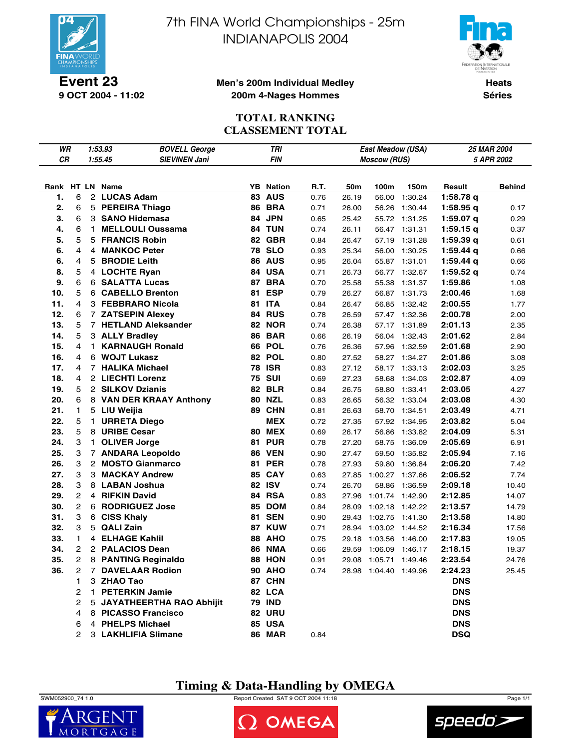# 7th FINA World Championships - 25m
# INDIANAPOLIS 2004

**Event 23**
**9 OCT 2004 - 11:02**

**Men's 200m Individual Medley**
**200m 4-Nages Hommes**

**Heats**
**Séries**

## TOTAL RANKING
## CLASSEMENT TOTAL

| | | | | |
|---|---|---|---|---|
| *WR* | *1:53.93* | *BOVELL George* | *TRI* | *East Meadow (USA)* | *25 MAR 2004* |
| *CR* | *1:55.45* | *SIEVINEN Jani* | *FIN* | *Moscow (RUS)* | *5 APR 2002* |

| Rank | HT | LN | Name | YB | Nation | R.T. | 50m | 100m | 150m | Result | Behind |
|---|---|---|---|---|---|---|---|---|---|---|---|
| 1. | 6 | 2 | LUCAS Adam | 83 | AUS | 0.76 | 26.19 | 56.00 | 1:30.24 | 1:58.78 q | |
| 2. | 6 | 5 | PEREIRA Thiago | 86 | BRA | 0.71 | 26.00 | 56.26 | 1:30.44 | 1:58.95 q | 0.17 |
| 3. | 6 | 3 | SANO Hidemasa | 84 | JPN | 0.65 | 25.42 | 55.72 | 1:31.25 | 1:59.07 q | 0.29 |
| 4. | 6 | 1 | MELLOULI Oussama | 84 | TUN | 0.74 | 26.11 | 56.47 | 1:31.31 | 1:59.15 q | 0.37 |
| 5. | 5 | 5 | FRANCIS Robin | 82 | GBR | 0.84 | 26.47 | 57.19 | 1:31.28 | 1:59.39 q | 0.61 |
| 6. | 4 | 4 | MANKOC Peter | 78 | SLO | 0.93 | 25.34 | 56.00 | 1:30.25 | 1:59.44 q | 0.66 |
| 6. | 4 | 5 | BRODIE Leith | 86 | AUS | 0.95 | 26.04 | 55.87 | 1:31.01 | 1:59.44 q | 0.66 |
| 8. | 5 | 4 | LOCHTE Ryan | 84 | USA | 0.71 | 26.73 | 56.77 | 1:32.67 | 1:59.52 q | 0.74 |
| 9. | 6 | 6 | SALATTA Lucas | 87 | BRA | 0.70 | 25.58 | 55.38 | 1:31.37 | 1:59.86 | 1.08 |
| 10. | 5 | 6 | CABELLO Brenton | 81 | ESP | 0.79 | 26.27 | 56.87 | 1:31.73 | 2:00.46 | 1.68 |
| 11. | 4 | 3 | FEBBRARO Nicola | 81 | ITA | 0.84 | 26.47 | 56.85 | 1:32.42 | 2:00.55 | 1.77 |
| 12. | 6 | 7 | ZATSEPIN Alexey | 84 | RUS | 0.78 | 26.59 | 57.47 | 1:32.36 | 2:00.78 | 2.00 |
| 13. | 5 | 7 | HETLAND Aleksander | 82 | NOR | 0.74 | 26.38 | 57.17 | 1:31.89 | 2:01.13 | 2.35 |
| 14. | 5 | 3 | ALLY Bradley | 86 | BAR | 0.66 | 26.19 | 56.04 | 1:32.43 | 2:01.62 | 2.84 |
| 15. | 4 | 1 | KARNAUGH Ronald | 66 | POL | 0.76 | 26.36 | 57.96 | 1:32.59 | 2:01.68 | 2.90 |
| 16. | 4 | 6 | WOJT Lukasz | 82 | POL | 0.80 | 27.52 | 58.27 | 1:34.27 | 2:01.86 | 3.08 |
| 17. | 4 | 7 | HALIKA Michael | 78 | ISR | 0.83 | 27.12 | 58.17 | 1:33.13 | 2:02.03 | 3.25 |
| 18. | 4 | 2 | LIECHTI Lorenz | 75 | SUI | 0.69 | 27.23 | 58.68 | 1:34.03 | 2:02.87 | 4.09 |
| 19. | 5 | 2 | SILKOV Dzianis | 82 | BLR | 0.84 | 26.75 | 58.80 | 1:33.41 | 2:03.05 | 4.27 |
| 20. | 6 | 8 | VAN DER KRAAY Anthony | 80 | NZL | 0.83 | 26.65 | 56.32 | 1:33.04 | 2:03.08 | 4.30 |
| 21. | 1 | 5 | LIU Weijia | 89 | CHN | 0.81 | 26.63 | 58.70 | 1:34.51 | 2:03.49 | 4.71 |
| 22. | 5 | 1 | URRETA Diego | | MEX | 0.72 | 27.35 | 57.92 | 1:34.95 | 2:03.82 | 5.04 |
| 23. | 5 | 8 | URIBE Cesar | 80 | MEX | 0.69 | 26.17 | 56.86 | 1:33.82 | 2:04.09 | 5.31 |
| 24. | 3 | 1 | OLIVER Jorge | 81 | PUR | 0.78 | 27.20 | 58.75 | 1:36.09 | 2:05.69 | 6.91 |
| 25. | 3 | 7 | ANDARA Leopoldo | 86 | VEN | 0.90 | 27.47 | 59.50 | 1:35.82 | 2:05.94 | 7.16 |
| 26. | 3 | 2 | MOSTO Gianmarco | 81 | PER | 0.78 | 27.93 | 59.80 | 1:36.84 | 2:06.20 | 7.42 |
| 27. | 3 | 3 | MACKAY Andrew | 85 | CAY | 0.63 | 27.85 | 1:00.27 | 1:37.66 | 2:06.52 | 7.74 |
| 28. | 3 | 8 | LABAN Joshua | 82 | ISV | 0.74 | 26.70 | 58.86 | 1:36.59 | 2:09.18 | 10.40 |
| 29. | 2 | 4 | RIFKIN David | 84 | RSA | 0.83 | 27.96 | 1:01.74 | 1:42.90 | 2:12.85 | 14.07 |
| 30. | 2 | 6 | RODRIGUEZ Jose | 85 | DOM | 0.84 | 28.09 | 1:02.18 | 1:42.22 | 2:13.57 | 14.79 |
| 31. | 3 | 6 | CISS Khaly | 81 | SEN | 0.90 | 29.43 | 1:02.75 | 1:41.30 | 2:13.58 | 14.80 |
| 32. | 3 | 5 | QALI Zain | 87 | KUW | 0.71 | 28.94 | 1:03.02 | 1:44.52 | 2:16.34 | 17.56 |
| 33. | 1 | 4 | ELHAGE Kahlil | 88 | AHO | 0.75 | 29.18 | 1:03.56 | 1:46.00 | 2:17.83 | 19.05 |
| 34. | 2 | 2 | PALACIOS Dean | 86 | NMA | 0.66 | 29.59 | 1:06.09 | 1:46.17 | 2:18.15 | 19.37 |
| 35. | 2 | 8 | PANTING Reginaldo | 88 | HON | 0.91 | 29.08 | 1:05.71 | 1:49.46 | 2:23.54 | 24.76 |
| 36. | 2 | 7 | DAVELAAR Rodion | 90 | AHO | 0.74 | 28.98 | 1:04.40 | 1:49.96 | 2:24.23 | 25.45 |
| | 1 | 3 | ZHAO Tao | 87 | CHN | | | | | DNS | |
| | 2 | 1 | PETERKIN Jamie | 82 | LCA | | | | | DNS | |
| | 2 | 5 | JAYATHEERTHA RAO Abhijit | 79 | IND | | | | | DNS | |
| | 4 | 8 | PICASSO Francisco | 82 | URU | | | | | DNS | |
| | 6 | 4 | PHELPS Michael | 85 | USA | | | | | DNS | |
| | 2 | 3 | LAKHLIFIA Slimane | 86 | MAR | 0.84 | | | | DSQ | |

**Timing & Data-Handling by OMEGA**

SWM052900_74 1.0 — Report Created SAT 9 OCT 2004 11:18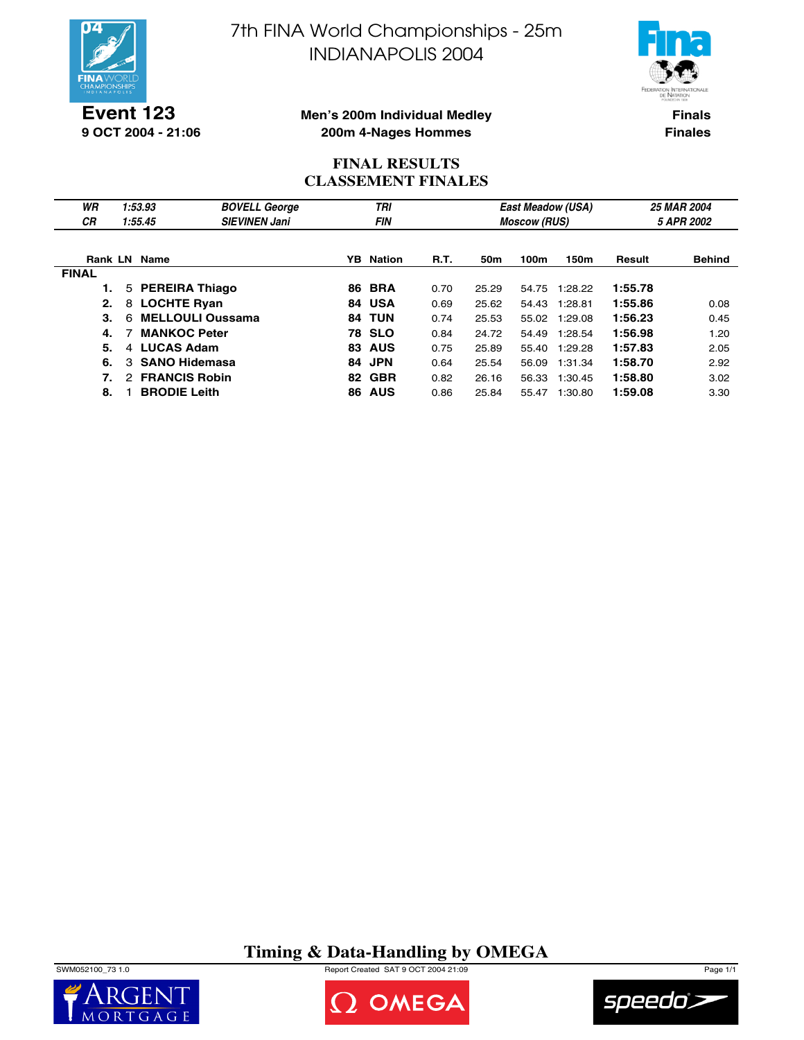# 7th FINA World Championships - 25m
# INDIANAPOLIS 2004

**Event 123**
**9 OCT 2004 - 21:06**

**Men's 200m Individual Medley**
**200m 4-Nages Hommes**

**Finals**
**Finales**

## FINAL RESULTS
## CLASSEMENT FINALES

| | | | | | |
|---|---|---|---|---|---|
| *WR* | *1:53.93* | *BOVELL George* | *TRI* | *East Meadow (USA)* | *25 MAR 2004* |
| *CR* | *1:55.45* | *SIEVINEN Jani* | *FIN* | *Moscow (RUS)* | *5 APR 2002* |

| Rank | LN | Name | YB | Nation | R.T. | 50m | 100m | 150m | Result | Behind |
|---|---|---|---|---|---|---|---|---|---|---|
| **FINAL** | | | | | | | | | | |
| **1.** | 5 | **PEREIRA Thiago** | **86** | **BRA** | 0.70 | 25.29 | 54.75 | 1:28.22 | **1:55.78** | |
| **2.** | 8 | **LOCHTE Ryan** | **84** | **USA** | 0.69 | 25.62 | 54.43 | 1:28.81 | **1:55.86** | 0.08 |
| **3.** | 6 | **MELLOULI Oussama** | **84** | **TUN** | 0.74 | 25.53 | 55.02 | 1:29.08 | **1:56.23** | 0.45 |
| **4.** | 7 | **MANKOC Peter** | **78** | **SLO** | 0.84 | 24.72 | 54.49 | 1:28.54 | **1:56.98** | 1.20 |
| **5.** | 4 | **LUCAS Adam** | **83** | **AUS** | 0.75 | 25.89 | 55.40 | 1:29.28 | **1:57.83** | 2.05 |
| **6.** | 3 | **SANO Hidemasa** | **84** | **JPN** | 0.64 | 25.54 | 56.09 | 1:31.34 | **1:58.70** | 2.92 |
| **7.** | 2 | **FRANCIS Robin** | **82** | **GBR** | 0.82 | 26.16 | 56.33 | 1:30.45 | **1:58.80** | 3.02 |
| **8.** | 1 | **BRODIE Leith** | **86** | **AUS** | 0.86 | 25.84 | 55.47 | 1:30.80 | **1:59.08** | 3.30 |

**Timing & Data-Handling by OMEGA**

SWM052100_73 1.0 Report Created SAT 9 OCT 2004 21:09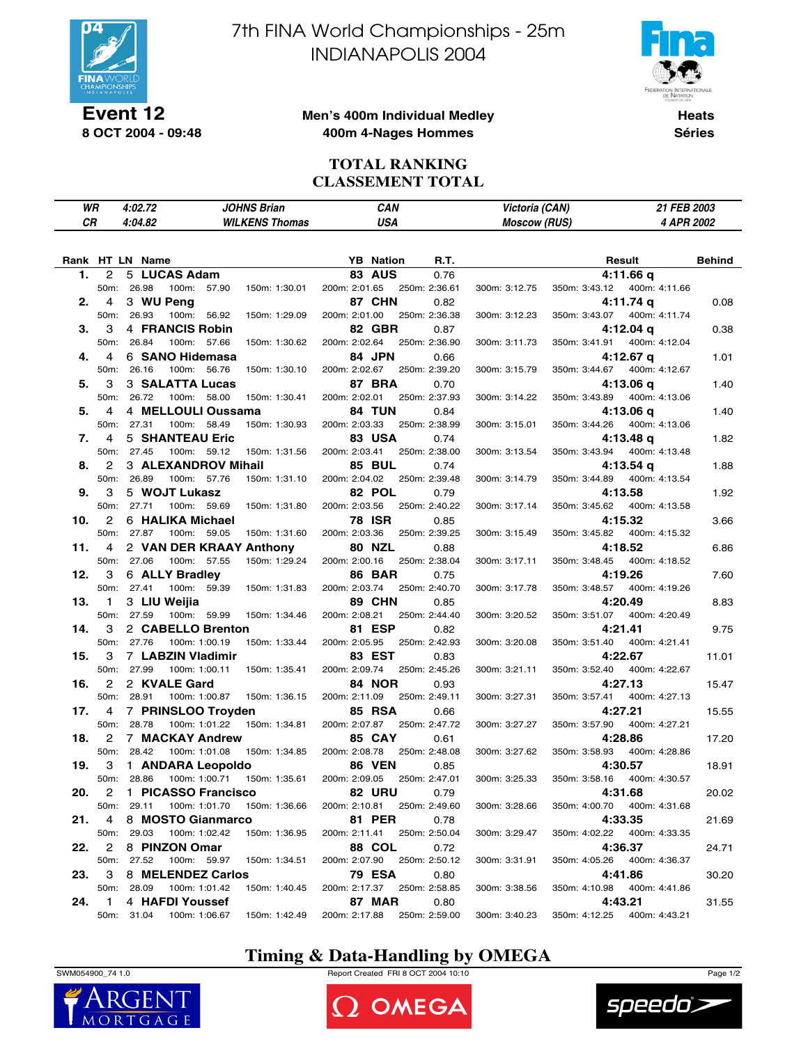# 7th FINA World Championships - 25m
# INDIANAPOLIS 2004

**Event 12**
**8 OCT 2004 - 09:48**

**Men's 400m Individual Medley**
**400m 4-Nages Hommes**

**Heats**
**Séries**

## TOTAL RANKING
## CLASSEMENT TOTAL

| | | | | | |
|---|---|---|---|---|---|
| *WR* | *4:02.72* | *JOHNS Brian* | *CAN* | *Victoria (CAN)* | *21 FEB 2003* |
| *CR* | *4:04.82* | *WILKENS Thomas* | *USA* | *Moscow (RUS)* | *4 APR 2002* |

| Rank | HT | LN | Name | YB | Nation | R.T. | Result | Behind |
|---|---|---|---|---|---|---|---|---|
| **1.** | 2 | 5 | **LUCAS Adam** | 83 | **AUS** | 0.76 | **4:11.66 q** | |
| | 50m: 26.98 | 100m: 57.90 | 150m: 1:30.01 | 200m: 2:01.65 | 250m: 2:36.61 | 300m: 3:12.75 | 350m: 3:43.12 | 400m: 4:11.66 |
| **2.** | 4 | 3 | **WU Peng** | 87 | **CHN** | 0.82 | **4:11.74 q** | 0.08 |
| | 50m: 26.93 | 100m: 56.92 | 150m: 1:29.09 | 200m: 2:01.00 | 250m: 2:36.38 | 300m: 3:12.23 | 350m: 3:43.07 | 400m: 4:11.74 |
| **3.** | 3 | 4 | **FRANCIS Robin** | 82 | **GBR** | 0.87 | **4:12.04 q** | 0.38 |
| | 50m: 26.84 | 100m: 57.66 | 150m: 1:30.62 | 200m: 2:02.64 | 250m: 2:36.90 | 300m: 3:11.73 | 350m: 3:41.91 | 400m: 4:12.04 |
| **4.** | 4 | 6 | **SANO Hidemasa** | 84 | **JPN** | 0.66 | **4:12.67 q** | 1.01 |
| | 50m: 26.16 | 100m: 56.76 | 150m: 1:30.10 | 200m: 2:02.67 | 250m: 2:39.20 | 300m: 3:15.79 | 350m: 3:44.67 | 400m: 4:12.67 |
| **5.** | 3 | 3 | **SALATTA Lucas** | 87 | **BRA** | 0.70 | **4:13.06 q** | 1.40 |
| | 50m: 26.72 | 100m: 58.00 | 150m: 1:30.41 | 200m: 2:02.01 | 250m: 2:37.93 | 300m: 3:14.22 | 350m: 3:43.89 | 400m: 4:13.06 |
| **5.** | 4 | 4 | **MELLOULI Oussama** | 84 | **TUN** | 0.84 | **4:13.06 q** | 1.40 |
| | 50m: 27.31 | 100m: 58.49 | 150m: 1:30.93 | 200m: 2:03.33 | 250m: 2:38.99 | 300m: 3:15.01 | 350m: 3:44.26 | 400m: 4:13.06 |
| **7.** | 4 | 5 | **SHANTEAU Eric** | 83 | **USA** | 0.74 | **4:13.48 q** | 1.82 |
| | 50m: 27.45 | 100m: 59.12 | 150m: 1:31.56 | 200m: 2:03.41 | 250m: 2:38.00 | 300m: 3:13.54 | 350m: 3:43.94 | 400m: 4:13.48 |
| **8.** | 2 | 3 | **ALEXANDROV Mihail** | 85 | **BUL** | 0.74 | **4:13.54 q** | 1.88 |
| | 50m: 26.89 | 100m: 57.76 | 150m: 1:31.10 | 200m: 2:04.02 | 250m: 2:39.48 | 300m: 3:14.79 | 350m: 3:44.89 | 400m: 4:13.54 |
| **9.** | 3 | 5 | **WOJT Lukasz** | 82 | **POL** | 0.79 | **4:13.58** | 1.92 |
| | 50m: 27.71 | 100m: 59.69 | 150m: 1:31.80 | 200m: 2:03.56 | 250m: 2:40.22 | 300m: 3:17.14 | 350m: 3:45.62 | 400m: 4:13.58 |
| **10.** | 2 | 6 | **HALIKA Michael** | 78 | **ISR** | 0.85 | **4:15.32** | 3.66 |
| | 50m: 27.87 | 100m: 59.05 | 150m: 1:31.60 | 200m: 2:03.36 | 250m: 2:39.25 | 300m: 3:15.49 | 350m: 3:45.82 | 400m: 4:15.32 |
| **11.** | 4 | 2 | **VAN DER KRAAY Anthony** | 80 | **NZL** | 0.88 | **4:18.52** | 6.86 |
| | 50m: 27.06 | 100m: 57.55 | 150m: 1:29.24 | 200m: 2:00.16 | 250m: 2:38.04 | 300m: 3:17.11 | 350m: 3:48.45 | 400m: 4:18.52 |
| **12.** | 3 | 6 | **ALLY Bradley** | 86 | **BAR** | 0.75 | **4:19.26** | 7.60 |
| | 50m: 27.41 | 100m: 59.39 | 150m: 1:31.83 | 200m: 2:03.74 | 250m: 2:40.70 | 300m: 3:17.78 | 350m: 3:48.57 | 400m: 4:19.26 |
| **13.** | 1 | 3 | **LIU Weijia** | 89 | **CHN** | 0.85 | **4:20.49** | 8.83 |
| | 50m: 27.59 | 100m: 59.99 | 150m: 1:34.46 | 200m: 2:08.21 | 250m: 2:44.40 | 300m: 3:20.52 | 350m: 3:51.07 | 400m: 4:20.49 |
| **14.** | 3 | 2 | **CABELLO Brenton** | 81 | **ESP** | 0.82 | **4:21.41** | 9.75 |
| | 50m: 27.76 | 100m: 1:00.19 | 150m: 1:33.44 | 200m: 2:05.95 | 250m: 2:42.93 | 300m: 3:20.08 | 350m: 3:51.40 | 400m: 4:21.41 |
| **15.** | 3 | 7 | **LABZIN Vladimir** | 83 | **EST** | 0.83 | **4:22.67** | 11.01 |
| | 50m: 27.99 | 100m: 1:00.11 | 150m: 1:35.41 | 200m: 2:09.74 | 250m: 2:45.26 | 300m: 3:21.11 | 350m: 3:52.40 | 400m: 4:22.67 |
| **16.** | 2 | 2 | **KVALE Gard** | 84 | **NOR** | 0.93 | **4:27.13** | 15.47 |
| | 50m: 28.91 | 100m: 1:00.87 | 150m: 1:36.15 | 200m: 2:11.09 | 250m: 2:49.11 | 300m: 3:27.31 | 350m: 3:57.41 | 400m: 4:27.13 |
| **17.** | 4 | 7 | **PRINSLOO Troyden** | 85 | **RSA** | 0.66 | **4:27.21** | 15.55 |
| | 50m: 28.78 | 100m: 1:01.22 | 150m: 1:34.81 | 200m: 2:07.87 | 250m: 2:47.72 | 300m: 3:27.27 | 350m: 3:57.90 | 400m: 4:27.21 |
| **18.** | 2 | 7 | **MACKAY Andrew** | 85 | **CAY** | 0.61 | **4:28.86** | 17.20 |
| | 50m: 28.42 | 100m: 1:01.08 | 150m: 1:34.85 | 200m: 2:08.78 | 250m: 2:48.08 | 300m: 3:27.62 | 350m: 3:58.93 | 400m: 4:28.86 |
| **19.** | 3 | 1 | **ANDARA Leopoldo** | 86 | **VEN** | 0.85 | **4:30.57** | 18.91 |
| | 50m: 28.86 | 100m: 1:00.71 | 150m: 1:35.61 | 200m: 2:09.05 | 250m: 2:47.01 | 300m: 3:25.33 | 350m: 3:58.16 | 400m: 4:30.57 |
| **20.** | 2 | 1 | **PICASSO Francisco** | 82 | **URU** | 0.79 | **4:31.68** | 20.02 |
| | 50m: 29.11 | 100m: 1:01.70 | 150m: 1:36.66 | 200m: 2:10.81 | 250m: 2:49.60 | 300m: 3:28.66 | 350m: 4:00.70 | 400m: 4:31.68 |
| **21.** | 4 | 8 | **MOSTO Gianmarco** | 81 | **PER** | 0.78 | **4:33.35** | 21.69 |
| | 50m: 29.03 | 100m: 1:02.42 | 150m: 1:36.95 | 200m: 2:11.41 | 250m: 2:50.04 | 300m: 3:29.47 | 350m: 4:02.22 | 400m: 4:33.35 |
| **22.** | 2 | 8 | **PINZON Omar** | 88 | **COL** | 0.72 | **4:36.37** | 24.71 |
| | 50m: 27.52 | 100m: 59.97 | 150m: 1:34.51 | 200m: 2:07.90 | 250m: 2:50.12 | 300m: 3:31.91 | 350m: 4:05.26 | 400m: 4:36.37 |
| **23.** | 3 | 8 | **MELENDEZ Carlos** | 79 | **ESA** | 0.80 | **4:41.86** | 30.20 |
| | 50m: 28.09 | 100m: 1:01.42 | 150m: 1:40.45 | 200m: 2:17.37 | 250m: 2:58.85 | 300m: 3:38.56 | 350m: 4:10.98 | 400m: 4:41.86 |
| **24.** | 1 | 4 | **HAFDI Youssef** | 87 | **MAR** | 0.80 | **4:43.21** | 31.55 |
| | 50m: 31.04 | 100m: 1:06.67 | 150m: 1:42.49 | 200m: 2:17.88 | 250m: 2:59.00 | 300m: 3:40.23 | 350m: 4:12.25 | 400m: 4:43.21 |

**Timing & Data-Handling by OMEGA**

SWM054900_74 1.0 — Report Created FRI 8 OCT 2004 10:10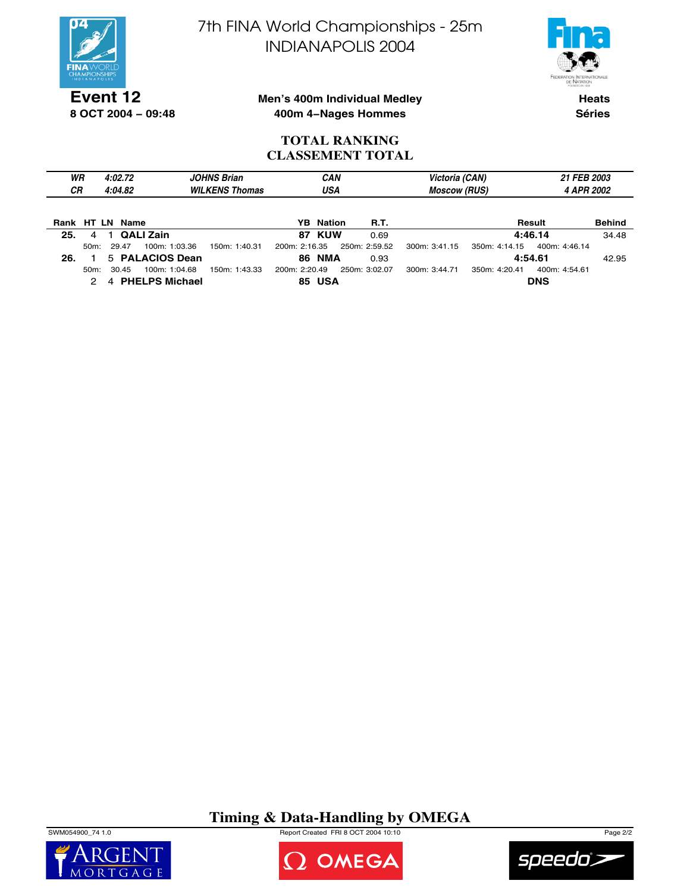# 7th FINA World Championships - 25m
# INDIANAPOLIS 2004

**Event 12**
**8 OCT 2004 – 09:48**

**Men's 400m Individual Medley**
**400m 4–Nages Hommes**

**Heats**
**Séries**

## TOTAL RANKING
## CLASSEMENT TOTAL

| | | | | | |
|---|---|---|---|---|---|
| *WR* | *4:02.72* | *JOHNS Brian* | *CAN* | *Victoria (CAN)* | *21 FEB 2003* |
| *CR* | *4:04.82* | *WILKENS Thomas* | *USA* | *Moscow (RUS)* | *4 APR 2002* |

| Rank | HT | LN | Name | YB | Nation | R.T. | Result | Behind |
|---|---|---|---|---|---|---|---|---|
| **25.** | 4 | 1 | **QALI Zain** | **87** | **KUW** | 0.69 | **4:46.14** | 34.48 |
| | | | 50m: 29.47 · 100m: 1:03.36 · 150m: 1:40.31 · 200m: 2:16.35 · 250m: 2:59.52 · 300m: 3:41.15 · 350m: 4:14.15 · 400m: 4:46.14 | | | | | |
| **26.** | 1 | 5 | **PALACIOS Dean** | **86** | **NMA** | 0.93 | **4:54.61** | 42.95 |
| | | | 50m: 30.45 · 100m: 1:04.68 · 150m: 1:43.33 · 200m: 2:20.49 · 250m: 3:02.07 · 300m: 3:44.71 · 350m: 4:20.41 · 400m: 4:54.61 | | | | | |
| | 2 | 4 | **PHELPS Michael** | **85** | **USA** | | **DNS** | |

**Timing & Data-Handling by OMEGA**

SWM054900_74 1.0 Report Created FRI 8 OCT 2004 10:10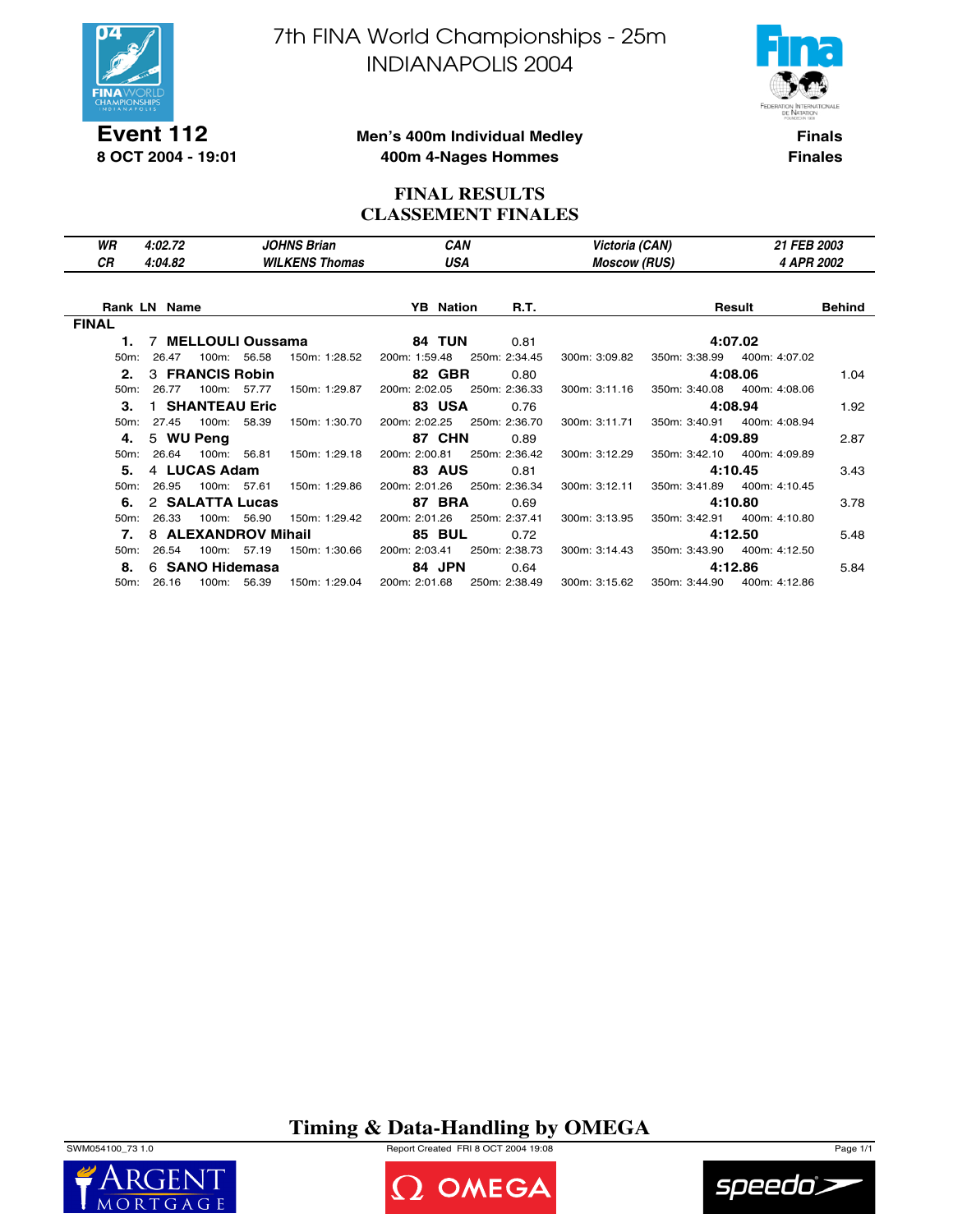# 7th FINA World Championships - 25m
## INDIANAPOLIS 2004

**Event 112**
**8 OCT 2004 - 19:01**

**Men's 400m Individual Medley**
**400m 4-Nages Hommes**

**Finals**
**Finales**

## FINAL RESULTS
## CLASSEMENT FINALES

| | | | | | |
|---|---|---|---|---|---|
| *WR* | *4:02.72* | *JOHNS Brian* | *CAN* | *Victoria (CAN)* | *21 FEB 2003* |
| *CR* | *4:04.82* | *WILKENS Thomas* | *USA* | *Moscow (RUS)* | *4 APR 2002* |

**FINAL**

| Rank | LN | Name | YB | Nation | R.T. | Result | Behind |
|---|---|---|---|---|---|---|---|
| **1.** | 7 | **MELLOULI Oussama** | **84** | **TUN** | 0.81 | **4:07.02** | |
| 50m: 26.47 | 100m: 56.58 | 150m: 1:28.52 | 200m: 1:59.48 | 250m: 2:34.45 | 300m: 3:09.82 | 350m: 3:38.99 | 400m: 4:07.02 |
| **2.** | 3 | **FRANCIS Robin** | **82** | **GBR** | 0.80 | **4:08.06** | 1.04 |
| 50m: 26.77 | 100m: 57.77 | 150m: 1:29.87 | 200m: 2:02.05 | 250m: 2:36.33 | 300m: 3:11.16 | 350m: 3:40.08 | 400m: 4:08.06 |
| **3.** | 1 | **SHANTEAU Eric** | **83** | **USA** | 0.76 | **4:08.94** | 1.92 |
| 50m: 27.45 | 100m: 58.39 | 150m: 1:30.70 | 200m: 2:02.25 | 250m: 2:36.70 | 300m: 3:11.71 | 350m: 3:40.91 | 400m: 4:08.94 |
| **4.** | 5 | **WU Peng** | **87** | **CHN** | 0.89 | **4:09.89** | 2.87 |
| 50m: 26.64 | 100m: 56.81 | 150m: 1:29.18 | 200m: 2:00.81 | 250m: 2:36.42 | 300m: 3:12.29 | 350m: 3:42.10 | 400m: 4:09.89 |
| **5.** | 4 | **LUCAS Adam** | **83** | **AUS** | 0.81 | **4:10.45** | 3.43 |
| 50m: 26.95 | 100m: 57.61 | 150m: 1:29.86 | 200m: 2:01.26 | 250m: 2:36.34 | 300m: 3:12.11 | 350m: 3:41.89 | 400m: 4:10.45 |
| **6.** | 2 | **SALATTA Lucas** | **87** | **BRA** | 0.69 | **4:10.80** | 3.78 |
| 50m: 26.33 | 100m: 56.90 | 150m: 1:29.42 | 200m: 2:01.26 | 250m: 2:37.41 | 300m: 3:13.95 | 350m: 3:42.91 | 400m: 4:10.80 |
| **7.** | 8 | **ALEXANDROV Mihail** | **85** | **BUL** | 0.72 | **4:12.50** | 5.48 |
| 50m: 26.54 | 100m: 57.19 | 150m: 1:30.66 | 200m: 2:03.41 | 250m: 2:38.73 | 300m: 3:14.43 | 350m: 3:43.90 | 400m: 4:12.50 |
| **8.** | 6 | **SANO Hidemasa** | **84** | **JPN** | 0.64 | **4:12.86** | 5.84 |
| 50m: 26.16 | 100m: 56.39 | 150m: 1:29.04 | 200m: 2:01.68 | 250m: 2:38.49 | 300m: 3:15.62 | 350m: 3:44.90 | 400m: 4:12.86 |

**Timing & Data-Handling by OMEGA**

SWM054100_73 1.0 Report Created FRI 8 OCT 2004 19:08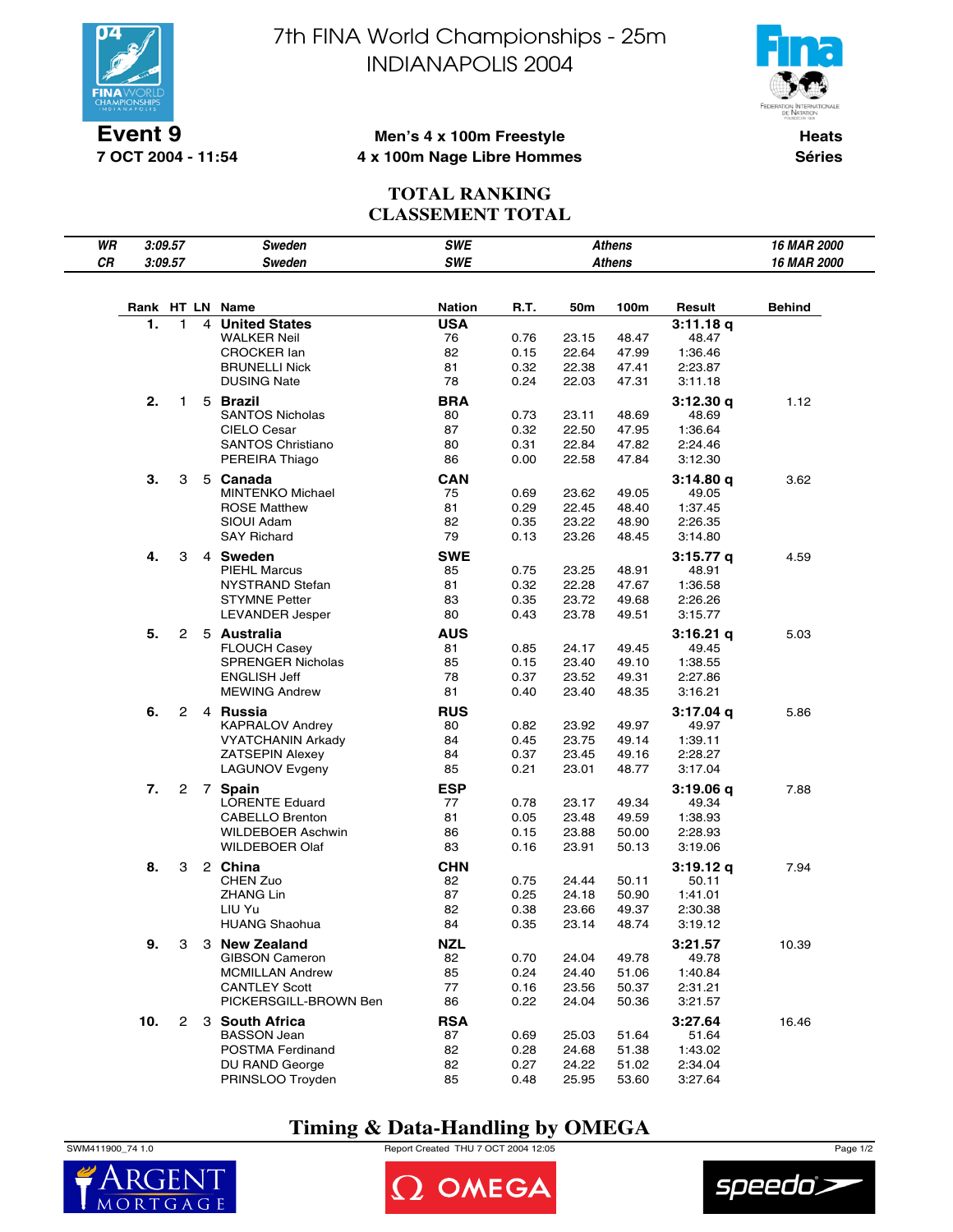# 7th FINA World Championships - 25m
# INDIANAPOLIS 2004

**Event 9**
**7 OCT 2004 - 11:54**

**Men's 4 x 100m Freestyle**
**4 x 100m Nage Libre Hommes**

**Heats**
**Séries**

## TOTAL RANKING
## CLASSEMENT TOTAL

| | | | | | |
|---|---|---|---|---|---|
| *WR* | *3:09.57* | *Sweden* | *SWE* | *Athens* | *16 MAR 2000* |
| *CR* | *3:09.57* | *Sweden* | *SWE* | *Athens* | *16 MAR 2000* |

| Rank | HT | LN | Name | Nation | R.T. | 50m | 100m | Result | Behind |
|---|---|---|---|---|---|---|---|---|---|
| **1.** | 1 | 4 | **United States** | **USA** | | | | **3:11.18 q** | |
| | | | WALKER Neil | 76 | 0.76 | 23.15 | 48.47 | 48.47 | |
| | | | CROCKER Ian | 82 | 0.15 | 22.64 | 47.99 | 1:36.46 | |
| | | | BRUNELLI Nick | 81 | 0.32 | 22.38 | 47.41 | 2:23.87 | |
| | | | DUSING Nate | 78 | 0.24 | 22.03 | 47.31 | 3:11.18 | |
| **2.** | 1 | 5 | **Brazil** | **BRA** | | | | **3:12.30 q** | 1.12 |
| | | | SANTOS Nicholas | 80 | 0.73 | 23.11 | 48.69 | 48.69 | |
| | | | CIELO Cesar | 87 | 0.32 | 22.50 | 47.95 | 1:36.64 | |
| | | | SANTOS Christiano | 80 | 0.31 | 22.84 | 47.82 | 2:24.46 | |
| | | | PEREIRA Thiago | 86 | 0.00 | 22.58 | 47.84 | 3:12.30 | |
| **3.** | 3 | 5 | **Canada** | **CAN** | | | | **3:14.80 q** | 3.62 |
| | | | MINTENKO Michael | 75 | 0.69 | 23.62 | 49.05 | 49.05 | |
| | | | ROSE Matthew | 81 | 0.29 | 22.45 | 48.40 | 1:37.45 | |
| | | | SIOUI Adam | 82 | 0.35 | 23.22 | 48.90 | 2:26.35 | |
| | | | SAY Richard | 79 | 0.13 | 23.26 | 48.45 | 3:14.80 | |
| **4.** | 3 | 4 | **Sweden** | **SWE** | | | | **3:15.77 q** | 4.59 |
| | | | PIEHL Marcus | 85 | 0.75 | 23.25 | 48.91 | 48.91 | |
| | | | NYSTRAND Stefan | 81 | 0.32 | 22.28 | 47.67 | 1:36.58 | |
| | | | STYMNE Petter | 83 | 0.35 | 23.72 | 49.68 | 2:26.26 | |
| | | | LEVANDER Jesper | 80 | 0.43 | 23.78 | 49.51 | 3:15.77 | |
| **5.** | 2 | 5 | **Australia** | **AUS** | | | | **3:16.21 q** | 5.03 |
| | | | FLOUCH Casey | 81 | 0.85 | 24.17 | 49.45 | 49.45 | |
| | | | SPRENGER Nicholas | 85 | 0.15 | 23.40 | 49.10 | 1:38.55 | |
| | | | ENGLISH Jeff | 78 | 0.37 | 23.52 | 49.31 | 2:27.86 | |
| | | | MEWING Andrew | 81 | 0.40 | 23.40 | 48.35 | 3:16.21 | |
| **6.** | 2 | 4 | **Russia** | **RUS** | | | | **3:17.04 q** | 5.86 |
| | | | KAPRALOV Andrey | 80 | 0.82 | 23.92 | 49.97 | 49.97 | |
| | | | VYATCHANIN Arkady | 84 | 0.45 | 23.75 | 49.14 | 1:39.11 | |
| | | | ZATSEPIN Alexey | 84 | 0.37 | 23.45 | 49.16 | 2:28.27 | |
| | | | LAGUNOV Evgeny | 85 | 0.21 | 23.01 | 48.77 | 3:17.04 | |
| **7.** | 2 | 7 | **Spain** | **ESP** | | | | **3:19.06 q** | 7.88 |
| | | | LORENTE Eduard | 77 | 0.78 | 23.17 | 49.34 | 49.34 | |
| | | | CABELLO Brenton | 81 | 0.05 | 23.48 | 49.59 | 1:38.93 | |
| | | | WILDEBOER Aschwin | 86 | 0.15 | 23.88 | 50.00 | 2:28.93 | |
| | | | WILDEBOER Olaf | 83 | 0.16 | 23.91 | 50.13 | 3:19.06 | |
| **8.** | 3 | 2 | **China** | **CHN** | | | | **3:19.12 q** | 7.94 |
| | | | CHEN Zuo | 82 | 0.75 | 24.44 | 50.11 | 50.11 | |
| | | | ZHANG Lin | 87 | 0.25 | 24.18 | 50.90 | 1:41.01 | |
| | | | LIU Yu | 82 | 0.38 | 23.66 | 49.37 | 2:30.38 | |
| | | | HUANG Shaohua | 84 | 0.35 | 23.14 | 48.74 | 3:19.12 | |
| **9.** | 3 | 3 | **New Zealand** | **NZL** | | | | **3:21.57** | 10.39 |
| | | | GIBSON Cameron | 82 | 0.70 | 24.04 | 49.78 | 49.78 | |
| | | | MCMILLAN Andrew | 85 | 0.24 | 24.40 | 51.06 | 1:40.84 | |
| | | | CANTLEY Scott | 77 | 0.16 | 23.56 | 50.37 | 2:31.21 | |
| | | | PICKERSGILL-BROWN Ben | 86 | 0.22 | 24.04 | 50.36 | 3:21.57 | |
| **10.** | 2 | 3 | **South Africa** | **RSA** | | | | **3:27.64** | 16.46 |
| | | | BASSON Jean | 87 | 0.69 | 25.03 | 51.64 | 51.64 | |
| | | | POSTMA Ferdinand | 82 | 0.28 | 24.68 | 51.38 | 1:43.02 | |
| | | | DU RAND George | 82 | 0.27 | 24.22 | 51.02 | 2:34.04 | |
| | | | PRINSLOO Troyden | 85 | 0.48 | 25.95 | 53.60 | 3:27.64 | |

**Timing & Data-Handling by OMEGA**

SWM411900_74 1.0 — Report Created THU 7 OCT 2004 12:05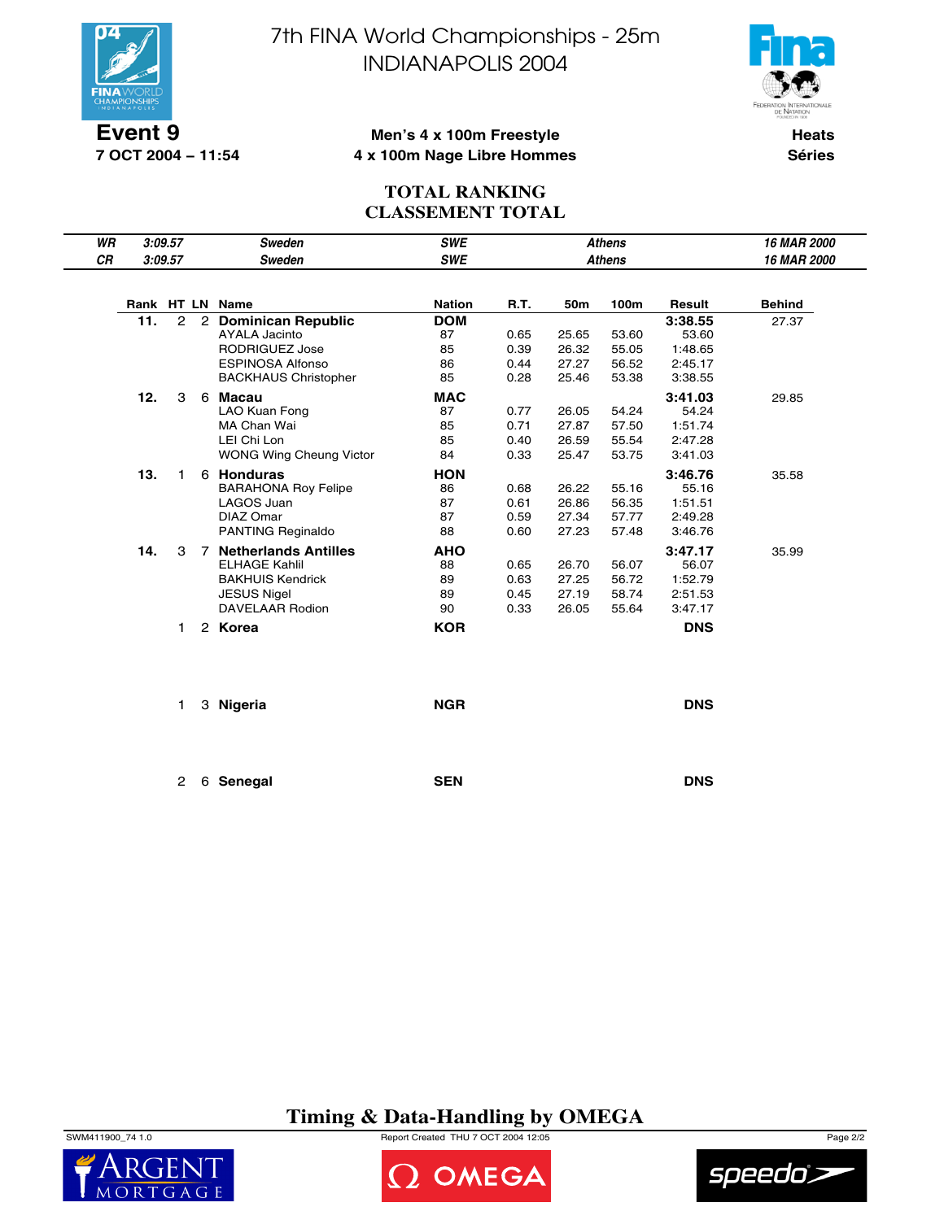# 7th FINA World Championships - 25m
# INDIANAPOLIS 2004

**Event 9**
**7 OCT 2004 – 11:54**

**Men's 4 x 100m Freestyle**
**4 x 100m Nage Libre Hommes**

**Heats**
**Séries**

## TOTAL RANKING
## CLASSEMENT TOTAL

| | | | | | |
|---|---|---|---|---|---|
| *WR* | *3:09.57* | *Sweden* | *SWE* | *Athens* | *16 MAR 2000* |
| *CR* | *3:09.57* | *Sweden* | *SWE* | *Athens* | *16 MAR 2000* |

| Rank | HT | LN | Name | Nation | R.T. | 50m | 100m | Result | Behind |
|---|---|---|---|---|---|---|---|---|---|
| **11.** | 2 | 2 | **Dominican Republic** | **DOM** | | | | **3:38.55** | 27.37 |
| | | | AYALA Jacinto | 87 | 0.65 | 25.65 | 53.60 | 53.60 | |
| | | | RODRIGUEZ Jose | 85 | 0.39 | 26.32 | 55.05 | 1:48.65 | |
| | | | ESPINOSA Alfonso | 86 | 0.44 | 27.27 | 56.52 | 2:45.17 | |
| | | | BACKHAUS Christopher | 85 | 0.28 | 25.46 | 53.38 | 3:38.55 | |
| **12.** | 3 | 6 | **Macau** | **MAC** | | | | **3:41.03** | 29.85 |
| | | | LAO Kuan Fong | 87 | 0.77 | 26.05 | 54.24 | 54.24 | |
| | | | MA Chan Wai | 85 | 0.71 | 27.87 | 57.50 | 1:51.74 | |
| | | | LEI Chi Lon | 85 | 0.40 | 26.59 | 55.54 | 2:47.28 | |
| | | | WONG Wing Cheung Victor | 84 | 0.33 | 25.47 | 53.75 | 3:41.03 | |
| **13.** | 1 | 6 | **Honduras** | **HON** | | | | **3:46.76** | 35.58 |
| | | | BARAHONA Roy Felipe | 86 | 0.68 | 26.22 | 55.16 | 55.16 | |
| | | | LAGOS Juan | 87 | 0.61 | 26.86 | 56.35 | 1:51.51 | |
| | | | DIAZ Omar | 87 | 0.59 | 27.34 | 57.77 | 2:49.28 | |
| | | | PANTING Reginaldo | 88 | 0.60 | 27.23 | 57.48 | 3:46.76 | |
| **14.** | 3 | 7 | **Netherlands Antilles** | **AHO** | | | | **3:47.17** | 35.99 |
| | | | ELHAGE Kahlil | 88 | 0.65 | 26.70 | 56.07 | 56.07 | |
| | | | BAKHUIS Kendrick | 89 | 0.63 | 27.25 | 56.72 | 1:52.79 | |
| | | | JESUS Nigel | 89 | 0.45 | 27.19 | 58.74 | 2:51.53 | |
| | | | DAVELAAR Rodion | 90 | 0.33 | 26.05 | 55.64 | 3:47.17 | |
| | 1 | 2 | **Korea** | **KOR** | | | | **DNS** | |
| | 1 | 3 | **Nigeria** | **NGR** | | | | **DNS** | |
| | 2 | 6 | **Senegal** | **SEN** | | | | **DNS** | |

**Timing & Data-Handling by OMEGA**

SWM411900_74 1.0 — Report Created THU 7 OCT 2004 12:05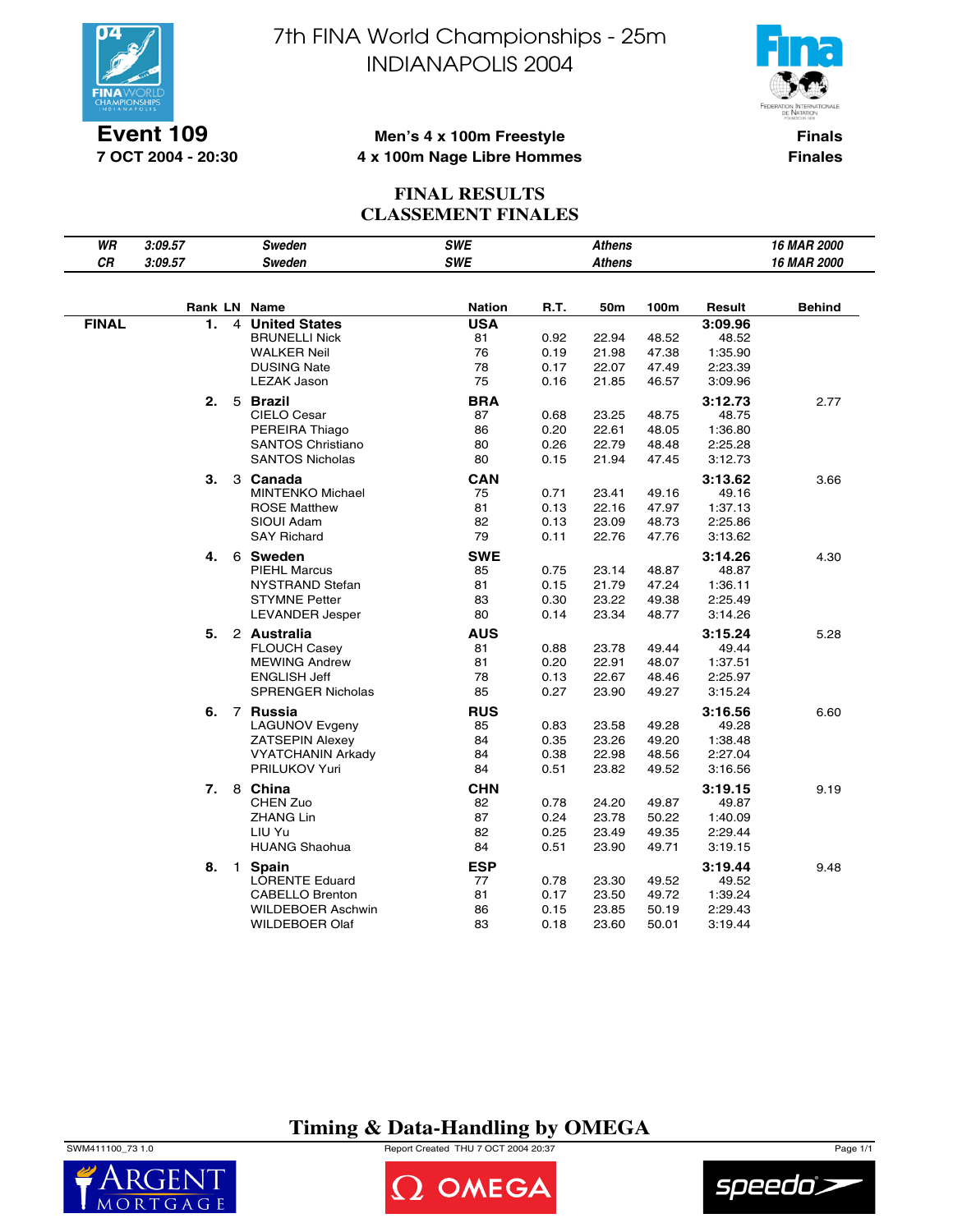# 7th FINA World Championships - 25m
# INDIANAPOLIS 2004

**Event 109**
**7 OCT 2004 - 20:30**

**Men's 4 x 100m Freestyle**
**4 x 100m Nage Libre Hommes**

**Finals**
**Finales**

## FINAL RESULTS
## CLASSEMENT FINALES

| | | | | | |
|---|---|---|---|---|---|
| *WR* | *3:09.57* | *Sweden* | *SWE* | *Athens* | *16 MAR 2000* |
| *CR* | *3:09.57* | *Sweden* | *SWE* | *Athens* | *16 MAR 2000* |

| | Rank | LN | Name | Nation | R.T. | 50m | 100m | Result | Behind |
|---|---|---|---|---|---|---|---|---|---|
| **FINAL** | **1.** | 4 | **United States** | **USA** | | | | **3:09.96** | |
| | | | BRUNELLI Nick | 81 | 0.92 | 22.94 | 48.52 | 48.52 | |
| | | | WALKER Neil | 76 | 0.19 | 21.98 | 47.38 | 1:35.90 | |
| | | | DUSING Nate | 78 | 0.17 | 22.07 | 47.49 | 2:23.39 | |
| | | | LEZAK Jason | 75 | 0.16 | 21.85 | 46.57 | 3:09.96 | |
| | **2.** | 5 | **Brazil** | **BRA** | | | | **3:12.73** | 2.77 |
| | | | CIELO Cesar | 87 | 0.68 | 23.25 | 48.75 | 48.75 | |
| | | | PEREIRA Thiago | 86 | 0.20 | 22.61 | 48.05 | 1:36.80 | |
| | | | SANTOS Christiano | 80 | 0.26 | 22.79 | 48.48 | 2:25.28 | |
| | | | SANTOS Nicholas | 80 | 0.15 | 21.94 | 47.45 | 3:12.73 | |
| | **3.** | 3 | **Canada** | **CAN** | | | | **3:13.62** | 3.66 |
| | | | MINTENKO Michael | 75 | 0.71 | 23.41 | 49.16 | 49.16 | |
| | | | ROSE Matthew | 81 | 0.13 | 22.16 | 47.97 | 1:37.13 | |
| | | | SIOUI Adam | 82 | 0.13 | 23.09 | 48.73 | 2:25.86 | |
| | | | SAY Richard | 79 | 0.11 | 22.76 | 47.76 | 3:13.62 | |
| | **4.** | 6 | **Sweden** | **SWE** | | | | **3:14.26** | 4.30 |
| | | | PIEHL Marcus | 85 | 0.75 | 23.14 | 48.87 | 48.87 | |
| | | | NYSTRAND Stefan | 81 | 0.15 | 21.79 | 47.24 | 1:36.11 | |
| | | | STYMNE Petter | 83 | 0.30 | 23.22 | 49.38 | 2:25.49 | |
| | | | LEVANDER Jesper | 80 | 0.14 | 23.34 | 48.77 | 3:14.26 | |
| | **5.** | 2 | **Australia** | **AUS** | | | | **3:15.24** | 5.28 |
| | | | FLOUCH Casey | 81 | 0.88 | 23.78 | 49.44 | 49.44 | |
| | | | MEWING Andrew | 81 | 0.20 | 22.91 | 48.07 | 1:37.51 | |
| | | | ENGLISH Jeff | 78 | 0.13 | 22.67 | 48.46 | 2:25.97 | |
| | | | SPRENGER Nicholas | 85 | 0.27 | 23.90 | 49.27 | 3:15.24 | |
| | **6.** | 7 | **Russia** | **RUS** | | | | **3:16.56** | 6.60 |
| | | | LAGUNOV Evgeny | 85 | 0.83 | 23.58 | 49.28 | 49.28 | |
| | | | ZATSEPIN Alexey | 84 | 0.35 | 23.26 | 49.20 | 1:38.48 | |
| | | | VYATCHANIN Arkady | 84 | 0.38 | 22.98 | 48.56 | 2:27.04 | |
| | | | PRILUKOV Yuri | 84 | 0.51 | 23.82 | 49.52 | 3:16.56 | |
| | **7.** | 8 | **China** | **CHN** | | | | **3:19.15** | 9.19 |
| | | | CHEN Zuo | 82 | 0.78 | 24.20 | 49.87 | 49.87 | |
| | | | ZHANG Lin | 87 | 0.24 | 23.78 | 50.22 | 1:40.09 | |
| | | | LIU Yu | 82 | 0.25 | 23.49 | 49.35 | 2:29.44 | |
| | | | HUANG Shaohua | 84 | 0.51 | 23.90 | 49.71 | 3:19.15 | |
| | **8.** | 1 | **Spain** | **ESP** | | | | **3:19.44** | 9.48 |
| | | | LORENTE Eduard | 77 | 0.78 | 23.30 | 49.52 | 49.52 | |
| | | | CABELLO Brenton | 81 | 0.17 | 23.50 | 49.72 | 1:39.24 | |
| | | | WILDEBOER Aschwin | 86 | 0.15 | 23.85 | 50.19 | 2:29.43 | |
| | | | WILDEBOER Olaf | 83 | 0.18 | 23.60 | 50.01 | 3:19.44 | |

**Timing & Data-Handling by OMEGA**

SWM411100_73 1.0 — Report Created THU 7 OCT 2004 20:37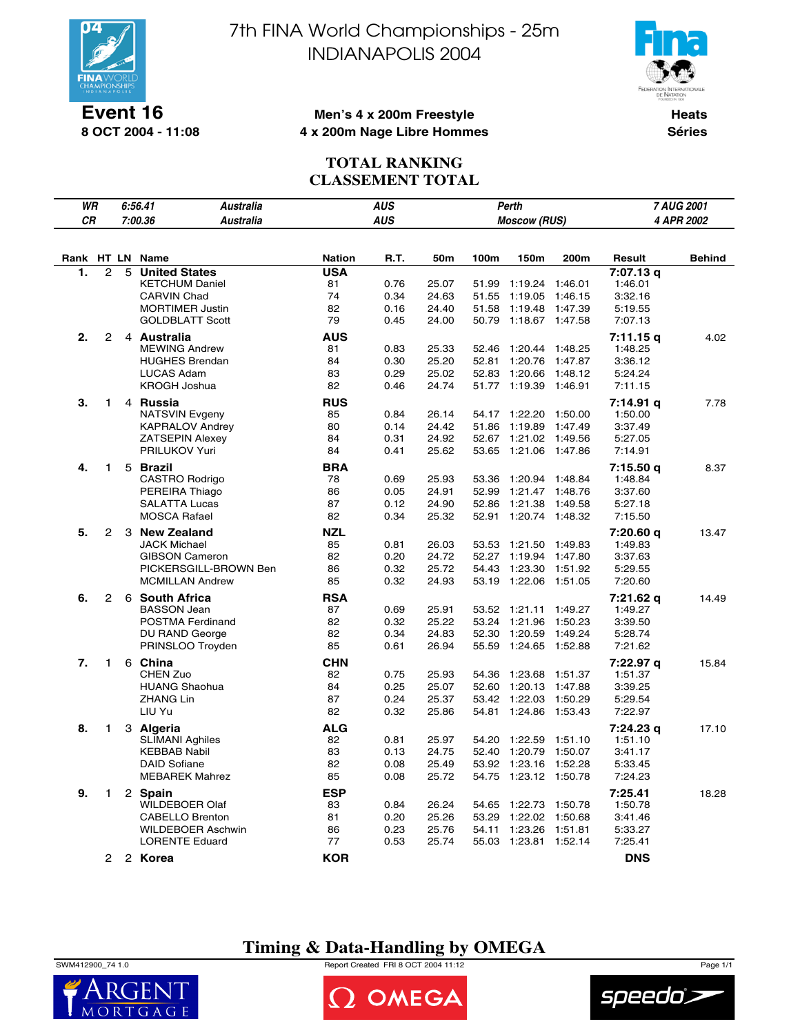# 7th FINA World Championships - 25m
# INDIANAPOLIS 2004

**Event 16**
**8 OCT 2004 - 11:08**

**Men's 4 x 200m Freestyle**
**4 x 200m Nage Libre Hommes**

**Heats**
**Séries**

## TOTAL RANKING
## CLASSEMENT TOTAL

| | | | | | |
|---|---|---|---|---|---|
| WR | 6:56.41 | Australia | AUS | Perth | 7 AUG 2001 |
| CR | 7:00.36 | Australia | AUS | Moscow (RUS) | 4 APR 2002 |

| Rank | HT | LN | Name | Nation | R.T. | 50m | 100m | 150m | 200m | Result | Behind |
|---|---|---|---|---|---|---|---|---|---|---|---|
| 1. | 2 | 5 | **United States** | **USA** | | | | | | **7:07.13 q** | |
| | | | KETCHUM Daniel | 81 | 0.76 | 25.07 | 51.99 | 1:19.24 | 1:46.01 | 1:46.01 | |
| | | | CARVIN Chad | 74 | 0.34 | 24.63 | 51.55 | 1:19.05 | 1:46.15 | 3:32.16 | |
| | | | MORTIMER Justin | 82 | 0.16 | 24.40 | 51.58 | 1:19.48 | 1:47.39 | 5:19.55 | |
| | | | GOLDBLATT Scott | 79 | 0.45 | 24.00 | 50.79 | 1:18.67 | 1:47.58 | 7:07.13 | |
| 2. | 2 | 4 | **Australia** | **AUS** | | | | | | **7:11.15 q** | 4.02 |
| | | | MEWING Andrew | 81 | 0.83 | 25.33 | 52.46 | 1:20.44 | 1:48.25 | 1:48.25 | |
| | | | HUGHES Brendan | 84 | 0.30 | 25.20 | 52.81 | 1:20.76 | 1:47.87 | 3:36.12 | |
| | | | LUCAS Adam | 83 | 0.29 | 25.02 | 52.83 | 1:20.66 | 1:48.12 | 5:24.24 | |
| | | | KROGH Joshua | 82 | 0.46 | 24.74 | 51.77 | 1:19.39 | 1:46.91 | 7:11.15 | |
| 3. | 1 | 4 | **Russia** | **RUS** | | | | | | **7:14.91 q** | 7.78 |
| | | | NATSVIN Evgeny | 85 | 0.84 | 26.14 | 54.17 | 1:22.20 | 1:50.00 | 1:50.00 | |
| | | | KAPRALOV Andrey | 80 | 0.14 | 24.42 | 51.86 | 1:19.89 | 1:47.49 | 3:37.49 | |
| | | | ZATSEPIN Alexey | 84 | 0.31 | 24.92 | 52.67 | 1:21.02 | 1:49.56 | 5:27.05 | |
| | | | PRILUKOV Yuri | 84 | 0.41 | 25.62 | 53.65 | 1:21.06 | 1:47.86 | 7:14.91 | |
| 4. | 1 | 5 | **Brazil** | **BRA** | | | | | | **7:15.50 q** | 8.37 |
| | | | CASTRO Rodrigo | 78 | 0.69 | 25.93 | 53.36 | 1:20.94 | 1:48.84 | 1:48.84 | |
| | | | PEREIRA Thiago | 86 | 0.05 | 24.91 | 52.99 | 1:21.47 | 1:48.76 | 3:37.60 | |
| | | | SALATTA Lucas | 87 | 0.12 | 24.90 | 52.86 | 1:21.38 | 1:49.58 | 5:27.18 | |
| | | | MOSCA Rafael | 82 | 0.34 | 25.32 | 52.91 | 1:20.74 | 1:48.32 | 7:15.50 | |
| 5. | 2 | 3 | **New Zealand** | **NZL** | | | | | | **7:20.60 q** | 13.47 |
| | | | JACK Michael | 85 | 0.81 | 26.03 | 53.53 | 1:21.50 | 1:49.83 | 1:49.83 | |
| | | | GIBSON Cameron | 82 | 0.20 | 24.72 | 52.27 | 1:19.94 | 1:47.80 | 3:37.63 | |
| | | | PICKERSGILL-BROWN Ben | 86 | 0.32 | 25.72 | 54.43 | 1:23.30 | 1:51.92 | 5:29.55 | |
| | | | MCMILLAN Andrew | 85 | 0.32 | 24.93 | 53.19 | 1:22.06 | 1:51.05 | 7:20.60 | |
| 6. | 2 | 6 | **South Africa** | **RSA** | | | | | | **7:21.62 q** | 14.49 |
| | | | BASSON Jean | 87 | 0.69 | 25.91 | 53.52 | 1:21.11 | 1:49.27 | 1:49.27 | |
| | | | POSTMA Ferdinand | 82 | 0.32 | 25.22 | 53.24 | 1:21.96 | 1:50.23 | 3:39.50 | |
| | | | DU RAND George | 82 | 0.34 | 24.83 | 52.30 | 1:20.59 | 1:49.24 | 5:28.74 | |
| | | | PRINSLOO Troyden | 85 | 0.61 | 26.94 | 55.59 | 1:24.65 | 1:52.88 | 7:21.62 | |
| 7. | 1 | 6 | **China** | **CHN** | | | | | | **7:22.97 q** | 15.84 |
| | | | CHEN Zuo | 82 | 0.75 | 25.93 | 54.36 | 1:23.68 | 1:51.37 | 1:51.37 | |
| | | | HUANG Shaohua | 84 | 0.25 | 25.07 | 52.60 | 1:20.13 | 1:47.88 | 3:39.25 | |
| | | | ZHANG Lin | 87 | 0.24 | 25.37 | 53.42 | 1:22.03 | 1:50.29 | 5:29.54 | |
| | | | LIU Yu | 82 | 0.32 | 25.86 | 54.81 | 1:24.86 | 1:53.43 | 7:22.97 | |
| 8. | 1 | 3 | **Algeria** | **ALG** | | | | | | **7:24.23 q** | 17.10 |
| | | | SLIMANI Aghiles | 82 | 0.81 | 25.97 | 54.20 | 1:22.59 | 1:51.10 | 1:51.10 | |
| | | | KEBBAB Nabil | 83 | 0.13 | 24.75 | 52.40 | 1:20.79 | 1:50.07 | 3:41.17 | |
| | | | DAID Sofiane | 82 | 0.08 | 25.49 | 53.92 | 1:23.16 | 1:52.28 | 5:33.45 | |
| | | | MEBAREK Mahrez | 85 | 0.08 | 25.72 | 54.75 | 1:23.12 | 1:50.78 | 7:24.23 | |
| 9. | 1 | 2 | **Spain** | **ESP** | | | | | | **7:25.41** | 18.28 |
| | | | WILDEBOER Olaf | 83 | 0.84 | 26.24 | 54.65 | 1:22.73 | 1:50.78 | 1:50.78 | |
| | | | CABELLO Brenton | 81 | 0.20 | 25.26 | 53.29 | 1:22.02 | 1:50.68 | 3:41.46 | |
| | | | WILDEBOER Aschwin | 86 | 0.23 | 25.76 | 54.11 | 1:23.26 | 1:51.81 | 5:33.27 | |
| | | | LORENTE Eduard | 77 | 0.53 | 25.74 | 55.03 | 1:23.81 | 1:52.14 | 7:25.41 | |
| | 2 | 2 | **Korea** | **KOR** | | | | | | **DNS** | |

**Timing & Data-Handling by OMEGA**

SWM412900_74 1.0 Report Created FRI 8 OCT 2004 11:12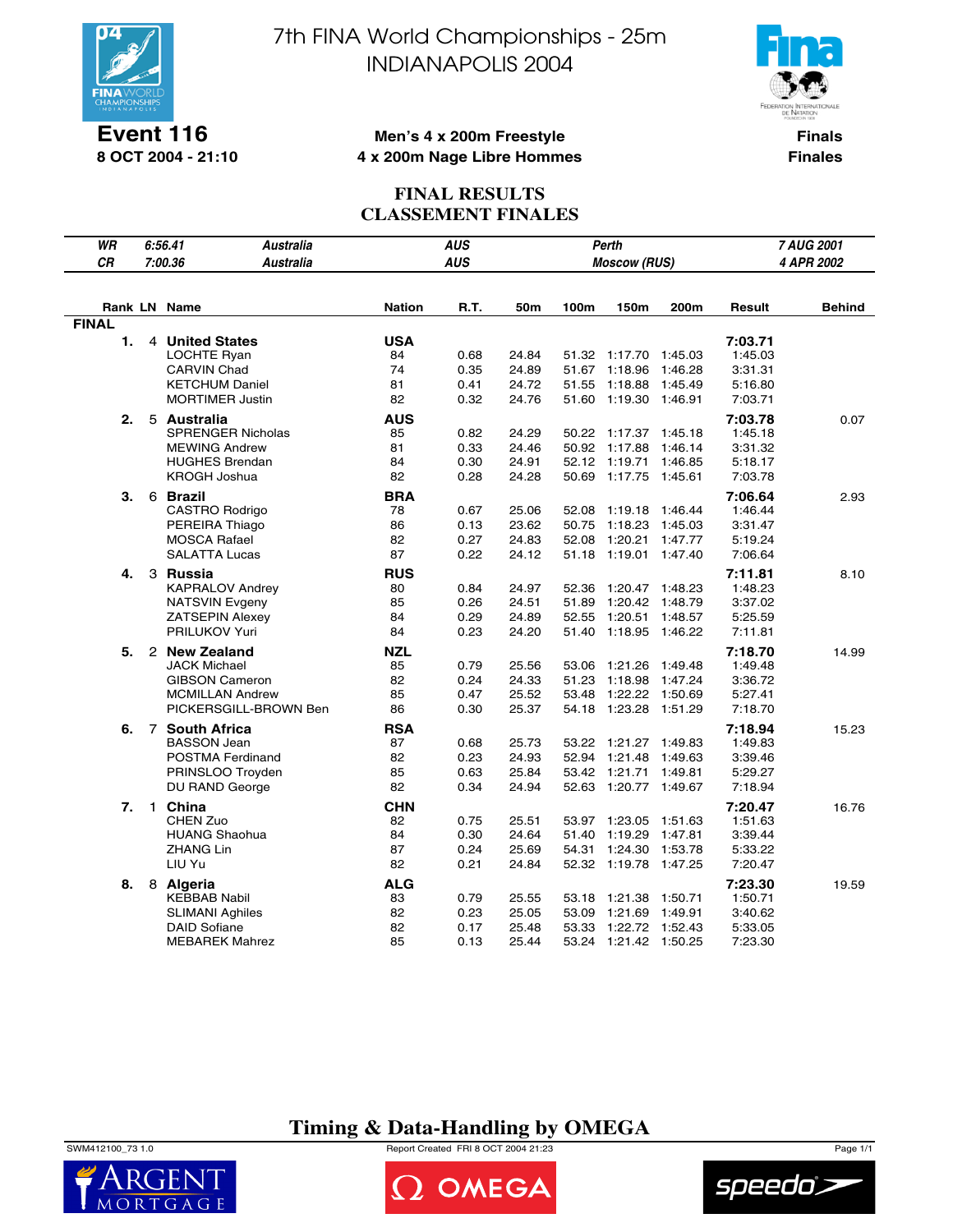# 7th FINA World Championships - 25m
# INDIANAPOLIS 2004

**Event 116**
**8 OCT 2004 - 21:10**

**Men's 4 x 200m Freestyle**
**4 x 200m Nage Libre Hommes**

**Finals**
**Finales**

## FINAL RESULTS
## CLASSEMENT FINALES

| WR | 6:56.41 | Australia | AUS | Perth | 7 AUG 2001 |
|---|---|---|---|---|---|
| CR | 7:00.36 | Australia | AUS | Moscow (RUS) | 4 APR 2002 |

| Rank | LN | Name | Nation | R.T. | 50m | 100m | 150m | 200m | Result | Behind |
|---|---|---|---|---|---|---|---|---|---|---|
| **FINAL** | | | | | | | | | | |
| **1.** | 4 | **United States** | **USA** | | | | | | **7:03.71** | |
| | | LOCHTE Ryan | 84 | 0.68 | 24.84 | 51.32 | 1:17.70 | 1:45.03 | 1:45.03 | |
| | | CARVIN Chad | 74 | 0.35 | 24.89 | 51.67 | 1:18.96 | 1:46.28 | 3:31.31 | |
| | | KETCHUM Daniel | 81 | 0.41 | 24.72 | 51.55 | 1:18.88 | 1:45.49 | 5:16.80 | |
| | | MORTIMER Justin | 82 | 0.32 | 24.76 | 51.60 | 1:19.30 | 1:46.91 | 7:03.71 | |
| **2.** | 5 | **Australia** | **AUS** | | | | | | **7:03.78** | 0.07 |
| | | SPRENGER Nicholas | 85 | 0.82 | 24.29 | 50.22 | 1:17.37 | 1:45.18 | 1:45.18 | |
| | | MEWING Andrew | 81 | 0.33 | 24.46 | 50.92 | 1:17.88 | 1:46.14 | 3:31.32 | |
| | | HUGHES Brendan | 84 | 0.30 | 24.91 | 52.12 | 1:19.71 | 1:46.85 | 5:18.17 | |
| | | KROGH Joshua | 82 | 0.28 | 24.28 | 50.69 | 1:17.75 | 1:45.61 | 7:03.78 | |
| **3.** | 6 | **Brazil** | **BRA** | | | | | | **7:06.64** | 2.93 |
| | | CASTRO Rodrigo | 78 | 0.67 | 25.06 | 52.08 | 1:19.18 | 1:46.44 | 1:46.44 | |
| | | PEREIRA Thiago | 86 | 0.13 | 23.62 | 50.75 | 1:18.23 | 1:45.03 | 3:31.47 | |
| | | MOSCA Rafael | 82 | 0.27 | 24.83 | 52.08 | 1:20.21 | 1:47.77 | 5:19.24 | |
| | | SALATTA Lucas | 87 | 0.22 | 24.12 | 51.18 | 1:19.01 | 1:47.40 | 7:06.64 | |
| **4.** | 3 | **Russia** | **RUS** | | | | | | **7:11.81** | 8.10 |
| | | KAPRALOV Andrey | 80 | 0.84 | 24.97 | 52.36 | 1:20.47 | 1:48.23 | 1:48.23 | |
| | | NATSVIN Evgeny | 85 | 0.26 | 24.51 | 51.89 | 1:20.42 | 1:48.79 | 3:37.02 | |
| | | ZATSEPIN Alexey | 84 | 0.29 | 24.89 | 52.55 | 1:20.51 | 1:48.57 | 5:25.59 | |
| | | PRILUKOV Yuri | 84 | 0.23 | 24.20 | 51.40 | 1:18.95 | 1:46.22 | 7:11.81 | |
| **5.** | 2 | **New Zealand** | **NZL** | | | | | | **7:18.70** | 14.99 |
| | | JACK Michael | 85 | 0.79 | 25.56 | 53.06 | 1:21.26 | 1:49.48 | 1:49.48 | |
| | | GIBSON Cameron | 82 | 0.24 | 24.33 | 51.23 | 1:18.98 | 1:47.24 | 3:36.72 | |
| | | MCMILLAN Andrew | 85 | 0.47 | 25.52 | 53.48 | 1:22.22 | 1:50.69 | 5:27.41 | |
| | | PICKERSGILL-BROWN Ben | 86 | 0.30 | 25.37 | 54.18 | 1:23.28 | 1:51.29 | 7:18.70 | |
| **6.** | 7 | **South Africa** | **RSA** | | | | | | **7:18.94** | 15.23 |
| | | BASSON Jean | 87 | 0.68 | 25.73 | 53.22 | 1:21.27 | 1:49.83 | 1:49.83 | |
| | | POSTMA Ferdinand | 82 | 0.23 | 24.93 | 52.94 | 1:21.48 | 1:49.63 | 3:39.46 | |
| | | PRINSLOO Troyden | 85 | 0.63 | 25.84 | 53.42 | 1:21.71 | 1:49.81 | 5:29.27 | |
| | | DU RAND George | 82 | 0.34 | 24.94 | 52.63 | 1:20.77 | 1:49.67 | 7:18.94 | |
| **7.** | 1 | **China** | **CHN** | | | | | | **7:20.47** | 16.76 |
| | | CHEN Zuo | 82 | 0.75 | 25.51 | 53.97 | 1:23.05 | 1:51.63 | 1:51.63 | |
| | | HUANG Shaohua | 84 | 0.30 | 24.64 | 51.40 | 1:19.29 | 1:47.81 | 3:39.44 | |
| | | ZHANG Lin | 87 | 0.24 | 25.69 | 54.31 | 1:24.30 | 1:53.78 | 5:33.22 | |
| | | LIU Yu | 82 | 0.21 | 24.84 | 52.32 | 1:19.78 | 1:47.25 | 7:20.47 | |
| **8.** | 8 | **Algeria** | **ALG** | | | | | | **7:23.30** | 19.59 |
| | | KEBBAB Nabil | 83 | 0.79 | 25.55 | 53.18 | 1:21.38 | 1:50.71 | 1:50.71 | |
| | | SLIMANI Aghiles | 82 | 0.23 | 25.05 | 53.09 | 1:21.69 | 1:49.91 | 3:40.62 | |
| | | DAID Sofiane | 82 | 0.17 | 25.48 | 53.33 | 1:22.72 | 1:52.43 | 5:33.05 | |
| | | MEBAREK Mahrez | 85 | 0.13 | 25.44 | 53.24 | 1:21.42 | 1:50.25 | 7:23.30 | |

**Timing & Data-Handling by OMEGA**

SWM412100_73 1.0 — Report Created FRI 8 OCT 2004 21:23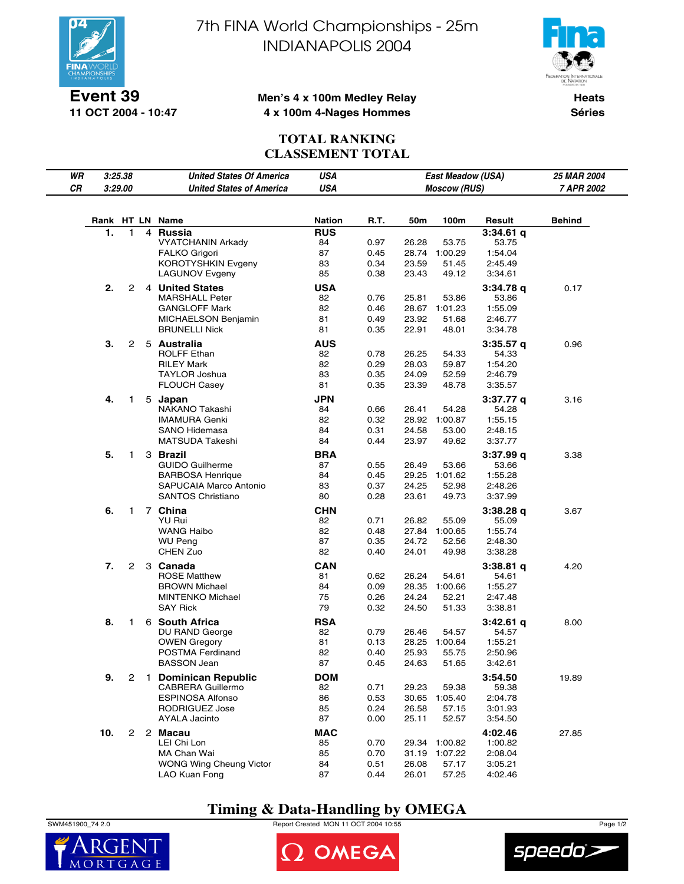# 7th FINA World Championships - 25m
# INDIANAPOLIS 2004

**Event 39**
**11 OCT 2004 - 10:47**

**Men's 4 x 100m Medley Relay**
**4 x 100m 4-Nages Hommes**

**Heats**
**Séries**

## TOTAL RANKING
## CLASSEMENT TOTAL

| | | | | | |
|---|---|---|---|---|---|
| *WR* | *3:25.38* | *United States Of America* | *USA* | *East Meadow (USA)* | *25 MAR 2004* |
| *CR* | *3:29.00* | *United States of America* | *USA* | *Moscow (RUS)* | *7 APR 2002* |

| Rank | HT | LN | Name | Nation | R.T. | 50m | 100m | Result | Behind |
|---|---|---|---|---|---|---|---|---|---|
| 1. | 1 | 4 | **Russia** | **RUS** | | | | **3:34.61 q** | |
| | | | VYATCHANIN Arkady | 84 | 0.97 | 26.28 | 53.75 | 53.75 | |
| | | | FALKO Grigori | 87 | 0.45 | 28.74 | 1:00.29 | 1:54.04 | |
| | | | KOROTYSHKIN Evgeny | 83 | 0.34 | 23.59 | 51.45 | 2:45.49 | |
| | | | LAGUNOV Evgeny | 85 | 0.38 | 23.43 | 49.12 | 3:34.61 | |
| 2. | 2 | 4 | **United States** | **USA** | | | | **3:34.78 q** | 0.17 |
| | | | MARSHALL Peter | 82 | 0.76 | 25.81 | 53.86 | 53.86 | |
| | | | GANGLOFF Mark | 82 | 0.46 | 28.67 | 1:01.23 | 1:55.09 | |
| | | | MICHAELSON Benjamin | 81 | 0.49 | 23.92 | 51.68 | 2:46.77 | |
| | | | BRUNELLI Nick | 81 | 0.35 | 22.91 | 48.01 | 3:34.78 | |
| 3. | 2 | 5 | **Australia** | **AUS** | | | | **3:35.57 q** | 0.96 |
| | | | ROLFF Ethan | 82 | 0.78 | 26.25 | 54.33 | 54.33 | |
| | | | RILEY Mark | 82 | 0.29 | 28.03 | 59.87 | 1:54.20 | |
| | | | TAYLOR Joshua | 83 | 0.35 | 24.09 | 52.59 | 2:46.79 | |
| | | | FLOUCH Casey | 81 | 0.35 | 23.39 | 48.78 | 3:35.57 | |
| 4. | 1 | 5 | **Japan** | **JPN** | | | | **3:37.77 q** | 3.16 |
| | | | NAKANO Takashi | 84 | 0.66 | 26.41 | 54.28 | 54.28 | |
| | | | IMAMURA Genki | 82 | 0.32 | 28.92 | 1:00.87 | 1:55.15 | |
| | | | SANO Hidemasa | 84 | 0.31 | 24.58 | 53.00 | 2:48.15 | |
| | | | MATSUDA Takeshi | 84 | 0.44 | 23.97 | 49.62 | 3:37.77 | |
| 5. | 1 | 3 | **Brazil** | **BRA** | | | | **3:37.99 q** | 3.38 |
| | | | GUIDO Guilherme | 87 | 0.55 | 26.49 | 53.66 | 53.66 | |
| | | | BARBOSA Henrique | 84 | 0.45 | 29.25 | 1:01.62 | 1:55.28 | |
| | | | SAPUCAIA Marco Antonio | 83 | 0.37 | 24.25 | 52.98 | 2:48.26 | |
| | | | SANTOS Christiano | 80 | 0.28 | 23.61 | 49.73 | 3:37.99 | |
| 6. | 1 | 7 | **China** | **CHN** | | | | **3:38.28 q** | 3.67 |
| | | | YU Rui | 82 | 0.71 | 26.82 | 55.09 | 55.09 | |
| | | | WANG Haibo | 82 | 0.48 | 27.84 | 1:00.65 | 1:55.74 | |
| | | | WU Peng | 87 | 0.35 | 24.72 | 52.56 | 2:48.30 | |
| | | | CHEN Zuo | 82 | 0.40 | 24.01 | 49.98 | 3:38.28 | |
| 7. | 2 | 3 | **Canada** | **CAN** | | | | **3:38.81 q** | 4.20 |
| | | | ROSE Matthew | 81 | 0.62 | 26.24 | 54.61 | 54.61 | |
| | | | BROWN Michael | 84 | 0.09 | 28.35 | 1:00.66 | 1:55.27 | |
| | | | MINTENKO Michael | 75 | 0.26 | 24.24 | 52.21 | 2:47.48 | |
| | | | SAY Rick | 79 | 0.32 | 24.50 | 51.33 | 3:38.81 | |
| 8. | 1 | 6 | **South Africa** | **RSA** | | | | **3:42.61 q** | 8.00 |
| | | | DU RAND George | 82 | 0.79 | 26.46 | 54.57 | 54.57 | |
| | | | OWEN Gregory | 81 | 0.13 | 28.25 | 1:00.64 | 1:55.21 | |
| | | | POSTMA Ferdinand | 82 | 0.40 | 25.93 | 55.75 | 2:50.96 | |
| | | | BASSON Jean | 87 | 0.45 | 24.63 | 51.65 | 3:42.61 | |
| 9. | 2 | 1 | **Dominican Republic** | **DOM** | | | | **3:54.50** | 19.89 |
| | | | CABRERA Guillermo | 82 | 0.71 | 29.23 | 59.38 | 59.38 | |
| | | | ESPINOSA Alfonso | 86 | 0.53 | 30.65 | 1:05.40 | 2:04.78 | |
| | | | RODRIGUEZ Jose | 85 | 0.24 | 26.58 | 57.15 | 3:01.93 | |
| | | | AYALA Jacinto | 87 | 0.00 | 25.11 | 52.57 | 3:54.50 | |
| 10. | 2 | 2 | **Macau** | **MAC** | | | | **4:02.46** | 27.85 |
| | | | LEI Chi Lon | 85 | 0.70 | 29.34 | 1:00.82 | 1:00.82 | |
| | | | MA Chan Wai | 85 | 0.70 | 31.19 | 1:07.22 | 2:08.04 | |
| | | | WONG Wing Cheung Victor | 84 | 0.51 | 26.08 | 57.17 | 3:05.21 | |
| | | | LAO Kuan Fong | 87 | 0.44 | 26.01 | 57.25 | 4:02.46 | |

**Timing & Data-Handling by OMEGA**

SWM451900_74 2.0 — Report Created MON 11 OCT 2004 10:55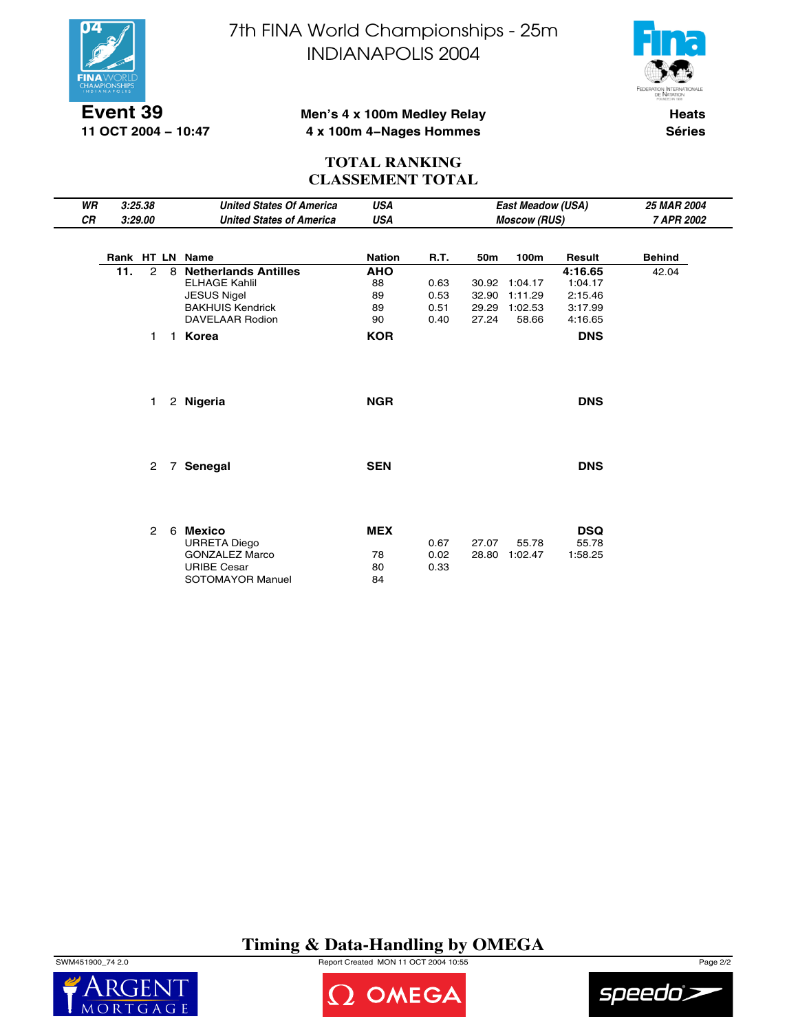# 7th FINA World Championships - 25m INDIANAPOLIS 2004

**Event 39**
**11 OCT 2004 – 10:47**

**Men's 4 x 100m Medley Relay**
**4 x 100m 4–Nages Hommes**

**Heats**
**Séries**

## TOTAL RANKING
## CLASSEMENT TOTAL

| | | | | | |
|---|---|---|---|---|---|
| *WR* | *3:25.38* | *United States Of America* | *USA* | *East Meadow (USA)* | *25 MAR 2004* |
| *CR* | *3:29.00* | *United States of America* | *USA* | *Moscow (RUS)* | *7 APR 2002* |

| Rank | HT | LN | Name | Nation | R.T. | 50m | 100m | Result | Behind |
|---|---|---|---|---|---|---|---|---|---|
| 11. | 2 | 8 | **Netherlands Antilles** | **AHO** | | | | **4:16.65** | 42.04 |
| | | | ELHAGE Kahlil | 88 | 0.63 | 30.92 | 1:04.17 | 1:04.17 | |
| | | | JESUS Nigel | 89 | 0.53 | 32.90 | 1:11.29 | 2:15.46 | |
| | | | BAKHUIS Kendrick | 89 | 0.51 | 29.29 | 1:02.53 | 3:17.99 | |
| | | | DAVELAAR Rodion | 90 | 0.40 | 27.24 | 58.66 | 4:16.65 | |
| | 1 | 1 | **Korea** | **KOR** | | | | **DNS** | |
| | 1 | 2 | **Nigeria** | **NGR** | | | | **DNS** | |
| | 2 | 7 | **Senegal** | **SEN** | | | | **DNS** | |
| | 2 | 6 | **Mexico** | **MEX** | | | | **DSQ** | |
| | | | URRETA Diego | | 0.67 | 27.07 | 55.78 | 55.78 | |
| | | | GONZALEZ Marco | 78 | 0.02 | 28.80 | 1:02.47 | 1:58.25 | |
| | | | URIBE Cesar | 80 | 0.33 | | | | |
| | | | SOTOMAYOR Manuel | 84 | | | | | |

**Timing & Data-Handling by OMEGA**

SWM451900_74 2.0 — Report Created MON 11 OCT 2004 10:55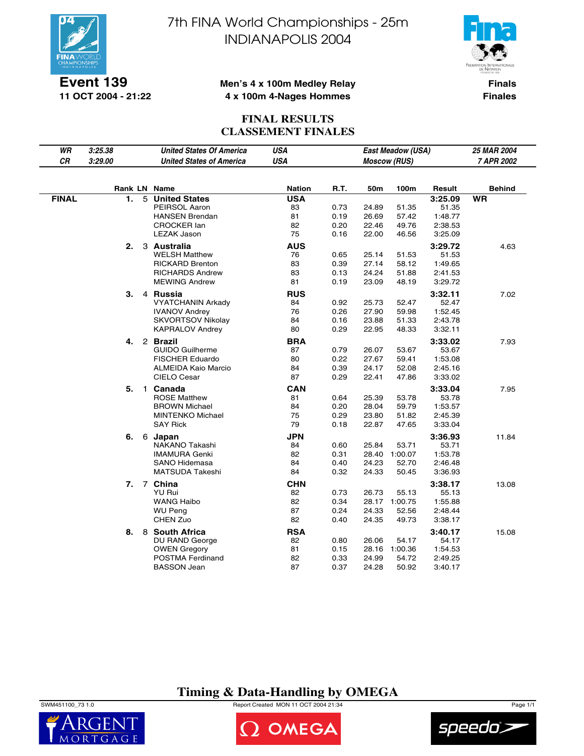# 7th FINA World Championships - 25m
# INDIANAPOLIS 2004

**Event 139**
**11 OCT 2004 - 21:22**

**Men's 4 x 100m Medley Relay**
**4 x 100m 4-Nages Hommes**

**Finals**
**Finales**

## FINAL RESULTS
## CLASSEMENT FINALES

| | | | | | |
|---|---|---|---|---|---|
| *WR* | *3:25.38* | *United States Of America* | *USA* | *East Meadow (USA)* | *25 MAR 2004* |
| *CR* | *3:29.00* | *United States of America* | *USA* | *Moscow (RUS)* | *7 APR 2002* |

| | Rank | LN | Name | Nation | R.T. | 50m | 100m | Result | Behind |
|---|---|---|---|---|---|---|---|---|---|
| **FINAL** | **1.** | 5 | **United States** | **USA** | | | | **3:25.09** | **WR** |
| | | | PEIRSOL Aaron | 83 | 0.73 | 24.89 | 51.35 | 51.35 | |
| | | | HANSEN Brendan | 81 | 0.19 | 26.69 | 57.42 | 1:48.77 | |
| | | | CROCKER Ian | 82 | 0.20 | 22.46 | 49.76 | 2:38.53 | |
| | | | LEZAK Jason | 75 | 0.16 | 22.00 | 46.56 | 3:25.09 | |
| | **2.** | 3 | **Australia** | **AUS** | | | | **3:29.72** | 4.63 |
| | | | WELSH Matthew | 76 | 0.65 | 25.14 | 51.53 | 51.53 | |
| | | | RICKARD Brenton | 83 | 0.39 | 27.14 | 58.12 | 1:49.65 | |
| | | | RICHARDS Andrew | 83 | 0.13 | 24.24 | 51.88 | 2:41.53 | |
| | | | MEWING Andrew | 81 | 0.19 | 23.09 | 48.19 | 3:29.72 | |
| | **3.** | 4 | **Russia** | **RUS** | | | | **3:32.11** | 7.02 |
| | | | VYATCHANIN Arkady | 84 | 0.92 | 25.73 | 52.47 | 52.47 | |
| | | | IVANOV Andrey | 76 | 0.26 | 27.90 | 59.98 | 1:52.45 | |
| | | | SKVORTSOV Nikolay | 84 | 0.16 | 23.88 | 51.33 | 2:43.78 | |
| | | | KAPRALOV Andrey | 80 | 0.29 | 22.95 | 48.33 | 3:32.11 | |
| | **4.** | 2 | **Brazil** | **BRA** | | | | **3:33.02** | 7.93 |
| | | | GUIDO Guilherme | 87 | 0.79 | 26.07 | 53.67 | 53.67 | |
| | | | FISCHER Eduardo | 80 | 0.22 | 27.67 | 59.41 | 1:53.08 | |
| | | | ALMEIDA Kaio Marcio | 84 | 0.39 | 24.17 | 52.08 | 2:45.16 | |
| | | | CIELO Cesar | 87 | 0.29 | 22.41 | 47.86 | 3:33.02 | |
| | **5.** | 1 | **Canada** | **CAN** | | | | **3:33.04** | 7.95 |
| | | | ROSE Matthew | 81 | 0.64 | 25.39 | 53.78 | 53.78 | |
| | | | BROWN Michael | 84 | 0.20 | 28.04 | 59.79 | 1:53.57 | |
| | | | MINTENKO Michael | 75 | 0.29 | 23.80 | 51.82 | 2:45.39 | |
| | | | SAY Rick | 79 | 0.18 | 22.87 | 47.65 | 3:33.04 | |
| | **6.** | 6 | **Japan** | **JPN** | | | | **3:36.93** | 11.84 |
| | | | NAKANO Takashi | 84 | 0.60 | 25.84 | 53.71 | 53.71 | |
| | | | IMAMURA Genki | 82 | 0.31 | 28.40 | 1:00.07 | 1:53.78 | |
| | | | SANO Hidemasa | 84 | 0.40 | 24.23 | 52.70 | 2:46.48 | |
| | | | MATSUDA Takeshi | 84 | 0.32 | 24.33 | 50.45 | 3:36.93 | |
| | **7.** | 7 | **China** | **CHN** | | | | **3:38.17** | 13.08 |
| | | | YU Rui | 82 | 0.73 | 26.73 | 55.13 | 55.13 | |
| | | | WANG Haibo | 82 | 0.34 | 28.17 | 1:00.75 | 1:55.88 | |
| | | | WU Peng | 87 | 0.24 | 24.33 | 52.56 | 2:48.44 | |
| | | | CHEN Zuo | 82 | 0.40 | 24.35 | 49.73 | 3:38.17 | |
| | **8.** | 8 | **South Africa** | **RSA** | | | | **3:40.17** | 15.08 |
| | | | DU RAND George | 82 | 0.80 | 26.06 | 54.17 | 54.17 | |
| | | | OWEN Gregory | 81 | 0.15 | 28.16 | 1:00.36 | 1:54.53 | |
| | | | POSTMA Ferdinand | 82 | 0.33 | 24.99 | 54.72 | 2:49.25 | |
| | | | BASSON Jean | 87 | 0.37 | 24.28 | 50.92 | 3:40.17 | |

**Timing & Data-Handling by OMEGA**

SWM451100_73 1.0 Report Created MON 11 OCT 2004 21:34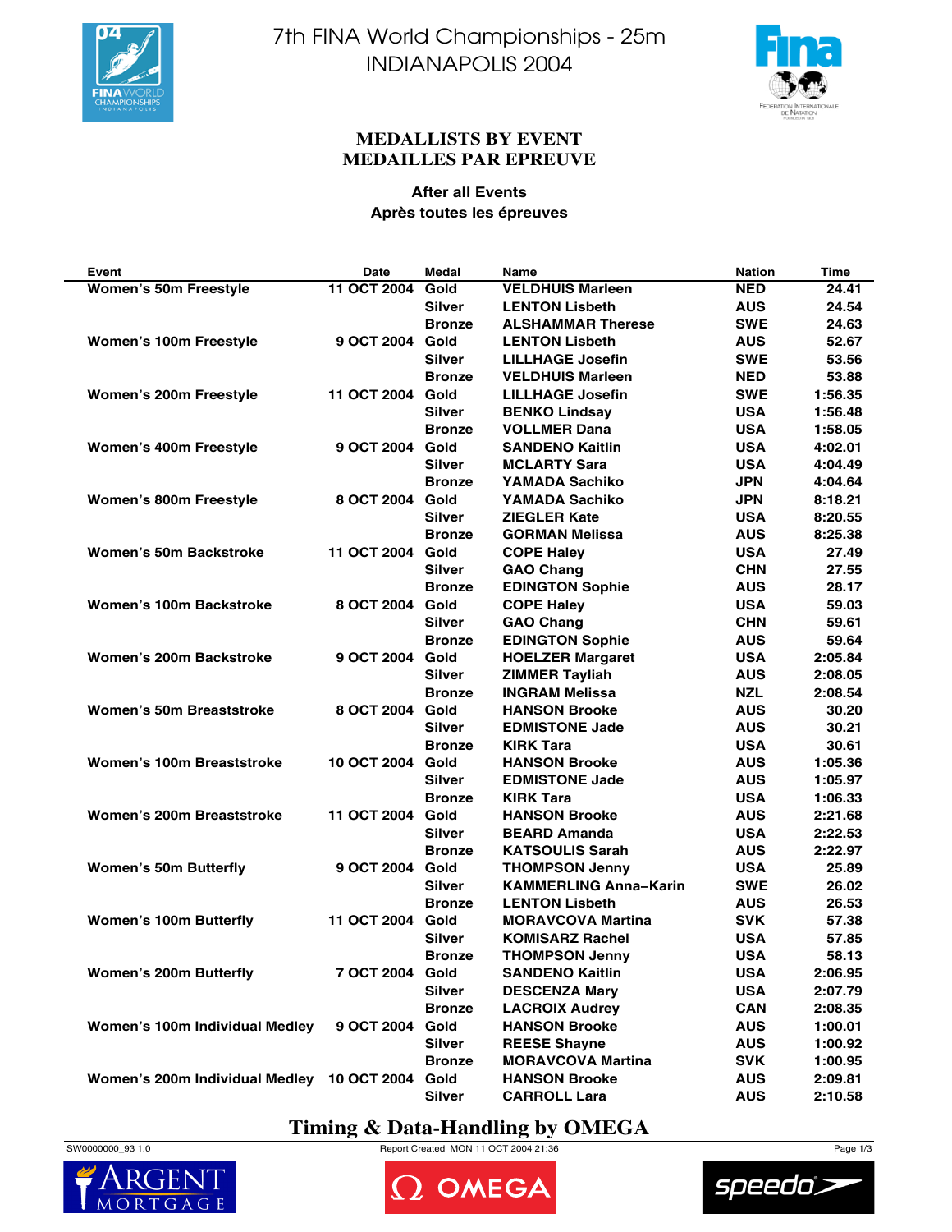7th FINA World Championships - 25m
INDIANAPOLIS 2004

## MEDALLISTS BY EVENT
## MEDAILLES PAR EPREUVE

**After all Events**
**Après toutes les épreuves**

| Event | Date | Medal | Name | Nation | Time |
|---|---|---|---|---|---|
| Women's 50m Freestyle | 11 OCT 2004 | Gold | VELDHUIS Marleen | NED | 24.41 |
| | | Silver | LENTON Lisbeth | AUS | 24.54 |
| | | Bronze | ALSHAMMAR Therese | SWE | 24.63 |
| Women's 100m Freestyle | 9 OCT 2004 | Gold | LENTON Lisbeth | AUS | 52.67 |
| | | Silver | LILLHAGE Josefin | SWE | 53.56 |
| | | Bronze | VELDHUIS Marleen | NED | 53.88 |
| Women's 200m Freestyle | 11 OCT 2004 | Gold | LILLHAGE Josefin | SWE | 1:56.35 |
| | | Silver | BENKO Lindsay | USA | 1:56.48 |
| | | Bronze | VOLLMER Dana | USA | 1:58.05 |
| Women's 400m Freestyle | 9 OCT 2004 | Gold | SANDENO Kaitlin | USA | 4:02.01 |
| | | Silver | MCLARTY Sara | USA | 4:04.49 |
| | | Bronze | YAMADA Sachiko | JPN | 4:04.64 |
| Women's 800m Freestyle | 8 OCT 2004 | Gold | YAMADA Sachiko | JPN | 8:18.21 |
| | | Silver | ZIEGLER Kate | USA | 8:20.55 |
| | | Bronze | GORMAN Melissa | AUS | 8:25.38 |
| Women's 50m Backstroke | 11 OCT 2004 | Gold | COPE Haley | USA | 27.49 |
| | | Silver | GAO Chang | CHN | 27.55 |
| | | Bronze | EDINGTON Sophie | AUS | 28.17 |
| Women's 100m Backstroke | 8 OCT 2004 | Gold | COPE Haley | USA | 59.03 |
| | | Silver | GAO Chang | CHN | 59.61 |
| | | Bronze | EDINGTON Sophie | AUS | 59.64 |
| Women's 200m Backstroke | 9 OCT 2004 | Gold | HOELZER Margaret | USA | 2:05.84 |
| | | Silver | ZIMMER Tayliah | AUS | 2:08.05 |
| | | Bronze | INGRAM Melissa | NZL | 2:08.54 |
| Women's 50m Breaststroke | 8 OCT 2004 | Gold | HANSON Brooke | AUS | 30.20 |
| | | Silver | EDMISTONE Jade | AUS | 30.21 |
| | | Bronze | KIRK Tara | USA | 30.61 |
| Women's 100m Breaststroke | 10 OCT 2004 | Gold | HANSON Brooke | AUS | 1:05.36 |
| | | Silver | EDMISTONE Jade | AUS | 1:05.97 |
| | | Bronze | KIRK Tara | USA | 1:06.33 |
| Women's 200m Breaststroke | 11 OCT 2004 | Gold | HANSON Brooke | AUS | 2:21.68 |
| | | Silver | BEARD Amanda | USA | 2:22.53 |
| | | Bronze | KATSOULIS Sarah | AUS | 2:22.97 |
| Women's 50m Butterfly | 9 OCT 2004 | Gold | THOMPSON Jenny | USA | 25.89 |
| | | Silver | KAMMERLING Anna-Karin | SWE | 26.02 |
| | | Bronze | LENTON Lisbeth | AUS | 26.53 |
| Women's 100m Butterfly | 11 OCT 2004 | Gold | MORAVCOVA Martina | SVK | 57.38 |
| | | Silver | KOMISARZ Rachel | USA | 57.85 |
| | | Bronze | THOMPSON Jenny | USA | 58.13 |
| Women's 200m Butterfly | 7 OCT 2004 | Gold | SANDENO Kaitlin | USA | 2:06.95 |
| | | Silver | DESCENZA Mary | USA | 2:07.79 |
| | | Bronze | LACROIX Audrey | CAN | 2:08.35 |
| Women's 100m Individual Medley | 9 OCT 2004 | Gold | HANSON Brooke | AUS | 1:00.01 |
| | | Silver | REESE Shayne | AUS | 1:00.92 |
| | | Bronze | MORAVCOVA Martina | SVK | 1:00.95 |
| Women's 200m Individual Medley | 10 OCT 2004 | Gold | HANSON Brooke | AUS | 2:09.81 |
| | | Silver | CARROLL Lara | AUS | 2:10.58 |

**Timing & Data-Handling by OMEGA**

SW0000000_93 1.0 — Report Created MON 11 OCT 2004 21:36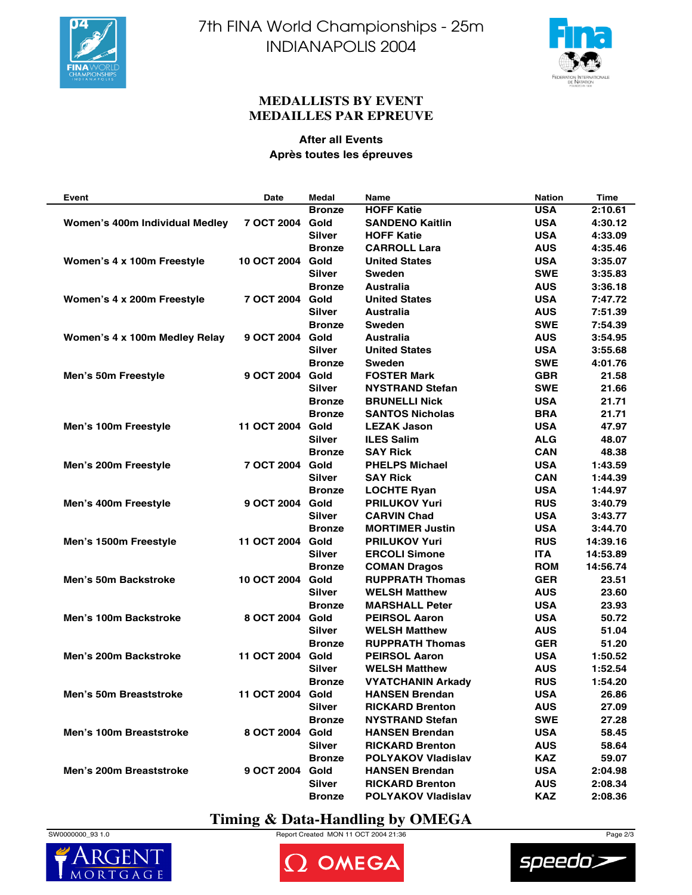# 7th FINA World Championships - 25m
# INDIANAPOLIS 2004

## MEDALLISTS BY EVENT
## MEDAILLES PAR EPREUVE

**After all Events**
**Après toutes les épreuves**

| Event | Date | Medal | Name | Nation | Time |
|---|---|---|---|---|---|
| | | Bronze | HOFF Katie | USA | 2:10.61 |
| Women's 400m Individual Medley | 7 OCT 2004 | Gold | SANDENO Kaitlin | USA | 4:30.12 |
| | | Silver | HOFF Katie | USA | 4:33.09 |
| | | Bronze | CARROLL Lara | AUS | 4:35.46 |
| Women's 4 x 100m Freestyle | 10 OCT 2004 | Gold | United States | USA | 3:35.07 |
| | | Silver | Sweden | SWE | 3:35.83 |
| | | Bronze | Australia | AUS | 3:36.18 |
| Women's 4 x 200m Freestyle | 7 OCT 2004 | Gold | United States | USA | 7:47.72 |
| | | Silver | Australia | AUS | 7:51.39 |
| | | Bronze | Sweden | SWE | 7:54.39 |
| Women's 4 x 100m Medley Relay | 9 OCT 2004 | Gold | Australia | AUS | 3:54.95 |
| | | Silver | United States | USA | 3:55.68 |
| | | Bronze | Sweden | SWE | 4:01.76 |
| Men's 50m Freestyle | 9 OCT 2004 | Gold | FOSTER Mark | GBR | 21.58 |
| | | Silver | NYSTRAND Stefan | SWE | 21.66 |
| | | Bronze | BRUNELLI Nick | USA | 21.71 |
| | | Bronze | SANTOS Nicholas | BRA | 21.71 |
| Men's 100m Freestyle | 11 OCT 2004 | Gold | LEZAK Jason | USA | 47.97 |
| | | Silver | ILES Salim | ALG | 48.07 |
| | | Bronze | SAY Rick | CAN | 48.38 |
| Men's 200m Freestyle | 7 OCT 2004 | Gold | PHELPS Michael | USA | 1:43.59 |
| | | Silver | SAY Rick | CAN | 1:44.39 |
| | | Bronze | LOCHTE Ryan | USA | 1:44.97 |
| Men's 400m Freestyle | 9 OCT 2004 | Gold | PRILUKOV Yuri | RUS | 3:40.79 |
| | | Silver | CARVIN Chad | USA | 3:43.77 |
| | | Bronze | MORTIMER Justin | USA | 3:44.70 |
| Men's 1500m Freestyle | 11 OCT 2004 | Gold | PRILUKOV Yuri | RUS | 14:39.16 |
| | | Silver | ERCOLI Simone | ITA | 14:53.89 |
| | | Bronze | COMAN Dragos | ROM | 14:56.74 |
| Men's 50m Backstroke | 10 OCT 2004 | Gold | RUPPRATH Thomas | GER | 23.51 |
| | | Silver | WELSH Matthew | AUS | 23.60 |
| | | Bronze | MARSHALL Peter | USA | 23.93 |
| Men's 100m Backstroke | 8 OCT 2004 | Gold | PEIRSOL Aaron | USA | 50.72 |
| | | Silver | WELSH Matthew | AUS | 51.04 |
| | | Bronze | RUPPRATH Thomas | GER | 51.20 |
| Men's 200m Backstroke | 11 OCT 2004 | Gold | PEIRSOL Aaron | USA | 1:50.52 |
| | | Silver | WELSH Matthew | AUS | 1:52.54 |
| | | Bronze | VYATCHANIN Arkady | RUS | 1:54.20 |
| Men's 50m Breaststroke | 11 OCT 2004 | Gold | HANSEN Brendan | USA | 26.86 |
| | | Silver | RICKARD Brenton | AUS | 27.09 |
| | | Bronze | NYSTRAND Stefan | SWE | 27.28 |
| Men's 100m Breaststroke | 8 OCT 2004 | Gold | HANSEN Brendan | USA | 58.45 |
| | | Silver | RICKARD Brenton | AUS | 58.64 |
| | | Bronze | POLYAKOV Vladislav | KAZ | 59.07 |
| Men's 200m Breaststroke | 9 OCT 2004 | Gold | HANSEN Brendan | USA | 2:04.98 |
| | | Silver | RICKARD Brenton | AUS | 2:08.34 |
| | | Bronze | POLYAKOV Vladislav | KAZ | 2:08.36 |

**Timing & Data-Handling by OMEGA**

SW0000000_93 1.0 — Report Created MON 11 OCT 2004 21:36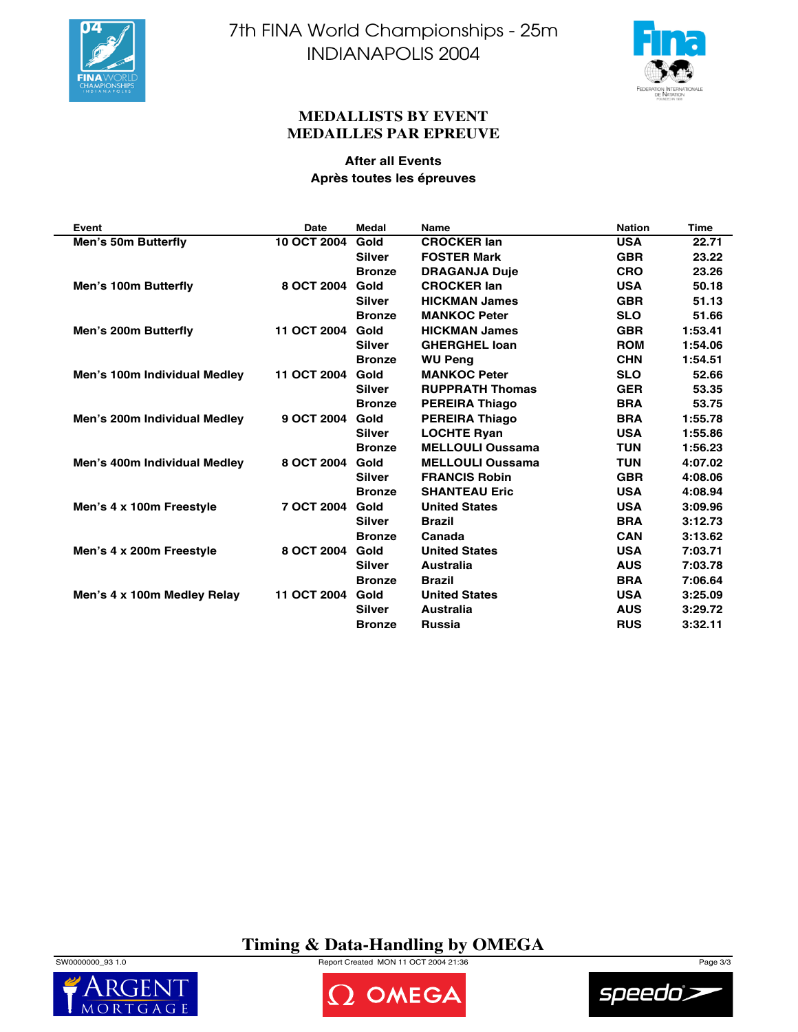# 7th FINA World Championships - 25m
# INDIANAPOLIS 2004

## MEDALLISTS BY EVENT
## MEDAILLES PAR EPREUVE

**After all Events**
**Après toutes les épreuves**

| Event | Date | Medal | Name | Nation | Time |
|---|---|---|---|---|---|
| Men's 50m Butterfly | 10 OCT 2004 | Gold | CROCKER Ian | USA | 22.71 |
| | | Silver | FOSTER Mark | GBR | 23.22 |
| | | Bronze | DRAGANJA Duje | CRO | 23.26 |
| Men's 100m Butterfly | 8 OCT 2004 | Gold | CROCKER Ian | USA | 50.18 |
| | | Silver | HICKMAN James | GBR | 51.13 |
| | | Bronze | MANKOC Peter | SLO | 51.66 |
| Men's 200m Butterfly | 11 OCT 2004 | Gold | HICKMAN James | GBR | 1:53.41 |
| | | Silver | GHERGHEL Ioan | ROM | 1:54.06 |
| | | Bronze | WU Peng | CHN | 1:54.51 |
| Men's 100m Individual Medley | 11 OCT 2004 | Gold | MANKOC Peter | SLO | 52.66 |
| | | Silver | RUPPRATH Thomas | GER | 53.35 |
| | | Bronze | PEREIRA Thiago | BRA | 53.75 |
| Men's 200m Individual Medley | 9 OCT 2004 | Gold | PEREIRA Thiago | BRA | 1:55.78 |
| | | Silver | LOCHTE Ryan | USA | 1:55.86 |
| | | Bronze | MELLOULI Oussama | TUN | 1:56.23 |
| Men's 400m Individual Medley | 8 OCT 2004 | Gold | MELLOULI Oussama | TUN | 4:07.02 |
| | | Silver | FRANCIS Robin | GBR | 4:08.06 |
| | | Bronze | SHANTEAU Eric | USA | 4:08.94 |
| Men's 4 x 100m Freestyle | 7 OCT 2004 | Gold | United States | USA | 3:09.96 |
| | | Silver | Brazil | BRA | 3:12.73 |
| | | Bronze | Canada | CAN | 3:13.62 |
| Men's 4 x 200m Freestyle | 8 OCT 2004 | Gold | United States | USA | 7:03.71 |
| | | Silver | Australia | AUS | 7:03.78 |
| | | Bronze | Brazil | BRA | 7:06.64 |
| Men's 4 x 100m Medley Relay | 11 OCT 2004 | Gold | United States | USA | 3:25.09 |
| | | Silver | Australia | AUS | 3:29.72 |
| | | Bronze | Russia | RUS | 3:32.11 |

**Timing & Data-Handling by OMEGA**

SW0000000_93 1.0 — Report Created MON 11 OCT 2004 21:36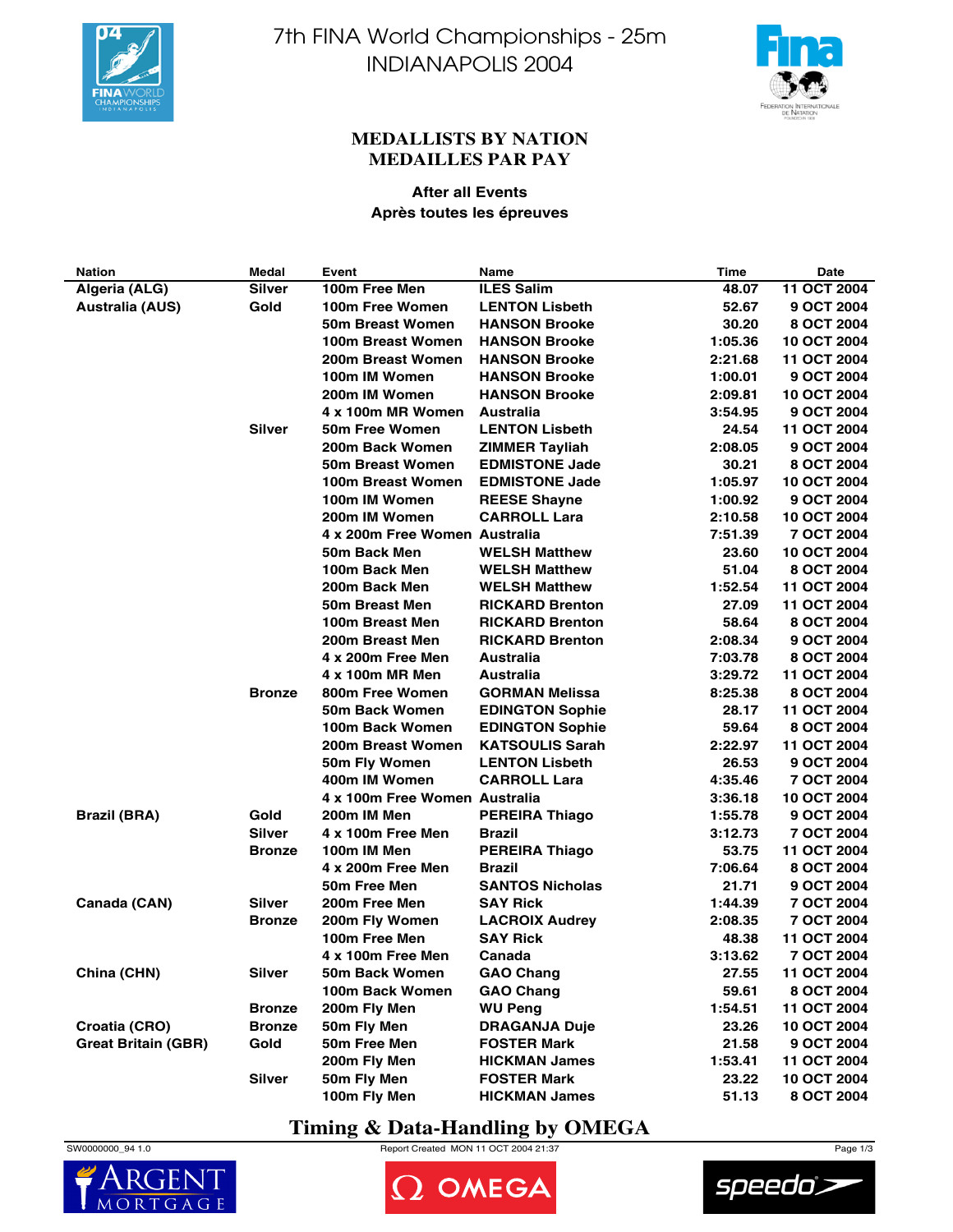7th FINA World Championships - 25m
INDIANAPOLIS 2004

## MEDALLISTS BY NATION
## MEDAILLES PAR PAY

**After all Events**
**Après toutes les épreuves**

| Nation | Medal | Event | Name | Time | Date |
|---|---|---|---|---|---|
| Algeria (ALG) | Silver | 100m Free Men | ILES Salim | 48.07 | 11 OCT 2004 |
| Australia (AUS) | Gold | 100m Free Women | LENTON Lisbeth | 52.67 | 9 OCT 2004 |
| | | 50m Breast Women | HANSON Brooke | 30.20 | 8 OCT 2004 |
| | | 100m Breast Women | HANSON Brooke | 1:05.36 | 10 OCT 2004 |
| | | 200m Breast Women | HANSON Brooke | 2:21.68 | 11 OCT 2004 |
| | | 100m IM Women | HANSON Brooke | 1:00.01 | 9 OCT 2004 |
| | | 200m IM Women | HANSON Brooke | 2:09.81 | 10 OCT 2004 |
| | | 4 x 100m MR Women | Australia | 3:54.95 | 9 OCT 2004 |
| | Silver | 50m Free Women | LENTON Lisbeth | 24.54 | 11 OCT 2004 |
| | | 200m Back Women | ZIMMER Tayliah | 2:08.05 | 9 OCT 2004 |
| | | 50m Breast Women | EDMISTONE Jade | 30.21 | 8 OCT 2004 |
| | | 100m Breast Women | EDMISTONE Jade | 1:05.97 | 10 OCT 2004 |
| | | 100m IM Women | REESE Shayne | 1:00.92 | 9 OCT 2004 |
| | | 200m IM Women | CARROLL Lara | 2:10.58 | 10 OCT 2004 |
| | | 4 x 200m Free Women | Australia | 7:51.39 | 7 OCT 2004 |
| | | 50m Back Men | WELSH Matthew | 23.60 | 10 OCT 2004 |
| | | 100m Back Men | WELSH Matthew | 51.04 | 8 OCT 2004 |
| | | 200m Back Men | WELSH Matthew | 1:52.54 | 11 OCT 2004 |
| | | 50m Breast Men | RICKARD Brenton | 27.09 | 11 OCT 2004 |
| | | 100m Breast Men | RICKARD Brenton | 58.64 | 8 OCT 2004 |
| | | 200m Breast Men | RICKARD Brenton | 2:08.34 | 9 OCT 2004 |
| | | 4 x 200m Free Men | Australia | 7:03.78 | 8 OCT 2004 |
| | | 4 x 100m MR Men | Australia | 3:29.72 | 11 OCT 2004 |
| | Bronze | 800m Free Women | GORMAN Melissa | 8:25.38 | 8 OCT 2004 |
| | | 50m Back Women | EDINGTON Sophie | 28.17 | 11 OCT 2004 |
| | | 100m Back Women | EDINGTON Sophie | 59.64 | 8 OCT 2004 |
| | | 200m Breast Women | KATSOULIS Sarah | 2:22.97 | 11 OCT 2004 |
| | | 50m Fly Women | LENTON Lisbeth | 26.53 | 9 OCT 2004 |
| | | 400m IM Women | CARROLL Lara | 4:35.46 | 7 OCT 2004 |
| | | 4 x 100m Free Women | Australia | 3:36.18 | 10 OCT 2004 |
| Brazil (BRA) | Gold | 200m IM Men | PEREIRA Thiago | 1:55.78 | 9 OCT 2004 |
| | Silver | 4 x 100m Free Men | Brazil | 3:12.73 | 7 OCT 2004 |
| | Bronze | 100m IM Men | PEREIRA Thiago | 53.75 | 11 OCT 2004 |
| | | 4 x 200m Free Men | Brazil | 7:06.64 | 8 OCT 2004 |
| | | 50m Free Men | SANTOS Nicholas | 21.71 | 9 OCT 2004 |
| Canada (CAN) | Silver | 200m Free Men | SAY Rick | 1:44.39 | 7 OCT 2004 |
| | Bronze | 200m Fly Women | LACROIX Audrey | 2:08.35 | 7 OCT 2004 |
| | | 100m Free Men | SAY Rick | 48.38 | 11 OCT 2004 |
| | | 4 x 100m Free Men | Canada | 3:13.62 | 7 OCT 2004 |
| China (CHN) | Silver | 50m Back Women | GAO Chang | 27.55 | 11 OCT 2004 |
| | | 100m Back Women | GAO Chang | 59.61 | 8 OCT 2004 |
| | Bronze | 200m Fly Men | WU Peng | 1:54.51 | 11 OCT 2004 |
| Croatia (CRO) | Bronze | 50m Fly Men | DRAGANJA Duje | 23.26 | 10 OCT 2004 |
| Great Britain (GBR) | Gold | 50m Free Men | FOSTER Mark | 21.58 | 9 OCT 2004 |
| | | 200m Fly Men | HICKMAN James | 1:53.41 | 11 OCT 2004 |
| | Silver | 50m Fly Men | FOSTER Mark | 23.22 | 10 OCT 2004 |
| | | 100m Fly Men | HICKMAN James | 51.13 | 8 OCT 2004 |

**Timing & Data-Handling by OMEGA**

SW0000000_94 1.0 — Report Created MON 11 OCT 2004 21:37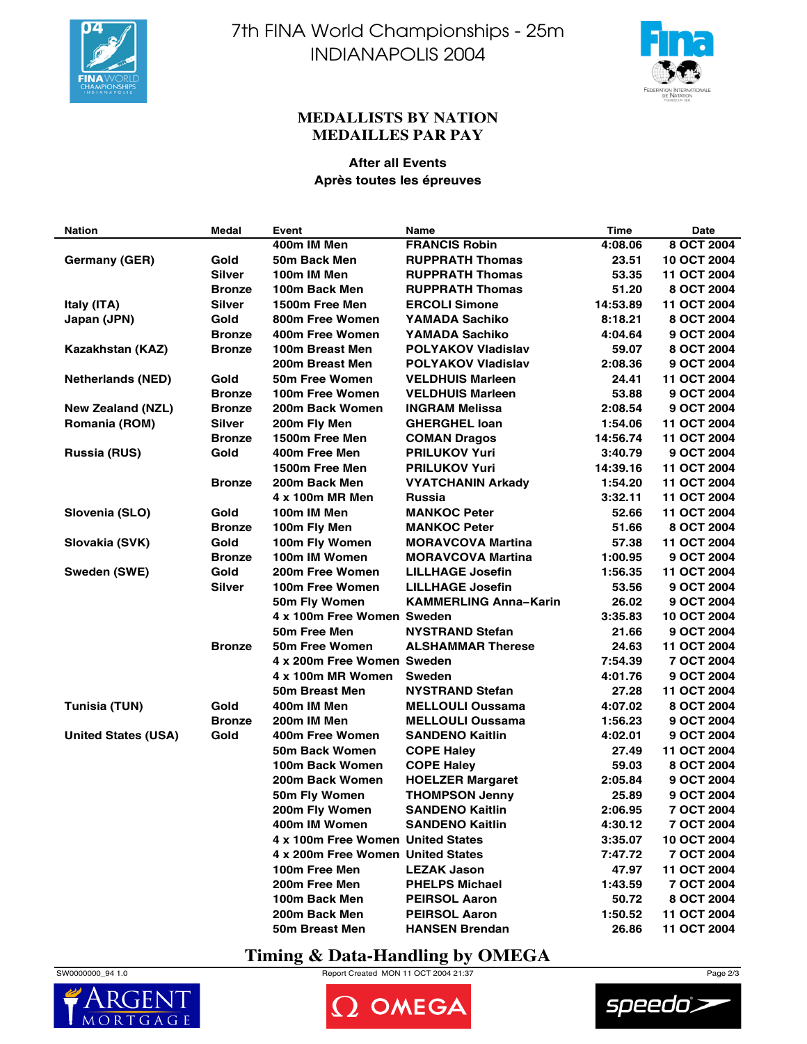# 7th FINA World Championships - 25m
# INDIANAPOLIS 2004

## MEDALLISTS BY NATION
## MEDAILLES PAR PAY

**After all Events**
**Après toutes les épreuves**

| Nation | Medal | Event | Name | Time | Date |
|---|---|---|---|---|---|
| | | 400m IM Men | FRANCIS Robin | 4:08.06 | 8 OCT 2004 |
| Germany (GER) | Gold | 50m Back Men | RUPPRATH Thomas | 23.51 | 10 OCT 2004 |
| | Silver | 100m IM Men | RUPPRATH Thomas | 53.35 | 11 OCT 2004 |
| | Bronze | 100m Back Men | RUPPRATH Thomas | 51.20 | 8 OCT 2004 |
| Italy (ITA) | Silver | 1500m Free Men | ERCOLI Simone | 14:53.89 | 11 OCT 2004 |
| Japan (JPN) | Gold | 800m Free Women | YAMADA Sachiko | 8:18.21 | 8 OCT 2004 |
| | Bronze | 400m Free Women | YAMADA Sachiko | 4:04.64 | 9 OCT 2004 |
| Kazakhstan (KAZ) | Bronze | 100m Breast Men | POLYAKOV Vladislav | 59.07 | 8 OCT 2004 |
| | | 200m Breast Men | POLYAKOV Vladislav | 2:08.36 | 9 OCT 2004 |
| Netherlands (NED) | Gold | 50m Free Women | VELDHUIS Marleen | 24.41 | 11 OCT 2004 |
| | Bronze | 100m Free Women | VELDHUIS Marleen | 53.88 | 9 OCT 2004 |
| New Zealand (NZL) | Bronze | 200m Back Women | INGRAM Melissa | 2:08.54 | 9 OCT 2004 |
| Romania (ROM) | Silver | 200m Fly Men | GHERGHEL Ioan | 1:54.06 | 11 OCT 2004 |
| | Bronze | 1500m Free Men | COMAN Dragos | 14:56.74 | 11 OCT 2004 |
| Russia (RUS) | Gold | 400m Free Men | PRILUKOV Yuri | 3:40.79 | 9 OCT 2004 |
| | | 1500m Free Men | PRILUKOV Yuri | 14:39.16 | 11 OCT 2004 |
| | Bronze | 200m Back Men | VYATCHANIN Arkady | 1:54.20 | 11 OCT 2004 |
| | | 4 x 100m MR Men | Russia | 3:32.11 | 11 OCT 2004 |
| Slovenia (SLO) | Gold | 100m IM Men | MANKOC Peter | 52.66 | 11 OCT 2004 |
| | Bronze | 100m Fly Men | MANKOC Peter | 51.66 | 8 OCT 2004 |
| Slovakia (SVK) | Gold | 100m Fly Women | MORAVCOVA Martina | 57.38 | 11 OCT 2004 |
| | Bronze | 100m IM Women | MORAVCOVA Martina | 1:00.95 | 9 OCT 2004 |
| Sweden (SWE) | Gold | 200m Free Women | LILLHAGE Josefin | 1:56.35 | 11 OCT 2004 |
| | Silver | 100m Free Women | LILLHAGE Josefin | 53.56 | 9 OCT 2004 |
| | | 50m Fly Women | KAMMERLING Anna-Karin | 26.02 | 9 OCT 2004 |
| | | 4 x 100m Free Women | Sweden | 3:35.83 | 10 OCT 2004 |
| | | 50m Free Men | NYSTRAND Stefan | 21.66 | 9 OCT 2004 |
| | Bronze | 50m Free Women | ALSHAMMAR Therese | 24.63 | 11 OCT 2004 |
| | | 4 x 200m Free Women | Sweden | 7:54.39 | 7 OCT 2004 |
| | | 4 x 100m MR Women | Sweden | 4:01.76 | 9 OCT 2004 |
| | | 50m Breast Men | NYSTRAND Stefan | 27.28 | 11 OCT 2004 |
| Tunisia (TUN) | Gold | 400m IM Men | MELLOULI Oussama | 4:07.02 | 8 OCT 2004 |
| | Bronze | 200m IM Men | MELLOULI Oussama | 1:56.23 | 9 OCT 2004 |
| United States (USA) | Gold | 400m Free Women | SANDENO Kaitlin | 4:02.01 | 9 OCT 2004 |
| | | 50m Back Women | COPE Haley | 27.49 | 11 OCT 2004 |
| | | 100m Back Women | COPE Haley | 59.03 | 8 OCT 2004 |
| | | 200m Back Women | HOELZER Margaret | 2:05.84 | 9 OCT 2004 |
| | | 50m Fly Women | THOMPSON Jenny | 25.89 | 9 OCT 2004 |
| | | 200m Fly Women | SANDENO Kaitlin | 2:06.95 | 7 OCT 2004 |
| | | 400m IM Women | SANDENO Kaitlin | 4:30.12 | 7 OCT 2004 |
| | | 4 x 100m Free Women | United States | 3:35.07 | 10 OCT 2004 |
| | | 4 x 200m Free Women | United States | 7:47.72 | 7 OCT 2004 |
| | | 100m Free Men | LEZAK Jason | 47.97 | 11 OCT 2004 |
| | | 200m Free Men | PHELPS Michael | 1:43.59 | 7 OCT 2004 |
| | | 100m Back Men | PEIRSOL Aaron | 50.72 | 8 OCT 2004 |
| | | 200m Back Men | PEIRSOL Aaron | 1:50.52 | 11 OCT 2004 |
| | | 50m Breast Men | HANSEN Brendan | 26.86 | 11 OCT 2004 |

**Timing & Data-Handling by OMEGA**

SW0000000_94 1.0 — Report Created MON 11 OCT 2004 21:37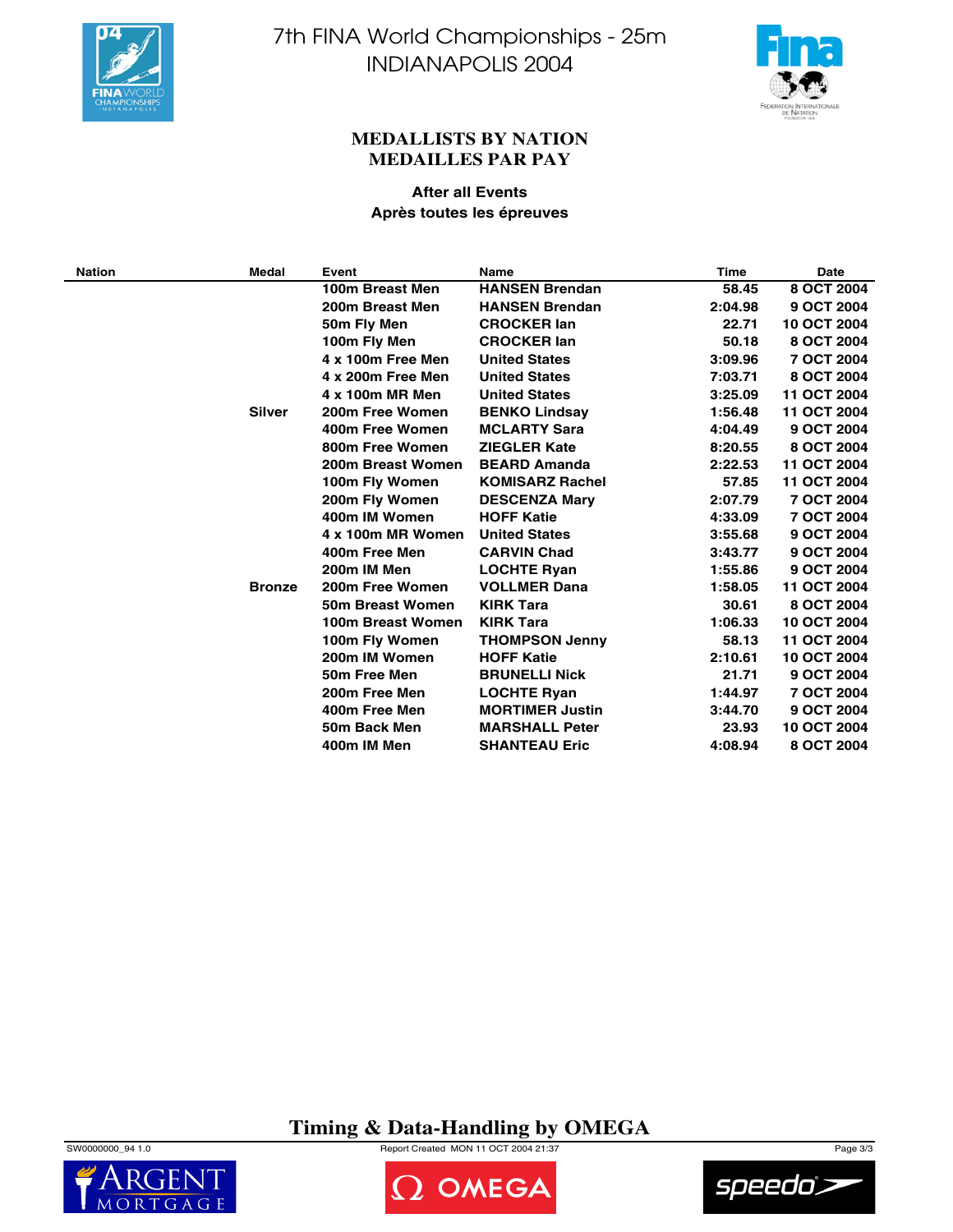7th FINA World Championships - 25m
INDIANAPOLIS 2004

## MEDALLISTS BY NATION
## MEDAILLES PAR PAY

**After all Events**
**Après toutes les épreuves**

| Nation | Medal | Event | Name | Time | Date |
|---|---|---|---|---|---|
| | | 100m Breast Men | HANSEN Brendan | 58.45 | 8 OCT 2004 |
| | | 200m Breast Men | HANSEN Brendan | 2:04.98 | 9 OCT 2004 |
| | | 50m Fly Men | CROCKER Ian | 22.71 | 10 OCT 2004 |
| | | 100m Fly Men | CROCKER Ian | 50.18 | 8 OCT 2004 |
| | | 4 x 100m Free Men | United States | 3:09.96 | 7 OCT 2004 |
| | | 4 x 200m Free Men | United States | 7:03.71 | 8 OCT 2004 |
| | | 4 x 100m MR Men | United States | 3:25.09 | 11 OCT 2004 |
| | Silver | 200m Free Women | BENKO Lindsay | 1:56.48 | 11 OCT 2004 |
| | | 400m Free Women | MCLARTY Sara | 4:04.49 | 9 OCT 2004 |
| | | 800m Free Women | ZIEGLER Kate | 8:20.55 | 8 OCT 2004 |
| | | 200m Breast Women | BEARD Amanda | 2:22.53 | 11 OCT 2004 |
| | | 100m Fly Women | KOMISARZ Rachel | 57.85 | 11 OCT 2004 |
| | | 200m Fly Women | DESCENZA Mary | 2:07.79 | 7 OCT 2004 |
| | | 400m IM Women | HOFF Katie | 4:33.09 | 7 OCT 2004 |
| | | 4 x 100m MR Women | United States | 3:55.68 | 9 OCT 2004 |
| | | 400m Free Men | CARVIN Chad | 3:43.77 | 9 OCT 2004 |
| | | 200m IM Men | LOCHTE Ryan | 1:55.86 | 9 OCT 2004 |
| | Bronze | 200m Free Women | VOLLMER Dana | 1:58.05 | 11 OCT 2004 |
| | | 50m Breast Women | KIRK Tara | 30.61 | 8 OCT 2004 |
| | | 100m Breast Women | KIRK Tara | 1:06.33 | 10 OCT 2004 |
| | | 100m Fly Women | THOMPSON Jenny | 58.13 | 11 OCT 2004 |
| | | 200m IM Women | HOFF Katie | 2:10.61 | 10 OCT 2004 |
| | | 50m Free Men | BRUNELLI Nick | 21.71 | 9 OCT 2004 |
| | | 200m Free Men | LOCHTE Ryan | 1:44.97 | 7 OCT 2004 |
| | | 400m Free Men | MORTIMER Justin | 3:44.70 | 9 OCT 2004 |
| | | 50m Back Men | MARSHALL Peter | 23.93 | 10 OCT 2004 |
| | | 400m IM Men | SHANTEAU Eric | 4:08.94 | 8 OCT 2004 |

Timing & Data-Handling by OMEGA

SW0000000_94 1.0 — Report Created MON 11 OCT 2004 21:37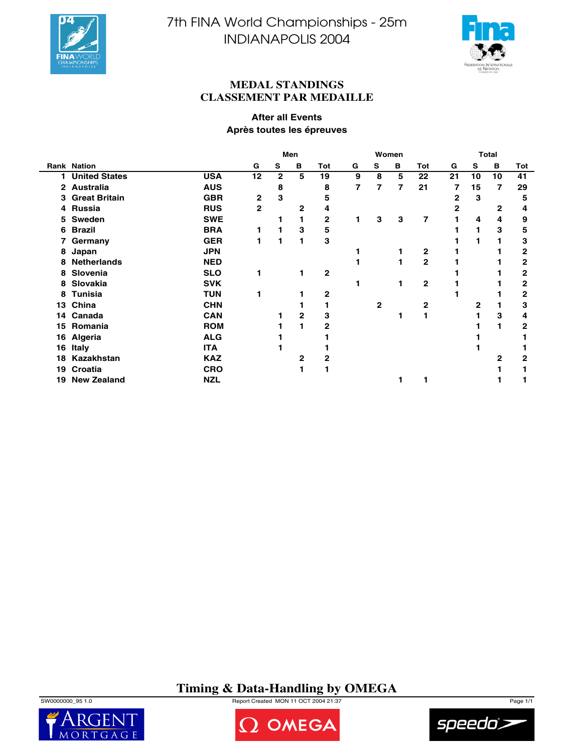7th FINA World Championships - 25m
INDIANAPOLIS 2004

## MEDAL STANDINGS
## CLASSEMENT PAR MEDAILLE

**After all Events**
**Après toutes les épreuves**

| Rank | Nation | | Men | | | | Women | | | | Total | | | |
|---|---|---|---|---|---|---|---|---|---|---|---|---|---|---|
| | | | G | S | B | Tot | G | S | B | Tot | G | S | B | Tot |
| 1 | United States | USA | 12 | 2 | 5 | 19 | 9 | 8 | 5 | 22 | 21 | 10 | 10 | 41 |
| 2 | Australia | AUS | | 8 | | 8 | 7 | 7 | 7 | 21 | 7 | 15 | 7 | 29 |
| 3 | Great Britain | GBR | 2 | 3 | | 5 | | | | | 2 | 3 | | 5 |
| 4 | Russia | RUS | 2 | | 2 | 4 | | | | | 2 | | 2 | 4 |
| 5 | Sweden | SWE | | 1 | 1 | 2 | 1 | 3 | 3 | 7 | 1 | 4 | 4 | 9 |
| 6 | Brazil | BRA | 1 | 1 | 3 | 5 | | | | | 1 | 1 | 3 | 5 |
| 7 | Germany | GER | 1 | 1 | 1 | 3 | | | | | 1 | 1 | 1 | 3 |
| 8 | Japan | JPN | | | | | 1 | | 1 | 2 | 1 | | 1 | 2 |
| 8 | Netherlands | NED | | | | | 1 | | 1 | 2 | 1 | | 1 | 2 |
| 8 | Slovenia | SLO | 1 | | 1 | 2 | | | | | 1 | | 1 | 2 |
| 8 | Slovakia | SVK | | | | | 1 | | 1 | 2 | 1 | | 1 | 2 |
| 8 | Tunisia | TUN | 1 | | 1 | 2 | | | | | 1 | | 1 | 2 |
| 13 | China | CHN | | | 1 | 1 | | 2 | | 2 | | 2 | 1 | 3 |
| 14 | Canada | CAN | | 1 | 2 | 3 | | | 1 | 1 | | 1 | 3 | 4 |
| 15 | Romania | ROM | | 1 | 1 | 2 | | | | | | 1 | 1 | 2 |
| 16 | Algeria | ALG | | 1 | | 1 | | | | | | 1 | | 1 |
| 16 | Italy | ITA | | 1 | | 1 | | | | | | 1 | | 1 |
| 18 | Kazakhstan | KAZ | | | 2 | 2 | | | | | | | 2 | 2 |
| 19 | Croatia | CRO | | | 1 | 1 | | | | | | | 1 | 1 |
| 19 | New Zealand | NZL | | | | | | | 1 | 1 | | | 1 | 1 |

**Timing & Data-Handling by OMEGA**

SW0000000_95 1.0 — Report Created MON 11 OCT 2004 21:37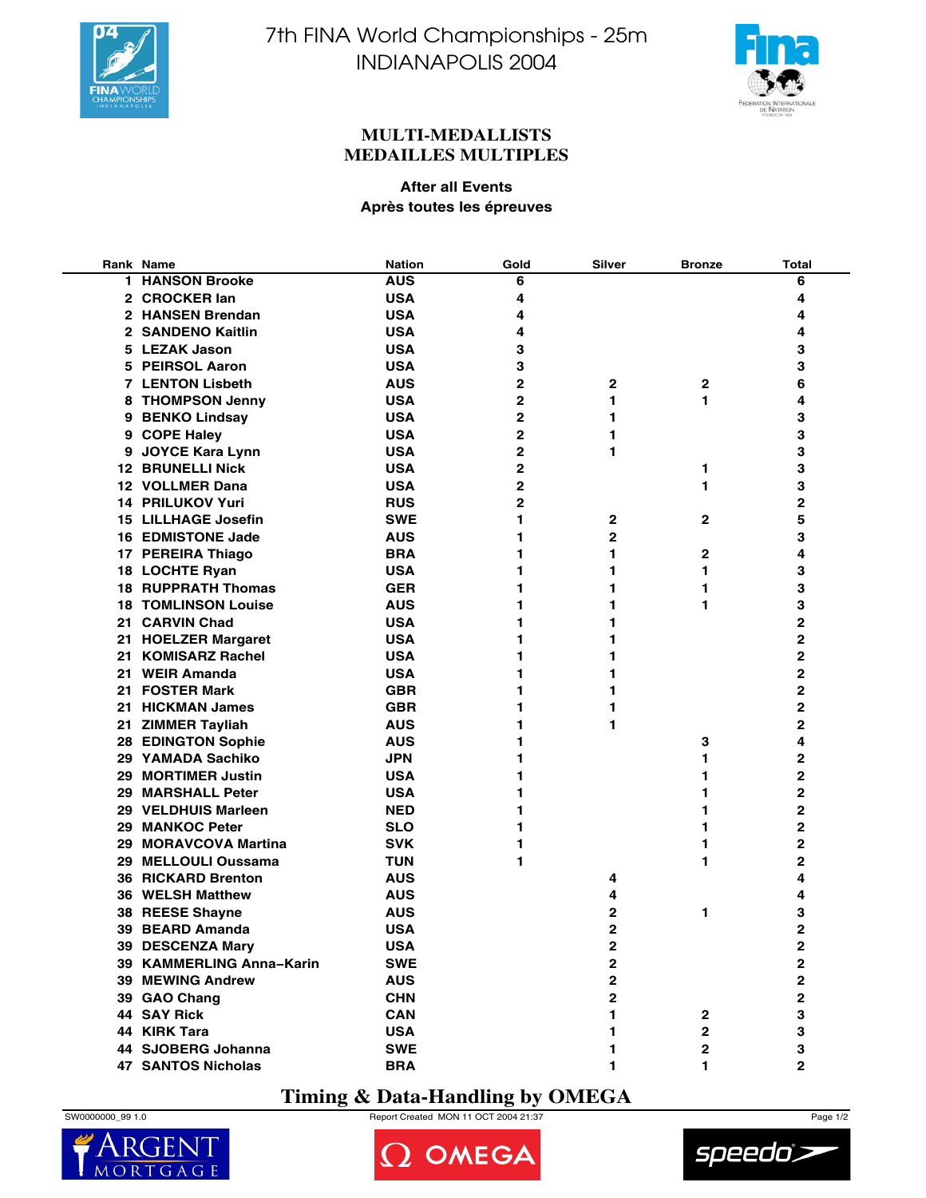7th FINA World Championships - 25m
INDIANAPOLIS 2004

# MULTI-MEDALLISTS
# MEDAILLES MULTIPLES

**After all Events**
**Après toutes les épreuves**

| Rank | Name | Nation | Gold | Silver | Bronze | Total |
|---|---|---|---|---|---|---|
| 1 | HANSON Brooke | AUS | 6 | | | 6 |
| 2 | CROCKER Ian | USA | 4 | | | 4 |
| 2 | HANSEN Brendan | USA | 4 | | | 4 |
| 2 | SANDENO Kaitlin | USA | 4 | | | 4 |
| 5 | LEZAK Jason | USA | 3 | | | 3 |
| 5 | PEIRSOL Aaron | USA | 3 | | | 3 |
| 7 | LENTON Lisbeth | AUS | 2 | 2 | 2 | 6 |
| 8 | THOMPSON Jenny | USA | 2 | 1 | 1 | 4 |
| 9 | BENKO Lindsay | USA | 2 | 1 | | 3 |
| 9 | COPE Haley | USA | 2 | 1 | | 3 |
| 9 | JOYCE Kara Lynn | USA | 2 | 1 | | 3 |
| 12 | BRUNELLI Nick | USA | 2 | | 1 | 3 |
| 12 | VOLLMER Dana | USA | 2 | | 1 | 3 |
| 14 | PRILUKOV Yuri | RUS | 2 | | | 2 |
| 15 | LILLHAGE Josefin | SWE | 1 | 2 | 2 | 5 |
| 16 | EDMISTONE Jade | AUS | 1 | 2 | | 3 |
| 17 | PEREIRA Thiago | BRA | 1 | 1 | 2 | 4 |
| 18 | LOCHTE Ryan | USA | 1 | 1 | 1 | 3 |
| 18 | RUPPRATH Thomas | GER | 1 | 1 | 1 | 3 |
| 18 | TOMLINSON Louise | AUS | 1 | 1 | 1 | 3 |
| 21 | CARVIN Chad | USA | 1 | 1 | | 2 |
| 21 | HOELZER Margaret | USA | 1 | 1 | | 2 |
| 21 | KOMISARZ Rachel | USA | 1 | 1 | | 2 |
| 21 | WEIR Amanda | USA | 1 | 1 | | 2 |
| 21 | FOSTER Mark | GBR | 1 | 1 | | 2 |
| 21 | HICKMAN James | GBR | 1 | 1 | | 2 |
| 21 | ZIMMER Tayliah | AUS | 1 | 1 | | 2 |
| 28 | EDINGTON Sophie | AUS | 1 | | 3 | 4 |
| 29 | YAMADA Sachiko | JPN | 1 | | 1 | 2 |
| 29 | MORTIMER Justin | USA | 1 | | 1 | 2 |
| 29 | MARSHALL Peter | USA | 1 | | 1 | 2 |
| 29 | VELDHUIS Marleen | NED | 1 | | 1 | 2 |
| 29 | MANKOC Peter | SLO | 1 | | 1 | 2 |
| 29 | MORAVCOVA Martina | SVK | 1 | | 1 | 2 |
| 29 | MELLOULI Oussama | TUN | 1 | | 1 | 2 |
| 36 | RICKARD Brenton | AUS | | 4 | | 4 |
| 36 | WELSH Matthew | AUS | | 4 | | 4 |
| 38 | REESE Shayne | AUS | | 2 | 1 | 3 |
| 39 | BEARD Amanda | USA | | 2 | | 2 |
| 39 | DESCENZA Mary | USA | | 2 | | 2 |
| 39 | KAMMERLING Anna–Karin | SWE | | 2 | | 2 |
| 39 | MEWING Andrew | AUS | | 2 | | 2 |
| 39 | GAO Chang | CHN | | 2 | | 2 |
| 44 | SAY Rick | CAN | | 1 | 2 | 3 |
| 44 | KIRK Tara | USA | | 1 | 2 | 3 |
| 44 | SJOBERG Johanna | SWE | | 1 | 2 | 3 |
| 47 | SANTOS Nicholas | BRA | | 1 | 1 | 2 |

**Timing & Data-Handling by OMEGA**

SW0000000_99 1.0 — Report Created MON 11 OCT 2004 21:37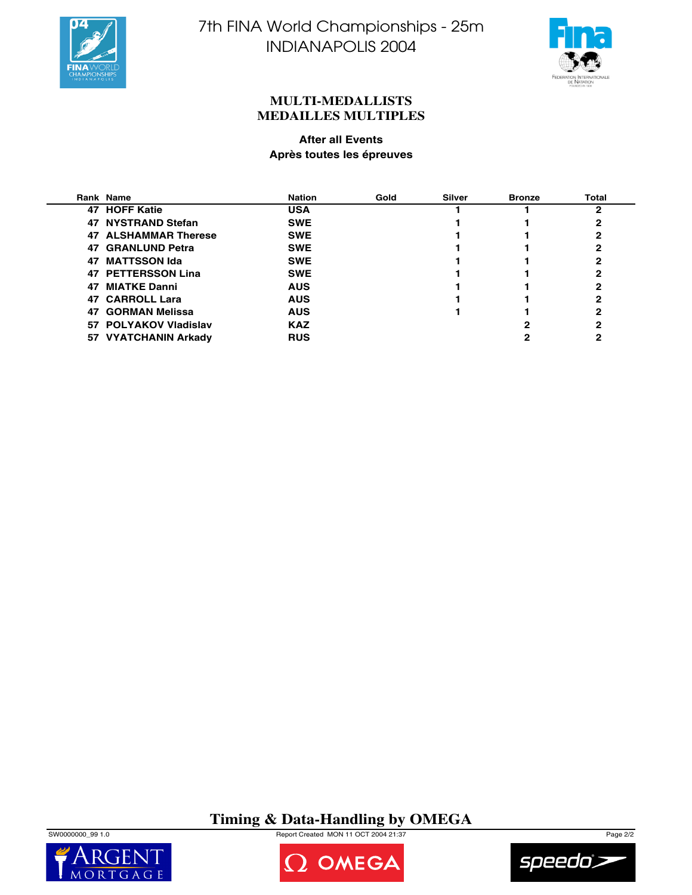# 7th FINA World Championships - 25m
# INDIANAPOLIS 2004

## MULTI-MEDALLISTS
## MEDAILLES MULTIPLES

**After all Events**
**Après toutes les épreuves**

| Rank | Name | Nation | Gold | Silver | Bronze | Total |
|---|---|---|---|---|---|---|
| 47 | HOFF Katie | USA | | 1 | 1 | 2 |
| 47 | NYSTRAND Stefan | SWE | | 1 | 1 | 2 |
| 47 | ALSHAMMAR Therese | SWE | | 1 | 1 | 2 |
| 47 | GRANLUND Petra | SWE | | 1 | 1 | 2 |
| 47 | MATTSSON Ida | SWE | | 1 | 1 | 2 |
| 47 | PETTERSSON Lina | SWE | | 1 | 1 | 2 |
| 47 | MIATKE Danni | AUS | | 1 | 1 | 2 |
| 47 | CARROLL Lara | AUS | | 1 | 1 | 2 |
| 47 | GORMAN Melissa | AUS | | 1 | 1 | 2 |
| 57 | POLYAKOV Vladislav | KAZ | | | 2 | 2 |
| 57 | VYATCHANIN Arkady | RUS | | | 2 | 2 |

**Timing & Data-Handling by OMEGA**

SW0000000_99 1.0 Report Created MON 11 OCT 2004 21:37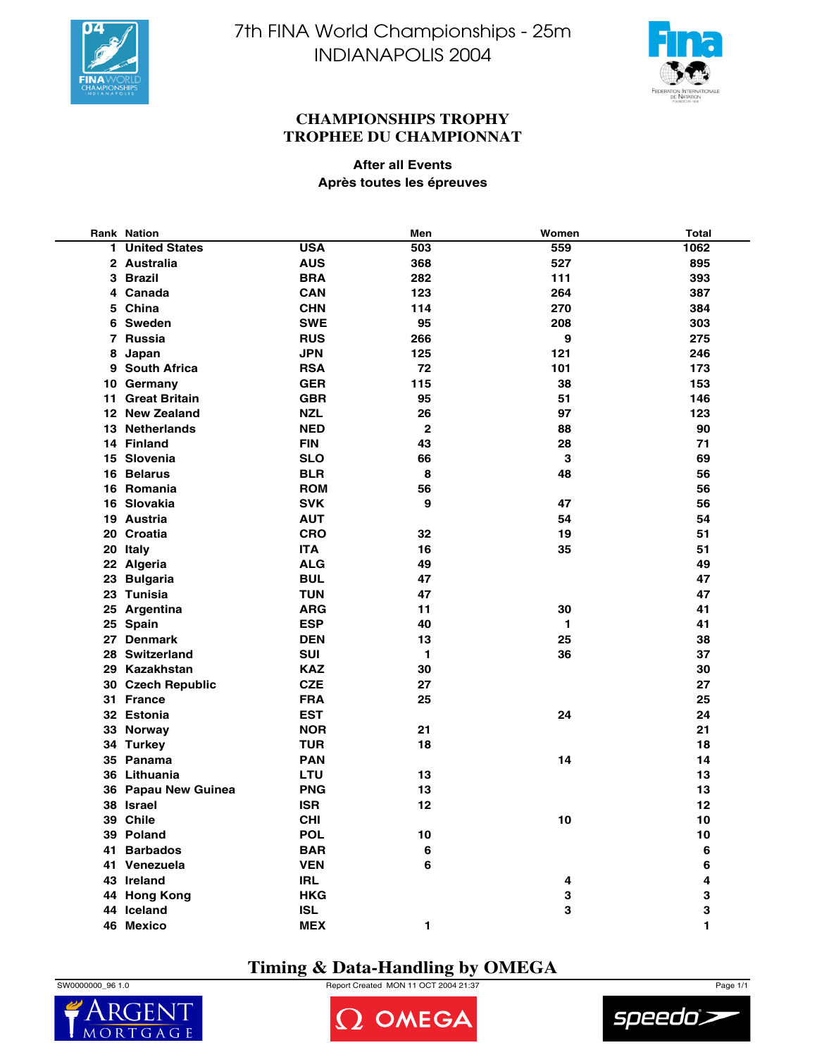7th FINA World Championships - 25m
INDIANAPOLIS 2004

## CHAMPIONSHIPS TROPHY
## TROPHEE DU CHAMPIONNAT

**After all Events**
**Après toutes les épreuves**

| Rank | Nation | | Men | Women | Total |
|---|---|---|---|---|---|
| 1 | United States | USA | 503 | 559 | 1062 |
| 2 | Australia | AUS | 368 | 527 | 895 |
| 3 | Brazil | BRA | 282 | 111 | 393 |
| 4 | Canada | CAN | 123 | 264 | 387 |
| 5 | China | CHN | 114 | 270 | 384 |
| 6 | Sweden | SWE | 95 | 208 | 303 |
| 7 | Russia | RUS | 266 | 9 | 275 |
| 8 | Japan | JPN | 125 | 121 | 246 |
| 9 | South Africa | RSA | 72 | 101 | 173 |
| 10 | Germany | GER | 115 | 38 | 153 |
| 11 | Great Britain | GBR | 95 | 51 | 146 |
| 12 | New Zealand | NZL | 26 | 97 | 123 |
| 13 | Netherlands | NED | 2 | 88 | 90 |
| 14 | Finland | FIN | 43 | 28 | 71 |
| 15 | Slovenia | SLO | 66 | 3 | 69 |
| 16 | Belarus | BLR | 8 | 48 | 56 |
| 16 | Romania | ROM | 56 | | 56 |
| 16 | Slovakia | SVK | 9 | 47 | 56 |
| 19 | Austria | AUT | | 54 | 54 |
| 20 | Croatia | CRO | 32 | 19 | 51 |
| 20 | Italy | ITA | 16 | 35 | 51 |
| 22 | Algeria | ALG | 49 | | 49 |
| 23 | Bulgaria | BUL | 47 | | 47 |
| 23 | Tunisia | TUN | 47 | | 47 |
| 25 | Argentina | ARG | 11 | 30 | 41 |
| 25 | Spain | ESP | 40 | 1 | 41 |
| 27 | Denmark | DEN | 13 | 25 | 38 |
| 28 | Switzerland | SUI | 1 | 36 | 37 |
| 29 | Kazakhstan | KAZ | 30 | | 30 |
| 30 | Czech Republic | CZE | 27 | | 27 |
| 31 | France | FRA | 25 | | 25 |
| 32 | Estonia | EST | | 24 | 24 |
| 33 | Norway | NOR | 21 | | 21 |
| 34 | Turkey | TUR | 18 | | 18 |
| 35 | Panama | PAN | | 14 | 14 |
| 36 | Lithuania | LTU | 13 | | 13 |
| 36 | Papau New Guinea | PNG | 13 | | 13 |
| 38 | Israel | ISR | 12 | | 12 |
| 39 | Chile | CHI | | 10 | 10 |
| 39 | Poland | POL | 10 | | 10 |
| 41 | Barbados | BAR | 6 | | 6 |
| 41 | Venezuela | VEN | 6 | | 6 |
| 43 | Ireland | IRL | | 4 | 4 |
| 44 | Hong Kong | HKG | | 3 | 3 |
| 44 | Iceland | ISL | | 3 | 3 |
| 46 | Mexico | MEX | 1 | | 1 |

**Timing & Data-Handling by OMEGA**

SW0000000_96 1.0 — Report Created MON 11 OCT 2004 21:37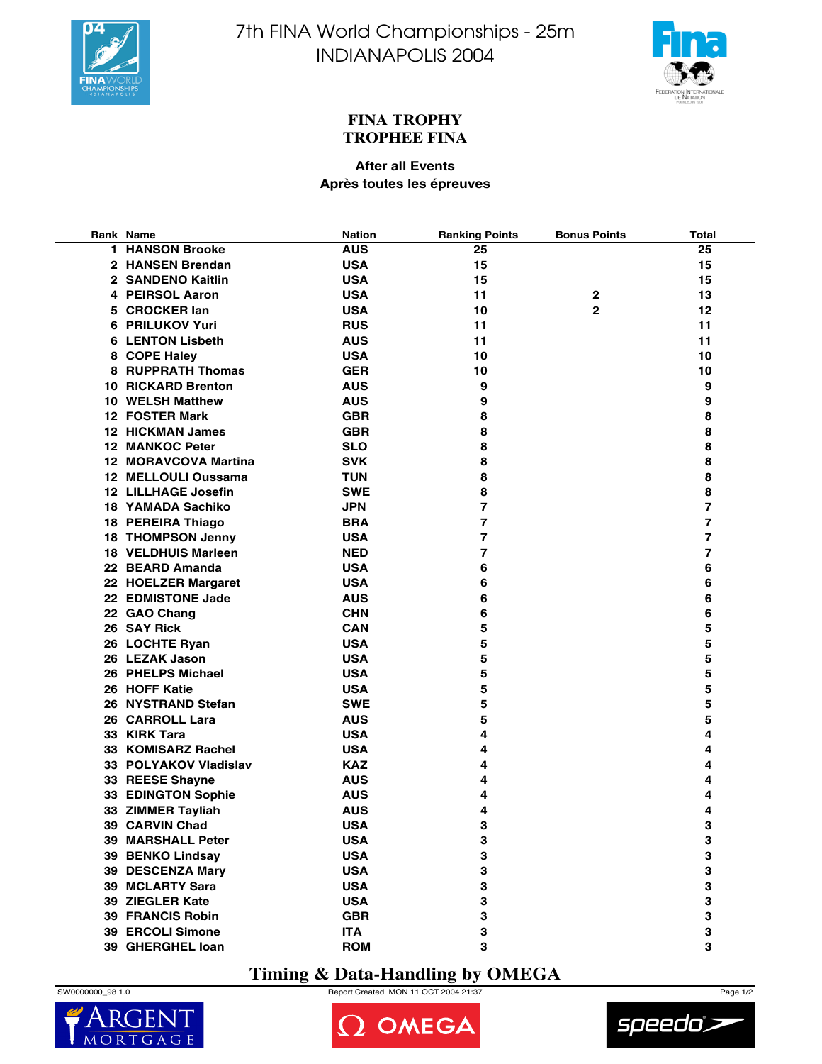# 7th FINA World Championships - 25m
# INDIANAPOLIS 2004

## FINA TROPHY
## TROPHEE FINA

**After all Events**
**Après toutes les épreuves**

| Rank | Name | Nation | Ranking Points | Bonus Points | Total |
|---|---|---|---|---|---|
| 1 | HANSON Brooke | AUS | 25 | | 25 |
| 2 | HANSEN Brendan | USA | 15 | | 15 |
| 2 | SANDENO Kaitlin | USA | 15 | | 15 |
| 4 | PEIRSOL Aaron | USA | 11 | 2 | 13 |
| 5 | CROCKER Ian | USA | 10 | 2 | 12 |
| 6 | PRILUKOV Yuri | RUS | 11 | | 11 |
| 6 | LENTON Lisbeth | AUS | 11 | | 11 |
| 8 | COPE Haley | USA | 10 | | 10 |
| 8 | RUPPRATH Thomas | GER | 10 | | 10 |
| 10 | RICKARD Brenton | AUS | 9 | | 9 |
| 10 | WELSH Matthew | AUS | 9 | | 9 |
| 12 | FOSTER Mark | GBR | 8 | | 8 |
| 12 | HICKMAN James | GBR | 8 | | 8 |
| 12 | MANKOC Peter | SLO | 8 | | 8 |
| 12 | MORAVCOVA Martina | SVK | 8 | | 8 |
| 12 | MELLOULI Oussama | TUN | 8 | | 8 |
| 12 | LILLHAGE Josefin | SWE | 8 | | 8 |
| 18 | YAMADA Sachiko | JPN | 7 | | 7 |
| 18 | PEREIRA Thiago | BRA | 7 | | 7 |
| 18 | THOMPSON Jenny | USA | 7 | | 7 |
| 18 | VELDHUIS Marleen | NED | 7 | | 7 |
| 22 | BEARD Amanda | USA | 6 | | 6 |
| 22 | HOELZER Margaret | USA | 6 | | 6 |
| 22 | EDMISTONE Jade | AUS | 6 | | 6 |
| 22 | GAO Chang | CHN | 6 | | 6 |
| 26 | SAY Rick | CAN | 5 | | 5 |
| 26 | LOCHTE Ryan | USA | 5 | | 5 |
| 26 | LEZAK Jason | USA | 5 | | 5 |
| 26 | PHELPS Michael | USA | 5 | | 5 |
| 26 | HOFF Katie | USA | 5 | | 5 |
| 26 | NYSTRAND Stefan | SWE | 5 | | 5 |
| 26 | CARROLL Lara | AUS | 5 | | 5 |
| 33 | KIRK Tara | USA | 4 | | 4 |
| 33 | KOMISARZ Rachel | USA | 4 | | 4 |
| 33 | POLYAKOV Vladislav | KAZ | 4 | | 4 |
| 33 | REESE Shayne | AUS | 4 | | 4 |
| 33 | EDINGTON Sophie | AUS | 4 | | 4 |
| 33 | ZIMMER Tayliah | AUS | 4 | | 4 |
| 39 | CARVIN Chad | USA | 3 | | 3 |
| 39 | MARSHALL Peter | USA | 3 | | 3 |
| 39 | BENKO Lindsay | USA | 3 | | 3 |
| 39 | DESCENZA Mary | USA | 3 | | 3 |
| 39 | MCLARTY Sara | USA | 3 | | 3 |
| 39 | ZIEGLER Kate | USA | 3 | | 3 |
| 39 | FRANCIS Robin | GBR | 3 | | 3 |
| 39 | ERCOLI Simone | ITA | 3 | | 3 |
| 39 | GHERGHEL Ioan | ROM | 3 | | 3 |

**Timing & Data-Handling by OMEGA**

SW0000000_98 1.0 — Report Created MON 11 OCT 2004 21:37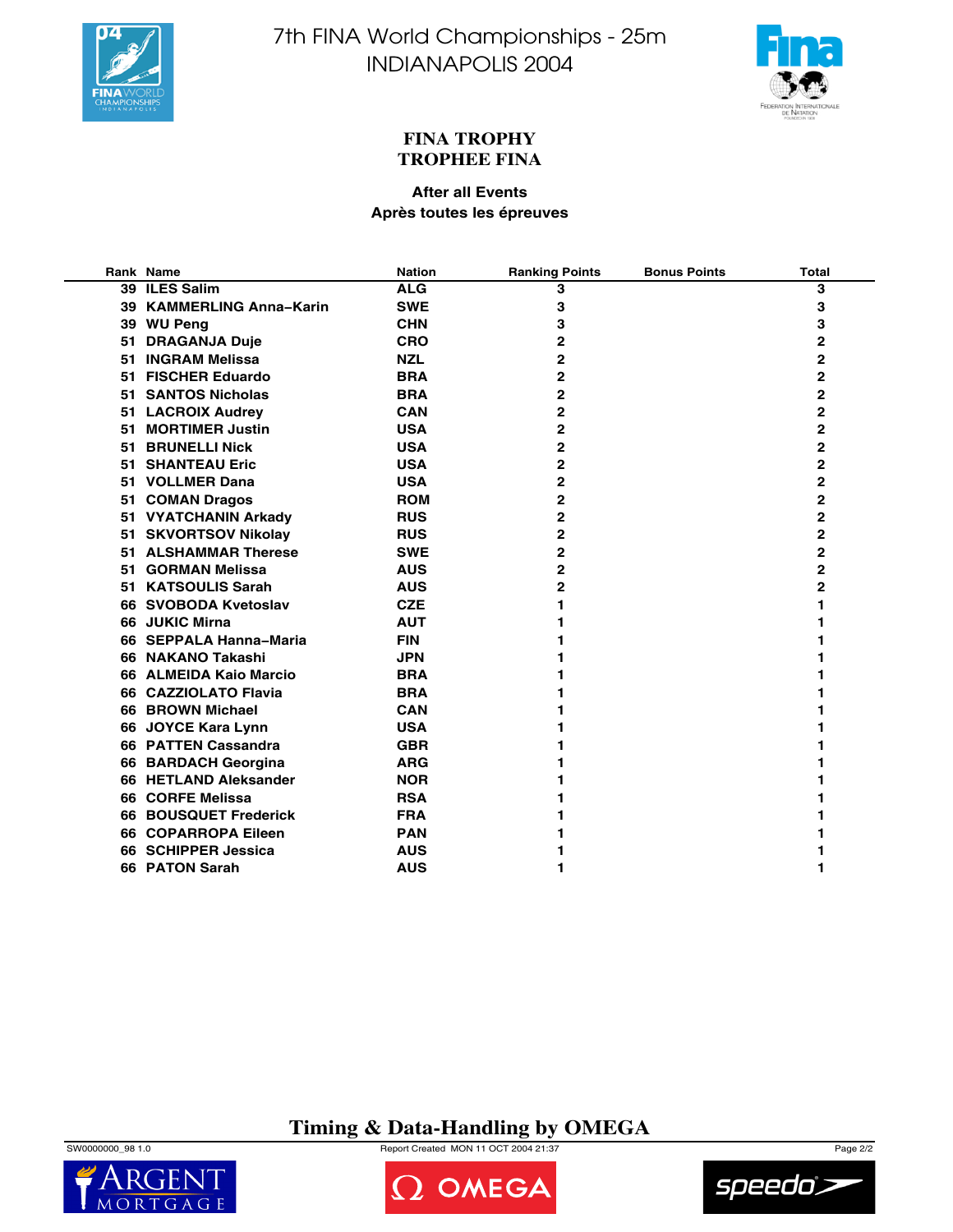# 7th FINA World Championships - 25m
# INDIANAPOLIS 2004

## FINA TROPHY
## TROPHEE FINA

**After all Events**
**Après toutes les épreuves**

| Rank | Name | Nation | Ranking Points | Bonus Points | Total |
|---|---|---|---|---|---|
| 39 | ILES Salim | ALG | 3 | | 3 |
| 39 | KAMMERLING Anna–Karin | SWE | 3 | | 3 |
| 39 | WU Peng | CHN | 3 | | 3 |
| 51 | DRAGANJA Duje | CRO | 2 | | 2 |
| 51 | INGRAM Melissa | NZL | 2 | | 2 |
| 51 | FISCHER Eduardo | BRA | 2 | | 2 |
| 51 | SANTOS Nicholas | BRA | 2 | | 2 |
| 51 | LACROIX Audrey | CAN | 2 | | 2 |
| 51 | MORTIMER Justin | USA | 2 | | 2 |
| 51 | BRUNELLI Nick | USA | 2 | | 2 |
| 51 | SHANTEAU Eric | USA | 2 | | 2 |
| 51 | VOLLMER Dana | USA | 2 | | 2 |
| 51 | COMAN Dragos | ROM | 2 | | 2 |
| 51 | VYATCHANIN Arkady | RUS | 2 | | 2 |
| 51 | SKVORTSOV Nikolay | RUS | 2 | | 2 |
| 51 | ALSHAMMAR Therese | SWE | 2 | | 2 |
| 51 | GORMAN Melissa | AUS | 2 | | 2 |
| 51 | KATSOULIS Sarah | AUS | 2 | | 2 |
| 66 | SVOBODA Kvetoslav | CZE | 1 | | 1 |
| 66 | JUKIC Mirna | AUT | 1 | | 1 |
| 66 | SEPPALA Hanna–Maria | FIN | 1 | | 1 |
| 66 | NAKANO Takashi | JPN | 1 | | 1 |
| 66 | ALMEIDA Kaio Marcio | BRA | 1 | | 1 |
| 66 | CAZZIOLATO Flavia | BRA | 1 | | 1 |
| 66 | BROWN Michael | CAN | 1 | | 1 |
| 66 | JOYCE Kara Lynn | USA | 1 | | 1 |
| 66 | PATTEN Cassandra | GBR | 1 | | 1 |
| 66 | BARDACH Georgina | ARG | 1 | | 1 |
| 66 | HETLAND Aleksander | NOR | 1 | | 1 |
| 66 | CORFE Melissa | RSA | 1 | | 1 |
| 66 | BOUSQUET Frederick | FRA | 1 | | 1 |
| 66 | COPARROPA Eileen | PAN | 1 | | 1 |
| 66 | SCHIPPER Jessica | AUS | 1 | | 1 |
| 66 | PATON Sarah | AUS | 1 | | 1 |

**Timing & Data-Handling by OMEGA**

SW0000000_98 1.0 Report Created MON 11 OCT 2004 21:37